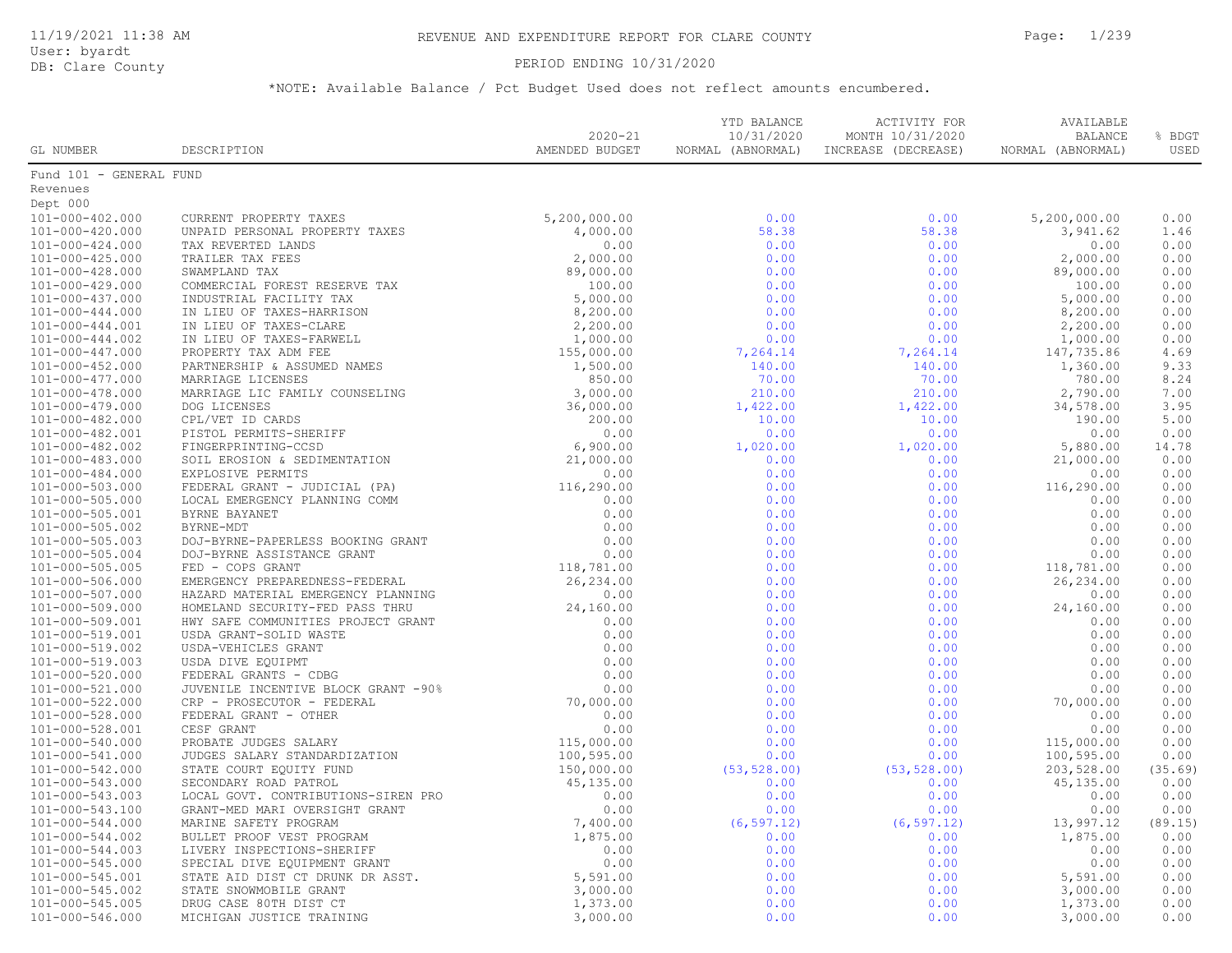# REVENUE AND EXPENDITURE REPORT FOR CLARE COUNTY

11/19/2021 11:38 AM
User: byardt
DB: Clare County

PERIOD ENDING 10/31/2020

*NOTE: Available Balance / Pct Budget Used does not reflect amounts encumbered.

| GL NUMBER | DESCRIPTION | 2020-21 AMENDED BUDGET | YTD BALANCE 10/31/2020 NORMAL (ABNORMAL) | ACTIVITY FOR MONTH 10/31/2020 INCREASE (DECREASE) | AVAILABLE BALANCE NORMAL (ABNORMAL) | % BDGT USED |
|---|---|---|---|---|---|---|
| Fund 101 - GENERAL FUND | | | | | | |
| Revenues | | | | | | |
| Dept 000 | | | | | | |
| 101-000-402.000 | CURRENT PROPERTY TAXES | 5,200,000.00 | 0.00 | 0.00 | 5,200,000.00 | 0.00 |
| 101-000-420.000 | UNPAID PERSONAL PROPERTY TAXES | 4,000.00 | 58.38 | 58.38 | 3,941.62 | 1.46 |
| 101-000-424.000 | TAX REVERTED LANDS | 0.00 | 0.00 | 0.00 | 0.00 | 0.00 |
| 101-000-425.000 | TRAILER TAX FEES | 2,000.00 | 0.00 | 0.00 | 2,000.00 | 0.00 |
| 101-000-428.000 | SWAMPLAND TAX | 89,000.00 | 0.00 | 0.00 | 89,000.00 | 0.00 |
| 101-000-429.000 | COMMERCIAL FOREST RESERVE TAX | 100.00 | 0.00 | 0.00 | 100.00 | 0.00 |
| 101-000-437.000 | INDUSTRIAL FACILITY TAX | 5,000.00 | 0.00 | 0.00 | 5,000.00 | 0.00 |
| 101-000-444.000 | IN LIEU OF TAXES-HARRISON | 8,200.00 | 0.00 | 0.00 | 8,200.00 | 0.00 |
| 101-000-444.001 | IN LIEU OF TAXES-CLARE | 2,200.00 | 0.00 | 0.00 | 2,200.00 | 0.00 |
| 101-000-444.002 | IN LIEU OF TAXES-FARWELL | 1,000.00 | 0.00 | 0.00 | 1,000.00 | 0.00 |
| 101-000-447.000 | PROPERTY TAX ADM FEE | 155,000.00 | 7,264.14 | 7,264.14 | 147,735.86 | 4.69 |
| 101-000-452.000 | PARTNERSHIP & ASSUMED NAMES | 1,500.00 | 140.00 | 140.00 | 1,360.00 | 9.33 |
| 101-000-477.000 | MARRIAGE LICENSES | 850.00 | 70.00 | 70.00 | 780.00 | 8.24 |
| 101-000-478.000 | MARRIAGE LIC FAMILY COUNSELING | 3,000.00 | 210.00 | 210.00 | 2,790.00 | 7.00 |
| 101-000-479.000 | DOG LICENSES | 36,000.00 | 1,422.00 | 1,422.00 | 34,578.00 | 3.95 |
| 101-000-482.000 | CPL/VET ID CARDS | 200.00 | 10.00 | 10.00 | 190.00 | 5.00 |
| 101-000-482.001 | PISTOL PERMITS-SHERIFF | 0.00 | 0.00 | 0.00 | 0.00 | 0.00 |
| 101-000-482.002 | FINGERPRINTING-CCSD | 6,900.00 | 1,020.00 | 1,020.00 | 5,880.00 | 14.78 |
| 101-000-483.000 | SOIL EROSION & SEDIMENTATION | 21,000.00 | 0.00 | 0.00 | 21,000.00 | 0.00 |
| 101-000-484.000 | EXPLOSIVE PERMITS | 0.00 | 0.00 | 0.00 | 0.00 | 0.00 |
| 101-000-503.000 | FEDERAL GRANT - JUDICIAL (PA) | 116,290.00 | 0.00 | 0.00 | 116,290.00 | 0.00 |
| 101-000-505.000 | LOCAL EMERGENCY PLANNING COMM | 0.00 | 0.00 | 0.00 | 0.00 | 0.00 |
| 101-000-505.001 | BYRNE BAYANET | 0.00 | 0.00 | 0.00 | 0.00 | 0.00 |
| 101-000-505.002 | BYRNE-MDT | 0.00 | 0.00 | 0.00 | 0.00 | 0.00 |
| 101-000-505.003 | DOJ-BYRNE-PAPERLESS BOOKING GRANT | 0.00 | 0.00 | 0.00 | 0.00 | 0.00 |
| 101-000-505.004 | DOJ-BYRNE ASSISTANCE GRANT | 0.00 | 0.00 | 0.00 | 0.00 | 0.00 |
| 101-000-505.005 | FED - COPS GRANT | 118,781.00 | 0.00 | 0.00 | 118,781.00 | 0.00 |
| 101-000-506.000 | EMERGENCY PREPAREDNESS-FEDERAL | 26,234.00 | 0.00 | 0.00 | 26,234.00 | 0.00 |
| 101-000-507.000 | HAZARD MATERIAL EMERGENCY PLANNING | 0.00 | 0.00 | 0.00 | 0.00 | 0.00 |
| 101-000-509.000 | HOMELAND SECURITY-FED PASS THRU | 24,160.00 | 0.00 | 0.00 | 24,160.00 | 0.00 |
| 101-000-509.001 | HWY SAFE COMMUNITIES PROJECT GRANT | 0.00 | 0.00 | 0.00 | 0.00 | 0.00 |
| 101-000-519.001 | USDA GRANT-SOLID WASTE | 0.00 | 0.00 | 0.00 | 0.00 | 0.00 |
| 101-000-519.002 | USDA-VEHICLES GRANT | 0.00 | 0.00 | 0.00 | 0.00 | 0.00 |
| 101-000-519.003 | USDA DIVE EQUIPMT | 0.00 | 0.00 | 0.00 | 0.00 | 0.00 |
| 101-000-520.000 | FEDERAL GRANTS - CDBG | 0.00 | 0.00 | 0.00 | 0.00 | 0.00 |
| 101-000-521.000 | JUVENILE INCENTIVE BLOCK GRANT -90% | 0.00 | 0.00 | 0.00 | 0.00 | 0.00 |
| 101-000-522.000 | CRP - PROSECUTOR - FEDERAL | 70,000.00 | 0.00 | 0.00 | 70,000.00 | 0.00 |
| 101-000-528.000 | FEDERAL GRANT - OTHER | 0.00 | 0.00 | 0.00 | 0.00 | 0.00 |
| 101-000-528.001 | CESF GRANT | 0.00 | 0.00 | 0.00 | 0.00 | 0.00 |
| 101-000-540.000 | PROBATE JUDGES SALARY | 115,000.00 | 0.00 | 0.00 | 115,000.00 | 0.00 |
| 101-000-541.000 | JUDGES SALARY STANDARDIZATION | 100,595.00 | 0.00 | 0.00 | 100,595.00 | 0.00 |
| 101-000-542.000 | STATE COURT EQUITY FUND | 150,000.00 | (53,528.00) | (53,528.00) | 203,528.00 | (35.69) |
| 101-000-543.000 | SECONDARY ROAD PATROL | 45,135.00 | 0.00 | 0.00 | 45,135.00 | 0.00 |
| 101-000-543.003 | LOCAL GOVT. CONTRIBUTIONS-SIREN PRO | 0.00 | 0.00 | 0.00 | 0.00 | 0.00 |
| 101-000-543.100 | GRANT-MED MARI OVERSIGHT GRANT | 0.00 | 0.00 | 0.00 | 0.00 | 0.00 |
| 101-000-544.000 | MARINE SAFETY PROGRAM | 7,400.00 | (6,597.12) | (6,597.12) | 13,997.12 | (89.15) |
| 101-000-544.002 | BULLET PROOF VEST PROGRAM | 1,875.00 | 0.00 | 0.00 | 1,875.00 | 0.00 |
| 101-000-544.003 | LIVERY INSPECTIONS-SHERIFF | 0.00 | 0.00 | 0.00 | 0.00 | 0.00 |
| 101-000-545.000 | SPECIAL DIVE EQUIPMENT GRANT | 0.00 | 0.00 | 0.00 | 0.00 | 0.00 |
| 101-000-545.001 | STATE AID DIST CT DRUNK DR ASST. | 5,591.00 | 0.00 | 0.00 | 5,591.00 | 0.00 |
| 101-000-545.002 | STATE SNOWMOBILE GRANT | 3,000.00 | 0.00 | 0.00 | 3,000.00 | 0.00 |
| 101-000-545.005 | DRUG CASE 80TH DIST CT | 1,373.00 | 0.00 | 0.00 | 1,373.00 | 0.00 |
| 101-000-546.000 | MICHIGAN JUSTICE TRAINING | 3,000.00 | 0.00 | 0.00 | 3,000.00 | 0.00 |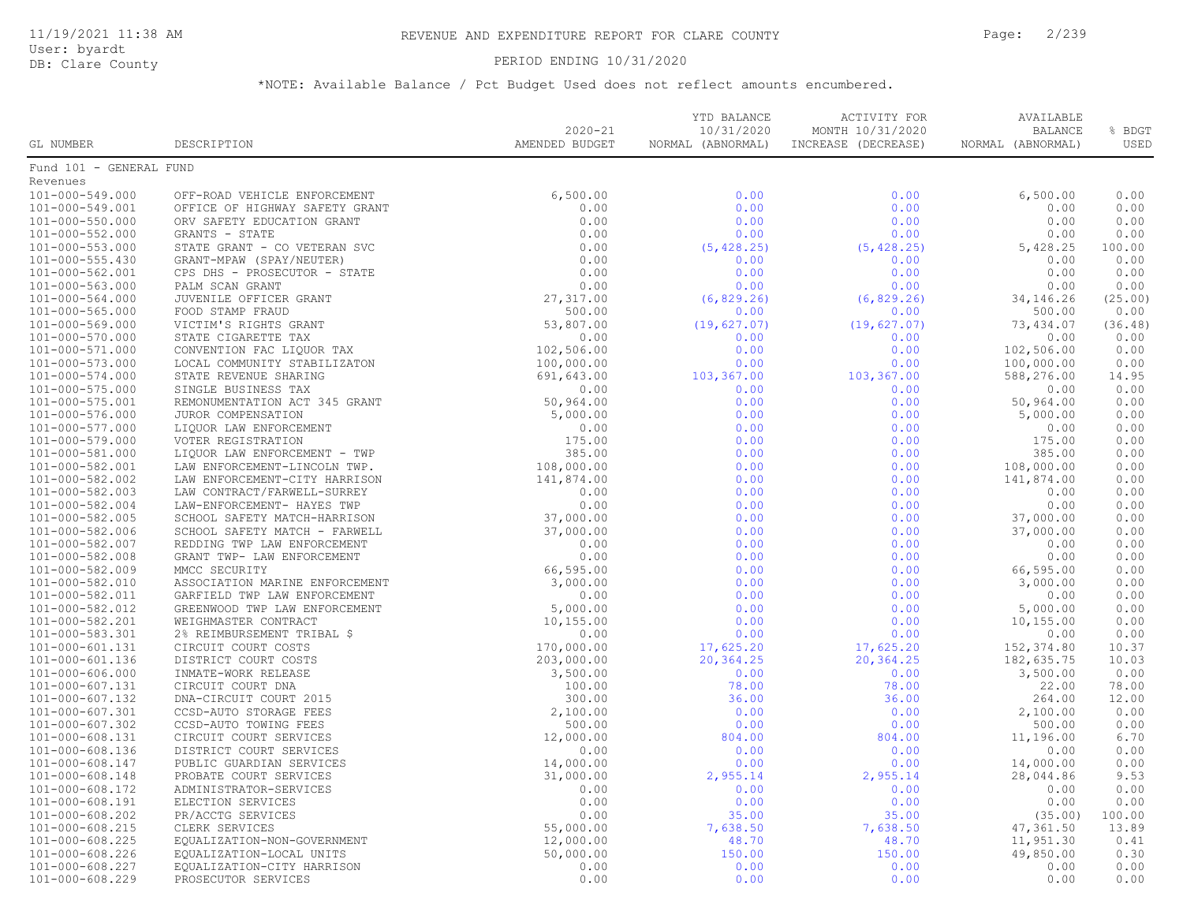REVENUE AND EXPENDITURE REPORT FOR CLARE COUNTY

PERIOD ENDING 10/31/2020

*NOTE: Available Balance / Pct Budget Used does not reflect amounts encumbered.

| GL NUMBER | DESCRIPTION | 2020-21 AMENDED BUDGET | YTD BALANCE 10/31/2020 NORMAL (ABNORMAL) | ACTIVITY FOR MONTH 10/31/2020 INCREASE (DECREASE) | AVAILABLE BALANCE NORMAL (ABNORMAL) | % BDGT USED |
|---|---|---|---|---|---|---|
| Fund 101 - GENERAL FUND | | | | | | |
| Revenues | | | | | | |
| 101-000-549.000 | OFF-ROAD VEHICLE ENFORCEMENT | 6,500.00 | 0.00 | 0.00 | 6,500.00 | 0.00 |
| 101-000-549.001 | OFFICE OF HIGHWAY SAFETY GRANT | 0.00 | 0.00 | 0.00 | 0.00 | 0.00 |
| 101-000-550.000 | ORV SAFETY EDUCATION GRANT | 0.00 | 0.00 | 0.00 | 0.00 | 0.00 |
| 101-000-552.000 | GRANTS - STATE | 0.00 | 0.00 | 0.00 | 0.00 | 0.00 |
| 101-000-553.000 | STATE GRANT - CO VETERAN SVC | 0.00 | (5,428.25) | (5,428.25) | 5,428.25 | 100.00 |
| 101-000-555.430 | GRANT-MPAW (SPAY/NEUTER) | 0.00 | 0.00 | 0.00 | 0.00 | 0.00 |
| 101-000-562.001 | CPS DHS - PROSECUTOR - STATE | 0.00 | 0.00 | 0.00 | 0.00 | 0.00 |
| 101-000-563.000 | PALM SCAN GRANT | 0.00 | 0.00 | 0.00 | 0.00 | 0.00 |
| 101-000-564.000 | JUVENILE OFFICER GRANT | 27,317.00 | (6,829.26) | (6,829.26) | 34,146.26 | (25.00) |
| 101-000-565.000 | FOOD STAMP FRAUD | 500.00 | 0.00 | 0.00 | 500.00 | 0.00 |
| 101-000-569.000 | VICTIM'S RIGHTS GRANT | 53,807.00 | (19,627.07) | (19,627.07) | 73,434.07 | (36.48) |
| 101-000-570.000 | STATE CIGARETTE TAX | 0.00 | 0.00 | 0.00 | 0.00 | 0.00 |
| 101-000-571.000 | CONVENTION FAC LIQUOR TAX | 102,506.00 | 0.00 | 0.00 | 102,506.00 | 0.00 |
| 101-000-573.000 | LOCAL COMMUNITY STABILIZATON | 100,000.00 | 0.00 | 0.00 | 100,000.00 | 0.00 |
| 101-000-574.000 | STATE REVENUE SHARING | 691,643.00 | 103,367.00 | 103,367.00 | 588,276.00 | 14.95 |
| 101-000-575.000 | SINGLE BUSINESS TAX | 0.00 | 0.00 | 0.00 | 0.00 | 0.00 |
| 101-000-575.001 | REMONUMENTATION ACT 345 GRANT | 50,964.00 | 0.00 | 0.00 | 50,964.00 | 0.00 |
| 101-000-576.000 | JUROR COMPENSATION | 5,000.00 | 0.00 | 0.00 | 5,000.00 | 0.00 |
| 101-000-577.000 | LIQUOR LAW ENFORCEMENT | 0.00 | 0.00 | 0.00 | 0.00 | 0.00 |
| 101-000-579.000 | VOTER REGISTRATION | 175.00 | 0.00 | 0.00 | 175.00 | 0.00 |
| 101-000-581.000 | LIQUOR LAW ENFORCEMENT - TWP | 385.00 | 0.00 | 0.00 | 385.00 | 0.00 |
| 101-000-582.001 | LAW ENFORCEMENT-LINCOLN TWP. | 108,000.00 | 0.00 | 0.00 | 108,000.00 | 0.00 |
| 101-000-582.002 | LAW ENFORCEMENT-CITY HARRISON | 141,874.00 | 0.00 | 0.00 | 141,874.00 | 0.00 |
| 101-000-582.003 | LAW CONTRACT/FARWELL-SURREY | 0.00 | 0.00 | 0.00 | 0.00 | 0.00 |
| 101-000-582.004 | LAW-ENFORCEMENT- HAYES TWP | 0.00 | 0.00 | 0.00 | 0.00 | 0.00 |
| 101-000-582.005 | SCHOOL SAFETY MATCH-HARRISON | 37,000.00 | 0.00 | 0.00 | 37,000.00 | 0.00 |
| 101-000-582.006 | SCHOOL SAFETY MATCH - FARWELL | 37,000.00 | 0.00 | 0.00 | 37,000.00 | 0.00 |
| 101-000-582.007 | REDDING TWP LAW ENFORCEMENT | 0.00 | 0.00 | 0.00 | 0.00 | 0.00 |
| 101-000-582.008 | GRANT TWP- LAW ENFORCEMENT | 0.00 | 0.00 | 0.00 | 0.00 | 0.00 |
| 101-000-582.009 | MMCC SECURITY | 66,595.00 | 0.00 | 0.00 | 66,595.00 | 0.00 |
| 101-000-582.010 | ASSOCIATION MARINE ENFORCEMENT | 3,000.00 | 0.00 | 0.00 | 3,000.00 | 0.00 |
| 101-000-582.011 | GARFIELD TWP LAW ENFORCEMENT | 0.00 | 0.00 | 0.00 | 0.00 | 0.00 |
| 101-000-582.012 | GREENWOOD TWP LAW ENFORCEMENT | 5,000.00 | 0.00 | 0.00 | 5,000.00 | 0.00 |
| 101-000-582.201 | WEIGHMASTER CONTRACT | 10,155.00 | 0.00 | 0.00 | 10,155.00 | 0.00 |
| 101-000-583.301 | 2% REIMBURSEMENT TRIBAL $ | 0.00 | 0.00 | 0.00 | 0.00 | 0.00 |
| 101-000-601.131 | CIRCUIT COURT COSTS | 170,000.00 | 17,625.20 | 17,625.20 | 152,374.80 | 10.37 |
| 101-000-601.136 | DISTRICT COURT COSTS | 203,000.00 | 20,364.25 | 20,364.25 | 182,635.75 | 10.03 |
| 101-000-606.000 | INMATE-WORK RELEASE | 3,500.00 | 0.00 | 0.00 | 3,500.00 | 0.00 |
| 101-000-607.131 | CIRCUIT COURT DNA | 100.00 | 78.00 | 78.00 | 22.00 | 78.00 |
| 101-000-607.132 | DNA-CIRCUIT COURT 2015 | 300.00 | 36.00 | 36.00 | 264.00 | 12.00 |
| 101-000-607.301 | CCSD-AUTO STORAGE FEES | 2,100.00 | 0.00 | 0.00 | 2,100.00 | 0.00 |
| 101-000-607.302 | CCSD-AUTO TOWING FEES | 500.00 | 0.00 | 0.00 | 500.00 | 0.00 |
| 101-000-608.131 | CIRCUIT COURT SERVICES | 12,000.00 | 804.00 | 804.00 | 11,196.00 | 6.70 |
| 101-000-608.136 | DISTRICT COURT SERVICES | 0.00 | 0.00 | 0.00 | 0.00 | 0.00 |
| 101-000-608.147 | PUBLIC GUARDIAN SERVICES | 14,000.00 | 0.00 | 0.00 | 14,000.00 | 0.00 |
| 101-000-608.148 | PROBATE COURT SERVICES | 31,000.00 | 2,955.14 | 2,955.14 | 28,044.86 | 9.53 |
| 101-000-608.172 | ADMINISTRATOR-SERVICES | 0.00 | 0.00 | 0.00 | 0.00 | 0.00 |
| 101-000-608.191 | ELECTION SERVICES | 0.00 | 0.00 | 0.00 | 0.00 | 0.00 |
| 101-000-608.202 | PR/ACCTG SERVICES | 0.00 | 35.00 | 35.00 | (35.00) | 100.00 |
| 101-000-608.215 | CLERK SERVICES | 55,000.00 | 7,638.50 | 7,638.50 | 47,361.50 | 13.89 |
| 101-000-608.225 | EQUALIZATION-NON-GOVERNMENT | 12,000.00 | 48.70 | 48.70 | 11,951.30 | 0.41 |
| 101-000-608.226 | EQUALIZATION-LOCAL UNITS | 50,000.00 | 150.00 | 150.00 | 49,850.00 | 0.30 |
| 101-000-608.227 | EQUALIZATION-CITY HARRISON | 0.00 | 0.00 | 0.00 | 0.00 | 0.00 |
| 101-000-608.229 | PROSECUTOR SERVICES | 0.00 | 0.00 | 0.00 | 0.00 | 0.00 |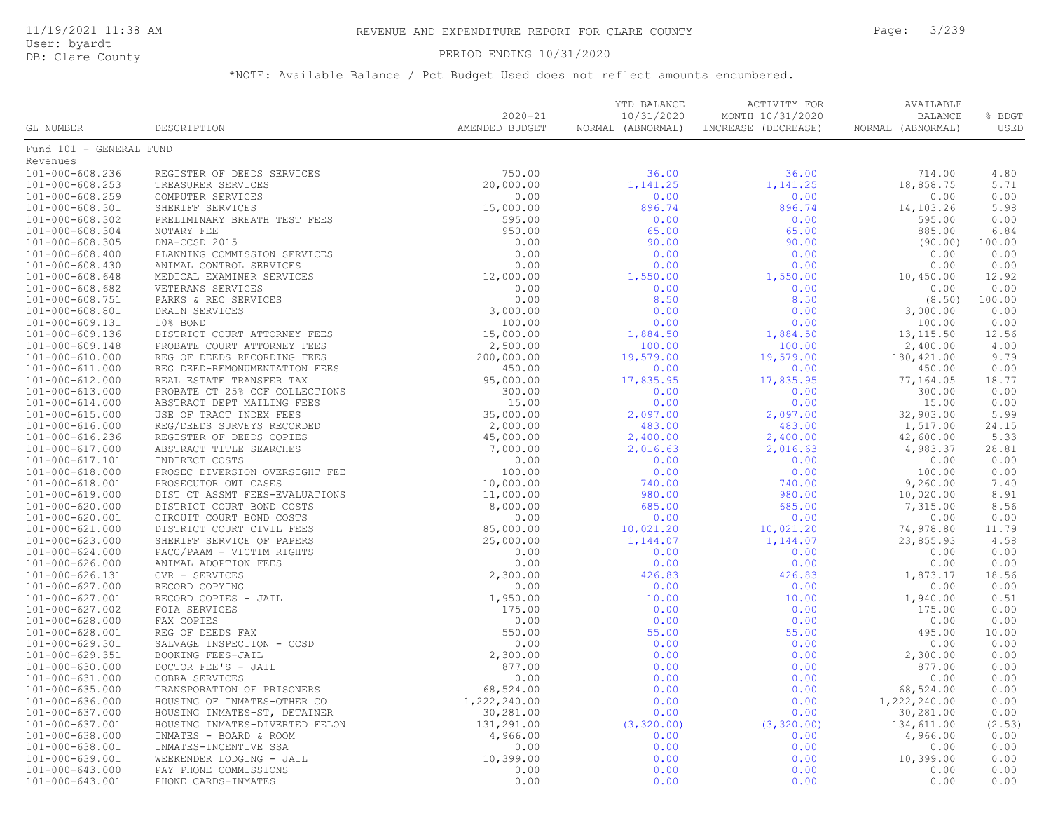REVENUE AND EXPENDITURE REPORT FOR CLARE COUNTY

PERIOD ENDING 10/31/2020

*NOTE: Available Balance / Pct Budget Used does not reflect amounts encumbered.

| GL NUMBER | DESCRIPTION | 2020-21 AMENDED BUDGET | YTD BALANCE 10/31/2020 NORMAL (ABNORMAL) | ACTIVITY FOR MONTH 10/31/2020 INCREASE (DECREASE) | AVAILABLE BALANCE NORMAL (ABNORMAL) | % BDGT USED |
|---|---|---|---|---|---|---|
| Fund 101 - GENERAL FUND | | | | | | |
| Revenues | | | | | | |
| 101-000-608.236 | REGISTER OF DEEDS SERVICES | 750.00 | 36.00 | 36.00 | 714.00 | 4.80 |
| 101-000-608.253 | TREASURER SERVICES | 20,000.00 | 1,141.25 | 1,141.25 | 18,858.75 | 5.71 |
| 101-000-608.259 | COMPUTER SERVICES | 0.00 | 0.00 | 0.00 | 0.00 | 0.00 |
| 101-000-608.301 | SHERIFF SERVICES | 15,000.00 | 896.74 | 896.74 | 14,103.26 | 5.98 |
| 101-000-608.302 | PRELIMINARY BREATH TEST FEES | 595.00 | 0.00 | 0.00 | 595.00 | 0.00 |
| 101-000-608.304 | NOTARY FEE | 950.00 | 65.00 | 65.00 | 885.00 | 6.84 |
| 101-000-608.305 | DNA-CCSD 2015 | 0.00 | 90.00 | 90.00 | (90.00) | 100.00 |
| 101-000-608.400 | PLANNING COMMISSION SERVICES | 0.00 | 0.00 | 0.00 | 0.00 | 0.00 |
| 101-000-608.430 | ANIMAL CONTROL SERVICES | 0.00 | 0.00 | 0.00 | 0.00 | 0.00 |
| 101-000-608.648 | MEDICAL EXAMINER SERVICES | 12,000.00 | 1,550.00 | 1,550.00 | 10,450.00 | 12.92 |
| 101-000-608.682 | VETERANS SERVICES | 0.00 | 0.00 | 0.00 | 0.00 | 0.00 |
| 101-000-608.751 | PARKS & REC SERVICES | 0.00 | 8.50 | 8.50 | (8.50) | 100.00 |
| 101-000-608.801 | DRAIN SERVICES | 3,000.00 | 0.00 | 0.00 | 3,000.00 | 0.00 |
| 101-000-609.131 | 10% BOND | 100.00 | 0.00 | 0.00 | 100.00 | 0.00 |
| 101-000-609.136 | DISTRICT COURT ATTORNEY FEES | 15,000.00 | 1,884.50 | 1,884.50 | 13,115.50 | 12.56 |
| 101-000-609.148 | PROBATE COURT ATTORNEY FEES | 2,500.00 | 100.00 | 100.00 | 2,400.00 | 4.00 |
| 101-000-610.000 | REG OF DEEDS RECORDING FEES | 200,000.00 | 19,579.00 | 19,579.00 | 180,421.00 | 9.79 |
| 101-000-611.000 | REG DEED-REMONUMENTATION FEES | 450.00 | 0.00 | 0.00 | 450.00 | 0.00 |
| 101-000-612.000 | REAL ESTATE TRANSFER TAX | 95,000.00 | 17,835.95 | 17,835.95 | 77,164.05 | 18.77 |
| 101-000-613.000 | PROBATE CT 25% CCF COLLECTIONS | 300.00 | 0.00 | 0.00 | 300.00 | 0.00 |
| 101-000-614.000 | ABSTRACT DEPT MAILING FEES | 15.00 | 0.00 | 0.00 | 15.00 | 0.00 |
| 101-000-615.000 | USE OF TRACT INDEX FEES | 35,000.00 | 2,097.00 | 2,097.00 | 32,903.00 | 5.99 |
| 101-000-616.000 | REG/DEEDS SURVEYS RECORDED | 2,000.00 | 483.00 | 483.00 | 1,517.00 | 24.15 |
| 101-000-616.236 | REGISTER OF DEEDS COPIES | 45,000.00 | 2,400.00 | 2,400.00 | 42,600.00 | 5.33 |
| 101-000-617.000 | ABSTRACT TITLE SEARCHES | 7,000.00 | 2,016.63 | 2,016.63 | 4,983.37 | 28.81 |
| 101-000-617.101 | INDIRECT COSTS | 0.00 | 0.00 | 0.00 | 0.00 | 0.00 |
| 101-000-618.000 | PROSEC DIVERSION OVERSIGHT FEE | 100.00 | 0.00 | 0.00 | 100.00 | 0.00 |
| 101-000-618.001 | PROSECUTOR OWI CASES | 10,000.00 | 740.00 | 740.00 | 9,260.00 | 7.40 |
| 101-000-619.000 | DIST CT ASSMT FEES-EVALUATIONS | 11,000.00 | 980.00 | 980.00 | 10,020.00 | 8.91 |
| 101-000-620.000 | DISTRICT COURT BOND COSTS | 8,000.00 | 685.00 | 685.00 | 7,315.00 | 8.56 |
| 101-000-620.001 | CIRCUIT COURT BOND COSTS | 0.00 | 0.00 | 0.00 | 0.00 | 0.00 |
| 101-000-621.000 | DISTRICT COURT CIVIL FEES | 85,000.00 | 10,021.20 | 10,021.20 | 74,978.80 | 11.79 |
| 101-000-623.000 | SHERIFF SERVICE OF PAPERS | 25,000.00 | 1,144.07 | 1,144.07 | 23,855.93 | 4.58 |
| 101-000-624.000 | PACC/PAAM - VICTIM RIGHTS | 0.00 | 0.00 | 0.00 | 0.00 | 0.00 |
| 101-000-626.000 | ANIMAL ADOPTION FEES | 0.00 | 0.00 | 0.00 | 0.00 | 0.00 |
| 101-000-626.131 | CVR - SERVICES | 2,300.00 | 426.83 | 426.83 | 1,873.17 | 18.56 |
| 101-000-627.000 | RECORD COPYING | 0.00 | 0.00 | 0.00 | 0.00 | 0.00 |
| 101-000-627.001 | RECORD COPIES - JAIL | 1,950.00 | 10.00 | 10.00 | 1,940.00 | 0.51 |
| 101-000-627.002 | FOIA SERVICES | 175.00 | 0.00 | 0.00 | 175.00 | 0.00 |
| 101-000-628.000 | FAX COPIES | 0.00 | 0.00 | 0.00 | 0.00 | 0.00 |
| 101-000-628.001 | REG OF DEEDS FAX | 550.00 | 55.00 | 55.00 | 495.00 | 10.00 |
| 101-000-629.301 | SALVAGE INSPECTION - CCSD | 0.00 | 0.00 | 0.00 | 0.00 | 0.00 |
| 101-000-629.351 | BOOKING FEES-JAIL | 2,300.00 | 0.00 | 0.00 | 2,300.00 | 0.00 |
| 101-000-630.000 | DOCTOR FEE'S - JAIL | 877.00 | 0.00 | 0.00 | 877.00 | 0.00 |
| 101-000-631.000 | COBRA SERVICES | 0.00 | 0.00 | 0.00 | 0.00 | 0.00 |
| 101-000-635.000 | TRANSPORATION OF PRISONERS | 68,524.00 | 0.00 | 0.00 | 68,524.00 | 0.00 |
| 101-000-636.000 | HOUSING OF INMATES-OTHER CO | 1,222,240.00 | 0.00 | 0.00 | 1,222,240.00 | 0.00 |
| 101-000-637.000 | HOUSING INMATES-ST, DETAINER | 30,281.00 | 0.00 | 0.00 | 30,281.00 | 0.00 |
| 101-000-637.001 | HOUSING INMATES-DIVERTED FELON | 131,291.00 | (3,320.00) | (3,320.00) | 134,611.00 | (2.53) |
| 101-000-638.000 | INMATES - BOARD & ROOM | 4,966.00 | 0.00 | 0.00 | 4,966.00 | 0.00 |
| 101-000-638.001 | INMATES-INCENTIVE SSA | 0.00 | 0.00 | 0.00 | 0.00 | 0.00 |
| 101-000-639.001 | WEEKENDER LODGING - JAIL | 10,399.00 | 0.00 | 0.00 | 10,399.00 | 0.00 |
| 101-000-643.000 | PAY PHONE COMMISSIONS | 0.00 | 0.00 | 0.00 | 0.00 | 0.00 |
| 101-000-643.001 | PHONE CARDS-INMATES | 0.00 | 0.00 | 0.00 | 0.00 | 0.00 |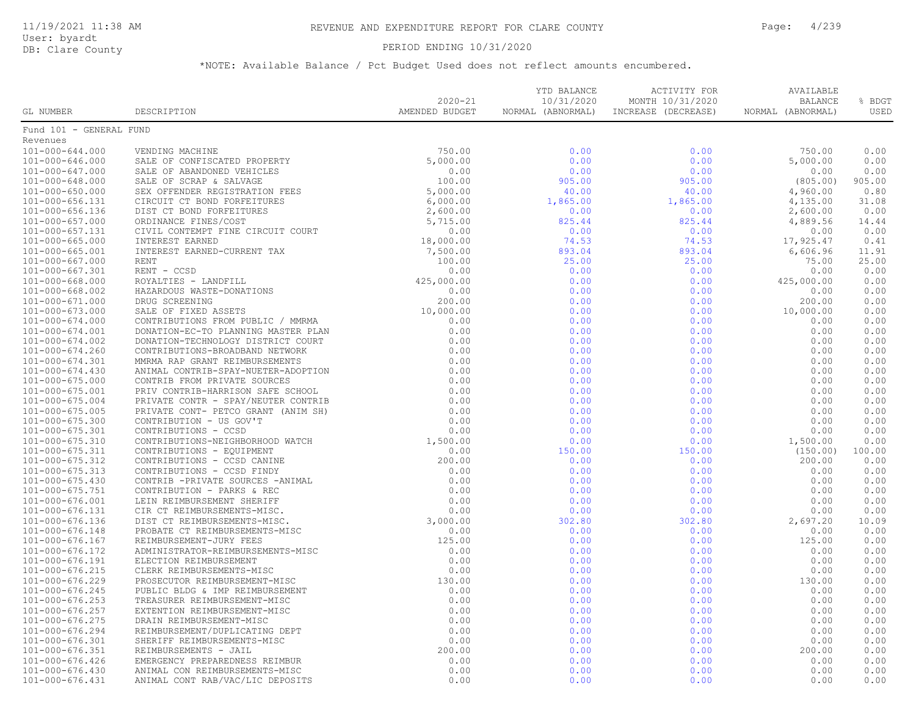# REVENUE AND EXPENDITURE REPORT FOR CLARE COUNTY

11/19/2021 11:38 AM
User: byardt
DB: Clare County

PERIOD ENDING 10/31/2020

*NOTE: Available Balance / Pct Budget Used does not reflect amounts encumbered.

| GL NUMBER | DESCRIPTION | 2020-21 AMENDED BUDGET | YTD BALANCE 10/31/2020 NORMAL (ABNORMAL) | ACTIVITY FOR MONTH 10/31/2020 INCREASE (DECREASE) | AVAILABLE BALANCE NORMAL (ABNORMAL) | % BDGT USED |
|---|---|---|---|---|---|---|
| Fund 101 - GENERAL FUND | | | | | | |
| Revenues | | | | | | |
| 101-000-644.000 | VENDING MACHINE | 750.00 | 0.00 | 0.00 | 750.00 | 0.00 |
| 101-000-646.000 | SALE OF CONFISCATED PROPERTY | 5,000.00 | 0.00 | 0.00 | 5,000.00 | 0.00 |
| 101-000-647.000 | SALE OF ABANDONED VEHICLES | 0.00 | 0.00 | 0.00 | 0.00 | 0.00 |
| 101-000-648.000 | SALE OF SCRAP & SALVAGE | 100.00 | 905.00 | 905.00 | (805.00) | 905.00 |
| 101-000-650.000 | SEX OFFENDER REGISTRATION FEES | 5,000.00 | 40.00 | 40.00 | 4,960.00 | 0.80 |
| 101-000-656.131 | CIRCUIT CT BOND FORFEITURES | 6,000.00 | 1,865.00 | 1,865.00 | 4,135.00 | 31.08 |
| 101-000-656.136 | DIST CT BOND FORFEITURES | 2,600.00 | 0.00 | 0.00 | 2,600.00 | 0.00 |
| 101-000-657.000 | ORDINANCE FINES/COST | 5,715.00 | 825.44 | 825.44 | 4,889.56 | 14.44 |
| 101-000-657.131 | CIVIL CONTEMPT FINE CIRCUIT COURT | 0.00 | 0.00 | 0.00 | 0.00 | 0.00 |
| 101-000-665.000 | INTEREST EARNED | 18,000.00 | 74.53 | 74.53 | 17,925.47 | 0.41 |
| 101-000-665.001 | INTEREST EARNED-CURRENT TAX | 7,500.00 | 893.04 | 893.04 | 6,606.96 | 11.91 |
| 101-000-667.000 | RENT | 100.00 | 25.00 | 25.00 | 75.00 | 25.00 |
| 101-000-667.301 | RENT - CCSD | 0.00 | 0.00 | 0.00 | 0.00 | 0.00 |
| 101-000-668.000 | ROYALTIES - LANDFILL | 425,000.00 | 0.00 | 0.00 | 425,000.00 | 0.00 |
| 101-000-668.002 | HAZARDOUS WASTE-DONATIONS | 0.00 | 0.00 | 0.00 | 0.00 | 0.00 |
| 101-000-671.000 | DRUG SCREENING | 200.00 | 0.00 | 0.00 | 200.00 | 0.00 |
| 101-000-673.000 | SALE OF FIXED ASSETS | 10,000.00 | 0.00 | 0.00 | 10,000.00 | 0.00 |
| 101-000-674.000 | CONTRIBUTIONS FROM PUBLIC / MMRMA | 0.00 | 0.00 | 0.00 | 0.00 | 0.00 |
| 101-000-674.001 | DONATION-EC-TO PLANNING MASTER PLAN | 0.00 | 0.00 | 0.00 | 0.00 | 0.00 |
| 101-000-674.002 | DONATION-TECHNOLOGY DISTRICT COURT | 0.00 | 0.00 | 0.00 | 0.00 | 0.00 |
| 101-000-674.260 | CONTRIBUTIONS-BROADBAND NETWORK | 0.00 | 0.00 | 0.00 | 0.00 | 0.00 |
| 101-000-674.301 | MMRMA RAP GRANT REIMBURSEMENTS | 0.00 | 0.00 | 0.00 | 0.00 | 0.00 |
| 101-000-674.430 | ANIMAL CONTRIB-SPAY-NUETER-ADOPTION | 0.00 | 0.00 | 0.00 | 0.00 | 0.00 |
| 101-000-675.000 | CONTRIB FROM PRIVATE SOURCES | 0.00 | 0.00 | 0.00 | 0.00 | 0.00 |
| 101-000-675.001 | PRIV CONTRIB-HARRISON SAFE SCHOOL | 0.00 | 0.00 | 0.00 | 0.00 | 0.00 |
| 101-000-675.004 | PRIVATE CONTR - SPAY/NEUTER CONTRIB | 0.00 | 0.00 | 0.00 | 0.00 | 0.00 |
| 101-000-675.005 | PRIVATE CONT- PETCO GRANT (ANIM SH) | 0.00 | 0.00 | 0.00 | 0.00 | 0.00 |
| 101-000-675.300 | CONTRIBUTION - US GOV'T | 0.00 | 0.00 | 0.00 | 0.00 | 0.00 |
| 101-000-675.301 | CONTRIBUTIONS - CCSD | 0.00 | 0.00 | 0.00 | 0.00 | 0.00 |
| 101-000-675.310 | CONTRIBUTIONS-NEIGHBORHOOD WATCH | 1,500.00 | 0.00 | 0.00 | 1,500.00 | 0.00 |
| 101-000-675.311 | CONTRIBUTIONS - EQUIPMENT | 0.00 | 150.00 | 150.00 | (150.00) | 100.00 |
| 101-000-675.312 | CONTRIBUTIONS - CCSD CANINE | 200.00 | 0.00 | 0.00 | 200.00 | 0.00 |
| 101-000-675.313 | CONTRIBUTIONS - CCSD FINDY | 0.00 | 0.00 | 0.00 | 0.00 | 0.00 |
| 101-000-675.430 | CONTRIB -PRIVATE SOURCES -ANIMAL | 0.00 | 0.00 | 0.00 | 0.00 | 0.00 |
| 101-000-675.751 | CONTRIBUTION - PARKS & REC | 0.00 | 0.00 | 0.00 | 0.00 | 0.00 |
| 101-000-676.001 | LEIN REIMBURSEMENT SHERIFF | 0.00 | 0.00 | 0.00 | 0.00 | 0.00 |
| 101-000-676.131 | CIR CT REIMBURSEMENTS-MISC. | 0.00 | 0.00 | 0.00 | 0.00 | 0.00 |
| 101-000-676.136 | DIST CT REIMBURSEMENTS-MISC. | 3,000.00 | 302.80 | 302.80 | 2,697.20 | 10.09 |
| 101-000-676.148 | PROBATE CT REIMBURSEMENTS-MISC | 0.00 | 0.00 | 0.00 | 0.00 | 0.00 |
| 101-000-676.167 | REIMBURSEMENT-JURY FEES | 125.00 | 0.00 | 0.00 | 125.00 | 0.00 |
| 101-000-676.172 | ADMINISTRATOR-REIMBURSEMENTS-MISC | 0.00 | 0.00 | 0.00 | 0.00 | 0.00 |
| 101-000-676.191 | ELECTION REIMBURSEMENT | 0.00 | 0.00 | 0.00 | 0.00 | 0.00 |
| 101-000-676.215 | CLERK REIMBURSEMENTS-MISC | 0.00 | 0.00 | 0.00 | 0.00 | 0.00 |
| 101-000-676.229 | PROSECUTOR REIMBURSEMENT-MISC | 130.00 | 0.00 | 0.00 | 130.00 | 0.00 |
| 101-000-676.245 | PUBLIC BLDG & IMP REIMBURSEMENT | 0.00 | 0.00 | 0.00 | 0.00 | 0.00 |
| 101-000-676.253 | TREASURER REIMBURSEMENT-MISC | 0.00 | 0.00 | 0.00 | 0.00 | 0.00 |
| 101-000-676.257 | EXTENTION REIMBURSEMENT-MISC | 0.00 | 0.00 | 0.00 | 0.00 | 0.00 |
| 101-000-676.275 | DRAIN REIMBURSEMENT-MISC | 0.00 | 0.00 | 0.00 | 0.00 | 0.00 |
| 101-000-676.294 | REIMBURSEMENT/DUPLICATING DEPT | 0.00 | 0.00 | 0.00 | 0.00 | 0.00 |
| 101-000-676.301 | SHERIFF REIMBURSEMENTS-MISC | 0.00 | 0.00 | 0.00 | 0.00 | 0.00 |
| 101-000-676.351 | REIMBURSEMENTS - JAIL | 200.00 | 0.00 | 0.00 | 200.00 | 0.00 |
| 101-000-676.426 | EMERGENCY PREPAREDNESS REIMBUR | 0.00 | 0.00 | 0.00 | 0.00 | 0.00 |
| 101-000-676.430 | ANIMAL CON REIMBURSEMENTS-MISC | 0.00 | 0.00 | 0.00 | 0.00 | 0.00 |
| 101-000-676.431 | ANIMAL CONT RAB/VAC/LIC DEPOSITS | 0.00 | 0.00 | 0.00 | 0.00 | 0.00 |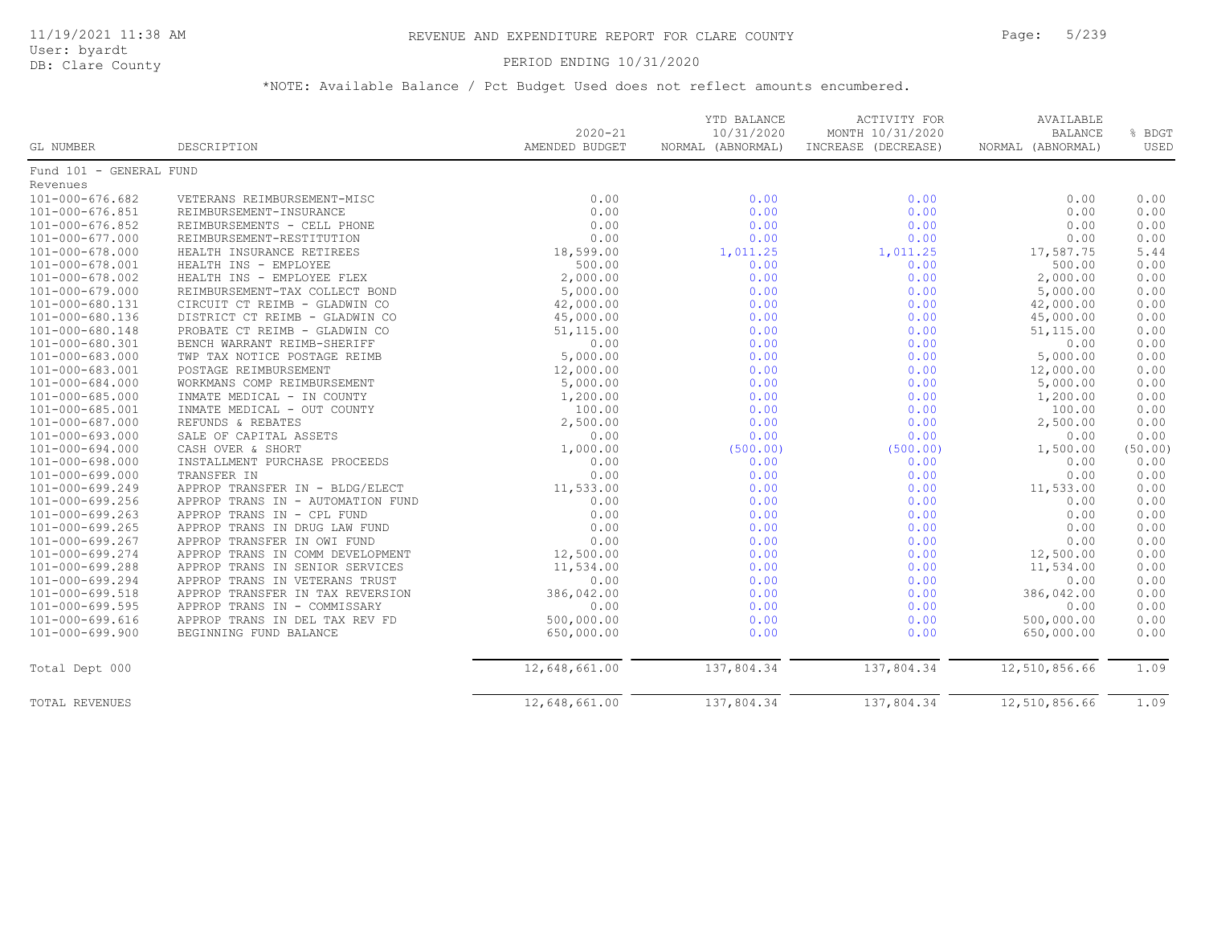# REVENUE AND EXPENDITURE REPORT FOR CLARE COUNTY

11/19/2021 11:38 AM
User: byardt
DB: Clare County

PERIOD ENDING 10/31/2020

*NOTE: Available Balance / Pct Budget Used does not reflect amounts encumbered.

| GL NUMBER | DESCRIPTION | 2020-21 AMENDED BUDGET | YTD BALANCE 10/31/2020 NORMAL (ABNORMAL) | ACTIVITY FOR MONTH 10/31/2020 INCREASE (DECREASE) | AVAILABLE BALANCE NORMAL (ABNORMAL) | % BDGT USED |
|---|---|---|---|---|---|---|
| Fund 101 - GENERAL FUND | | | | | | |
| Revenues | | | | | | |
| 101-000-676.682 | VETERANS REIMBURSEMENT-MISC | 0.00 | 0.00 | 0.00 | 0.00 | 0.00 |
| 101-000-676.851 | REIMBURSEMENT-INSURANCE | 0.00 | 0.00 | 0.00 | 0.00 | 0.00 |
| 101-000-676.852 | REIMBURSEMENTS - CELL PHONE | 0.00 | 0.00 | 0.00 | 0.00 | 0.00 |
| 101-000-677.000 | REIMBURSEMENT-RESTITUTION | 0.00 | 0.00 | 0.00 | 0.00 | 0.00 |
| 101-000-678.000 | HEALTH INSURANCE RETIREES | 18,599.00 | 1,011.25 | 1,011.25 | 17,587.75 | 5.44 |
| 101-000-678.001 | HEALTH INS - EMPLOYEE | 500.00 | 0.00 | 0.00 | 500.00 | 0.00 |
| 101-000-678.002 | HEALTH INS - EMPLOYEE FLEX | 2,000.00 | 0.00 | 0.00 | 2,000.00 | 0.00 |
| 101-000-679.000 | REIMBURSEMENT-TAX COLLECT BOND | 5,000.00 | 0.00 | 0.00 | 5,000.00 | 0.00 |
| 101-000-680.131 | CIRCUIT CT REIMB - GLADWIN CO | 42,000.00 | 0.00 | 0.00 | 42,000.00 | 0.00 |
| 101-000-680.136 | DISTRICT CT REIMB - GLADWIN CO | 45,000.00 | 0.00 | 0.00 | 45,000.00 | 0.00 |
| 101-000-680.148 | PROBATE CT REIMB - GLADWIN CO | 51,115.00 | 0.00 | 0.00 | 51,115.00 | 0.00 |
| 101-000-680.301 | BENCH WARRANT REIMB-SHERIFF | 0.00 | 0.00 | 0.00 | 0.00 | 0.00 |
| 101-000-683.000 | TWP TAX NOTICE POSTAGE REIMB | 5,000.00 | 0.00 | 0.00 | 5,000.00 | 0.00 |
| 101-000-683.001 | POSTAGE REIMBURSEMENT | 12,000.00 | 0.00 | 0.00 | 12,000.00 | 0.00 |
| 101-000-684.000 | WORKMANS COMP REIMBURSEMENT | 5,000.00 | 0.00 | 0.00 | 5,000.00 | 0.00 |
| 101-000-685.000 | INMATE MEDICAL - IN COUNTY | 1,200.00 | 0.00 | 0.00 | 1,200.00 | 0.00 |
| 101-000-685.001 | INMATE MEDICAL - OUT COUNTY | 100.00 | 0.00 | 0.00 | 100.00 | 0.00 |
| 101-000-687.000 | REFUNDS & REBATES | 2,500.00 | 0.00 | 0.00 | 2,500.00 | 0.00 |
| 101-000-693.000 | SALE OF CAPITAL ASSETS | 0.00 | 0.00 | 0.00 | 0.00 | 0.00 |
| 101-000-694.000 | CASH OVER & SHORT | 1,000.00 | (500.00) | (500.00) | 1,500.00 | (50.00) |
| 101-000-698.000 | INSTALLMENT PURCHASE PROCEEDS | 0.00 | 0.00 | 0.00 | 0.00 | 0.00 |
| 101-000-699.000 | TRANSFER IN | 0.00 | 0.00 | 0.00 | 0.00 | 0.00 |
| 101-000-699.249 | APPROP TRANSFER IN - BLDG/ELECT | 11,533.00 | 0.00 | 0.00 | 11,533.00 | 0.00 |
| 101-000-699.256 | APPROP TRANS IN - AUTOMATION FUND | 0.00 | 0.00 | 0.00 | 0.00 | 0.00 |
| 101-000-699.263 | APPROP TRANS IN - CPL FUND | 0.00 | 0.00 | 0.00 | 0.00 | 0.00 |
| 101-000-699.265 | APPROP TRANS IN DRUG LAW FUND | 0.00 | 0.00 | 0.00 | 0.00 | 0.00 |
| 101-000-699.267 | APPROP TRANSFER IN OWI FUND | 0.00 | 0.00 | 0.00 | 0.00 | 0.00 |
| 101-000-699.274 | APPROP TRANS IN COMM DEVELOPMENT | 12,500.00 | 0.00 | 0.00 | 12,500.00 | 0.00 |
| 101-000-699.288 | APPROP TRANS IN SENIOR SERVICES | 11,534.00 | 0.00 | 0.00 | 11,534.00 | 0.00 |
| 101-000-699.294 | APPROP TRANS IN VETERANS TRUST | 0.00 | 0.00 | 0.00 | 0.00 | 0.00 |
| 101-000-699.518 | APPROP TRANSFER IN TAX REVERSION | 386,042.00 | 0.00 | 0.00 | 386,042.00 | 0.00 |
| 101-000-699.595 | APPROP TRANS IN - COMMISSARY | 0.00 | 0.00 | 0.00 | 0.00 | 0.00 |
| 101-000-699.616 | APPROP TRANS IN DEL TAX REV FD | 500,000.00 | 0.00 | 0.00 | 500,000.00 | 0.00 |
| 101-000-699.900 | BEGINNING FUND BALANCE | 650,000.00 | 0.00 | 0.00 | 650,000.00 | 0.00 |
| Total Dept 000 | | 12,648,661.00 | 137,804.34 | 137,804.34 | 12,510,856.66 | 1.09 |
| TOTAL REVENUES | | 12,648,661.00 | 137,804.34 | 137,804.34 | 12,510,856.66 | 1.09 |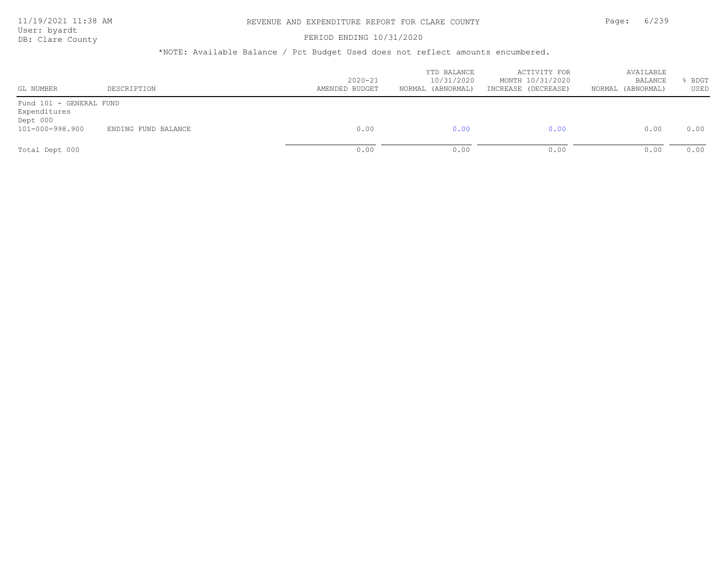*NOTE: Available Balance / Pct Budget Used does not reflect amounts encumbered.

| GL NUMBER | DESCRIPTION | 2020-21 AMENDED BUDGET | YTD BALANCE 10/31/2020 NORMAL (ABNORMAL) | ACTIVITY FOR MONTH 10/31/2020 INCREASE (DECREASE) | AVAILABLE BALANCE NORMAL (ABNORMAL) | % BDGT USED |
|---|---|---|---|---|---|---|
| Fund 101 - GENERAL FUND | | | | | | |
| Expenditures | | | | | | |
| Dept 000 | | | | | | |
| 101-000-998.900 | ENDING FUND BALANCE | 0.00 | 0.00 | 0.00 | 0.00 | 0.00 |
| Total Dept 000 | | 0.00 | 0.00 | 0.00 | 0.00 | 0.00 |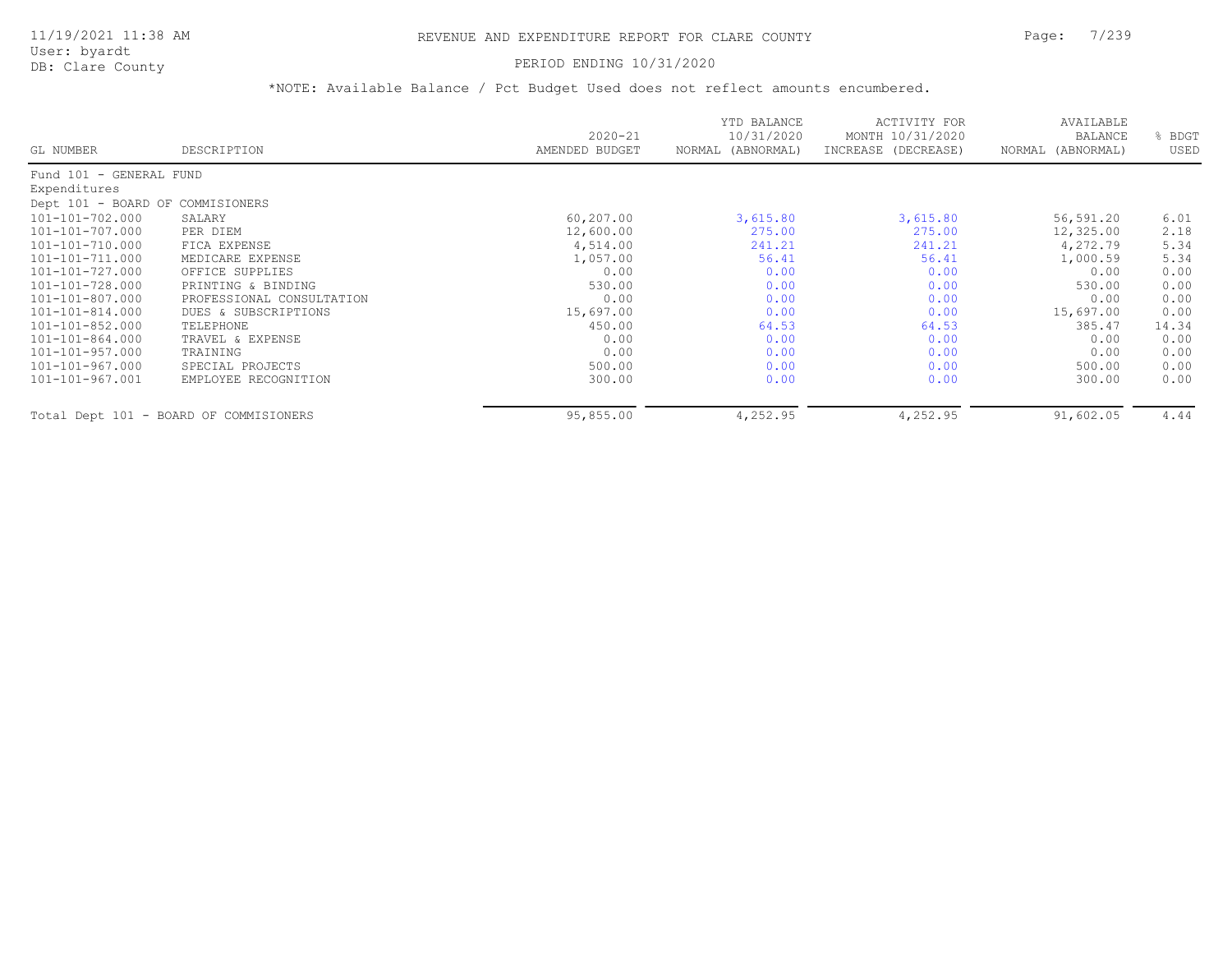# REVENUE AND EXPENDITURE REPORT FOR CLARE COUNTY

PERIOD ENDING 10/31/2020

*NOTE: Available Balance / Pct Budget Used does not reflect amounts encumbered.

| GL NUMBER | DESCRIPTION | 2020-21 AMENDED BUDGET | YTD BALANCE 10/31/2020 NORMAL (ABNORMAL) | ACTIVITY FOR MONTH 10/31/2020 INCREASE (DECREASE) | AVAILABLE BALANCE NORMAL (ABNORMAL) | % BDGT USED |
|---|---|---|---|---|---|---|
| Fund 101 - GENERAL FUND | | | | | | |
| Expenditures | | | | | | |
| Dept 101 - BOARD OF COMMISIONERS | | | | | | |
| 101-101-702.000 | SALARY | 60,207.00 | 3,615.80 | 3,615.80 | 56,591.20 | 6.01 |
| 101-101-707.000 | PER DIEM | 12,600.00 | 275.00 | 275.00 | 12,325.00 | 2.18 |
| 101-101-710.000 | FICA EXPENSE | 4,514.00 | 241.21 | 241.21 | 4,272.79 | 5.34 |
| 101-101-711.000 | MEDICARE EXPENSE | 1,057.00 | 56.41 | 56.41 | 1,000.59 | 5.34 |
| 101-101-727.000 | OFFICE SUPPLIES | 0.00 | 0.00 | 0.00 | 0.00 | 0.00 |
| 101-101-728.000 | PRINTING & BINDING | 530.00 | 0.00 | 0.00 | 530.00 | 0.00 |
| 101-101-807.000 | PROFESSIONAL CONSULTATION | 0.00 | 0.00 | 0.00 | 0.00 | 0.00 |
| 101-101-814.000 | DUES & SUBSCRIPTIONS | 15,697.00 | 0.00 | 0.00 | 15,697.00 | 0.00 |
| 101-101-852.000 | TELEPHONE | 450.00 | 64.53 | 64.53 | 385.47 | 14.34 |
| 101-101-864.000 | TRAVEL & EXPENSE | 0.00 | 0.00 | 0.00 | 0.00 | 0.00 |
| 101-101-957.000 | TRAINING | 0.00 | 0.00 | 0.00 | 0.00 | 0.00 |
| 101-101-967.000 | SPECIAL PROJECTS | 500.00 | 0.00 | 0.00 | 500.00 | 0.00 |
| 101-101-967.001 | EMPLOYEE RECOGNITION | 300.00 | 0.00 | 0.00 | 300.00 | 0.00 |
| Total Dept 101 - BOARD OF COMMISIONERS | | 95,855.00 | 4,252.95 | 4,252.95 | 91,602.05 | 4.44 |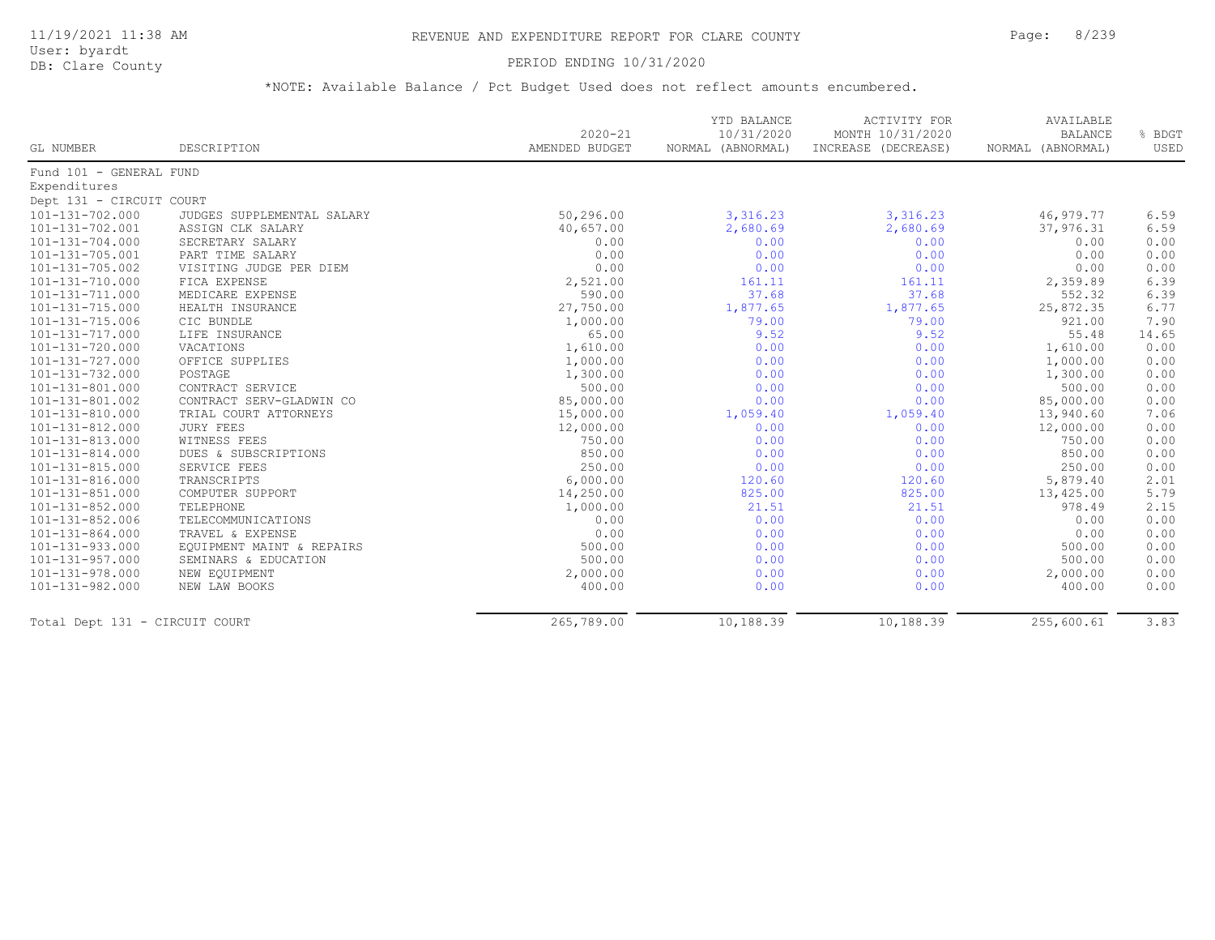# REVENUE AND EXPENDITURE REPORT FOR CLARE COUNTY

PERIOD ENDING 10/31/2020

*NOTE: Available Balance / Pct Budget Used does not reflect amounts encumbered.

| GL NUMBER | DESCRIPTION | 2020-21 AMENDED BUDGET | YTD BALANCE 10/31/2020 NORMAL (ABNORMAL) | ACTIVITY FOR MONTH 10/31/2020 INCREASE (DECREASE) | AVAILABLE BALANCE NORMAL (ABNORMAL) | % BDGT USED |
|---|---|---|---|---|---|---|
| Fund 101 - GENERAL FUND | | | | | | |
| Expenditures | | | | | | |
| Dept 131 - CIRCUIT COURT | | | | | | |
| 101-131-702.000 | JUDGES SUPPLEMENTAL SALARY | 50,296.00 | 3,316.23 | 3,316.23 | 46,979.77 | 6.59 |
| 101-131-702.001 | ASSIGN CLK SALARY | 40,657.00 | 2,680.69 | 2,680.69 | 37,976.31 | 6.59 |
| 101-131-704.000 | SECRETARY SALARY | 0.00 | 0.00 | 0.00 | 0.00 | 0.00 |
| 101-131-705.001 | PART TIME SALARY | 0.00 | 0.00 | 0.00 | 0.00 | 0.00 |
| 101-131-705.002 | VISITING JUDGE PER DIEM | 0.00 | 0.00 | 0.00 | 0.00 | 0.00 |
| 101-131-710.000 | FICA EXPENSE | 2,521.00 | 161.11 | 161.11 | 2,359.89 | 6.39 |
| 101-131-711.000 | MEDICARE EXPENSE | 590.00 | 37.68 | 37.68 | 552.32 | 6.39 |
| 101-131-715.000 | HEALTH INSURANCE | 27,750.00 | 1,877.65 | 1,877.65 | 25,872.35 | 6.77 |
| 101-131-715.006 | CIC BUNDLE | 1,000.00 | 79.00 | 79.00 | 921.00 | 7.90 |
| 101-131-717.000 | LIFE INSURANCE | 65.00 | 9.52 | 9.52 | 55.48 | 14.65 |
| 101-131-720.000 | VACATIONS | 1,610.00 | 0.00 | 0.00 | 1,610.00 | 0.00 |
| 101-131-727.000 | OFFICE SUPPLIES | 1,000.00 | 0.00 | 0.00 | 1,000.00 | 0.00 |
| 101-131-732.000 | POSTAGE | 1,300.00 | 0.00 | 0.00 | 1,300.00 | 0.00 |
| 101-131-801.000 | CONTRACT SERVICE | 500.00 | 0.00 | 0.00 | 500.00 | 0.00 |
| 101-131-801.002 | CONTRACT SERV-GLADWIN CO | 85,000.00 | 0.00 | 0.00 | 85,000.00 | 0.00 |
| 101-131-810.000 | TRIAL COURT ATTORNEYS | 15,000.00 | 1,059.40 | 1,059.40 | 13,940.60 | 7.06 |
| 101-131-812.000 | JURY FEES | 12,000.00 | 0.00 | 0.00 | 12,000.00 | 0.00 |
| 101-131-813.000 | WITNESS FEES | 750.00 | 0.00 | 0.00 | 750.00 | 0.00 |
| 101-131-814.000 | DUES & SUBSCRIPTIONS | 850.00 | 0.00 | 0.00 | 850.00 | 0.00 |
| 101-131-815.000 | SERVICE FEES | 250.00 | 0.00 | 0.00 | 250.00 | 0.00 |
| 101-131-816.000 | TRANSCRIPTS | 6,000.00 | 120.60 | 120.60 | 5,879.40 | 2.01 |
| 101-131-851.000 | COMPUTER SUPPORT | 14,250.00 | 825.00 | 825.00 | 13,425.00 | 5.79 |
| 101-131-852.000 | TELEPHONE | 1,000.00 | 21.51 | 21.51 | 978.49 | 2.15 |
| 101-131-852.006 | TELECOMMUNICATIONS | 0.00 | 0.00 | 0.00 | 0.00 | 0.00 |
| 101-131-864.000 | TRAVEL & EXPENSE | 0.00 | 0.00 | 0.00 | 0.00 | 0.00 |
| 101-131-933.000 | EQUIPMENT MAINT & REPAIRS | 500.00 | 0.00 | 0.00 | 500.00 | 0.00 |
| 101-131-957.000 | SEMINARS & EDUCATION | 500.00 | 0.00 | 0.00 | 500.00 | 0.00 |
| 101-131-978.000 | NEW EQUIPMENT | 2,000.00 | 0.00 | 0.00 | 2,000.00 | 0.00 |
| 101-131-982.000 | NEW LAW BOOKS | 400.00 | 0.00 | 0.00 | 400.00 | 0.00 |
| Total Dept 131 - CIRCUIT COURT | | 265,789.00 | 10,188.39 | 10,188.39 | 255,600.61 | 3.83 |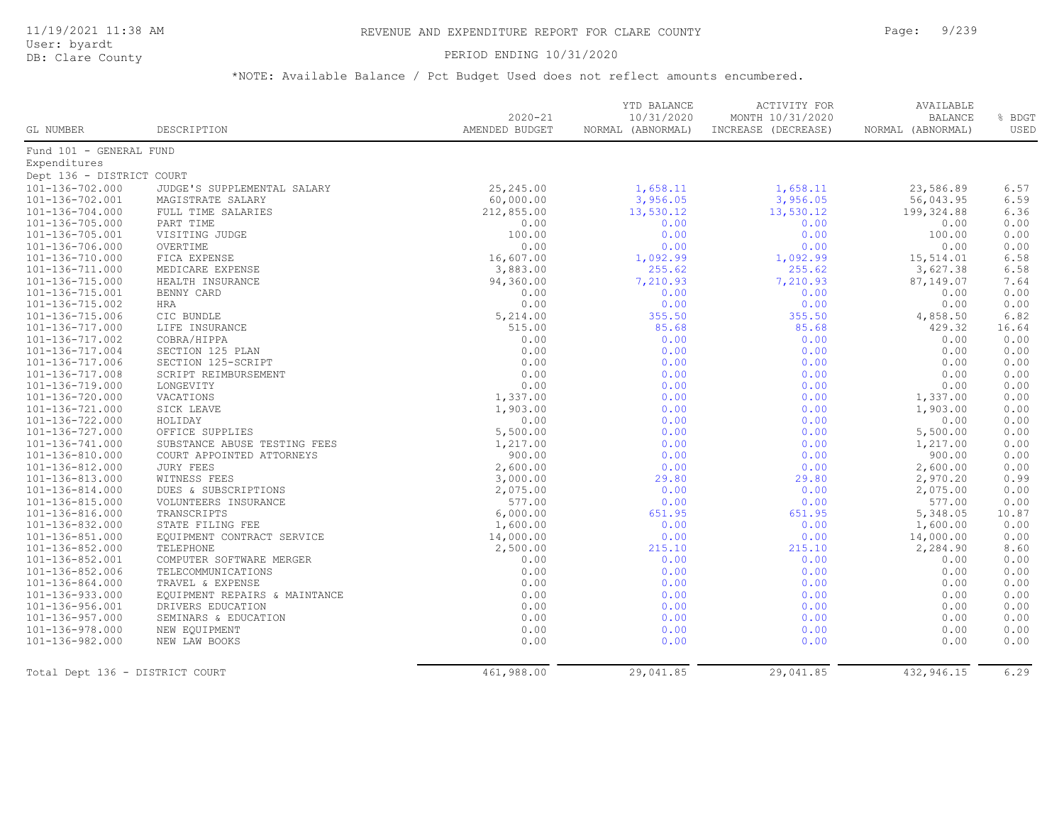# REVENUE AND EXPENDITURE REPORT FOR CLARE COUNTY

11/19/2021 11:38 AM
User: byardt
DB: Clare County

PERIOD ENDING 10/31/2020

*NOTE: Available Balance / Pct Budget Used does not reflect amounts encumbered.

| GL NUMBER | DESCRIPTION | 2020-21 AMENDED BUDGET | YTD BALANCE 10/31/2020 NORMAL (ABNORMAL) | ACTIVITY FOR MONTH 10/31/2020 INCREASE (DECREASE) | AVAILABLE BALANCE NORMAL (ABNORMAL) | % BDGT USED |
|---|---|---|---|---|---|---|
| Fund 101 - GENERAL FUND | | | | | | |
| Expenditures | | | | | | |
| Dept 136 - DISTRICT COURT | | | | | | |
| 101-136-702.000 | JUDGE'S SUPPLEMENTAL SALARY | 25,245.00 | 1,658.11 | 1,658.11 | 23,586.89 | 6.57 |
| 101-136-702.001 | MAGISTRATE SALARY | 60,000.00 | 3,956.05 | 3,956.05 | 56,043.95 | 6.59 |
| 101-136-704.000 | FULL TIME SALARIES | 212,855.00 | 13,530.12 | 13,530.12 | 199,324.88 | 6.36 |
| 101-136-705.000 | PART TIME | 0.00 | 0.00 | 0.00 | 0.00 | 0.00 |
| 101-136-705.001 | VISITING JUDGE | 100.00 | 0.00 | 0.00 | 100.00 | 0.00 |
| 101-136-706.000 | OVERTIME | 0.00 | 0.00 | 0.00 | 0.00 | 0.00 |
| 101-136-710.000 | FICA EXPENSE | 16,607.00 | 1,092.99 | 1,092.99 | 15,514.01 | 6.58 |
| 101-136-711.000 | MEDICARE EXPENSE | 3,883.00 | 255.62 | 255.62 | 3,627.38 | 6.58 |
| 101-136-715.000 | HEALTH INSURANCE | 94,360.00 | 7,210.93 | 7,210.93 | 87,149.07 | 7.64 |
| 101-136-715.001 | BENNY CARD | 0.00 | 0.00 | 0.00 | 0.00 | 0.00 |
| 101-136-715.002 | HRA | 0.00 | 0.00 | 0.00 | 0.00 | 0.00 |
| 101-136-715.006 | CIC BUNDLE | 5,214.00 | 355.50 | 355.50 | 4,858.50 | 6.82 |
| 101-136-717.000 | LIFE INSURANCE | 515.00 | 85.68 | 85.68 | 429.32 | 16.64 |
| 101-136-717.002 | COBRA/HIPPA | 0.00 | 0.00 | 0.00 | 0.00 | 0.00 |
| 101-136-717.004 | SECTION 125 PLAN | 0.00 | 0.00 | 0.00 | 0.00 | 0.00 |
| 101-136-717.006 | SECTION 125-SCRIPT | 0.00 | 0.00 | 0.00 | 0.00 | 0.00 |
| 101-136-717.008 | SCRIPT REIMBURSEMENT | 0.00 | 0.00 | 0.00 | 0.00 | 0.00 |
| 101-136-719.000 | LONGEVITY | 0.00 | 0.00 | 0.00 | 0.00 | 0.00 |
| 101-136-720.000 | VACATIONS | 1,337.00 | 0.00 | 0.00 | 1,337.00 | 0.00 |
| 101-136-721.000 | SICK LEAVE | 1,903.00 | 0.00 | 0.00 | 1,903.00 | 0.00 |
| 101-136-722.000 | HOLIDAY | 0.00 | 0.00 | 0.00 | 0.00 | 0.00 |
| 101-136-727.000 | OFFICE SUPPLIES | 5,500.00 | 0.00 | 0.00 | 5,500.00 | 0.00 |
| 101-136-741.000 | SUBSTANCE ABUSE TESTING FEES | 1,217.00 | 0.00 | 0.00 | 1,217.00 | 0.00 |
| 101-136-810.000 | COURT APPOINTED ATTORNEYS | 900.00 | 0.00 | 0.00 | 900.00 | 0.00 |
| 101-136-812.000 | JURY FEES | 2,600.00 | 0.00 | 0.00 | 2,600.00 | 0.00 |
| 101-136-813.000 | WITNESS FEES | 3,000.00 | 29.80 | 29.80 | 2,970.20 | 0.99 |
| 101-136-814.000 | DUES & SUBSCRIPTIONS | 2,075.00 | 0.00 | 0.00 | 2,075.00 | 0.00 |
| 101-136-815.000 | VOLUNTEERS INSURANCE | 577.00 | 0.00 | 0.00 | 577.00 | 0.00 |
| 101-136-816.000 | TRANSCRIPTS | 6,000.00 | 651.95 | 651.95 | 5,348.05 | 10.87 |
| 101-136-832.000 | STATE FILING FEE | 1,600.00 | 0.00 | 0.00 | 1,600.00 | 0.00 |
| 101-136-851.000 | EQUIPMENT CONTRACT SERVICE | 14,000.00 | 0.00 | 0.00 | 14,000.00 | 0.00 |
| 101-136-852.000 | TELEPHONE | 2,500.00 | 215.10 | 215.10 | 2,284.90 | 8.60 |
| 101-136-852.001 | COMPUTER SOFTWARE MERGER | 0.00 | 0.00 | 0.00 | 0.00 | 0.00 |
| 101-136-852.006 | TELECOMMUNICATIONS | 0.00 | 0.00 | 0.00 | 0.00 | 0.00 |
| 101-136-864.000 | TRAVEL & EXPENSE | 0.00 | 0.00 | 0.00 | 0.00 | 0.00 |
| 101-136-933.000 | EQUIPMENT REPAIRS & MAINTANCE | 0.00 | 0.00 | 0.00 | 0.00 | 0.00 |
| 101-136-956.001 | DRIVERS EDUCATION | 0.00 | 0.00 | 0.00 | 0.00 | 0.00 |
| 101-136-957.000 | SEMINARS & EDUCATION | 0.00 | 0.00 | 0.00 | 0.00 | 0.00 |
| 101-136-978.000 | NEW EQUIPMENT | 0.00 | 0.00 | 0.00 | 0.00 | 0.00 |
| 101-136-982.000 | NEW LAW BOOKS | 0.00 | 0.00 | 0.00 | 0.00 | 0.00 |
| Total Dept 136 - DISTRICT COURT | | 461,988.00 | 29,041.85 | 29,041.85 | 432,946.15 | 6.29 |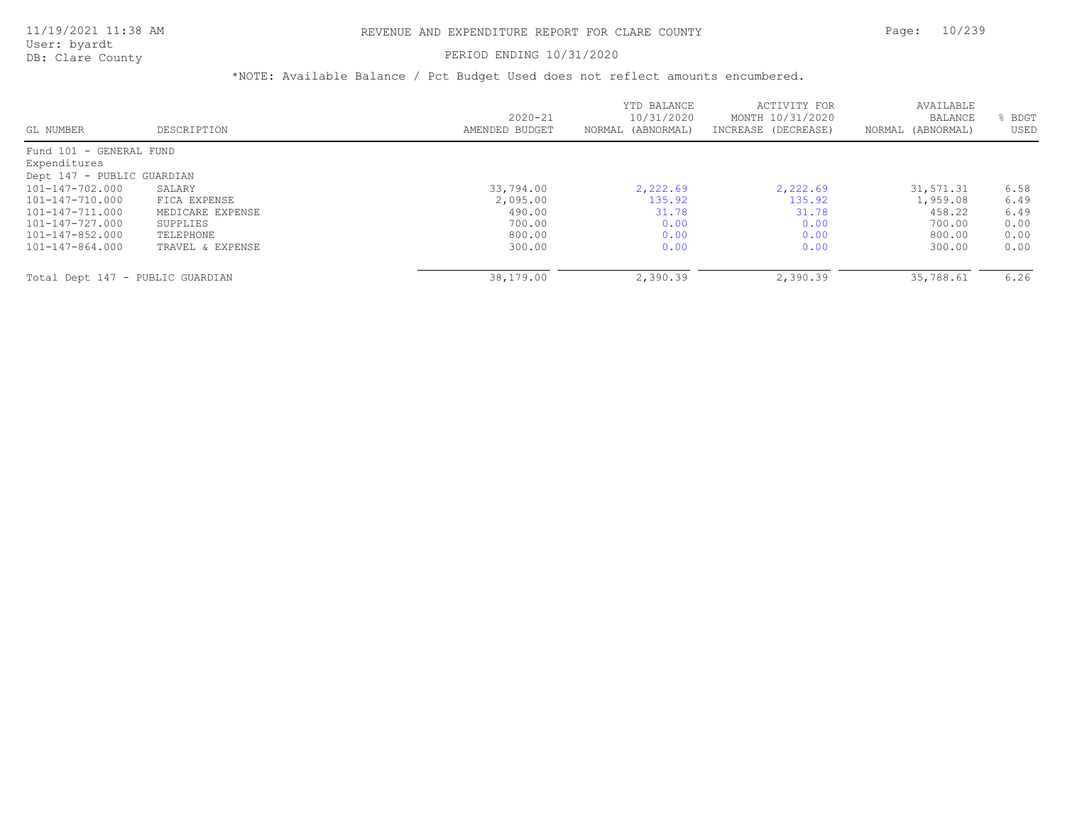# REVENUE AND EXPENDITURE REPORT FOR CLARE COUNTY

PERIOD ENDING 10/31/2020

*NOTE: Available Balance / Pct Budget Used does not reflect amounts encumbered.

| GL NUMBER | DESCRIPTION | 2020-21 AMENDED BUDGET | YTD BALANCE 10/31/2020 NORMAL (ABNORMAL) | ACTIVITY FOR MONTH 10/31/2020 INCREASE (DECREASE) | AVAILABLE BALANCE NORMAL (ABNORMAL) | % BDGT USED |
|---|---|---|---|---|---|---|
| Fund 101 - GENERAL FUND | | | | | | |
| Expenditures | | | | | | |
| Dept 147 - PUBLIC GUARDIAN | | | | | | |
| 101-147-702.000 | SALARY | 33,794.00 | 2,222.69 | 2,222.69 | 31,571.31 | 6.58 |
| 101-147-710.000 | FICA EXPENSE | 2,095.00 | 135.92 | 135.92 | 1,959.08 | 6.49 |
| 101-147-711.000 | MEDICARE EXPENSE | 490.00 | 31.78 | 31.78 | 458.22 | 6.49 |
| 101-147-727.000 | SUPPLIES | 700.00 | 0.00 | 0.00 | 700.00 | 0.00 |
| 101-147-852.000 | TELEPHONE | 800.00 | 0.00 | 0.00 | 800.00 | 0.00 |
| 101-147-864.000 | TRAVEL & EXPENSE | 300.00 | 0.00 | 0.00 | 300.00 | 0.00 |
| Total Dept 147 - PUBLIC GUARDIAN | | 38,179.00 | 2,390.39 | 2,390.39 | 35,788.61 | 6.26 |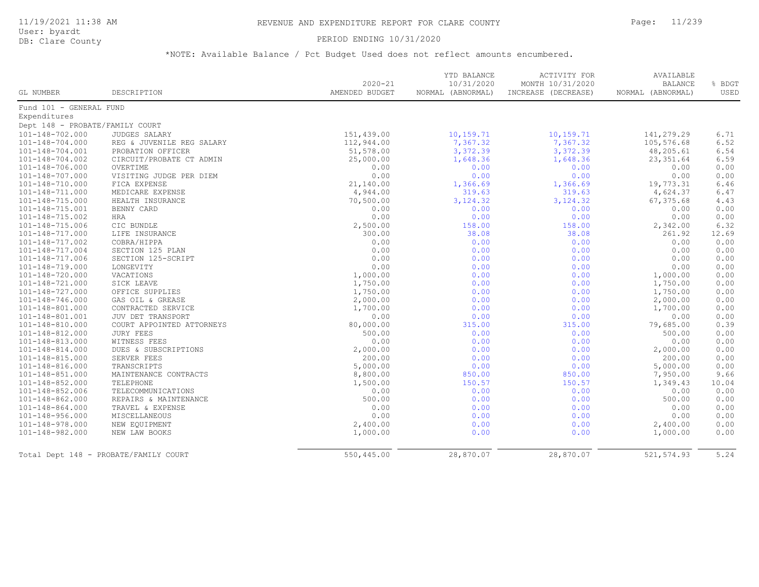# REVENUE AND EXPENDITURE REPORT FOR CLARE COUNTY

11/19/2021 11:38 AM
User: byardt
DB: Clare County

PERIOD ENDING 10/31/2020

*NOTE: Available Balance / Pct Budget Used does not reflect amounts encumbered.

| GL NUMBER | DESCRIPTION | 2020-21 AMENDED BUDGET | YTD BALANCE 10/31/2020 NORMAL (ABNORMAL) | ACTIVITY FOR MONTH 10/31/2020 INCREASE (DECREASE) | AVAILABLE BALANCE NORMAL (ABNORMAL) | % BDGT USED |
|---|---|---|---|---|---|---|
| Fund 101 - GENERAL FUND | | | | | | |
| Expenditures | | | | | | |
| Dept 148 - PROBATE/FAMILY COURT | | | | | | |
| 101-148-702.000 | JUDGES SALARY | 151,439.00 | 10,159.71 | 10,159.71 | 141,279.29 | 6.71 |
| 101-148-704.000 | REG & JUVENILE REG SALARY | 112,944.00 | 7,367.32 | 7,367.32 | 105,576.68 | 6.52 |
| 101-148-704.001 | PROBATION OFFICER | 51,578.00 | 3,372.39 | 3,372.39 | 48,205.61 | 6.54 |
| 101-148-704.002 | CIRCUIT/PROBATE CT ADMIN | 25,000.00 | 1,648.36 | 1,648.36 | 23,351.64 | 6.59 |
| 101-148-706.000 | OVERTIME | 0.00 | 0.00 | 0.00 | 0.00 | 0.00 |
| 101-148-707.000 | VISITING JUDGE PER DIEM | 0.00 | 0.00 | 0.00 | 0.00 | 0.00 |
| 101-148-710.000 | FICA EXPENSE | 21,140.00 | 1,366.69 | 1,366.69 | 19,773.31 | 6.46 |
| 101-148-711.000 | MEDICARE EXPENSE | 4,944.00 | 319.63 | 319.63 | 4,624.37 | 6.47 |
| 101-148-715.000 | HEALTH INSURANCE | 70,500.00 | 3,124.32 | 3,124.32 | 67,375.68 | 4.43 |
| 101-148-715.001 | BENNY CARD | 0.00 | 0.00 | 0.00 | 0.00 | 0.00 |
| 101-148-715.002 | HRA | 0.00 | 0.00 | 0.00 | 0.00 | 0.00 |
| 101-148-715.006 | CIC BUNDLE | 2,500.00 | 158.00 | 158.00 | 2,342.00 | 6.32 |
| 101-148-717.000 | LIFE INSURANCE | 300.00 | 38.08 | 38.08 | 261.92 | 12.69 |
| 101-148-717.002 | COBRA/HIPPA | 0.00 | 0.00 | 0.00 | 0.00 | 0.00 |
| 101-148-717.004 | SECTION 125 PLAN | 0.00 | 0.00 | 0.00 | 0.00 | 0.00 |
| 101-148-717.006 | SECTION 125-SCRIPT | 0.00 | 0.00 | 0.00 | 0.00 | 0.00 |
| 101-148-719.000 | LONGEVITY | 0.00 | 0.00 | 0.00 | 0.00 | 0.00 |
| 101-148-720.000 | VACATIONS | 1,000.00 | 0.00 | 0.00 | 1,000.00 | 0.00 |
| 101-148-721.000 | SICK LEAVE | 1,750.00 | 0.00 | 0.00 | 1,750.00 | 0.00 |
| 101-148-727.000 | OFFICE SUPPLIES | 1,750.00 | 0.00 | 0.00 | 1,750.00 | 0.00 |
| 101-148-746.000 | GAS OIL & GREASE | 2,000.00 | 0.00 | 0.00 | 2,000.00 | 0.00 |
| 101-148-801.000 | CONTRACTED SERVICE | 1,700.00 | 0.00 | 0.00 | 1,700.00 | 0.00 |
| 101-148-801.001 | JUV DET TRANSPORT | 0.00 | 0.00 | 0.00 | 0.00 | 0.00 |
| 101-148-810.000 | COURT APPOINTED ATTORNEYS | 80,000.00 | 315.00 | 315.00 | 79,685.00 | 0.39 |
| 101-148-812.000 | JURY FEES | 500.00 | 0.00 | 0.00 | 500.00 | 0.00 |
| 101-148-813.000 | WITNESS FEES | 0.00 | 0.00 | 0.00 | 0.00 | 0.00 |
| 101-148-814.000 | DUES & SUBSCRIPTIONS | 2,000.00 | 0.00 | 0.00 | 2,000.00 | 0.00 |
| 101-148-815.000 | SERVER FEES | 200.00 | 0.00 | 0.00 | 200.00 | 0.00 |
| 101-148-816.000 | TRANSCRIPTS | 5,000.00 | 0.00 | 0.00 | 5,000.00 | 0.00 |
| 101-148-851.000 | MAINTENANCE CONTRACTS | 8,800.00 | 850.00 | 850.00 | 7,950.00 | 9.66 |
| 101-148-852.000 | TELEPHONE | 1,500.00 | 150.57 | 150.57 | 1,349.43 | 10.04 |
| 101-148-852.006 | TELECOMMUNICATIONS | 0.00 | 0.00 | 0.00 | 0.00 | 0.00 |
| 101-148-862.000 | REPAIRS & MAINTENANCE | 500.00 | 0.00 | 0.00 | 500.00 | 0.00 |
| 101-148-864.000 | TRAVEL & EXPENSE | 0.00 | 0.00 | 0.00 | 0.00 | 0.00 |
| 101-148-956.000 | MISCELLANEOUS | 0.00 | 0.00 | 0.00 | 0.00 | 0.00 |
| 101-148-978.000 | NEW EQUIPMENT | 2,400.00 | 0.00 | 0.00 | 2,400.00 | 0.00 |
| 101-148-982.000 | NEW LAW BOOKS | 1,000.00 | 0.00 | 0.00 | 1,000.00 | 0.00 |
| Total Dept 148 - PROBATE/FAMILY COURT | | 550,445.00 | 28,870.07 | 28,870.07 | 521,574.93 | 5.24 |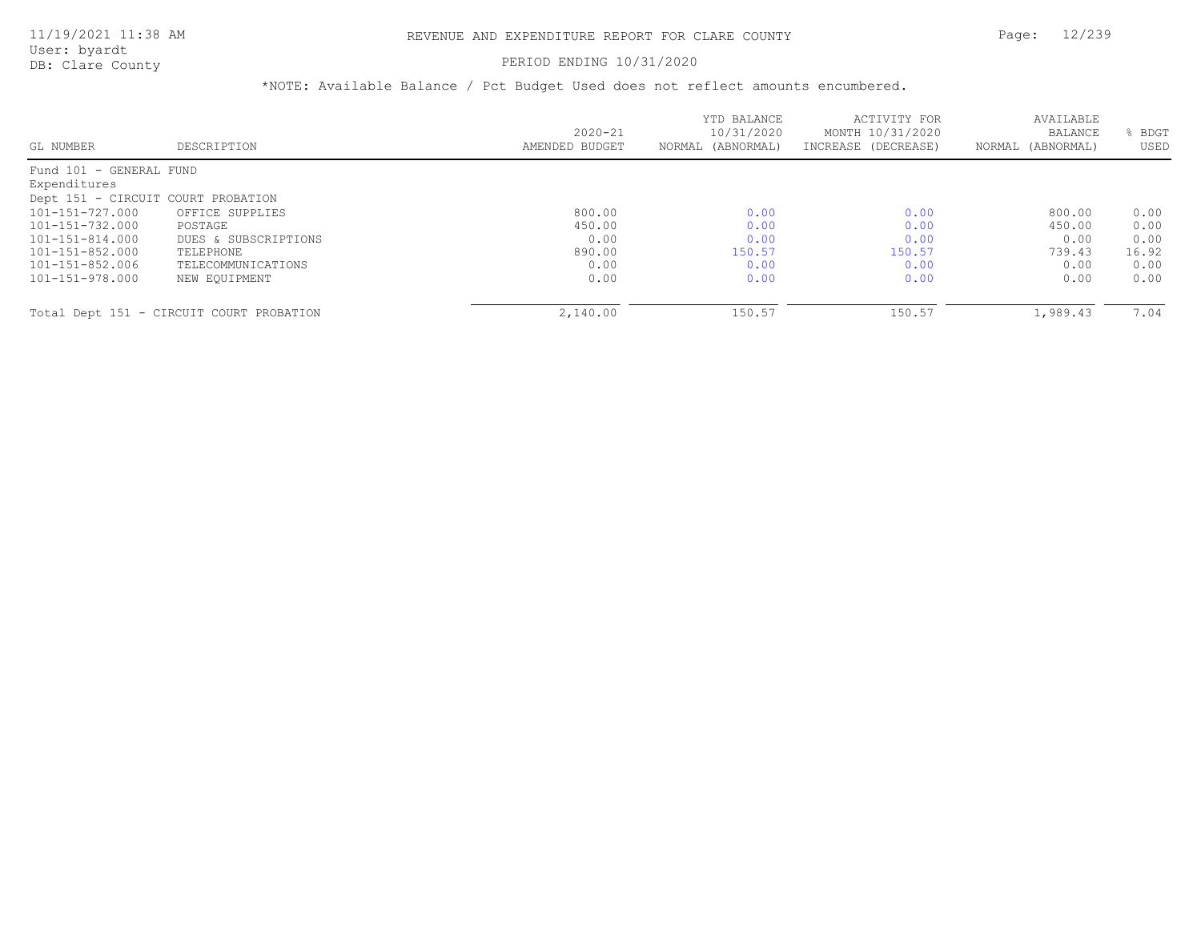# REVENUE AND EXPENDITURE REPORT FOR CLARE COUNTY

PERIOD ENDING 10/31/2020

*NOTE: Available Balance / Pct Budget Used does not reflect amounts encumbered.

| GL NUMBER | DESCRIPTION | 2020-21 AMENDED BUDGET | YTD BALANCE 10/31/2020 NORMAL (ABNORMAL) | ACTIVITY FOR MONTH 10/31/2020 INCREASE (DECREASE) | AVAILABLE BALANCE NORMAL (ABNORMAL) | % BDGT USED |
|---|---|---|---|---|---|---|
| Fund 101 - GENERAL FUND | | | | | | |
| Expenditures | | | | | | |
| Dept 151 - CIRCUIT COURT PROBATION | | | | | | |
| 101-151-727.000 | OFFICE SUPPLIES | 800.00 | 0.00 | 0.00 | 800.00 | 0.00 |
| 101-151-732.000 | POSTAGE | 450.00 | 0.00 | 0.00 | 450.00 | 0.00 |
| 101-151-814.000 | DUES & SUBSCRIPTIONS | 0.00 | 0.00 | 0.00 | 0.00 | 0.00 |
| 101-151-852.000 | TELEPHONE | 890.00 | 150.57 | 150.57 | 739.43 | 16.92 |
| 101-151-852.006 | TELECOMMUNICATIONS | 0.00 | 0.00 | 0.00 | 0.00 | 0.00 |
| 101-151-978.000 | NEW EQUIPMENT | 0.00 | 0.00 | 0.00 | 0.00 | 0.00 |
| Total Dept 151 - CIRCUIT COURT PROBATION | | 2,140.00 | 150.57 | 150.57 | 1,989.43 | 7.04 |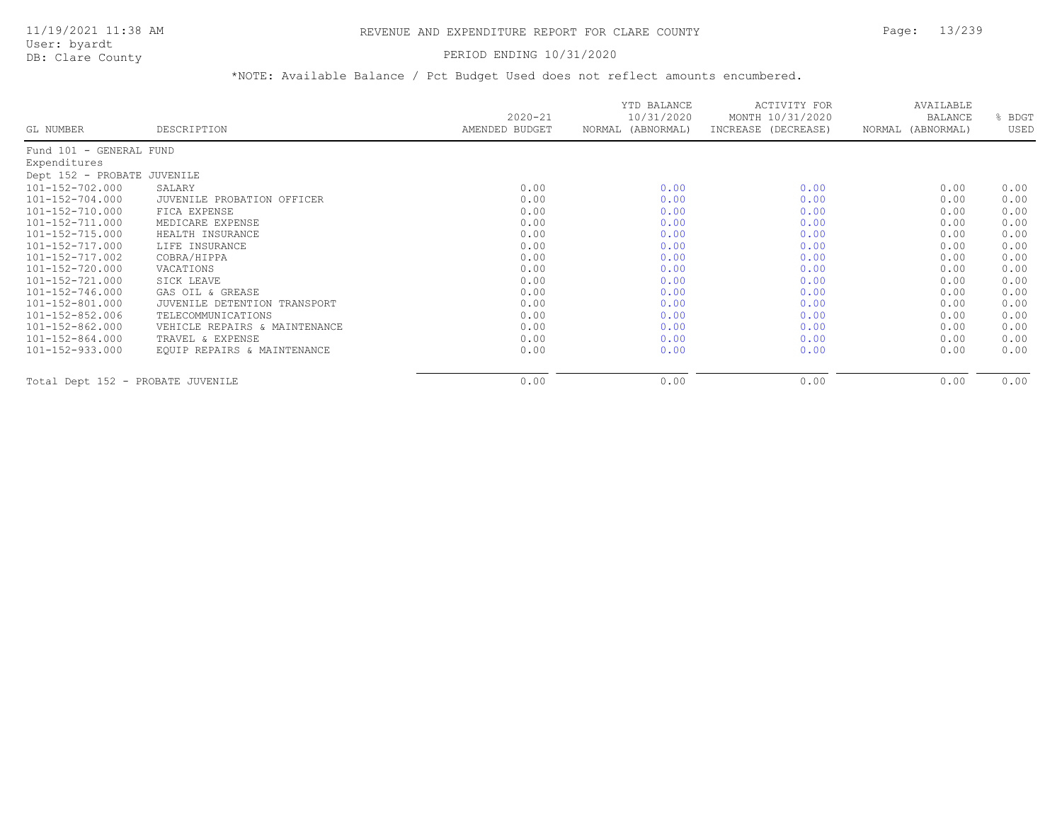# REVENUE AND EXPENDITURE REPORT FOR CLARE COUNTY

PERIOD ENDING 10/31/2020

*NOTE: Available Balance / Pct Budget Used does not reflect amounts encumbered.

| GL NUMBER | DESCRIPTION | 2020-21 AMENDED BUDGET | YTD BALANCE 10/31/2020 NORMAL (ABNORMAL) | ACTIVITY FOR MONTH 10/31/2020 INCREASE (DECREASE) | AVAILABLE BALANCE NORMAL (ABNORMAL) | % BDGT USED |
|---|---|---|---|---|---|---|
| Fund 101 - GENERAL FUND | | | | | | |
| Expenditures | | | | | | |
| Dept 152 - PROBATE JUVENILE | | | | | | |
| 101-152-702.000 | SALARY | 0.00 | 0.00 | 0.00 | 0.00 | 0.00 |
| 101-152-704.000 | JUVENILE PROBATION OFFICER | 0.00 | 0.00 | 0.00 | 0.00 | 0.00 |
| 101-152-710.000 | FICA EXPENSE | 0.00 | 0.00 | 0.00 | 0.00 | 0.00 |
| 101-152-711.000 | MEDICARE EXPENSE | 0.00 | 0.00 | 0.00 | 0.00 | 0.00 |
| 101-152-715.000 | HEALTH INSURANCE | 0.00 | 0.00 | 0.00 | 0.00 | 0.00 |
| 101-152-717.000 | LIFE INSURANCE | 0.00 | 0.00 | 0.00 | 0.00 | 0.00 |
| 101-152-717.002 | COBRA/HIPPA | 0.00 | 0.00 | 0.00 | 0.00 | 0.00 |
| 101-152-720.000 | VACATIONS | 0.00 | 0.00 | 0.00 | 0.00 | 0.00 |
| 101-152-721.000 | SICK LEAVE | 0.00 | 0.00 | 0.00 | 0.00 | 0.00 |
| 101-152-746.000 | GAS OIL & GREASE | 0.00 | 0.00 | 0.00 | 0.00 | 0.00 |
| 101-152-801.000 | JUVENILE DETENTION TRANSPORT | 0.00 | 0.00 | 0.00 | 0.00 | 0.00 |
| 101-152-852.006 | TELECOMMUNICATIONS | 0.00 | 0.00 | 0.00 | 0.00 | 0.00 |
| 101-152-862.000 | VEHICLE REPAIRS & MAINTENANCE | 0.00 | 0.00 | 0.00 | 0.00 | 0.00 |
| 101-152-864.000 | TRAVEL & EXPENSE | 0.00 | 0.00 | 0.00 | 0.00 | 0.00 |
| 101-152-933.000 | EQUIP REPAIRS & MAINTENANCE | 0.00 | 0.00 | 0.00 | 0.00 | 0.00 |
| Total Dept 152 - PROBATE JUVENILE | | 0.00 | 0.00 | 0.00 | 0.00 | 0.00 |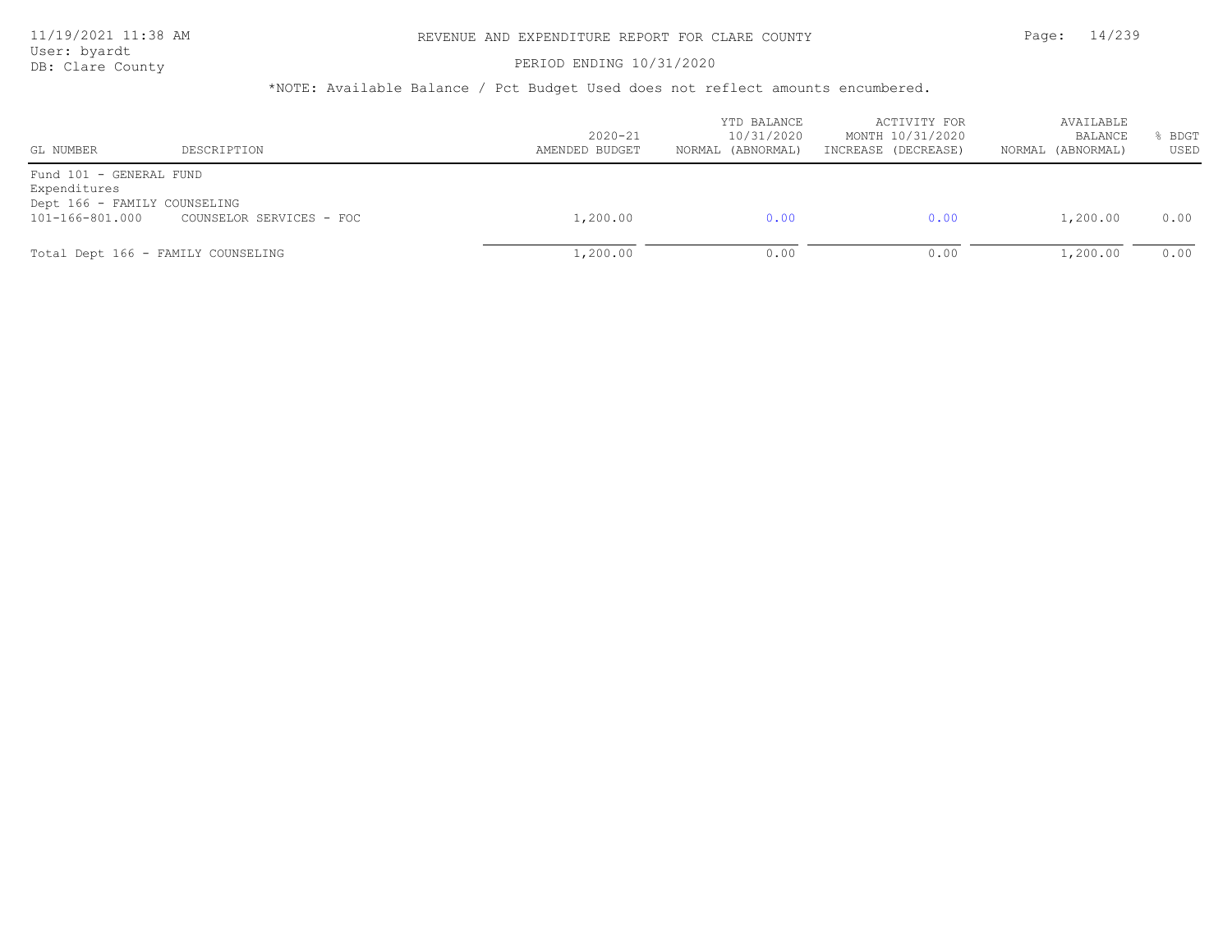# REVENUE AND EXPENDITURE REPORT FOR CLARE COUNTY

PERIOD ENDING 10/31/2020

*NOTE: Available Balance / Pct Budget Used does not reflect amounts encumbered.

| GL NUMBER | DESCRIPTION | 2020-21 AMENDED BUDGET | YTD BALANCE 10/31/2020 NORMAL (ABNORMAL) | ACTIVITY FOR MONTH 10/31/2020 INCREASE (DECREASE) | AVAILABLE BALANCE NORMAL (ABNORMAL) | % BDGT USED |
|---|---|---|---|---|---|---|
| Fund 101 - GENERAL FUND | | | | | | |
| Expenditures | | | | | | |
| Dept 166 - FAMILY COUNSELING | | | | | | |
| 101-166-801.000 | COUNSELOR SERVICES - FOC | 1,200.00 | 0.00 | 0.00 | 1,200.00 | 0.00 |
| Total Dept 166 - FAMILY COUNSELING | | 1,200.00 | 0.00 | 0.00 | 1,200.00 | 0.00 |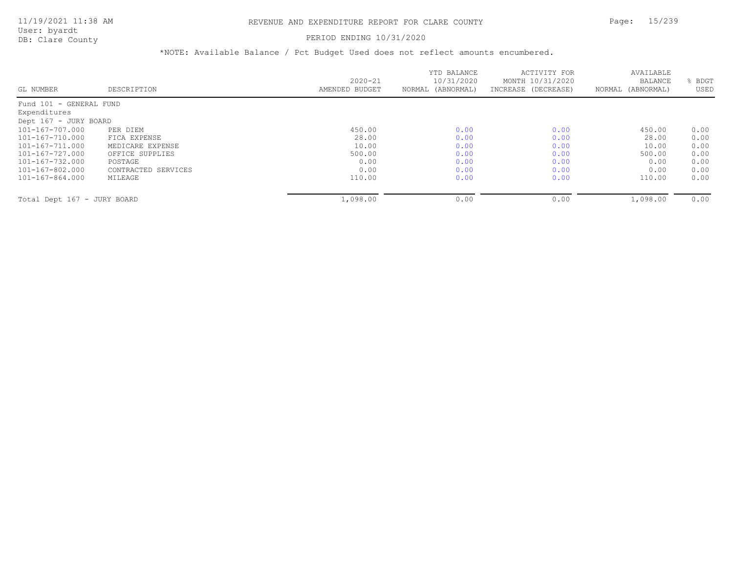# REVENUE AND EXPENDITURE REPORT FOR CLARE COUNTY

PERIOD ENDING 10/31/2020

*NOTE: Available Balance / Pct Budget Used does not reflect amounts encumbered.

| GL NUMBER | DESCRIPTION | 2020-21 AMENDED BUDGET | YTD BALANCE 10/31/2020 NORMAL (ABNORMAL) | ACTIVITY FOR MONTH 10/31/2020 INCREASE (DECREASE) | AVAILABLE BALANCE NORMAL (ABNORMAL) | % BDGT USED |
|---|---|---|---|---|---|---|
| Fund 101 - GENERAL FUND | | | | | | |
| Expenditures | | | | | | |
| Dept 167 - JURY BOARD | | | | | | |
| 101-167-707.000 | PER DIEM | 450.00 | 0.00 | 0.00 | 450.00 | 0.00 |
| 101-167-710.000 | FICA EXPENSE | 28.00 | 0.00 | 0.00 | 28.00 | 0.00 |
| 101-167-711.000 | MEDICARE EXPENSE | 10.00 | 0.00 | 0.00 | 10.00 | 0.00 |
| 101-167-727.000 | OFFICE SUPPLIES | 500.00 | 0.00 | 0.00 | 500.00 | 0.00 |
| 101-167-732.000 | POSTAGE | 0.00 | 0.00 | 0.00 | 0.00 | 0.00 |
| 101-167-802.000 | CONTRACTED SERVICES | 0.00 | 0.00 | 0.00 | 0.00 | 0.00 |
| 101-167-864.000 | MILEAGE | 110.00 | 0.00 | 0.00 | 110.00 | 0.00 |
| Total Dept 167 - JURY BOARD | | 1,098.00 | 0.00 | 0.00 | 1,098.00 | 0.00 |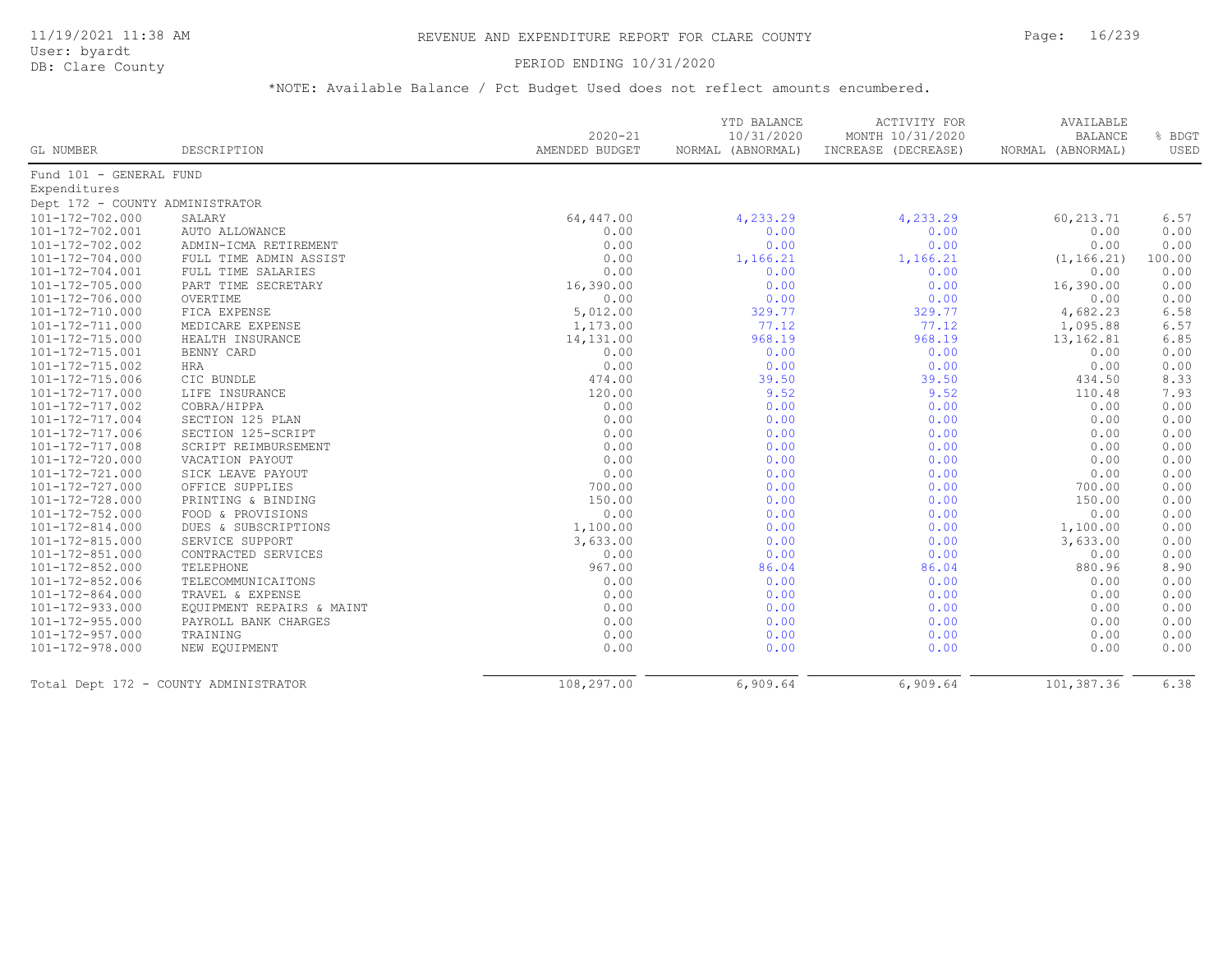# REVENUE AND EXPENDITURE REPORT FOR CLARE COUNTY

11/19/2021 11:38 AM
User: byardt
DB: Clare County

PERIOD ENDING 10/31/2020

*NOTE: Available Balance / Pct Budget Used does not reflect amounts encumbered.

| GL NUMBER | DESCRIPTION | 2020-21 AMENDED BUDGET | YTD BALANCE 10/31/2020 NORMAL (ABNORMAL) | ACTIVITY FOR MONTH 10/31/2020 INCREASE (DECREASE) | AVAILABLE BALANCE NORMAL (ABNORMAL) | % BDGT USED |
|---|---|---|---|---|---|---|
| Fund 101 - GENERAL FUND | | | | | | |
| Expenditures | | | | | | |
| Dept 172 - COUNTY ADMINISTRATOR | | | | | | |
| 101-172-702.000 | SALARY | 64,447.00 | 4,233.29 | 4,233.29 | 60,213.71 | 6.57 |
| 101-172-702.001 | AUTO ALLOWANCE | 0.00 | 0.00 | 0.00 | 0.00 | 0.00 |
| 101-172-702.002 | ADMIN-ICMA RETIREMENT | 0.00 | 0.00 | 0.00 | 0.00 | 0.00 |
| 101-172-704.000 | FULL TIME ADMIN ASSIST | 0.00 | 1,166.21 | 1,166.21 | (1,166.21) | 100.00 |
| 101-172-704.001 | FULL TIME SALARIES | 0.00 | 0.00 | 0.00 | 0.00 | 0.00 |
| 101-172-705.000 | PART TIME SECRETARY | 16,390.00 | 0.00 | 0.00 | 16,390.00 | 0.00 |
| 101-172-706.000 | OVERTIME | 0.00 | 0.00 | 0.00 | 0.00 | 0.00 |
| 101-172-710.000 | FICA EXPENSE | 5,012.00 | 329.77 | 329.77 | 4,682.23 | 6.58 |
| 101-172-711.000 | MEDICARE EXPENSE | 1,173.00 | 77.12 | 77.12 | 1,095.88 | 6.57 |
| 101-172-715.000 | HEALTH INSURANCE | 14,131.00 | 968.19 | 968.19 | 13,162.81 | 6.85 |
| 101-172-715.001 | BENNY CARD | 0.00 | 0.00 | 0.00 | 0.00 | 0.00 |
| 101-172-715.002 | HRA | 0.00 | 0.00 | 0.00 | 0.00 | 0.00 |
| 101-172-715.006 | CIC BUNDLE | 474.00 | 39.50 | 39.50 | 434.50 | 8.33 |
| 101-172-717.000 | LIFE INSURANCE | 120.00 | 9.52 | 9.52 | 110.48 | 7.93 |
| 101-172-717.002 | COBRA/HIPPA | 0.00 | 0.00 | 0.00 | 0.00 | 0.00 |
| 101-172-717.004 | SECTION 125 PLAN | 0.00 | 0.00 | 0.00 | 0.00 | 0.00 |
| 101-172-717.006 | SECTION 125-SCRIPT | 0.00 | 0.00 | 0.00 | 0.00 | 0.00 |
| 101-172-717.008 | SCRIPT REIMBURSEMENT | 0.00 | 0.00 | 0.00 | 0.00 | 0.00 |
| 101-172-720.000 | VACATION PAYOUT | 0.00 | 0.00 | 0.00 | 0.00 | 0.00 |
| 101-172-721.000 | SICK LEAVE PAYOUT | 0.00 | 0.00 | 0.00 | 0.00 | 0.00 |
| 101-172-727.000 | OFFICE SUPPLIES | 700.00 | 0.00 | 0.00 | 700.00 | 0.00 |
| 101-172-728.000 | PRINTING & BINDING | 150.00 | 0.00 | 0.00 | 150.00 | 0.00 |
| 101-172-752.000 | FOOD & PROVISIONS | 0.00 | 0.00 | 0.00 | 0.00 | 0.00 |
| 101-172-814.000 | DUES & SUBSCRIPTIONS | 1,100.00 | 0.00 | 0.00 | 1,100.00 | 0.00 |
| 101-172-815.000 | SERVICE SUPPORT | 3,633.00 | 0.00 | 0.00 | 3,633.00 | 0.00 |
| 101-172-851.000 | CONTRACTED SERVICES | 0.00 | 0.00 | 0.00 | 0.00 | 0.00 |
| 101-172-852.000 | TELEPHONE | 967.00 | 86.04 | 86.04 | 880.96 | 8.90 |
| 101-172-852.006 | TELECOMMUNICAITONS | 0.00 | 0.00 | 0.00 | 0.00 | 0.00 |
| 101-172-864.000 | TRAVEL & EXPENSE | 0.00 | 0.00 | 0.00 | 0.00 | 0.00 |
| 101-172-933.000 | EQUIPMENT REPAIRS & MAINT | 0.00 | 0.00 | 0.00 | 0.00 | 0.00 |
| 101-172-955.000 | PAYROLL BANK CHARGES | 0.00 | 0.00 | 0.00 | 0.00 | 0.00 |
| 101-172-957.000 | TRAINING | 0.00 | 0.00 | 0.00 | 0.00 | 0.00 |
| 101-172-978.000 | NEW EQUIPMENT | 0.00 | 0.00 | 0.00 | 0.00 | 0.00 |
| Total Dept 172 - COUNTY ADMINISTRATOR | | 108,297.00 | 6,909.64 | 6,909.64 | 101,387.36 | 6.38 |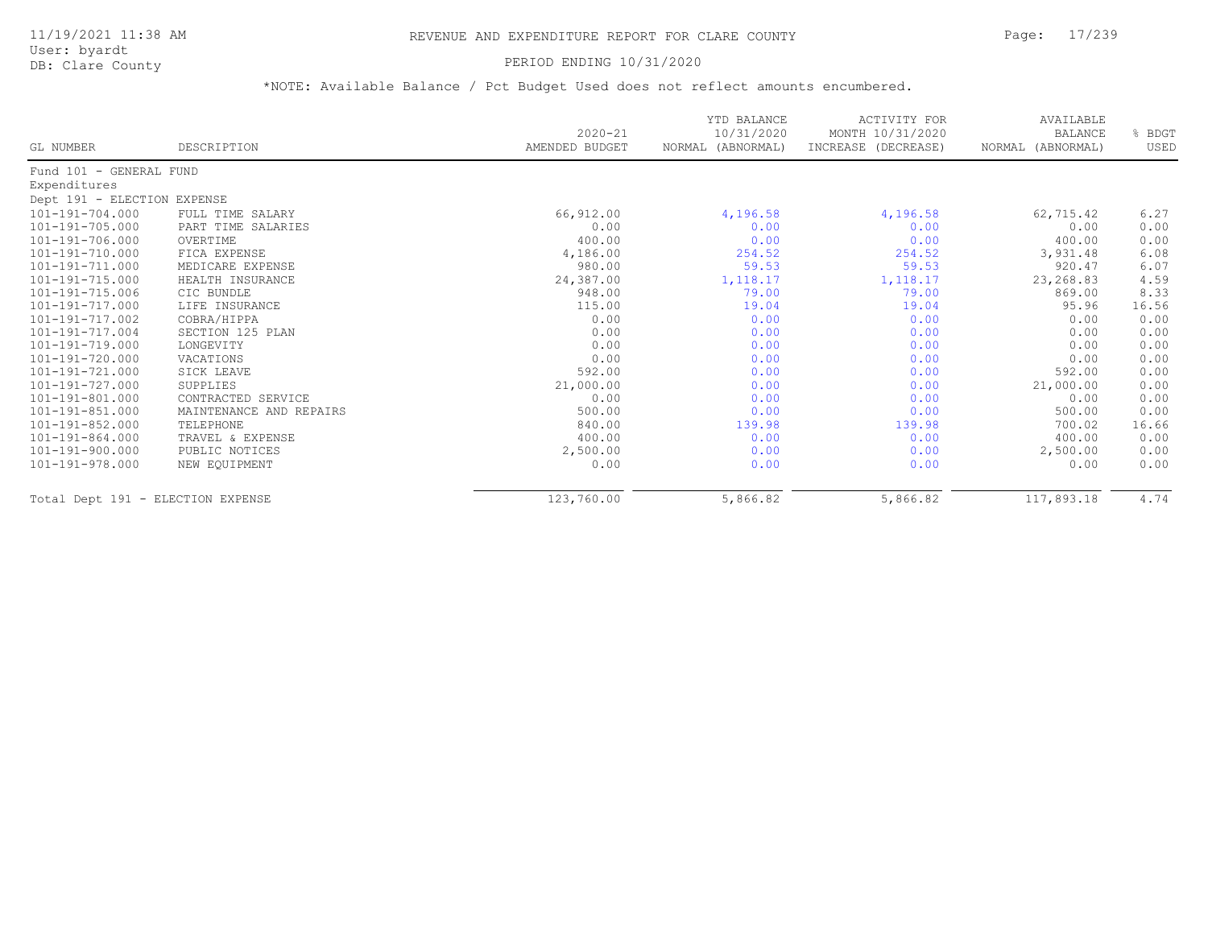# REVENUE AND EXPENDITURE REPORT FOR CLARE COUNTY

11/19/2021 11:38 AM
User: byardt
DB: Clare County

PERIOD ENDING 10/31/2020

*NOTE: Available Balance / Pct Budget Used does not reflect amounts encumbered.

| GL NUMBER | DESCRIPTION | 2020-21 AMENDED BUDGET | YTD BALANCE 10/31/2020 NORMAL (ABNORMAL) | ACTIVITY FOR MONTH 10/31/2020 INCREASE (DECREASE) | AVAILABLE BALANCE NORMAL (ABNORMAL) | % BDGT USED |
|---|---|---|---|---|---|---|
| Fund 101 - GENERAL FUND | | | | | | |
| Expenditures | | | | | | |
| Dept 191 - ELECTION EXPENSE | | | | | | |
| 101-191-704.000 | FULL TIME SALARY | 66,912.00 | 4,196.58 | 4,196.58 | 62,715.42 | 6.27 |
| 101-191-705.000 | PART TIME SALARIES | 0.00 | 0.00 | 0.00 | 0.00 | 0.00 |
| 101-191-706.000 | OVERTIME | 400.00 | 0.00 | 0.00 | 400.00 | 0.00 |
| 101-191-710.000 | FICA EXPENSE | 4,186.00 | 254.52 | 254.52 | 3,931.48 | 6.08 |
| 101-191-711.000 | MEDICARE EXPENSE | 980.00 | 59.53 | 59.53 | 920.47 | 6.07 |
| 101-191-715.000 | HEALTH INSURANCE | 24,387.00 | 1,118.17 | 1,118.17 | 23,268.83 | 4.59 |
| 101-191-715.006 | CIC BUNDLE | 948.00 | 79.00 | 79.00 | 869.00 | 8.33 |
| 101-191-717.000 | LIFE INSURANCE | 115.00 | 19.04 | 19.04 | 95.96 | 16.56 |
| 101-191-717.002 | COBRA/HIPPA | 0.00 | 0.00 | 0.00 | 0.00 | 0.00 |
| 101-191-717.004 | SECTION 125 PLAN | 0.00 | 0.00 | 0.00 | 0.00 | 0.00 |
| 101-191-719.000 | LONGEVITY | 0.00 | 0.00 | 0.00 | 0.00 | 0.00 |
| 101-191-720.000 | VACATIONS | 0.00 | 0.00 | 0.00 | 0.00 | 0.00 |
| 101-191-721.000 | SICK LEAVE | 592.00 | 0.00 | 0.00 | 592.00 | 0.00 |
| 101-191-727.000 | SUPPLIES | 21,000.00 | 0.00 | 0.00 | 21,000.00 | 0.00 |
| 101-191-801.000 | CONTRACTED SERVICE | 0.00 | 0.00 | 0.00 | 0.00 | 0.00 |
| 101-191-851.000 | MAINTENANCE AND REPAIRS | 500.00 | 0.00 | 0.00 | 500.00 | 0.00 |
| 101-191-852.000 | TELEPHONE | 840.00 | 139.98 | 139.98 | 700.02 | 16.66 |
| 101-191-864.000 | TRAVEL & EXPENSE | 400.00 | 0.00 | 0.00 | 400.00 | 0.00 |
| 101-191-900.000 | PUBLIC NOTICES | 2,500.00 | 0.00 | 0.00 | 2,500.00 | 0.00 |
| 101-191-978.000 | NEW EQUIPMENT | 0.00 | 0.00 | 0.00 | 0.00 | 0.00 |
| Total Dept 191 - ELECTION EXPENSE | | 123,760.00 | 5,866.82 | 5,866.82 | 117,893.18 | 4.74 |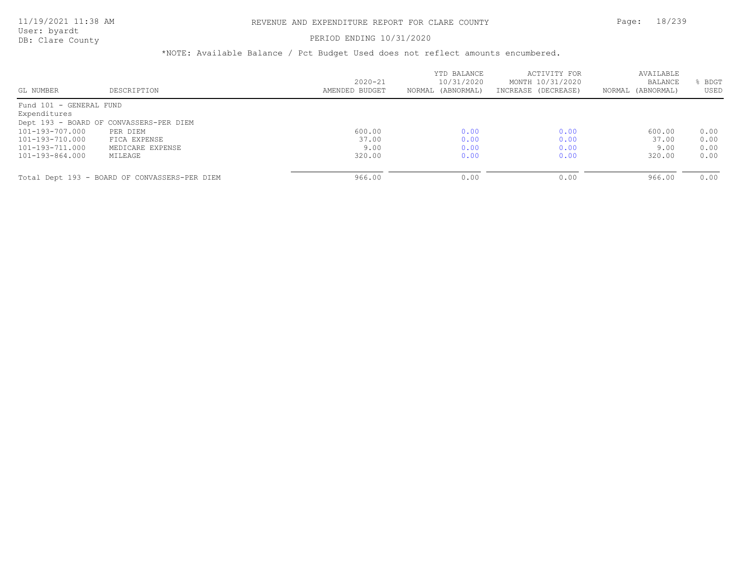# REVENUE AND EXPENDITURE REPORT FOR CLARE COUNTY

PERIOD ENDING 10/31/2020

*NOTE: Available Balance / Pct Budget Used does not reflect amounts encumbered.

| GL NUMBER | DESCRIPTION | 2020-21 AMENDED BUDGET | YTD BALANCE 10/31/2020 NORMAL (ABNORMAL) | ACTIVITY FOR MONTH 10/31/2020 INCREASE (DECREASE) | AVAILABLE BALANCE NORMAL (ABNORMAL) | % BDGT USED |
|---|---|---|---|---|---|---|
| Fund 101 - GENERAL FUND | | | | | | |
| Expenditures | | | | | | |
| Dept 193 - BOARD OF CONVASSERS-PER DIEM | | | | | | |
| 101-193-707.000 | PER DIEM | 600.00 | 0.00 | 0.00 | 600.00 | 0.00 |
| 101-193-710.000 | FICA EXPENSE | 37.00 | 0.00 | 0.00 | 37.00 | 0.00 |
| 101-193-711.000 | MEDICARE EXPENSE | 9.00 | 0.00 | 0.00 | 9.00 | 0.00 |
| 101-193-864.000 | MILEAGE | 320.00 | 0.00 | 0.00 | 320.00 | 0.00 |
| Total Dept 193 - BOARD OF CONVASSERS-PER DIEM | | 966.00 | 0.00 | 0.00 | 966.00 | 0.00 |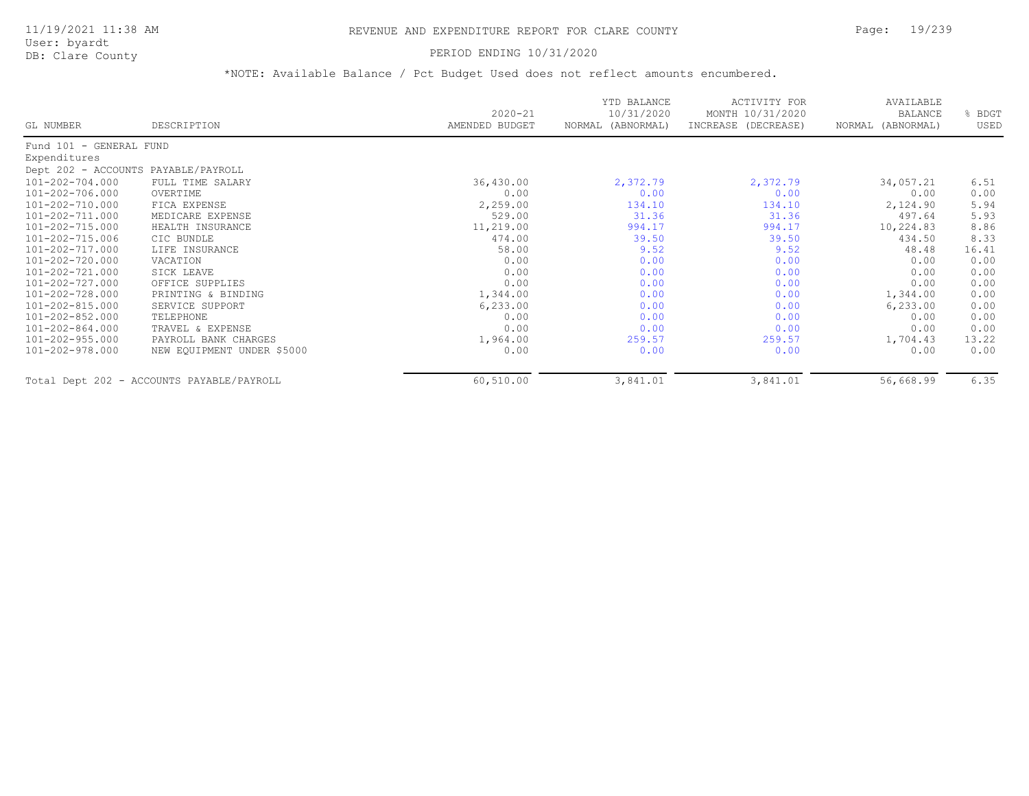# REVENUE AND EXPENDITURE REPORT FOR CLARE COUNTY

PERIOD ENDING 10/31/2020

*NOTE: Available Balance / Pct Budget Used does not reflect amounts encumbered.

| GL NUMBER | DESCRIPTION | 2020-21 AMENDED BUDGET | YTD BALANCE 10/31/2020 NORMAL (ABNORMAL) | ACTIVITY FOR MONTH 10/31/2020 INCREASE (DECREASE) | AVAILABLE BALANCE NORMAL (ABNORMAL) | % BDGT USED |
|---|---|---|---|---|---|---|
| Fund 101 - GENERAL FUND | | | | | | |
| Expenditures | | | | | | |
| Dept 202 - ACCOUNTS PAYABLE/PAYROLL | | | | | | |
| 101-202-704.000 | FULL TIME SALARY | 36,430.00 | 2,372.79 | 2,372.79 | 34,057.21 | 6.51 |
| 101-202-706.000 | OVERTIME | 0.00 | 0.00 | 0.00 | 0.00 | 0.00 |
| 101-202-710.000 | FICA EXPENSE | 2,259.00 | 134.10 | 134.10 | 2,124.90 | 5.94 |
| 101-202-711.000 | MEDICARE EXPENSE | 529.00 | 31.36 | 31.36 | 497.64 | 5.93 |
| 101-202-715.000 | HEALTH INSURANCE | 11,219.00 | 994.17 | 994.17 | 10,224.83 | 8.86 |
| 101-202-715.006 | CIC BUNDLE | 474.00 | 39.50 | 39.50 | 434.50 | 8.33 |
| 101-202-717.000 | LIFE INSURANCE | 58.00 | 9.52 | 9.52 | 48.48 | 16.41 |
| 101-202-720.000 | VACATION | 0.00 | 0.00 | 0.00 | 0.00 | 0.00 |
| 101-202-721.000 | SICK LEAVE | 0.00 | 0.00 | 0.00 | 0.00 | 0.00 |
| 101-202-727.000 | OFFICE SUPPLIES | 0.00 | 0.00 | 0.00 | 0.00 | 0.00 |
| 101-202-728.000 | PRINTING & BINDING | 1,344.00 | 0.00 | 0.00 | 1,344.00 | 0.00 |
| 101-202-815.000 | SERVICE SUPPORT | 6,233.00 | 0.00 | 0.00 | 6,233.00 | 0.00 |
| 101-202-852.000 | TELEPHONE | 0.00 | 0.00 | 0.00 | 0.00 | 0.00 |
| 101-202-864.000 | TRAVEL & EXPENSE | 0.00 | 0.00 | 0.00 | 0.00 | 0.00 |
| 101-202-955.000 | PAYROLL BANK CHARGES | 1,964.00 | 259.57 | 259.57 | 1,704.43 | 13.22 |
| 101-202-978.000 | NEW EQUIPMENT UNDER $5000 | 0.00 | 0.00 | 0.00 | 0.00 | 0.00 |
| Total Dept 202 - ACCOUNTS PAYABLE/PAYROLL | | 60,510.00 | 3,841.01 | 3,841.01 | 56,668.99 | 6.35 |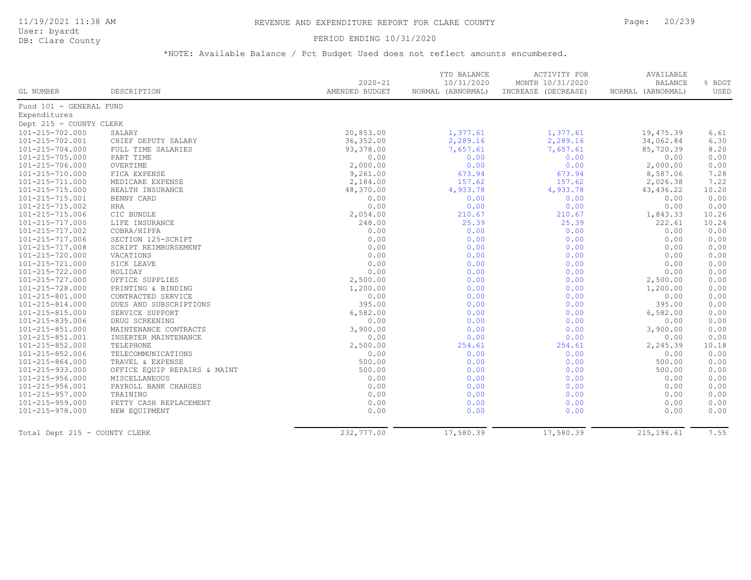REVENUE AND EXPENDITURE REPORT FOR CLARE COUNTY

PERIOD ENDING 10/31/2020

*NOTE: Available Balance / Pct Budget Used does not reflect amounts encumbered.

| GL NUMBER | DESCRIPTION | 2020-21 AMENDED BUDGET | YTD BALANCE 10/31/2020 NORMAL (ABNORMAL) | ACTIVITY FOR MONTH 10/31/2020 INCREASE (DECREASE) | AVAILABLE BALANCE NORMAL (ABNORMAL) | % BDGT USED |
|---|---|---|---|---|---|---|
| Fund 101 - GENERAL FUND | | | | | | |
| Expenditures | | | | | | |
| Dept 215 - COUNTY CLERK | | | | | | |
| 101-215-702.000 | SALARY | 20,853.00 | 1,377.61 | 1,377.61 | 19,475.39 | 6.61 |
| 101-215-702.001 | CHIEF DEPUTY SALARY | 36,352.00 | 2,289.16 | 2,289.16 | 34,062.84 | 6.30 |
| 101-215-704.000 | FULL TIME SALARIES | 93,378.00 | 7,657.61 | 7,657.61 | 85,720.39 | 8.20 |
| 101-215-705.000 | PART TIME | 0.00 | 0.00 | 0.00 | 0.00 | 0.00 |
| 101-215-706.000 | OVERTIME | 2,000.00 | 0.00 | 0.00 | 2,000.00 | 0.00 |
| 101-215-710.000 | FICA EXPENSE | 9,261.00 | 673.94 | 673.94 | 8,587.06 | 7.28 |
| 101-215-711.000 | MEDICARE EXPENSE | 2,184.00 | 157.62 | 157.62 | 2,026.38 | 7.22 |
| 101-215-715.000 | HEALTH INSURANCE | 48,370.00 | 4,933.78 | 4,933.78 | 43,436.22 | 10.20 |
| 101-215-715.001 | BENNY CARD | 0.00 | 0.00 | 0.00 | 0.00 | 0.00 |
| 101-215-715.002 | HRA | 0.00 | 0.00 | 0.00 | 0.00 | 0.00 |
| 101-215-715.006 | CIC BUNDLE | 2,054.00 | 210.67 | 210.67 | 1,843.33 | 10.26 |
| 101-215-717.000 | LIFE INSURANCE | 248.00 | 25.39 | 25.39 | 222.61 | 10.24 |
| 101-215-717.002 | COBRA/HIPPA | 0.00 | 0.00 | 0.00 | 0.00 | 0.00 |
| 101-215-717.006 | SECTION 125-SCRIPT | 0.00 | 0.00 | 0.00 | 0.00 | 0.00 |
| 101-215-717.008 | SCRIPT REIMBURSEMENT | 0.00 | 0.00 | 0.00 | 0.00 | 0.00 |
| 101-215-720.000 | VACATIONS | 0.00 | 0.00 | 0.00 | 0.00 | 0.00 |
| 101-215-721.000 | SICK LEAVE | 0.00 | 0.00 | 0.00 | 0.00 | 0.00 |
| 101-215-722.000 | HOLIDAY | 0.00 | 0.00 | 0.00 | 0.00 | 0.00 |
| 101-215-727.000 | OFFICE SUPPLIES | 2,500.00 | 0.00 | 0.00 | 2,500.00 | 0.00 |
| 101-215-728.000 | PRINTING & BINDING | 1,200.00 | 0.00 | 0.00 | 1,200.00 | 0.00 |
| 101-215-801.000 | CONTRACTED SERVICE | 0.00 | 0.00 | 0.00 | 0.00 | 0.00 |
| 101-215-814.000 | DUES AND SUBSCRIPTIONS | 395.00 | 0.00 | 0.00 | 395.00 | 0.00 |
| 101-215-815.000 | SERVICE SUPPORT | 6,582.00 | 0.00 | 0.00 | 6,582.00 | 0.00 |
| 101-215-835.006 | DRUG SCREENING | 0.00 | 0.00 | 0.00 | 0.00 | 0.00 |
| 101-215-851.000 | MAINTENANCE CONTRACTS | 3,900.00 | 0.00 | 0.00 | 3,900.00 | 0.00 |
| 101-215-851.001 | INSERTER MAINTENANCE | 0.00 | 0.00 | 0.00 | 0.00 | 0.00 |
| 101-215-852.000 | TELEPHONE | 2,500.00 | 254.61 | 254.61 | 2,245.39 | 10.18 |
| 101-215-852.006 | TELECOMMUNICATIONS | 0.00 | 0.00 | 0.00 | 0.00 | 0.00 |
| 101-215-864.000 | TRAVEL & EXPENSE | 500.00 | 0.00 | 0.00 | 500.00 | 0.00 |
| 101-215-933.000 | OFFICE EQUIP REPAIRS & MAINT | 500.00 | 0.00 | 0.00 | 500.00 | 0.00 |
| 101-215-956.000 | MISCELLANEOUS | 0.00 | 0.00 | 0.00 | 0.00 | 0.00 |
| 101-215-956.001 | PAYROLL BANK CHARGES | 0.00 | 0.00 | 0.00 | 0.00 | 0.00 |
| 101-215-957.000 | TRAINING | 0.00 | 0.00 | 0.00 | 0.00 | 0.00 |
| 101-215-959.000 | PETTY CASH REPLACEMENT | 0.00 | 0.00 | 0.00 | 0.00 | 0.00 |
| 101-215-978.000 | NEW EQUIPMENT | 0.00 | 0.00 | 0.00 | 0.00 | 0.00 |
| Total Dept 215 - COUNTY CLERK | | 232,777.00 | 17,580.39 | 17,580.39 | 215,196.61 | 7.55 |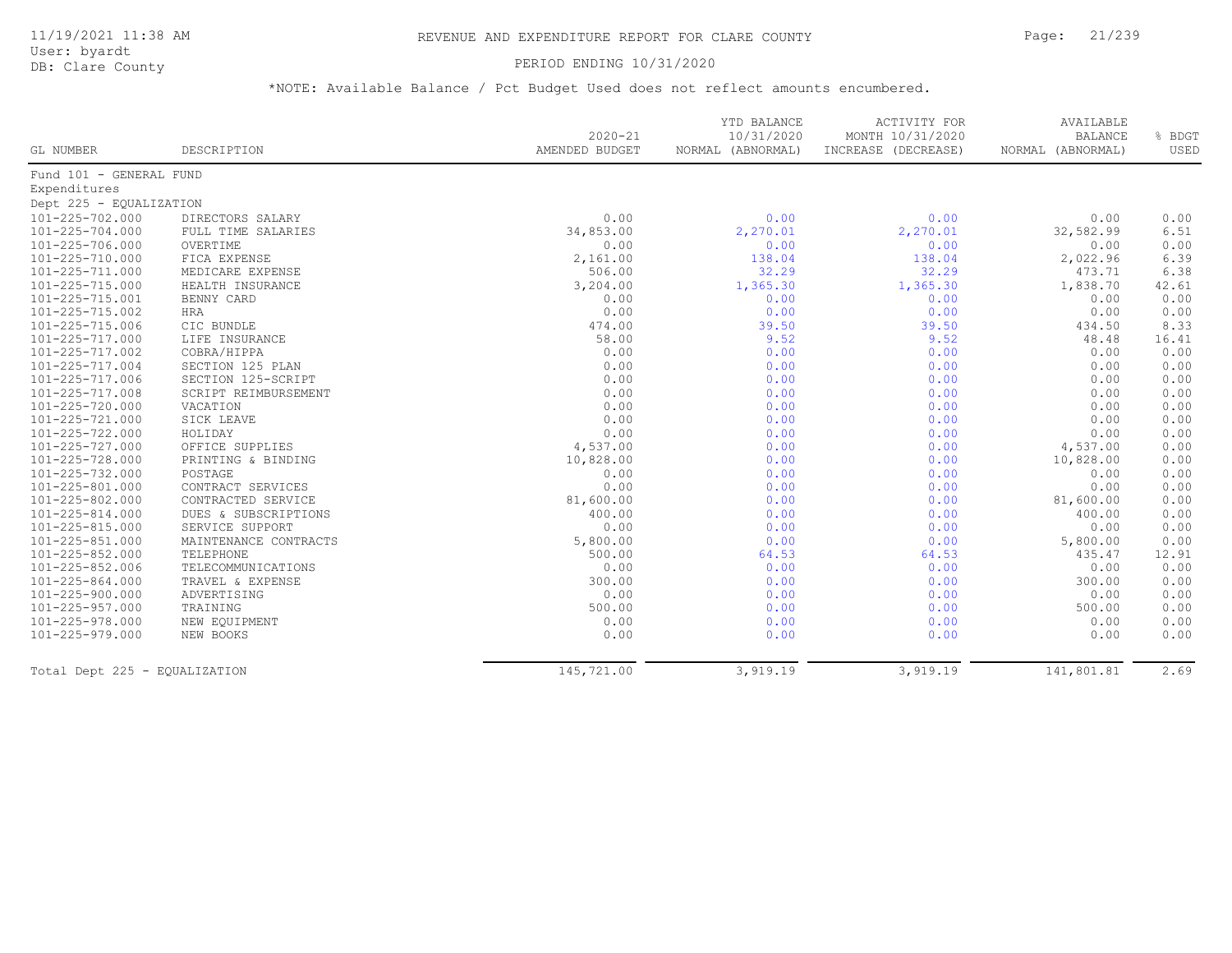# REVENUE AND EXPENDITURE REPORT FOR CLARE COUNTY

PERIOD ENDING 10/31/2020

*NOTE: Available Balance / Pct Budget Used does not reflect amounts encumbered.

| GL NUMBER | DESCRIPTION | 2020-21 AMENDED BUDGET | YTD BALANCE 10/31/2020 NORMAL (ABNORMAL) | ACTIVITY FOR MONTH 10/31/2020 INCREASE (DECREASE) | AVAILABLE BALANCE NORMAL (ABNORMAL) | % BDGT USED |
|---|---|---|---|---|---|---|
| Fund 101 - GENERAL FUND | | | | | | |
| Expenditures | | | | | | |
| Dept 225 - EQUALIZATION | | | | | | |
| 101-225-702.000 | DIRECTORS SALARY | 0.00 | 0.00 | 0.00 | 0.00 | 0.00 |
| 101-225-704.000 | FULL TIME SALARIES | 34,853.00 | 2,270.01 | 2,270.01 | 32,582.99 | 6.51 |
| 101-225-706.000 | OVERTIME | 0.00 | 0.00 | 0.00 | 0.00 | 0.00 |
| 101-225-710.000 | FICA EXPENSE | 2,161.00 | 138.04 | 138.04 | 2,022.96 | 6.39 |
| 101-225-711.000 | MEDICARE EXPENSE | 506.00 | 32.29 | 32.29 | 473.71 | 6.38 |
| 101-225-715.000 | HEALTH INSURANCE | 3,204.00 | 1,365.30 | 1,365.30 | 1,838.70 | 42.61 |
| 101-225-715.001 | BENNY CARD | 0.00 | 0.00 | 0.00 | 0.00 | 0.00 |
| 101-225-715.002 | HRA | 0.00 | 0.00 | 0.00 | 0.00 | 0.00 |
| 101-225-715.006 | CIC BUNDLE | 474.00 | 39.50 | 39.50 | 434.50 | 8.33 |
| 101-225-717.000 | LIFE INSURANCE | 58.00 | 9.52 | 9.52 | 48.48 | 16.41 |
| 101-225-717.002 | COBRA/HIPPA | 0.00 | 0.00 | 0.00 | 0.00 | 0.00 |
| 101-225-717.004 | SECTION 125 PLAN | 0.00 | 0.00 | 0.00 | 0.00 | 0.00 |
| 101-225-717.006 | SECTION 125-SCRIPT | 0.00 | 0.00 | 0.00 | 0.00 | 0.00 |
| 101-225-717.008 | SCRIPT REIMBURSEMENT | 0.00 | 0.00 | 0.00 | 0.00 | 0.00 |
| 101-225-720.000 | VACATION | 0.00 | 0.00 | 0.00 | 0.00 | 0.00 |
| 101-225-721.000 | SICK LEAVE | 0.00 | 0.00 | 0.00 | 0.00 | 0.00 |
| 101-225-722.000 | HOLIDAY | 0.00 | 0.00 | 0.00 | 0.00 | 0.00 |
| 101-225-727.000 | OFFICE SUPPLIES | 4,537.00 | 0.00 | 0.00 | 4,537.00 | 0.00 |
| 101-225-728.000 | PRINTING & BINDING | 10,828.00 | 0.00 | 0.00 | 10,828.00 | 0.00 |
| 101-225-732.000 | POSTAGE | 0.00 | 0.00 | 0.00 | 0.00 | 0.00 |
| 101-225-801.000 | CONTRACT SERVICES | 0.00 | 0.00 | 0.00 | 0.00 | 0.00 |
| 101-225-802.000 | CONTRACTED SERVICE | 81,600.00 | 0.00 | 0.00 | 81,600.00 | 0.00 |
| 101-225-814.000 | DUES & SUBSCRIPTIONS | 400.00 | 0.00 | 0.00 | 400.00 | 0.00 |
| 101-225-815.000 | SERVICE SUPPORT | 0.00 | 0.00 | 0.00 | 0.00 | 0.00 |
| 101-225-851.000 | MAINTENANCE CONTRACTS | 5,800.00 | 0.00 | 0.00 | 5,800.00 | 0.00 |
| 101-225-852.000 | TELEPHONE | 500.00 | 64.53 | 64.53 | 435.47 | 12.91 |
| 101-225-852.006 | TELECOMMUNICATIONS | 0.00 | 0.00 | 0.00 | 0.00 | 0.00 |
| 101-225-864.000 | TRAVEL & EXPENSE | 300.00 | 0.00 | 0.00 | 300.00 | 0.00 |
| 101-225-900.000 | ADVERTISING | 0.00 | 0.00 | 0.00 | 0.00 | 0.00 |
| 101-225-957.000 | TRAINING | 500.00 | 0.00 | 0.00 | 500.00 | 0.00 |
| 101-225-978.000 | NEW EQUIPMENT | 0.00 | 0.00 | 0.00 | 0.00 | 0.00 |
| 101-225-979.000 | NEW BOOKS | 0.00 | 0.00 | 0.00 | 0.00 | 0.00 |
| Total Dept 225 - EQUALIZATION | | 145,721.00 | 3,919.19 | 3,919.19 | 141,801.81 | 2.69 |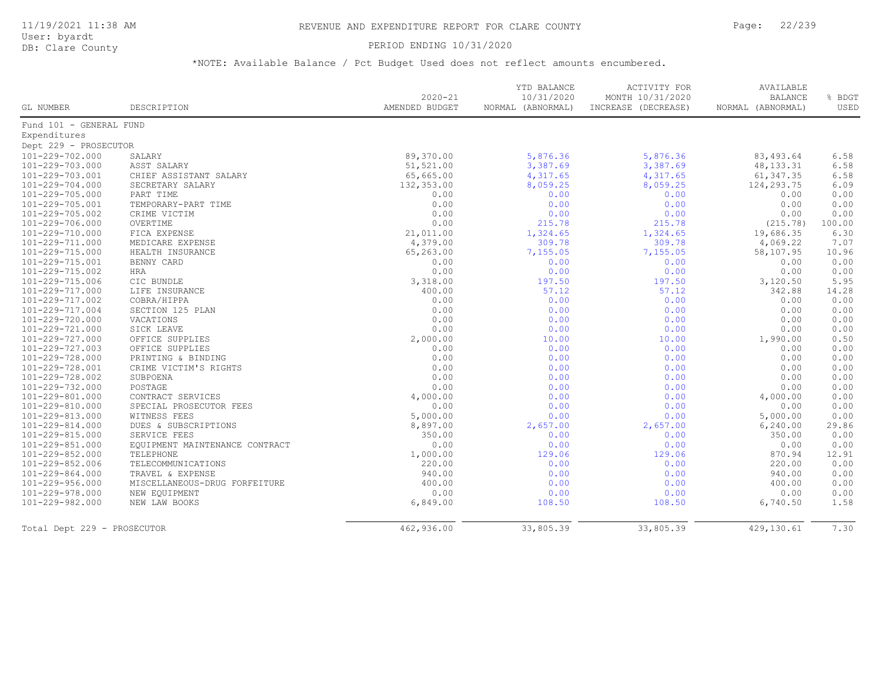# REVENUE AND EXPENDITURE REPORT FOR CLARE COUNTY

11/19/2021 11:38 AM
User: byardt
DB: Clare County

PERIOD ENDING 10/31/2020

*NOTE: Available Balance / Pct Budget Used does not reflect amounts encumbered.

| GL NUMBER | DESCRIPTION | 2020-21 AMENDED BUDGET | YTD BALANCE 10/31/2020 NORMAL (ABNORMAL) | ACTIVITY FOR MONTH 10/31/2020 INCREASE (DECREASE) | AVAILABLE BALANCE NORMAL (ABNORMAL) | % BDGT USED |
|---|---|---|---|---|---|---|
| Fund 101 - GENERAL FUND | | | | | | |
| Expenditures | | | | | | |
| Dept 229 - PROSECUTOR | | | | | | |
| 101-229-702.000 | SALARY | 89,370.00 | 5,876.36 | 5,876.36 | 83,493.64 | 6.58 |
| 101-229-703.000 | ASST SALARY | 51,521.00 | 3,387.69 | 3,387.69 | 48,133.31 | 6.58 |
| 101-229-703.001 | CHIEF ASSISTANT SALARY | 65,665.00 | 4,317.65 | 4,317.65 | 61,347.35 | 6.58 |
| 101-229-704.000 | SECRETARY SALARY | 132,353.00 | 8,059.25 | 8,059.25 | 124,293.75 | 6.09 |
| 101-229-705.000 | PART TIME | 0.00 | 0.00 | 0.00 | 0.00 | 0.00 |
| 101-229-705.001 | TEMPORARY-PART TIME | 0.00 | 0.00 | 0.00 | 0.00 | 0.00 |
| 101-229-705.002 | CRIME VICTIM | 0.00 | 0.00 | 0.00 | 0.00 | 0.00 |
| 101-229-706.000 | OVERTIME | 0.00 | 215.78 | 215.78 | (215.78) | 100.00 |
| 101-229-710.000 | FICA EXPENSE | 21,011.00 | 1,324.65 | 1,324.65 | 19,686.35 | 6.30 |
| 101-229-711.000 | MEDICARE EXPENSE | 4,379.00 | 309.78 | 309.78 | 4,069.22 | 7.07 |
| 101-229-715.000 | HEALTH INSURANCE | 65,263.00 | 7,155.05 | 7,155.05 | 58,107.95 | 10.96 |
| 101-229-715.001 | BENNY CARD | 0.00 | 0.00 | 0.00 | 0.00 | 0.00 |
| 101-229-715.002 | HRA | 0.00 | 0.00 | 0.00 | 0.00 | 0.00 |
| 101-229-715.006 | CIC BUNDLE | 3,318.00 | 197.50 | 197.50 | 3,120.50 | 5.95 |
| 101-229-717.000 | LIFE INSURANCE | 400.00 | 57.12 | 57.12 | 342.88 | 14.28 |
| 101-229-717.002 | COBRA/HIPPA | 0.00 | 0.00 | 0.00 | 0.00 | 0.00 |
| 101-229-717.004 | SECTION 125 PLAN | 0.00 | 0.00 | 0.00 | 0.00 | 0.00 |
| 101-229-720.000 | VACATIONS | 0.00 | 0.00 | 0.00 | 0.00 | 0.00 |
| 101-229-721.000 | SICK LEAVE | 0.00 | 0.00 | 0.00 | 0.00 | 0.00 |
| 101-229-727.000 | OFFICE SUPPLIES | 2,000.00 | 10.00 | 10.00 | 1,990.00 | 0.50 |
| 101-229-727.003 | OFFICE SUPPLIES | 0.00 | 0.00 | 0.00 | 0.00 | 0.00 |
| 101-229-728.000 | PRINTING & BINDING | 0.00 | 0.00 | 0.00 | 0.00 | 0.00 |
| 101-229-728.001 | CRIME VICTIM'S RIGHTS | 0.00 | 0.00 | 0.00 | 0.00 | 0.00 |
| 101-229-728.002 | SUBPOENA | 0.00 | 0.00 | 0.00 | 0.00 | 0.00 |
| 101-229-732.000 | POSTAGE | 0.00 | 0.00 | 0.00 | 0.00 | 0.00 |
| 101-229-801.000 | CONTRACT SERVICES | 4,000.00 | 0.00 | 0.00 | 4,000.00 | 0.00 |
| 101-229-810.000 | SPECIAL PROSECUTOR FEES | 0.00 | 0.00 | 0.00 | 0.00 | 0.00 |
| 101-229-813.000 | WITNESS FEES | 5,000.00 | 0.00 | 0.00 | 5,000.00 | 0.00 |
| 101-229-814.000 | DUES & SUBSCRIPTIONS | 8,897.00 | 2,657.00 | 2,657.00 | 6,240.00 | 29.86 |
| 101-229-815.000 | SERVICE FEES | 350.00 | 0.00 | 0.00 | 350.00 | 0.00 |
| 101-229-851.000 | EQUIPMENT MAINTENANCE CONTRACT | 0.00 | 0.00 | 0.00 | 0.00 | 0.00 |
| 101-229-852.000 | TELEPHONE | 1,000.00 | 129.06 | 129.06 | 870.94 | 12.91 |
| 101-229-852.006 | TELECOMMUNICATIONS | 220.00 | 0.00 | 0.00 | 220.00 | 0.00 |
| 101-229-864.000 | TRAVEL & EXPENSE | 940.00 | 0.00 | 0.00 | 940.00 | 0.00 |
| 101-229-956.000 | MISCELLANEOUS-DRUG FORFEITURE | 400.00 | 0.00 | 0.00 | 400.00 | 0.00 |
| 101-229-978.000 | NEW EQUIPMENT | 0.00 | 0.00 | 0.00 | 0.00 | 0.00 |
| 101-229-982.000 | NEW LAW BOOKS | 6,849.00 | 108.50 | 108.50 | 6,740.50 | 1.58 |
| Total Dept 229 - PROSECUTOR | | 462,936.00 | 33,805.39 | 33,805.39 | 429,130.61 | 7.30 |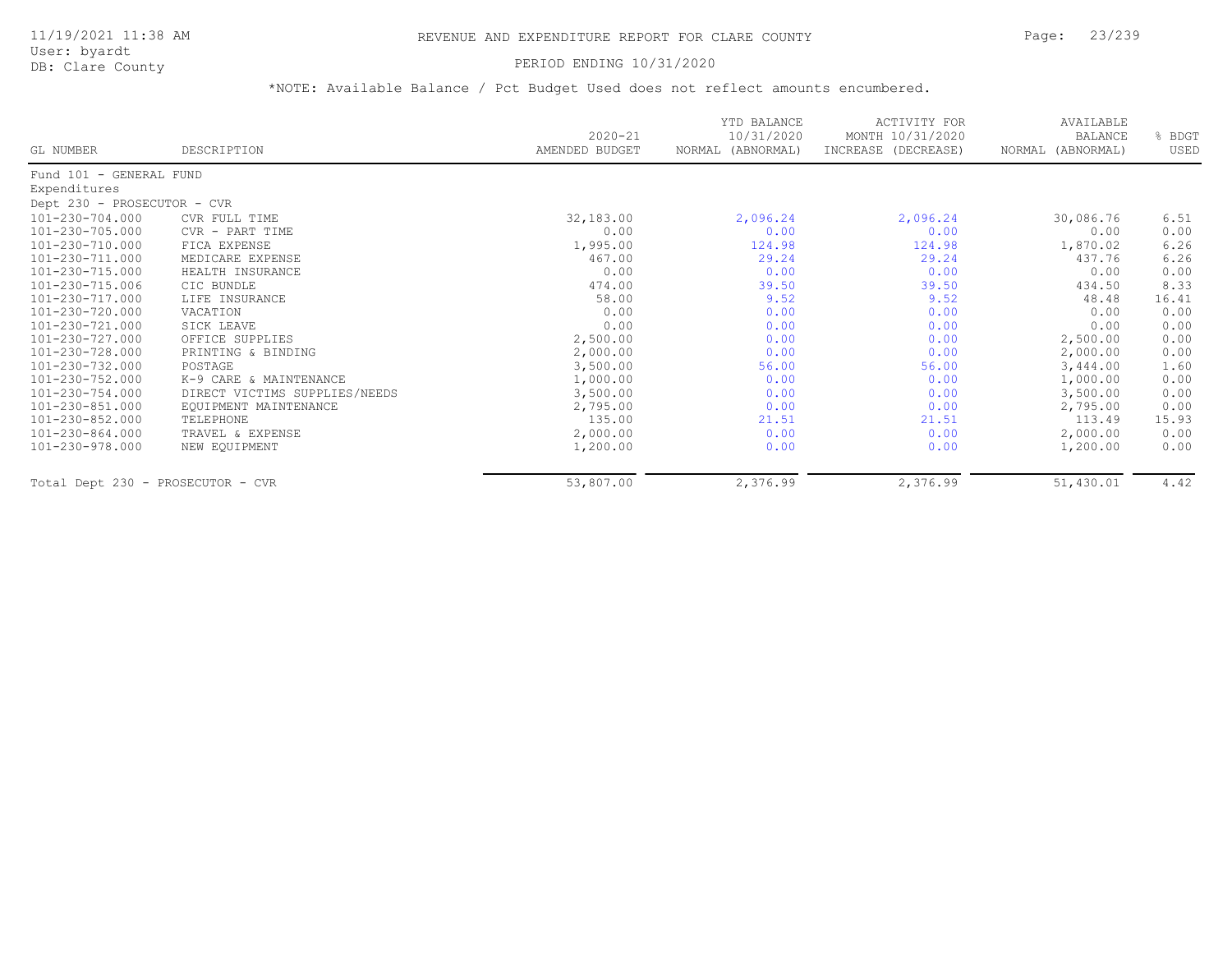# REVENUE AND EXPENDITURE REPORT FOR CLARE COUNTY

PERIOD ENDING 10/31/2020

*NOTE: Available Balance / Pct Budget Used does not reflect amounts encumbered.

| GL NUMBER | DESCRIPTION | 2020-21 AMENDED BUDGET | YTD BALANCE 10/31/2020 NORMAL (ABNORMAL) | ACTIVITY FOR MONTH 10/31/2020 INCREASE (DECREASE) | AVAILABLE BALANCE NORMAL (ABNORMAL) | % BDGT USED |
|---|---|---|---|---|---|---|
| Fund 101 - GENERAL FUND | | | | | | |
| Expenditures | | | | | | |
| Dept 230 - PROSECUTOR - CVR | | | | | | |
| 101-230-704.000 | CVR FULL TIME | 32,183.00 | 2,096.24 | 2,096.24 | 30,086.76 | 6.51 |
| 101-230-705.000 | CVR - PART TIME | 0.00 | 0.00 | 0.00 | 0.00 | 0.00 |
| 101-230-710.000 | FICA EXPENSE | 1,995.00 | 124.98 | 124.98 | 1,870.02 | 6.26 |
| 101-230-711.000 | MEDICARE EXPENSE | 467.00 | 29.24 | 29.24 | 437.76 | 6.26 |
| 101-230-715.000 | HEALTH INSURANCE | 0.00 | 0.00 | 0.00 | 0.00 | 0.00 |
| 101-230-715.006 | CIC BUNDLE | 474.00 | 39.50 | 39.50 | 434.50 | 8.33 |
| 101-230-717.000 | LIFE INSURANCE | 58.00 | 9.52 | 9.52 | 48.48 | 16.41 |
| 101-230-720.000 | VACATION | 0.00 | 0.00 | 0.00 | 0.00 | 0.00 |
| 101-230-721.000 | SICK LEAVE | 0.00 | 0.00 | 0.00 | 0.00 | 0.00 |
| 101-230-727.000 | OFFICE SUPPLIES | 2,500.00 | 0.00 | 0.00 | 2,500.00 | 0.00 |
| 101-230-728.000 | PRINTING & BINDING | 2,000.00 | 0.00 | 0.00 | 2,000.00 | 0.00 |
| 101-230-732.000 | POSTAGE | 3,500.00 | 56.00 | 56.00 | 3,444.00 | 1.60 |
| 101-230-752.000 | K-9 CARE & MAINTENANCE | 1,000.00 | 0.00 | 0.00 | 1,000.00 | 0.00 |
| 101-230-754.000 | DIRECT VICTIMS SUPPLIES/NEEDS | 3,500.00 | 0.00 | 0.00 | 3,500.00 | 0.00 |
| 101-230-851.000 | EQUIPMENT MAINTENANCE | 2,795.00 | 0.00 | 0.00 | 2,795.00 | 0.00 |
| 101-230-852.000 | TELEPHONE | 135.00 | 21.51 | 21.51 | 113.49 | 15.93 |
| 101-230-864.000 | TRAVEL & EXPENSE | 2,000.00 | 0.00 | 0.00 | 2,000.00 | 0.00 |
| 101-230-978.000 | NEW EQUIPMENT | 1,200.00 | 0.00 | 0.00 | 1,200.00 | 0.00 |
| Total Dept 230 - PROSECUTOR - CVR | | 53,807.00 | 2,376.99 | 2,376.99 | 51,430.01 | 4.42 |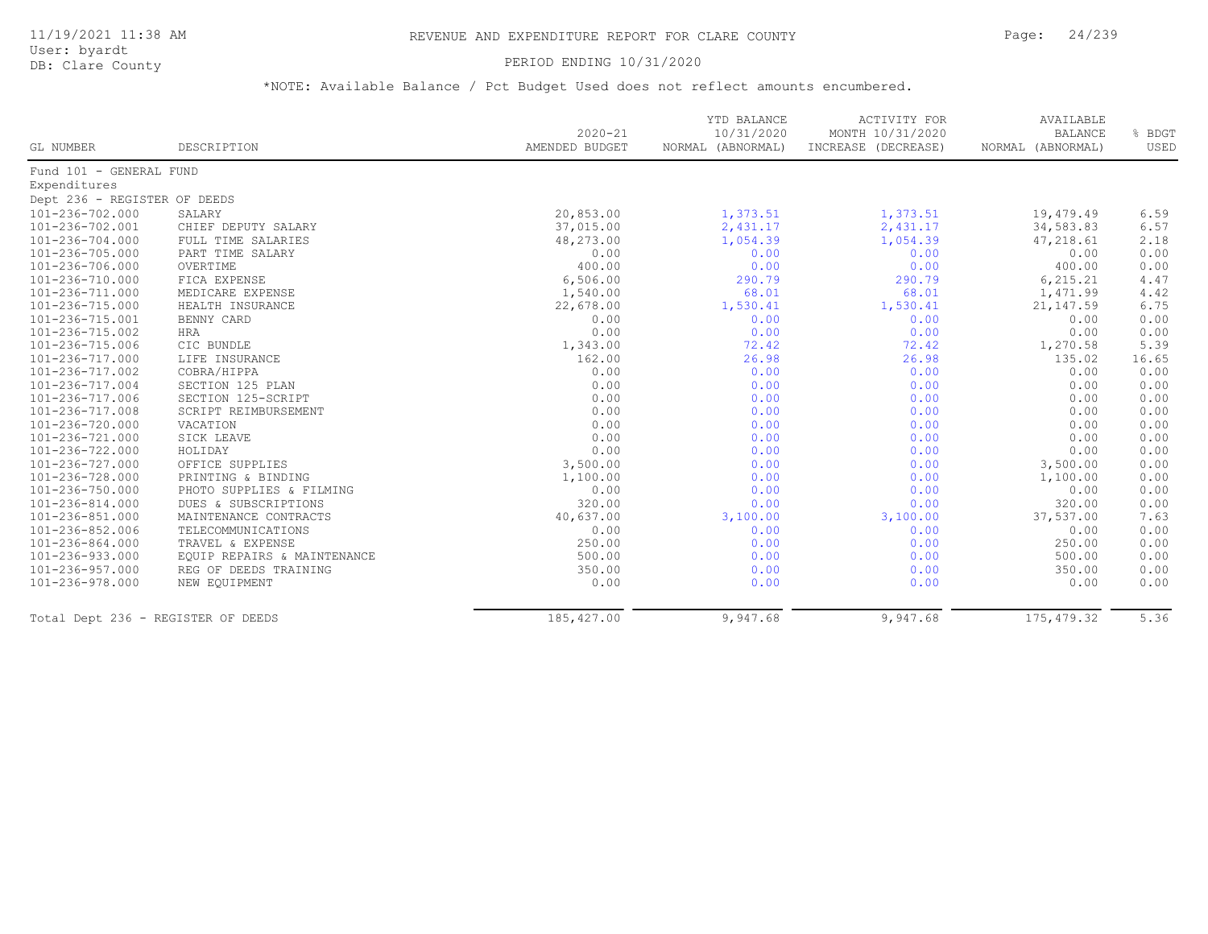# REVENUE AND EXPENDITURE REPORT FOR CLARE COUNTY

11/19/2021 11:38 AM
User: byardt
DB: Clare County

PERIOD ENDING 10/31/2020

*NOTE: Available Balance / Pct Budget Used does not reflect amounts encumbered.

| GL NUMBER | DESCRIPTION | 2020-21 AMENDED BUDGET | YTD BALANCE 10/31/2020 NORMAL (ABNORMAL) | ACTIVITY FOR MONTH 10/31/2020 INCREASE (DECREASE) | AVAILABLE BALANCE NORMAL (ABNORMAL) | % BDGT USED |
|---|---|---|---|---|---|---|
| Fund 101 - GENERAL FUND | | | | | | |
| Expenditures | | | | | | |
| Dept 236 - REGISTER OF DEEDS | | | | | | |
| 101-236-702.000 | SALARY | 20,853.00 | 1,373.51 | 1,373.51 | 19,479.49 | 6.59 |
| 101-236-702.001 | CHIEF DEPUTY SALARY | 37,015.00 | 2,431.17 | 2,431.17 | 34,583.83 | 6.57 |
| 101-236-704.000 | FULL TIME SALARIES | 48,273.00 | 1,054.39 | 1,054.39 | 47,218.61 | 2.18 |
| 101-236-705.000 | PART TIME SALARY | 0.00 | 0.00 | 0.00 | 0.00 | 0.00 |
| 101-236-706.000 | OVERTIME | 400.00 | 0.00 | 0.00 | 400.00 | 0.00 |
| 101-236-710.000 | FICA EXPENSE | 6,506.00 | 290.79 | 290.79 | 6,215.21 | 4.47 |
| 101-236-711.000 | MEDICARE EXPENSE | 1,540.00 | 68.01 | 68.01 | 1,471.99 | 4.42 |
| 101-236-715.000 | HEALTH INSURANCE | 22,678.00 | 1,530.41 | 1,530.41 | 21,147.59 | 6.75 |
| 101-236-715.001 | BENNY CARD | 0.00 | 0.00 | 0.00 | 0.00 | 0.00 |
| 101-236-715.002 | HRA | 0.00 | 0.00 | 0.00 | 0.00 | 0.00 |
| 101-236-715.006 | CIC BUNDLE | 1,343.00 | 72.42 | 72.42 | 1,270.58 | 5.39 |
| 101-236-717.000 | LIFE INSURANCE | 162.00 | 26.98 | 26.98 | 135.02 | 16.65 |
| 101-236-717.002 | COBRA/HIPPA | 0.00 | 0.00 | 0.00 | 0.00 | 0.00 |
| 101-236-717.004 | SECTION 125 PLAN | 0.00 | 0.00 | 0.00 | 0.00 | 0.00 |
| 101-236-717.006 | SECTION 125-SCRIPT | 0.00 | 0.00 | 0.00 | 0.00 | 0.00 |
| 101-236-717.008 | SCRIPT REIMBURSEMENT | 0.00 | 0.00 | 0.00 | 0.00 | 0.00 |
| 101-236-720.000 | VACATION | 0.00 | 0.00 | 0.00 | 0.00 | 0.00 |
| 101-236-721.000 | SICK LEAVE | 0.00 | 0.00 | 0.00 | 0.00 | 0.00 |
| 101-236-722.000 | HOLIDAY | 0.00 | 0.00 | 0.00 | 0.00 | 0.00 |
| 101-236-727.000 | OFFICE SUPPLIES | 3,500.00 | 0.00 | 0.00 | 3,500.00 | 0.00 |
| 101-236-728.000 | PRINTING & BINDING | 1,100.00 | 0.00 | 0.00 | 1,100.00 | 0.00 |
| 101-236-750.000 | PHOTO SUPPLIES & FILMING | 0.00 | 0.00 | 0.00 | 0.00 | 0.00 |
| 101-236-814.000 | DUES & SUBSCRIPTIONS | 320.00 | 0.00 | 0.00 | 320.00 | 0.00 |
| 101-236-851.000 | MAINTENANCE CONTRACTS | 40,637.00 | 3,100.00 | 3,100.00 | 37,537.00 | 7.63 |
| 101-236-852.006 | TELECOMMUNICATIONS | 0.00 | 0.00 | 0.00 | 0.00 | 0.00 |
| 101-236-864.000 | TRAVEL & EXPENSE | 250.00 | 0.00 | 0.00 | 250.00 | 0.00 |
| 101-236-933.000 | EQUIP REPAIRS & MAINTENANCE | 500.00 | 0.00 | 0.00 | 500.00 | 0.00 |
| 101-236-957.000 | REG OF DEEDS TRAINING | 350.00 | 0.00 | 0.00 | 350.00 | 0.00 |
| 101-236-978.000 | NEW EQUIPMENT | 0.00 | 0.00 | 0.00 | 0.00 | 0.00 |
| Total Dept 236 - REGISTER OF DEEDS | | 185,427.00 | 9,947.68 | 9,947.68 | 175,479.32 | 5.36 |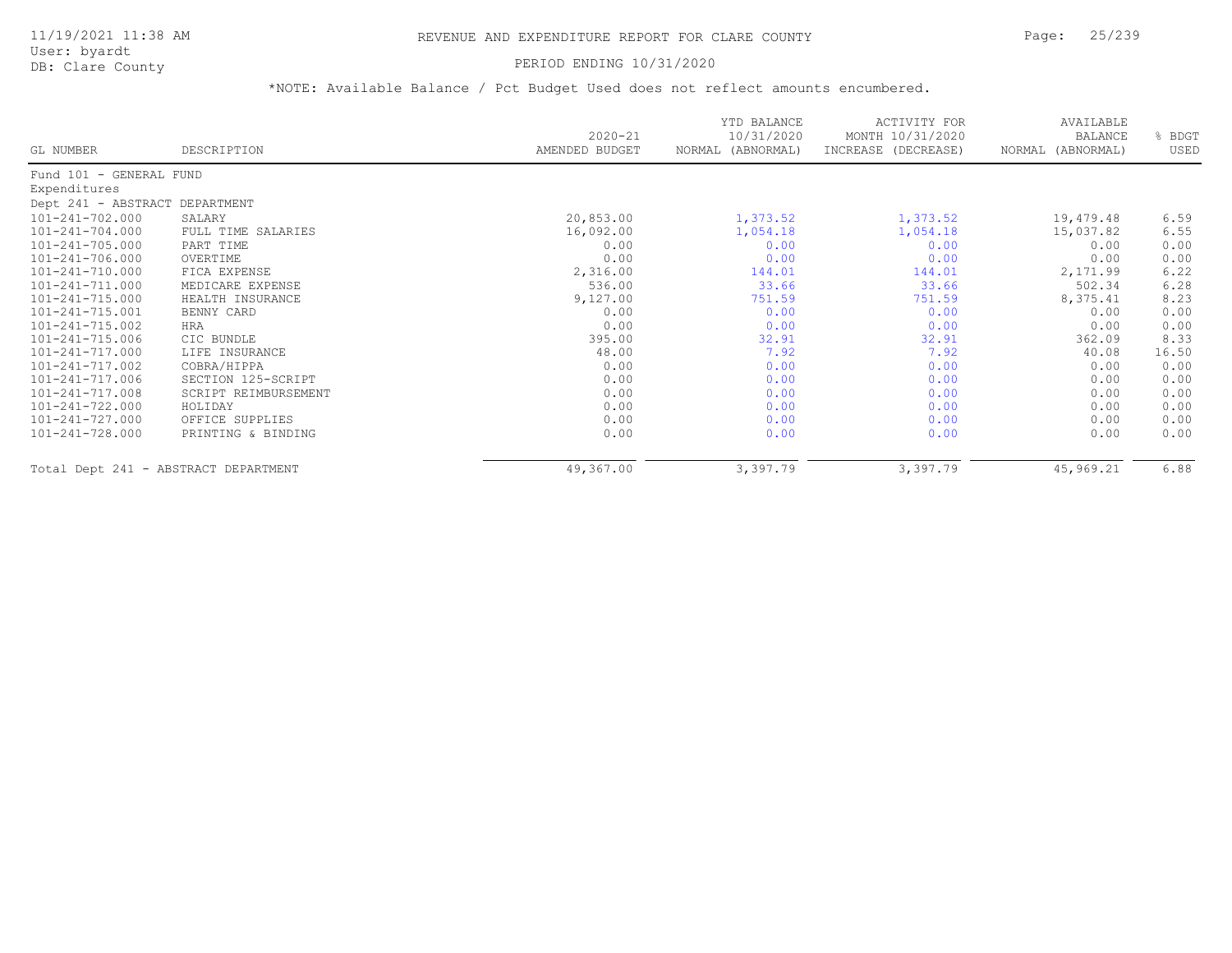# REVENUE AND EXPENDITURE REPORT FOR CLARE COUNTY

PERIOD ENDING 10/31/2020

*NOTE: Available Balance / Pct Budget Used does not reflect amounts encumbered.

| GL NUMBER | DESCRIPTION | 2020-21 AMENDED BUDGET | YTD BALANCE 10/31/2020 NORMAL (ABNORMAL) | ACTIVITY FOR MONTH 10/31/2020 INCREASE (DECREASE) | AVAILABLE BALANCE NORMAL (ABNORMAL) | % BDGT USED |
|---|---|---|---|---|---|---|
| Fund 101 - GENERAL FUND | | | | | | |
| Expenditures | | | | | | |
| Dept 241 - ABSTRACT DEPARTMENT | | | | | | |
| 101-241-702.000 | SALARY | 20,853.00 | 1,373.52 | 1,373.52 | 19,479.48 | 6.59 |
| 101-241-704.000 | FULL TIME SALARIES | 16,092.00 | 1,054.18 | 1,054.18 | 15,037.82 | 6.55 |
| 101-241-705.000 | PART TIME | 0.00 | 0.00 | 0.00 | 0.00 | 0.00 |
| 101-241-706.000 | OVERTIME | 0.00 | 0.00 | 0.00 | 0.00 | 0.00 |
| 101-241-710.000 | FICA EXPENSE | 2,316.00 | 144.01 | 144.01 | 2,171.99 | 6.22 |
| 101-241-711.000 | MEDICARE EXPENSE | 536.00 | 33.66 | 33.66 | 502.34 | 6.28 |
| 101-241-715.000 | HEALTH INSURANCE | 9,127.00 | 751.59 | 751.59 | 8,375.41 | 8.23 |
| 101-241-715.001 | BENNY CARD | 0.00 | 0.00 | 0.00 | 0.00 | 0.00 |
| 101-241-715.002 | HRA | 0.00 | 0.00 | 0.00 | 0.00 | 0.00 |
| 101-241-715.006 | CIC BUNDLE | 395.00 | 32.91 | 32.91 | 362.09 | 8.33 |
| 101-241-717.000 | LIFE INSURANCE | 48.00 | 7.92 | 7.92 | 40.08 | 16.50 |
| 101-241-717.002 | COBRA/HIPPA | 0.00 | 0.00 | 0.00 | 0.00 | 0.00 |
| 101-241-717.006 | SECTION 125-SCRIPT | 0.00 | 0.00 | 0.00 | 0.00 | 0.00 |
| 101-241-717.008 | SCRIPT REIMBURSEMENT | 0.00 | 0.00 | 0.00 | 0.00 | 0.00 |
| 101-241-722.000 | HOLIDAY | 0.00 | 0.00 | 0.00 | 0.00 | 0.00 |
| 101-241-727.000 | OFFICE SUPPLIES | 0.00 | 0.00 | 0.00 | 0.00 | 0.00 |
| 101-241-728.000 | PRINTING & BINDING | 0.00 | 0.00 | 0.00 | 0.00 | 0.00 |
| Total Dept 241 - ABSTRACT DEPARTMENT | | 49,367.00 | 3,397.79 | 3,397.79 | 45,969.21 | 6.88 |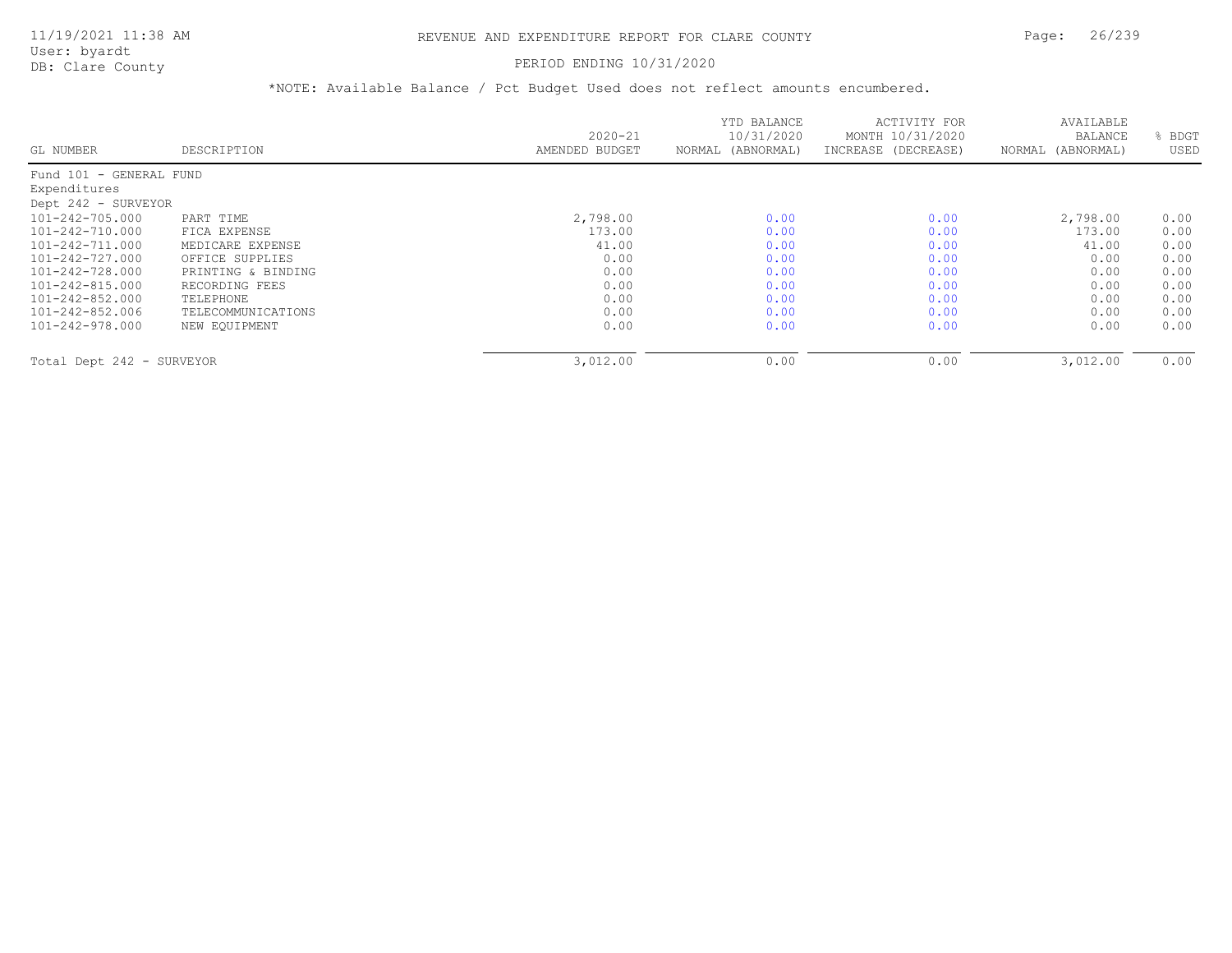# REVENUE AND EXPENDITURE REPORT FOR CLARE COUNTY

PERIOD ENDING 10/31/2020

*NOTE: Available Balance / Pct Budget Used does not reflect amounts encumbered.

| GL NUMBER | DESCRIPTION | 2020-21 AMENDED BUDGET | YTD BALANCE 10/31/2020 NORMAL (ABNORMAL) | ACTIVITY FOR MONTH 10/31/2020 INCREASE (DECREASE) | AVAILABLE BALANCE NORMAL (ABNORMAL) | % BDGT USED |
|---|---|---|---|---|---|---|
| Fund 101 - GENERAL FUND | | | | | | |
| Expenditures | | | | | | |
| Dept 242 - SURVEYOR | | | | | | |
| 101-242-705.000 | PART TIME | 2,798.00 | 0.00 | 0.00 | 2,798.00 | 0.00 |
| 101-242-710.000 | FICA EXPENSE | 173.00 | 0.00 | 0.00 | 173.00 | 0.00 |
| 101-242-711.000 | MEDICARE EXPENSE | 41.00 | 0.00 | 0.00 | 41.00 | 0.00 |
| 101-242-727.000 | OFFICE SUPPLIES | 0.00 | 0.00 | 0.00 | 0.00 | 0.00 |
| 101-242-728.000 | PRINTING & BINDING | 0.00 | 0.00 | 0.00 | 0.00 | 0.00 |
| 101-242-815.000 | RECORDING FEES | 0.00 | 0.00 | 0.00 | 0.00 | 0.00 |
| 101-242-852.000 | TELEPHONE | 0.00 | 0.00 | 0.00 | 0.00 | 0.00 |
| 101-242-852.006 | TELECOMMUNICATIONS | 0.00 | 0.00 | 0.00 | 0.00 | 0.00 |
| 101-242-978.000 | NEW EQUIPMENT | 0.00 | 0.00 | 0.00 | 0.00 | 0.00 |
| Total Dept 242 - SURVEYOR | | 3,012.00 | 0.00 | 0.00 | 3,012.00 | 0.00 |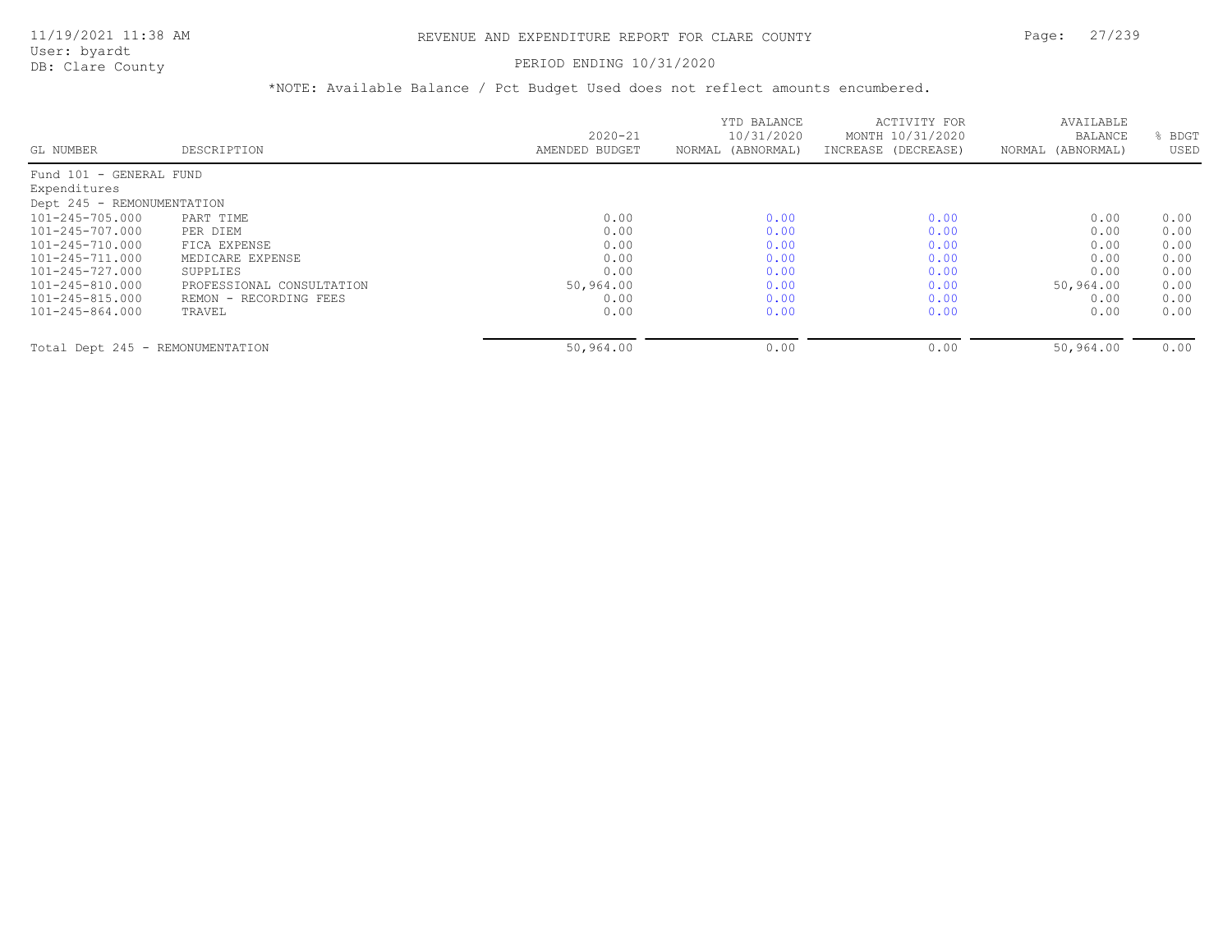# REVENUE AND EXPENDITURE REPORT FOR CLARE COUNTY

PERIOD ENDING 10/31/2020

*NOTE: Available Balance / Pct Budget Used does not reflect amounts encumbered.

| GL NUMBER | DESCRIPTION | 2020-21 AMENDED BUDGET | YTD BALANCE 10/31/2020 NORMAL (ABNORMAL) | ACTIVITY FOR MONTH 10/31/2020 INCREASE (DECREASE) | AVAILABLE BALANCE NORMAL (ABNORMAL) | % BDGT USED |
|---|---|---|---|---|---|---|
| Fund 101 - GENERAL FUND | | | | | | |
| Expenditures | | | | | | |
| Dept 245 - REMONUMENTATION | | | | | | |
| 101-245-705.000 | PART TIME | 0.00 | 0.00 | 0.00 | 0.00 | 0.00 |
| 101-245-707.000 | PER DIEM | 0.00 | 0.00 | 0.00 | 0.00 | 0.00 |
| 101-245-710.000 | FICA EXPENSE | 0.00 | 0.00 | 0.00 | 0.00 | 0.00 |
| 101-245-711.000 | MEDICARE EXPENSE | 0.00 | 0.00 | 0.00 | 0.00 | 0.00 |
| 101-245-727.000 | SUPPLIES | 0.00 | 0.00 | 0.00 | 0.00 | 0.00 |
| 101-245-810.000 | PROFESSIONAL CONSULTATION | 50,964.00 | 0.00 | 0.00 | 50,964.00 | 0.00 |
| 101-245-815.000 | REMON - RECORDING FEES | 0.00 | 0.00 | 0.00 | 0.00 | 0.00 |
| 101-245-864.000 | TRAVEL | 0.00 | 0.00 | 0.00 | 0.00 | 0.00 |
| Total Dept 245 - REMONUMENTATION | | 50,964.00 | 0.00 | 0.00 | 50,964.00 | 0.00 |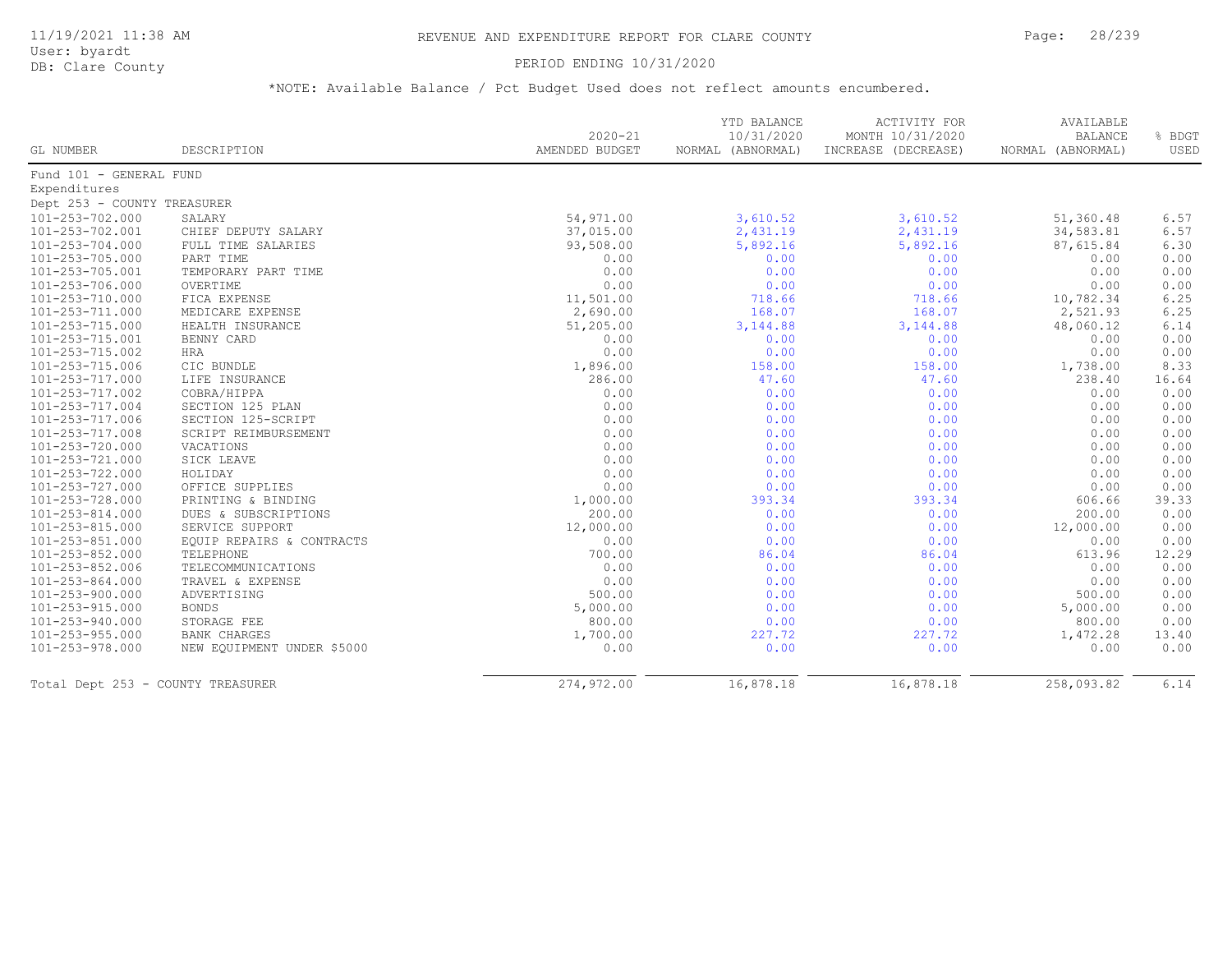# REVENUE AND EXPENDITURE REPORT FOR CLARE COUNTY

PERIOD ENDING 10/31/2020

*NOTE: Available Balance / Pct Budget Used does not reflect amounts encumbered.

| GL NUMBER | DESCRIPTION | 2020-21 AMENDED BUDGET | YTD BALANCE 10/31/2020 NORMAL (ABNORMAL) | ACTIVITY FOR MONTH 10/31/2020 INCREASE (DECREASE) | AVAILABLE BALANCE NORMAL (ABNORMAL) | % BDGT USED |
|---|---|---|---|---|---|---|
| Fund 101 - GENERAL FUND | | | | | | |
| Expenditures | | | | | | |
| Dept 253 - COUNTY TREASURER | | | | | | |
| 101-253-702.000 | SALARY | 54,971.00 | 3,610.52 | 3,610.52 | 51,360.48 | 6.57 |
| 101-253-702.001 | CHIEF DEPUTY SALARY | 37,015.00 | 2,431.19 | 2,431.19 | 34,583.81 | 6.57 |
| 101-253-704.000 | FULL TIME SALARIES | 93,508.00 | 5,892.16 | 5,892.16 | 87,615.84 | 6.30 |
| 101-253-705.000 | PART TIME | 0.00 | 0.00 | 0.00 | 0.00 | 0.00 |
| 101-253-705.001 | TEMPORARY PART TIME | 0.00 | 0.00 | 0.00 | 0.00 | 0.00 |
| 101-253-706.000 | OVERTIME | 0.00 | 0.00 | 0.00 | 0.00 | 0.00 |
| 101-253-710.000 | FICA EXPENSE | 11,501.00 | 718.66 | 718.66 | 10,782.34 | 6.25 |
| 101-253-711.000 | MEDICARE EXPENSE | 2,690.00 | 168.07 | 168.07 | 2,521.93 | 6.25 |
| 101-253-715.000 | HEALTH INSURANCE | 51,205.00 | 3,144.88 | 3,144.88 | 48,060.12 | 6.14 |
| 101-253-715.001 | BENNY CARD | 0.00 | 0.00 | 0.00 | 0.00 | 0.00 |
| 101-253-715.002 | HRA | 0.00 | 0.00 | 0.00 | 0.00 | 0.00 |
| 101-253-715.006 | CIC BUNDLE | 1,896.00 | 158.00 | 158.00 | 1,738.00 | 8.33 |
| 101-253-717.000 | LIFE INSURANCE | 286.00 | 47.60 | 47.60 | 238.40 | 16.64 |
| 101-253-717.002 | COBRA/HIPPA | 0.00 | 0.00 | 0.00 | 0.00 | 0.00 |
| 101-253-717.004 | SECTION 125 PLAN | 0.00 | 0.00 | 0.00 | 0.00 | 0.00 |
| 101-253-717.006 | SECTION 125-SCRIPT | 0.00 | 0.00 | 0.00 | 0.00 | 0.00 |
| 101-253-717.008 | SCRIPT REIMBURSEMENT | 0.00 | 0.00 | 0.00 | 0.00 | 0.00 |
| 101-253-720.000 | VACATIONS | 0.00 | 0.00 | 0.00 | 0.00 | 0.00 |
| 101-253-721.000 | SICK LEAVE | 0.00 | 0.00 | 0.00 | 0.00 | 0.00 |
| 101-253-722.000 | HOLIDAY | 0.00 | 0.00 | 0.00 | 0.00 | 0.00 |
| 101-253-727.000 | OFFICE SUPPLIES | 0.00 | 0.00 | 0.00 | 0.00 | 0.00 |
| 101-253-728.000 | PRINTING & BINDING | 1,000.00 | 393.34 | 393.34 | 606.66 | 39.33 |
| 101-253-814.000 | DUES & SUBSCRIPTIONS | 200.00 | 0.00 | 0.00 | 200.00 | 0.00 |
| 101-253-815.000 | SERVICE SUPPORT | 12,000.00 | 0.00 | 0.00 | 12,000.00 | 0.00 |
| 101-253-851.000 | EQUIP REPAIRS & CONTRACTS | 0.00 | 0.00 | 0.00 | 0.00 | 0.00 |
| 101-253-852.000 | TELEPHONE | 700.00 | 86.04 | 86.04 | 613.96 | 12.29 |
| 101-253-852.006 | TELECOMMUNICATIONS | 0.00 | 0.00 | 0.00 | 0.00 | 0.00 |
| 101-253-864.000 | TRAVEL & EXPENSE | 0.00 | 0.00 | 0.00 | 0.00 | 0.00 |
| 101-253-900.000 | ADVERTISING | 500.00 | 0.00 | 0.00 | 500.00 | 0.00 |
| 101-253-915.000 | BONDS | 5,000.00 | 0.00 | 0.00 | 5,000.00 | 0.00 |
| 101-253-940.000 | STORAGE FEE | 800.00 | 0.00 | 0.00 | 800.00 | 0.00 |
| 101-253-955.000 | BANK CHARGES | 1,700.00 | 227.72 | 227.72 | 1,472.28 | 13.40 |
| 101-253-978.000 | NEW EQUIPMENT UNDER $5000 | 0.00 | 0.00 | 0.00 | 0.00 | 0.00 |
| Total Dept 253 - COUNTY TREASURER | | 274,972.00 | 16,878.18 | 16,878.18 | 258,093.82 | 6.14 |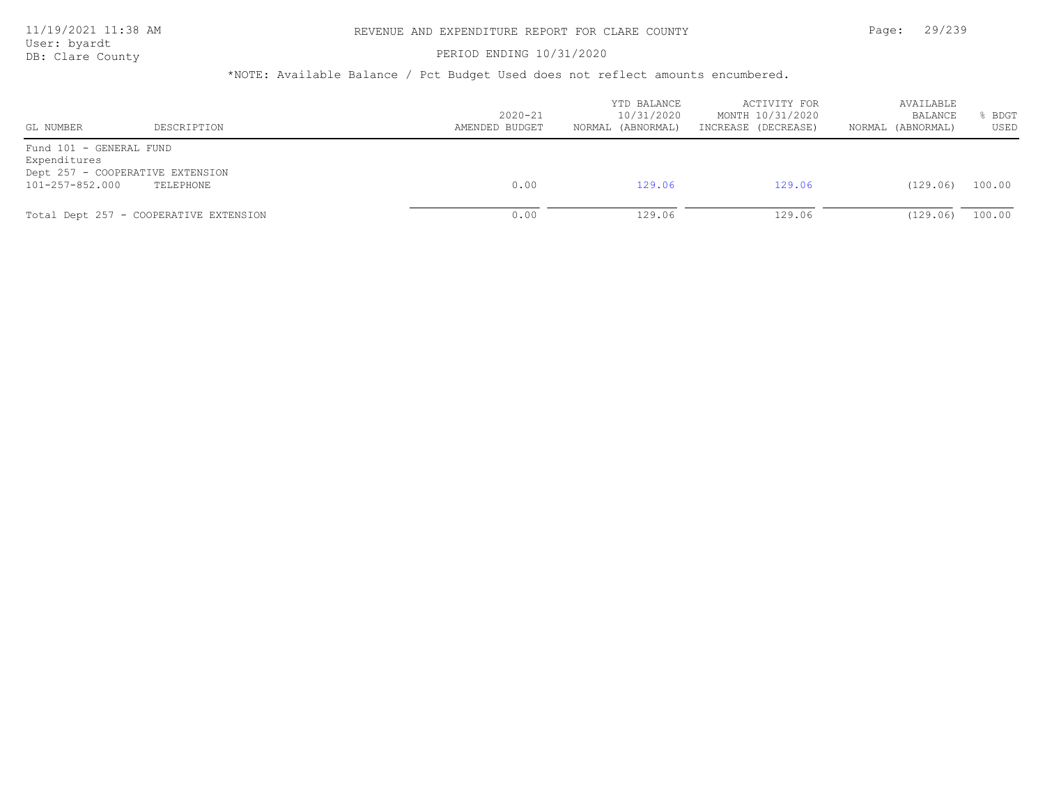# REVENUE AND EXPENDITURE REPORT FOR CLARE COUNTY

PERIOD ENDING 10/31/2020

*NOTE: Available Balance / Pct Budget Used does not reflect amounts encumbered.

| GL NUMBER | DESCRIPTION | 2020-21 AMENDED BUDGET | YTD BALANCE 10/31/2020 NORMAL (ABNORMAL) | ACTIVITY FOR MONTH 10/31/2020 INCREASE (DECREASE) | AVAILABLE BALANCE NORMAL (ABNORMAL) | % BDGT USED |
|---|---|---|---|---|---|---|
| Fund 101 - GENERAL FUND | | | | | | |
| Expenditures | | | | | | |
| Dept 257 - COOPERATIVE EXTENSION | | | | | | |
| 101-257-852.000 | TELEPHONE | 0.00 | 129.06 | 129.06 | (129.06) | 100.00 |
| Total Dept 257 - COOPERATIVE EXTENSION | | 0.00 | 129.06 | 129.06 | (129.06) | 100.00 |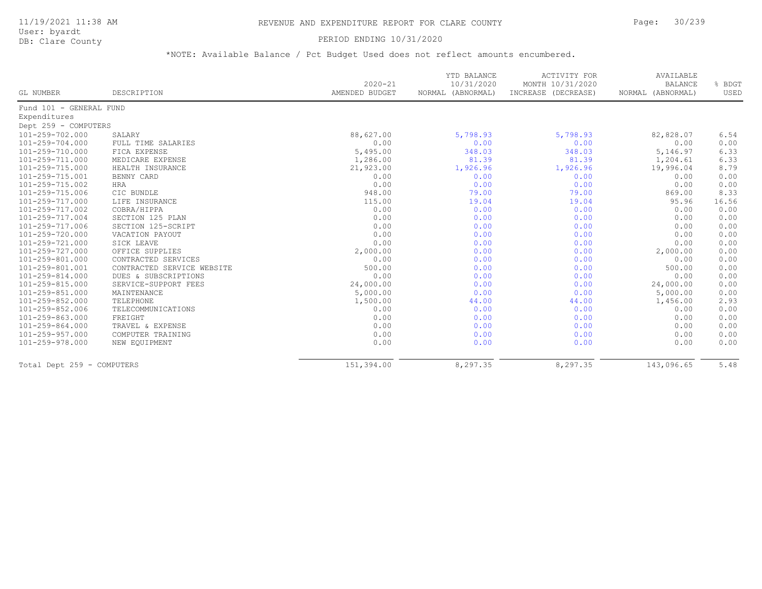# REVENUE AND EXPENDITURE REPORT FOR CLARE COUNTY

11/19/2021 11:38 AM
User: byardt
DB: Clare County

PERIOD ENDING 10/31/2020

*NOTE: Available Balance / Pct Budget Used does not reflect amounts encumbered.

| GL NUMBER | DESCRIPTION | 2020-21 AMENDED BUDGET | YTD BALANCE 10/31/2020 NORMAL (ABNORMAL) | ACTIVITY FOR MONTH 10/31/2020 INCREASE (DECREASE) | AVAILABLE BALANCE NORMAL (ABNORMAL) | % BDGT USED |
|---|---|---|---|---|---|---|
| Fund 101 - GENERAL FUND | | | | | | |
| Expenditures | | | | | | |
| Dept 259 - COMPUTERS | | | | | | |
| 101-259-702.000 | SALARY | 88,627.00 | 5,798.93 | 5,798.93 | 82,828.07 | 6.54 |
| 101-259-704.000 | FULL TIME SALARIES | 0.00 | 0.00 | 0.00 | 0.00 | 0.00 |
| 101-259-710.000 | FICA EXPENSE | 5,495.00 | 348.03 | 348.03 | 5,146.97 | 6.33 |
| 101-259-711.000 | MEDICARE EXPENSE | 1,286.00 | 81.39 | 81.39 | 1,204.61 | 6.33 |
| 101-259-715.000 | HEALTH INSURANCE | 21,923.00 | 1,926.96 | 1,926.96 | 19,996.04 | 8.79 |
| 101-259-715.001 | BENNY CARD | 0.00 | 0.00 | 0.00 | 0.00 | 0.00 |
| 101-259-715.002 | HRA | 0.00 | 0.00 | 0.00 | 0.00 | 0.00 |
| 101-259-715.006 | CIC BUNDLE | 948.00 | 79.00 | 79.00 | 869.00 | 8.33 |
| 101-259-717.000 | LIFE INSURANCE | 115.00 | 19.04 | 19.04 | 95.96 | 16.56 |
| 101-259-717.002 | COBRA/HIPPA | 0.00 | 0.00 | 0.00 | 0.00 | 0.00 |
| 101-259-717.004 | SECTION 125 PLAN | 0.00 | 0.00 | 0.00 | 0.00 | 0.00 |
| 101-259-717.006 | SECTION 125-SCRIPT | 0.00 | 0.00 | 0.00 | 0.00 | 0.00 |
| 101-259-720.000 | VACATION PAYOUT | 0.00 | 0.00 | 0.00 | 0.00 | 0.00 |
| 101-259-721.000 | SICK LEAVE | 0.00 | 0.00 | 0.00 | 0.00 | 0.00 |
| 101-259-727.000 | OFFICE SUPPLIES | 2,000.00 | 0.00 | 0.00 | 2,000.00 | 0.00 |
| 101-259-801.000 | CONTRACTED SERVICES | 0.00 | 0.00 | 0.00 | 0.00 | 0.00 |
| 101-259-801.001 | CONTRACTED SERVICE WEBSITE | 500.00 | 0.00 | 0.00 | 500.00 | 0.00 |
| 101-259-814.000 | DUES & SUBSCRIPTIONS | 0.00 | 0.00 | 0.00 | 0.00 | 0.00 |
| 101-259-815.000 | SERVICE-SUPPORT FEES | 24,000.00 | 0.00 | 0.00 | 24,000.00 | 0.00 |
| 101-259-851.000 | MAINTENANCE | 5,000.00 | 0.00 | 0.00 | 5,000.00 | 0.00 |
| 101-259-852.000 | TELEPHONE | 1,500.00 | 44.00 | 44.00 | 1,456.00 | 2.93 |
| 101-259-852.006 | TELECOMMUNICATIONS | 0.00 | 0.00 | 0.00 | 0.00 | 0.00 |
| 101-259-863.000 | FREIGHT | 0.00 | 0.00 | 0.00 | 0.00 | 0.00 |
| 101-259-864.000 | TRAVEL & EXPENSE | 0.00 | 0.00 | 0.00 | 0.00 | 0.00 |
| 101-259-957.000 | COMPUTER TRAINING | 0.00 | 0.00 | 0.00 | 0.00 | 0.00 |
| 101-259-978.000 | NEW EQUIPMENT | 0.00 | 0.00 | 0.00 | 0.00 | 0.00 |
| Total Dept 259 - COMPUTERS | | 151,394.00 | 8,297.35 | 8,297.35 | 143,096.65 | 5.48 |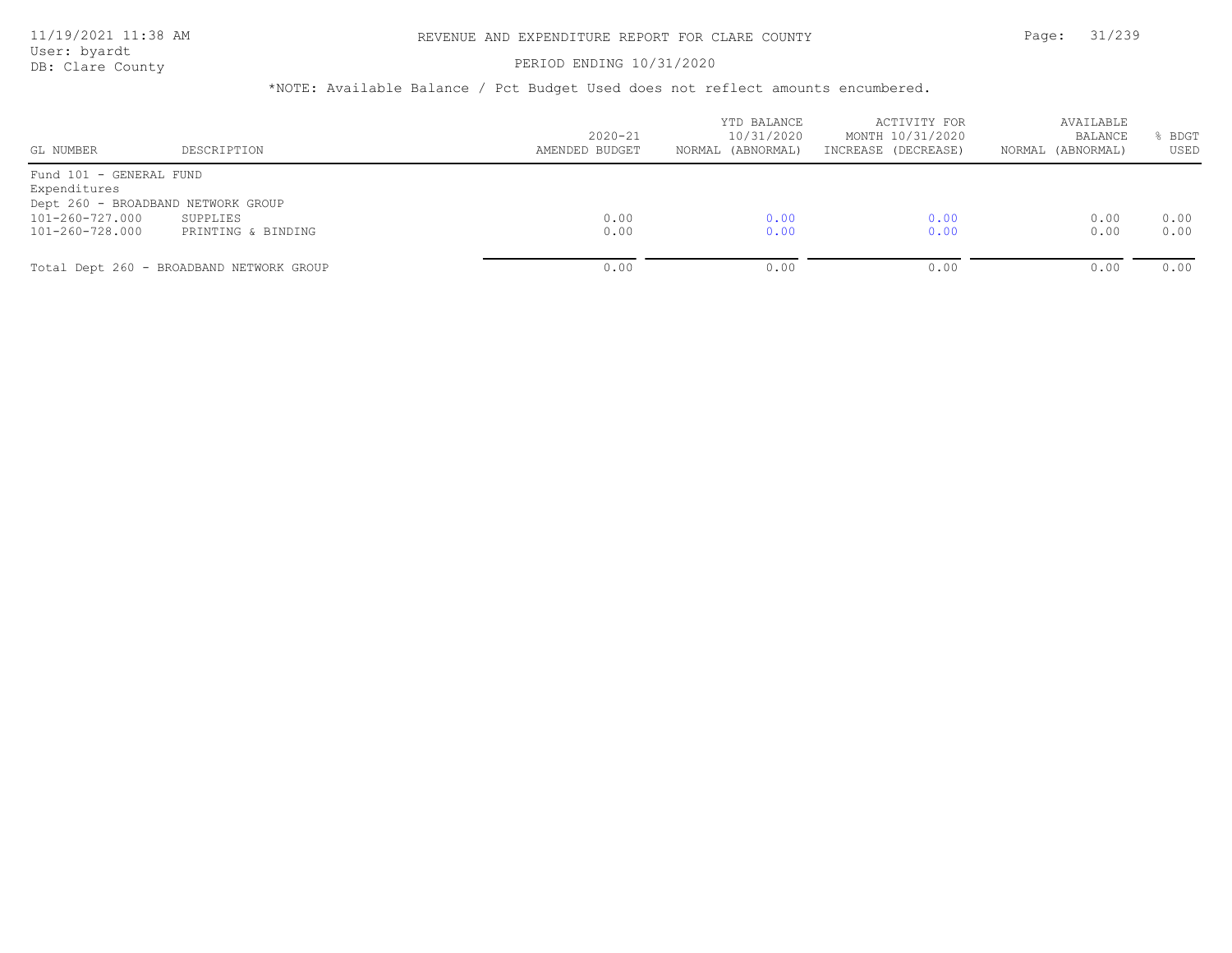# REVENUE AND EXPENDITURE REPORT FOR CLARE COUNTY

PERIOD ENDING 10/31/2020

*NOTE: Available Balance / Pct Budget Used does not reflect amounts encumbered.

| GL NUMBER | DESCRIPTION | 2020-21 AMENDED BUDGET | YTD BALANCE 10/31/2020 NORMAL (ABNORMAL) | ACTIVITY FOR MONTH 10/31/2020 INCREASE (DECREASE) | AVAILABLE BALANCE NORMAL (ABNORMAL) | % BDGT USED |
|---|---|---|---|---|---|---|
| Fund 101 - GENERAL FUND | | | | | | |
| Expenditures | | | | | | |
| Dept 260 - BROADBAND NETWORK GROUP | | | | | | |
| 101-260-727.000 | SUPPLIES | 0.00 | 0.00 | 0.00 | 0.00 | 0.00 |
| 101-260-728.000 | PRINTING & BINDING | 0.00 | 0.00 | 0.00 | 0.00 | 0.00 |
| Total Dept 260 - BROADBAND NETWORK GROUP | | 0.00 | 0.00 | 0.00 | 0.00 | 0.00 |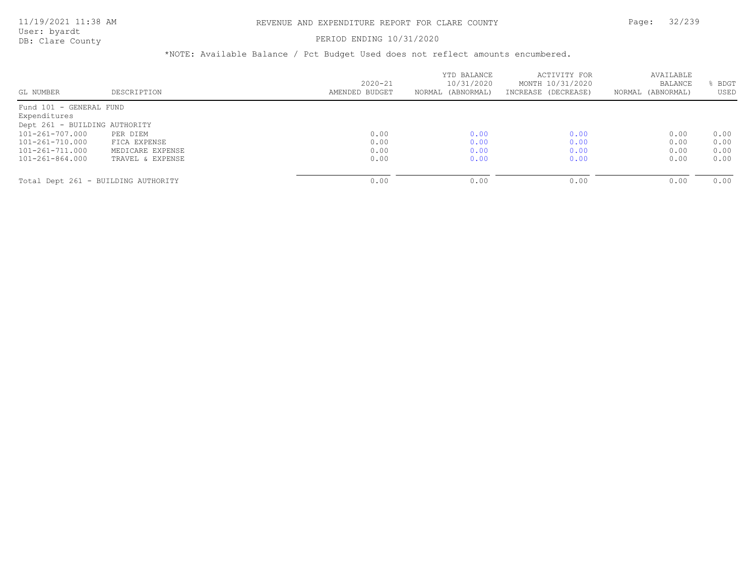# REVENUE AND EXPENDITURE REPORT FOR CLARE COUNTY

PERIOD ENDING 10/31/2020

*NOTE: Available Balance / Pct Budget Used does not reflect amounts encumbered.

| GL NUMBER | DESCRIPTION | 2020-21 AMENDED BUDGET | YTD BALANCE 10/31/2020 NORMAL (ABNORMAL) | ACTIVITY FOR MONTH 10/31/2020 INCREASE (DECREASE) | AVAILABLE BALANCE NORMAL (ABNORMAL) | % BDGT USED |
|---|---|---|---|---|---|---|
| Fund 101 - GENERAL FUND | | | | | | |
| Expenditures | | | | | | |
| Dept 261 - BUILDING AUTHORITY | | | | | | |
| 101-261-707.000 | PER DIEM | 0.00 | 0.00 | 0.00 | 0.00 | 0.00 |
| 101-261-710.000 | FICA EXPENSE | 0.00 | 0.00 | 0.00 | 0.00 | 0.00 |
| 101-261-711.000 | MEDICARE EXPENSE | 0.00 | 0.00 | 0.00 | 0.00 | 0.00 |
| 101-261-864.000 | TRAVEL & EXPENSE | 0.00 | 0.00 | 0.00 | 0.00 | 0.00 |
| Total Dept 261 - BUILDING AUTHORITY | | 0.00 | 0.00 | 0.00 | 0.00 | 0.00 |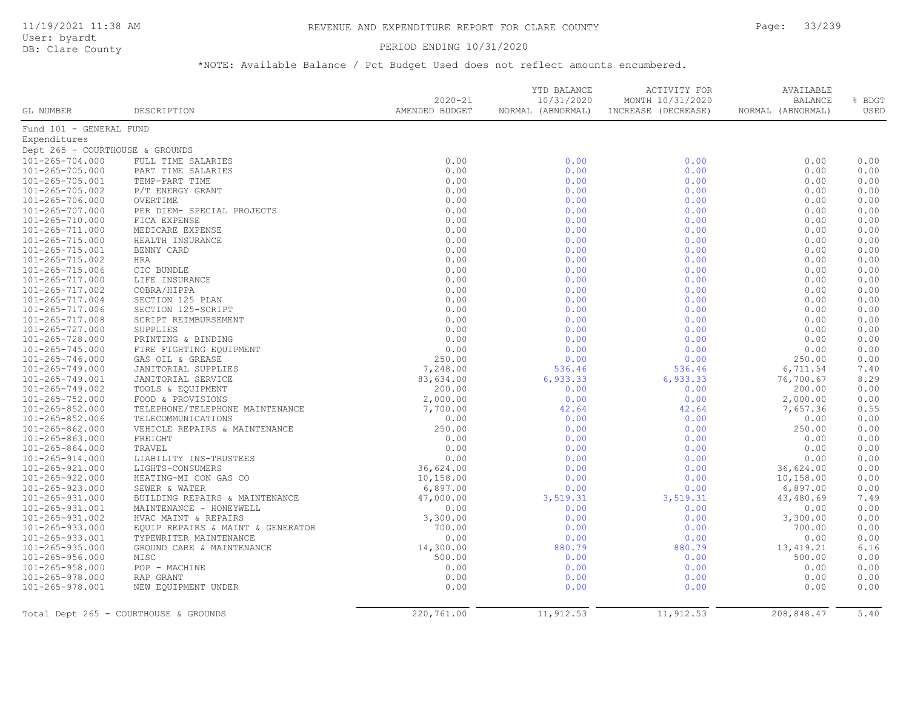# REVENUE AND EXPENDITURE REPORT FOR CLARE COUNTY

11/19/2021 11:38 AM
User: byardt
DB: Clare County

PERIOD ENDING 10/31/2020

*NOTE: Available Balance / Pct Budget Used does not reflect amounts encumbered.

| GL NUMBER | DESCRIPTION | 2020-21 AMENDED BUDGET | YTD BALANCE 10/31/2020 NORMAL (ABNORMAL) | ACTIVITY FOR MONTH 10/31/2020 INCREASE (DECREASE) | AVAILABLE BALANCE NORMAL (ABNORMAL) | % BDGT USED |
|---|---|---|---|---|---|---|
| Fund 101 - GENERAL FUND | | | | | | |
| Expenditures | | | | | | |
| Dept 265 - COURTHOUSE & GROUNDS | | | | | | |
| 101-265-704.000 | FULL TIME SALARIES | 0.00 | 0.00 | 0.00 | 0.00 | 0.00 |
| 101-265-705.000 | PART TIME SALARIES | 0.00 | 0.00 | 0.00 | 0.00 | 0.00 |
| 101-265-705.001 | TEMP-PART TIME | 0.00 | 0.00 | 0.00 | 0.00 | 0.00 |
| 101-265-705.002 | P/T ENERGY GRANT | 0.00 | 0.00 | 0.00 | 0.00 | 0.00 |
| 101-265-706.000 | OVERTIME | 0.00 | 0.00 | 0.00 | 0.00 | 0.00 |
| 101-265-707.000 | PER DIEM- SPECIAL PROJECTS | 0.00 | 0.00 | 0.00 | 0.00 | 0.00 |
| 101-265-710.000 | FICA EXPENSE | 0.00 | 0.00 | 0.00 | 0.00 | 0.00 |
| 101-265-711.000 | MEDICARE EXPENSE | 0.00 | 0.00 | 0.00 | 0.00 | 0.00 |
| 101-265-715.000 | HEALTH INSURANCE | 0.00 | 0.00 | 0.00 | 0.00 | 0.00 |
| 101-265-715.001 | BENNY CARD | 0.00 | 0.00 | 0.00 | 0.00 | 0.00 |
| 101-265-715.002 | HRA | 0.00 | 0.00 | 0.00 | 0.00 | 0.00 |
| 101-265-715.006 | CIC BUNDLE | 0.00 | 0.00 | 0.00 | 0.00 | 0.00 |
| 101-265-717.000 | LIFE INSURANCE | 0.00 | 0.00 | 0.00 | 0.00 | 0.00 |
| 101-265-717.002 | COBRA/HIPPA | 0.00 | 0.00 | 0.00 | 0.00 | 0.00 |
| 101-265-717.004 | SECTION 125 PLAN | 0.00 | 0.00 | 0.00 | 0.00 | 0.00 |
| 101-265-717.006 | SECTION 125-SCRIPT | 0.00 | 0.00 | 0.00 | 0.00 | 0.00 |
| 101-265-717.008 | SCRIPT REIMBURSEMENT | 0.00 | 0.00 | 0.00 | 0.00 | 0.00 |
| 101-265-727.000 | SUPPLIES | 0.00 | 0.00 | 0.00 | 0.00 | 0.00 |
| 101-265-728.000 | PRINTING & BINDING | 0.00 | 0.00 | 0.00 | 0.00 | 0.00 |
| 101-265-745.000 | FIRE FIGHTING EQUIPMENT | 0.00 | 0.00 | 0.00 | 0.00 | 0.00 |
| 101-265-746.000 | GAS OIL & GREASE | 250.00 | 0.00 | 0.00 | 250.00 | 0.00 |
| 101-265-749.000 | JANITORIAL SUPPLIES | 7,248.00 | 536.46 | 536.46 | 6,711.54 | 7.40 |
| 101-265-749.001 | JANITORIAL SERVICE | 83,634.00 | 6,933.33 | 6,933.33 | 76,700.67 | 8.29 |
| 101-265-749.002 | TOOLS & EQUIPMENT | 200.00 | 0.00 | 0.00 | 200.00 | 0.00 |
| 101-265-752.000 | FOOD & PROVISIONS | 2,000.00 | 0.00 | 0.00 | 2,000.00 | 0.00 |
| 101-265-852.000 | TELEPHONE/TELEPHONE MAINTENANCE | 7,700.00 | 42.64 | 42.64 | 7,657.36 | 0.55 |
| 101-265-852.006 | TELECOMMUNICATIONS | 0.00 | 0.00 | 0.00 | 0.00 | 0.00 |
| 101-265-862.000 | VEHICLE REPAIRS & MAINTENANCE | 250.00 | 0.00 | 0.00 | 250.00 | 0.00 |
| 101-265-863.000 | FREIGHT | 0.00 | 0.00 | 0.00 | 0.00 | 0.00 |
| 101-265-864.000 | TRAVEL | 0.00 | 0.00 | 0.00 | 0.00 | 0.00 |
| 101-265-914.000 | LIABILITY INS-TRUSTEES | 0.00 | 0.00 | 0.00 | 0.00 | 0.00 |
| 101-265-921.000 | LIGHTS-CONSUMERS | 36,624.00 | 0.00 | 0.00 | 36,624.00 | 0.00 |
| 101-265-922.000 | HEATING-MI CON GAS CO | 10,158.00 | 0.00 | 0.00 | 10,158.00 | 0.00 |
| 101-265-923.000 | SEWER & WATER | 6,897.00 | 0.00 | 0.00 | 6,897.00 | 0.00 |
| 101-265-931.000 | BUILDING REPAIRS & MAINTENANCE | 47,000.00 | 3,519.31 | 3,519.31 | 43,480.69 | 7.49 |
| 101-265-931.001 | MAINTENANCE - HONEYWELL | 0.00 | 0.00 | 0.00 | 0.00 | 0.00 |
| 101-265-931.002 | HVAC MAINT & REPAIRS | 3,300.00 | 0.00 | 0.00 | 3,300.00 | 0.00 |
| 101-265-933.000 | EQUIP REPAIRS & MAINT & GENERATOR | 700.00 | 0.00 | 0.00 | 700.00 | 0.00 |
| 101-265-933.001 | TYPEWRITER MAINTENANCE | 0.00 | 0.00 | 0.00 | 0.00 | 0.00 |
| 101-265-935.000 | GROUND CARE & MAINTENANCE | 14,300.00 | 880.79 | 880.79 | 13,419.21 | 6.16 |
| 101-265-956.000 | MISC | 500.00 | 0.00 | 0.00 | 500.00 | 0.00 |
| 101-265-958.000 | POP - MACHINE | 0.00 | 0.00 | 0.00 | 0.00 | 0.00 |
| 101-265-978.000 | RAP GRANT | 0.00 | 0.00 | 0.00 | 0.00 | 0.00 |
| 101-265-978.001 | NEW EQUIPMENT UNDER | 0.00 | 0.00 | 0.00 | 0.00 | 0.00 |
| Total Dept 265 - COURTHOUSE & GROUNDS | | 220,761.00 | 11,912.53 | 11,912.53 | 208,848.47 | 5.40 |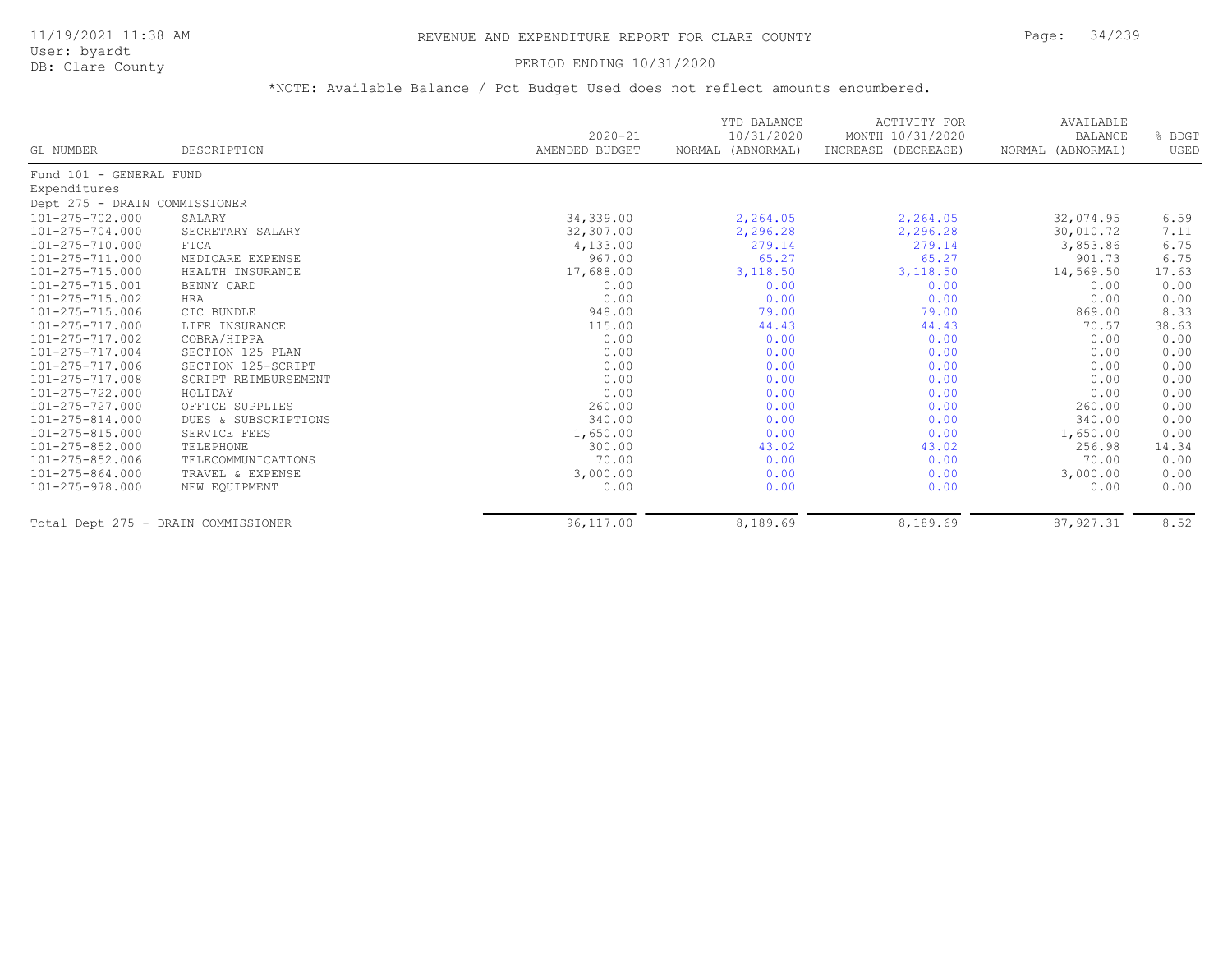# REVENUE AND EXPENDITURE REPORT FOR CLARE COUNTY

11/19/2021 11:38 AM
User: byardt
DB: Clare County

PERIOD ENDING 10/31/2020

*NOTE: Available Balance / Pct Budget Used does not reflect amounts encumbered.

| GL NUMBER | DESCRIPTION | 2020-21 AMENDED BUDGET | YTD BALANCE 10/31/2020 NORMAL (ABNORMAL) | ACTIVITY FOR MONTH 10/31/2020 INCREASE (DECREASE) | AVAILABLE BALANCE NORMAL (ABNORMAL) | % BDGT USED |
|---|---|---|---|---|---|---|
| Fund 101 - GENERAL FUND | | | | | | |
| Expenditures | | | | | | |
| Dept 275 - DRAIN COMMISSIONER | | | | | | |
| 101-275-702.000 | SALARY | 34,339.00 | 2,264.05 | 2,264.05 | 32,074.95 | 6.59 |
| 101-275-704.000 | SECRETARY SALARY | 32,307.00 | 2,296.28 | 2,296.28 | 30,010.72 | 7.11 |
| 101-275-710.000 | FICA | 4,133.00 | 279.14 | 279.14 | 3,853.86 | 6.75 |
| 101-275-711.000 | MEDICARE EXPENSE | 967.00 | 65.27 | 65.27 | 901.73 | 6.75 |
| 101-275-715.000 | HEALTH INSURANCE | 17,688.00 | 3,118.50 | 3,118.50 | 14,569.50 | 17.63 |
| 101-275-715.001 | BENNY CARD | 0.00 | 0.00 | 0.00 | 0.00 | 0.00 |
| 101-275-715.002 | HRA | 0.00 | 0.00 | 0.00 | 0.00 | 0.00 |
| 101-275-715.006 | CIC BUNDLE | 948.00 | 79.00 | 79.00 | 869.00 | 8.33 |
| 101-275-717.000 | LIFE INSURANCE | 115.00 | 44.43 | 44.43 | 70.57 | 38.63 |
| 101-275-717.002 | COBRA/HIPPA | 0.00 | 0.00 | 0.00 | 0.00 | 0.00 |
| 101-275-717.004 | SECTION 125 PLAN | 0.00 | 0.00 | 0.00 | 0.00 | 0.00 |
| 101-275-717.006 | SECTION 125-SCRIPT | 0.00 | 0.00 | 0.00 | 0.00 | 0.00 |
| 101-275-717.008 | SCRIPT REIMBURSEMENT | 0.00 | 0.00 | 0.00 | 0.00 | 0.00 |
| 101-275-722.000 | HOLIDAY | 0.00 | 0.00 | 0.00 | 0.00 | 0.00 |
| 101-275-727.000 | OFFICE SUPPLIES | 260.00 | 0.00 | 0.00 | 260.00 | 0.00 |
| 101-275-814.000 | DUES & SUBSCRIPTIONS | 340.00 | 0.00 | 0.00 | 340.00 | 0.00 |
| 101-275-815.000 | SERVICE FEES | 1,650.00 | 0.00 | 0.00 | 1,650.00 | 0.00 |
| 101-275-852.000 | TELEPHONE | 300.00 | 43.02 | 43.02 | 256.98 | 14.34 |
| 101-275-852.006 | TELECOMMUNICATIONS | 70.00 | 0.00 | 0.00 | 70.00 | 0.00 |
| 101-275-864.000 | TRAVEL & EXPENSE | 3,000.00 | 0.00 | 0.00 | 3,000.00 | 0.00 |
| 101-275-978.000 | NEW EQUIPMENT | 0.00 | 0.00 | 0.00 | 0.00 | 0.00 |
| Total Dept 275 - DRAIN COMMISSIONER | | 96,117.00 | 8,189.69 | 8,189.69 | 87,927.31 | 8.52 |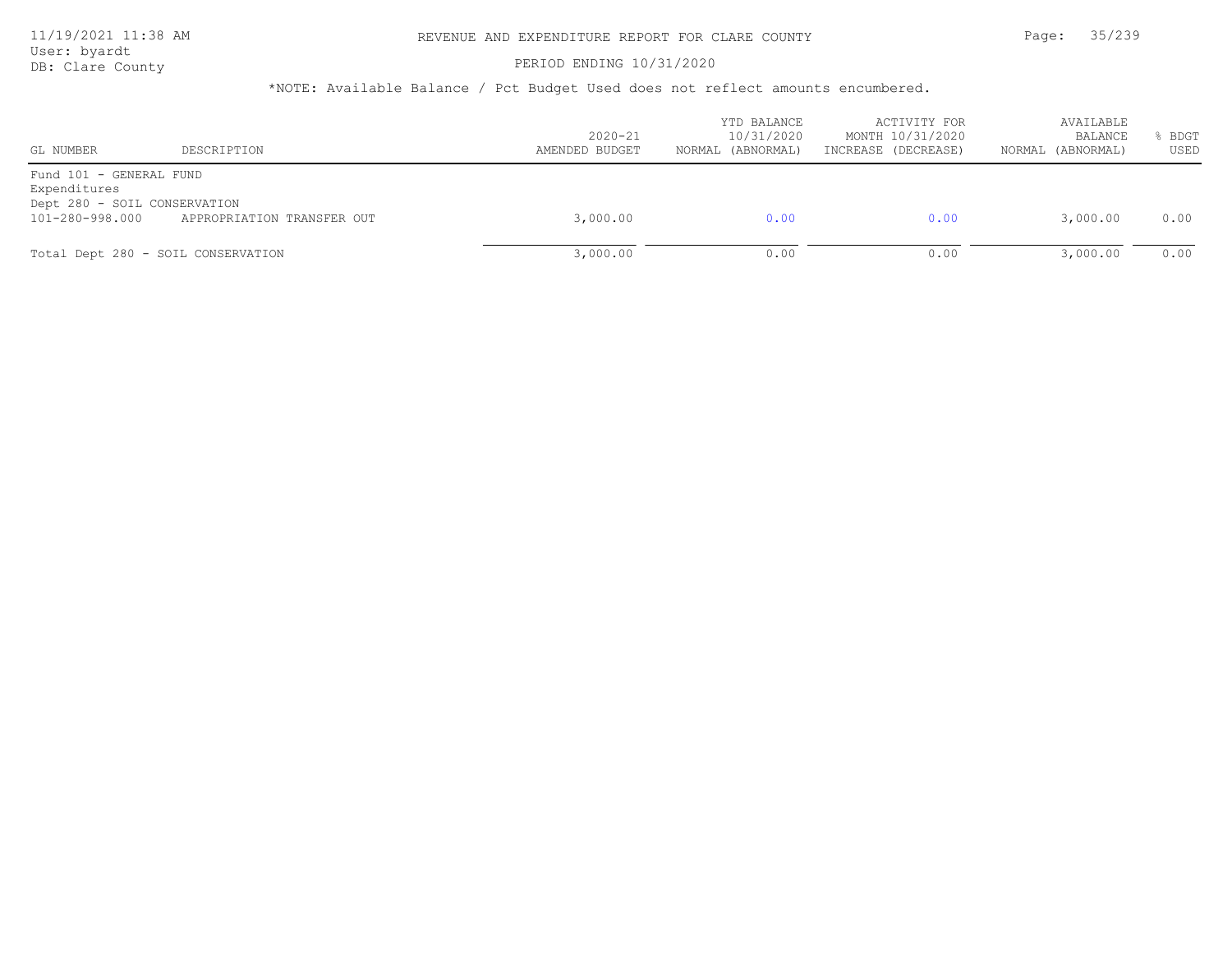# REVENUE AND EXPENDITURE REPORT FOR CLARE COUNTY

PERIOD ENDING 10/31/2020

*NOTE: Available Balance / Pct Budget Used does not reflect amounts encumbered.

| GL NUMBER | DESCRIPTION | 2020-21 AMENDED BUDGET | YTD BALANCE 10/31/2020 NORMAL (ABNORMAL) | ACTIVITY FOR MONTH 10/31/2020 INCREASE (DECREASE) | AVAILABLE BALANCE NORMAL (ABNORMAL) | % BDGT USED |
|---|---|---|---|---|---|---|
| Fund 101 - GENERAL FUND | | | | | | |
| Expenditures | | | | | | |
| Dept 280 - SOIL CONSERVATION | | | | | | |
| 101-280-998.000 | APPROPRIATION TRANSFER OUT | 3,000.00 | 0.00 | 0.00 | 3,000.00 | 0.00 |
| Total Dept 280 - SOIL CONSERVATION | | 3,000.00 | 0.00 | 0.00 | 3,000.00 | 0.00 |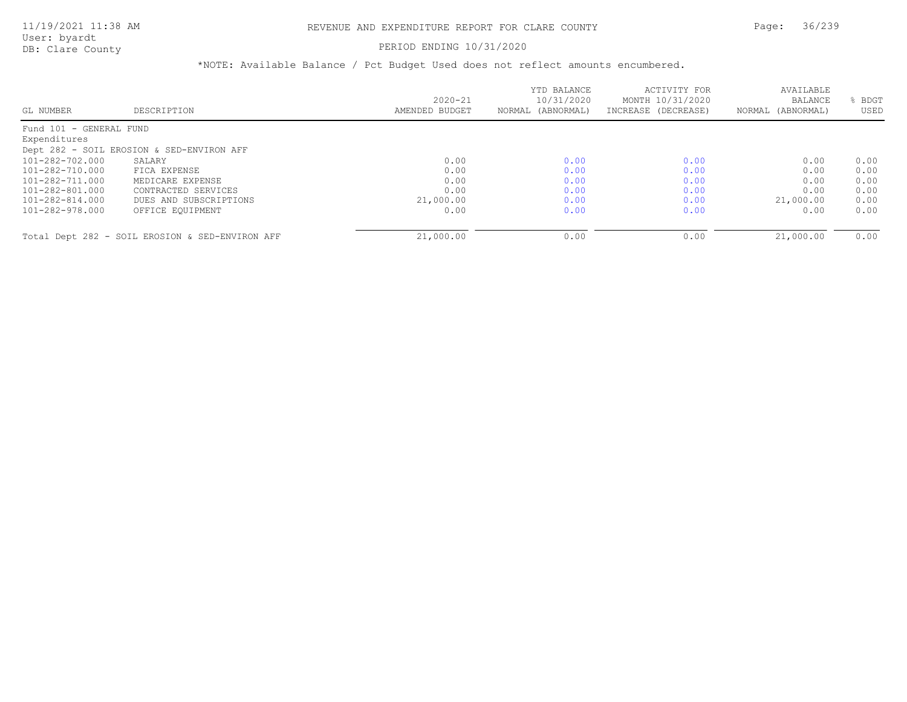# REVENUE AND EXPENDITURE REPORT FOR CLARE COUNTY

PERIOD ENDING 10/31/2020

*NOTE: Available Balance / Pct Budget Used does not reflect amounts encumbered.

| GL NUMBER | DESCRIPTION | 2020-21 AMENDED BUDGET | YTD BALANCE 10/31/2020 NORMAL (ABNORMAL) | ACTIVITY FOR MONTH 10/31/2020 INCREASE (DECREASE) | AVAILABLE BALANCE NORMAL (ABNORMAL) | % BDGT USED |
|---|---|---|---|---|---|---|
| Fund 101 - GENERAL FUND | | | | | | |
| Expenditures | | | | | | |
| Dept 282 - SOIL EROSION & SED-ENVIRON AFF | | | | | | |
| 101-282-702.000 | SALARY | 0.00 | 0.00 | 0.00 | 0.00 | 0.00 |
| 101-282-710.000 | FICA EXPENSE | 0.00 | 0.00 | 0.00 | 0.00 | 0.00 |
| 101-282-711.000 | MEDICARE EXPENSE | 0.00 | 0.00 | 0.00 | 0.00 | 0.00 |
| 101-282-801.000 | CONTRACTED SERVICES | 0.00 | 0.00 | 0.00 | 0.00 | 0.00 |
| 101-282-814.000 | DUES AND SUBSCRIPTIONS | 21,000.00 | 0.00 | 0.00 | 21,000.00 | 0.00 |
| 101-282-978.000 | OFFICE EQUIPMENT | 0.00 | 0.00 | 0.00 | 0.00 | 0.00 |
| Total Dept 282 - SOIL EROSION & SED-ENVIRON AFF | | 21,000.00 | 0.00 | 0.00 | 21,000.00 | 0.00 |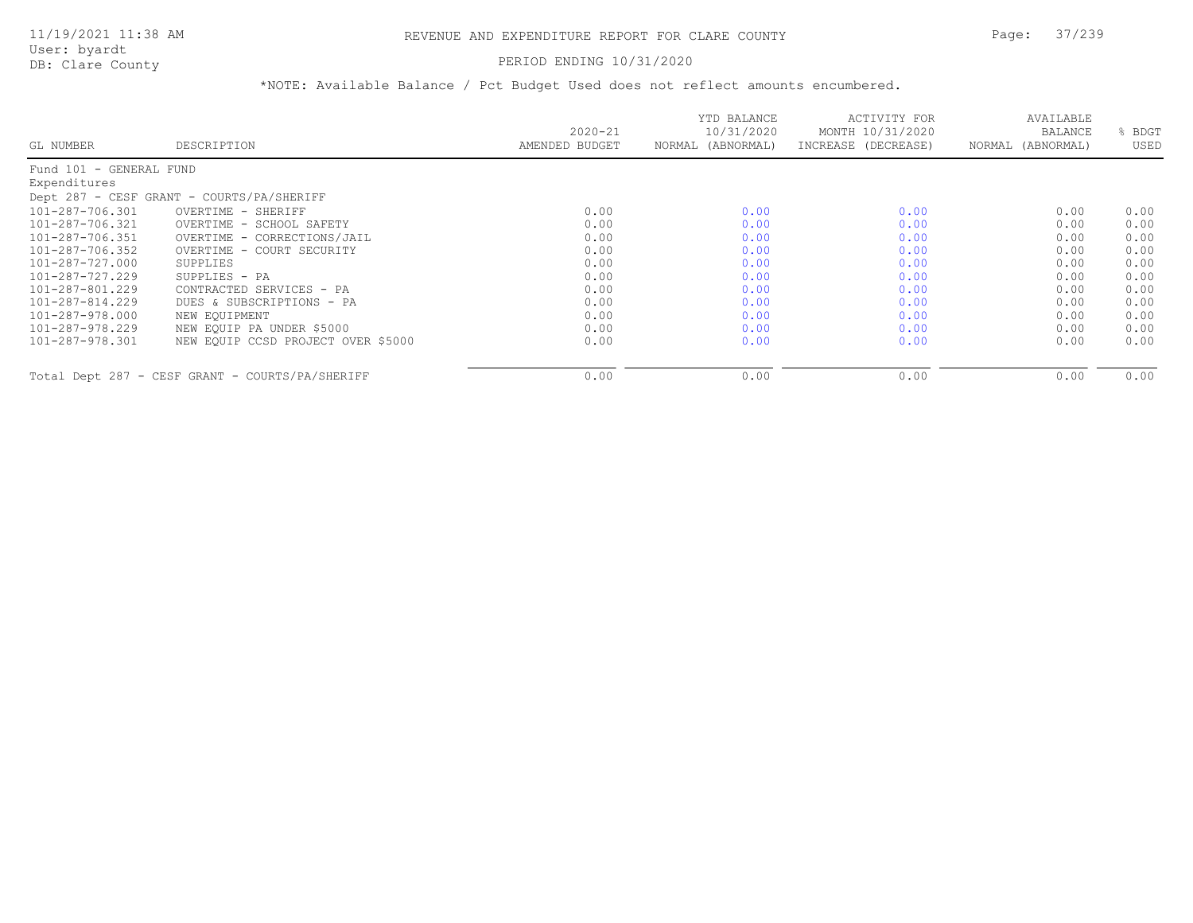# REVENUE AND EXPENDITURE REPORT FOR CLARE COUNTY

11/19/2021 11:38 AM
User: byardt
DB: Clare County

PERIOD ENDING 10/31/2020

*NOTE: Available Balance / Pct Budget Used does not reflect amounts encumbered.

| GL NUMBER | DESCRIPTION | 2020-21 AMENDED BUDGET | YTD BALANCE 10/31/2020 NORMAL (ABNORMAL) | ACTIVITY FOR MONTH 10/31/2020 INCREASE (DECREASE) | AVAILABLE BALANCE NORMAL (ABNORMAL) | % BDGT USED |
|---|---|---|---|---|---|---|
| Fund 101 - GENERAL FUND | | | | | | |
| Expenditures | | | | | | |
| Dept 287 - CESF GRANT - COURTS/PA/SHERIFF | | | | | | |
| 101-287-706.301 | OVERTIME - SHERIFF | 0.00 | 0.00 | 0.00 | 0.00 | 0.00 |
| 101-287-706.321 | OVERTIME - SCHOOL SAFETY | 0.00 | 0.00 | 0.00 | 0.00 | 0.00 |
| 101-287-706.351 | OVERTIME - CORRECTIONS/JAIL | 0.00 | 0.00 | 0.00 | 0.00 | 0.00 |
| 101-287-706.352 | OVERTIME - COURT SECURITY | 0.00 | 0.00 | 0.00 | 0.00 | 0.00 |
| 101-287-727.000 | SUPPLIES | 0.00 | 0.00 | 0.00 | 0.00 | 0.00 |
| 101-287-727.229 | SUPPLIES - PA | 0.00 | 0.00 | 0.00 | 0.00 | 0.00 |
| 101-287-801.229 | CONTRACTED SERVICES - PA | 0.00 | 0.00 | 0.00 | 0.00 | 0.00 |
| 101-287-814.229 | DUES & SUBSCRIPTIONS - PA | 0.00 | 0.00 | 0.00 | 0.00 | 0.00 |
| 101-287-978.000 | NEW EQUIPMENT | 0.00 | 0.00 | 0.00 | 0.00 | 0.00 |
| 101-287-978.229 | NEW EQUIP PA UNDER $5000 | 0.00 | 0.00 | 0.00 | 0.00 | 0.00 |
| 101-287-978.301 | NEW EQUIP CCSD PROJECT OVER $5000 | 0.00 | 0.00 | 0.00 | 0.00 | 0.00 |
| Total Dept 287 - CESF GRANT - COURTS/PA/SHERIFF | | 0.00 | 0.00 | 0.00 | 0.00 | 0.00 |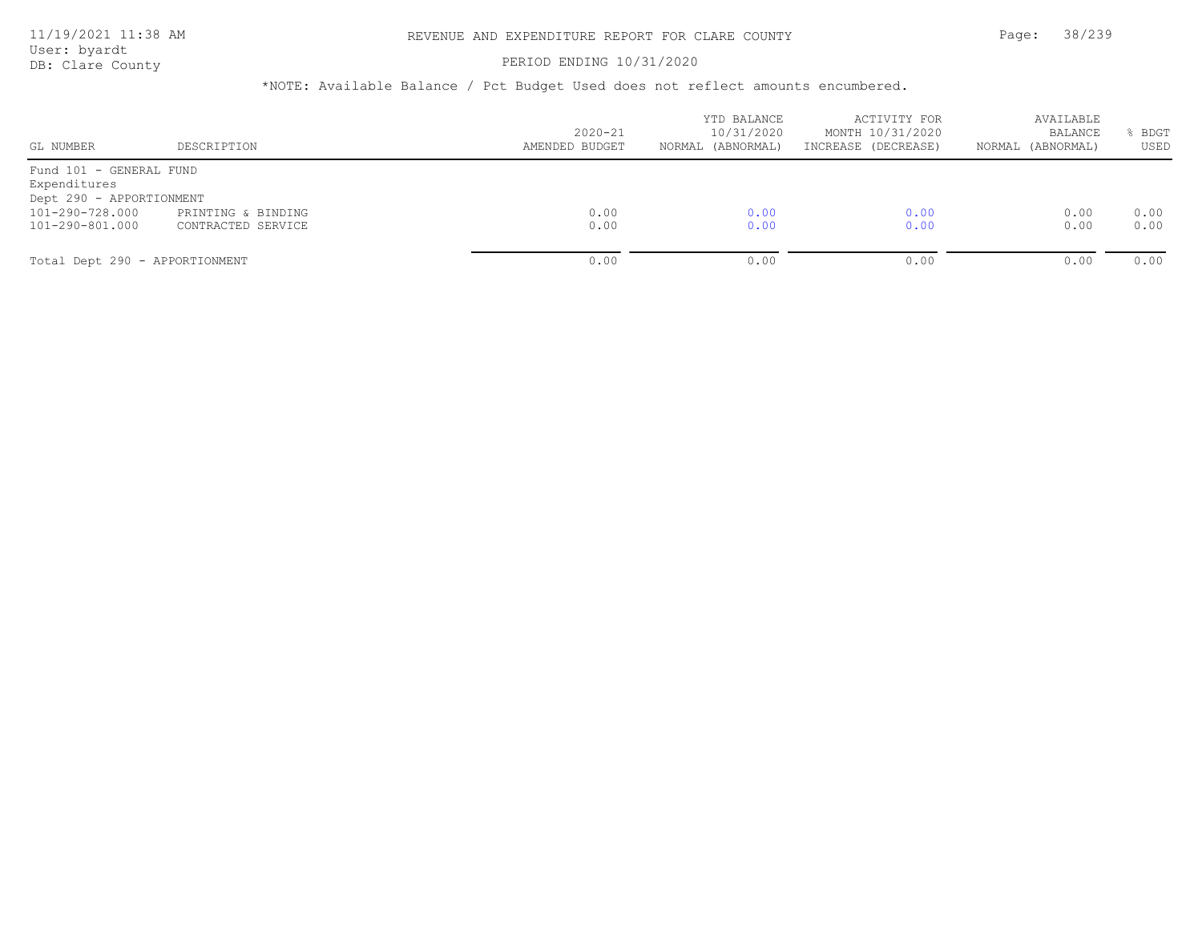# REVENUE AND EXPENDITURE REPORT FOR CLARE COUNTY

PERIOD ENDING 10/31/2020

*NOTE: Available Balance / Pct Budget Used does not reflect amounts encumbered.

| GL NUMBER | DESCRIPTION | 2020-21 AMENDED BUDGET | YTD BALANCE 10/31/2020 NORMAL (ABNORMAL) | ACTIVITY FOR MONTH 10/31/2020 INCREASE (DECREASE) | AVAILABLE BALANCE NORMAL (ABNORMAL) | % BDGT USED |
|---|---|---|---|---|---|---|
| Fund 101 - GENERAL FUND | | | | | | |
| Expenditures | | | | | | |
| Dept 290 - APPORTIONMENT | | | | | | |
| 101-290-728.000 | PRINTING & BINDING | 0.00 | 0.00 | 0.00 | 0.00 | 0.00 |
| 101-290-801.000 | CONTRACTED SERVICE | 0.00 | 0.00 | 0.00 | 0.00 | 0.00 |
| Total Dept 290 - APPORTIONMENT | | 0.00 | 0.00 | 0.00 | 0.00 | 0.00 |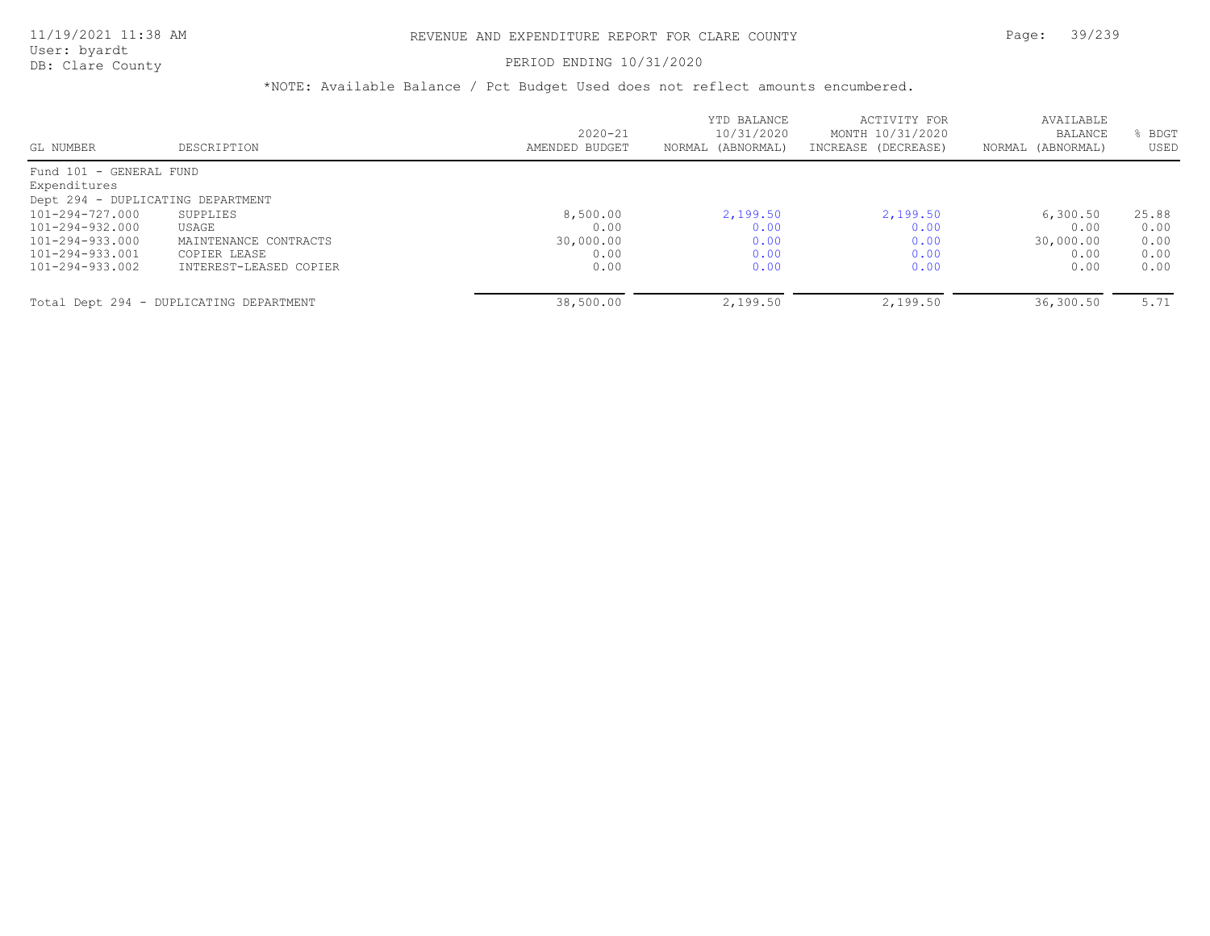# REVENUE AND EXPENDITURE REPORT FOR CLARE COUNTY

PERIOD ENDING 10/31/2020

*NOTE: Available Balance / Pct Budget Used does not reflect amounts encumbered.

| GL NUMBER | DESCRIPTION | 2020-21 AMENDED BUDGET | YTD BALANCE 10/31/2020 NORMAL (ABNORMAL) | ACTIVITY FOR MONTH 10/31/2020 INCREASE (DECREASE) | AVAILABLE BALANCE NORMAL (ABNORMAL) | % BDGT USED |
|---|---|---|---|---|---|---|
| Fund 101 - GENERAL FUND | | | | | | |
| Expenditures | | | | | | |
| Dept 294 - DUPLICATING DEPARTMENT | | | | | | |
| 101-294-727.000 | SUPPLIES | 8,500.00 | 2,199.50 | 2,199.50 | 6,300.50 | 25.88 |
| 101-294-932.000 | USAGE | 0.00 | 0.00 | 0.00 | 0.00 | 0.00 |
| 101-294-933.000 | MAINTENANCE CONTRACTS | 30,000.00 | 0.00 | 0.00 | 30,000.00 | 0.00 |
| 101-294-933.001 | COPIER LEASE | 0.00 | 0.00 | 0.00 | 0.00 | 0.00 |
| 101-294-933.002 | INTEREST-LEASED COPIER | 0.00 | 0.00 | 0.00 | 0.00 | 0.00 |
| Total Dept 294 - DUPLICATING DEPARTMENT | | 38,500.00 | 2,199.50 | 2,199.50 | 36,300.50 | 5.71 |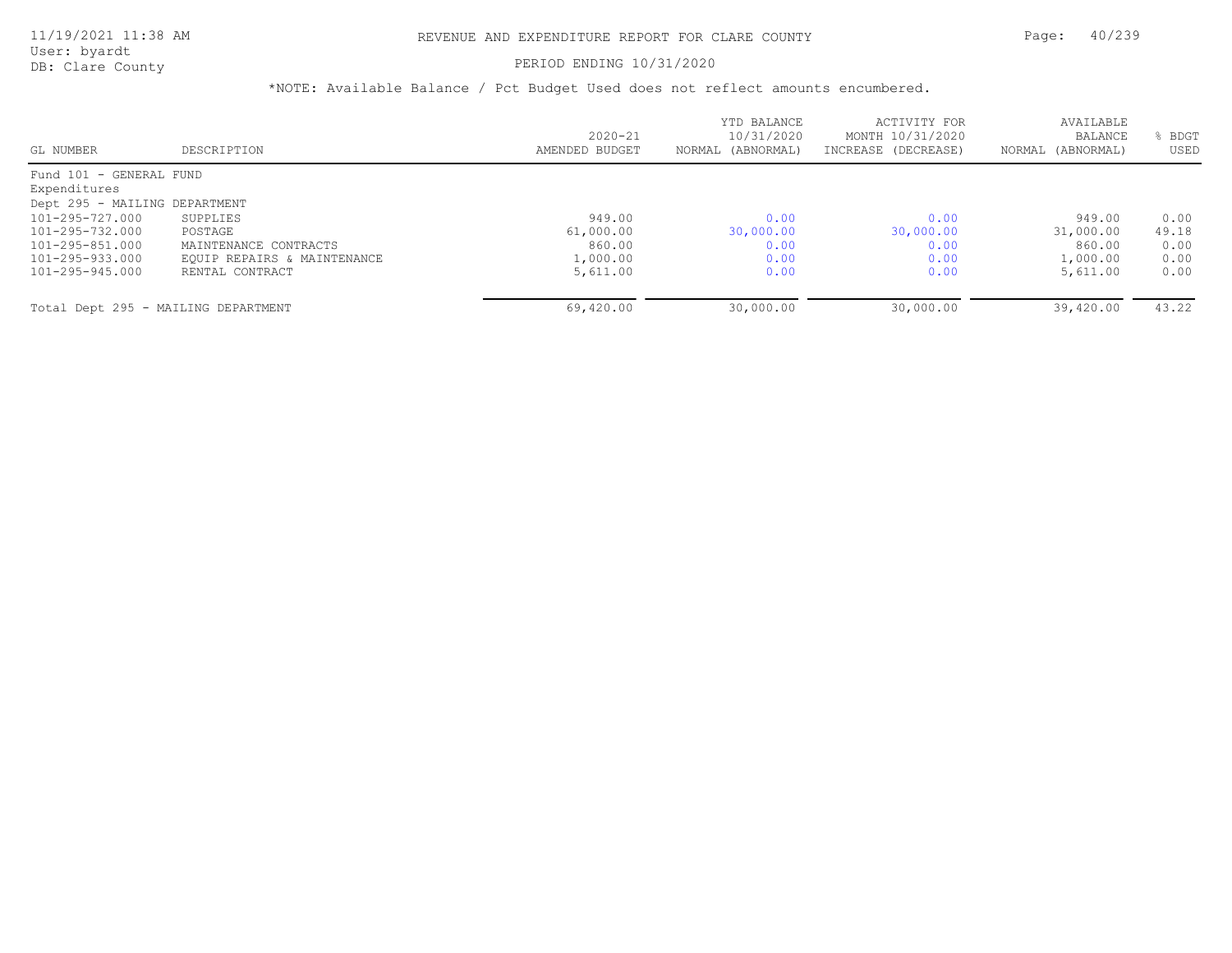# REVENUE AND EXPENDITURE REPORT FOR CLARE COUNTY

PERIOD ENDING 10/31/2020

*NOTE: Available Balance / Pct Budget Used does not reflect amounts encumbered.

| GL NUMBER | DESCRIPTION | 2020-21 AMENDED BUDGET | YTD BALANCE 10/31/2020 NORMAL (ABNORMAL) | ACTIVITY FOR MONTH 10/31/2020 INCREASE (DECREASE) | AVAILABLE BALANCE NORMAL (ABNORMAL) | % BDGT USED |
|---|---|---|---|---|---|---|
| Fund 101 - GENERAL FUND | | | | | | |
| Expenditures | | | | | | |
| Dept 295 - MAILING DEPARTMENT | | | | | | |
| 101-295-727.000 | SUPPLIES | 949.00 | 0.00 | 0.00 | 949.00 | 0.00 |
| 101-295-732.000 | POSTAGE | 61,000.00 | 30,000.00 | 30,000.00 | 31,000.00 | 49.18 |
| 101-295-851.000 | MAINTENANCE CONTRACTS | 860.00 | 0.00 | 0.00 | 860.00 | 0.00 |
| 101-295-933.000 | EQUIP REPAIRS & MAINTENANCE | 1,000.00 | 0.00 | 0.00 | 1,000.00 | 0.00 |
| 101-295-945.000 | RENTAL CONTRACT | 5,611.00 | 0.00 | 0.00 | 5,611.00 | 0.00 |
| Total Dept 295 - MAILING DEPARTMENT | | 69,420.00 | 30,000.00 | 30,000.00 | 39,420.00 | 43.22 |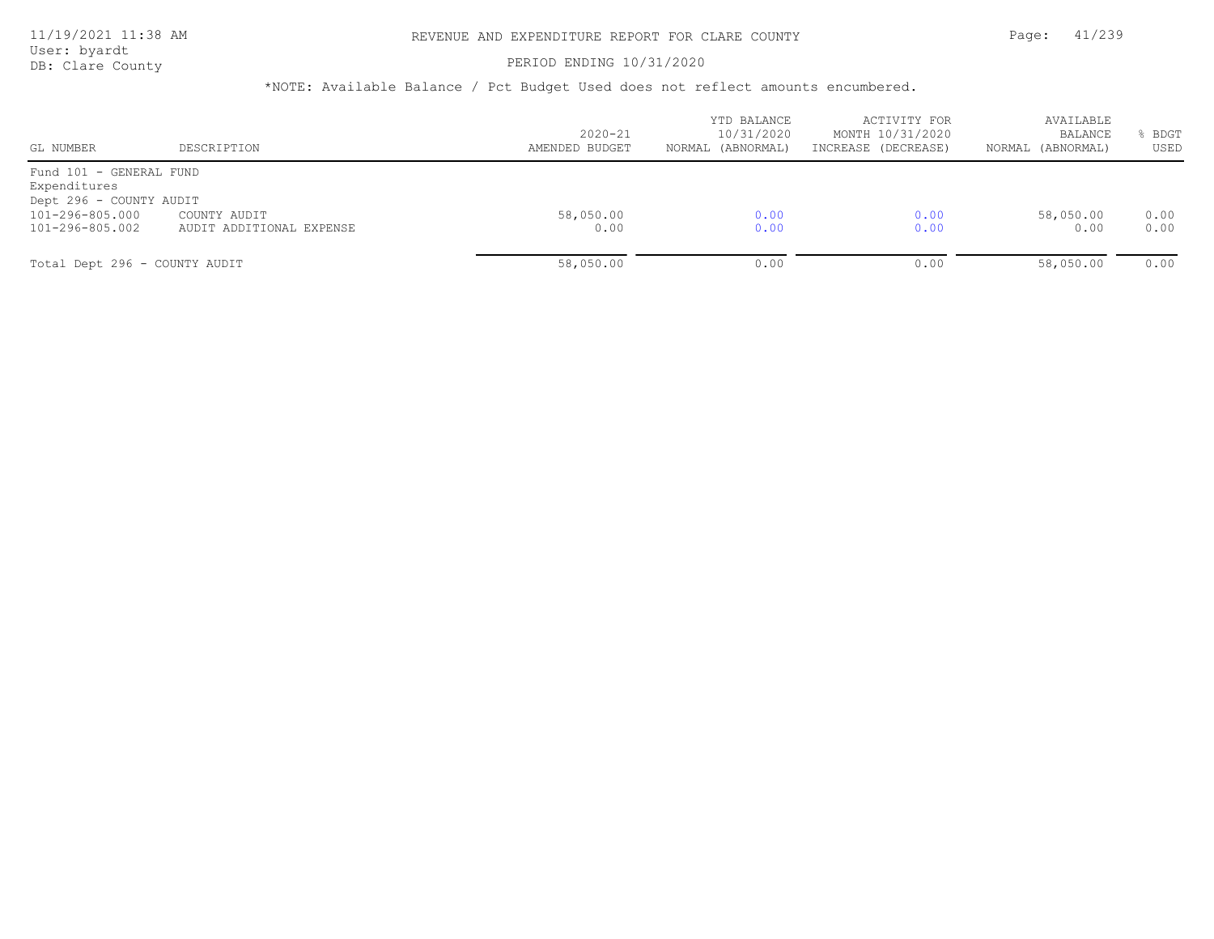# REVENUE AND EXPENDITURE REPORT FOR CLARE COUNTY

11/19/2021 11:38 AM
User: byardt
DB: Clare County

PERIOD ENDING 10/31/2020

*NOTE: Available Balance / Pct Budget Used does not reflect amounts encumbered.

| GL NUMBER | DESCRIPTION | 2020-21 AMENDED BUDGET | YTD BALANCE 10/31/2020 NORMAL (ABNORMAL) | ACTIVITY FOR MONTH 10/31/2020 INCREASE (DECREASE) | AVAILABLE BALANCE NORMAL (ABNORMAL) | % BDGT USED |
|---|---|---|---|---|---|---|
| Fund 101 - GENERAL FUND | | | | | | |
| Expenditures | | | | | | |
| Dept 296 - COUNTY AUDIT | | | | | | |
| 101-296-805.000 | COUNTY AUDIT | 58,050.00 | 0.00 | 0.00 | 58,050.00 | 0.00 |
| 101-296-805.002 | AUDIT ADDITIONAL EXPENSE | 0.00 | 0.00 | 0.00 | 0.00 | 0.00 |
| Total Dept 296 - COUNTY AUDIT | | 58,050.00 | 0.00 | 0.00 | 58,050.00 | 0.00 |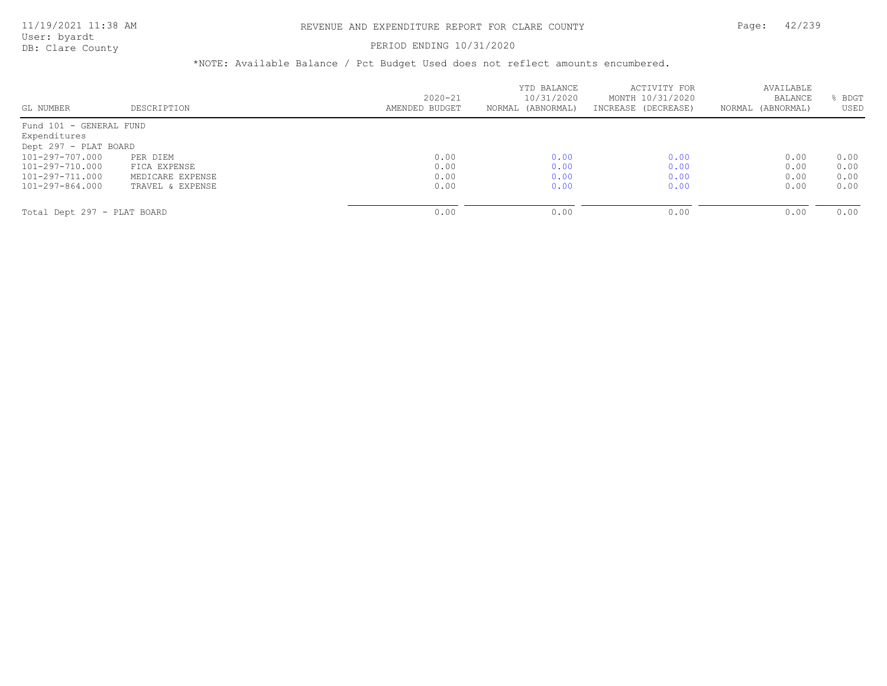# REVENUE AND EXPENDITURE REPORT FOR CLARE COUNTY

PERIOD ENDING 10/31/2020

*NOTE: Available Balance / Pct Budget Used does not reflect amounts encumbered.

| GL NUMBER | DESCRIPTION | 2020-21 AMENDED BUDGET | YTD BALANCE 10/31/2020 NORMAL (ABNORMAL) | ACTIVITY FOR MONTH 10/31/2020 INCREASE (DECREASE) | AVAILABLE BALANCE NORMAL (ABNORMAL) | % BDGT USED |
|---|---|---|---|---|---|---|
| Fund 101 - GENERAL FUND | | | | | | |
| Expenditures | | | | | | |
| Dept 297 - PLAT BOARD | | | | | | |
| 101-297-707.000 | PER DIEM | 0.00 | 0.00 | 0.00 | 0.00 | 0.00 |
| 101-297-710.000 | FICA EXPENSE | 0.00 | 0.00 | 0.00 | 0.00 | 0.00 |
| 101-297-711.000 | MEDICARE EXPENSE | 0.00 | 0.00 | 0.00 | 0.00 | 0.00 |
| 101-297-864.000 | TRAVEL & EXPENSE | 0.00 | 0.00 | 0.00 | 0.00 | 0.00 |
| Total Dept 297 - PLAT BOARD | | 0.00 | 0.00 | 0.00 | 0.00 | 0.00 |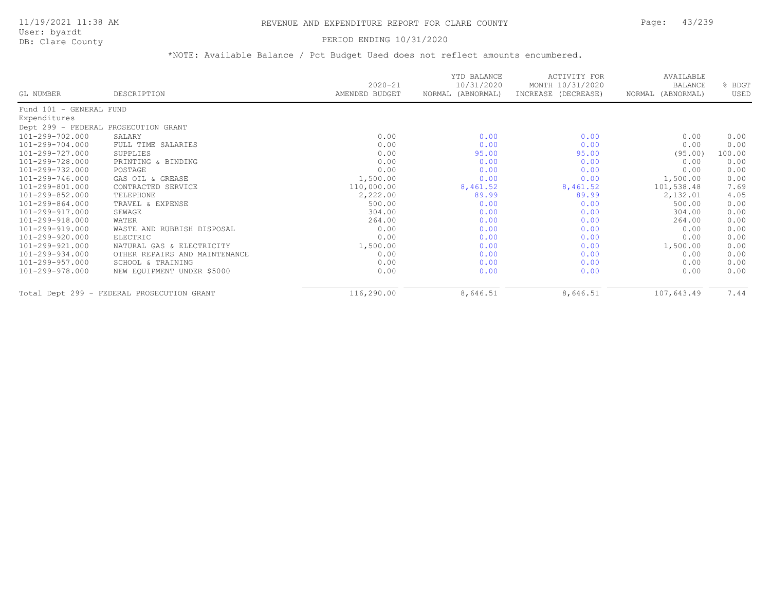# REVENUE AND EXPENDITURE REPORT FOR CLARE COUNTY

PERIOD ENDING 10/31/2020

*NOTE: Available Balance / Pct Budget Used does not reflect amounts encumbered.

| GL NUMBER | DESCRIPTION | 2020-21 AMENDED BUDGET | YTD BALANCE 10/31/2020 NORMAL (ABNORMAL) | ACTIVITY FOR MONTH 10/31/2020 INCREASE (DECREASE) | AVAILABLE BALANCE NORMAL (ABNORMAL) | % BDGT USED |
|---|---|---|---|---|---|---|
| Fund 101 - GENERAL FUND | | | | | | |
| Expenditures | | | | | | |
| Dept 299 - FEDERAL PROSECUTION GRANT | | | | | | |
| 101-299-702.000 | SALARY | 0.00 | 0.00 | 0.00 | 0.00 | 0.00 |
| 101-299-704.000 | FULL TIME SALARIES | 0.00 | 0.00 | 0.00 | 0.00 | 0.00 |
| 101-299-727.000 | SUPPLIES | 0.00 | 95.00 | 95.00 | (95.00) | 100.00 |
| 101-299-728.000 | PRINTING & BINDING | 0.00 | 0.00 | 0.00 | 0.00 | 0.00 |
| 101-299-732.000 | POSTAGE | 0.00 | 0.00 | 0.00 | 0.00 | 0.00 |
| 101-299-746.000 | GAS OIL & GREASE | 1,500.00 | 0.00 | 0.00 | 1,500.00 | 0.00 |
| 101-299-801.000 | CONTRACTED SERVICE | 110,000.00 | 8,461.52 | 8,461.52 | 101,538.48 | 7.69 |
| 101-299-852.000 | TELEPHONE | 2,222.00 | 89.99 | 89.99 | 2,132.01 | 4.05 |
| 101-299-864.000 | TRAVEL & EXPENSE | 500.00 | 0.00 | 0.00 | 500.00 | 0.00 |
| 101-299-917.000 | SEWAGE | 304.00 | 0.00 | 0.00 | 304.00 | 0.00 |
| 101-299-918.000 | WATER | 264.00 | 0.00 | 0.00 | 264.00 | 0.00 |
| 101-299-919.000 | WASTE AND RUBBISH DISPOSAL | 0.00 | 0.00 | 0.00 | 0.00 | 0.00 |
| 101-299-920.000 | ELECTRIC | 0.00 | 0.00 | 0.00 | 0.00 | 0.00 |
| 101-299-921.000 | NATURAL GAS & ELECTRICITY | 1,500.00 | 0.00 | 0.00 | 1,500.00 | 0.00 |
| 101-299-934.000 | OTHER REPAIRS AND MAINTENANCE | 0.00 | 0.00 | 0.00 | 0.00 | 0.00 |
| 101-299-957.000 | SCHOOL & TRAINING | 0.00 | 0.00 | 0.00 | 0.00 | 0.00 |
| 101-299-978.000 | NEW EQUIPMENT UNDER $5000 | 0.00 | 0.00 | 0.00 | 0.00 | 0.00 |
| Total Dept 299 - FEDERAL PROSECUTION GRANT | | 116,290.00 | 8,646.51 | 8,646.51 | 107,643.49 | 7.44 |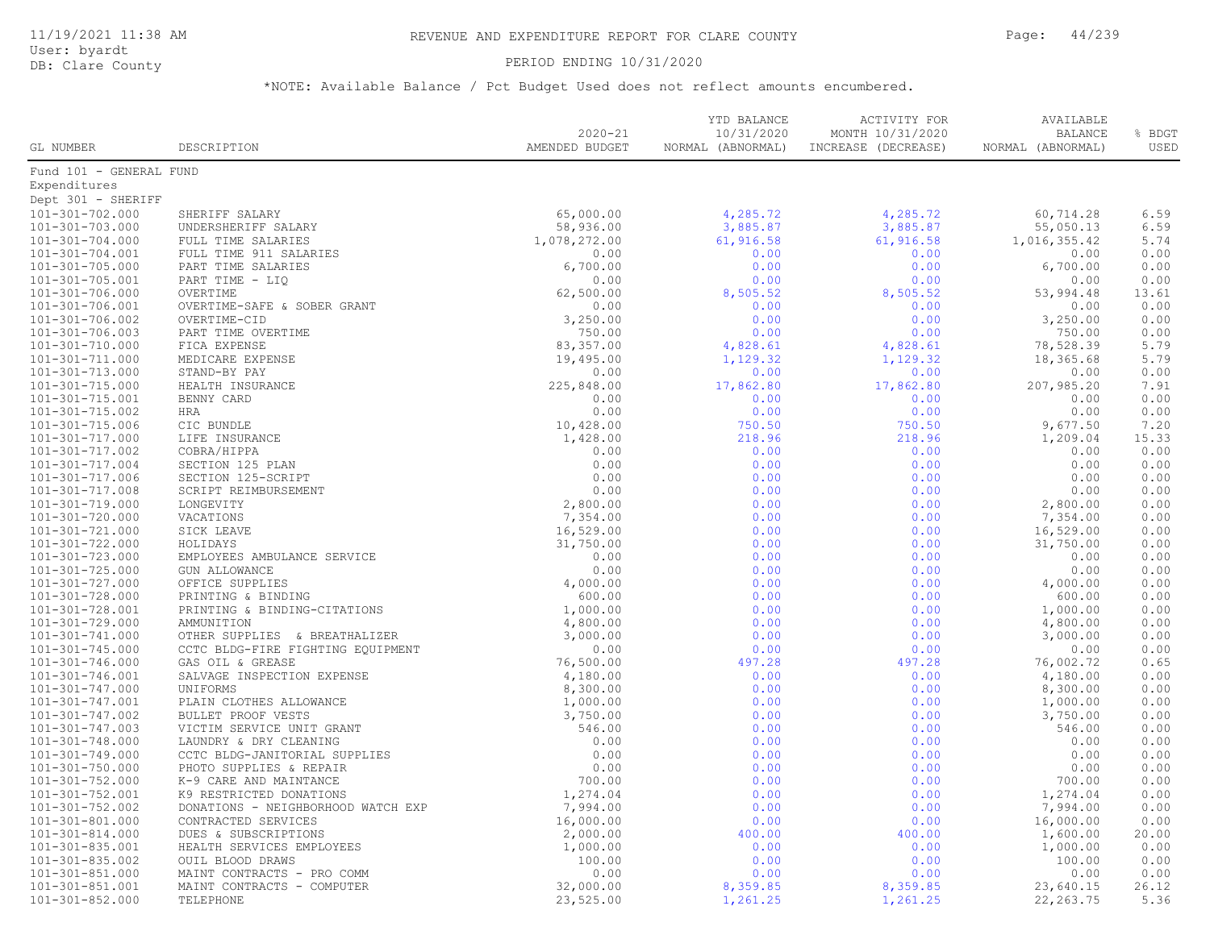REVENUE AND EXPENDITURE REPORT FOR CLARE COUNTY

PERIOD ENDING 10/31/2020

*NOTE: Available Balance / Pct Budget Used does not reflect amounts encumbered.

| GL NUMBER | DESCRIPTION | 2020-21 AMENDED BUDGET | YTD BALANCE 10/31/2020 NORMAL (ABNORMAL) | ACTIVITY FOR MONTH 10/31/2020 INCREASE (DECREASE) | AVAILABLE BALANCE NORMAL (ABNORMAL) | % BDGT USED |
|---|---|---|---|---|---|---|
| Fund 101 - GENERAL FUND | | | | | | |
| Expenditures | | | | | | |
| Dept 301 - SHERIFF | | | | | | |
| 101-301-702.000 | SHERIFF SALARY | 65,000.00 | 4,285.72 | 4,285.72 | 60,714.28 | 6.59 |
| 101-301-703.000 | UNDERSHERIFF SALARY | 58,936.00 | 3,885.87 | 3,885.87 | 55,050.13 | 6.59 |
| 101-301-704.000 | FULL TIME SALARIES | 1,078,272.00 | 61,916.58 | 61,916.58 | 1,016,355.42 | 5.74 |
| 101-301-704.001 | FULL TIME 911 SALARIES | 0.00 | 0.00 | 0.00 | 0.00 | 0.00 |
| 101-301-705.000 | PART TIME SALARIES | 6,700.00 | 0.00 | 0.00 | 6,700.00 | 0.00 |
| 101-301-705.001 | PART TIME - LIQ | 0.00 | 0.00 | 0.00 | 0.00 | 0.00 |
| 101-301-706.000 | OVERTIME | 62,500.00 | 8,505.52 | 8,505.52 | 53,994.48 | 13.61 |
| 101-301-706.001 | OVERTIME-SAFE & SOBER GRANT | 0.00 | 0.00 | 0.00 | 0.00 | 0.00 |
| 101-301-706.002 | OVERTIME-CID | 3,250.00 | 0.00 | 0.00 | 3,250.00 | 0.00 |
| 101-301-706.003 | PART TIME OVERTIME | 750.00 | 0.00 | 0.00 | 750.00 | 0.00 |
| 101-301-710.000 | FICA EXPENSE | 83,357.00 | 4,828.61 | 4,828.61 | 78,528.39 | 5.79 |
| 101-301-711.000 | MEDICARE EXPENSE | 19,495.00 | 1,129.32 | 1,129.32 | 18,365.68 | 5.79 |
| 101-301-713.000 | STAND-BY PAY | 0.00 | 0.00 | 0.00 | 0.00 | 0.00 |
| 101-301-715.000 | HEALTH INSURANCE | 225,848.00 | 17,862.80 | 17,862.80 | 207,985.20 | 7.91 |
| 101-301-715.001 | BENNY CARD | 0.00 | 0.00 | 0.00 | 0.00 | 0.00 |
| 101-301-715.002 | HRA | 0.00 | 0.00 | 0.00 | 0.00 | 0.00 |
| 101-301-715.006 | CIC BUNDLE | 10,428.00 | 750.50 | 750.50 | 9,677.50 | 7.20 |
| 101-301-717.000 | LIFE INSURANCE | 1,428.00 | 218.96 | 218.96 | 1,209.04 | 15.33 |
| 101-301-717.002 | COBRA/HIPPA | 0.00 | 0.00 | 0.00 | 0.00 | 0.00 |
| 101-301-717.004 | SECTION 125 PLAN | 0.00 | 0.00 | 0.00 | 0.00 | 0.00 |
| 101-301-717.006 | SECTION 125-SCRIPT | 0.00 | 0.00 | 0.00 | 0.00 | 0.00 |
| 101-301-717.008 | SCRIPT REIMBURSEMENT | 0.00 | 0.00 | 0.00 | 0.00 | 0.00 |
| 101-301-719.000 | LONGEVITY | 2,800.00 | 0.00 | 0.00 | 2,800.00 | 0.00 |
| 101-301-720.000 | VACATIONS | 7,354.00 | 0.00 | 0.00 | 7,354.00 | 0.00 |
| 101-301-721.000 | SICK LEAVE | 16,529.00 | 0.00 | 0.00 | 16,529.00 | 0.00 |
| 101-301-722.000 | HOLIDAYS | 31,750.00 | 0.00 | 0.00 | 31,750.00 | 0.00 |
| 101-301-723.000 | EMPLOYEES AMBULANCE SERVICE | 0.00 | 0.00 | 0.00 | 0.00 | 0.00 |
| 101-301-725.000 | GUN ALLOWANCE | 0.00 | 0.00 | 0.00 | 0.00 | 0.00 |
| 101-301-727.000 | OFFICE SUPPLIES | 4,000.00 | 0.00 | 0.00 | 4,000.00 | 0.00 |
| 101-301-728.000 | PRINTING & BINDING | 600.00 | 0.00 | 0.00 | 600.00 | 0.00 |
| 101-301-728.001 | PRINTING & BINDING-CITATIONS | 1,000.00 | 0.00 | 0.00 | 1,000.00 | 0.00 |
| 101-301-729.000 | AMMUNITION | 4,800.00 | 0.00 | 0.00 | 4,800.00 | 0.00 |
| 101-301-741.000 | OTHER SUPPLIES & BREATHALIZER | 3,000.00 | 0.00 | 0.00 | 3,000.00 | 0.00 |
| 101-301-745.000 | CCTC BLDG-FIRE FIGHTING EQUIPMENT | 0.00 | 0.00 | 0.00 | 0.00 | 0.00 |
| 101-301-746.000 | GAS OIL & GREASE | 76,500.00 | 497.28 | 497.28 | 76,002.72 | 0.65 |
| 101-301-746.001 | SALVAGE INSPECTION EXPENSE | 4,180.00 | 0.00 | 0.00 | 4,180.00 | 0.00 |
| 101-301-747.000 | UNIFORMS | 8,300.00 | 0.00 | 0.00 | 8,300.00 | 0.00 |
| 101-301-747.001 | PLAIN CLOTHES ALLOWANCE | 1,000.00 | 0.00 | 0.00 | 1,000.00 | 0.00 |
| 101-301-747.002 | BULLET PROOF VESTS | 3,750.00 | 0.00 | 0.00 | 3,750.00 | 0.00 |
| 101-301-747.003 | VICTIM SERVICE UNIT GRANT | 546.00 | 0.00 | 0.00 | 546.00 | 0.00 |
| 101-301-748.000 | LAUNDRY & DRY CLEANING | 0.00 | 0.00 | 0.00 | 0.00 | 0.00 |
| 101-301-749.000 | CCTC BLDG-JANITORIAL SUPPLIES | 0.00 | 0.00 | 0.00 | 0.00 | 0.00 |
| 101-301-750.000 | PHOTO SUPPLIES & REPAIR | 0.00 | 0.00 | 0.00 | 0.00 | 0.00 |
| 101-301-752.000 | K-9 CARE AND MAINTANCE | 700.00 | 0.00 | 0.00 | 700.00 | 0.00 |
| 101-301-752.001 | K9 RESTRICTED DONATIONS | 1,274.04 | 0.00 | 0.00 | 1,274.04 | 0.00 |
| 101-301-752.002 | DONATIONS - NEIGHBORHOOD WATCH EXP | 7,994.00 | 0.00 | 0.00 | 7,994.00 | 0.00 |
| 101-301-801.000 | CONTRACTED SERVICES | 16,000.00 | 0.00 | 0.00 | 16,000.00 | 0.00 |
| 101-301-814.000 | DUES & SUBSCRIPTIONS | 2,000.00 | 400.00 | 400.00 | 1,600.00 | 20.00 |
| 101-301-835.001 | HEALTH SERVICES EMPLOYEES | 1,000.00 | 0.00 | 0.00 | 1,000.00 | 0.00 |
| 101-301-835.002 | OUIL BLOOD DRAWS | 100.00 | 0.00 | 0.00 | 100.00 | 0.00 |
| 101-301-851.000 | MAINT CONTRACTS - PRO COMM | 0.00 | 0.00 | 0.00 | 0.00 | 0.00 |
| 101-301-851.001 | MAINT CONTRACTS - COMPUTER | 32,000.00 | 8,359.85 | 8,359.85 | 23,640.15 | 26.12 |
| 101-301-852.000 | TELEPHONE | 23,525.00 | 1,261.25 | 1,261.25 | 22,263.75 | 5.36 |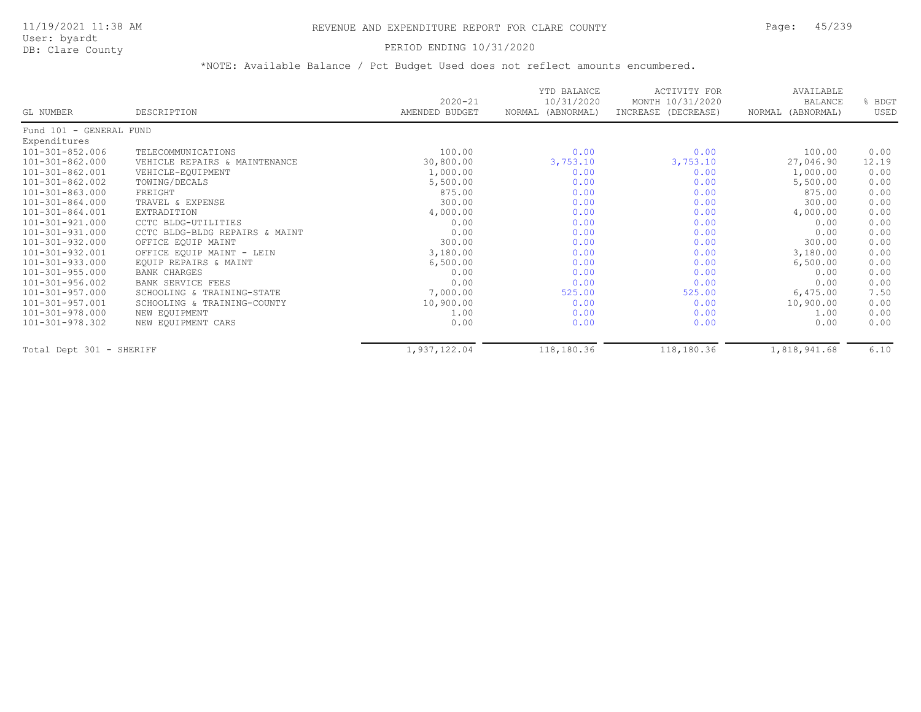# REVENUE AND EXPENDITURE REPORT FOR CLARE COUNTY

PERIOD ENDING 10/31/2020

*NOTE: Available Balance / Pct Budget Used does not reflect amounts encumbered.

| GL NUMBER | DESCRIPTION | 2020-21 AMENDED BUDGET | YTD BALANCE 10/31/2020 NORMAL (ABNORMAL) | ACTIVITY FOR MONTH 10/31/2020 INCREASE (DECREASE) | AVAILABLE BALANCE NORMAL (ABNORMAL) | % BDGT USED |
|---|---|---|---|---|---|---|
| Fund 101 - GENERAL FUND | | | | | | |
| Expenditures | | | | | | |
| 101-301-852.006 | TELECOMMUNICATIONS | 100.00 | 0.00 | 0.00 | 100.00 | 0.00 |
| 101-301-862.000 | VEHICLE REPAIRS & MAINTENANCE | 30,800.00 | 3,753.10 | 3,753.10 | 27,046.90 | 12.19 |
| 101-301-862.001 | VEHICLE-EQUIPMENT | 1,000.00 | 0.00 | 0.00 | 1,000.00 | 0.00 |
| 101-301-862.002 | TOWING/DECALS | 5,500.00 | 0.00 | 0.00 | 5,500.00 | 0.00 |
| 101-301-863.000 | FREIGHT | 875.00 | 0.00 | 0.00 | 875.00 | 0.00 |
| 101-301-864.000 | TRAVEL & EXPENSE | 300.00 | 0.00 | 0.00 | 300.00 | 0.00 |
| 101-301-864.001 | EXTRADITION | 4,000.00 | 0.00 | 0.00 | 4,000.00 | 0.00 |
| 101-301-921.000 | CCTC BLDG-UTILITIES | 0.00 | 0.00 | 0.00 | 0.00 | 0.00 |
| 101-301-931.000 | CCTC BLDG-BLDG REPAIRS & MAINT | 0.00 | 0.00 | 0.00 | 0.00 | 0.00 |
| 101-301-932.000 | OFFICE EQUIP MAINT | 300.00 | 0.00 | 0.00 | 300.00 | 0.00 |
| 101-301-932.001 | OFFICE EQUIP MAINT - LEIN | 3,180.00 | 0.00 | 0.00 | 3,180.00 | 0.00 |
| 101-301-933.000 | EQUIP REPAIRS & MAINT | 6,500.00 | 0.00 | 0.00 | 6,500.00 | 0.00 |
| 101-301-955.000 | BANK CHARGES | 0.00 | 0.00 | 0.00 | 0.00 | 0.00 |
| 101-301-956.002 | BANK SERVICE FEES | 0.00 | 0.00 | 0.00 | 0.00 | 0.00 |
| 101-301-957.000 | SCHOOLING & TRAINING-STATE | 7,000.00 | 525.00 | 525.00 | 6,475.00 | 7.50 |
| 101-301-957.001 | SCHOOLING & TRAINING-COUNTY | 10,900.00 | 0.00 | 0.00 | 10,900.00 | 0.00 |
| 101-301-978.000 | NEW EQUIPMENT | 1.00 | 0.00 | 0.00 | 1.00 | 0.00 |
| 101-301-978.302 | NEW EQUIPMENT CARS | 0.00 | 0.00 | 0.00 | 0.00 | 0.00 |
| Total Dept 301 - SHERIFF | | 1,937,122.04 | 118,180.36 | 118,180.36 | 1,818,941.68 | 6.10 |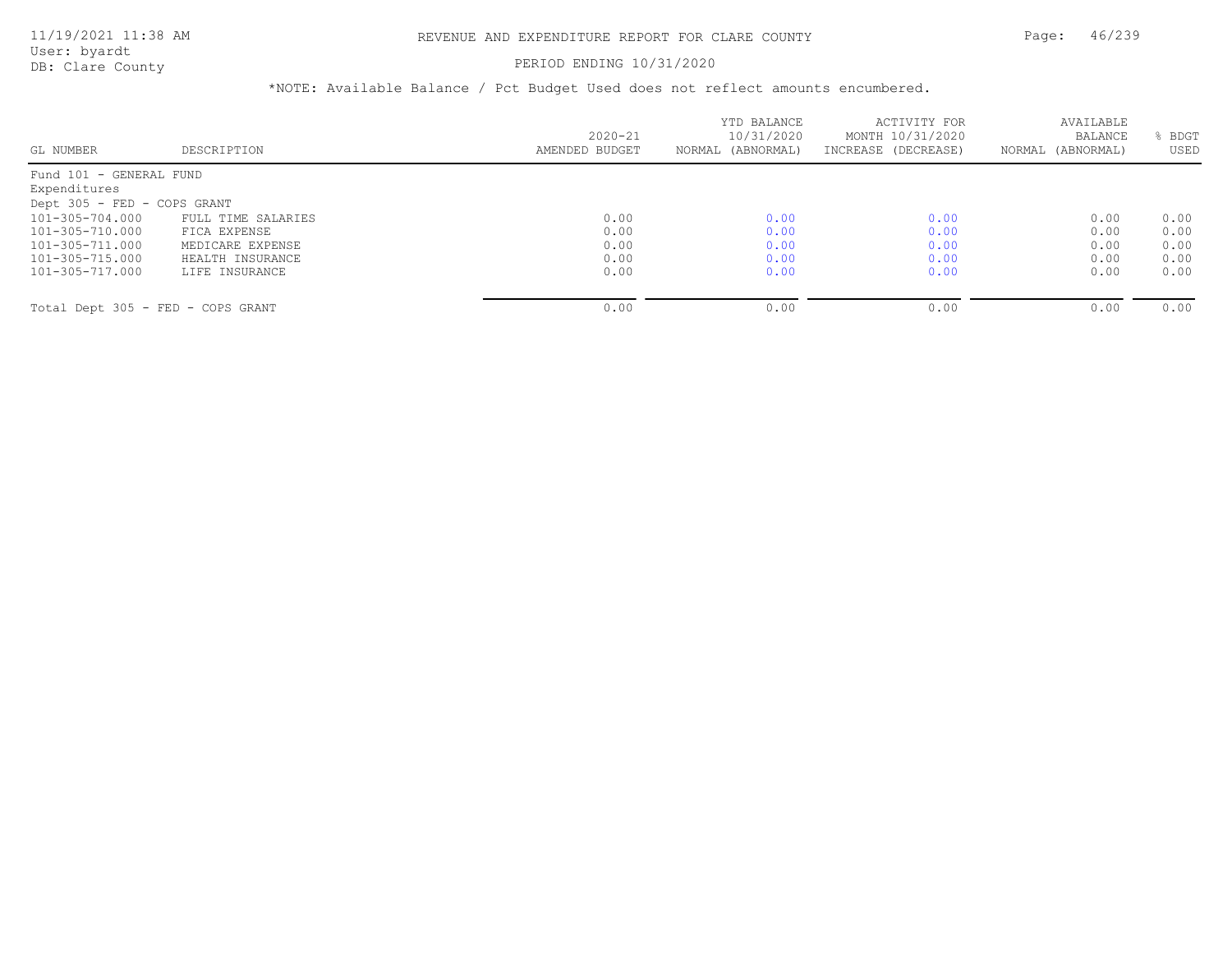# REVENUE AND EXPENDITURE REPORT FOR CLARE COUNTY

PERIOD ENDING 10/31/2020

*NOTE: Available Balance / Pct Budget Used does not reflect amounts encumbered.

| GL NUMBER | DESCRIPTION | 2020-21 AMENDED BUDGET | YTD BALANCE 10/31/2020 NORMAL (ABNORMAL) | ACTIVITY FOR MONTH 10/31/2020 INCREASE (DECREASE) | AVAILABLE BALANCE NORMAL (ABNORMAL) | % BDGT USED |
|---|---|---|---|---|---|---|
| Fund 101 - GENERAL FUND | | | | | | |
| Expenditures | | | | | | |
| Dept 305 - FED - COPS GRANT | | | | | | |
| 101-305-704.000 | FULL TIME SALARIES | 0.00 | 0.00 | 0.00 | 0.00 | 0.00 |
| 101-305-710.000 | FICA EXPENSE | 0.00 | 0.00 | 0.00 | 0.00 | 0.00 |
| 101-305-711.000 | MEDICARE EXPENSE | 0.00 | 0.00 | 0.00 | 0.00 | 0.00 |
| 101-305-715.000 | HEALTH INSURANCE | 0.00 | 0.00 | 0.00 | 0.00 | 0.00 |
| 101-305-717.000 | LIFE INSURANCE | 0.00 | 0.00 | 0.00 | 0.00 | 0.00 |
| Total Dept 305 - FED - COPS GRANT | | 0.00 | 0.00 | 0.00 | 0.00 | 0.00 |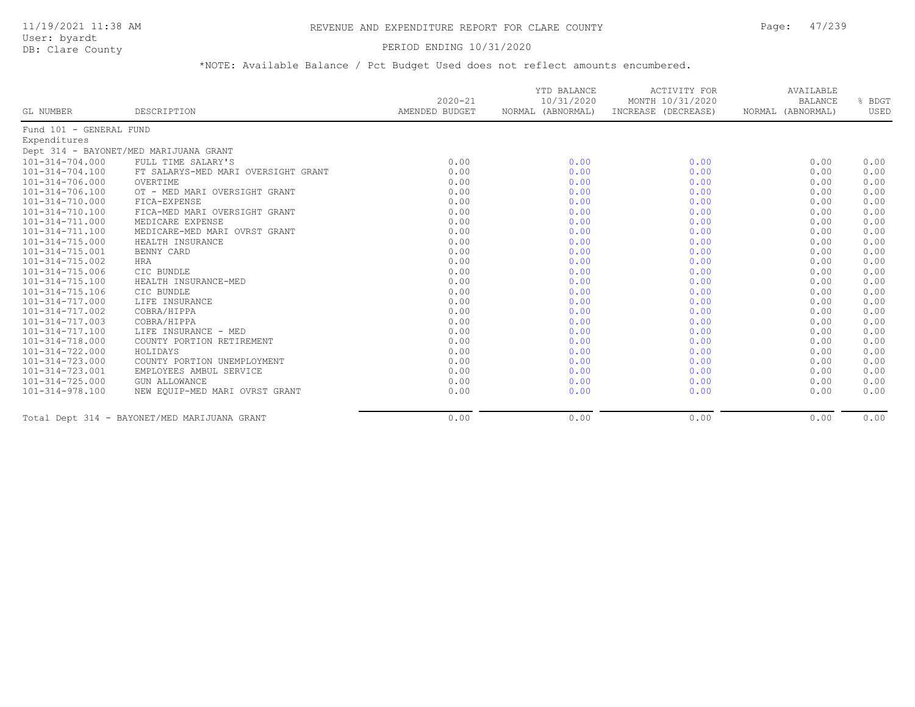# REVENUE AND EXPENDITURE REPORT FOR CLARE COUNTY

11/19/2021 11:38 AM
User: byardt
DB: Clare County

PERIOD ENDING 10/31/2020

*NOTE: Available Balance / Pct Budget Used does not reflect amounts encumbered.

| GL NUMBER | DESCRIPTION | 2020-21 AMENDED BUDGET | YTD BALANCE 10/31/2020 NORMAL (ABNORMAL) | ACTIVITY FOR MONTH 10/31/2020 INCREASE (DECREASE) | AVAILABLE BALANCE NORMAL (ABNORMAL) | % BDGT USED |
|---|---|---|---|---|---|---|
| Fund 101 - GENERAL FUND | | | | | | |
| Expenditures | | | | | | |
| Dept 314 - BAYONET/MED MARIJUANA GRANT | | | | | | |
| 101-314-704.000 | FULL TIME SALARY'S | 0.00 | 0.00 | 0.00 | 0.00 | 0.00 |
| 101-314-704.100 | FT SALARYS-MED MARI OVERSIGHT GRANT | 0.00 | 0.00 | 0.00 | 0.00 | 0.00 |
| 101-314-706.000 | OVERTIME | 0.00 | 0.00 | 0.00 | 0.00 | 0.00 |
| 101-314-706.100 | OT - MED MARI OVERSIGHT GRANT | 0.00 | 0.00 | 0.00 | 0.00 | 0.00 |
| 101-314-710.000 | FICA-EXPENSE | 0.00 | 0.00 | 0.00 | 0.00 | 0.00 |
| 101-314-710.100 | FICA-MED MARI OVERSIGHT GRANT | 0.00 | 0.00 | 0.00 | 0.00 | 0.00 |
| 101-314-711.000 | MEDICARE EXPENSE | 0.00 | 0.00 | 0.00 | 0.00 | 0.00 |
| 101-314-711.100 | MEDICARE-MED MARI OVRST GRANT | 0.00 | 0.00 | 0.00 | 0.00 | 0.00 |
| 101-314-715.000 | HEALTH INSURANCE | 0.00 | 0.00 | 0.00 | 0.00 | 0.00 |
| 101-314-715.001 | BENNY CARD | 0.00 | 0.00 | 0.00 | 0.00 | 0.00 |
| 101-314-715.002 | HRA | 0.00 | 0.00 | 0.00 | 0.00 | 0.00 |
| 101-314-715.006 | CIC BUNDLE | 0.00 | 0.00 | 0.00 | 0.00 | 0.00 |
| 101-314-715.100 | HEALTH INSURANCE-MED | 0.00 | 0.00 | 0.00 | 0.00 | 0.00 |
| 101-314-715.106 | CIC BUNDLE | 0.00 | 0.00 | 0.00 | 0.00 | 0.00 |
| 101-314-717.000 | LIFE INSURANCE | 0.00 | 0.00 | 0.00 | 0.00 | 0.00 |
| 101-314-717.002 | COBRA/HIPPA | 0.00 | 0.00 | 0.00 | 0.00 | 0.00 |
| 101-314-717.003 | COBRA/HIPPA | 0.00 | 0.00 | 0.00 | 0.00 | 0.00 |
| 101-314-717.100 | LIFE INSURANCE - MED | 0.00 | 0.00 | 0.00 | 0.00 | 0.00 |
| 101-314-718.000 | COUNTY PORTION RETIREMENT | 0.00 | 0.00 | 0.00 | 0.00 | 0.00 |
| 101-314-722.000 | HOLIDAYS | 0.00 | 0.00 | 0.00 | 0.00 | 0.00 |
| 101-314-723.000 | COUNTY PORTION UNEMPLOYMENT | 0.00 | 0.00 | 0.00 | 0.00 | 0.00 |
| 101-314-723.001 | EMPLOYEES AMBUL SERVICE | 0.00 | 0.00 | 0.00 | 0.00 | 0.00 |
| 101-314-725.000 | GUN ALLOWANCE | 0.00 | 0.00 | 0.00 | 0.00 | 0.00 |
| 101-314-978.100 | NEW EQUIP-MED MARI OVRST GRANT | 0.00 | 0.00 | 0.00 | 0.00 | 0.00 |
| Total Dept 314 - BAYONET/MED MARIJUANA GRANT | | 0.00 | 0.00 | 0.00 | 0.00 | 0.00 |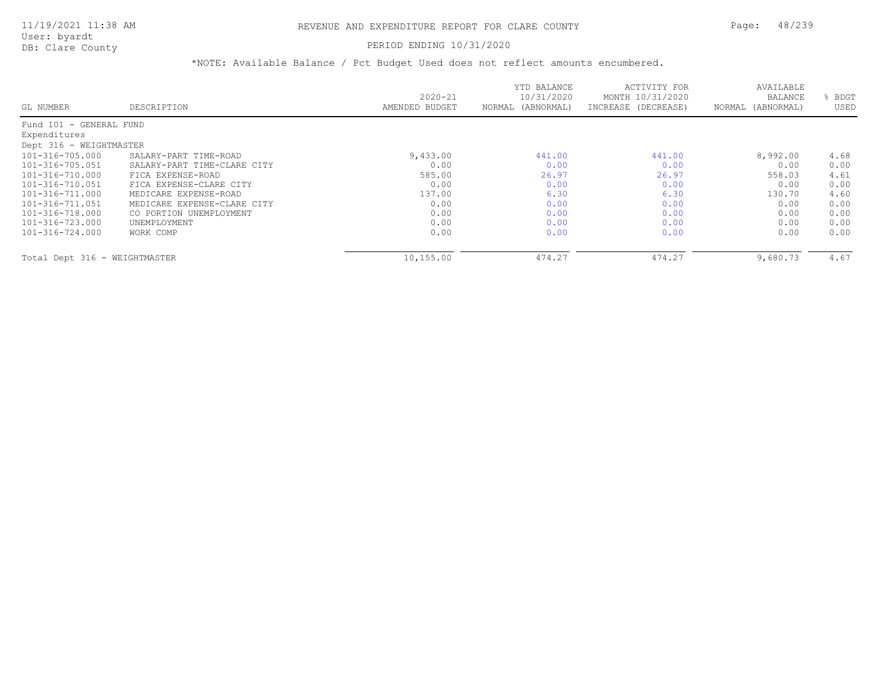# REVENUE AND EXPENDITURE REPORT FOR CLARE COUNTY

11/19/2021 11:38 AM
User: byardt
DB: Clare County

PERIOD ENDING 10/31/2020

*NOTE: Available Balance / Pct Budget Used does not reflect amounts encumbered.

| GL NUMBER | DESCRIPTION | 2020-21 AMENDED BUDGET | YTD BALANCE 10/31/2020 NORMAL (ABNORMAL) | ACTIVITY FOR MONTH 10/31/2020 INCREASE (DECREASE) | AVAILABLE BALANCE NORMAL (ABNORMAL) | % BDGT USED |
|---|---|---|---|---|---|---|
| Fund 101 - GENERAL FUND | | | | | | |
| Expenditures | | | | | | |
| Dept 316 - WEIGHTMASTER | | | | | | |
| 101-316-705.000 | SALARY-PART TIME-ROAD | 9,433.00 | 441.00 | 441.00 | 8,992.00 | 4.68 |
| 101-316-705.051 | SALARY-PART TIME-CLARE CITY | 0.00 | 0.00 | 0.00 | 0.00 | 0.00 |
| 101-316-710.000 | FICA EXPENSE-ROAD | 585.00 | 26.97 | 26.97 | 558.03 | 4.61 |
| 101-316-710.051 | FICA EXPENSE-CLARE CITY | 0.00 | 0.00 | 0.00 | 0.00 | 0.00 |
| 101-316-711.000 | MEDICARE EXPENSE-ROAD | 137.00 | 6.30 | 6.30 | 130.70 | 4.60 |
| 101-316-711.051 | MEDICARE EXPENSE-CLARE CITY | 0.00 | 0.00 | 0.00 | 0.00 | 0.00 |
| 101-316-718.000 | CO PORTION UNEMPLOYMENT | 0.00 | 0.00 | 0.00 | 0.00 | 0.00 |
| 101-316-723.000 | UNEMPLOYMENT | 0.00 | 0.00 | 0.00 | 0.00 | 0.00 |
| 101-316-724.000 | WORK COMP | 0.00 | 0.00 | 0.00 | 0.00 | 0.00 |
| Total Dept 316 - WEIGHTMASTER | | 10,155.00 | 474.27 | 474.27 | 9,680.73 | 4.67 |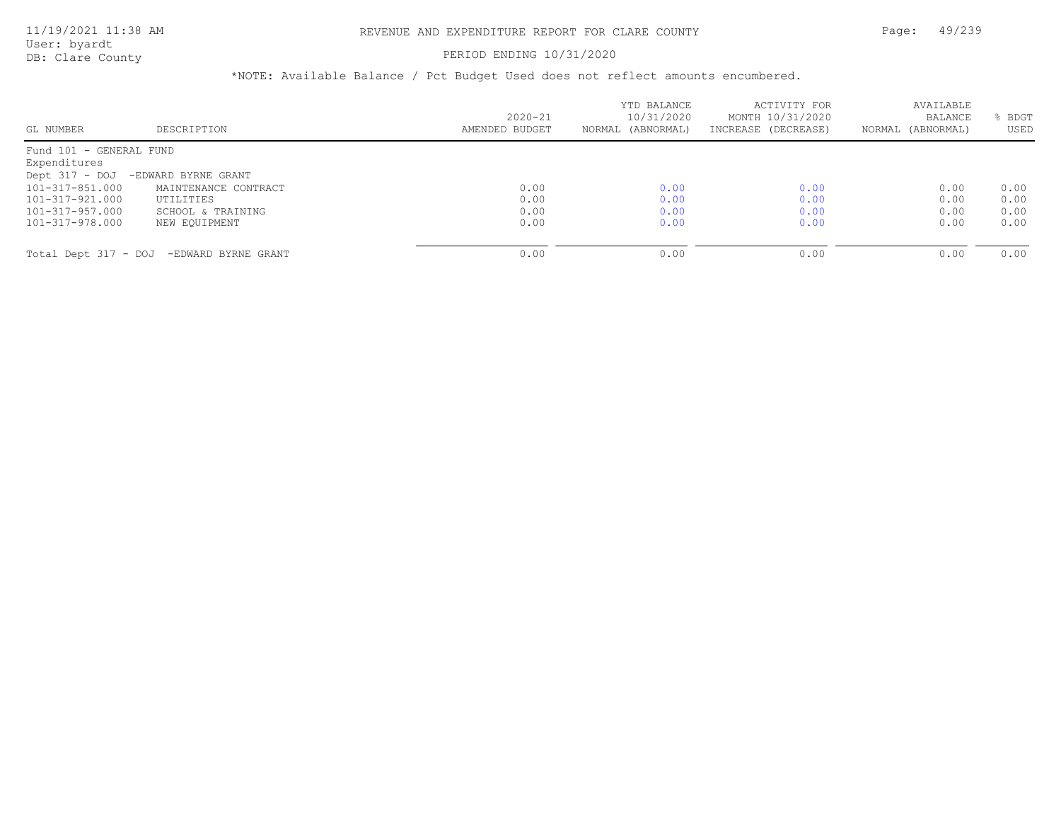# REVENUE AND EXPENDITURE REPORT FOR CLARE COUNTY

PERIOD ENDING 10/31/2020

*NOTE: Available Balance / Pct Budget Used does not reflect amounts encumbered.

| GL NUMBER | DESCRIPTION | 2020-21 AMENDED BUDGET | YTD BALANCE 10/31/2020 NORMAL (ABNORMAL) | ACTIVITY FOR MONTH 10/31/2020 INCREASE (DECREASE) | AVAILABLE BALANCE NORMAL (ABNORMAL) | % BDGT USED |
|---|---|---|---|---|---|---|
| Fund 101 - GENERAL FUND | | | | | | |
| Expenditures | | | | | | |
| Dept 317 - DOJ -EDWARD BYRNE GRANT | | | | | | |
| 101-317-851.000 | MAINTENANCE CONTRACT | 0.00 | 0.00 | 0.00 | 0.00 | 0.00 |
| 101-317-921.000 | UTILITIES | 0.00 | 0.00 | 0.00 | 0.00 | 0.00 |
| 101-317-957.000 | SCHOOL & TRAINING | 0.00 | 0.00 | 0.00 | 0.00 | 0.00 |
| 101-317-978.000 | NEW EQUIPMENT | 0.00 | 0.00 | 0.00 | 0.00 | 0.00 |
| Total Dept 317 - DOJ -EDWARD BYRNE GRANT | | 0.00 | 0.00 | 0.00 | 0.00 | 0.00 |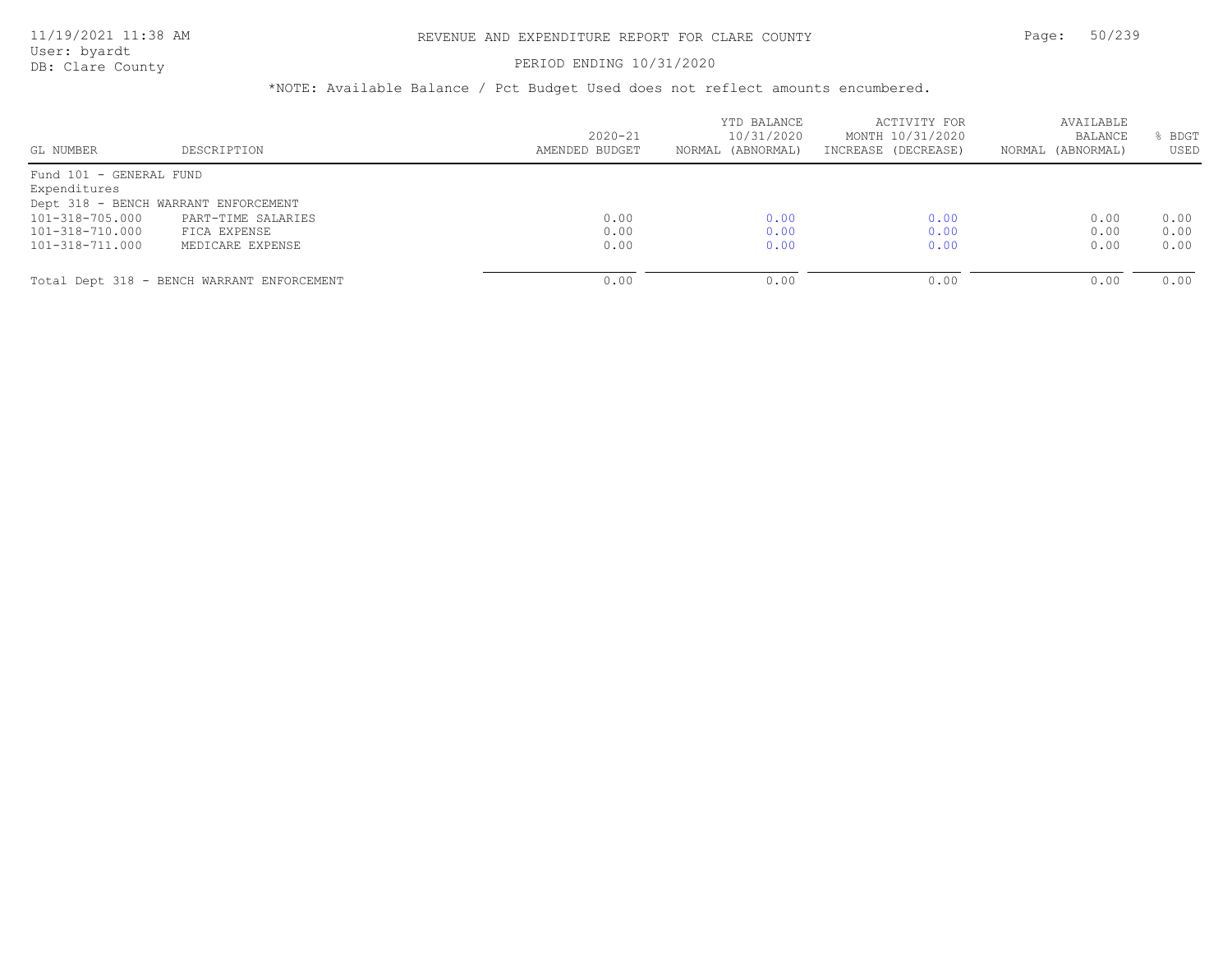# REVENUE AND EXPENDITURE REPORT FOR CLARE COUNTY

PERIOD ENDING 10/31/2020

*NOTE: Available Balance / Pct Budget Used does not reflect amounts encumbered.

| GL NUMBER | DESCRIPTION | 2020-21 AMENDED BUDGET | YTD BALANCE 10/31/2020 NORMAL (ABNORMAL) | ACTIVITY FOR MONTH 10/31/2020 INCREASE (DECREASE) | AVAILABLE BALANCE NORMAL (ABNORMAL) | % BDGT USED |
|---|---|---|---|---|---|---|
| Fund 101 - GENERAL FUND | | | | | | |
| Expenditures | | | | | | |
| Dept 318 - BENCH WARRANT ENFORCEMENT | | | | | | |
| 101-318-705.000 | PART-TIME SALARIES | 0.00 | 0.00 | 0.00 | 0.00 | 0.00 |
| 101-318-710.000 | FICA EXPENSE | 0.00 | 0.00 | 0.00 | 0.00 | 0.00 |
| 101-318-711.000 | MEDICARE EXPENSE | 0.00 | 0.00 | 0.00 | 0.00 | 0.00 |
| Total Dept 318 - BENCH WARRANT ENFORCEMENT | | 0.00 | 0.00 | 0.00 | 0.00 | 0.00 |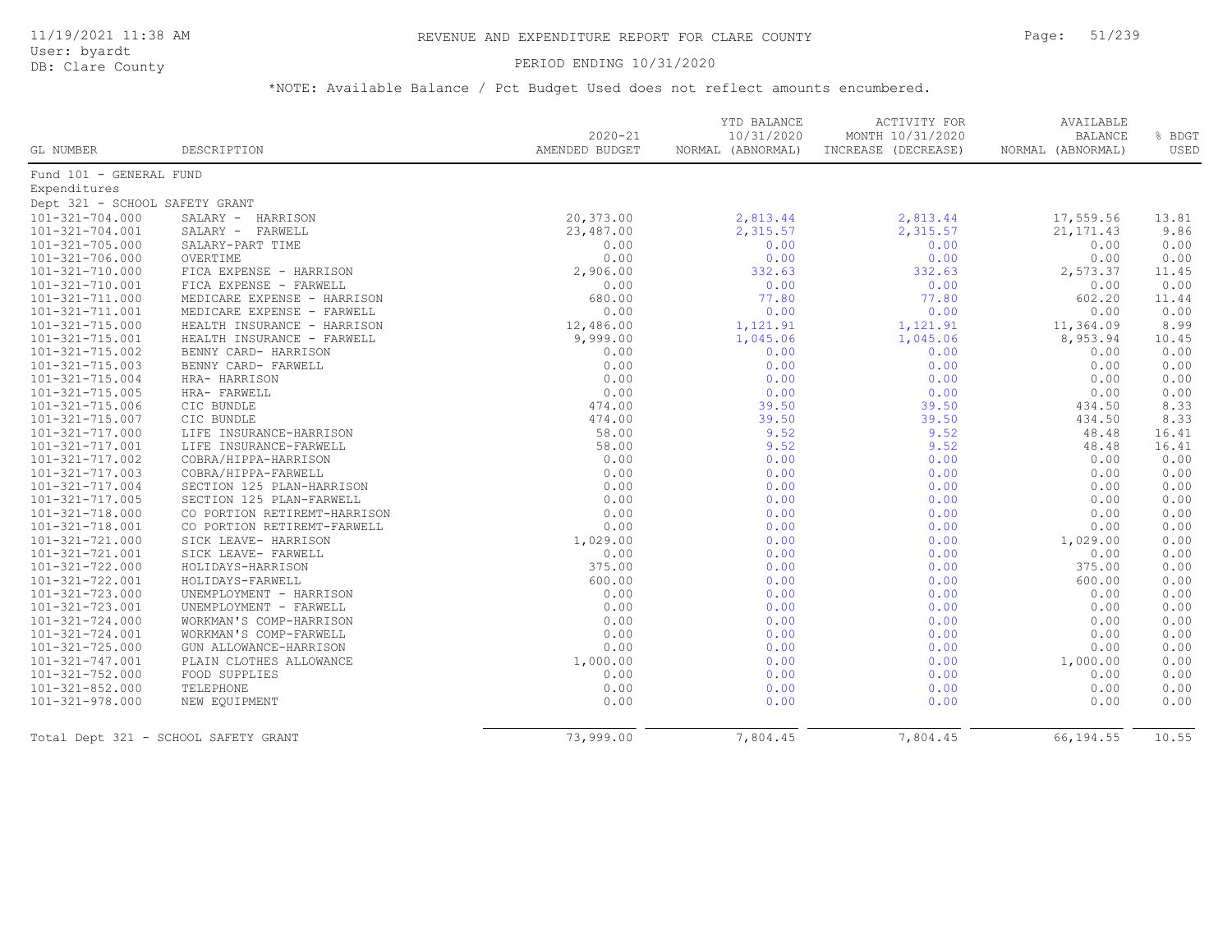# REVENUE AND EXPENDITURE REPORT FOR CLARE COUNTY

11/19/2021 11:38 AM
User: byardt
DB: Clare County

PERIOD ENDING 10/31/2020

*NOTE: Available Balance / Pct Budget Used does not reflect amounts encumbered.

| GL NUMBER | DESCRIPTION | 2020-21 AMENDED BUDGET | YTD BALANCE 10/31/2020 NORMAL (ABNORMAL) | ACTIVITY FOR MONTH 10/31/2020 INCREASE (DECREASE) | AVAILABLE BALANCE NORMAL (ABNORMAL) | % BDGT USED |
|---|---|---|---|---|---|---|
| Fund 101 - GENERAL FUND | | | | | | |
| Expenditures | | | | | | |
| Dept 321 - SCHOOL SAFETY GRANT | | | | | | |
| 101-321-704.000 | SALARY - HARRISON | 20,373.00 | 2,813.44 | 2,813.44 | 17,559.56 | 13.81 |
| 101-321-704.001 | SALARY - FARWELL | 23,487.00 | 2,315.57 | 2,315.57 | 21,171.43 | 9.86 |
| 101-321-705.000 | SALARY-PART TIME | 0.00 | 0.00 | 0.00 | 0.00 | 0.00 |
| 101-321-706.000 | OVERTIME | 0.00 | 0.00 | 0.00 | 0.00 | 0.00 |
| 101-321-710.000 | FICA EXPENSE - HARRISON | 2,906.00 | 332.63 | 332.63 | 2,573.37 | 11.45 |
| 101-321-710.001 | FICA EXPENSE - FARWELL | 0.00 | 0.00 | 0.00 | 0.00 | 0.00 |
| 101-321-711.000 | MEDICARE EXPENSE - HARRISON | 680.00 | 77.80 | 77.80 | 602.20 | 11.44 |
| 101-321-711.001 | MEDICARE EXPENSE - FARWELL | 0.00 | 0.00 | 0.00 | 0.00 | 0.00 |
| 101-321-715.000 | HEALTH INSURANCE - HARRISON | 12,486.00 | 1,121.91 | 1,121.91 | 11,364.09 | 8.99 |
| 101-321-715.001 | HEALTH INSURANCE - FARWELL | 9,999.00 | 1,045.06 | 1,045.06 | 8,953.94 | 10.45 |
| 101-321-715.002 | BENNY CARD- HARRISON | 0.00 | 0.00 | 0.00 | 0.00 | 0.00 |
| 101-321-715.003 | BENNY CARD- FARWELL | 0.00 | 0.00 | 0.00 | 0.00 | 0.00 |
| 101-321-715.004 | HRA- HARRISON | 0.00 | 0.00 | 0.00 | 0.00 | 0.00 |
| 101-321-715.005 | HRA- FARWELL | 0.00 | 0.00 | 0.00 | 0.00 | 0.00 |
| 101-321-715.006 | CIC BUNDLE | 474.00 | 39.50 | 39.50 | 434.50 | 8.33 |
| 101-321-715.007 | CIC BUNDLE | 474.00 | 39.50 | 39.50 | 434.50 | 8.33 |
| 101-321-717.000 | LIFE INSURANCE-HARRISON | 58.00 | 9.52 | 9.52 | 48.48 | 16.41 |
| 101-321-717.001 | LIFE INSURANCE-FARWELL | 58.00 | 9.52 | 9.52 | 48.48 | 16.41 |
| 101-321-717.002 | COBRA/HIPPA-HARRISON | 0.00 | 0.00 | 0.00 | 0.00 | 0.00 |
| 101-321-717.003 | COBRA/HIPPA-FARWELL | 0.00 | 0.00 | 0.00 | 0.00 | 0.00 |
| 101-321-717.004 | SECTION 125 PLAN-HARRISON | 0.00 | 0.00 | 0.00 | 0.00 | 0.00 |
| 101-321-717.005 | SECTION 125 PLAN-FARWELL | 0.00 | 0.00 | 0.00 | 0.00 | 0.00 |
| 101-321-718.000 | CO PORTION RETIREMT-HARRISON | 0.00 | 0.00 | 0.00 | 0.00 | 0.00 |
| 101-321-718.001 | CO PORTION RETIREMT-FARWELL | 0.00 | 0.00 | 0.00 | 0.00 | 0.00 |
| 101-321-721.000 | SICK LEAVE- HARRISON | 1,029.00 | 0.00 | 0.00 | 1,029.00 | 0.00 |
| 101-321-721.001 | SICK LEAVE- FARWELL | 0.00 | 0.00 | 0.00 | 0.00 | 0.00 |
| 101-321-722.000 | HOLIDAYS-HARRISON | 375.00 | 0.00 | 0.00 | 375.00 | 0.00 |
| 101-321-722.001 | HOLIDAYS-FARWELL | 600.00 | 0.00 | 0.00 | 600.00 | 0.00 |
| 101-321-723.000 | UNEMPLOYMENT - HARRISON | 0.00 | 0.00 | 0.00 | 0.00 | 0.00 |
| 101-321-723.001 | UNEMPLOYMENT - FARWELL | 0.00 | 0.00 | 0.00 | 0.00 | 0.00 |
| 101-321-724.000 | WORKMAN'S COMP-HARRISON | 0.00 | 0.00 | 0.00 | 0.00 | 0.00 |
| 101-321-724.001 | WORKMAN'S COMP-FARWELL | 0.00 | 0.00 | 0.00 | 0.00 | 0.00 |
| 101-321-725.000 | GUN ALLOWANCE-HARRISON | 0.00 | 0.00 | 0.00 | 0.00 | 0.00 |
| 101-321-747.001 | PLAIN CLOTHES ALLOWANCE | 1,000.00 | 0.00 | 0.00 | 1,000.00 | 0.00 |
| 101-321-752.000 | FOOD SUPPLIES | 0.00 | 0.00 | 0.00 | 0.00 | 0.00 |
| 101-321-852.000 | TELEPHONE | 0.00 | 0.00 | 0.00 | 0.00 | 0.00 |
| 101-321-978.000 | NEW EQUIPMENT | 0.00 | 0.00 | 0.00 | 0.00 | 0.00 |
| Total Dept 321 - SCHOOL SAFETY GRANT | | 73,999.00 | 7,804.45 | 7,804.45 | 66,194.55 | 10.55 |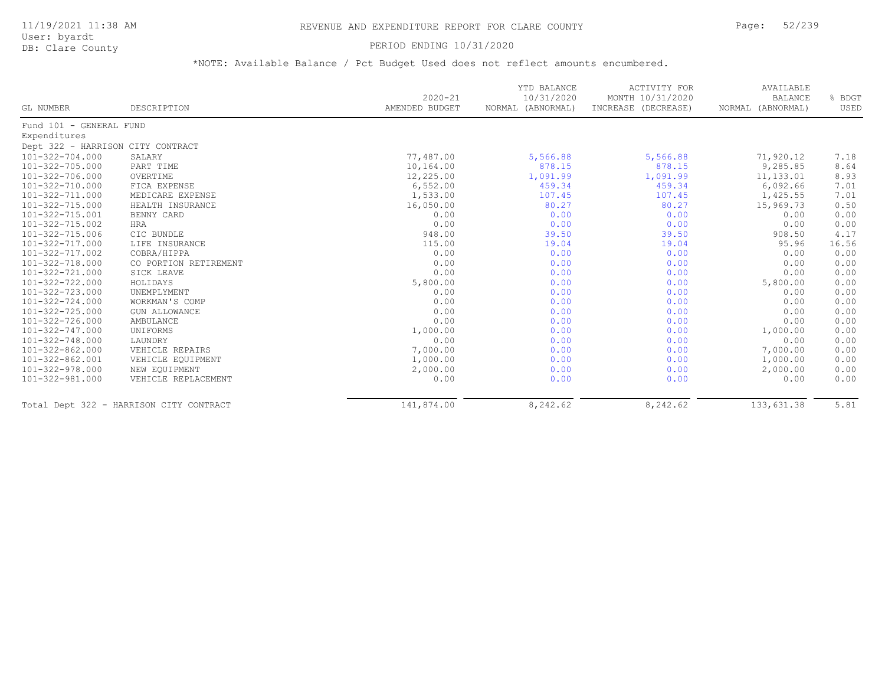# REVENUE AND EXPENDITURE REPORT FOR CLARE COUNTY

11/19/2021 11:38 AM
User: byardt
DB: Clare County

PERIOD ENDING 10/31/2020

*NOTE: Available Balance / Pct Budget Used does not reflect amounts encumbered.

| GL NUMBER | DESCRIPTION | 2020-21 AMENDED BUDGET | YTD BALANCE 10/31/2020 NORMAL (ABNORMAL) | ACTIVITY FOR MONTH 10/31/2020 INCREASE (DECREASE) | AVAILABLE BALANCE NORMAL (ABNORMAL) | % BDGT USED |
|---|---|---|---|---|---|---|
| Fund 101 - GENERAL FUND | | | | | | |
| Expenditures | | | | | | |
| Dept 322 - HARRISON CITY CONTRACT | | | | | | |
| 101-322-704.000 | SALARY | 77,487.00 | 5,566.88 | 5,566.88 | 71,920.12 | 7.18 |
| 101-322-705.000 | PART TIME | 10,164.00 | 878.15 | 878.15 | 9,285.85 | 8.64 |
| 101-322-706.000 | OVERTIME | 12,225.00 | 1,091.99 | 1,091.99 | 11,133.01 | 8.93 |
| 101-322-710.000 | FICA EXPENSE | 6,552.00 | 459.34 | 459.34 | 6,092.66 | 7.01 |
| 101-322-711.000 | MEDICARE EXPENSE | 1,533.00 | 107.45 | 107.45 | 1,425.55 | 7.01 |
| 101-322-715.000 | HEALTH INSURANCE | 16,050.00 | 80.27 | 80.27 | 15,969.73 | 0.50 |
| 101-322-715.001 | BENNY CARD | 0.00 | 0.00 | 0.00 | 0.00 | 0.00 |
| 101-322-715.002 | HRA | 0.00 | 0.00 | 0.00 | 0.00 | 0.00 |
| 101-322-715.006 | CIC BUNDLE | 948.00 | 39.50 | 39.50 | 908.50 | 4.17 |
| 101-322-717.000 | LIFE INSURANCE | 115.00 | 19.04 | 19.04 | 95.96 | 16.56 |
| 101-322-717.002 | COBRA/HIPPA | 0.00 | 0.00 | 0.00 | 0.00 | 0.00 |
| 101-322-718.000 | CO PORTION RETIREMENT | 0.00 | 0.00 | 0.00 | 0.00 | 0.00 |
| 101-322-721.000 | SICK LEAVE | 0.00 | 0.00 | 0.00 | 0.00 | 0.00 |
| 101-322-722.000 | HOLIDAYS | 5,800.00 | 0.00 | 0.00 | 5,800.00 | 0.00 |
| 101-322-723.000 | UNEMPLYMENT | 0.00 | 0.00 | 0.00 | 0.00 | 0.00 |
| 101-322-724.000 | WORKMAN'S COMP | 0.00 | 0.00 | 0.00 | 0.00 | 0.00 |
| 101-322-725.000 | GUN ALLOWANCE | 0.00 | 0.00 | 0.00 | 0.00 | 0.00 |
| 101-322-726.000 | AMBULANCE | 0.00 | 0.00 | 0.00 | 0.00 | 0.00 |
| 101-322-747.000 | UNIFORMS | 1,000.00 | 0.00 | 0.00 | 1,000.00 | 0.00 |
| 101-322-748.000 | LAUNDRY | 0.00 | 0.00 | 0.00 | 0.00 | 0.00 |
| 101-322-862.000 | VEHICLE REPAIRS | 7,000.00 | 0.00 | 0.00 | 7,000.00 | 0.00 |
| 101-322-862.001 | VEHICLE EQUIPMENT | 1,000.00 | 0.00 | 0.00 | 1,000.00 | 0.00 |
| 101-322-978.000 | NEW EQUIPMENT | 2,000.00 | 0.00 | 0.00 | 2,000.00 | 0.00 |
| 101-322-981.000 | VEHICLE REPLACEMENT | 0.00 | 0.00 | 0.00 | 0.00 | 0.00 |
| Total Dept 322 - HARRISON CITY CONTRACT | | 141,874.00 | 8,242.62 | 8,242.62 | 133,631.38 | 5.81 |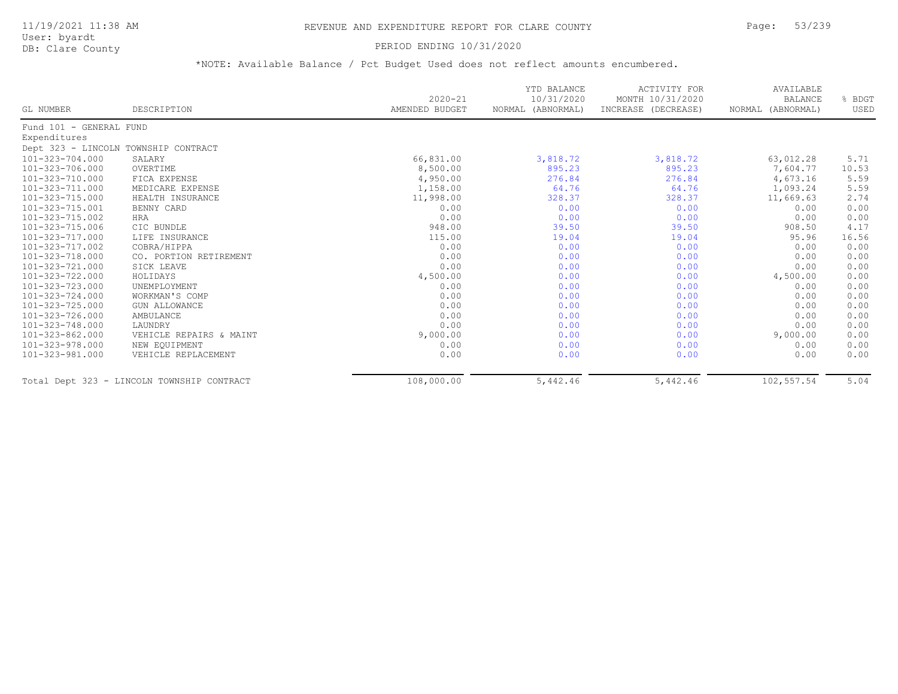# REVENUE AND EXPENDITURE REPORT FOR CLARE COUNTY

11/19/2021 11:38 AM
User: byardt
DB: Clare County

PERIOD ENDING 10/31/2020

*NOTE: Available Balance / Pct Budget Used does not reflect amounts encumbered.

| GL NUMBER | DESCRIPTION | 2020-21 AMENDED BUDGET | YTD BALANCE 10/31/2020 NORMAL (ABNORMAL) | ACTIVITY FOR MONTH 10/31/2020 INCREASE (DECREASE) | AVAILABLE BALANCE NORMAL (ABNORMAL) | % BDGT USED |
|---|---|---|---|---|---|---|
| Fund 101 - GENERAL FUND | | | | | | |
| Expenditures | | | | | | |
| Dept 323 - LINCOLN TOWNSHIP CONTRACT | | | | | | |
| 101-323-704.000 | SALARY | 66,831.00 | 3,818.72 | 3,818.72 | 63,012.28 | 5.71 |
| 101-323-706.000 | OVERTIME | 8,500.00 | 895.23 | 895.23 | 7,604.77 | 10.53 |
| 101-323-710.000 | FICA EXPENSE | 4,950.00 | 276.84 | 276.84 | 4,673.16 | 5.59 |
| 101-323-711.000 | MEDICARE EXPENSE | 1,158.00 | 64.76 | 64.76 | 1,093.24 | 5.59 |
| 101-323-715.000 | HEALTH INSURANCE | 11,998.00 | 328.37 | 328.37 | 11,669.63 | 2.74 |
| 101-323-715.001 | BENNY CARD | 0.00 | 0.00 | 0.00 | 0.00 | 0.00 |
| 101-323-715.002 | HRA | 0.00 | 0.00 | 0.00 | 0.00 | 0.00 |
| 101-323-715.006 | CIC BUNDLE | 948.00 | 39.50 | 39.50 | 908.50 | 4.17 |
| 101-323-717.000 | LIFE INSURANCE | 115.00 | 19.04 | 19.04 | 95.96 | 16.56 |
| 101-323-717.002 | COBRA/HIPPA | 0.00 | 0.00 | 0.00 | 0.00 | 0.00 |
| 101-323-718.000 | CO. PORTION RETIREMENT | 0.00 | 0.00 | 0.00 | 0.00 | 0.00 |
| 101-323-721.000 | SICK LEAVE | 0.00 | 0.00 | 0.00 | 0.00 | 0.00 |
| 101-323-722.000 | HOLIDAYS | 4,500.00 | 0.00 | 0.00 | 4,500.00 | 0.00 |
| 101-323-723.000 | UNEMPLOYMENT | 0.00 | 0.00 | 0.00 | 0.00 | 0.00 |
| 101-323-724.000 | WORKMAN'S COMP | 0.00 | 0.00 | 0.00 | 0.00 | 0.00 |
| 101-323-725.000 | GUN ALLOWANCE | 0.00 | 0.00 | 0.00 | 0.00 | 0.00 |
| 101-323-726.000 | AMBULANCE | 0.00 | 0.00 | 0.00 | 0.00 | 0.00 |
| 101-323-748.000 | LAUNDRY | 0.00 | 0.00 | 0.00 | 0.00 | 0.00 |
| 101-323-862.000 | VEHICLE REPAIRS & MAINT | 9,000.00 | 0.00 | 0.00 | 9,000.00 | 0.00 |
| 101-323-978.000 | NEW EQUIPMENT | 0.00 | 0.00 | 0.00 | 0.00 | 0.00 |
| 101-323-981.000 | VEHICLE REPLACEMENT | 0.00 | 0.00 | 0.00 | 0.00 | 0.00 |
| Total Dept 323 - LINCOLN TOWNSHIP CONTRACT | | 108,000.00 | 5,442.46 | 5,442.46 | 102,557.54 | 5.04 |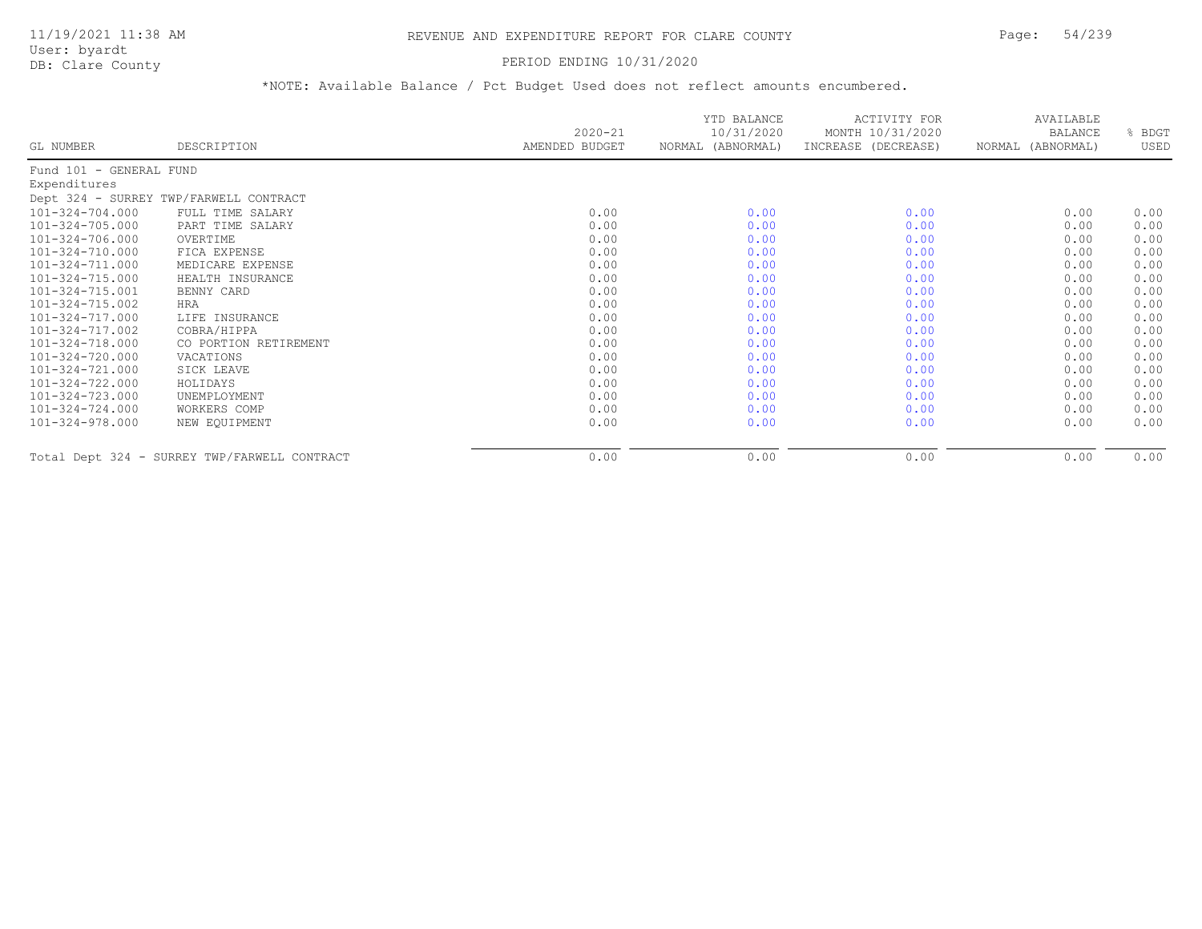# REVENUE AND EXPENDITURE REPORT FOR CLARE COUNTY

PERIOD ENDING 10/31/2020

*NOTE: Available Balance / Pct Budget Used does not reflect amounts encumbered.

| GL NUMBER | DESCRIPTION | 2020-21 AMENDED BUDGET | YTD BALANCE 10/31/2020 NORMAL (ABNORMAL) | ACTIVITY FOR MONTH 10/31/2020 INCREASE (DECREASE) | AVAILABLE BALANCE NORMAL (ABNORMAL) | % BDGT USED |
|---|---|---|---|---|---|---|
| Fund 101 - GENERAL FUND | | | | | | |
| Expenditures | | | | | | |
| Dept 324 - SURREY TWP/FARWELL CONTRACT | | | | | | |
| 101-324-704.000 | FULL TIME SALARY | 0.00 | 0.00 | 0.00 | 0.00 | 0.00 |
| 101-324-705.000 | PART TIME SALARY | 0.00 | 0.00 | 0.00 | 0.00 | 0.00 |
| 101-324-706.000 | OVERTIME | 0.00 | 0.00 | 0.00 | 0.00 | 0.00 |
| 101-324-710.000 | FICA EXPENSE | 0.00 | 0.00 | 0.00 | 0.00 | 0.00 |
| 101-324-711.000 | MEDICARE EXPENSE | 0.00 | 0.00 | 0.00 | 0.00 | 0.00 |
| 101-324-715.000 | HEALTH INSURANCE | 0.00 | 0.00 | 0.00 | 0.00 | 0.00 |
| 101-324-715.001 | BENNY CARD | 0.00 | 0.00 | 0.00 | 0.00 | 0.00 |
| 101-324-715.002 | HRA | 0.00 | 0.00 | 0.00 | 0.00 | 0.00 |
| 101-324-717.000 | LIFE INSURANCE | 0.00 | 0.00 | 0.00 | 0.00 | 0.00 |
| 101-324-717.002 | COBRA/HIPPA | 0.00 | 0.00 | 0.00 | 0.00 | 0.00 |
| 101-324-718.000 | CO PORTION RETIREMENT | 0.00 | 0.00 | 0.00 | 0.00 | 0.00 |
| 101-324-720.000 | VACATIONS | 0.00 | 0.00 | 0.00 | 0.00 | 0.00 |
| 101-324-721.000 | SICK LEAVE | 0.00 | 0.00 | 0.00 | 0.00 | 0.00 |
| 101-324-722.000 | HOLIDAYS | 0.00 | 0.00 | 0.00 | 0.00 | 0.00 |
| 101-324-723.000 | UNEMPLOYMENT | 0.00 | 0.00 | 0.00 | 0.00 | 0.00 |
| 101-324-724.000 | WORKERS COMP | 0.00 | 0.00 | 0.00 | 0.00 | 0.00 |
| 101-324-978.000 | NEW EQUIPMENT | 0.00 | 0.00 | 0.00 | 0.00 | 0.00 |
| Total Dept 324 - SURREY TWP/FARWELL CONTRACT | | 0.00 | 0.00 | 0.00 | 0.00 | 0.00 |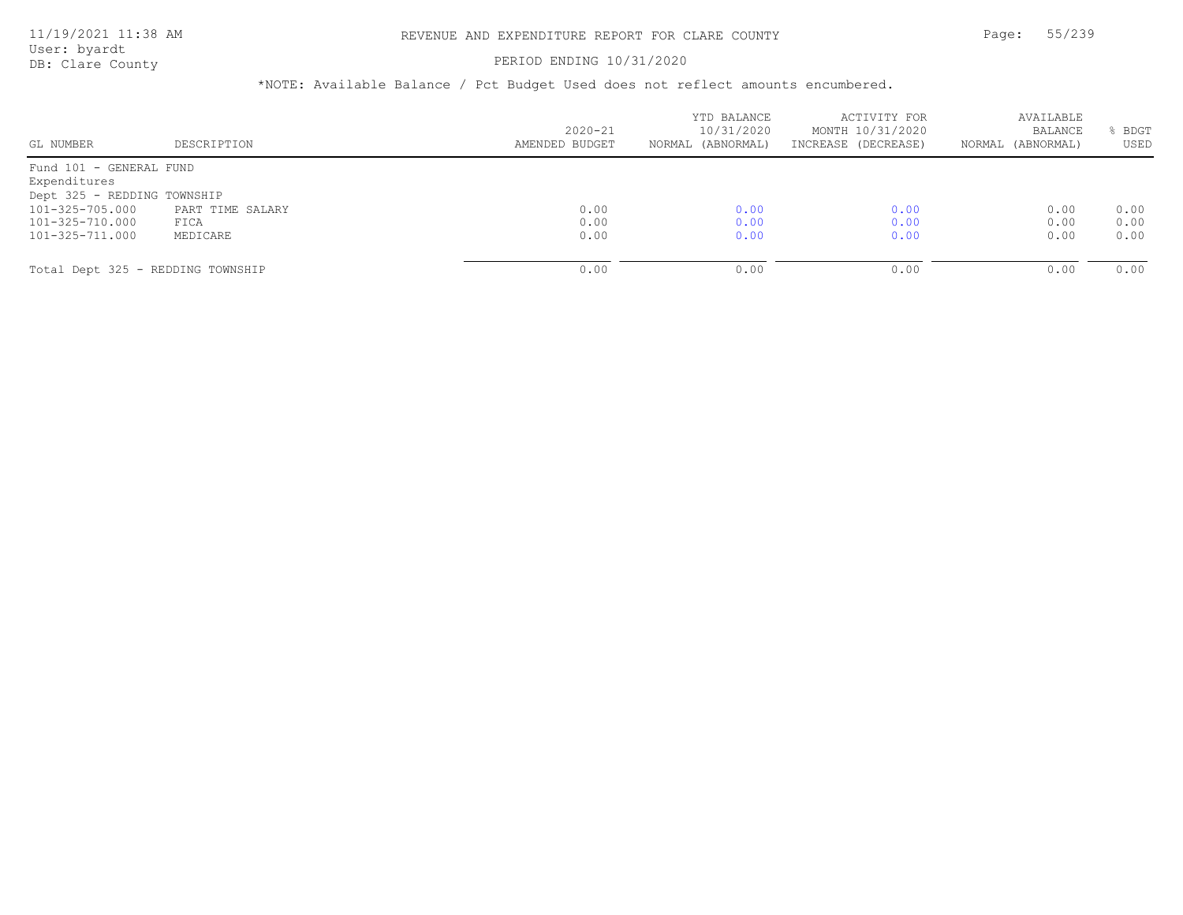# REVENUE AND EXPENDITURE REPORT FOR CLARE COUNTY

PERIOD ENDING 10/31/2020

*NOTE: Available Balance / Pct Budget Used does not reflect amounts encumbered.

| GL NUMBER | DESCRIPTION | 2020-21 AMENDED BUDGET | YTD BALANCE 10/31/2020 NORMAL (ABNORMAL) | ACTIVITY FOR MONTH 10/31/2020 INCREASE (DECREASE) | AVAILABLE BALANCE NORMAL (ABNORMAL) | % BDGT USED |
|---|---|---|---|---|---|---|
| Fund 101 - GENERAL FUND | | | | | | |
| Expenditures | | | | | | |
| Dept 325 - REDDING TOWNSHIP | | | | | | |
| 101-325-705.000 | PART TIME SALARY | 0.00 | 0.00 | 0.00 | 0.00 | 0.00 |
| 101-325-710.000 | FICA | 0.00 | 0.00 | 0.00 | 0.00 | 0.00 |
| 101-325-711.000 | MEDICARE | 0.00 | 0.00 | 0.00 | 0.00 | 0.00 |
| Total Dept 325 - REDDING TOWNSHIP | | 0.00 | 0.00 | 0.00 | 0.00 | 0.00 |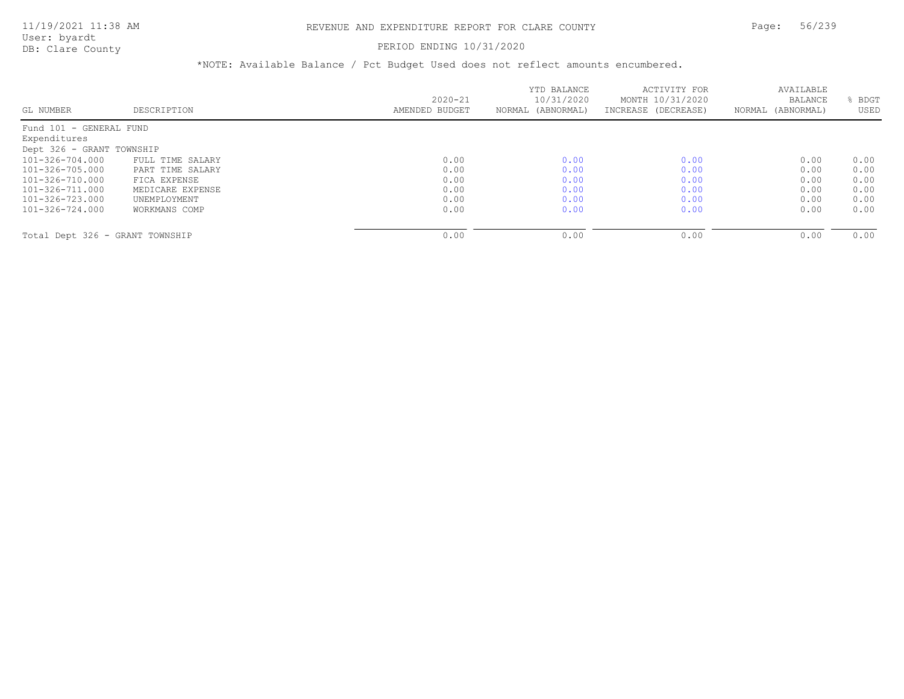# REVENUE AND EXPENDITURE REPORT FOR CLARE COUNTY

11/19/2021 11:38 AM
User: byardt
DB: Clare County

PERIOD ENDING 10/31/2020

*NOTE: Available Balance / Pct Budget Used does not reflect amounts encumbered.

| GL NUMBER | DESCRIPTION | 2020-21 AMENDED BUDGET | YTD BALANCE 10/31/2020 NORMAL (ABNORMAL) | ACTIVITY FOR MONTH 10/31/2020 INCREASE (DECREASE) | AVAILABLE BALANCE NORMAL (ABNORMAL) | % BDGT USED |
|---|---|---|---|---|---|---|
| Fund 101 - GENERAL FUND | | | | | | |
| Expenditures | | | | | | |
| Dept 326 - GRANT TOWNSHIP | | | | | | |
| 101-326-704.000 | FULL TIME SALARY | 0.00 | 0.00 | 0.00 | 0.00 | 0.00 |
| 101-326-705.000 | PART TIME SALARY | 0.00 | 0.00 | 0.00 | 0.00 | 0.00 |
| 101-326-710.000 | FICA EXPENSE | 0.00 | 0.00 | 0.00 | 0.00 | 0.00 |
| 101-326-711.000 | MEDICARE EXPENSE | 0.00 | 0.00 | 0.00 | 0.00 | 0.00 |
| 101-326-723.000 | UNEMPLOYMENT | 0.00 | 0.00 | 0.00 | 0.00 | 0.00 |
| 101-326-724.000 | WORKMANS COMP | 0.00 | 0.00 | 0.00 | 0.00 | 0.00 |
| Total Dept 326 - GRANT TOWNSHIP | | 0.00 | 0.00 | 0.00 | 0.00 | 0.00 |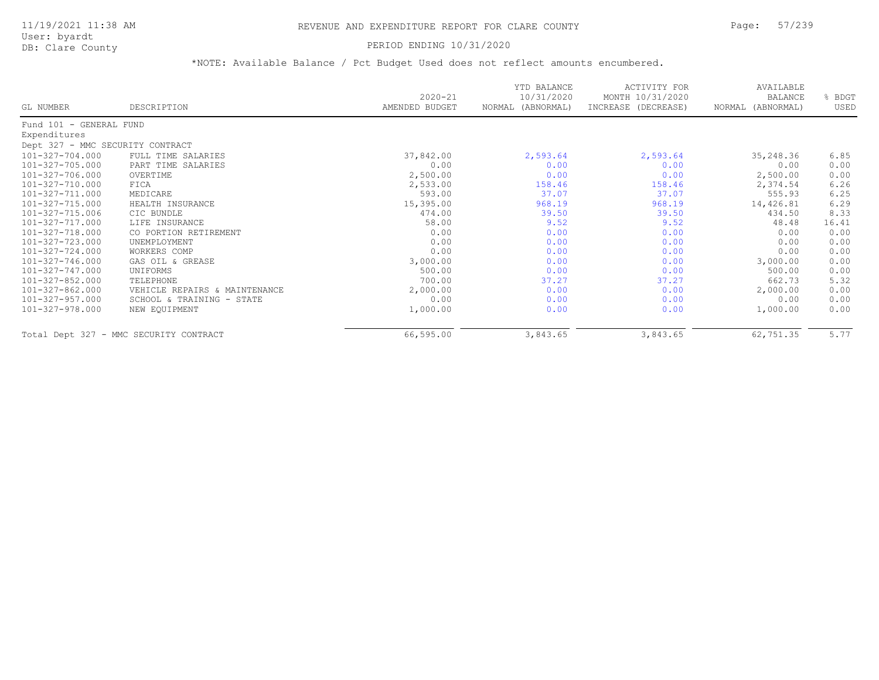# REVENUE AND EXPENDITURE REPORT FOR CLARE COUNTY

PERIOD ENDING 10/31/2020

*NOTE: Available Balance / Pct Budget Used does not reflect amounts encumbered.

| GL NUMBER | DESCRIPTION | 2020-21 AMENDED BUDGET | YTD BALANCE 10/31/2020 NORMAL (ABNORMAL) | ACTIVITY FOR MONTH 10/31/2020 INCREASE (DECREASE) | AVAILABLE BALANCE NORMAL (ABNORMAL) | % BDGT USED |
|---|---|---|---|---|---|---|
| Fund 101 - GENERAL FUND | | | | | | |
| Expenditures | | | | | | |
| Dept 327 - MMC SECURITY CONTRACT | | | | | | |
| 101-327-704.000 | FULL TIME SALARIES | 37,842.00 | 2,593.64 | 2,593.64 | 35,248.36 | 6.85 |
| 101-327-705.000 | PART TIME SALARIES | 0.00 | 0.00 | 0.00 | 0.00 | 0.00 |
| 101-327-706.000 | OVERTIME | 2,500.00 | 0.00 | 0.00 | 2,500.00 | 0.00 |
| 101-327-710.000 | FICA | 2,533.00 | 158.46 | 158.46 | 2,374.54 | 6.26 |
| 101-327-711.000 | MEDICARE | 593.00 | 37.07 | 37.07 | 555.93 | 6.25 |
| 101-327-715.000 | HEALTH INSURANCE | 15,395.00 | 968.19 | 968.19 | 14,426.81 | 6.29 |
| 101-327-715.006 | CIC BUNDLE | 474.00 | 39.50 | 39.50 | 434.50 | 8.33 |
| 101-327-717.000 | LIFE INSURANCE | 58.00 | 9.52 | 9.52 | 48.48 | 16.41 |
| 101-327-718.000 | CO PORTION RETIREMENT | 0.00 | 0.00 | 0.00 | 0.00 | 0.00 |
| 101-327-723.000 | UNEMPLOYMENT | 0.00 | 0.00 | 0.00 | 0.00 | 0.00 |
| 101-327-724.000 | WORKERS COMP | 0.00 | 0.00 | 0.00 | 0.00 | 0.00 |
| 101-327-746.000 | GAS OIL & GREASE | 3,000.00 | 0.00 | 0.00 | 3,000.00 | 0.00 |
| 101-327-747.000 | UNIFORMS | 500.00 | 0.00 | 0.00 | 500.00 | 0.00 |
| 101-327-852.000 | TELEPHONE | 700.00 | 37.27 | 37.27 | 662.73 | 5.32 |
| 101-327-862.000 | VEHICLE REPAIRS & MAINTENANCE | 2,000.00 | 0.00 | 0.00 | 2,000.00 | 0.00 |
| 101-327-957.000 | SCHOOL & TRAINING - STATE | 0.00 | 0.00 | 0.00 | 0.00 | 0.00 |
| 101-327-978.000 | NEW EQUIPMENT | 1,000.00 | 0.00 | 0.00 | 1,000.00 | 0.00 |
| Total Dept 327 - MMC SECURITY CONTRACT | | 66,595.00 | 3,843.65 | 3,843.65 | 62,751.35 | 5.77 |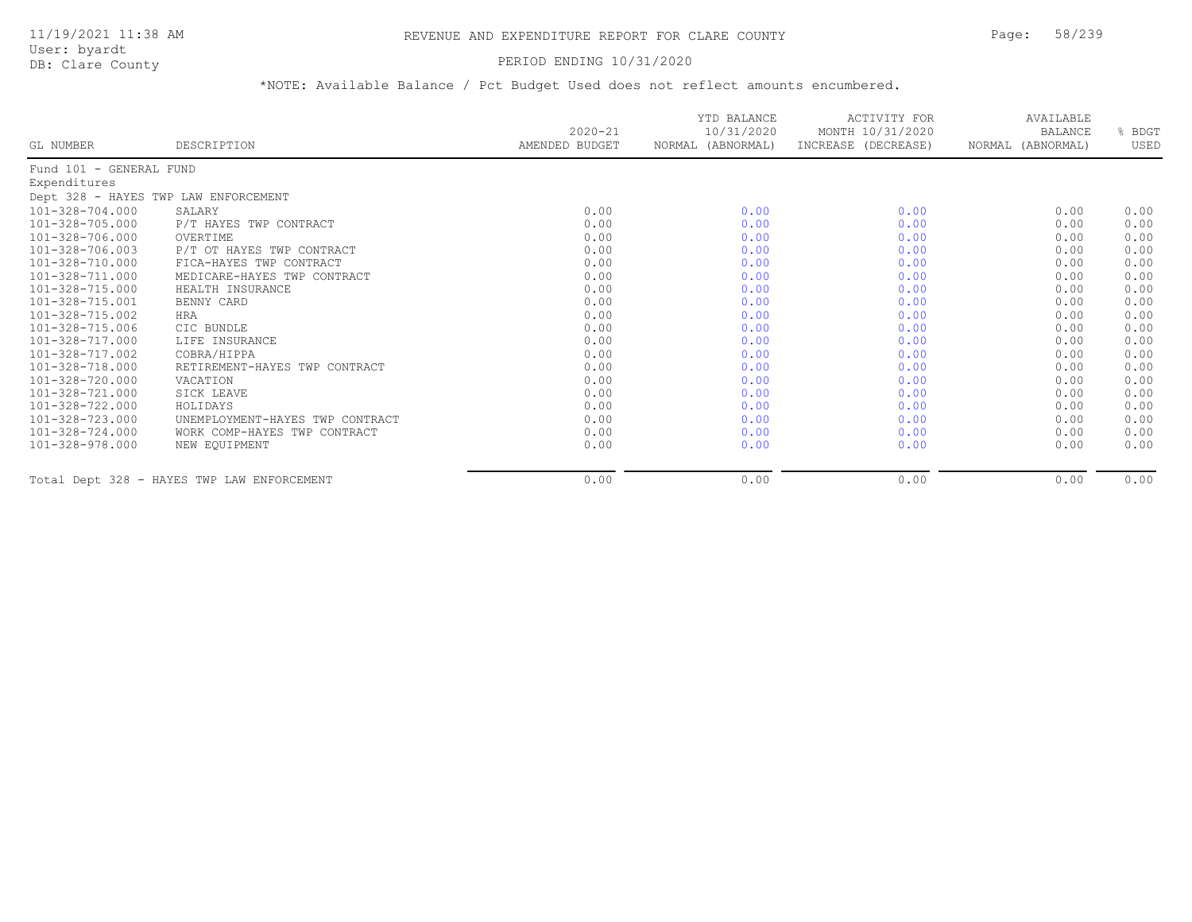# REVENUE AND EXPENDITURE REPORT FOR CLARE COUNTY

11/19/2021 11:38 AM
User: byardt
DB: Clare County

PERIOD ENDING 10/31/2020

*NOTE: Available Balance / Pct Budget Used does not reflect amounts encumbered.

| GL NUMBER | DESCRIPTION | 2020-21 AMENDED BUDGET | YTD BALANCE 10/31/2020 NORMAL (ABNORMAL) | ACTIVITY FOR MONTH 10/31/2020 INCREASE (DECREASE) | AVAILABLE BALANCE NORMAL (ABNORMAL) | % BDGT USED |
|---|---|---|---|---|---|---|
| Fund 101 - GENERAL FUND | | | | | | |
| Expenditures | | | | | | |
| Dept 328 - HAYES TWP LAW ENFORCEMENT | | | | | | |
| 101-328-704.000 | SALARY | 0.00 | 0.00 | 0.00 | 0.00 | 0.00 |
| 101-328-705.000 | P/T HAYES TWP CONTRACT | 0.00 | 0.00 | 0.00 | 0.00 | 0.00 |
| 101-328-706.000 | OVERTIME | 0.00 | 0.00 | 0.00 | 0.00 | 0.00 |
| 101-328-706.003 | P/T OT HAYES TWP CONTRACT | 0.00 | 0.00 | 0.00 | 0.00 | 0.00 |
| 101-328-710.000 | FICA-HAYES TWP CONTRACT | 0.00 | 0.00 | 0.00 | 0.00 | 0.00 |
| 101-328-711.000 | MEDICARE-HAYES TWP CONTRACT | 0.00 | 0.00 | 0.00 | 0.00 | 0.00 |
| 101-328-715.000 | HEALTH INSURANCE | 0.00 | 0.00 | 0.00 | 0.00 | 0.00 |
| 101-328-715.001 | BENNY CARD | 0.00 | 0.00 | 0.00 | 0.00 | 0.00 |
| 101-328-715.002 | HRA | 0.00 | 0.00 | 0.00 | 0.00 | 0.00 |
| 101-328-715.006 | CIC BUNDLE | 0.00 | 0.00 | 0.00 | 0.00 | 0.00 |
| 101-328-717.000 | LIFE INSURANCE | 0.00 | 0.00 | 0.00 | 0.00 | 0.00 |
| 101-328-717.002 | COBRA/HIPPA | 0.00 | 0.00 | 0.00 | 0.00 | 0.00 |
| 101-328-718.000 | RETIREMENT-HAYES TWP CONTRACT | 0.00 | 0.00 | 0.00 | 0.00 | 0.00 |
| 101-328-720.000 | VACATION | 0.00 | 0.00 | 0.00 | 0.00 | 0.00 |
| 101-328-721.000 | SICK LEAVE | 0.00 | 0.00 | 0.00 | 0.00 | 0.00 |
| 101-328-722.000 | HOLIDAYS | 0.00 | 0.00 | 0.00 | 0.00 | 0.00 |
| 101-328-723.000 | UNEMPLOYMENT-HAYES TWP CONTRACT | 0.00 | 0.00 | 0.00 | 0.00 | 0.00 |
| 101-328-724.000 | WORK COMP-HAYES TWP CONTRACT | 0.00 | 0.00 | 0.00 | 0.00 | 0.00 |
| 101-328-978.000 | NEW EQUIPMENT | 0.00 | 0.00 | 0.00 | 0.00 | 0.00 |
| Total Dept 328 - HAYES TWP LAW ENFORCEMENT | | 0.00 | 0.00 | 0.00 | 0.00 | 0.00 |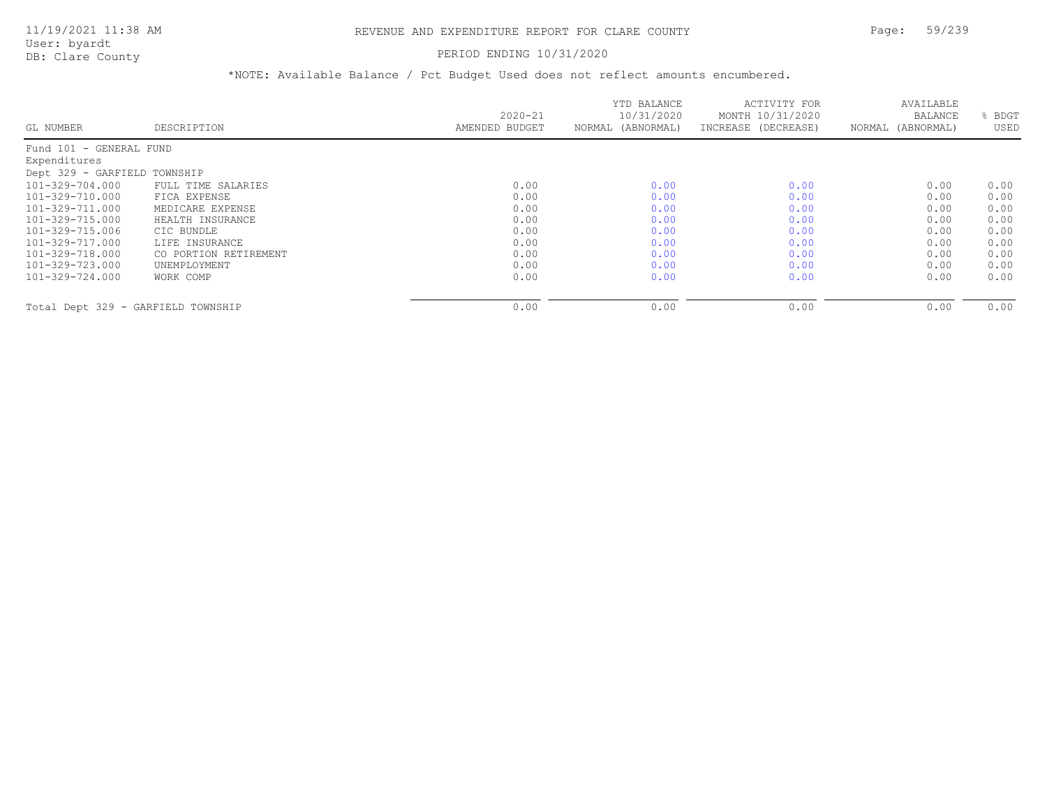# REVENUE AND EXPENDITURE REPORT FOR CLARE COUNTY

11/19/2021 11:38 AM
User: byardt
DB: Clare County

PERIOD ENDING 10/31/2020

*NOTE: Available Balance / Pct Budget Used does not reflect amounts encumbered.

| GL NUMBER | DESCRIPTION | 2020-21 AMENDED BUDGET | YTD BALANCE 10/31/2020 NORMAL (ABNORMAL) | ACTIVITY FOR MONTH 10/31/2020 INCREASE (DECREASE) | AVAILABLE BALANCE NORMAL (ABNORMAL) | % BDGT USED |
|---|---|---|---|---|---|---|
| Fund 101 - GENERAL FUND | | | | | | |
| Expenditures | | | | | | |
| Dept 329 - GARFIELD TOWNSHIP | | | | | | |
| 101-329-704.000 | FULL TIME SALARIES | 0.00 | 0.00 | 0.00 | 0.00 | 0.00 |
| 101-329-710.000 | FICA EXPENSE | 0.00 | 0.00 | 0.00 | 0.00 | 0.00 |
| 101-329-711.000 | MEDICARE EXPENSE | 0.00 | 0.00 | 0.00 | 0.00 | 0.00 |
| 101-329-715.000 | HEALTH INSURANCE | 0.00 | 0.00 | 0.00 | 0.00 | 0.00 |
| 101-329-715.006 | CIC BUNDLE | 0.00 | 0.00 | 0.00 | 0.00 | 0.00 |
| 101-329-717.000 | LIFE INSURANCE | 0.00 | 0.00 | 0.00 | 0.00 | 0.00 |
| 101-329-718.000 | CO PORTION RETIREMENT | 0.00 | 0.00 | 0.00 | 0.00 | 0.00 |
| 101-329-723.000 | UNEMPLOYMENT | 0.00 | 0.00 | 0.00 | 0.00 | 0.00 |
| 101-329-724.000 | WORK COMP | 0.00 | 0.00 | 0.00 | 0.00 | 0.00 |
| Total Dept 329 - GARFIELD TOWNSHIP | | 0.00 | 0.00 | 0.00 | 0.00 | 0.00 |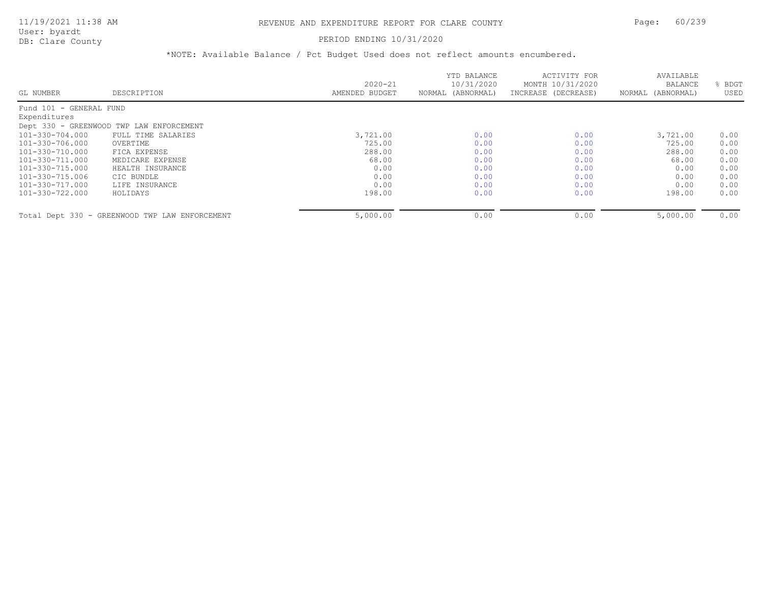# REVENUE AND EXPENDITURE REPORT FOR CLARE COUNTY

PERIOD ENDING 10/31/2020

*NOTE: Available Balance / Pct Budget Used does not reflect amounts encumbered.

| GL NUMBER | DESCRIPTION | 2020-21 AMENDED BUDGET | YTD BALANCE 10/31/2020 NORMAL (ABNORMAL) | ACTIVITY FOR MONTH 10/31/2020 INCREASE (DECREASE) | AVAILABLE BALANCE NORMAL (ABNORMAL) | % BDGT USED |
|---|---|---|---|---|---|---|
| Fund 101 - GENERAL FUND | | | | | | |
| Expenditures | | | | | | |
| Dept 330 - GREENWOOD TWP LAW ENFORCEMENT | | | | | | |
| 101-330-704.000 | FULL TIME SALARIES | 3,721.00 | 0.00 | 0.00 | 3,721.00 | 0.00 |
| 101-330-706.000 | OVERTIME | 725.00 | 0.00 | 0.00 | 725.00 | 0.00 |
| 101-330-710.000 | FICA EXPENSE | 288.00 | 0.00 | 0.00 | 288.00 | 0.00 |
| 101-330-711.000 | MEDICARE EXPENSE | 68.00 | 0.00 | 0.00 | 68.00 | 0.00 |
| 101-330-715.000 | HEALTH INSURANCE | 0.00 | 0.00 | 0.00 | 0.00 | 0.00 |
| 101-330-715.006 | CIC BUNDLE | 0.00 | 0.00 | 0.00 | 0.00 | 0.00 |
| 101-330-717.000 | LIFE INSURANCE | 0.00 | 0.00 | 0.00 | 0.00 | 0.00 |
| 101-330-722.000 | HOLIDAYS | 198.00 | 0.00 | 0.00 | 198.00 | 0.00 |
| Total Dept 330 - GREENWOOD TWP LAW ENFORCEMENT | | 5,000.00 | 0.00 | 0.00 | 5,000.00 | 0.00 |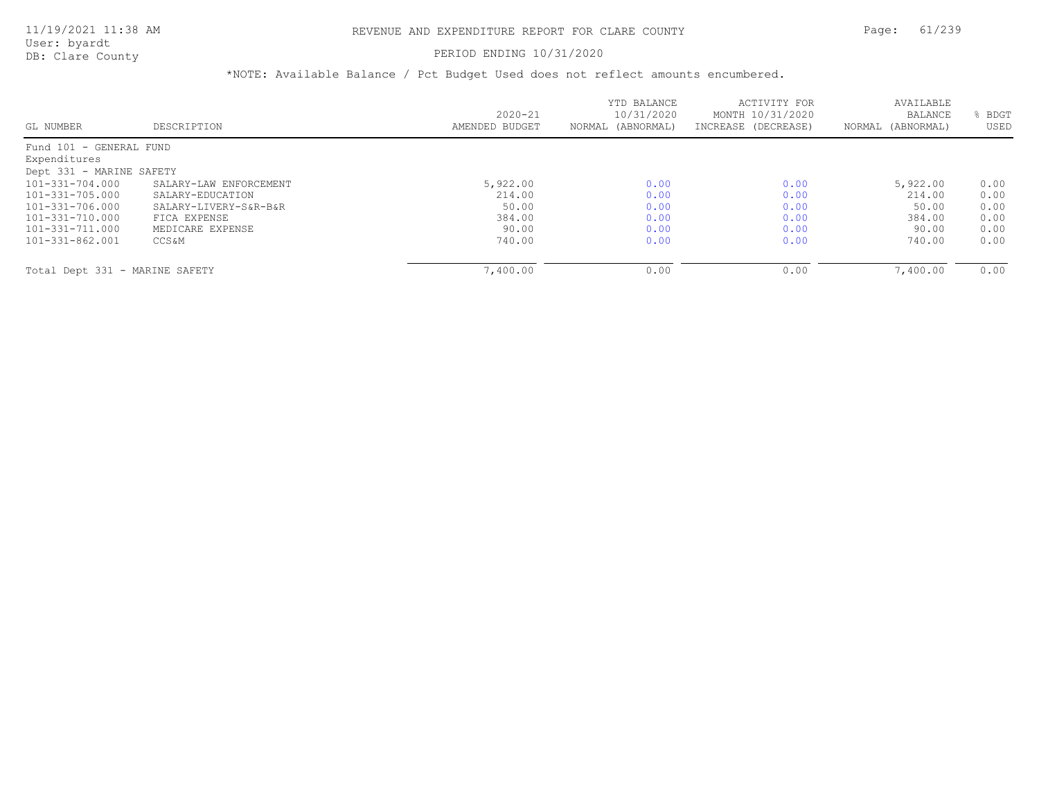# REVENUE AND EXPENDITURE REPORT FOR CLARE COUNTY

PERIOD ENDING 10/31/2020

*NOTE: Available Balance / Pct Budget Used does not reflect amounts encumbered.

| GL NUMBER | DESCRIPTION | 2020-21 AMENDED BUDGET | YTD BALANCE 10/31/2020 NORMAL (ABNORMAL) | ACTIVITY FOR MONTH 10/31/2020 INCREASE (DECREASE) | AVAILABLE BALANCE NORMAL (ABNORMAL) | % BDGT USED |
|---|---|---|---|---|---|---|
| Fund 101 - GENERAL FUND | | | | | | |
| Expenditures | | | | | | |
| Dept 331 - MARINE SAFETY | | | | | | |
| 101-331-704.000 | SALARY-LAW ENFORCEMENT | 5,922.00 | 0.00 | 0.00 | 5,922.00 | 0.00 |
| 101-331-705.000 | SALARY-EDUCATION | 214.00 | 0.00 | 0.00 | 214.00 | 0.00 |
| 101-331-706.000 | SALARY-LIVERY-S&R-B&R | 50.00 | 0.00 | 0.00 | 50.00 | 0.00 |
| 101-331-710.000 | FICA EXPENSE | 384.00 | 0.00 | 0.00 | 384.00 | 0.00 |
| 101-331-711.000 | MEDICARE EXPENSE | 90.00 | 0.00 | 0.00 | 90.00 | 0.00 |
| 101-331-862.001 | CCS&M | 740.00 | 0.00 | 0.00 | 740.00 | 0.00 |
| Total Dept 331 - MARINE SAFETY | | 7,400.00 | 0.00 | 0.00 | 7,400.00 | 0.00 |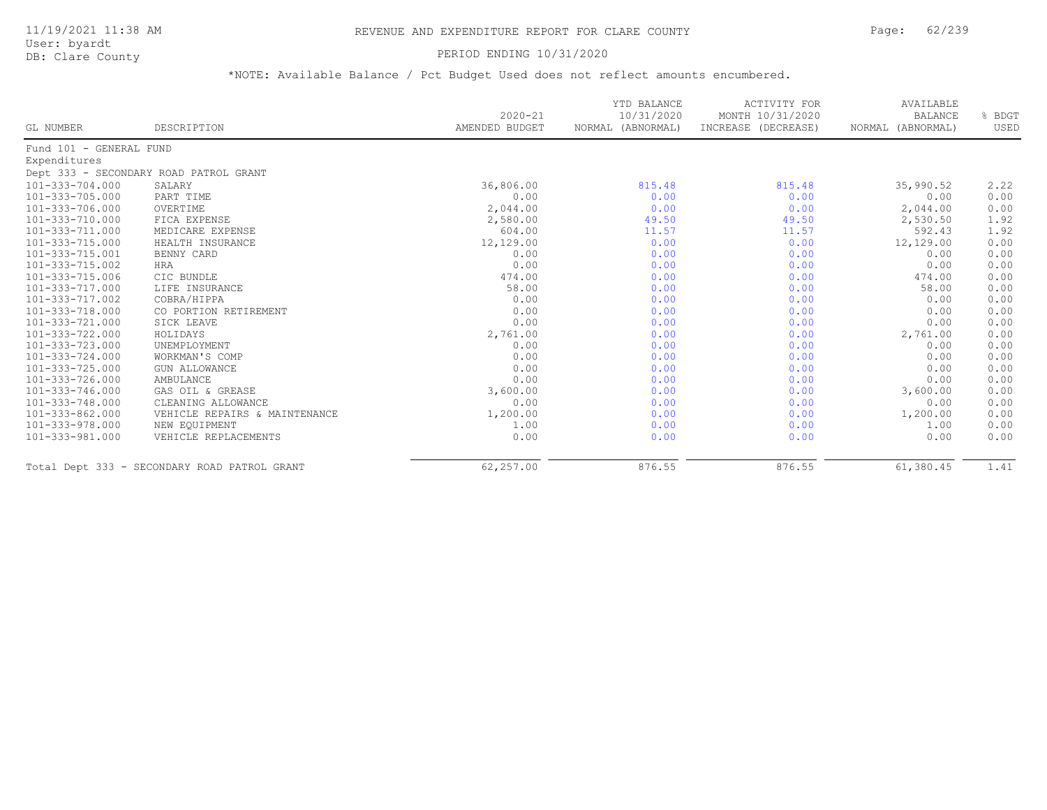# REVENUE AND EXPENDITURE REPORT FOR CLARE COUNTY

11/19/2021 11:38 AM
User: byardt
DB: Clare County

PERIOD ENDING 10/31/2020

*NOTE: Available Balance / Pct Budget Used does not reflect amounts encumbered.

| GL NUMBER | DESCRIPTION | 2020-21 AMENDED BUDGET | YTD BALANCE 10/31/2020 NORMAL (ABNORMAL) | ACTIVITY FOR MONTH 10/31/2020 INCREASE (DECREASE) | AVAILABLE BALANCE NORMAL (ABNORMAL) | % BDGT USED |
|---|---|---|---|---|---|---|
| Fund 101 - GENERAL FUND | | | | | | |
| Expenditures | | | | | | |
| Dept 333 - SECONDARY ROAD PATROL GRANT | | | | | | |
| 101-333-704.000 | SALARY | 36,806.00 | 815.48 | 815.48 | 35,990.52 | 2.22 |
| 101-333-705.000 | PART TIME | 0.00 | 0.00 | 0.00 | 0.00 | 0.00 |
| 101-333-706.000 | OVERTIME | 2,044.00 | 0.00 | 0.00 | 2,044.00 | 0.00 |
| 101-333-710.000 | FICA EXPENSE | 2,580.00 | 49.50 | 49.50 | 2,530.50 | 1.92 |
| 101-333-711.000 | MEDICARE EXPENSE | 604.00 | 11.57 | 11.57 | 592.43 | 1.92 |
| 101-333-715.000 | HEALTH INSURANCE | 12,129.00 | 0.00 | 0.00 | 12,129.00 | 0.00 |
| 101-333-715.001 | BENNY CARD | 0.00 | 0.00 | 0.00 | 0.00 | 0.00 |
| 101-333-715.002 | HRA | 0.00 | 0.00 | 0.00 | 0.00 | 0.00 |
| 101-333-715.006 | CIC BUNDLE | 474.00 | 0.00 | 0.00 | 474.00 | 0.00 |
| 101-333-717.000 | LIFE INSURANCE | 58.00 | 0.00 | 0.00 | 58.00 | 0.00 |
| 101-333-717.002 | COBRA/HIPPA | 0.00 | 0.00 | 0.00 | 0.00 | 0.00 |
| 101-333-718.000 | CO PORTION RETIREMENT | 0.00 | 0.00 | 0.00 | 0.00 | 0.00 |
| 101-333-721.000 | SICK LEAVE | 0.00 | 0.00 | 0.00 | 0.00 | 0.00 |
| 101-333-722.000 | HOLIDAYS | 2,761.00 | 0.00 | 0.00 | 2,761.00 | 0.00 |
| 101-333-723.000 | UNEMPLOYMENT | 0.00 | 0.00 | 0.00 | 0.00 | 0.00 |
| 101-333-724.000 | WORKMAN'S COMP | 0.00 | 0.00 | 0.00 | 0.00 | 0.00 |
| 101-333-725.000 | GUN ALLOWANCE | 0.00 | 0.00 | 0.00 | 0.00 | 0.00 |
| 101-333-726.000 | AMBULANCE | 0.00 | 0.00 | 0.00 | 0.00 | 0.00 |
| 101-333-746.000 | GAS OIL & GREASE | 3,600.00 | 0.00 | 0.00 | 3,600.00 | 0.00 |
| 101-333-748.000 | CLEANING ALLOWANCE | 0.00 | 0.00 | 0.00 | 0.00 | 0.00 |
| 101-333-862.000 | VEHICLE REPAIRS & MAINTENANCE | 1,200.00 | 0.00 | 0.00 | 1,200.00 | 0.00 |
| 101-333-978.000 | NEW EQUIPMENT | 1.00 | 0.00 | 0.00 | 1.00 | 0.00 |
| 101-333-981.000 | VEHICLE REPLACEMENTS | 0.00 | 0.00 | 0.00 | 0.00 | 0.00 |
| Total Dept 333 - SECONDARY ROAD PATROL GRANT | | 62,257.00 | 876.55 | 876.55 | 61,380.45 | 1.41 |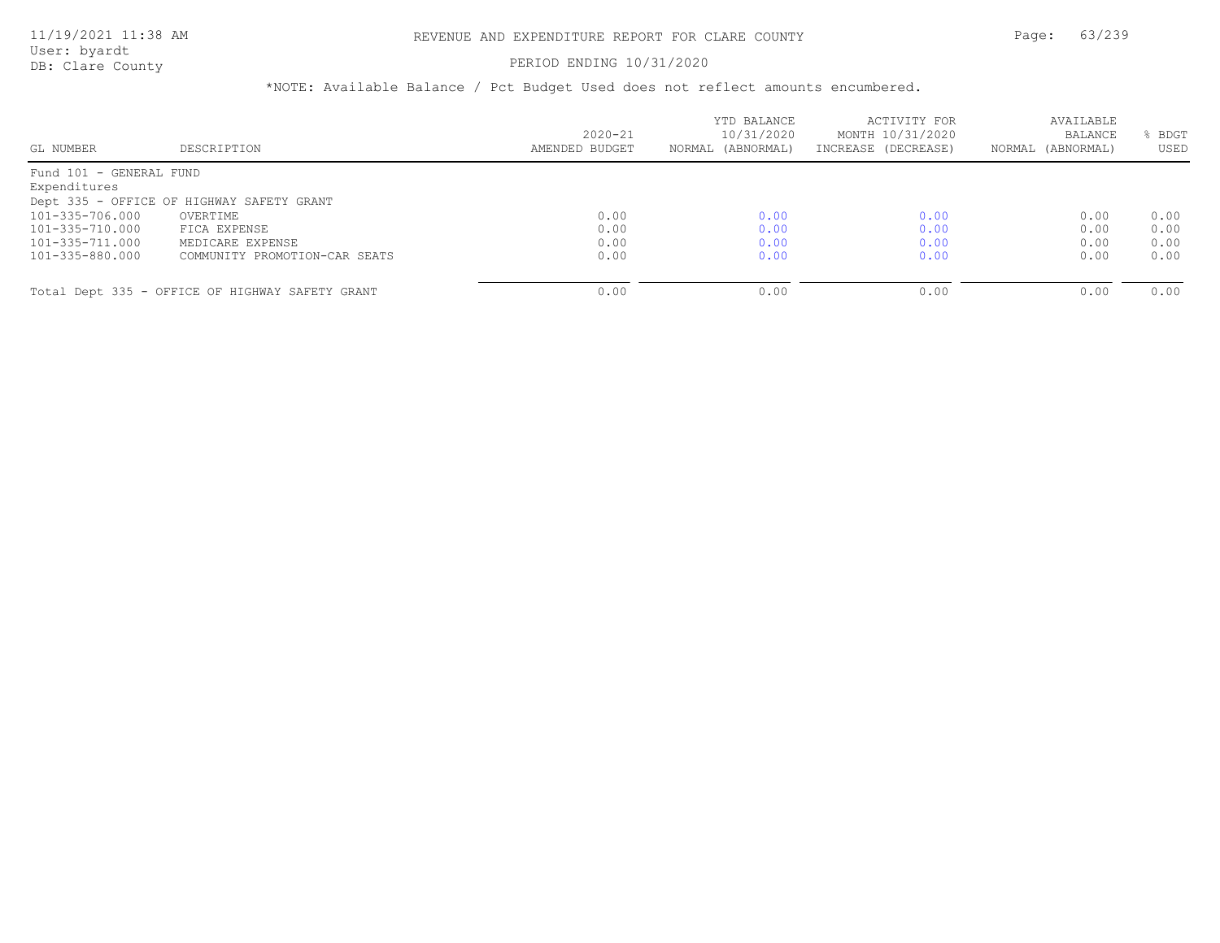# REVENUE AND EXPENDITURE REPORT FOR CLARE COUNTY

11/19/2021 11:38 AM
User: byardt
DB: Clare County

PERIOD ENDING 10/31/2020

*NOTE: Available Balance / Pct Budget Used does not reflect amounts encumbered.

| GL NUMBER | DESCRIPTION | 2020-21 AMENDED BUDGET | YTD BALANCE 10/31/2020 NORMAL (ABNORMAL) | ACTIVITY FOR MONTH 10/31/2020 INCREASE (DECREASE) | AVAILABLE BALANCE NORMAL (ABNORMAL) | % BDGT USED |
|---|---|---|---|---|---|---|
| Fund 101 - GENERAL FUND | | | | | | |
| Expenditures | | | | | | |
| Dept 335 - OFFICE OF HIGHWAY SAFETY GRANT | | | | | | |
| 101-335-706.000 | OVERTIME | 0.00 | 0.00 | 0.00 | 0.00 | 0.00 |
| 101-335-710.000 | FICA EXPENSE | 0.00 | 0.00 | 0.00 | 0.00 | 0.00 |
| 101-335-711.000 | MEDICARE EXPENSE | 0.00 | 0.00 | 0.00 | 0.00 | 0.00 |
| 101-335-880.000 | COMMUNITY PROMOTION-CAR SEATS | 0.00 | 0.00 | 0.00 | 0.00 | 0.00 |
| Total Dept 335 - OFFICE OF HIGHWAY SAFETY GRANT | | 0.00 | 0.00 | 0.00 | 0.00 | 0.00 |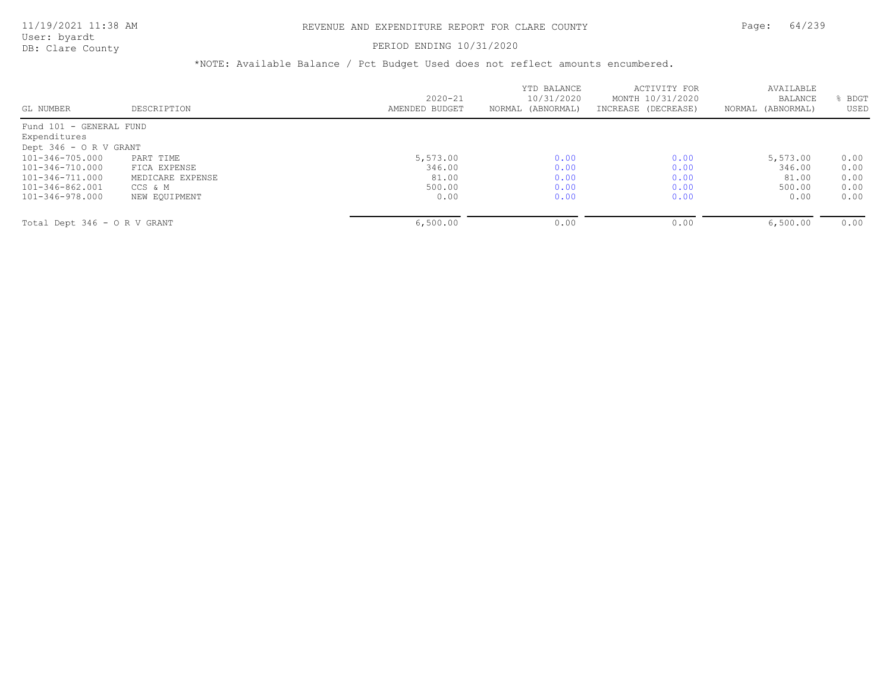# REVENUE AND EXPENDITURE REPORT FOR CLARE COUNTY

PERIOD ENDING 10/31/2020

*NOTE: Available Balance / Pct Budget Used does not reflect amounts encumbered.

| GL NUMBER | DESCRIPTION | 2020-21 AMENDED BUDGET | YTD BALANCE 10/31/2020 NORMAL (ABNORMAL) | ACTIVITY FOR MONTH 10/31/2020 INCREASE (DECREASE) | AVAILABLE BALANCE NORMAL (ABNORMAL) | % BDGT USED |
|---|---|---|---|---|---|---|
| Fund 101 - GENERAL FUND | | | | | | |
| Expenditures | | | | | | |
| Dept 346 - O R V GRANT | | | | | | |
| 101-346-705.000 | PART TIME | 5,573.00 | 0.00 | 0.00 | 5,573.00 | 0.00 |
| 101-346-710.000 | FICA EXPENSE | 346.00 | 0.00 | 0.00 | 346.00 | 0.00 |
| 101-346-711.000 | MEDICARE EXPENSE | 81.00 | 0.00 | 0.00 | 81.00 | 0.00 |
| 101-346-862.001 | CCS & M | 500.00 | 0.00 | 0.00 | 500.00 | 0.00 |
| 101-346-978.000 | NEW EQUIPMENT | 0.00 | 0.00 | 0.00 | 0.00 | 0.00 |
| Total Dept 346 - O R V GRANT | | 6,500.00 | 0.00 | 0.00 | 6,500.00 | 0.00 |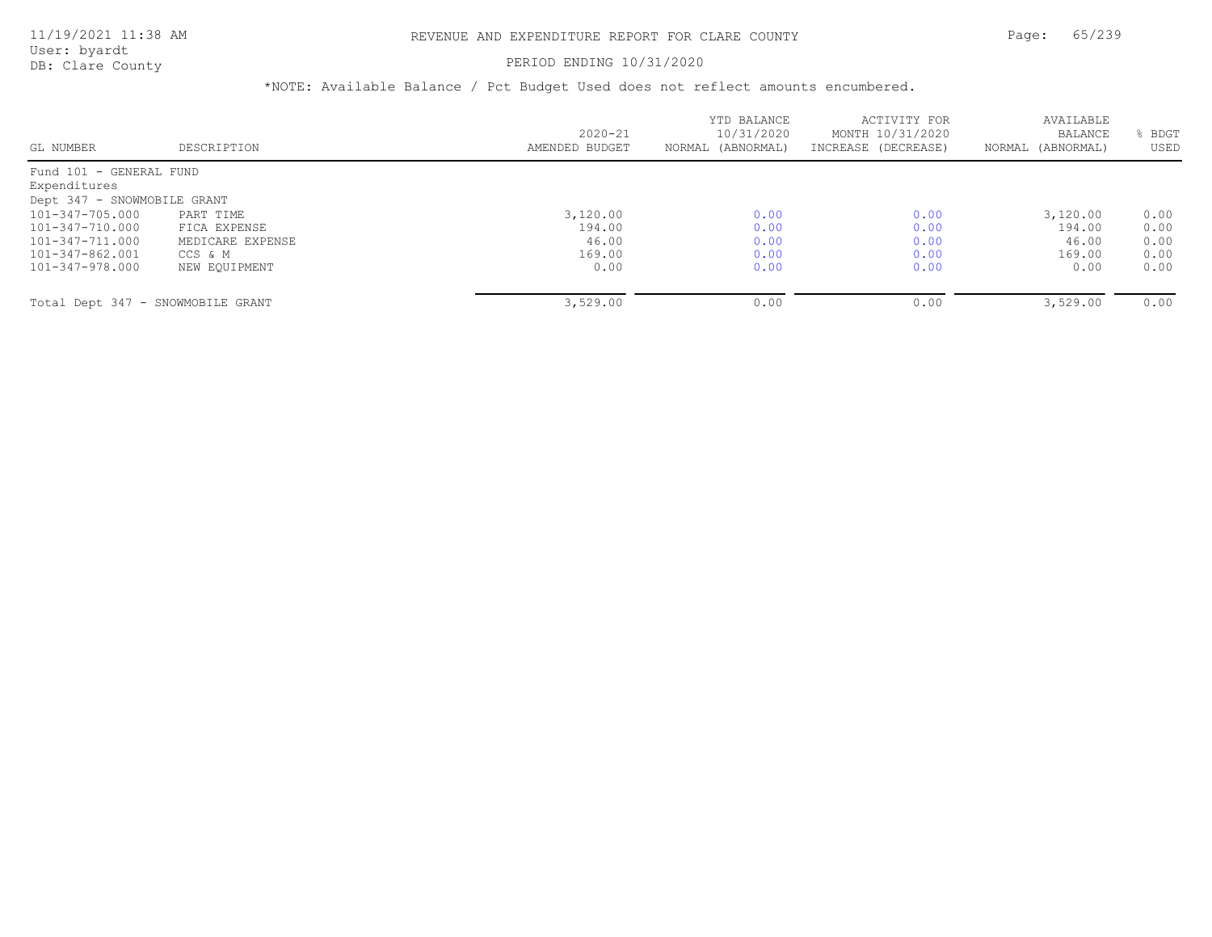# REVENUE AND EXPENDITURE REPORT FOR CLARE COUNTY

11/19/2021 11:38 AM
User: byardt
DB: Clare County

PERIOD ENDING 10/31/2020

*NOTE: Available Balance / Pct Budget Used does not reflect amounts encumbered.

| GL NUMBER | DESCRIPTION | 2020-21 AMENDED BUDGET | YTD BALANCE 10/31/2020 NORMAL (ABNORMAL) | ACTIVITY FOR MONTH 10/31/2020 INCREASE (DECREASE) | AVAILABLE BALANCE NORMAL (ABNORMAL) | % BDGT USED |
|---|---|---|---|---|---|---|
| Fund 101 - GENERAL FUND | | | | | | |
| Expenditures | | | | | | |
| Dept 347 - SNOWMOBILE GRANT | | | | | | |
| 101-347-705.000 | PART TIME | 3,120.00 | 0.00 | 0.00 | 3,120.00 | 0.00 |
| 101-347-710.000 | FICA EXPENSE | 194.00 | 0.00 | 0.00 | 194.00 | 0.00 |
| 101-347-711.000 | MEDICARE EXPENSE | 46.00 | 0.00 | 0.00 | 46.00 | 0.00 |
| 101-347-862.001 | CCS & M | 169.00 | 0.00 | 0.00 | 169.00 | 0.00 |
| 101-347-978.000 | NEW EQUIPMENT | 0.00 | 0.00 | 0.00 | 0.00 | 0.00 |
| Total Dept 347 - SNOWMOBILE GRANT | | 3,529.00 | 0.00 | 0.00 | 3,529.00 | 0.00 |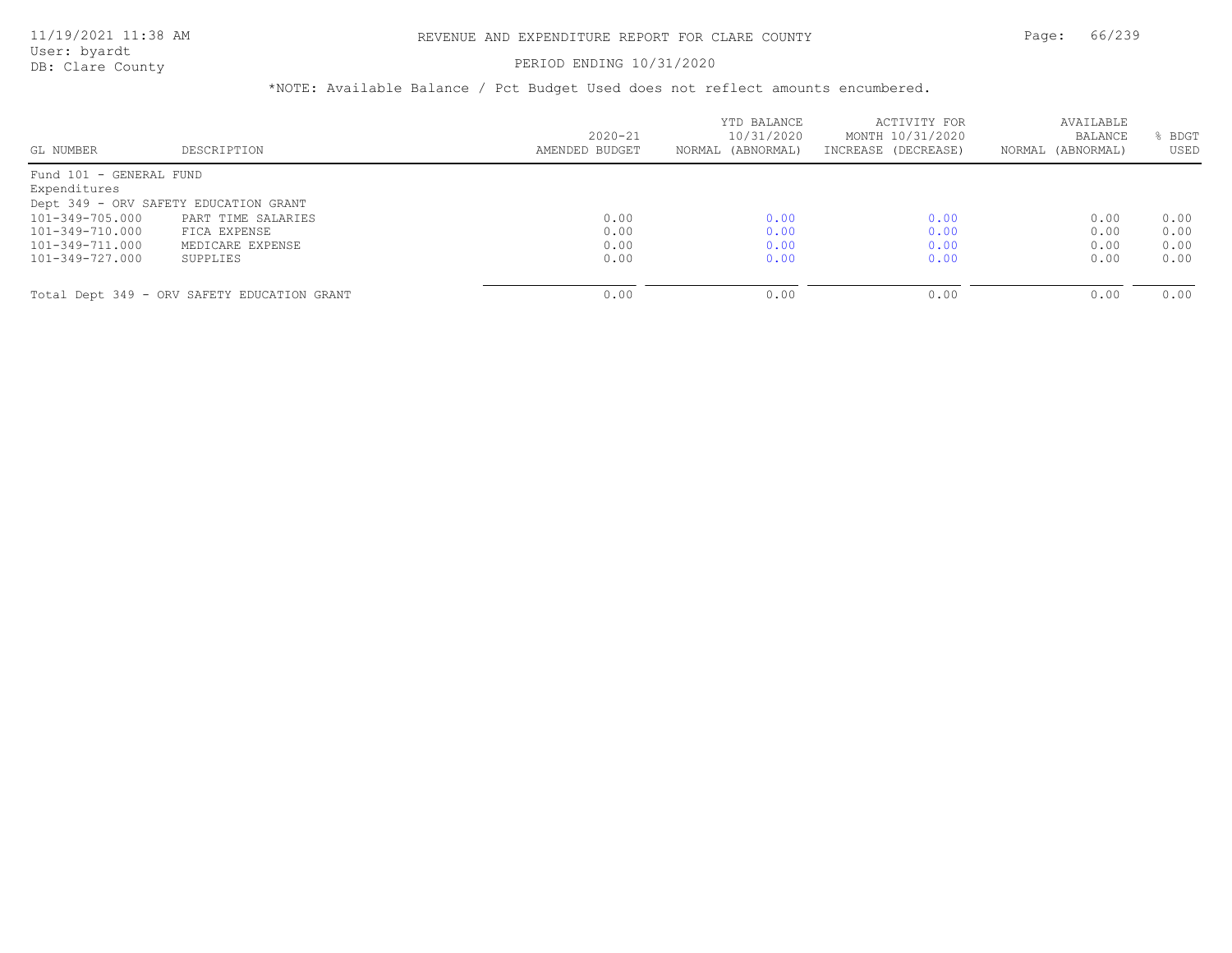# REVENUE AND EXPENDITURE REPORT FOR CLARE COUNTY

PERIOD ENDING 10/31/2020

*NOTE: Available Balance / Pct Budget Used does not reflect amounts encumbered.

| GL NUMBER | DESCRIPTION | 2020-21 AMENDED BUDGET | YTD BALANCE 10/31/2020 NORMAL (ABNORMAL) | ACTIVITY FOR MONTH 10/31/2020 INCREASE (DECREASE) | AVAILABLE BALANCE NORMAL (ABNORMAL) | % BDGT USED |
|---|---|---|---|---|---|---|
| Fund 101 - GENERAL FUND | | | | | | |
| Expenditures | | | | | | |
| Dept 349 - ORV SAFETY EDUCATION GRANT | | | | | | |
| 101-349-705.000 | PART TIME SALARIES | 0.00 | 0.00 | 0.00 | 0.00 | 0.00 |
| 101-349-710.000 | FICA EXPENSE | 0.00 | 0.00 | 0.00 | 0.00 | 0.00 |
| 101-349-711.000 | MEDICARE EXPENSE | 0.00 | 0.00 | 0.00 | 0.00 | 0.00 |
| 101-349-727.000 | SUPPLIES | 0.00 | 0.00 | 0.00 | 0.00 | 0.00 |
| Total Dept 349 - ORV SAFETY EDUCATION GRANT | | 0.00 | 0.00 | 0.00 | 0.00 | 0.00 |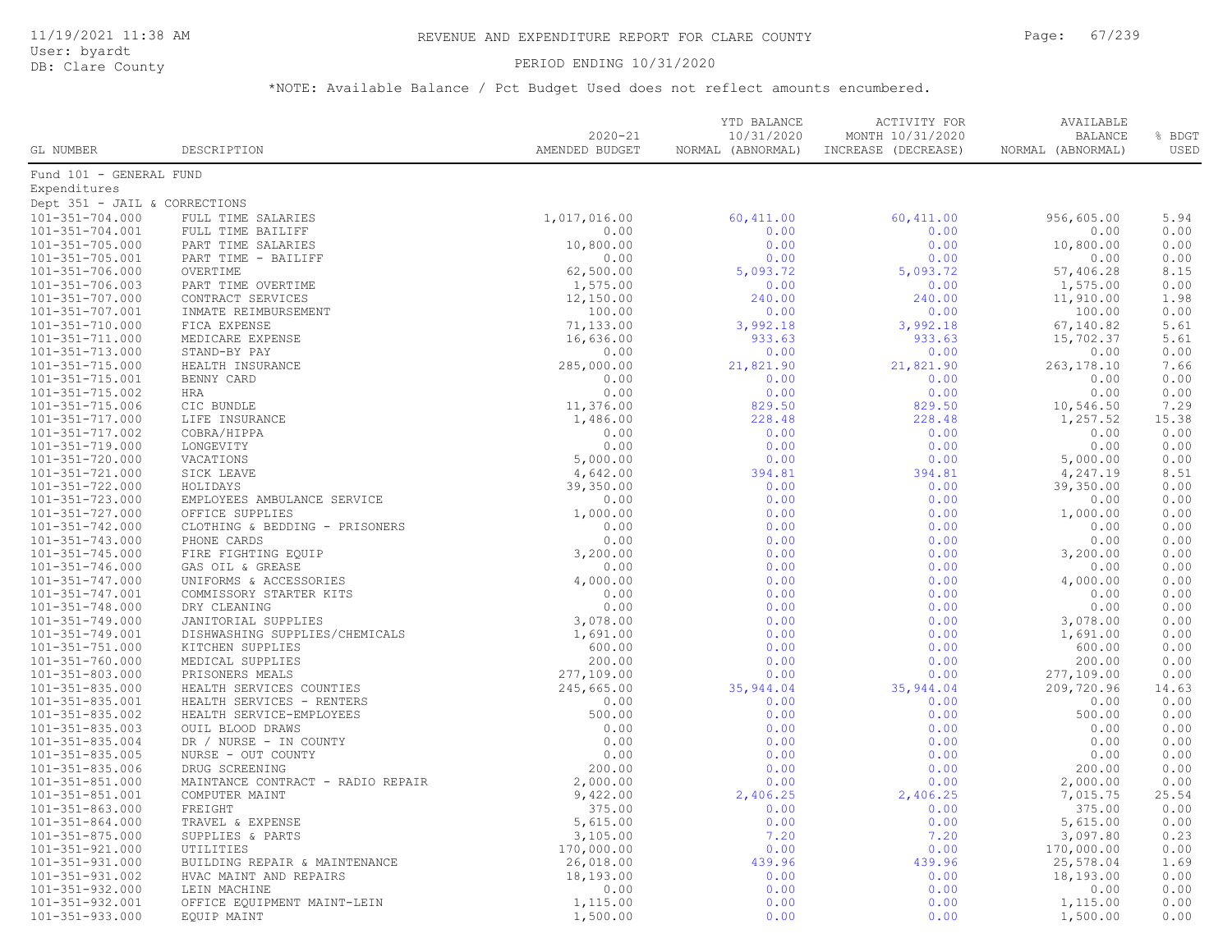REVENUE AND EXPENDITURE REPORT FOR CLARE COUNTY

PERIOD ENDING 10/31/2020

*NOTE: Available Balance / Pct Budget Used does not reflect amounts encumbered.

| GL NUMBER | DESCRIPTION | 2020-21 AMENDED BUDGET | YTD BALANCE 10/31/2020 NORMAL (ABNORMAL) | ACTIVITY FOR MONTH 10/31/2020 INCREASE (DECREASE) | AVAILABLE BALANCE NORMAL (ABNORMAL) | % BDGT USED |
|---|---|---|---|---|---|---|
| Fund 101 - GENERAL FUND | | | | | | |
| Expenditures | | | | | | |
| Dept 351 - JAIL & CORRECTIONS | | | | | | |
| 101-351-704.000 | FULL TIME SALARIES | 1,017,016.00 | 60,411.00 | 60,411.00 | 956,605.00 | 5.94 |
| 101-351-704.001 | FULL TIME BAILIFF | 0.00 | 0.00 | 0.00 | 0.00 | 0.00 |
| 101-351-705.000 | PART TIME SALARIES | 10,800.00 | 0.00 | 0.00 | 10,800.00 | 0.00 |
| 101-351-705.001 | PART TIME - BAILIFF | 0.00 | 0.00 | 0.00 | 0.00 | 0.00 |
| 101-351-706.000 | OVERTIME | 62,500.00 | 5,093.72 | 5,093.72 | 57,406.28 | 8.15 |
| 101-351-706.003 | PART TIME OVERTIME | 1,575.00 | 0.00 | 0.00 | 1,575.00 | 0.00 |
| 101-351-707.000 | CONTRACT SERVICES | 12,150.00 | 240.00 | 240.00 | 11,910.00 | 1.98 |
| 101-351-707.001 | INMATE REIMBURSEMENT | 100.00 | 0.00 | 0.00 | 100.00 | 0.00 |
| 101-351-710.000 | FICA EXPENSE | 71,133.00 | 3,992.18 | 3,992.18 | 67,140.82 | 5.61 |
| 101-351-711.000 | MEDICARE EXPENSE | 16,636.00 | 933.63 | 933.63 | 15,702.37 | 5.61 |
| 101-351-713.000 | STAND-BY PAY | 0.00 | 0.00 | 0.00 | 0.00 | 0.00 |
| 101-351-715.000 | HEALTH INSURANCE | 285,000.00 | 21,821.90 | 21,821.90 | 263,178.10 | 7.66 |
| 101-351-715.001 | BENNY CARD | 0.00 | 0.00 | 0.00 | 0.00 | 0.00 |
| 101-351-715.002 | HRA | 0.00 | 0.00 | 0.00 | 0.00 | 0.00 |
| 101-351-715.006 | CIC BUNDLE | 11,376.00 | 829.50 | 829.50 | 10,546.50 | 7.29 |
| 101-351-717.000 | LIFE INSURANCE | 1,486.00 | 228.48 | 228.48 | 1,257.52 | 15.38 |
| 101-351-717.002 | COBRA/HIPPA | 0.00 | 0.00 | 0.00 | 0.00 | 0.00 |
| 101-351-719.000 | LONGEVITY | 0.00 | 0.00 | 0.00 | 0.00 | 0.00 |
| 101-351-720.000 | VACATIONS | 5,000.00 | 0.00 | 0.00 | 5,000.00 | 0.00 |
| 101-351-721.000 | SICK LEAVE | 4,642.00 | 394.81 | 394.81 | 4,247.19 | 8.51 |
| 101-351-722.000 | HOLIDAYS | 39,350.00 | 0.00 | 0.00 | 39,350.00 | 0.00 |
| 101-351-723.000 | EMPLOYEES AMBULANCE SERVICE | 0.00 | 0.00 | 0.00 | 0.00 | 0.00 |
| 101-351-727.000 | OFFICE SUPPLIES | 1,000.00 | 0.00 | 0.00 | 1,000.00 | 0.00 |
| 101-351-742.000 | CLOTHING & BEDDING - PRISONERS | 0.00 | 0.00 | 0.00 | 0.00 | 0.00 |
| 101-351-743.000 | PHONE CARDS | 0.00 | 0.00 | 0.00 | 0.00 | 0.00 |
| 101-351-745.000 | FIRE FIGHTING EQUIP | 3,200.00 | 0.00 | 0.00 | 3,200.00 | 0.00 |
| 101-351-746.000 | GAS OIL & GREASE | 0.00 | 0.00 | 0.00 | 0.00 | 0.00 |
| 101-351-747.000 | UNIFORMS & ACCESSORIES | 4,000.00 | 0.00 | 0.00 | 4,000.00 | 0.00 |
| 101-351-747.001 | COMMISSORY STARTER KITS | 0.00 | 0.00 | 0.00 | 0.00 | 0.00 |
| 101-351-748.000 | DRY CLEANING | 0.00 | 0.00 | 0.00 | 0.00 | 0.00 |
| 101-351-749.000 | JANITORIAL SUPPLIES | 3,078.00 | 0.00 | 0.00 | 3,078.00 | 0.00 |
| 101-351-749.001 | DISHWASHING SUPPLIES/CHEMICALS | 1,691.00 | 0.00 | 0.00 | 1,691.00 | 0.00 |
| 101-351-751.000 | KITCHEN SUPPLIES | 600.00 | 0.00 | 0.00 | 600.00 | 0.00 |
| 101-351-760.000 | MEDICAL SUPPLIES | 200.00 | 0.00 | 0.00 | 200.00 | 0.00 |
| 101-351-803.000 | PRISONERS MEALS | 277,109.00 | 0.00 | 0.00 | 277,109.00 | 0.00 |
| 101-351-835.000 | HEALTH SERVICES COUNTIES | 245,665.00 | 35,944.04 | 35,944.04 | 209,720.96 | 14.63 |
| 101-351-835.001 | HEALTH SERVICES - RENTERS | 0.00 | 0.00 | 0.00 | 0.00 | 0.00 |
| 101-351-835.002 | HEALTH SERVICE-EMPLOYEES | 500.00 | 0.00 | 0.00 | 500.00 | 0.00 |
| 101-351-835.003 | OUIL BLOOD DRAWS | 0.00 | 0.00 | 0.00 | 0.00 | 0.00 |
| 101-351-835.004 | DR / NURSE - IN COUNTY | 0.00 | 0.00 | 0.00 | 0.00 | 0.00 |
| 101-351-835.005 | NURSE - OUT COUNTY | 0.00 | 0.00 | 0.00 | 0.00 | 0.00 |
| 101-351-835.006 | DRUG SCREENING | 200.00 | 0.00 | 0.00 | 200.00 | 0.00 |
| 101-351-851.000 | MAINTANCE CONTRACT - RADIO REPAIR | 2,000.00 | 0.00 | 0.00 | 2,000.00 | 0.00 |
| 101-351-851.001 | COMPUTER MAINT | 9,422.00 | 2,406.25 | 2,406.25 | 7,015.75 | 25.54 |
| 101-351-863.000 | FREIGHT | 375.00 | 0.00 | 0.00 | 375.00 | 0.00 |
| 101-351-864.000 | TRAVEL & EXPENSE | 5,615.00 | 0.00 | 0.00 | 5,615.00 | 0.00 |
| 101-351-875.000 | SUPPLIES & PARTS | 3,105.00 | 7.20 | 7.20 | 3,097.80 | 0.23 |
| 101-351-921.000 | UTILITIES | 170,000.00 | 0.00 | 0.00 | 170,000.00 | 0.00 |
| 101-351-931.000 | BUILDING REPAIR & MAINTENANCE | 26,018.00 | 439.96 | 439.96 | 25,578.04 | 1.69 |
| 101-351-931.002 | HVAC MAINT AND REPAIRS | 18,193.00 | 0.00 | 0.00 | 18,193.00 | 0.00 |
| 101-351-932.000 | LEIN MACHINE | 0.00 | 0.00 | 0.00 | 0.00 | 0.00 |
| 101-351-932.001 | OFFICE EQUIPMENT MAINT-LEIN | 1,115.00 | 0.00 | 0.00 | 1,115.00 | 0.00 |
| 101-351-933.000 | EQUIP MAINT | 1,500.00 | 0.00 | 0.00 | 1,500.00 | 0.00 |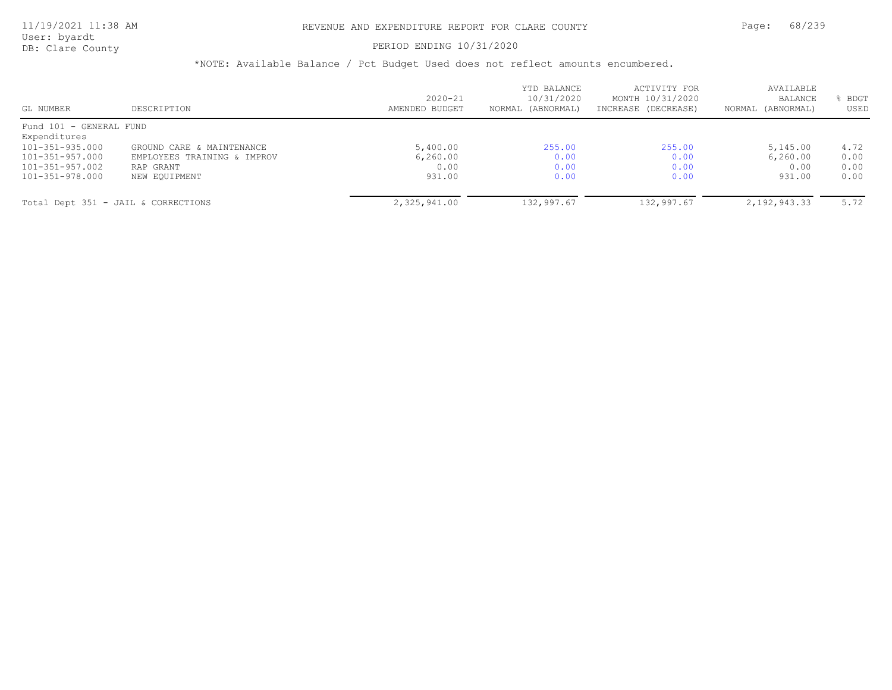# REVENUE AND EXPENDITURE REPORT FOR CLARE COUNTY

11/19/2021 11:38 AM
User: byardt
DB: Clare County

PERIOD ENDING 10/31/2020

*NOTE: Available Balance / Pct Budget Used does not reflect amounts encumbered.

| GL NUMBER | DESCRIPTION | 2020-21 AMENDED BUDGET | YTD BALANCE 10/31/2020 NORMAL (ABNORMAL) | ACTIVITY FOR MONTH 10/31/2020 INCREASE (DECREASE) | AVAILABLE BALANCE NORMAL (ABNORMAL) | % BDGT USED |
|---|---|---|---|---|---|---|
| Fund 101 - GENERAL FUND | | | | | | |
| Expenditures | | | | | | |
| 101-351-935.000 | GROUND CARE & MAINTENANCE | 5,400.00 | 255.00 | 255.00 | 5,145.00 | 4.72 |
| 101-351-957.000 | EMPLOYEES TRAINING & IMPROV | 6,260.00 | 0.00 | 0.00 | 6,260.00 | 0.00 |
| 101-351-957.002 | RAP GRANT | 0.00 | 0.00 | 0.00 | 0.00 | 0.00 |
| 101-351-978.000 | NEW EQUIPMENT | 931.00 | 0.00 | 0.00 | 931.00 | 0.00 |
| Total Dept 351 - JAIL & CORRECTIONS | | 2,325,941.00 | 132,997.67 | 132,997.67 | 2,192,943.33 | 5.72 |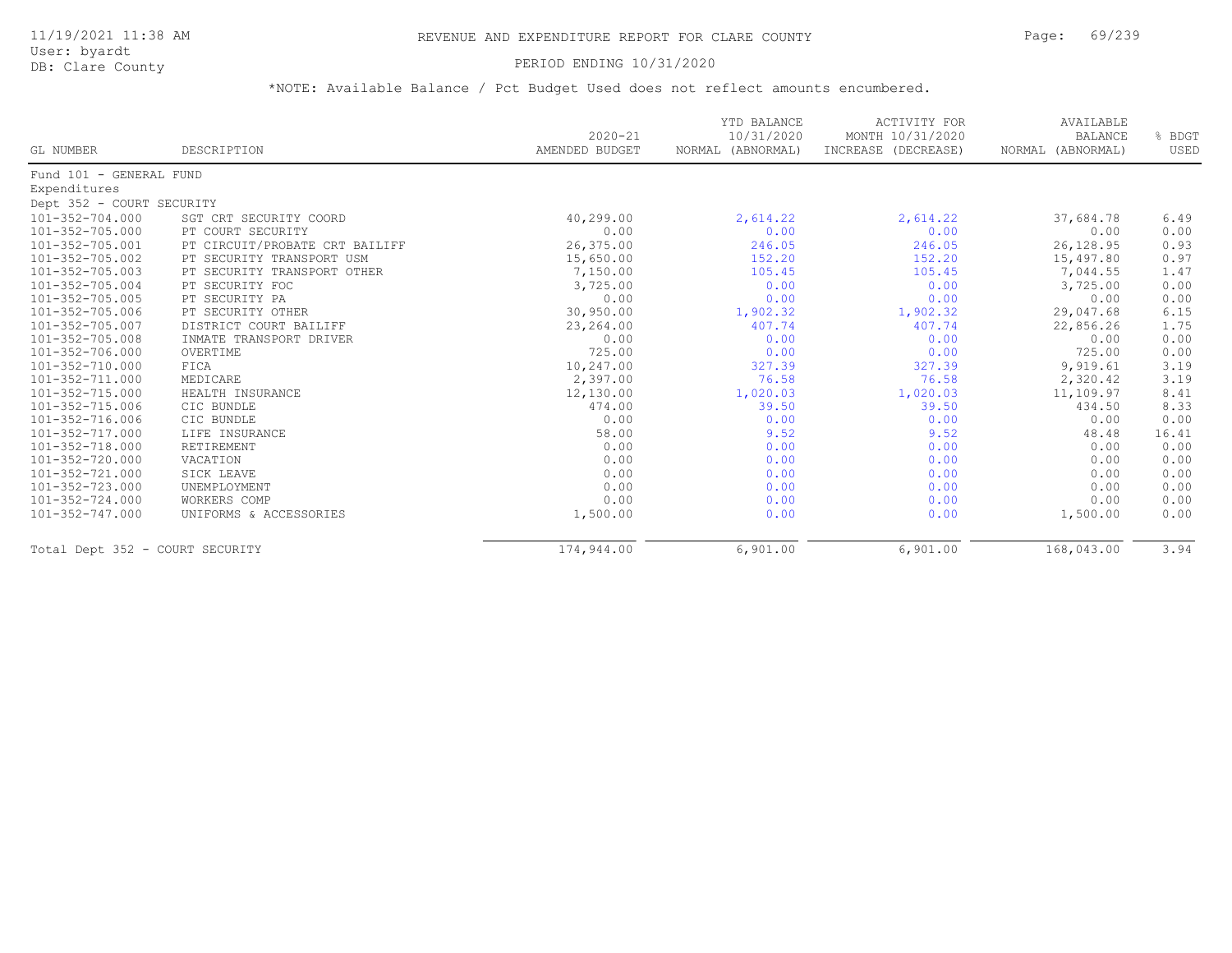# REVENUE AND EXPENDITURE REPORT FOR CLARE COUNTY

11/19/2021 11:38 AM
User: byardt
DB: Clare County

PERIOD ENDING 10/31/2020

*NOTE: Available Balance / Pct Budget Used does not reflect amounts encumbered.

| GL NUMBER | DESCRIPTION | 2020-21 AMENDED BUDGET | YTD BALANCE 10/31/2020 NORMAL (ABNORMAL) | ACTIVITY FOR MONTH 10/31/2020 INCREASE (DECREASE) | AVAILABLE BALANCE NORMAL (ABNORMAL) | % BDGT USED |
|---|---|---|---|---|---|---|
| Fund 101 - GENERAL FUND | | | | | | |
| Expenditures | | | | | | |
| Dept 352 - COURT SECURITY | | | | | | |
| 101-352-704.000 | SGT CRT SECURITY COORD | 40,299.00 | 2,614.22 | 2,614.22 | 37,684.78 | 6.49 |
| 101-352-705.000 | PT COURT SECURITY | 0.00 | 0.00 | 0.00 | 0.00 | 0.00 |
| 101-352-705.001 | PT CIRCUIT/PROBATE CRT BAILIFF | 26,375.00 | 246.05 | 246.05 | 26,128.95 | 0.93 |
| 101-352-705.002 | PT SECURITY TRANSPORT USM | 15,650.00 | 152.20 | 152.20 | 15,497.80 | 0.97 |
| 101-352-705.003 | PT SECURITY TRANSPORT OTHER | 7,150.00 | 105.45 | 105.45 | 7,044.55 | 1.47 |
| 101-352-705.004 | PT SECURITY FOC | 3,725.00 | 0.00 | 0.00 | 3,725.00 | 0.00 |
| 101-352-705.005 | PT SECURITY PA | 0.00 | 0.00 | 0.00 | 0.00 | 0.00 |
| 101-352-705.006 | PT SECURITY OTHER | 30,950.00 | 1,902.32 | 1,902.32 | 29,047.68 | 6.15 |
| 101-352-705.007 | DISTRICT COURT BAILIFF | 23,264.00 | 407.74 | 407.74 | 22,856.26 | 1.75 |
| 101-352-705.008 | INMATE TRANSPORT DRIVER | 0.00 | 0.00 | 0.00 | 0.00 | 0.00 |
| 101-352-706.000 | OVERTIME | 725.00 | 0.00 | 0.00 | 725.00 | 0.00 |
| 101-352-710.000 | FICA | 10,247.00 | 327.39 | 327.39 | 9,919.61 | 3.19 |
| 101-352-711.000 | MEDICARE | 2,397.00 | 76.58 | 76.58 | 2,320.42 | 3.19 |
| 101-352-715.000 | HEALTH INSURANCE | 12,130.00 | 1,020.03 | 1,020.03 | 11,109.97 | 8.41 |
| 101-352-715.006 | CIC BUNDLE | 474.00 | 39.50 | 39.50 | 434.50 | 8.33 |
| 101-352-716.006 | CIC BUNDLE | 0.00 | 0.00 | 0.00 | 0.00 | 0.00 |
| 101-352-717.000 | LIFE INSURANCE | 58.00 | 9.52 | 9.52 | 48.48 | 16.41 |
| 101-352-718.000 | RETIREMENT | 0.00 | 0.00 | 0.00 | 0.00 | 0.00 |
| 101-352-720.000 | VACATION | 0.00 | 0.00 | 0.00 | 0.00 | 0.00 |
| 101-352-721.000 | SICK LEAVE | 0.00 | 0.00 | 0.00 | 0.00 | 0.00 |
| 101-352-723.000 | UNEMPLOYMENT | 0.00 | 0.00 | 0.00 | 0.00 | 0.00 |
| 101-352-724.000 | WORKERS COMP | 0.00 | 0.00 | 0.00 | 0.00 | 0.00 |
| 101-352-747.000 | UNIFORMS & ACCESSORIES | 1,500.00 | 0.00 | 0.00 | 1,500.00 | 0.00 |
| Total Dept 352 - COURT SECURITY | | 174,944.00 | 6,901.00 | 6,901.00 | 168,043.00 | 3.94 |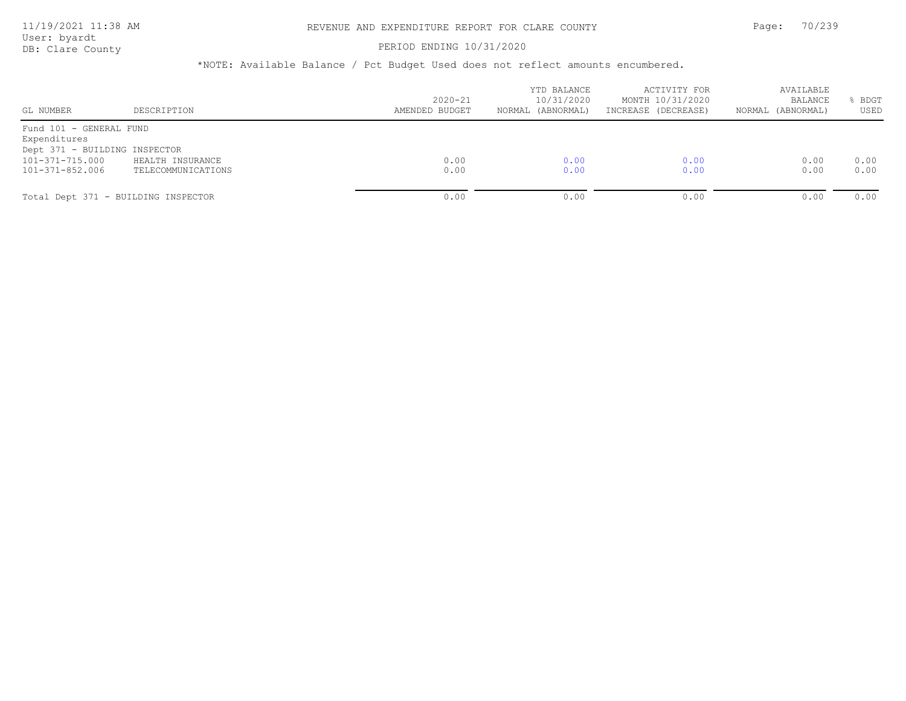*NOTE: Available Balance / Pct Budget Used does not reflect amounts encumbered.

| GL NUMBER | DESCRIPTION | 2020-21 AMENDED BUDGET | YTD BALANCE 10/31/2020 NORMAL (ABNORMAL) | ACTIVITY FOR MONTH 10/31/2020 INCREASE (DECREASE) | AVAILABLE BALANCE NORMAL (ABNORMAL) | % BDGT USED |
|---|---|---|---|---|---|---|
| Fund 101 - GENERAL FUND | | | | | | |
| Expenditures | | | | | | |
| Dept 371 - BUILDING INSPECTOR | | | | | | |
| 101-371-715.000 | HEALTH INSURANCE | 0.00 | 0.00 | 0.00 | 0.00 | 0.00 |
| 101-371-852.006 | TELECOMMUNICATIONS | 0.00 | 0.00 | 0.00 | 0.00 | 0.00 |
| Total Dept 371 - BUILDING INSPECTOR | | 0.00 | 0.00 | 0.00 | 0.00 | 0.00 |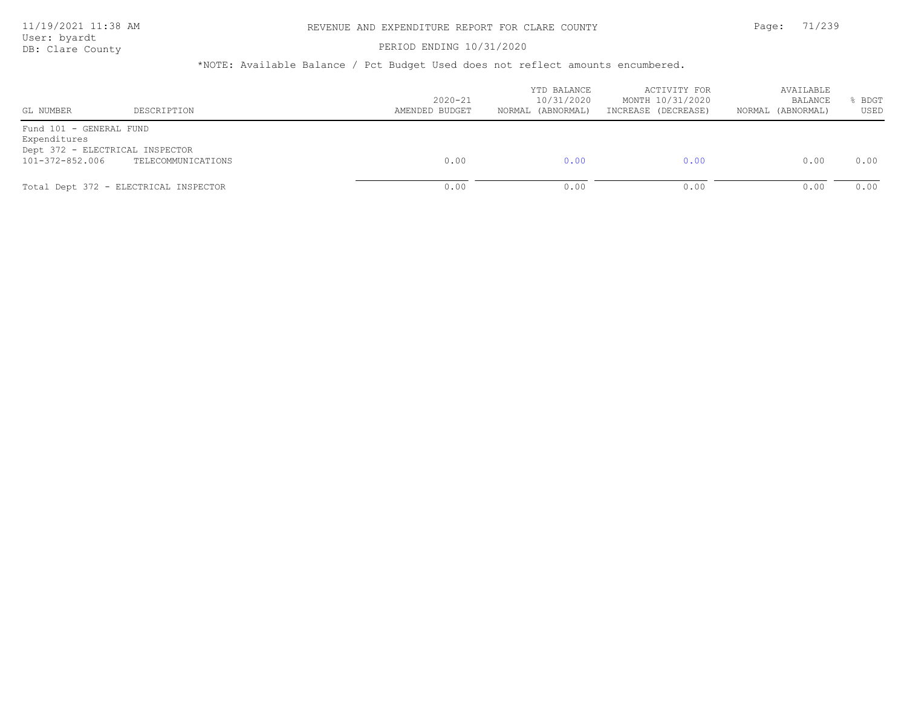# REVENUE AND EXPENDITURE REPORT FOR CLARE COUNTY

PERIOD ENDING 10/31/2020

*NOTE: Available Balance / Pct Budget Used does not reflect amounts encumbered.

| GL NUMBER | DESCRIPTION | 2020-21 AMENDED BUDGET | YTD BALANCE 10/31/2020 NORMAL (ABNORMAL) | ACTIVITY FOR MONTH 10/31/2020 INCREASE (DECREASE) | AVAILABLE BALANCE NORMAL (ABNORMAL) | % BDGT USED |
|---|---|---|---|---|---|---|
| Fund 101 - GENERAL FUND | | | | | | |
| Expenditures | | | | | | |
| Dept 372 - ELECTRICAL INSPECTOR | | | | | | |
| 101-372-852.006 | TELECOMMUNICATIONS | 0.00 | 0.00 | 0.00 | 0.00 | 0.00 |
| Total Dept 372 - ELECTRICAL INSPECTOR | | 0.00 | 0.00 | 0.00 | 0.00 | 0.00 |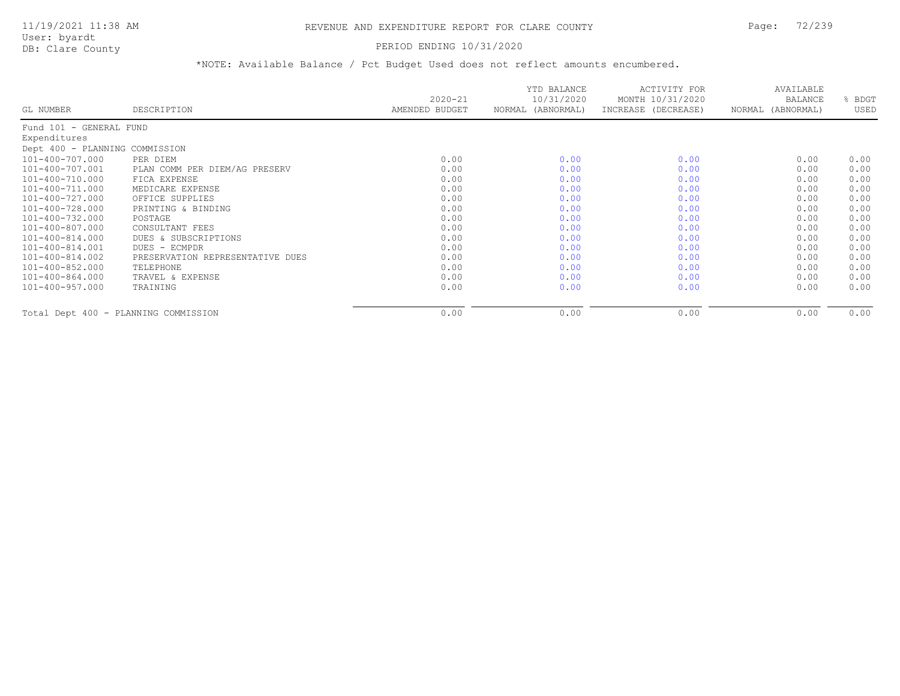# REVENUE AND EXPENDITURE REPORT FOR CLARE COUNTY

11/19/2021 11:38 AM
User: byardt
DB: Clare County

PERIOD ENDING 10/31/2020

*NOTE: Available Balance / Pct Budget Used does not reflect amounts encumbered.

| GL NUMBER | DESCRIPTION | 2020-21 AMENDED BUDGET | YTD BALANCE 10/31/2020 NORMAL (ABNORMAL) | ACTIVITY FOR MONTH 10/31/2020 INCREASE (DECREASE) | AVAILABLE BALANCE NORMAL (ABNORMAL) | % BDGT USED |
|---|---|---|---|---|---|---|
| Fund 101 - GENERAL FUND | | | | | | |
| Expenditures | | | | | | |
| Dept 400 - PLANNING COMMISSION | | | | | | |
| 101-400-707.000 | PER DIEM | 0.00 | 0.00 | 0.00 | 0.00 | 0.00 |
| 101-400-707.001 | PLAN COMM PER DIEM/AG PRESERV | 0.00 | 0.00 | 0.00 | 0.00 | 0.00 |
| 101-400-710.000 | FICA EXPENSE | 0.00 | 0.00 | 0.00 | 0.00 | 0.00 |
| 101-400-711.000 | MEDICARE EXPENSE | 0.00 | 0.00 | 0.00 | 0.00 | 0.00 |
| 101-400-727.000 | OFFICE SUPPLIES | 0.00 | 0.00 | 0.00 | 0.00 | 0.00 |
| 101-400-728.000 | PRINTING & BINDING | 0.00 | 0.00 | 0.00 | 0.00 | 0.00 |
| 101-400-732.000 | POSTAGE | 0.00 | 0.00 | 0.00 | 0.00 | 0.00 |
| 101-400-807.000 | CONSULTANT FEES | 0.00 | 0.00 | 0.00 | 0.00 | 0.00 |
| 101-400-814.000 | DUES & SUBSCRIPTIONS | 0.00 | 0.00 | 0.00 | 0.00 | 0.00 |
| 101-400-814.001 | DUES - ECMPDR | 0.00 | 0.00 | 0.00 | 0.00 | 0.00 |
| 101-400-814.002 | PRESERVATION REPRESENTATIVE DUES | 0.00 | 0.00 | 0.00 | 0.00 | 0.00 |
| 101-400-852.000 | TELEPHONE | 0.00 | 0.00 | 0.00 | 0.00 | 0.00 |
| 101-400-864.000 | TRAVEL & EXPENSE | 0.00 | 0.00 | 0.00 | 0.00 | 0.00 |
| 101-400-957.000 | TRAINING | 0.00 | 0.00 | 0.00 | 0.00 | 0.00 |
| Total Dept 400 - PLANNING COMMISSION | | 0.00 | 0.00 | 0.00 | 0.00 | 0.00 |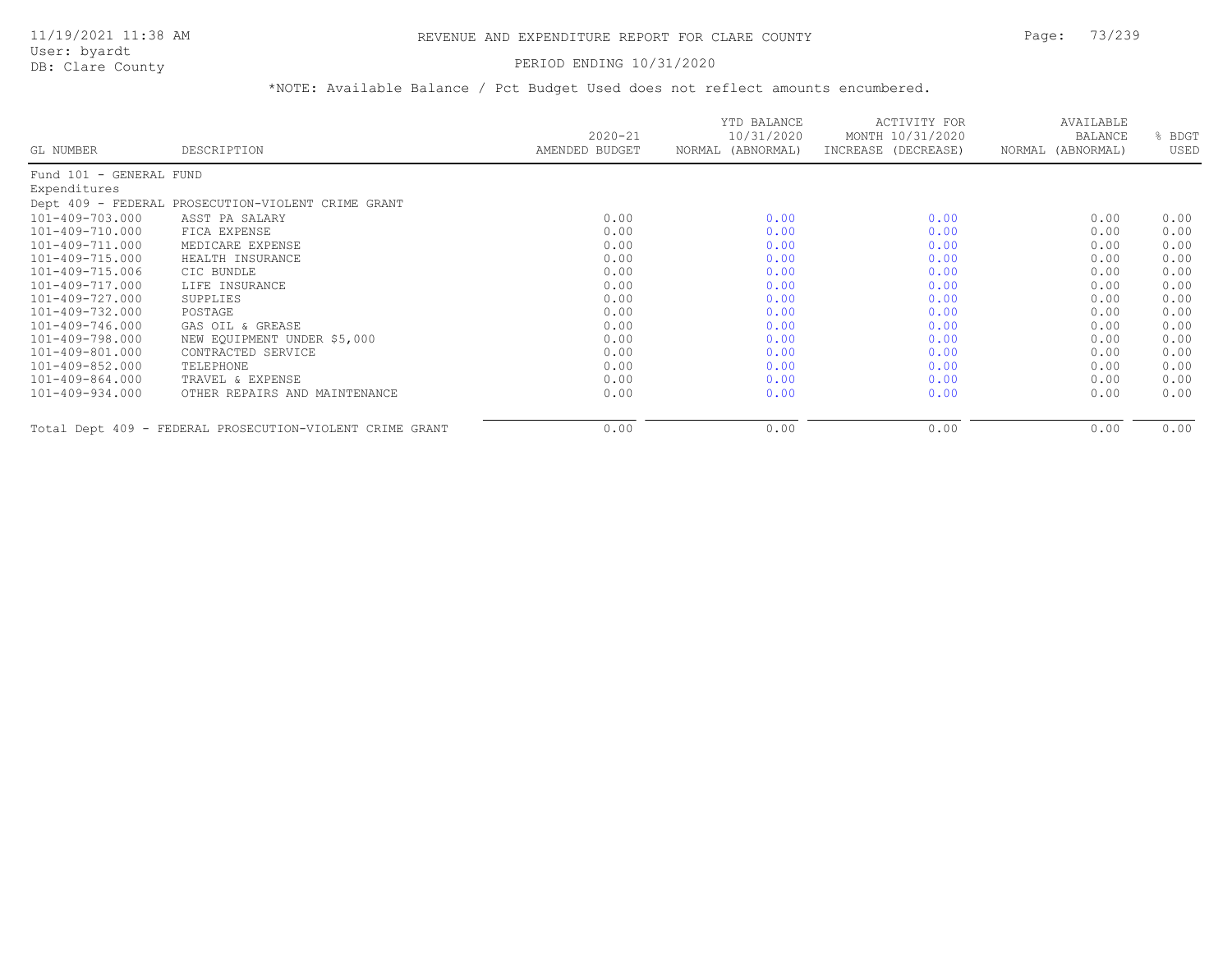# REVENUE AND EXPENDITURE REPORT FOR CLARE COUNTY

PERIOD ENDING 10/31/2020

*NOTE: Available Balance / Pct Budget Used does not reflect amounts encumbered.

| GL NUMBER | DESCRIPTION | 2020-21 AMENDED BUDGET | YTD BALANCE 10/31/2020 NORMAL (ABNORMAL) | ACTIVITY FOR MONTH 10/31/2020 INCREASE (DECREASE) | AVAILABLE BALANCE NORMAL (ABNORMAL) | % BDGT USED |
|---|---|---|---|---|---|---|
| Fund 101 - GENERAL FUND | | | | | | |
| Expenditures | | | | | | |
| Dept 409 - FEDERAL PROSECUTION-VIOLENT CRIME GRANT | | | | | | |
| 101-409-703.000 | ASST PA SALARY | 0.00 | 0.00 | 0.00 | 0.00 | 0.00 |
| 101-409-710.000 | FICA EXPENSE | 0.00 | 0.00 | 0.00 | 0.00 | 0.00 |
| 101-409-711.000 | MEDICARE EXPENSE | 0.00 | 0.00 | 0.00 | 0.00 | 0.00 |
| 101-409-715.000 | HEALTH INSURANCE | 0.00 | 0.00 | 0.00 | 0.00 | 0.00 |
| 101-409-715.006 | CIC BUNDLE | 0.00 | 0.00 | 0.00 | 0.00 | 0.00 |
| 101-409-717.000 | LIFE INSURANCE | 0.00 | 0.00 | 0.00 | 0.00 | 0.00 |
| 101-409-727.000 | SUPPLIES | 0.00 | 0.00 | 0.00 | 0.00 | 0.00 |
| 101-409-732.000 | POSTAGE | 0.00 | 0.00 | 0.00 | 0.00 | 0.00 |
| 101-409-746.000 | GAS OIL & GREASE | 0.00 | 0.00 | 0.00 | 0.00 | 0.00 |
| 101-409-798.000 | NEW EQUIPMENT UNDER $5,000 | 0.00 | 0.00 | 0.00 | 0.00 | 0.00 |
| 101-409-801.000 | CONTRACTED SERVICE | 0.00 | 0.00 | 0.00 | 0.00 | 0.00 |
| 101-409-852.000 | TELEPHONE | 0.00 | 0.00 | 0.00 | 0.00 | 0.00 |
| 101-409-864.000 | TRAVEL & EXPENSE | 0.00 | 0.00 | 0.00 | 0.00 | 0.00 |
| 101-409-934.000 | OTHER REPAIRS AND MAINTENANCE | 0.00 | 0.00 | 0.00 | 0.00 | 0.00 |
| Total Dept 409 - FEDERAL PROSECUTION-VIOLENT CRIME GRANT | | 0.00 | 0.00 | 0.00 | 0.00 | 0.00 |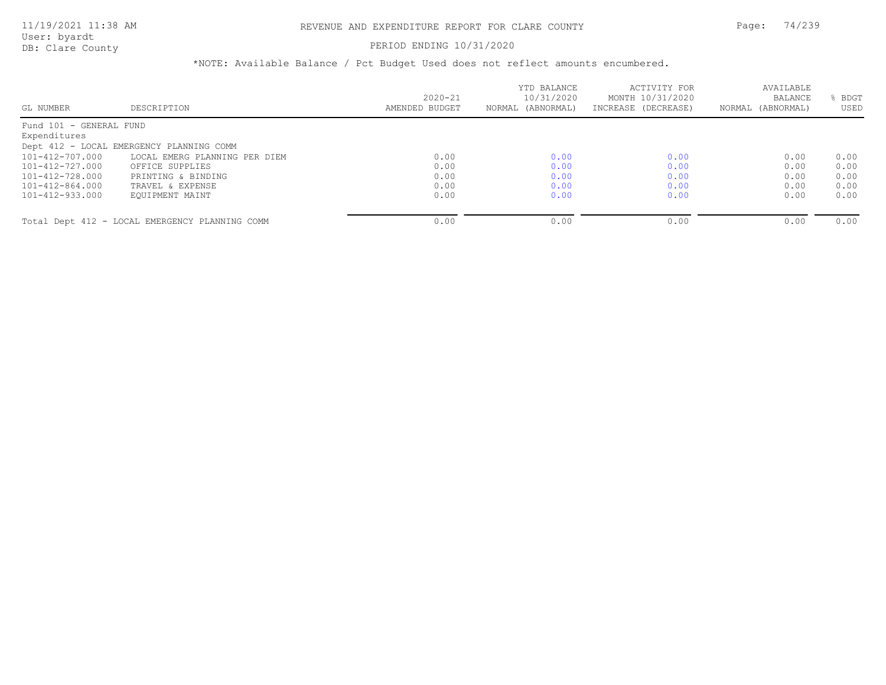# REVENUE AND EXPENDITURE REPORT FOR CLARE COUNTY

PERIOD ENDING 10/31/2020

*NOTE: Available Balance / Pct Budget Used does not reflect amounts encumbered.

| GL NUMBER | DESCRIPTION | 2020-21 AMENDED BUDGET | YTD BALANCE 10/31/2020 NORMAL (ABNORMAL) | ACTIVITY FOR MONTH 10/31/2020 INCREASE (DECREASE) | AVAILABLE BALANCE NORMAL (ABNORMAL) | % BDGT USED |
|---|---|---|---|---|---|---|
| Fund 101 - GENERAL FUND | | | | | | |
| Expenditures | | | | | | |
| Dept 412 - LOCAL EMERGENCY PLANNING COMM | | | | | | |
| 101-412-707.000 | LOCAL EMERG PLANNING PER DIEM | 0.00 | 0.00 | 0.00 | 0.00 | 0.00 |
| 101-412-727.000 | OFFICE SUPPLIES | 0.00 | 0.00 | 0.00 | 0.00 | 0.00 |
| 101-412-728.000 | PRINTING & BINDING | 0.00 | 0.00 | 0.00 | 0.00 | 0.00 |
| 101-412-864.000 | TRAVEL & EXPENSE | 0.00 | 0.00 | 0.00 | 0.00 | 0.00 |
| 101-412-933.000 | EQUIPMENT MAINT | 0.00 | 0.00 | 0.00 | 0.00 | 0.00 |
| Total Dept 412 - LOCAL EMERGENCY PLANNING COMM | | 0.00 | 0.00 | 0.00 | 0.00 | 0.00 |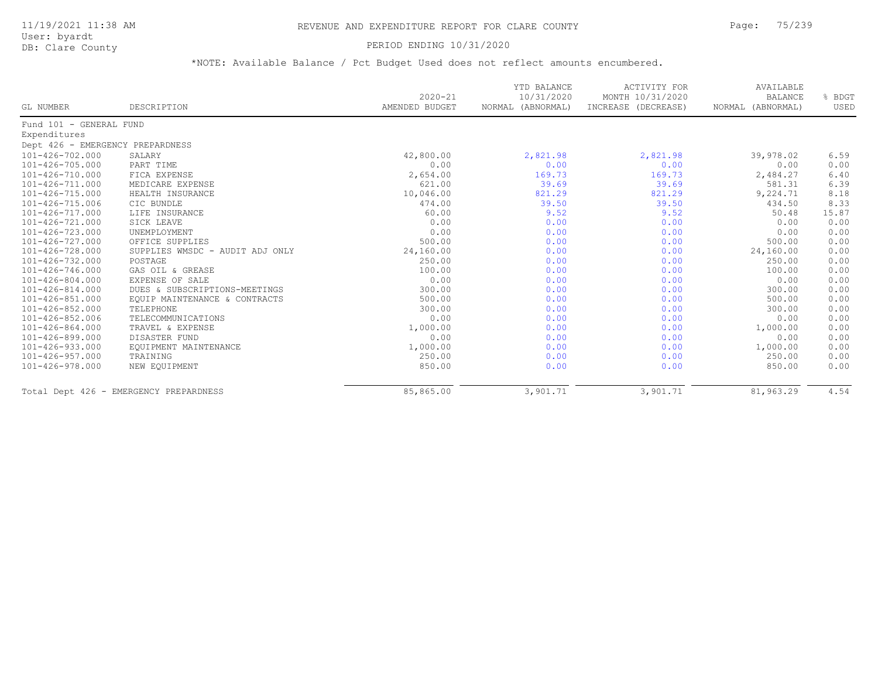REVENUE AND EXPENDITURE REPORT FOR CLARE COUNTY

PERIOD ENDING 10/31/2020

*NOTE: Available Balance / Pct Budget Used does not reflect amounts encumbered.

| GL NUMBER | DESCRIPTION | 2020-21 AMENDED BUDGET | YTD BALANCE 10/31/2020 NORMAL (ABNORMAL) | ACTIVITY FOR MONTH 10/31/2020 INCREASE (DECREASE) | AVAILABLE BALANCE NORMAL (ABNORMAL) | % BDGT USED |
|---|---|---|---|---|---|---|
| Fund 101 - GENERAL FUND | | | | | | |
| Expenditures | | | | | | |
| Dept 426 - EMERGENCY PREPARDNESS | | | | | | |
| 101-426-702.000 | SALARY | 42,800.00 | 2,821.98 | 2,821.98 | 39,978.02 | 6.59 |
| 101-426-705.000 | PART TIME | 0.00 | 0.00 | 0.00 | 0.00 | 0.00 |
| 101-426-710.000 | FICA EXPENSE | 2,654.00 | 169.73 | 169.73 | 2,484.27 | 6.40 |
| 101-426-711.000 | MEDICARE EXPENSE | 621.00 | 39.69 | 39.69 | 581.31 | 6.39 |
| 101-426-715.000 | HEALTH INSURANCE | 10,046.00 | 821.29 | 821.29 | 9,224.71 | 8.18 |
| 101-426-715.006 | CIC BUNDLE | 474.00 | 39.50 | 39.50 | 434.50 | 8.33 |
| 101-426-717.000 | LIFE INSURANCE | 60.00 | 9.52 | 9.52 | 50.48 | 15.87 |
| 101-426-721.000 | SICK LEAVE | 0.00 | 0.00 | 0.00 | 0.00 | 0.00 |
| 101-426-723.000 | UNEMPLOYMENT | 0.00 | 0.00 | 0.00 | 0.00 | 0.00 |
| 101-426-727.000 | OFFICE SUPPLIES | 500.00 | 0.00 | 0.00 | 500.00 | 0.00 |
| 101-426-728.000 | SUPPLIES WMSDC - AUDIT ADJ ONLY | 24,160.00 | 0.00 | 0.00 | 24,160.00 | 0.00 |
| 101-426-732.000 | POSTAGE | 250.00 | 0.00 | 0.00 | 250.00 | 0.00 |
| 101-426-746.000 | GAS OIL & GREASE | 100.00 | 0.00 | 0.00 | 100.00 | 0.00 |
| 101-426-804.000 | EXPENSE OF SALE | 0.00 | 0.00 | 0.00 | 0.00 | 0.00 |
| 101-426-814.000 | DUES & SUBSCRIPTIONS-MEETINGS | 300.00 | 0.00 | 0.00 | 300.00 | 0.00 |
| 101-426-851.000 | EQUIP MAINTENANCE & CONTRACTS | 500.00 | 0.00 | 0.00 | 500.00 | 0.00 |
| 101-426-852.000 | TELEPHONE | 300.00 | 0.00 | 0.00 | 300.00 | 0.00 |
| 101-426-852.006 | TELECOMMUNICATIONS | 0.00 | 0.00 | 0.00 | 0.00 | 0.00 |
| 101-426-864.000 | TRAVEL & EXPENSE | 1,000.00 | 0.00 | 0.00 | 1,000.00 | 0.00 |
| 101-426-899.000 | DISASTER FUND | 0.00 | 0.00 | 0.00 | 0.00 | 0.00 |
| 101-426-933.000 | EQUIPMENT MAINTENANCE | 1,000.00 | 0.00 | 0.00 | 1,000.00 | 0.00 |
| 101-426-957.000 | TRAINING | 250.00 | 0.00 | 0.00 | 250.00 | 0.00 |
| 101-426-978.000 | NEW EQUIPMENT | 850.00 | 0.00 | 0.00 | 850.00 | 0.00 |
| Total Dept 426 - EMERGENCY PREPARDNESS | | 85,865.00 | 3,901.71 | 3,901.71 | 81,963.29 | 4.54 |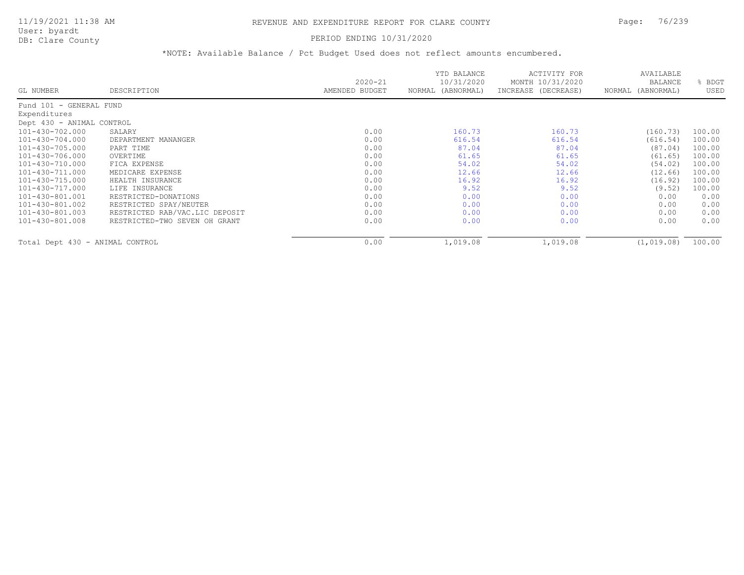# REVENUE AND EXPENDITURE REPORT FOR CLARE COUNTY

User: byardt
DB: Clare County

PERIOD ENDING 10/31/2020

*NOTE: Available Balance / Pct Budget Used does not reflect amounts encumbered.

| GL NUMBER | DESCRIPTION | 2020-21 AMENDED BUDGET | YTD BALANCE 10/31/2020 NORMAL (ABNORMAL) | ACTIVITY FOR MONTH 10/31/2020 INCREASE (DECREASE) | AVAILABLE BALANCE NORMAL (ABNORMAL) | % BDGT USED |
|---|---|---|---|---|---|---|
| Fund 101 - GENERAL FUND | | | | | | |
| Expenditures | | | | | | |
| Dept 430 - ANIMAL CONTROL | | | | | | |
| 101-430-702.000 | SALARY | 0.00 | 160.73 | 160.73 | (160.73) | 100.00 |
| 101-430-704.000 | DEPARTMENT MANANGER | 0.00 | 616.54 | 616.54 | (616.54) | 100.00 |
| 101-430-705.000 | PART TIME | 0.00 | 87.04 | 87.04 | (87.04) | 100.00 |
| 101-430-706.000 | OVERTIME | 0.00 | 61.65 | 61.65 | (61.65) | 100.00 |
| 101-430-710.000 | FICA EXPENSE | 0.00 | 54.02 | 54.02 | (54.02) | 100.00 |
| 101-430-711.000 | MEDICARE EXPENSE | 0.00 | 12.66 | 12.66 | (12.66) | 100.00 |
| 101-430-715.000 | HEALTH INSURANCE | 0.00 | 16.92 | 16.92 | (16.92) | 100.00 |
| 101-430-717.000 | LIFE INSURANCE | 0.00 | 9.52 | 9.52 | (9.52) | 100.00 |
| 101-430-801.001 | RESTRICTED-DONATIONS | 0.00 | 0.00 | 0.00 | 0.00 | 0.00 |
| 101-430-801.002 | RESTRICTED SPAY/NEUTER | 0.00 | 0.00 | 0.00 | 0.00 | 0.00 |
| 101-430-801.003 | RESTRICTED RAB/VAC.LIC DEPOSIT | 0.00 | 0.00 | 0.00 | 0.00 | 0.00 |
| 101-430-801.008 | RESTRICTED-TWO SEVEN OH GRANT | 0.00 | 0.00 | 0.00 | 0.00 | 0.00 |
| Total Dept 430 - ANIMAL CONTROL | | 0.00 | 1,019.08 | 1,019.08 | (1,019.08) | 100.00 |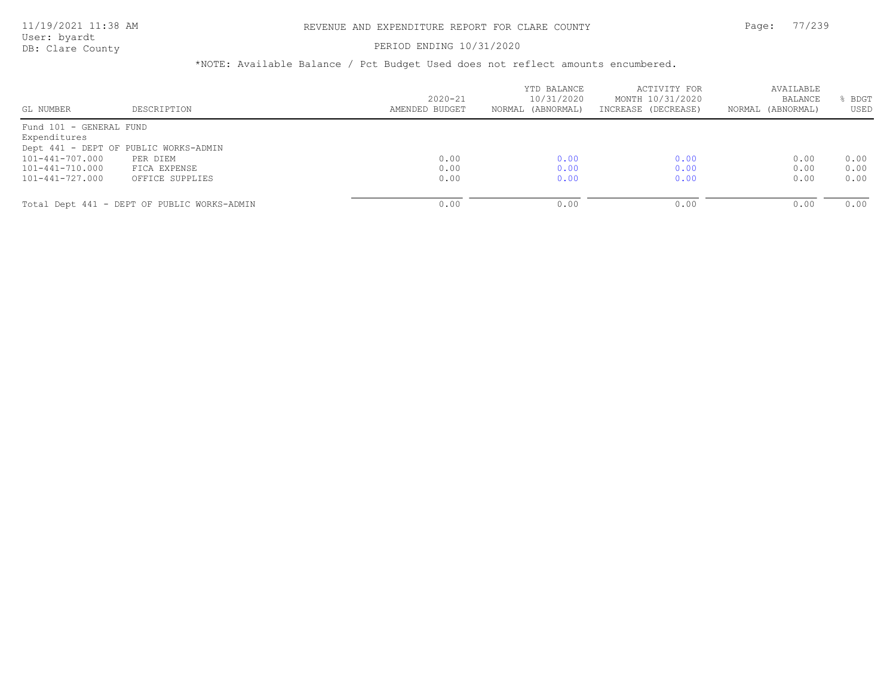# REVENUE AND EXPENDITURE REPORT FOR CLARE COUNTY

PERIOD ENDING 10/31/2020

*NOTE: Available Balance / Pct Budget Used does not reflect amounts encumbered.

| GL NUMBER | DESCRIPTION | 2020-21 AMENDED BUDGET | YTD BALANCE 10/31/2020 NORMAL (ABNORMAL) | ACTIVITY FOR MONTH 10/31/2020 INCREASE (DECREASE) | AVAILABLE BALANCE NORMAL (ABNORMAL) | % BDGT USED |
|---|---|---|---|---|---|---|
| Fund 101 - GENERAL FUND | | | | | | |
| Expenditures | | | | | | |
| Dept 441 - DEPT OF PUBLIC WORKS-ADMIN | | | | | | |
| 101-441-707.000 | PER DIEM | 0.00 | 0.00 | 0.00 | 0.00 | 0.00 |
| 101-441-710.000 | FICA EXPENSE | 0.00 | 0.00 | 0.00 | 0.00 | 0.00 |
| 101-441-727.000 | OFFICE SUPPLIES | 0.00 | 0.00 | 0.00 | 0.00 | 0.00 |
| Total Dept 441 - DEPT OF PUBLIC WORKS-ADMIN | | 0.00 | 0.00 | 0.00 | 0.00 | 0.00 |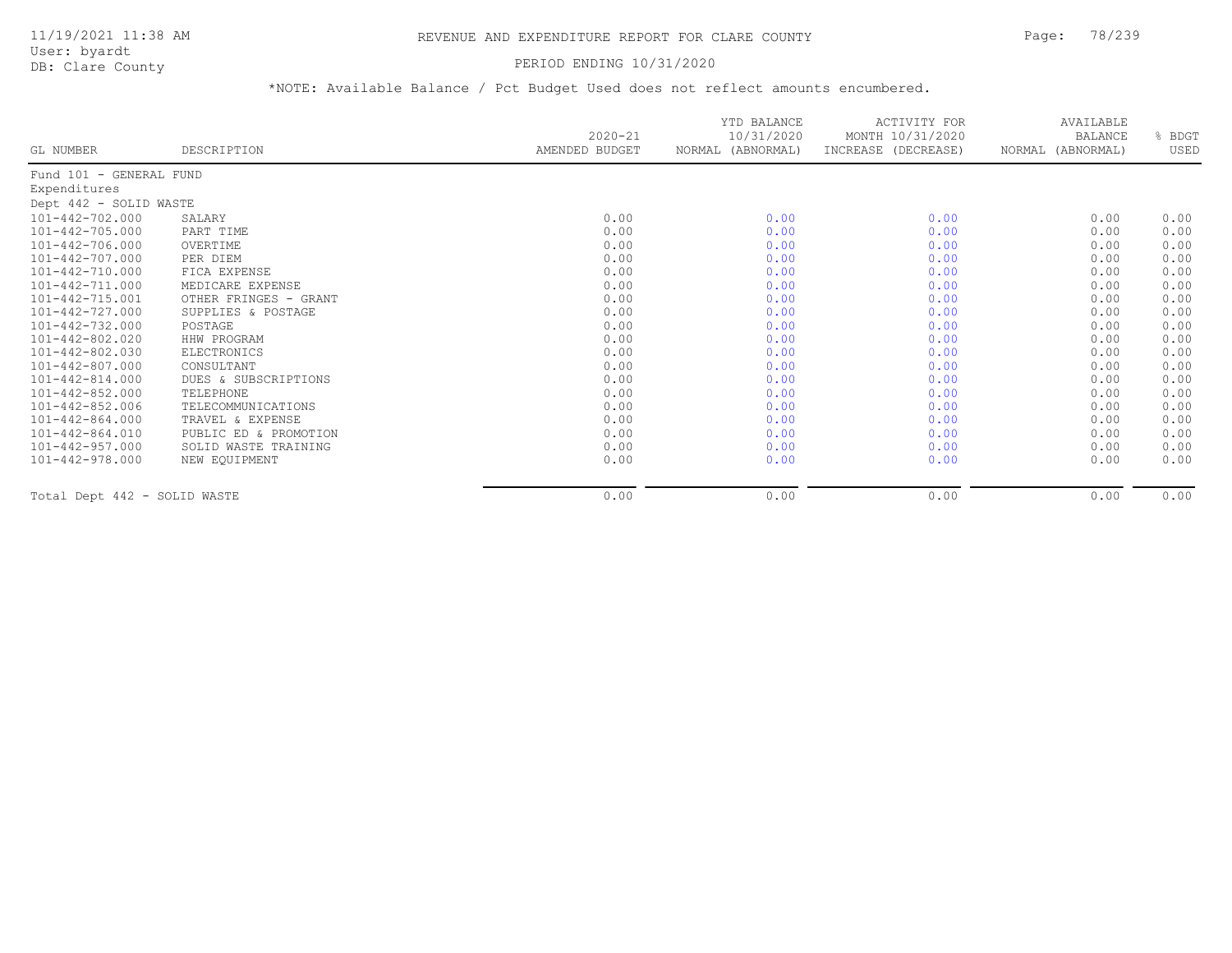# REVENUE AND EXPENDITURE REPORT FOR CLARE COUNTY

User: byardt
DB: Clare County

PERIOD ENDING 10/31/2020

*NOTE: Available Balance / Pct Budget Used does not reflect amounts encumbered.

| GL NUMBER | DESCRIPTION | 2020-21 AMENDED BUDGET | YTD BALANCE 10/31/2020 NORMAL (ABNORMAL) | ACTIVITY FOR MONTH 10/31/2020 INCREASE (DECREASE) | AVAILABLE BALANCE NORMAL (ABNORMAL) | % BDGT USED |
|---|---|---|---|---|---|---|
| Fund 101 - GENERAL FUND | | | | | | |
| Expenditures | | | | | | |
| Dept 442 - SOLID WASTE | | | | | | |
| 101-442-702.000 | SALARY | 0.00 | 0.00 | 0.00 | 0.00 | 0.00 |
| 101-442-705.000 | PART TIME | 0.00 | 0.00 | 0.00 | 0.00 | 0.00 |
| 101-442-706.000 | OVERTIME | 0.00 | 0.00 | 0.00 | 0.00 | 0.00 |
| 101-442-707.000 | PER DIEM | 0.00 | 0.00 | 0.00 | 0.00 | 0.00 |
| 101-442-710.000 | FICA EXPENSE | 0.00 | 0.00 | 0.00 | 0.00 | 0.00 |
| 101-442-711.000 | MEDICARE EXPENSE | 0.00 | 0.00 | 0.00 | 0.00 | 0.00 |
| 101-442-715.001 | OTHER FRINGES - GRANT | 0.00 | 0.00 | 0.00 | 0.00 | 0.00 |
| 101-442-727.000 | SUPPLIES & POSTAGE | 0.00 | 0.00 | 0.00 | 0.00 | 0.00 |
| 101-442-732.000 | POSTAGE | 0.00 | 0.00 | 0.00 | 0.00 | 0.00 |
| 101-442-802.020 | HHW PROGRAM | 0.00 | 0.00 | 0.00 | 0.00 | 0.00 |
| 101-442-802.030 | ELECTRONICS | 0.00 | 0.00 | 0.00 | 0.00 | 0.00 |
| 101-442-807.000 | CONSULTANT | 0.00 | 0.00 | 0.00 | 0.00 | 0.00 |
| 101-442-814.000 | DUES & SUBSCRIPTIONS | 0.00 | 0.00 | 0.00 | 0.00 | 0.00 |
| 101-442-852.000 | TELEPHONE | 0.00 | 0.00 | 0.00 | 0.00 | 0.00 |
| 101-442-852.006 | TELECOMMUNICATIONS | 0.00 | 0.00 | 0.00 | 0.00 | 0.00 |
| 101-442-864.000 | TRAVEL & EXPENSE | 0.00 | 0.00 | 0.00 | 0.00 | 0.00 |
| 101-442-864.010 | PUBLIC ED & PROMOTION | 0.00 | 0.00 | 0.00 | 0.00 | 0.00 |
| 101-442-957.000 | SOLID WASTE TRAINING | 0.00 | 0.00 | 0.00 | 0.00 | 0.00 |
| 101-442-978.000 | NEW EQUIPMENT | 0.00 | 0.00 | 0.00 | 0.00 | 0.00 |
| Total Dept 442 - SOLID WASTE | | 0.00 | 0.00 | 0.00 | 0.00 | 0.00 |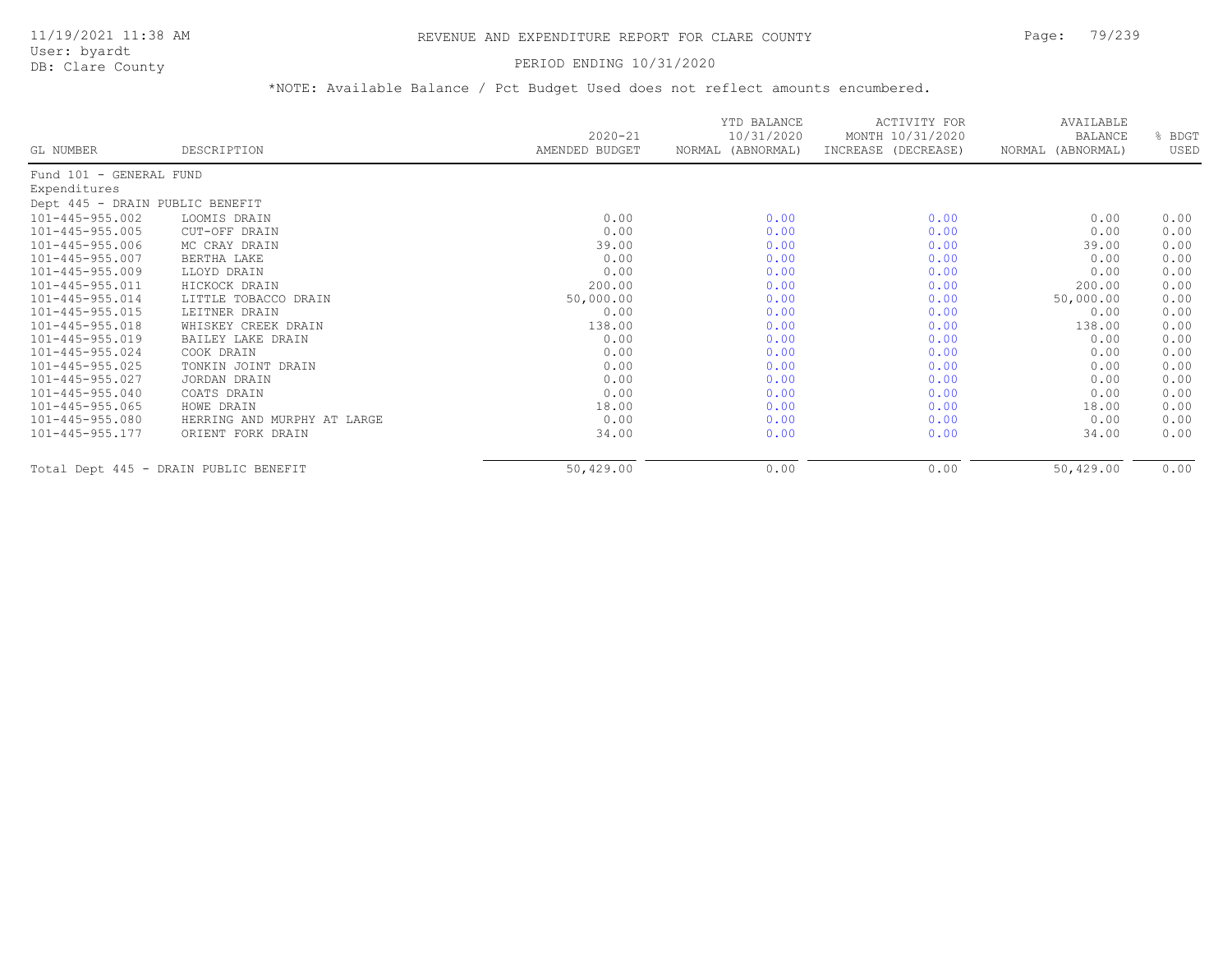# REVENUE AND EXPENDITURE REPORT FOR CLARE COUNTY

PERIOD ENDING 10/31/2020

*NOTE: Available Balance / Pct Budget Used does not reflect amounts encumbered.

| GL NUMBER | DESCRIPTION | 2020-21 AMENDED BUDGET | YTD BALANCE 10/31/2020 NORMAL (ABNORMAL) | ACTIVITY FOR MONTH 10/31/2020 INCREASE (DECREASE) | AVAILABLE BALANCE NORMAL (ABNORMAL) | % BDGT USED |
|---|---|---|---|---|---|---|
| Fund 101 - GENERAL FUND | | | | | | |
| Expenditures | | | | | | |
| Dept 445 - DRAIN PUBLIC BENEFIT | | | | | | |
| 101-445-955.002 | LOOMIS DRAIN | 0.00 | 0.00 | 0.00 | 0.00 | 0.00 |
| 101-445-955.005 | CUT-OFF DRAIN | 0.00 | 0.00 | 0.00 | 0.00 | 0.00 |
| 101-445-955.006 | MC CRAY DRAIN | 39.00 | 0.00 | 0.00 | 39.00 | 0.00 |
| 101-445-955.007 | BERTHA LAKE | 0.00 | 0.00 | 0.00 | 0.00 | 0.00 |
| 101-445-955.009 | LLOYD DRAIN | 0.00 | 0.00 | 0.00 | 0.00 | 0.00 |
| 101-445-955.011 | HICKOCK DRAIN | 200.00 | 0.00 | 0.00 | 200.00 | 0.00 |
| 101-445-955.014 | LITTLE TOBACCO DRAIN | 50,000.00 | 0.00 | 0.00 | 50,000.00 | 0.00 |
| 101-445-955.015 | LEITNER DRAIN | 0.00 | 0.00 | 0.00 | 0.00 | 0.00 |
| 101-445-955.018 | WHISKEY CREEK DRAIN | 138.00 | 0.00 | 0.00 | 138.00 | 0.00 |
| 101-445-955.019 | BAILEY LAKE DRAIN | 0.00 | 0.00 | 0.00 | 0.00 | 0.00 |
| 101-445-955.024 | COOK DRAIN | 0.00 | 0.00 | 0.00 | 0.00 | 0.00 |
| 101-445-955.025 | TONKIN JOINT DRAIN | 0.00 | 0.00 | 0.00 | 0.00 | 0.00 |
| 101-445-955.027 | JORDAN DRAIN | 0.00 | 0.00 | 0.00 | 0.00 | 0.00 |
| 101-445-955.040 | COATS DRAIN | 0.00 | 0.00 | 0.00 | 0.00 | 0.00 |
| 101-445-955.065 | HOWE DRAIN | 18.00 | 0.00 | 0.00 | 18.00 | 0.00 |
| 101-445-955.080 | HERRING AND MURPHY AT LARGE | 0.00 | 0.00 | 0.00 | 0.00 | 0.00 |
| 101-445-955.177 | ORIENT FORK DRAIN | 34.00 | 0.00 | 0.00 | 34.00 | 0.00 |
| Total Dept 445 - DRAIN PUBLIC BENEFIT | | 50,429.00 | 0.00 | 0.00 | 50,429.00 | 0.00 |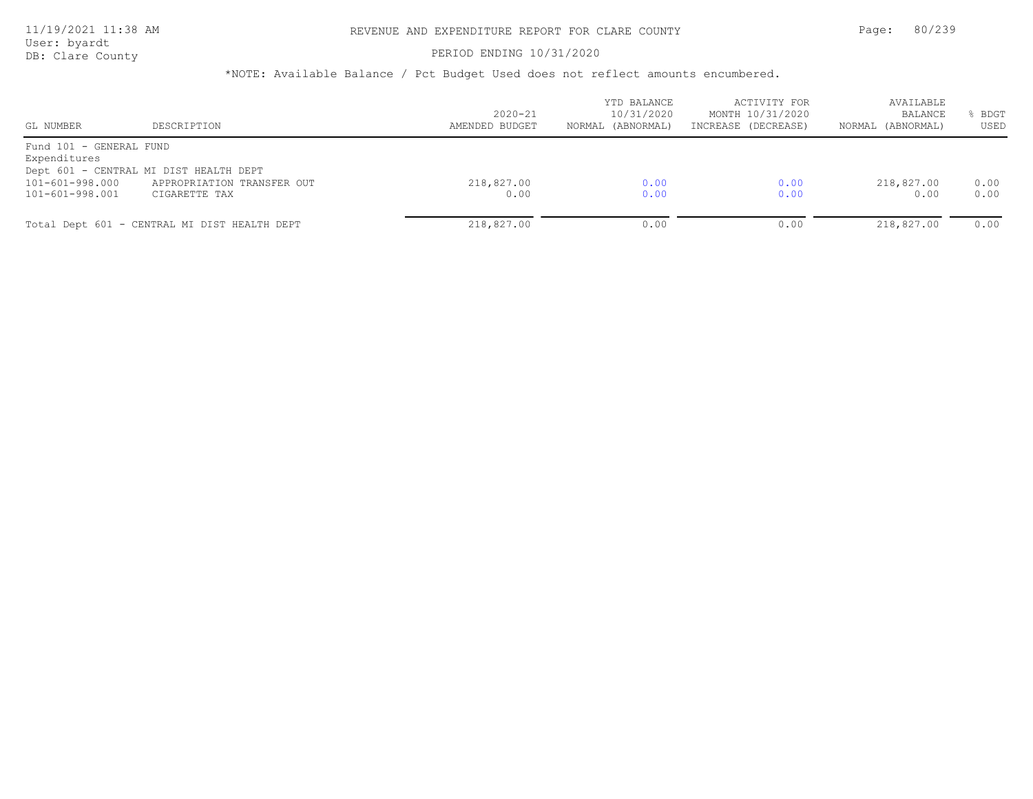# REVENUE AND EXPENDITURE REPORT FOR CLARE COUNTY

PERIOD ENDING 10/31/2020

*NOTE: Available Balance / Pct Budget Used does not reflect amounts encumbered.

| GL NUMBER | DESCRIPTION | 2020-21 AMENDED BUDGET | YTD BALANCE 10/31/2020 NORMAL (ABNORMAL) | ACTIVITY FOR MONTH 10/31/2020 INCREASE (DECREASE) | AVAILABLE BALANCE NORMAL (ABNORMAL) | % BDGT USED |
|---|---|---|---|---|---|---|
| Fund 101 - GENERAL FUND | | | | | | |
| Expenditures | | | | | | |
| Dept 601 - CENTRAL MI DIST HEALTH DEPT | | | | | | |
| 101-601-998.000 | APPROPRIATION TRANSFER OUT | 218,827.00 | 0.00 | 0.00 | 218,827.00 | 0.00 |
| 101-601-998.001 | CIGARETTE TAX | 0.00 | 0.00 | 0.00 | 0.00 | 0.00 |
| Total Dept 601 - CENTRAL MI DIST HEALTH DEPT | | 218,827.00 | 0.00 | 0.00 | 218,827.00 | 0.00 |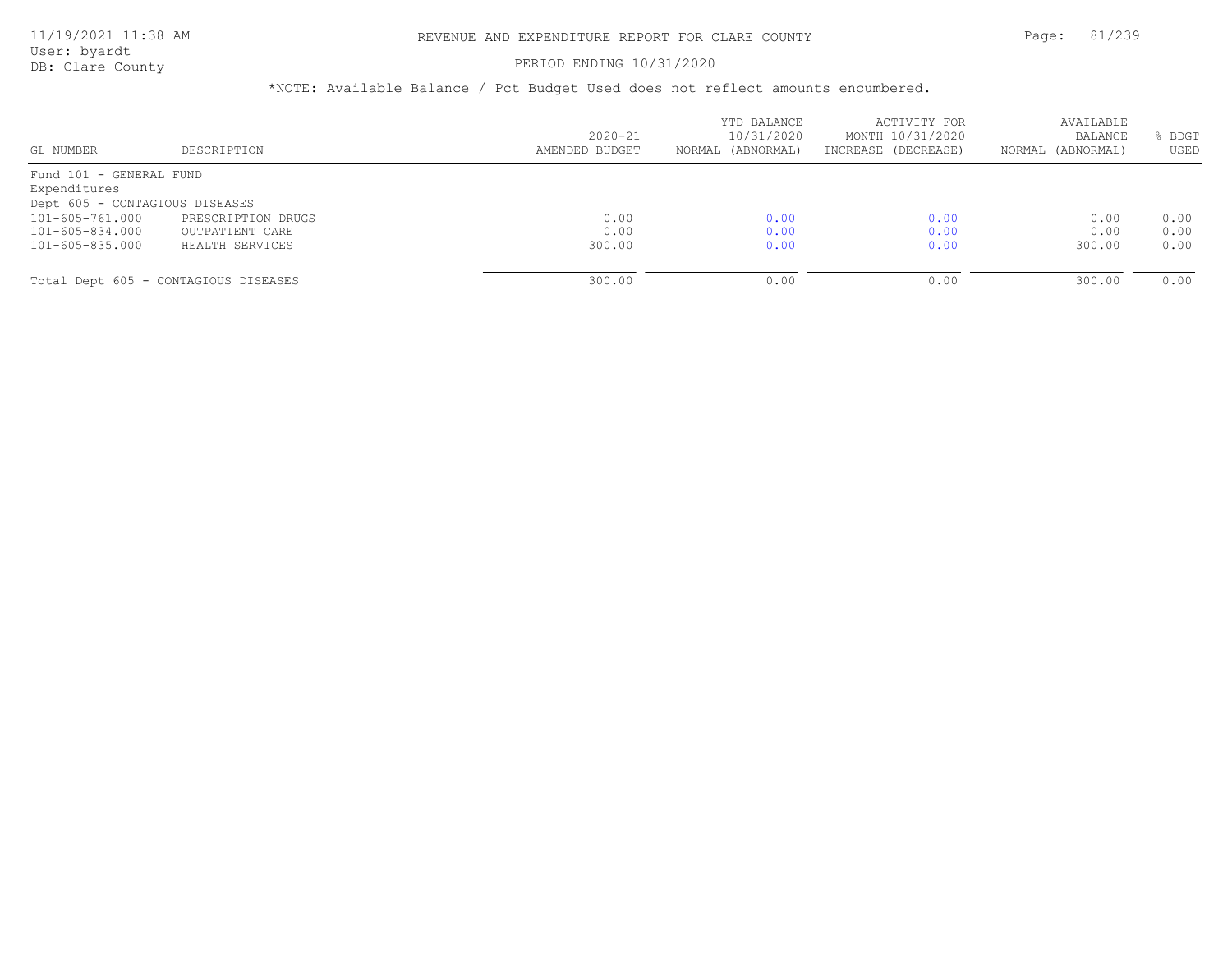# REVENUE AND EXPENDITURE REPORT FOR CLARE COUNTY

PERIOD ENDING 10/31/2020

*NOTE: Available Balance / Pct Budget Used does not reflect amounts encumbered.

| GL NUMBER | DESCRIPTION | 2020-21 AMENDED BUDGET | YTD BALANCE 10/31/2020 NORMAL (ABNORMAL) | ACTIVITY FOR MONTH 10/31/2020 INCREASE (DECREASE) | AVAILABLE BALANCE NORMAL (ABNORMAL) | % BDGT USED |
|---|---|---|---|---|---|---|
| Fund 101 - GENERAL FUND | | | | | | |
| Expenditures | | | | | | |
| Dept 605 - CONTAGIOUS DISEASES | | | | | | |
| 101-605-761.000 | PRESCRIPTION DRUGS | 0.00 | 0.00 | 0.00 | 0.00 | 0.00 |
| 101-605-834.000 | OUTPATIENT CARE | 0.00 | 0.00 | 0.00 | 0.00 | 0.00 |
| 101-605-835.000 | HEALTH SERVICES | 300.00 | 0.00 | 0.00 | 300.00 | 0.00 |
| Total Dept 605 - CONTAGIOUS DISEASES | | 300.00 | 0.00 | 0.00 | 300.00 | 0.00 |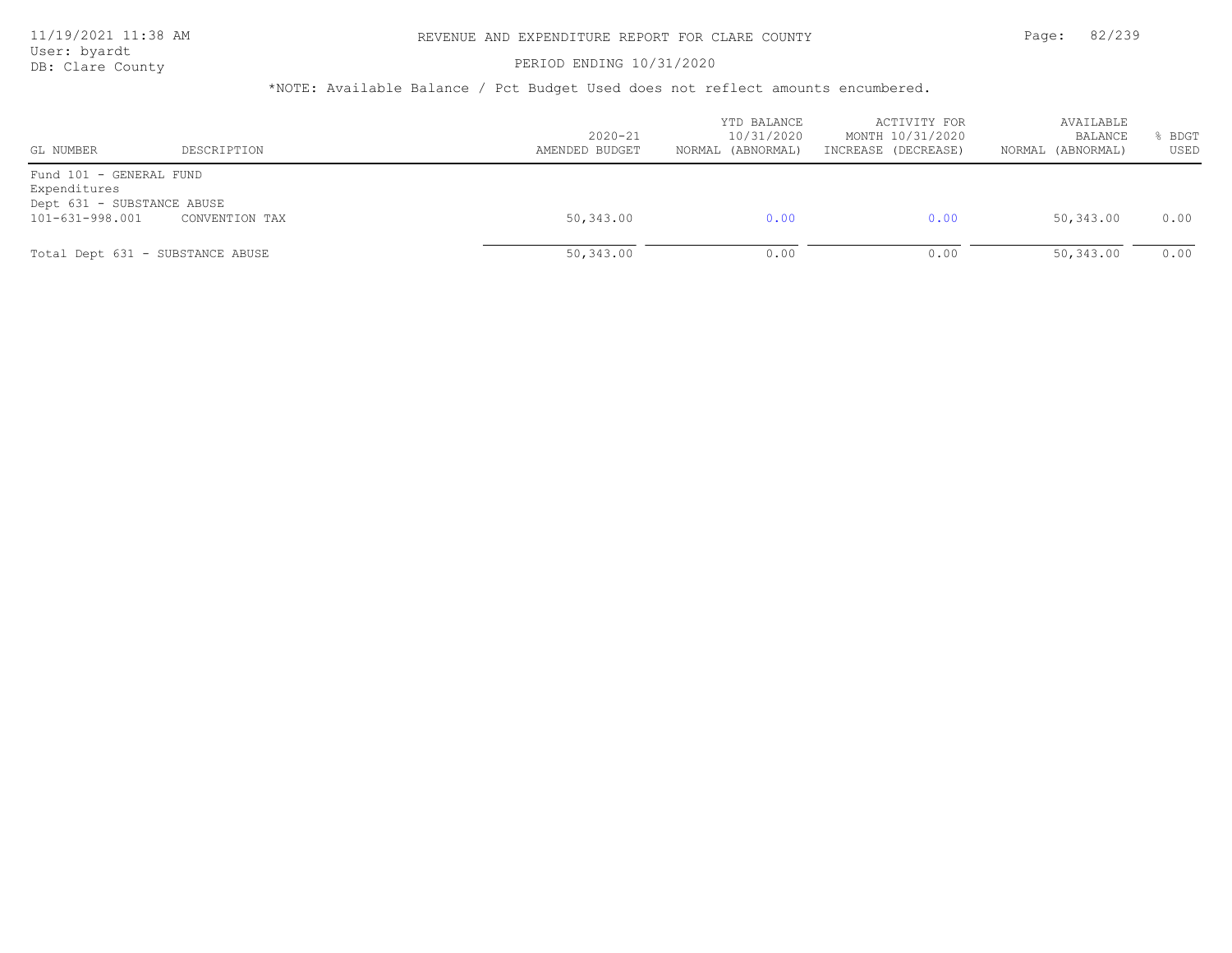# REVENUE AND EXPENDITURE REPORT FOR CLARE COUNTY

PERIOD ENDING 10/31/2020

*NOTE: Available Balance / Pct Budget Used does not reflect amounts encumbered.

| GL NUMBER | DESCRIPTION | 2020-21 AMENDED BUDGET | YTD BALANCE 10/31/2020 NORMAL (ABNORMAL) | ACTIVITY FOR MONTH 10/31/2020 INCREASE (DECREASE) | AVAILABLE BALANCE NORMAL (ABNORMAL) | % BDGT USED |
|---|---|---|---|---|---|---|
| Fund 101 - GENERAL FUND | | | | | | |
| Expenditures | | | | | | |
| Dept 631 - SUBSTANCE ABUSE | | | | | | |
| 101-631-998.001 | CONVENTION TAX | 50,343.00 | 0.00 | 0.00 | 50,343.00 | 0.00 |
| Total Dept 631 - SUBSTANCE ABUSE | | 50,343.00 | 0.00 | 0.00 | 50,343.00 | 0.00 |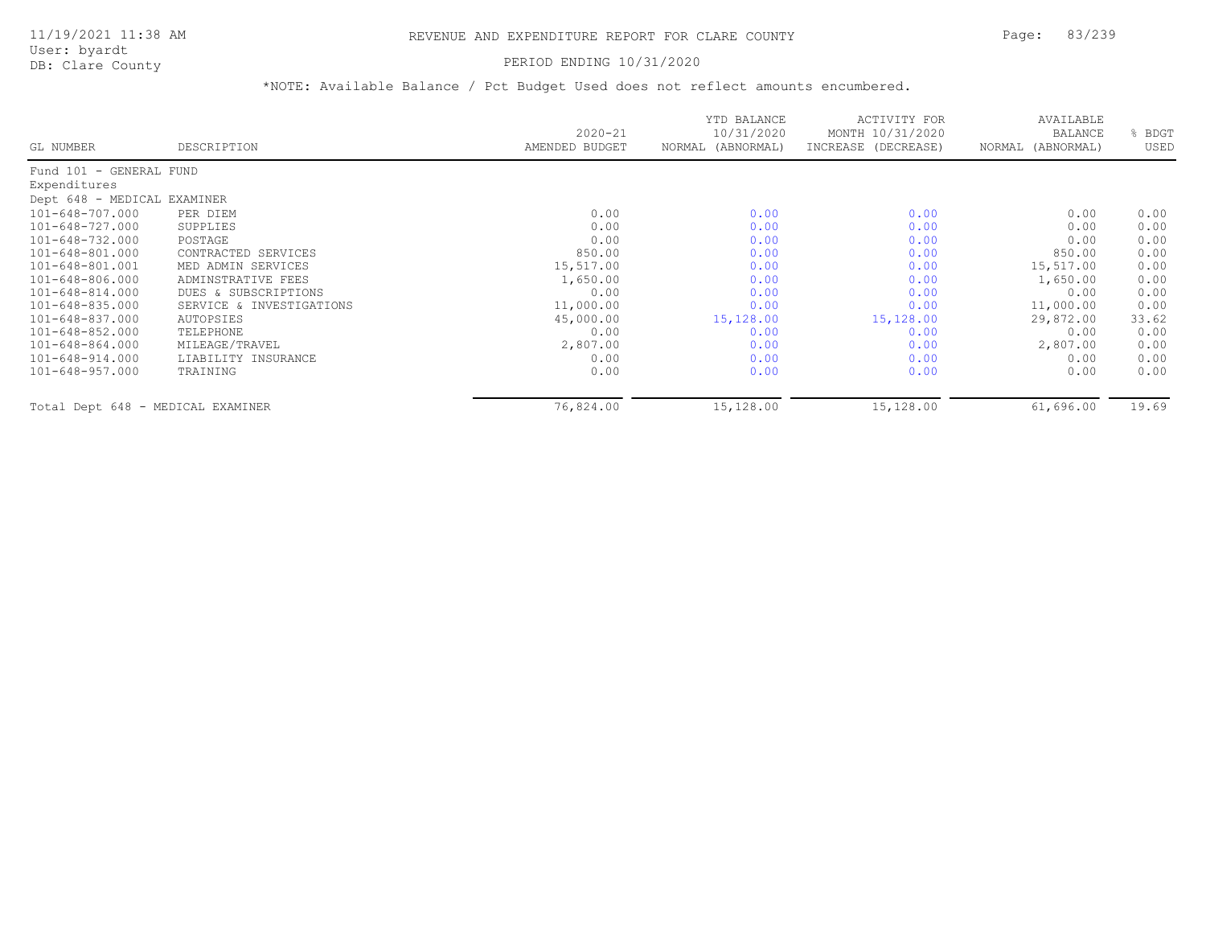# REVENUE AND EXPENDITURE REPORT FOR CLARE COUNTY

11/19/2021 11:38 AM
User: byardt
DB: Clare County

PERIOD ENDING 10/31/2020

*NOTE: Available Balance / Pct Budget Used does not reflect amounts encumbered.

| GL NUMBER | DESCRIPTION | 2020-21 AMENDED BUDGET | YTD BALANCE 10/31/2020 NORMAL (ABNORMAL) | ACTIVITY FOR MONTH 10/31/2020 INCREASE (DECREASE) | AVAILABLE BALANCE NORMAL (ABNORMAL) | % BDGT USED |
|---|---|---|---|---|---|---|
| Fund 101 - GENERAL FUND | | | | | | |
| Expenditures | | | | | | |
| Dept 648 - MEDICAL EXAMINER | | | | | | |
| 101-648-707.000 | PER DIEM | 0.00 | 0.00 | 0.00 | 0.00 | 0.00 |
| 101-648-727.000 | SUPPLIES | 0.00 | 0.00 | 0.00 | 0.00 | 0.00 |
| 101-648-732.000 | POSTAGE | 0.00 | 0.00 | 0.00 | 0.00 | 0.00 |
| 101-648-801.000 | CONTRACTED SERVICES | 850.00 | 0.00 | 0.00 | 850.00 | 0.00 |
| 101-648-801.001 | MED ADMIN SERVICES | 15,517.00 | 0.00 | 0.00 | 15,517.00 | 0.00 |
| 101-648-806.000 | ADMINSTRATIVE FEES | 1,650.00 | 0.00 | 0.00 | 1,650.00 | 0.00 |
| 101-648-814.000 | DUES & SUBSCRIPTIONS | 0.00 | 0.00 | 0.00 | 0.00 | 0.00 |
| 101-648-835.000 | SERVICE & INVESTIGATIONS | 11,000.00 | 0.00 | 0.00 | 11,000.00 | 0.00 |
| 101-648-837.000 | AUTOPSIES | 45,000.00 | 15,128.00 | 15,128.00 | 29,872.00 | 33.62 |
| 101-648-852.000 | TELEPHONE | 0.00 | 0.00 | 0.00 | 0.00 | 0.00 |
| 101-648-864.000 | MILEAGE/TRAVEL | 2,807.00 | 0.00 | 0.00 | 2,807.00 | 0.00 |
| 101-648-914.000 | LIABILITY INSURANCE | 0.00 | 0.00 | 0.00 | 0.00 | 0.00 |
| 101-648-957.000 | TRAINING | 0.00 | 0.00 | 0.00 | 0.00 | 0.00 |
| Total Dept 648 - MEDICAL EXAMINER | | 76,824.00 | 15,128.00 | 15,128.00 | 61,696.00 | 19.69 |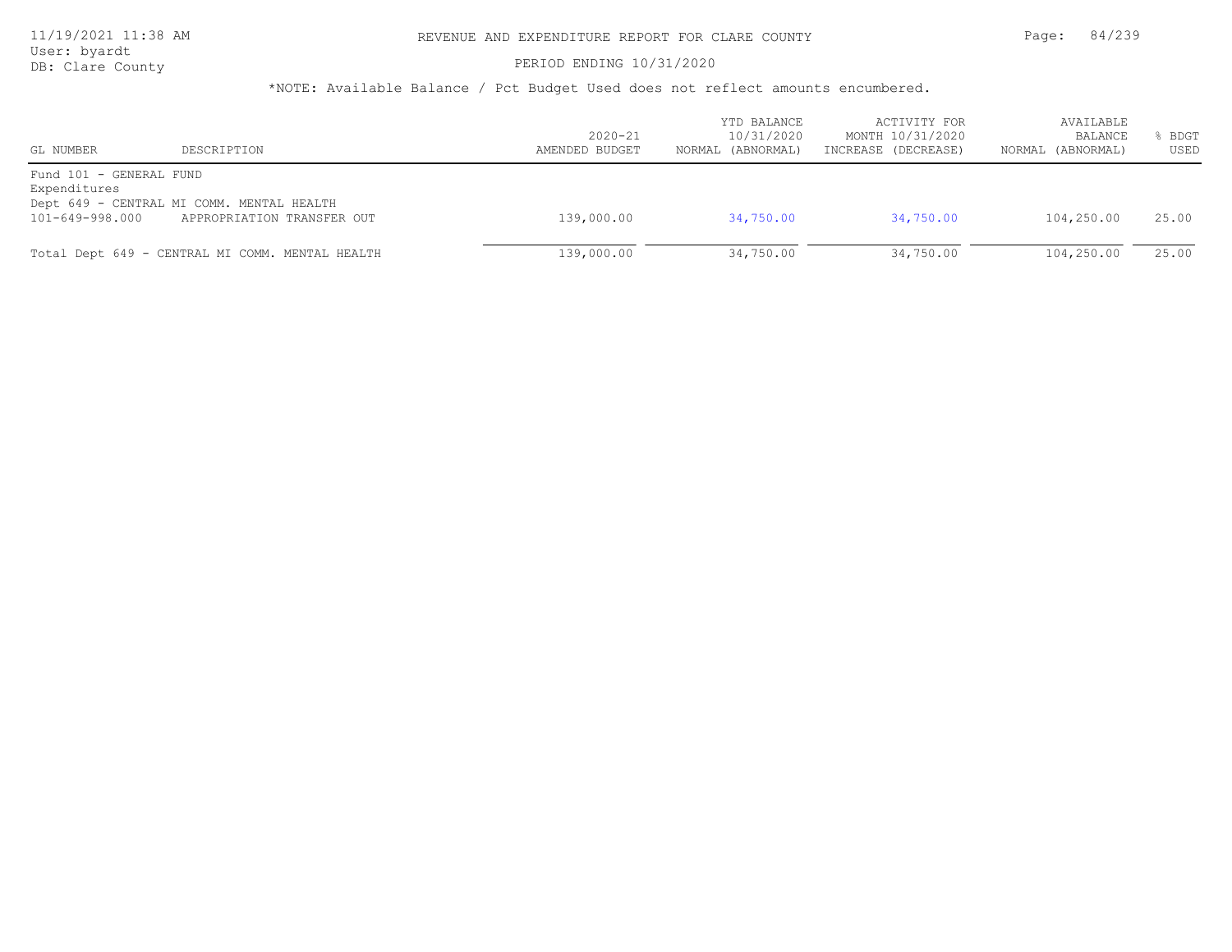# REVENUE AND EXPENDITURE REPORT FOR CLARE COUNTY

PERIOD ENDING 10/31/2020

*NOTE: Available Balance / Pct Budget Used does not reflect amounts encumbered.

| GL NUMBER | DESCRIPTION | 2020-21 AMENDED BUDGET | YTD BALANCE 10/31/2020 NORMAL (ABNORMAL) | ACTIVITY FOR MONTH 10/31/2020 INCREASE (DECREASE) | AVAILABLE BALANCE NORMAL (ABNORMAL) | % BDGT USED |
|---|---|---|---|---|---|---|
| Fund 101 - GENERAL FUND | | | | | | |
| Expenditures | | | | | | |
| Dept 649 - CENTRAL MI COMM. MENTAL HEALTH | | | | | | |
| 101-649-998.000 | APPROPRIATION TRANSFER OUT | 139,000.00 | 34,750.00 | 34,750.00 | 104,250.00 | 25.00 |
| Total Dept 649 - CENTRAL MI COMM. MENTAL HEALTH | | 139,000.00 | 34,750.00 | 34,750.00 | 104,250.00 | 25.00 |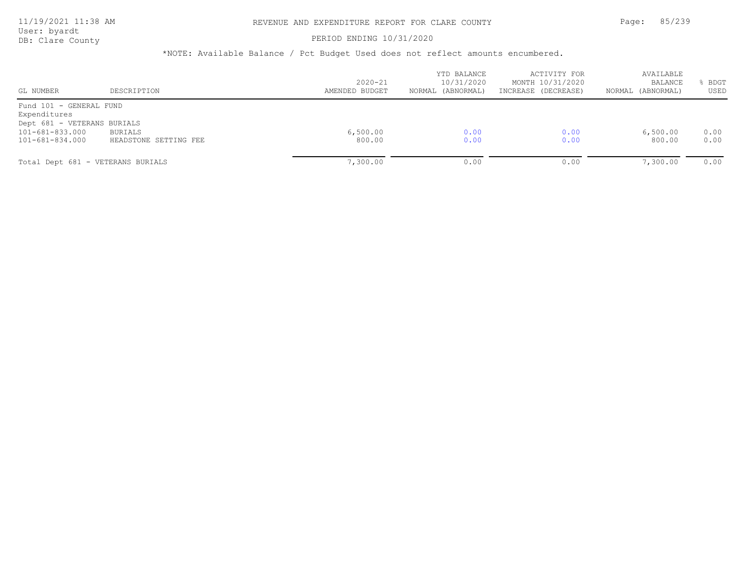REVENUE AND EXPENDITURE REPORT FOR CLARE COUNTY

PERIOD ENDING 10/31/2020

*NOTE: Available Balance / Pct Budget Used does not reflect amounts encumbered.

| GL NUMBER | DESCRIPTION | 2020-21 AMENDED BUDGET | YTD BALANCE 10/31/2020 NORMAL (ABNORMAL) | ACTIVITY FOR MONTH 10/31/2020 INCREASE (DECREASE) | AVAILABLE BALANCE NORMAL (ABNORMAL) | % BDGT USED |
|---|---|---|---|---|---|---|
| Fund 101 - GENERAL FUND | | | | | | |
| Expenditures | | | | | | |
| Dept 681 - VETERANS BURIALS | | | | | | |
| 101-681-833.000 | BURIALS | 6,500.00 | 0.00 | 0.00 | 6,500.00 | 0.00 |
| 101-681-834.000 | HEADSTONE SETTING FEE | 800.00 | 0.00 | 0.00 | 800.00 | 0.00 |
| Total Dept 681 - VETERANS BURIALS | | 7,300.00 | 0.00 | 0.00 | 7,300.00 | 0.00 |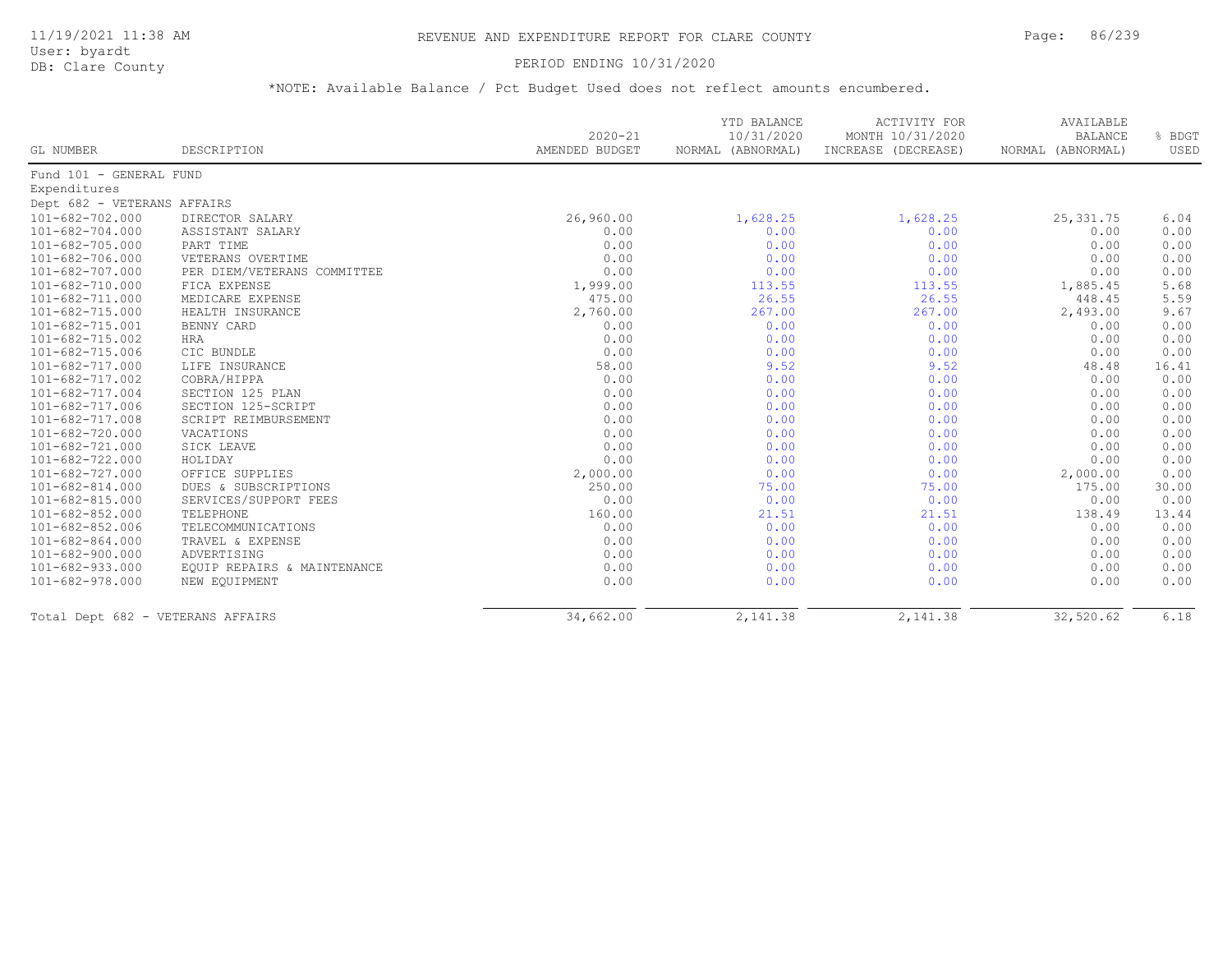# REVENUE AND EXPENDITURE REPORT FOR CLARE COUNTY

11/19/2021 11:38 AM
User: byardt
DB: Clare County

PERIOD ENDING 10/31/2020

*NOTE: Available Balance / Pct Budget Used does not reflect amounts encumbered.

| GL NUMBER | DESCRIPTION | 2020-21 AMENDED BUDGET | YTD BALANCE 10/31/2020 NORMAL (ABNORMAL) | ACTIVITY FOR MONTH 10/31/2020 INCREASE (DECREASE) | AVAILABLE BALANCE NORMAL (ABNORMAL) | % BDGT USED |
|---|---|---|---|---|---|---|
| Fund 101 - GENERAL FUND | | | | | | |
| Expenditures | | | | | | |
| Dept 682 - VETERANS AFFAIRS | | | | | | |
| 101-682-702.000 | DIRECTOR SALARY | 26,960.00 | 1,628.25 | 1,628.25 | 25,331.75 | 6.04 |
| 101-682-704.000 | ASSISTANT SALARY | 0.00 | 0.00 | 0.00 | 0.00 | 0.00 |
| 101-682-705.000 | PART TIME | 0.00 | 0.00 | 0.00 | 0.00 | 0.00 |
| 101-682-706.000 | VETERANS OVERTIME | 0.00 | 0.00 | 0.00 | 0.00 | 0.00 |
| 101-682-707.000 | PER DIEM/VETERANS COMMITTEE | 0.00 | 0.00 | 0.00 | 0.00 | 0.00 |
| 101-682-710.000 | FICA EXPENSE | 1,999.00 | 113.55 | 113.55 | 1,885.45 | 5.68 |
| 101-682-711.000 | MEDICARE EXPENSE | 475.00 | 26.55 | 26.55 | 448.45 | 5.59 |
| 101-682-715.000 | HEALTH INSURANCE | 2,760.00 | 267.00 | 267.00 | 2,493.00 | 9.67 |
| 101-682-715.001 | BENNY CARD | 0.00 | 0.00 | 0.00 | 0.00 | 0.00 |
| 101-682-715.002 | HRA | 0.00 | 0.00 | 0.00 | 0.00 | 0.00 |
| 101-682-715.006 | CIC BUNDLE | 0.00 | 0.00 | 0.00 | 0.00 | 0.00 |
| 101-682-717.000 | LIFE INSURANCE | 58.00 | 9.52 | 9.52 | 48.48 | 16.41 |
| 101-682-717.002 | COBRA/HIPPA | 0.00 | 0.00 | 0.00 | 0.00 | 0.00 |
| 101-682-717.004 | SECTION 125 PLAN | 0.00 | 0.00 | 0.00 | 0.00 | 0.00 |
| 101-682-717.006 | SECTION 125-SCRIPT | 0.00 | 0.00 | 0.00 | 0.00 | 0.00 |
| 101-682-717.008 | SCRIPT REIMBURSEMENT | 0.00 | 0.00 | 0.00 | 0.00 | 0.00 |
| 101-682-720.000 | VACATIONS | 0.00 | 0.00 | 0.00 | 0.00 | 0.00 |
| 101-682-721.000 | SICK LEAVE | 0.00 | 0.00 | 0.00 | 0.00 | 0.00 |
| 101-682-722.000 | HOLIDAY | 0.00 | 0.00 | 0.00 | 0.00 | 0.00 |
| 101-682-727.000 | OFFICE SUPPLIES | 2,000.00 | 0.00 | 0.00 | 2,000.00 | 0.00 |
| 101-682-814.000 | DUES & SUBSCRIPTIONS | 250.00 | 75.00 | 75.00 | 175.00 | 30.00 |
| 101-682-815.000 | SERVICES/SUPPORT FEES | 0.00 | 0.00 | 0.00 | 0.00 | 0.00 |
| 101-682-852.000 | TELEPHONE | 160.00 | 21.51 | 21.51 | 138.49 | 13.44 |
| 101-682-852.006 | TELECOMMUNICATIONS | 0.00 | 0.00 | 0.00 | 0.00 | 0.00 |
| 101-682-864.000 | TRAVEL & EXPENSE | 0.00 | 0.00 | 0.00 | 0.00 | 0.00 |
| 101-682-900.000 | ADVERTISING | 0.00 | 0.00 | 0.00 | 0.00 | 0.00 |
| 101-682-933.000 | EQUIP REPAIRS & MAINTENANCE | 0.00 | 0.00 | 0.00 | 0.00 | 0.00 |
| 101-682-978.000 | NEW EQUIPMENT | 0.00 | 0.00 | 0.00 | 0.00 | 0.00 |
| Total Dept 682 - VETERANS AFFAIRS | | 34,662.00 | 2,141.38 | 2,141.38 | 32,520.62 | 6.18 |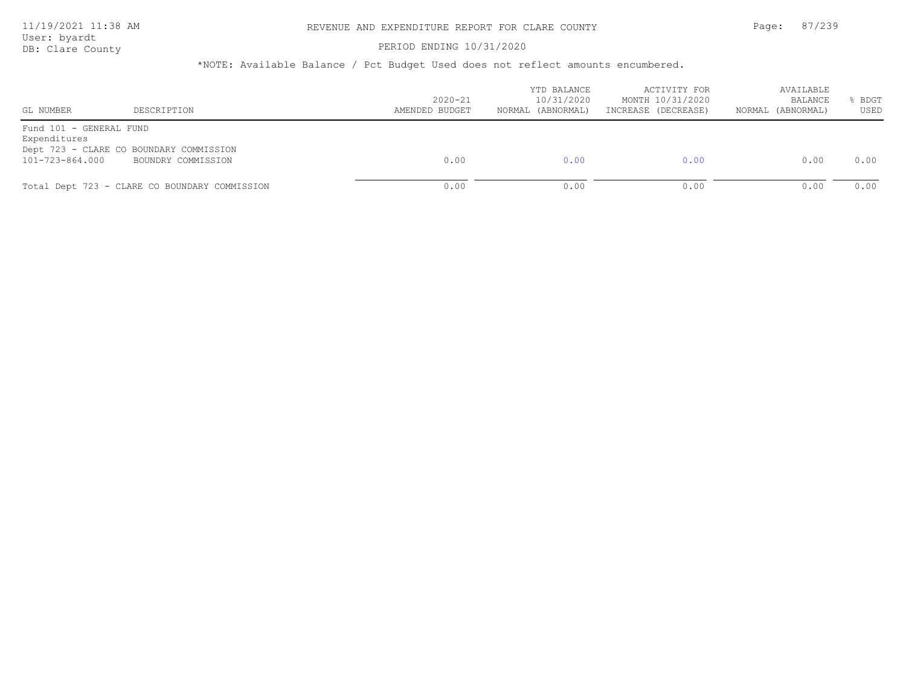# REVENUE AND EXPENDITURE REPORT FOR CLARE COUNTY

PERIOD ENDING 10/31/2020

*NOTE: Available Balance / Pct Budget Used does not reflect amounts encumbered.

| GL NUMBER | DESCRIPTION | 2020-21 AMENDED BUDGET | YTD BALANCE 10/31/2020 NORMAL (ABNORMAL) | ACTIVITY FOR MONTH 10/31/2020 INCREASE (DECREASE) | AVAILABLE BALANCE NORMAL (ABNORMAL) | % BDGT USED |
|---|---|---|---|---|---|---|
| Fund 101 - GENERAL FUND | | | | | | |
| Expenditures | | | | | | |
| Dept 723 - CLARE CO BOUNDARY COMMISSION | | | | | | |
| 101-723-864.000 | BOUNDRY COMMISSION | 0.00 | 0.00 | 0.00 | 0.00 | 0.00 |
| Total Dept 723 - CLARE CO BOUNDARY COMMISSION | | 0.00 | 0.00 | 0.00 | 0.00 | 0.00 |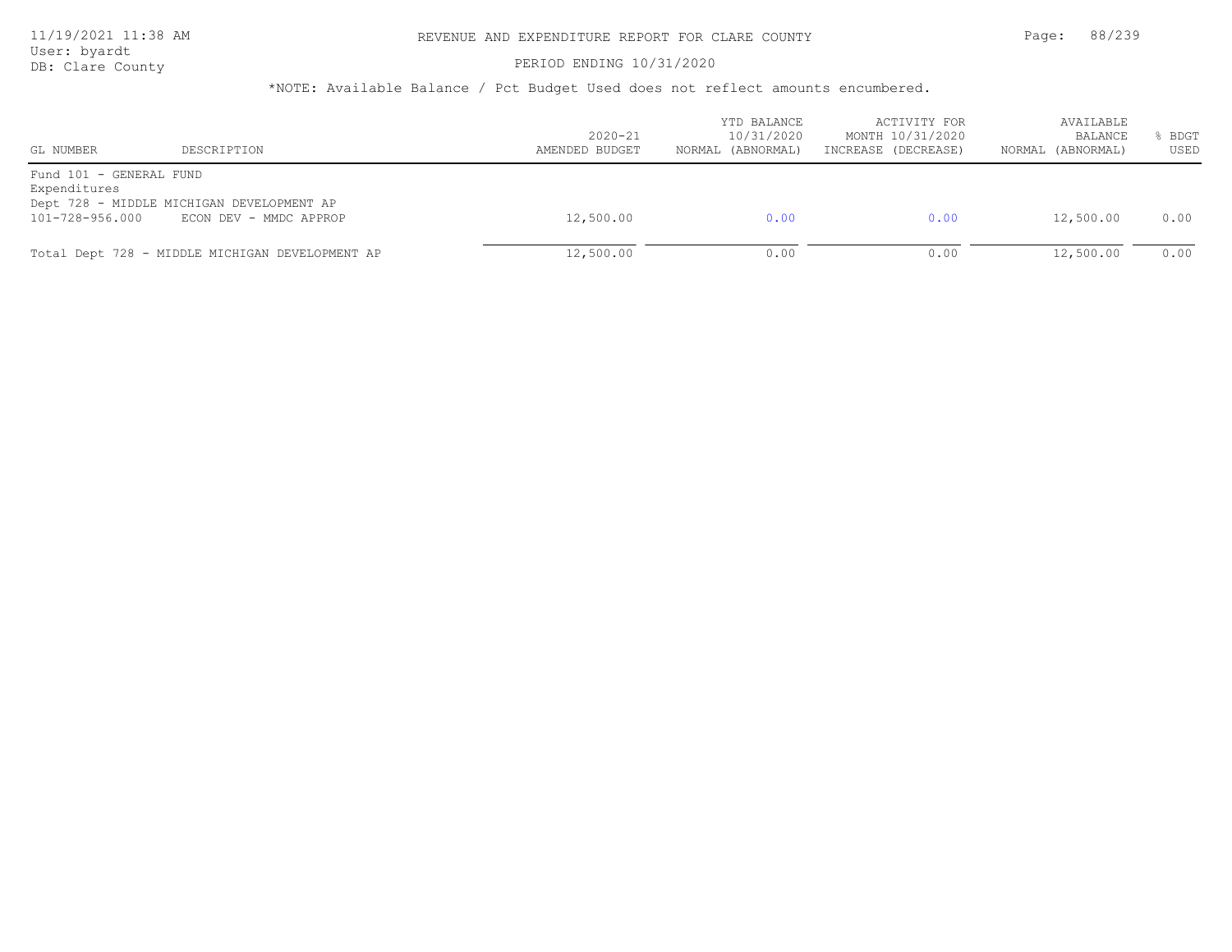# REVENUE AND EXPENDITURE REPORT FOR CLARE COUNTY

11/19/2021 11:38 AM
User: byardt
DB: Clare County

PERIOD ENDING 10/31/2020

*NOTE: Available Balance / Pct Budget Used does not reflect amounts encumbered.

| GL NUMBER | DESCRIPTION | 2020-21 AMENDED BUDGET | YTD BALANCE 10/31/2020 NORMAL (ABNORMAL) | ACTIVITY FOR MONTH 10/31/2020 INCREASE (DECREASE) | AVAILABLE BALANCE NORMAL (ABNORMAL) | % BDGT USED |
|---|---|---|---|---|---|---|
| Fund 101 - GENERAL FUND | | | | | | |
| Expenditures | | | | | | |
| Dept 728 - MIDDLE MICHIGAN DEVELOPMENT AP | | | | | | |
| 101-728-956.000 | ECON DEV - MMDC APPROP | 12,500.00 | 0.00 | 0.00 | 12,500.00 | 0.00 |
| Total Dept 728 - MIDDLE MICHIGAN DEVELOPMENT AP | | 12,500.00 | 0.00 | 0.00 | 12,500.00 | 0.00 |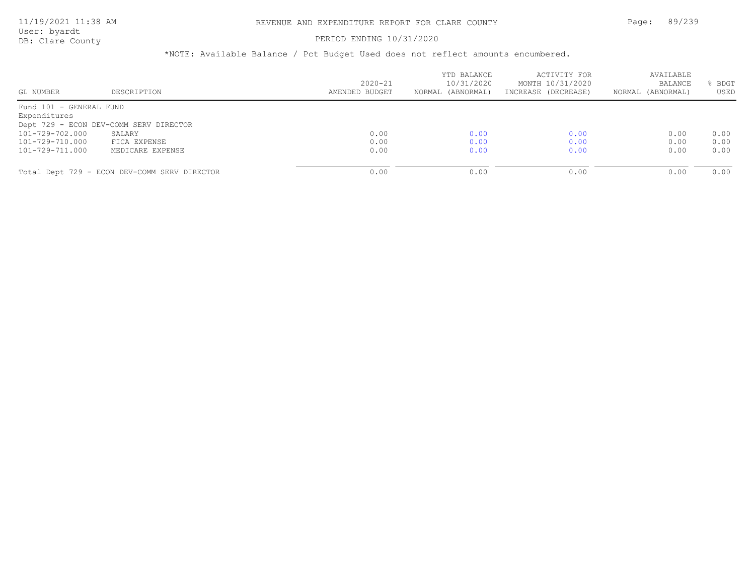# REVENUE AND EXPENDITURE REPORT FOR CLARE COUNTY

PERIOD ENDING 10/31/2020

*NOTE: Available Balance / Pct Budget Used does not reflect amounts encumbered.

| GL NUMBER | DESCRIPTION | 2020-21 AMENDED BUDGET | YTD BALANCE 10/31/2020 NORMAL (ABNORMAL) | ACTIVITY FOR MONTH 10/31/2020 INCREASE (DECREASE) | AVAILABLE BALANCE NORMAL (ABNORMAL) | % BDGT USED |
|---|---|---|---|---|---|---|
| Fund 101 - GENERAL FUND | | | | | | |
| Expenditures | | | | | | |
| Dept 729 - ECON DEV-COMM SERV DIRECTOR | | | | | | |
| 101-729-702.000 | SALARY | 0.00 | 0.00 | 0.00 | 0.00 | 0.00 |
| 101-729-710.000 | FICA EXPENSE | 0.00 | 0.00 | 0.00 | 0.00 | 0.00 |
| 101-729-711.000 | MEDICARE EXPENSE | 0.00 | 0.00 | 0.00 | 0.00 | 0.00 |
| Total Dept 729 - ECON DEV-COMM SERV DIRECTOR | | 0.00 | 0.00 | 0.00 | 0.00 | 0.00 |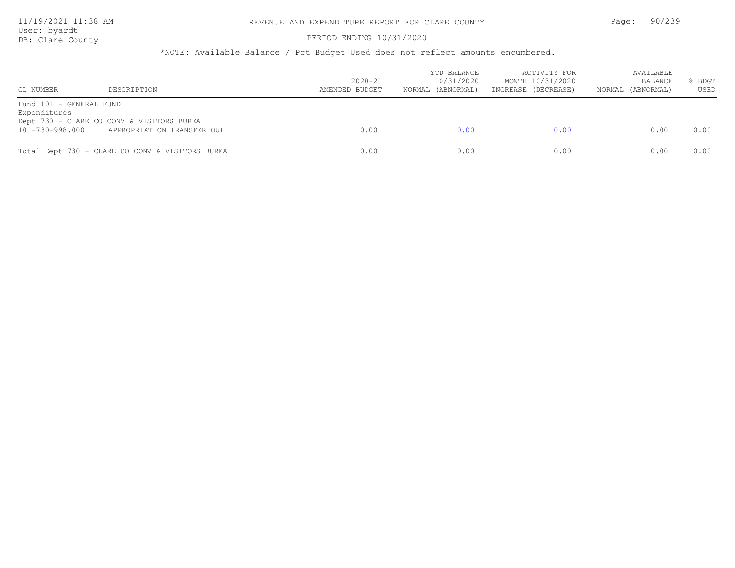*NOTE: Available Balance / Pct Budget Used does not reflect amounts encumbered.

| GL NUMBER | DESCRIPTION | 2020-21 AMENDED BUDGET | YTD BALANCE 10/31/2020 NORMAL (ABNORMAL) | ACTIVITY FOR MONTH 10/31/2020 INCREASE (DECREASE) | AVAILABLE BALANCE NORMAL (ABNORMAL) | % BDGT USED |
|---|---|---|---|---|---|---|
| Fund 101 - GENERAL FUND | | | | | | |
| Expenditures | | | | | | |
| Dept 730 - CLARE CO CONV & VISITORS BUREA | | | | | | |
| 101-730-998.000 | APPROPRIATION TRANSFER OUT | 0.00 | 0.00 | 0.00 | 0.00 | 0.00 |
| Total Dept 730 - CLARE CO CONV & VISITORS BUREA | | 0.00 | 0.00 | 0.00 | 0.00 | 0.00 |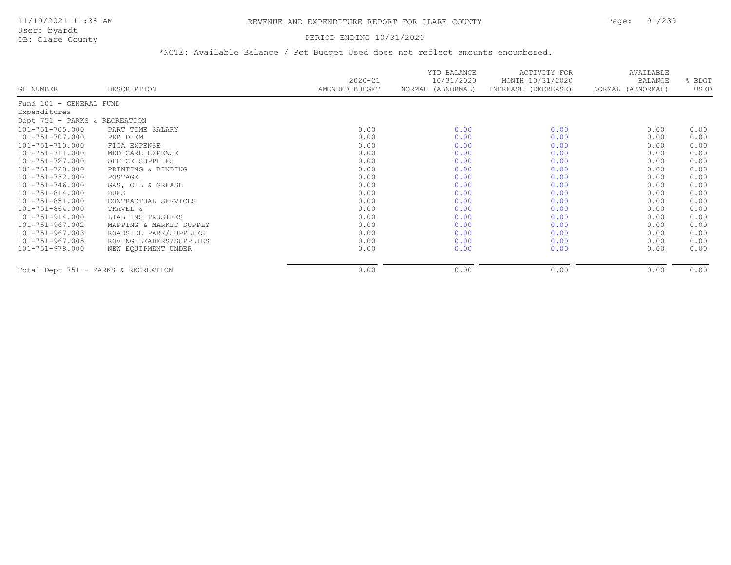# REVENUE AND EXPENDITURE REPORT FOR CLARE COUNTY

11/19/2021 11:38 AM
User: byardt
DB: Clare County

PERIOD ENDING 10/31/2020

*NOTE: Available Balance / Pct Budget Used does not reflect amounts encumbered.

| GL NUMBER | DESCRIPTION | 2020-21 AMENDED BUDGET | YTD BALANCE 10/31/2020 NORMAL (ABNORMAL) | ACTIVITY FOR MONTH 10/31/2020 INCREASE (DECREASE) | AVAILABLE BALANCE NORMAL (ABNORMAL) | % BDGT USED |
|---|---|---|---|---|---|---|
| Fund 101 - GENERAL FUND | | | | | | |
| Expenditures | | | | | | |
| Dept 751 - PARKS & RECREATION | | | | | | |
| 101-751-705.000 | PART TIME SALARY | 0.00 | 0.00 | 0.00 | 0.00 | 0.00 |
| 101-751-707.000 | PER DIEM | 0.00 | 0.00 | 0.00 | 0.00 | 0.00 |
| 101-751-710.000 | FICA EXPENSE | 0.00 | 0.00 | 0.00 | 0.00 | 0.00 |
| 101-751-711.000 | MEDICARE EXPENSE | 0.00 | 0.00 | 0.00 | 0.00 | 0.00 |
| 101-751-727.000 | OFFICE SUPPLIES | 0.00 | 0.00 | 0.00 | 0.00 | 0.00 |
| 101-751-728.000 | PRINTING & BINDING | 0.00 | 0.00 | 0.00 | 0.00 | 0.00 |
| 101-751-732.000 | POSTAGE | 0.00 | 0.00 | 0.00 | 0.00 | 0.00 |
| 101-751-746.000 | GAS, OIL & GREASE | 0.00 | 0.00 | 0.00 | 0.00 | 0.00 |
| 101-751-814.000 | DUES | 0.00 | 0.00 | 0.00 | 0.00 | 0.00 |
| 101-751-851.000 | CONTRACTUAL SERVICES | 0.00 | 0.00 | 0.00 | 0.00 | 0.00 |
| 101-751-864.000 | TRAVEL & | 0.00 | 0.00 | 0.00 | 0.00 | 0.00 |
| 101-751-914.000 | LIAB INS TRUSTEES | 0.00 | 0.00 | 0.00 | 0.00 | 0.00 |
| 101-751-967.002 | MAPPING & MARKED SUPPLY | 0.00 | 0.00 | 0.00 | 0.00 | 0.00 |
| 101-751-967.003 | ROADSIDE PARK/SUPPLIES | 0.00 | 0.00 | 0.00 | 0.00 | 0.00 |
| 101-751-967.005 | ROVING LEADERS/SUPPLIES | 0.00 | 0.00 | 0.00 | 0.00 | 0.00 |
| 101-751-978.000 | NEW EQUIPMENT UNDER | 0.00 | 0.00 | 0.00 | 0.00 | 0.00 |
| Total Dept 751 - PARKS & RECREATION | | 0.00 | 0.00 | 0.00 | 0.00 | 0.00 |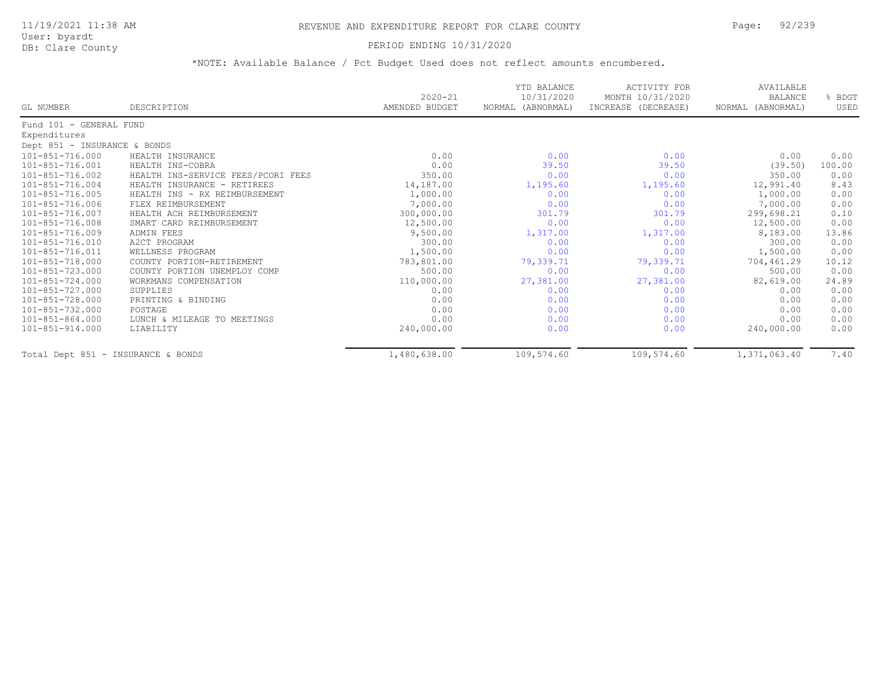REVENUE AND EXPENDITURE REPORT FOR CLARE COUNTY

PERIOD ENDING 10/31/2020

*NOTE: Available Balance / Pct Budget Used does not reflect amounts encumbered.

| GL NUMBER | DESCRIPTION | 2020-21 AMENDED BUDGET | YTD BALANCE 10/31/2020 NORMAL (ABNORMAL) | ACTIVITY FOR MONTH 10/31/2020 INCREASE (DECREASE) | AVAILABLE BALANCE NORMAL (ABNORMAL) | % BDGT USED |
|---|---|---|---|---|---|---|
| Fund 101 - GENERAL FUND | | | | | | |
| Expenditures | | | | | | |
| Dept 851 - INSURANCE & BONDS | | | | | | |
| 101-851-716.000 | HEALTH INSURANCE | 0.00 | 0.00 | 0.00 | 0.00 | 0.00 |
| 101-851-716.001 | HEALTH INS-COBRA | 0.00 | 39.50 | 39.50 | (39.50) | 100.00 |
| 101-851-716.002 | HEALTH INS-SERVICE FEES/PCORI FEES | 350.00 | 0.00 | 0.00 | 350.00 | 0.00 |
| 101-851-716.004 | HEALTH INSURANCE - RETIREES | 14,187.00 | 1,195.60 | 1,195.60 | 12,991.40 | 8.43 |
| 101-851-716.005 | HEALTH INS - RX REIMBURSEMENT | 1,000.00 | 0.00 | 0.00 | 1,000.00 | 0.00 |
| 101-851-716.006 | FLEX REIMBURSEMENT | 7,000.00 | 0.00 | 0.00 | 7,000.00 | 0.00 |
| 101-851-716.007 | HEALTH ACH REIMBURSEMENT | 300,000.00 | 301.79 | 301.79 | 299,698.21 | 0.10 |
| 101-851-716.008 | SMART CARD REIMBURSEMENT | 12,500.00 | 0.00 | 0.00 | 12,500.00 | 0.00 |
| 101-851-716.009 | ADMIN FEES | 9,500.00 | 1,317.00 | 1,317.00 | 8,183.00 | 13.86 |
| 101-851-716.010 | A2CT PROGRAM | 300.00 | 0.00 | 0.00 | 300.00 | 0.00 |
| 101-851-716.011 | WELLNESS PROGRAM | 1,500.00 | 0.00 | 0.00 | 1,500.00 | 0.00 |
| 101-851-718.000 | COUNTY PORTION-RETIREMENT | 783,801.00 | 79,339.71 | 79,339.71 | 704,461.29 | 10.12 |
| 101-851-723.000 | COUNTY PORTION UNEMPLOY COMP | 500.00 | 0.00 | 0.00 | 500.00 | 0.00 |
| 101-851-724.000 | WORKMANS COMPENSATION | 110,000.00 | 27,381.00 | 27,381.00 | 82,619.00 | 24.89 |
| 101-851-727.000 | SUPPLIES | 0.00 | 0.00 | 0.00 | 0.00 | 0.00 |
| 101-851-728.000 | PRINTING & BINDING | 0.00 | 0.00 | 0.00 | 0.00 | 0.00 |
| 101-851-732.000 | POSTAGE | 0.00 | 0.00 | 0.00 | 0.00 | 0.00 |
| 101-851-864.000 | LUNCH & MILEAGE TO MEETINGS | 0.00 | 0.00 | 0.00 | 0.00 | 0.00 |
| 101-851-914.000 | LIABILITY | 240,000.00 | 0.00 | 0.00 | 240,000.00 | 0.00 |
| Total Dept 851 - INSURANCE & BONDS | | 1,480,638.00 | 109,574.60 | 109,574.60 | 1,371,063.40 | 7.40 |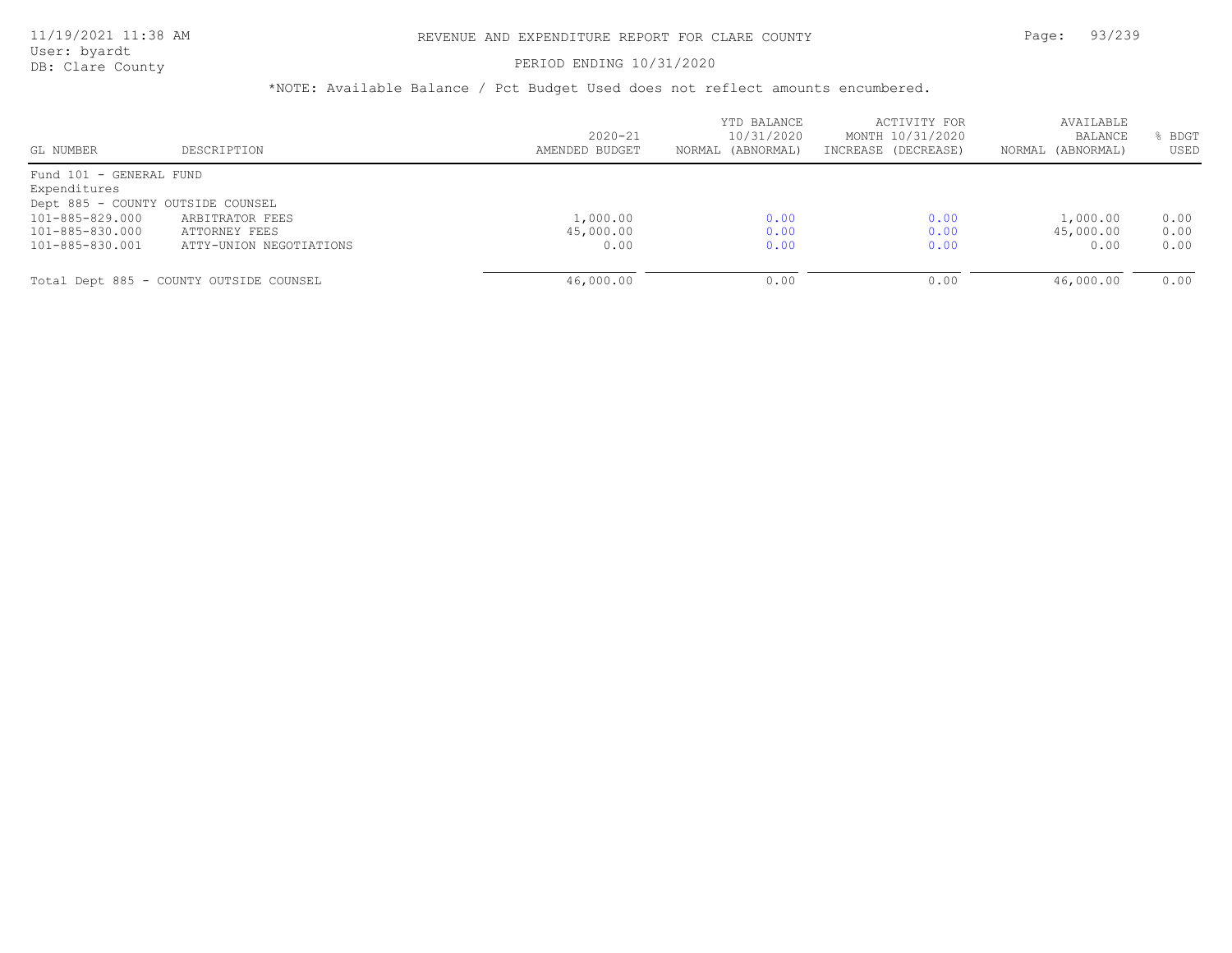# REVENUE AND EXPENDITURE REPORT FOR CLARE COUNTY

PERIOD ENDING 10/31/2020

*NOTE: Available Balance / Pct Budget Used does not reflect amounts encumbered.

| GL NUMBER | DESCRIPTION | 2020-21 AMENDED BUDGET | YTD BALANCE 10/31/2020 NORMAL (ABNORMAL) | ACTIVITY FOR MONTH 10/31/2020 INCREASE (DECREASE) | AVAILABLE BALANCE NORMAL (ABNORMAL) | % BDGT USED |
|---|---|---|---|---|---|---|
| Fund 101 - GENERAL FUND | | | | | | |
| Expenditures | | | | | | |
| Dept 885 - COUNTY OUTSIDE COUNSEL | | | | | | |
| 101-885-829.000 | ARBITRATOR FEES | 1,000.00 | 0.00 | 0.00 | 1,000.00 | 0.00 |
| 101-885-830.000 | ATTORNEY FEES | 45,000.00 | 0.00 | 0.00 | 45,000.00 | 0.00 |
| 101-885-830.001 | ATTY-UNION NEGOTIATIONS | 0.00 | 0.00 | 0.00 | 0.00 | 0.00 |
| Total Dept 885 - COUNTY OUTSIDE COUNSEL | | 46,000.00 | 0.00 | 0.00 | 46,000.00 | 0.00 |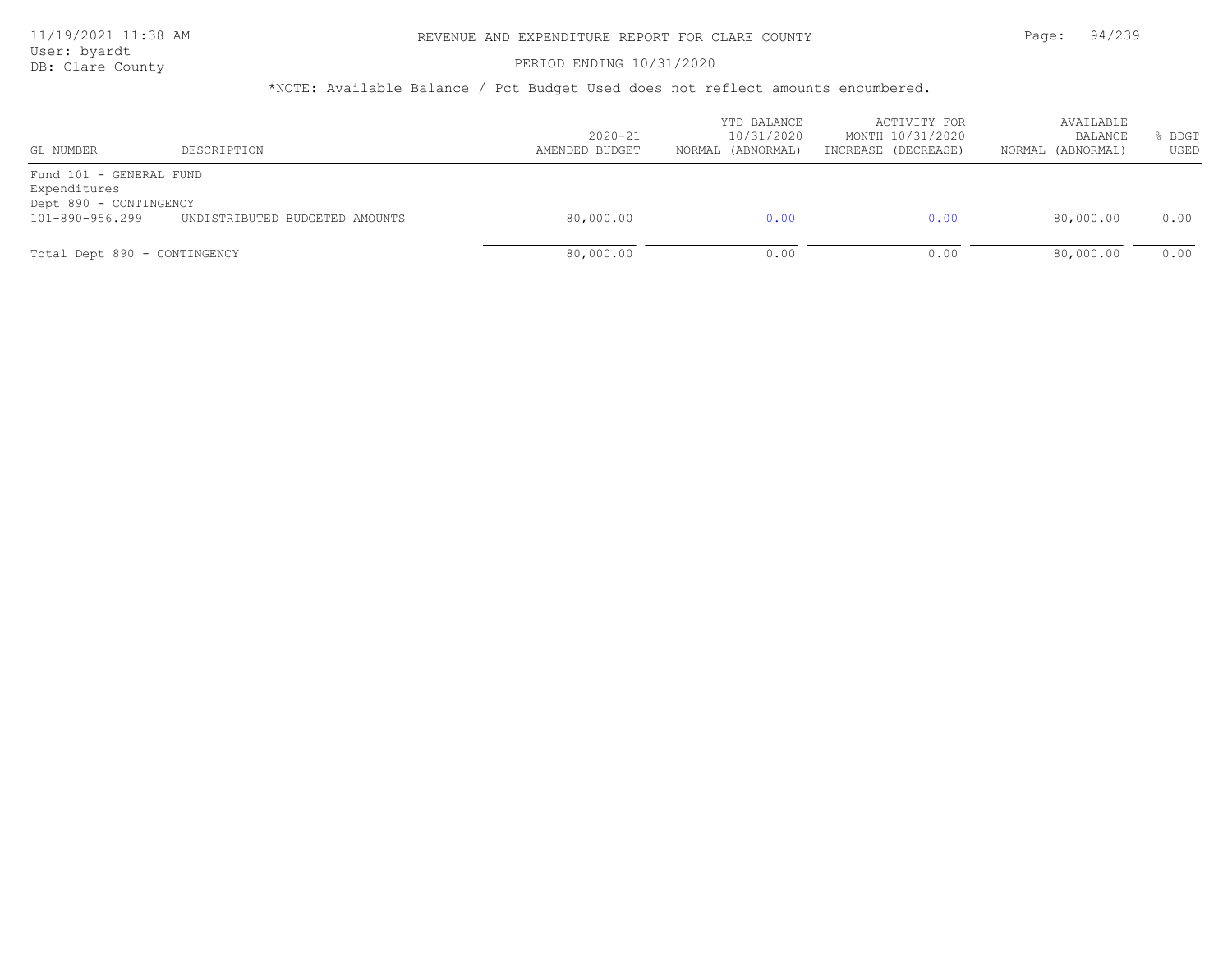# REVENUE AND EXPENDITURE REPORT FOR CLARE COUNTY

PERIOD ENDING 10/31/2020

*NOTE: Available Balance / Pct Budget Used does not reflect amounts encumbered.

| GL NUMBER | DESCRIPTION | 2020-21 AMENDED BUDGET | YTD BALANCE 10/31/2020 NORMAL (ABNORMAL) | ACTIVITY FOR MONTH 10/31/2020 INCREASE (DECREASE) | AVAILABLE BALANCE NORMAL (ABNORMAL) | % BDGT USED |
|---|---|---|---|---|---|---|
| Fund 101 - GENERAL FUND | | | | | | |
| Expenditures | | | | | | |
| Dept 890 - CONTINGENCY | | | | | | |
| 101-890-956.299 | UNDISTRIBUTED BUDGETED AMOUNTS | 80,000.00 | 0.00 | 0.00 | 80,000.00 | 0.00 |
| Total Dept 890 - CONTINGENCY | | 80,000.00 | 0.00 | 0.00 | 80,000.00 | 0.00 |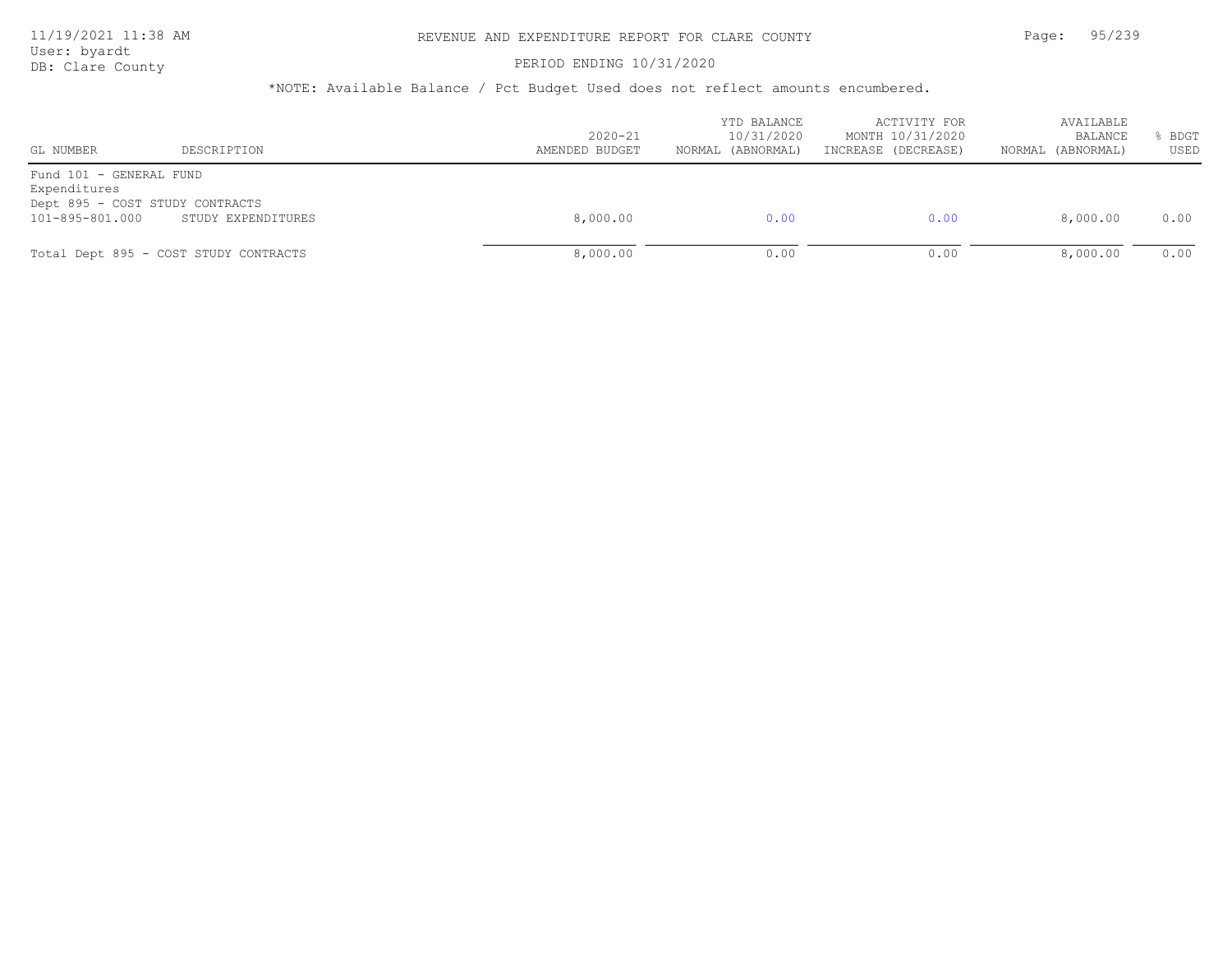# REVENUE AND EXPENDITURE REPORT FOR CLARE COUNTY

PERIOD ENDING 10/31/2020

*NOTE: Available Balance / Pct Budget Used does not reflect amounts encumbered.

| GL NUMBER | DESCRIPTION | 2020-21 AMENDED BUDGET | YTD BALANCE 10/31/2020 NORMAL (ABNORMAL) | ACTIVITY FOR MONTH 10/31/2020 INCREASE (DECREASE) | AVAILABLE BALANCE NORMAL (ABNORMAL) | % BDGT USED |
|---|---|---|---|---|---|---|
| Fund 101 - GENERAL FUND | | | | | | |
| Expenditures | | | | | | |
| Dept 895 - COST STUDY CONTRACTS | | | | | | |
| 101-895-801.000 | STUDY EXPENDITURES | 8,000.00 | 0.00 | 0.00 | 8,000.00 | 0.00 |
| Total Dept 895 - COST STUDY CONTRACTS | | 8,000.00 | 0.00 | 0.00 | 8,000.00 | 0.00 |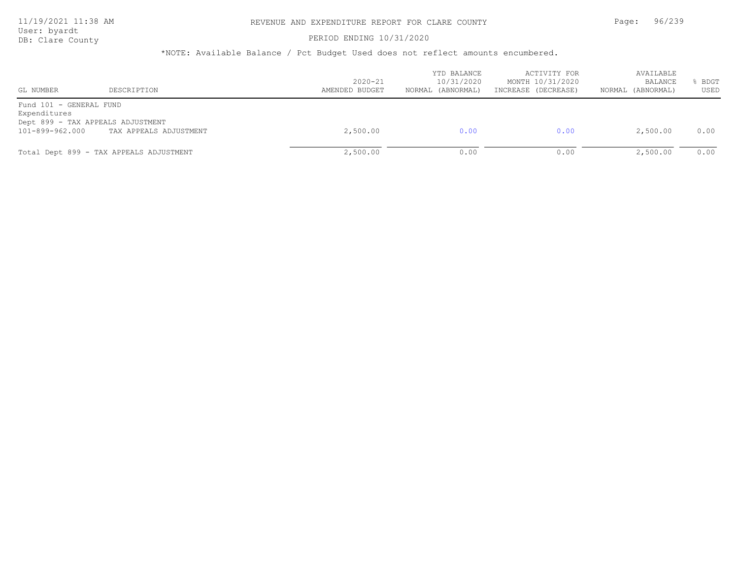# REVENUE AND EXPENDITURE REPORT FOR CLARE COUNTY

PERIOD ENDING 10/31/2020

*NOTE: Available Balance / Pct Budget Used does not reflect amounts encumbered.

| GL NUMBER | DESCRIPTION | 2020-21 AMENDED BUDGET | YTD BALANCE 10/31/2020 NORMAL (ABNORMAL) | ACTIVITY FOR MONTH 10/31/2020 INCREASE (DECREASE) | AVAILABLE BALANCE NORMAL (ABNORMAL) | % BDGT USED |
|---|---|---|---|---|---|---|
| Fund 101 - GENERAL FUND | | | | | | |
| Expenditures | | | | | | |
| Dept 899 - TAX APPEALS ADJUSTMENT | | | | | | |
| 101-899-962.000 | TAX APPEALS ADJUSTMENT | 2,500.00 | 0.00 | 0.00 | 2,500.00 | 0.00 |
| Total Dept 899 - TAX APPEALS ADJUSTMENT | | 2,500.00 | 0.00 | 0.00 | 2,500.00 | 0.00 |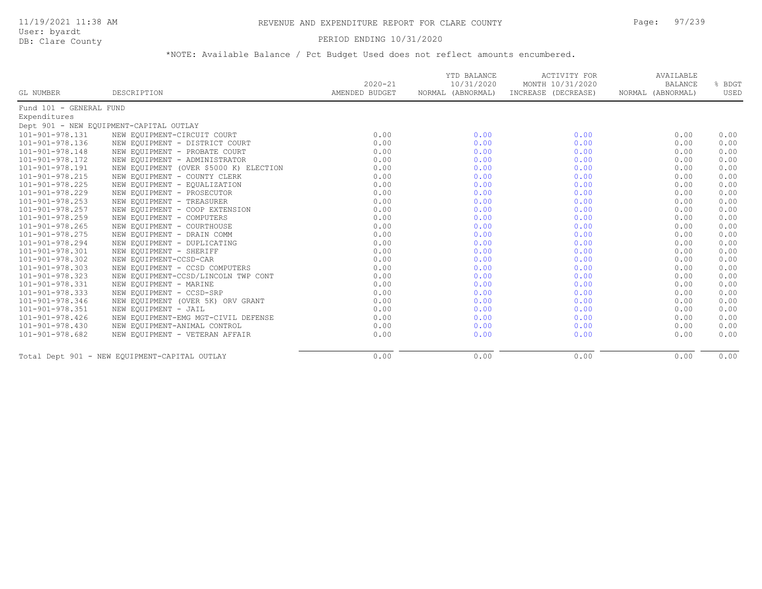# REVENUE AND EXPENDITURE REPORT FOR CLARE COUNTY

PERIOD ENDING 10/31/2020

*NOTE: Available Balance / Pct Budget Used does not reflect amounts encumbered.

| GL NUMBER | DESCRIPTION | 2020-21 AMENDED BUDGET | YTD BALANCE 10/31/2020 NORMAL (ABNORMAL) | ACTIVITY FOR MONTH 10/31/2020 INCREASE (DECREASE) | AVAILABLE BALANCE NORMAL (ABNORMAL) | % BDGT USED |
|---|---|---|---|---|---|---|
| Fund 101 - GENERAL FUND | | | | | | |
| Expenditures | | | | | | |
| Dept 901 - NEW EQUIPMENT-CAPITAL OUTLAY | | | | | | |
| 101-901-978.131 | NEW EQUIPMENT-CIRCUIT COURT | 0.00 | 0.00 | 0.00 | 0.00 | 0.00 |
| 101-901-978.136 | NEW EQUIPMENT - DISTRICT COURT | 0.00 | 0.00 | 0.00 | 0.00 | 0.00 |
| 101-901-978.148 | NEW EQUIPMENT - PROBATE COURT | 0.00 | 0.00 | 0.00 | 0.00 | 0.00 |
| 101-901-978.172 | NEW EQUIPMENT - ADMINISTRATOR | 0.00 | 0.00 | 0.00 | 0.00 | 0.00 |
| 101-901-978.191 | NEW EQUIPMENT (OVER $5000 K) ELECTION | 0.00 | 0.00 | 0.00 | 0.00 | 0.00 |
| 101-901-978.215 | NEW EQUIPMENT - COUNTY CLERK | 0.00 | 0.00 | 0.00 | 0.00 | 0.00 |
| 101-901-978.225 | NEW EQUIPMENT - EQUALIZATION | 0.00 | 0.00 | 0.00 | 0.00 | 0.00 |
| 101-901-978.229 | NEW EQUIPMENT - PROSECUTOR | 0.00 | 0.00 | 0.00 | 0.00 | 0.00 |
| 101-901-978.253 | NEW EQUIPMENT - TREASURER | 0.00 | 0.00 | 0.00 | 0.00 | 0.00 |
| 101-901-978.257 | NEW EQUIPMENT - COOP EXTENSION | 0.00 | 0.00 | 0.00 | 0.00 | 0.00 |
| 101-901-978.259 | NEW EQUIPMENT - COMPUTERS | 0.00 | 0.00 | 0.00 | 0.00 | 0.00 |
| 101-901-978.265 | NEW EQUIPMENT - COURTHOUSE | 0.00 | 0.00 | 0.00 | 0.00 | 0.00 |
| 101-901-978.275 | NEW EQUIPMENT - DRAIN COMM | 0.00 | 0.00 | 0.00 | 0.00 | 0.00 |
| 101-901-978.294 | NEW EQUIPMENT - DUPLICATING | 0.00 | 0.00 | 0.00 | 0.00 | 0.00 |
| 101-901-978.301 | NEW EQUIPMENT - SHERIFF | 0.00 | 0.00 | 0.00 | 0.00 | 0.00 |
| 101-901-978.302 | NEW EQUIPMENT-CCSD-CAR | 0.00 | 0.00 | 0.00 | 0.00 | 0.00 |
| 101-901-978.303 | NEW EQUIPMENT - CCSD COMPUTERS | 0.00 | 0.00 | 0.00 | 0.00 | 0.00 |
| 101-901-978.323 | NEW EQUIPMENT-CCSD/LINCOLN TWP CONT | 0.00 | 0.00 | 0.00 | 0.00 | 0.00 |
| 101-901-978.331 | NEW EQUIPMENT - MARINE | 0.00 | 0.00 | 0.00 | 0.00 | 0.00 |
| 101-901-978.333 | NEW EQUIPMENT - CCSD-SRP | 0.00 | 0.00 | 0.00 | 0.00 | 0.00 |
| 101-901-978.346 | NEW EQUIPMENT (OVER 5K) ORV GRANT | 0.00 | 0.00 | 0.00 | 0.00 | 0.00 |
| 101-901-978.351 | NEW EQUIPMENT - JAIL | 0.00 | 0.00 | 0.00 | 0.00 | 0.00 |
| 101-901-978.426 | NEW EQUIPMENT-EMG MGT-CIVIL DEFENSE | 0.00 | 0.00 | 0.00 | 0.00 | 0.00 |
| 101-901-978.430 | NEW EQUIPMENT-ANIMAL CONTROL | 0.00 | 0.00 | 0.00 | 0.00 | 0.00 |
| 101-901-978.682 | NEW EQUIPMENT - VETERAN AFFAIR | 0.00 | 0.00 | 0.00 | 0.00 | 0.00 |
| Total Dept 901 - NEW EQUIPMENT-CAPITAL OUTLAY | | 0.00 | 0.00 | 0.00 | 0.00 | 0.00 |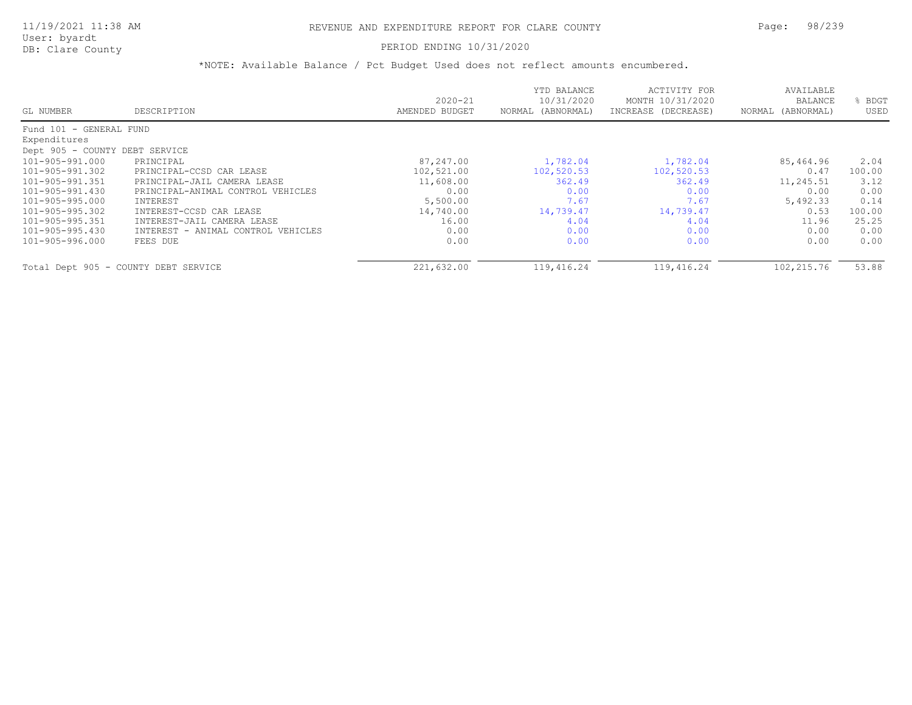# REVENUE AND EXPENDITURE REPORT FOR CLARE COUNTY

11/19/2021 11:38 AM
User: byardt
DB: Clare County

PERIOD ENDING 10/31/2020

*NOTE: Available Balance / Pct Budget Used does not reflect amounts encumbered.

| GL NUMBER | DESCRIPTION | 2020-21 AMENDED BUDGET | YTD BALANCE 10/31/2020 NORMAL (ABNORMAL) | ACTIVITY FOR MONTH 10/31/2020 INCREASE (DECREASE) | AVAILABLE BALANCE NORMAL (ABNORMAL) | % BDGT USED |
|---|---|---|---|---|---|---|
| Fund 101 - GENERAL FUND | | | | | | |
| Expenditures | | | | | | |
| Dept 905 - COUNTY DEBT SERVICE | | | | | | |
| 101-905-991.000 | PRINCIPAL | 87,247.00 | 1,782.04 | 1,782.04 | 85,464.96 | 2.04 |
| 101-905-991.302 | PRINCIPAL-CCSD CAR LEASE | 102,521.00 | 102,520.53 | 102,520.53 | 0.47 | 100.00 |
| 101-905-991.351 | PRINCIPAL-JAIL CAMERA LEASE | 11,608.00 | 362.49 | 362.49 | 11,245.51 | 3.12 |
| 101-905-991.430 | PRINCIPAL-ANIMAL CONTROL VEHICLES | 0.00 | 0.00 | 0.00 | 0.00 | 0.00 |
| 101-905-995.000 | INTEREST | 5,500.00 | 7.67 | 7.67 | 5,492.33 | 0.14 |
| 101-905-995.302 | INTEREST-CCSD CAR LEASE | 14,740.00 | 14,739.47 | 14,739.47 | 0.53 | 100.00 |
| 101-905-995.351 | INTEREST-JAIL CAMERA LEASE | 16.00 | 4.04 | 4.04 | 11.96 | 25.25 |
| 101-905-995.430 | INTEREST - ANIMAL CONTROL VEHICLES | 0.00 | 0.00 | 0.00 | 0.00 | 0.00 |
| 101-905-996.000 | FEES DUE | 0.00 | 0.00 | 0.00 | 0.00 | 0.00 |
| Total Dept 905 - COUNTY DEBT SERVICE | | 221,632.00 | 119,416.24 | 119,416.24 | 102,215.76 | 53.88 |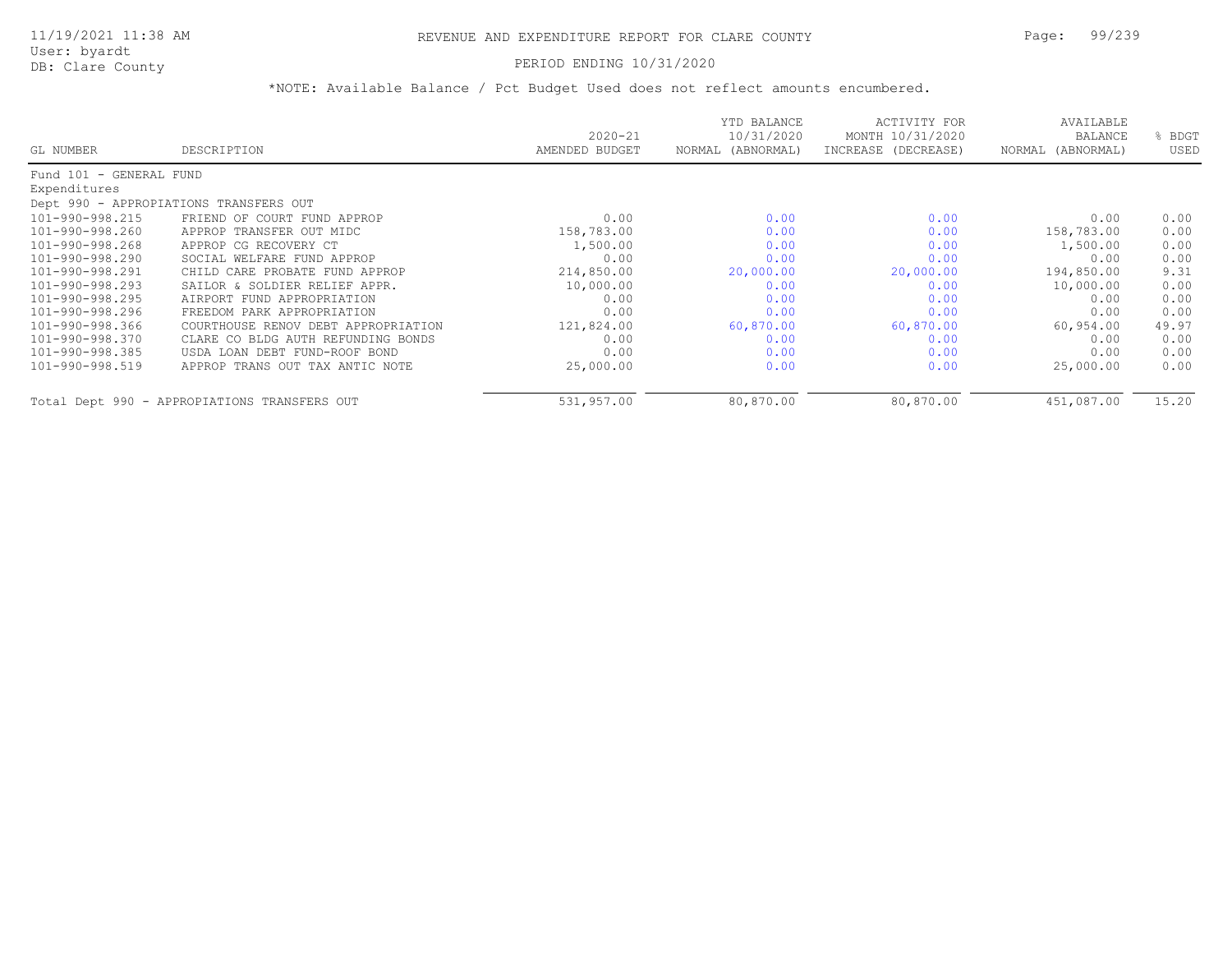# REVENUE AND EXPENDITURE REPORT FOR CLARE COUNTY

11/19/2021 11:38 AM
User: byardt
DB: Clare County

PERIOD ENDING 10/31/2020

*NOTE: Available Balance / Pct Budget Used does not reflect amounts encumbered.

| GL NUMBER | DESCRIPTION | 2020-21 AMENDED BUDGET | YTD BALANCE 10/31/2020 NORMAL (ABNORMAL) | ACTIVITY FOR MONTH 10/31/2020 INCREASE (DECREASE) | AVAILABLE BALANCE NORMAL (ABNORMAL) | % BDGT USED |
|---|---|---|---|---|---|---|
| Fund 101 - GENERAL FUND | | | | | | |
| Expenditures | | | | | | |
| Dept 990 - APPROPIATIONS TRANSFERS OUT | | | | | | |
| 101-990-998.215 | FRIEND OF COURT FUND APPROP | 0.00 | 0.00 | 0.00 | 0.00 | 0.00 |
| 101-990-998.260 | APPROP TRANSFER OUT MIDC | 158,783.00 | 0.00 | 0.00 | 158,783.00 | 0.00 |
| 101-990-998.268 | APPROP CG RECOVERY CT | 1,500.00 | 0.00 | 0.00 | 1,500.00 | 0.00 |
| 101-990-998.290 | SOCIAL WELFARE FUND APPROP | 0.00 | 0.00 | 0.00 | 0.00 | 0.00 |
| 101-990-998.291 | CHILD CARE PROBATE FUND APPROP | 214,850.00 | 20,000.00 | 20,000.00 | 194,850.00 | 9.31 |
| 101-990-998.293 | SAILOR & SOLDIER RELIEF APPR. | 10,000.00 | 0.00 | 0.00 | 10,000.00 | 0.00 |
| 101-990-998.295 | AIRPORT FUND APPROPRIATION | 0.00 | 0.00 | 0.00 | 0.00 | 0.00 |
| 101-990-998.296 | FREEDOM PARK APPROPRIATION | 0.00 | 0.00 | 0.00 | 0.00 | 0.00 |
| 101-990-998.366 | COURTHOUSE RENOV DEBT APPROPRIATION | 121,824.00 | 60,870.00 | 60,870.00 | 60,954.00 | 49.97 |
| 101-990-998.370 | CLARE CO BLDG AUTH REFUNDING BONDS | 0.00 | 0.00 | 0.00 | 0.00 | 0.00 |
| 101-990-998.385 | USDA LOAN DEBT FUND-ROOF BOND | 0.00 | 0.00 | 0.00 | 0.00 | 0.00 |
| 101-990-998.519 | APPROP TRANS OUT TAX ANTIC NOTE | 25,000.00 | 0.00 | 0.00 | 25,000.00 | 0.00 |
| Total Dept 990 - APPROPIATIONS TRANSFERS OUT | | 531,957.00 | 80,870.00 | 80,870.00 | 451,087.00 | 15.20 |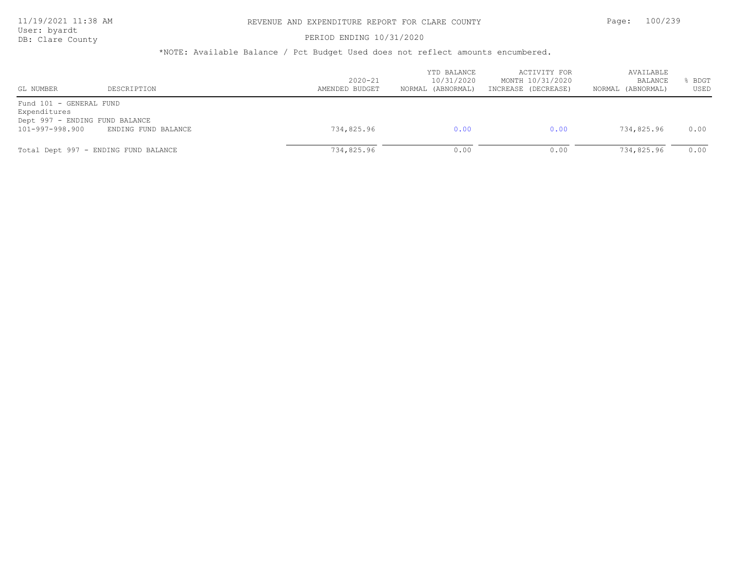# REVENUE AND EXPENDITURE REPORT FOR CLARE COUNTY

PERIOD ENDING 10/31/2020

*NOTE: Available Balance / Pct Budget Used does not reflect amounts encumbered.

| GL NUMBER | DESCRIPTION | 2020-21 AMENDED BUDGET | YTD BALANCE 10/31/2020 NORMAL (ABNORMAL) | ACTIVITY FOR MONTH 10/31/2020 INCREASE (DECREASE) | AVAILABLE BALANCE NORMAL (ABNORMAL) | % BDGT USED |
|---|---|---|---|---|---|---|
| Fund 101 - GENERAL FUND | | | | | | |
| Expenditures | | | | | | |
| Dept 997 - ENDING FUND BALANCE | | | | | | |
| 101-997-998.900 | ENDING FUND BALANCE | 734,825.96 | 0.00 | 0.00 | 734,825.96 | 0.00 |
| Total Dept 997 - ENDING FUND BALANCE | | 734,825.96 | 0.00 | 0.00 | 734,825.96 | 0.00 |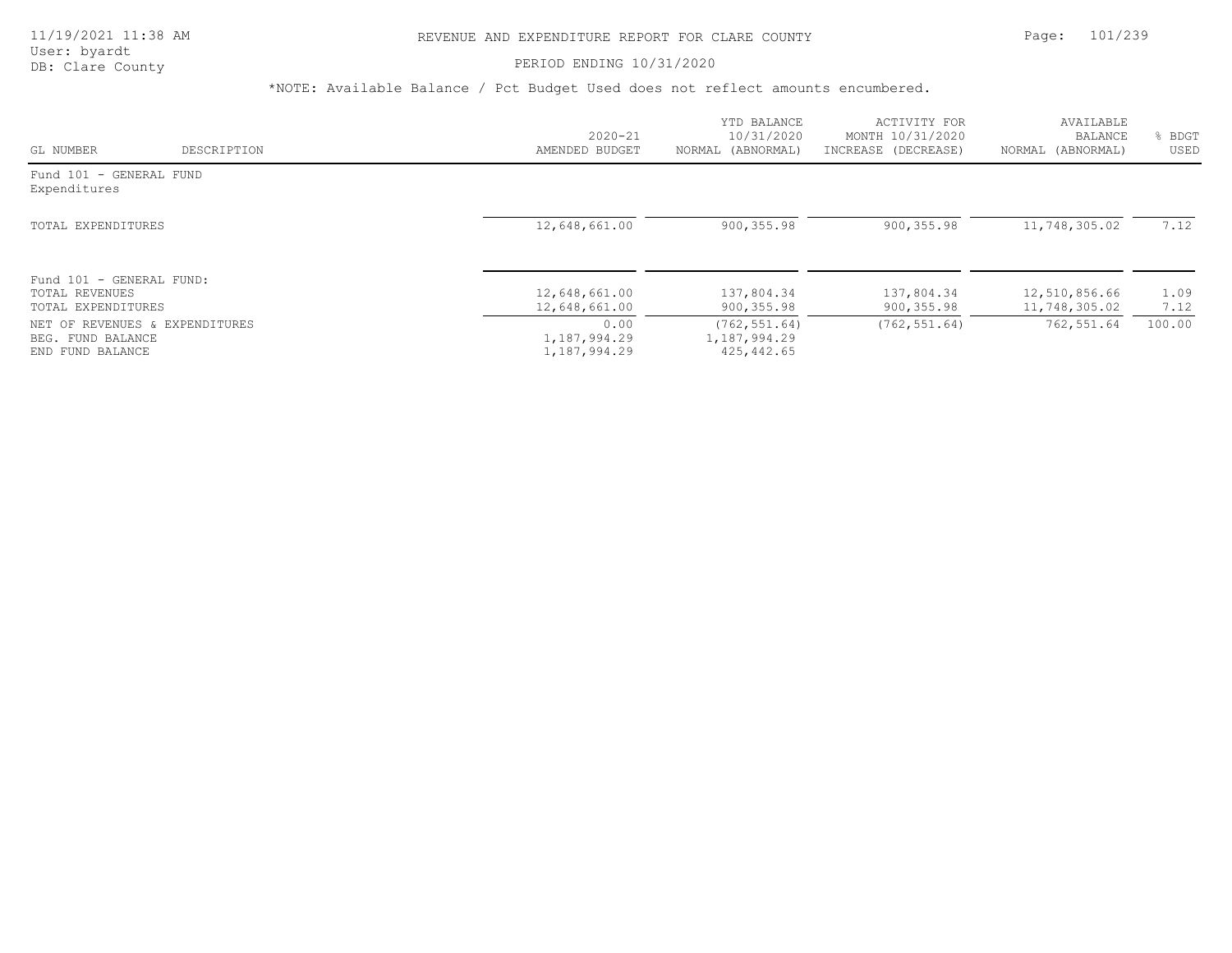# REVENUE AND EXPENDITURE REPORT FOR CLARE COUNTY

PERIOD ENDING 10/31/2020

*NOTE: Available Balance / Pct Budget Used does not reflect amounts encumbered.

| GL NUMBER | DESCRIPTION | 2020-21 AMENDED BUDGET | YTD BALANCE 10/31/2020 NORMAL (ABNORMAL) | ACTIVITY FOR MONTH 10/31/2020 INCREASE (DECREASE) | AVAILABLE BALANCE NORMAL (ABNORMAL) | % BDGT USED |
|---|---|---|---|---|---|---|
| Fund 101 - GENERAL FUND | | | | | | |
| Expenditures | | | | | | |
| TOTAL EXPENDITURES | | 12,648,661.00 | 900,355.98 | 900,355.98 | 11,748,305.02 | 7.12 |
| Fund 101 - GENERAL FUND: | | | | | | |
| TOTAL REVENUES | | 12,648,661.00 | 137,804.34 | 137,804.34 | 12,510,856.66 | 1.09 |
| TOTAL EXPENDITURES | | 12,648,661.00 | 900,355.98 | 900,355.98 | 11,748,305.02 | 7.12 |
| NET OF REVENUES & EXPENDITURES | | 0.00 | (762,551.64) | (762,551.64) | 762,551.64 | 100.00 |
| BEG. FUND BALANCE | | 1,187,994.29 | 1,187,994.29 | | | |
| END FUND BALANCE | | 1,187,994.29 | 425,442.65 | | | |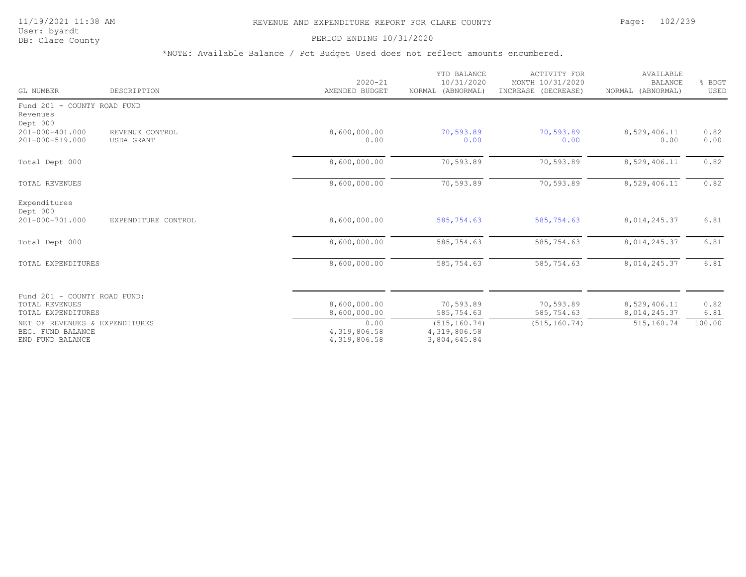# REVENUE AND EXPENDITURE REPORT FOR CLARE COUNTY

11/19/2021 11:38 AM
User: byardt
DB: Clare County

PERIOD ENDING 10/31/2020

*NOTE: Available Balance / Pct Budget Used does not reflect amounts encumbered.

| GL NUMBER | DESCRIPTION | 2020-21 AMENDED BUDGET | YTD BALANCE 10/31/2020 NORMAL (ABNORMAL) | ACTIVITY FOR MONTH 10/31/2020 INCREASE (DECREASE) | AVAILABLE BALANCE NORMAL (ABNORMAL) | % BDGT USED |
|---|---|---|---|---|---|---|
| Fund 201 - COUNTY ROAD FUND | | | | | | |
| Revenues | | | | | | |
| Dept 000 | | | | | | |
| 201-000-401.000 | REVENUE CONTROL | 8,600,000.00 | 70,593.89 | 70,593.89 | 8,529,406.11 | 0.82 |
| 201-000-519.000 | USDA GRANT | 0.00 | 0.00 | 0.00 | 0.00 | 0.00 |
| Total Dept 000 | | 8,600,000.00 | 70,593.89 | 70,593.89 | 8,529,406.11 | 0.82 |
| TOTAL REVENUES | | 8,600,000.00 | 70,593.89 | 70,593.89 | 8,529,406.11 | 0.82 |
| Expenditures | | | | | | |
| Dept 000 | | | | | | |
| 201-000-701.000 | EXPENDITURE CONTROL | 8,600,000.00 | 585,754.63 | 585,754.63 | 8,014,245.37 | 6.81 |
| Total Dept 000 | | 8,600,000.00 | 585,754.63 | 585,754.63 | 8,014,245.37 | 6.81 |
| TOTAL EXPENDITURES | | 8,600,000.00 | 585,754.63 | 585,754.63 | 8,014,245.37 | 6.81 |
| Fund 201 - COUNTY ROAD FUND: | | | | | | |
| TOTAL REVENUES | | 8,600,000.00 | 70,593.89 | 70,593.89 | 8,529,406.11 | 0.82 |
| TOTAL EXPENDITURES | | 8,600,000.00 | 585,754.63 | 585,754.63 | 8,014,245.37 | 6.81 |
| NET OF REVENUES & EXPENDITURES | | 0.00 | (515,160.74) | (515,160.74) | 515,160.74 | 100.00 |
| BEG. FUND BALANCE | | 4,319,806.58 | 4,319,806.58 | | | |
| END FUND BALANCE | | 4,319,806.58 | 3,804,645.84 | | | |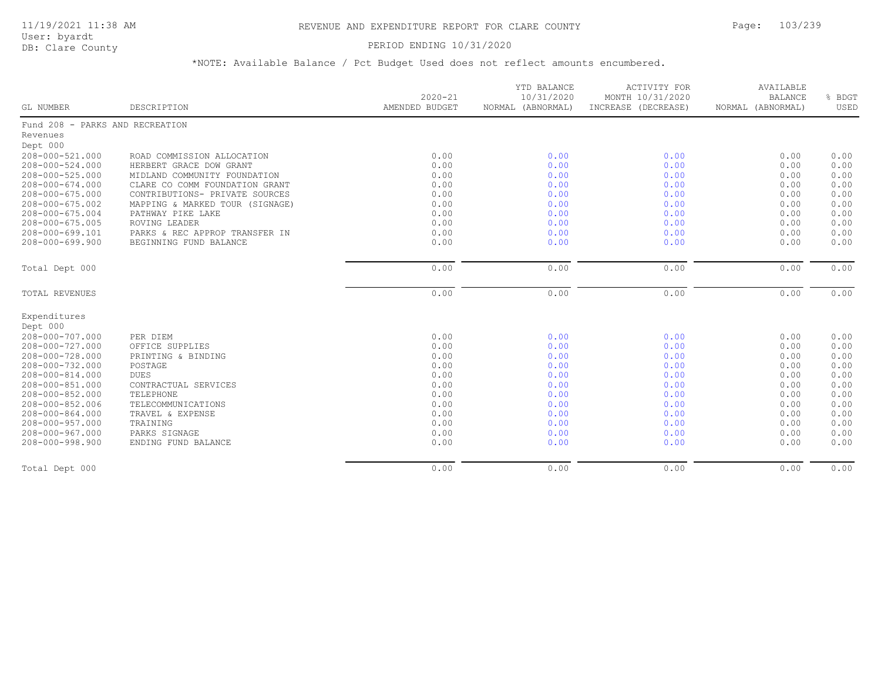## REVENUE AND EXPENDITURE REPORT FOR CLARE COUNTY

11/19/2021 11:38 AM
User: byardt
DB: Clare County

PERIOD ENDING 10/31/2020

*NOTE: Available Balance / Pct Budget Used does not reflect amounts encumbered.

| GL NUMBER | DESCRIPTION | 2020-21 AMENDED BUDGET | YTD BALANCE 10/31/2020 NORMAL (ABNORMAL) | ACTIVITY FOR MONTH 10/31/2020 INCREASE (DECREASE) | AVAILABLE BALANCE NORMAL (ABNORMAL) | % BDGT USED |
|---|---|---|---|---|---|---|
| Fund 208 - PARKS AND RECREATION | | | | | | |
| Revenues | | | | | | |
| Dept 000 | | | | | | |
| 208-000-521.000 | ROAD COMMISSION ALLOCATION | 0.00 | 0.00 | 0.00 | 0.00 | 0.00 |
| 208-000-524.000 | HERBERT GRACE DOW GRANT | 0.00 | 0.00 | 0.00 | 0.00 | 0.00 |
| 208-000-525.000 | MIDLAND COMMUNITY FOUNDATION | 0.00 | 0.00 | 0.00 | 0.00 | 0.00 |
| 208-000-674.000 | CLARE CO COMM FOUNDATION GRANT | 0.00 | 0.00 | 0.00 | 0.00 | 0.00 |
| 208-000-675.000 | CONTRIBUTIONS- PRIVATE SOURCES | 0.00 | 0.00 | 0.00 | 0.00 | 0.00 |
| 208-000-675.002 | MAPPING & MARKED TOUR (SIGNAGE) | 0.00 | 0.00 | 0.00 | 0.00 | 0.00 |
| 208-000-675.004 | PATHWAY PIKE LAKE | 0.00 | 0.00 | 0.00 | 0.00 | 0.00 |
| 208-000-675.005 | ROVING LEADER | 0.00 | 0.00 | 0.00 | 0.00 | 0.00 |
| 208-000-699.101 | PARKS & REC APPROP TRANSFER IN | 0.00 | 0.00 | 0.00 | 0.00 | 0.00 |
| 208-000-699.900 | BEGINNING FUND BALANCE | 0.00 | 0.00 | 0.00 | 0.00 | 0.00 |
| Total Dept 000 | | 0.00 | 0.00 | 0.00 | 0.00 | 0.00 |
| TOTAL REVENUES | | 0.00 | 0.00 | 0.00 | 0.00 | 0.00 |
| Expenditures | | | | | | |
| Dept 000 | | | | | | |
| 208-000-707.000 | PER DIEM | 0.00 | 0.00 | 0.00 | 0.00 | 0.00 |
| 208-000-727.000 | OFFICE SUPPLIES | 0.00 | 0.00 | 0.00 | 0.00 | 0.00 |
| 208-000-728.000 | PRINTING & BINDING | 0.00 | 0.00 | 0.00 | 0.00 | 0.00 |
| 208-000-732.000 | POSTAGE | 0.00 | 0.00 | 0.00 | 0.00 | 0.00 |
| 208-000-814.000 | DUES | 0.00 | 0.00 | 0.00 | 0.00 | 0.00 |
| 208-000-851.000 | CONTRACTUAL SERVICES | 0.00 | 0.00 | 0.00 | 0.00 | 0.00 |
| 208-000-852.000 | TELEPHONE | 0.00 | 0.00 | 0.00 | 0.00 | 0.00 |
| 208-000-852.006 | TELECOMMUNICATIONS | 0.00 | 0.00 | 0.00 | 0.00 | 0.00 |
| 208-000-864.000 | TRAVEL & EXPENSE | 0.00 | 0.00 | 0.00 | 0.00 | 0.00 |
| 208-000-957.000 | TRAINING | 0.00 | 0.00 | 0.00 | 0.00 | 0.00 |
| 208-000-967.000 | PARKS SIGNAGE | 0.00 | 0.00 | 0.00 | 0.00 | 0.00 |
| 208-000-998.900 | ENDING FUND BALANCE | 0.00 | 0.00 | 0.00 | 0.00 | 0.00 |
| Total Dept 000 | | 0.00 | 0.00 | 0.00 | 0.00 | 0.00 |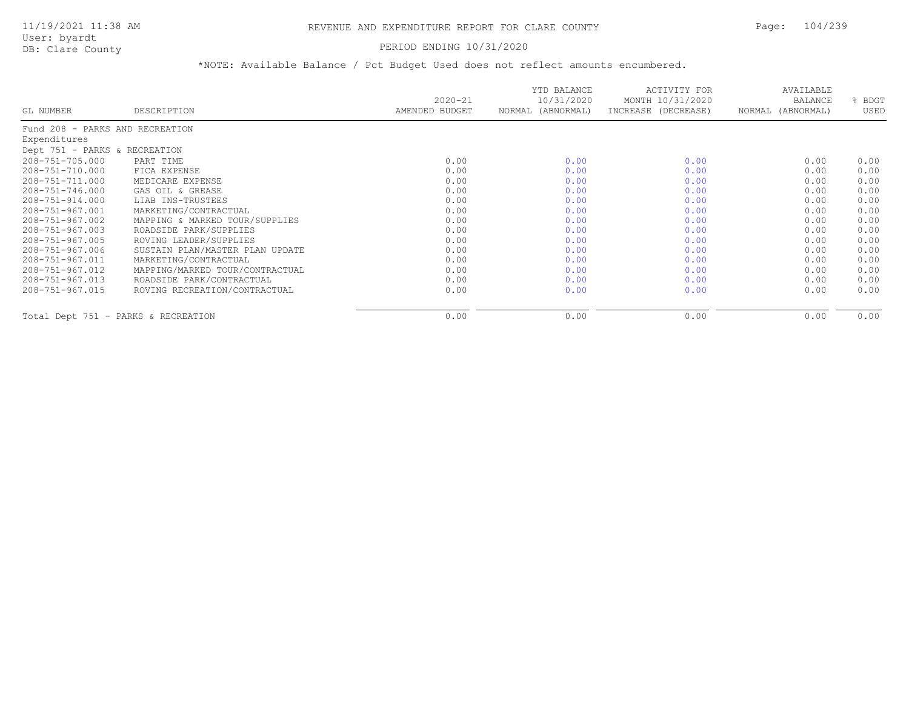# REVENUE AND EXPENDITURE REPORT FOR CLARE COUNTY

PERIOD ENDING 10/31/2020

*NOTE: Available Balance / Pct Budget Used does not reflect amounts encumbered.

| GL NUMBER | DESCRIPTION | 2020-21 AMENDED BUDGET | YTD BALANCE 10/31/2020 NORMAL (ABNORMAL) | ACTIVITY FOR MONTH 10/31/2020 INCREASE (DECREASE) | AVAILABLE BALANCE NORMAL (ABNORMAL) | % BDGT USED |
|---|---|---|---|---|---|---|
| Fund 208 - PARKS AND RECREATION | | | | | | |
| Expenditures | | | | | | |
| Dept 751 - PARKS & RECREATION | | | | | | |
| 208-751-705.000 | PART TIME | 0.00 | 0.00 | 0.00 | 0.00 | 0.00 |
| 208-751-710.000 | FICA EXPENSE | 0.00 | 0.00 | 0.00 | 0.00 | 0.00 |
| 208-751-711.000 | MEDICARE EXPENSE | 0.00 | 0.00 | 0.00 | 0.00 | 0.00 |
| 208-751-746.000 | GAS OIL & GREASE | 0.00 | 0.00 | 0.00 | 0.00 | 0.00 |
| 208-751-914.000 | LIAB INS-TRUSTEES | 0.00 | 0.00 | 0.00 | 0.00 | 0.00 |
| 208-751-967.001 | MARKETING/CONTRACTUAL | 0.00 | 0.00 | 0.00 | 0.00 | 0.00 |
| 208-751-967.002 | MAPPING & MARKED TOUR/SUPPLIES | 0.00 | 0.00 | 0.00 | 0.00 | 0.00 |
| 208-751-967.003 | ROADSIDE PARK/SUPPLIES | 0.00 | 0.00 | 0.00 | 0.00 | 0.00 |
| 208-751-967.005 | ROVING LEADER/SUPPLIES | 0.00 | 0.00 | 0.00 | 0.00 | 0.00 |
| 208-751-967.006 | SUSTAIN PLAN/MASTER PLAN UPDATE | 0.00 | 0.00 | 0.00 | 0.00 | 0.00 |
| 208-751-967.011 | MARKETING/CONTRACTUAL | 0.00 | 0.00 | 0.00 | 0.00 | 0.00 |
| 208-751-967.012 | MAPPING/MARKED TOUR/CONTRACTUAL | 0.00 | 0.00 | 0.00 | 0.00 | 0.00 |
| 208-751-967.013 | ROADSIDE PARK/CONTRACTUAL | 0.00 | 0.00 | 0.00 | 0.00 | 0.00 |
| 208-751-967.015 | ROVING RECREATION/CONTRACTUAL | 0.00 | 0.00 | 0.00 | 0.00 | 0.00 |
| Total Dept 751 - PARKS & RECREATION | | 0.00 | 0.00 | 0.00 | 0.00 | 0.00 |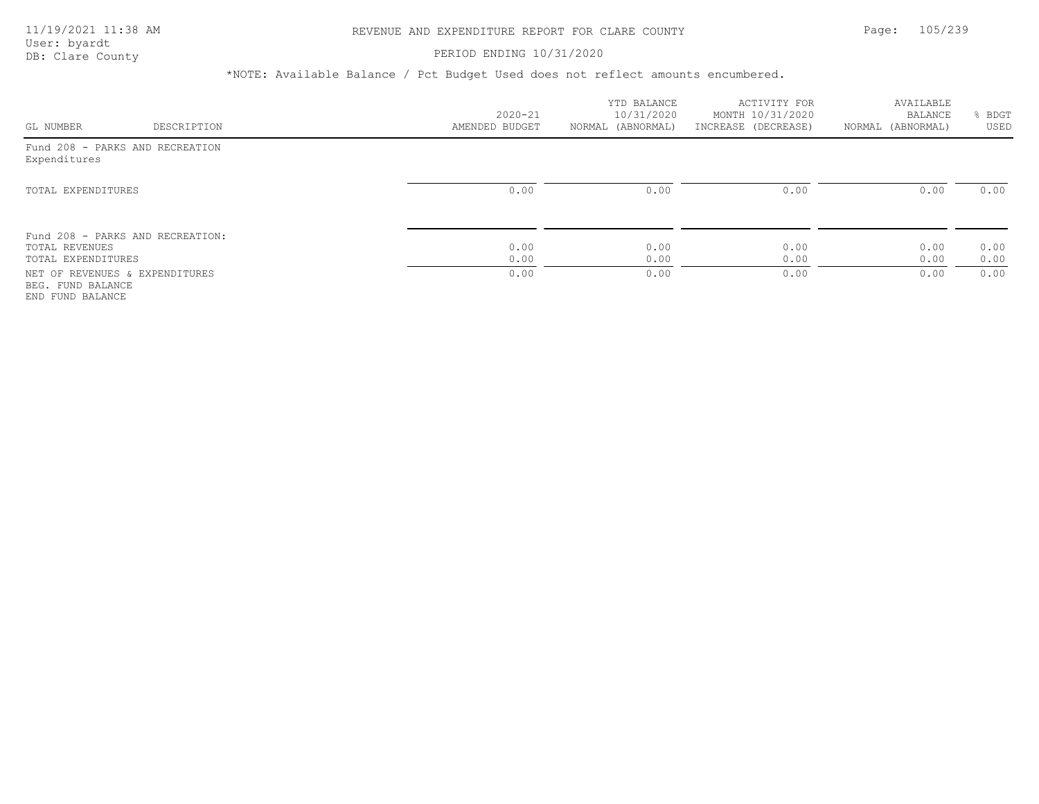*NOTE: Available Balance / Pct Budget Used does not reflect amounts encumbered.

| GL NUMBER | DESCRIPTION | 2020-21 AMENDED BUDGET | YTD BALANCE 10/31/2020 NORMAL (ABNORMAL) | ACTIVITY FOR MONTH 10/31/2020 INCREASE (DECREASE) | AVAILABLE BALANCE NORMAL (ABNORMAL) | % BDGT USED |
|---|---|---|---|---|---|---|
| Fund 208 - PARKS AND RECREATION | | | | | | |
| Expenditures | | | | | | |
| TOTAL EXPENDITURES | | 0.00 | 0.00 | 0.00 | 0.00 | 0.00 |
| Fund 208 - PARKS AND RECREATION: | | | | | | |
| TOTAL REVENUES | | 0.00 | 0.00 | 0.00 | 0.00 | 0.00 |
| TOTAL EXPENDITURES | | 0.00 | 0.00 | 0.00 | 0.00 | 0.00 |
| NET OF REVENUES & EXPENDITURES | | 0.00 | 0.00 | 0.00 | 0.00 | 0.00 |
| BEG. FUND BALANCE | | | | | | |
| END FUND BALANCE | | | | | | |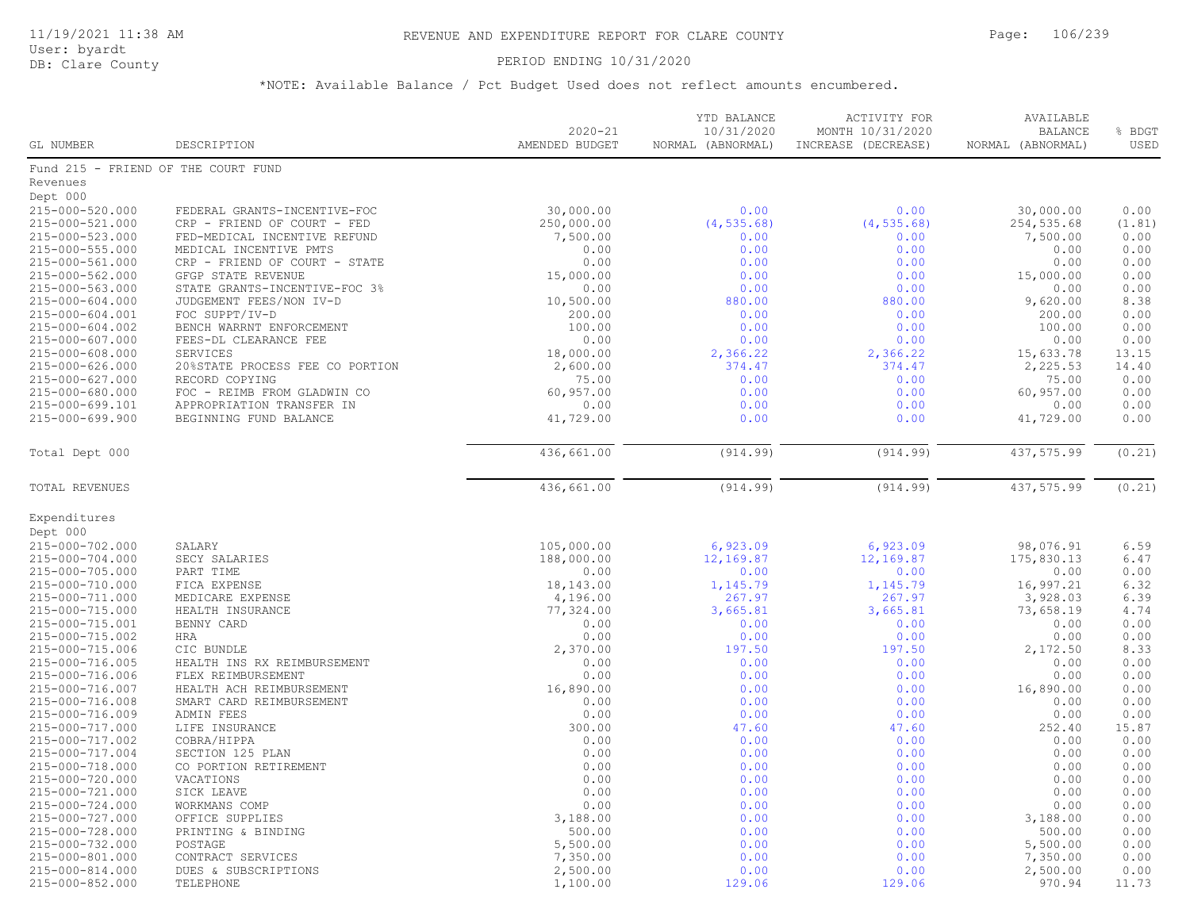# REVENUE AND EXPENDITURE REPORT FOR CLARE COUNTY

11/19/2021 11:38 AM
User: byardt
DB: Clare County

PERIOD ENDING 10/31/2020

*NOTE: Available Balance / Pct Budget Used does not reflect amounts encumbered.

| GL NUMBER | DESCRIPTION | 2020-21 AMENDED BUDGET | YTD BALANCE 10/31/2020 NORMAL (ABNORMAL) | ACTIVITY FOR MONTH 10/31/2020 INCREASE (DECREASE) | AVAILABLE BALANCE NORMAL (ABNORMAL) | % BDGT USED |
|---|---|---|---|---|---|---|
| Fund 215 - FRIEND OF THE COURT FUND | | | | | | |
| Revenues | | | | | | |
| Dept 000 | | | | | | |
| 215-000-520.000 | FEDERAL GRANTS-INCENTIVE-FOC | 30,000.00 | 0.00 | 0.00 | 30,000.00 | 0.00 |
| 215-000-521.000 | CRP - FRIEND OF COURT - FED | 250,000.00 | (4,535.68) | (4,535.68) | 254,535.68 | (1.81) |
| 215-000-523.000 | FED-MEDICAL INCENTIVE REFUND | 7,500.00 | 0.00 | 0.00 | 7,500.00 | 0.00 |
| 215-000-555.000 | MEDICAL INCENTIVE PMTS | 0.00 | 0.00 | 0.00 | 0.00 | 0.00 |
| 215-000-561.000 | CRP - FRIEND OF COURT - STATE | 0.00 | 0.00 | 0.00 | 0.00 | 0.00 |
| 215-000-562.000 | GFGP STATE REVENUE | 15,000.00 | 0.00 | 0.00 | 15,000.00 | 0.00 |
| 215-000-563.000 | STATE GRANTS-INCENTIVE-FOC 3% | 0.00 | 0.00 | 0.00 | 0.00 | 0.00 |
| 215-000-604.000 | JUDGEMENT FEES/NON IV-D | 10,500.00 | 880.00 | 880.00 | 9,620.00 | 8.38 |
| 215-000-604.001 | FOC SUPPT/IV-D | 200.00 | 0.00 | 0.00 | 200.00 | 0.00 |
| 215-000-604.002 | BENCH WARRNT ENFORCEMENT | 100.00 | 0.00 | 0.00 | 100.00 | 0.00 |
| 215-000-607.000 | FEES-DL CLEARANCE FEE | 0.00 | 0.00 | 0.00 | 0.00 | 0.00 |
| 215-000-608.000 | SERVICES | 18,000.00 | 2,366.22 | 2,366.22 | 15,633.78 | 13.15 |
| 215-000-626.000 | 20%STATE PROCESS FEE CO PORTION | 2,600.00 | 374.47 | 374.47 | 2,225.53 | 14.40 |
| 215-000-627.000 | RECORD COPYING | 75.00 | 0.00 | 0.00 | 75.00 | 0.00 |
| 215-000-680.000 | FOC - REIMB FROM GLADWIN CO | 60,957.00 | 0.00 | 0.00 | 60,957.00 | 0.00 |
| 215-000-699.101 | APPROPRIATION TRANSFER IN | 0.00 | 0.00 | 0.00 | 0.00 | 0.00 |
| 215-000-699.900 | BEGINNING FUND BALANCE | 41,729.00 | 0.00 | 0.00 | 41,729.00 | 0.00 |
| Total Dept 000 | | 436,661.00 | (914.99) | (914.99) | 437,575.99 | (0.21) |
| TOTAL REVENUES | | 436,661.00 | (914.99) | (914.99) | 437,575.99 | (0.21) |
| Expenditures | | | | | | |
| Dept 000 | | | | | | |
| 215-000-702.000 | SALARY | 105,000.00 | 6,923.09 | 6,923.09 | 98,076.91 | 6.59 |
| 215-000-704.000 | SECY SALARIES | 188,000.00 | 12,169.87 | 12,169.87 | 175,830.13 | 6.47 |
| 215-000-705.000 | PART TIME | 0.00 | 0.00 | 0.00 | 0.00 | 0.00 |
| 215-000-710.000 | FICA EXPENSE | 18,143.00 | 1,145.79 | 1,145.79 | 16,997.21 | 6.32 |
| 215-000-711.000 | MEDICARE EXPENSE | 4,196.00 | 267.97 | 267.97 | 3,928.03 | 6.39 |
| 215-000-715.000 | HEALTH INSURANCE | 77,324.00 | 3,665.81 | 3,665.81 | 73,658.19 | 4.74 |
| 215-000-715.001 | BENNY CARD | 0.00 | 0.00 | 0.00 | 0.00 | 0.00 |
| 215-000-715.002 | HRA | 0.00 | 0.00 | 0.00 | 0.00 | 0.00 |
| 215-000-715.006 | CIC BUNDLE | 2,370.00 | 197.50 | 197.50 | 2,172.50 | 8.33 |
| 215-000-716.005 | HEALTH INS RX REIMBURSEMENT | 0.00 | 0.00 | 0.00 | 0.00 | 0.00 |
| 215-000-716.006 | FLEX REIMBURSEMENT | 0.00 | 0.00 | 0.00 | 0.00 | 0.00 |
| 215-000-716.007 | HEALTH ACH REIMBURSEMENT | 16,890.00 | 0.00 | 0.00 | 16,890.00 | 0.00 |
| 215-000-716.008 | SMART CARD REIMBURSEMENT | 0.00 | 0.00 | 0.00 | 0.00 | 0.00 |
| 215-000-716.009 | ADMIN FEES | 0.00 | 0.00 | 0.00 | 0.00 | 0.00 |
| 215-000-717.000 | LIFE INSURANCE | 300.00 | 47.60 | 47.60 | 252.40 | 15.87 |
| 215-000-717.002 | COBRA/HIPPA | 0.00 | 0.00 | 0.00 | 0.00 | 0.00 |
| 215-000-717.004 | SECTION 125 PLAN | 0.00 | 0.00 | 0.00 | 0.00 | 0.00 |
| 215-000-718.000 | CO PORTION RETIREMENT | 0.00 | 0.00 | 0.00 | 0.00 | 0.00 |
| 215-000-720.000 | VACATIONS | 0.00 | 0.00 | 0.00 | 0.00 | 0.00 |
| 215-000-721.000 | SICK LEAVE | 0.00 | 0.00 | 0.00 | 0.00 | 0.00 |
| 215-000-724.000 | WORKMANS COMP | 0.00 | 0.00 | 0.00 | 0.00 | 0.00 |
| 215-000-727.000 | OFFICE SUPPLIES | 3,188.00 | 0.00 | 0.00 | 3,188.00 | 0.00 |
| 215-000-728.000 | PRINTING & BINDING | 500.00 | 0.00 | 0.00 | 500.00 | 0.00 |
| 215-000-732.000 | POSTAGE | 5,500.00 | 0.00 | 0.00 | 5,500.00 | 0.00 |
| 215-000-801.000 | CONTRACT SERVICES | 7,350.00 | 0.00 | 0.00 | 7,350.00 | 0.00 |
| 215-000-814.000 | DUES & SUBSCRIPTIONS | 2,500.00 | 0.00 | 0.00 | 2,500.00 | 0.00 |
| 215-000-852.000 | TELEPHONE | 1,100.00 | 129.06 | 129.06 | 970.94 | 11.73 |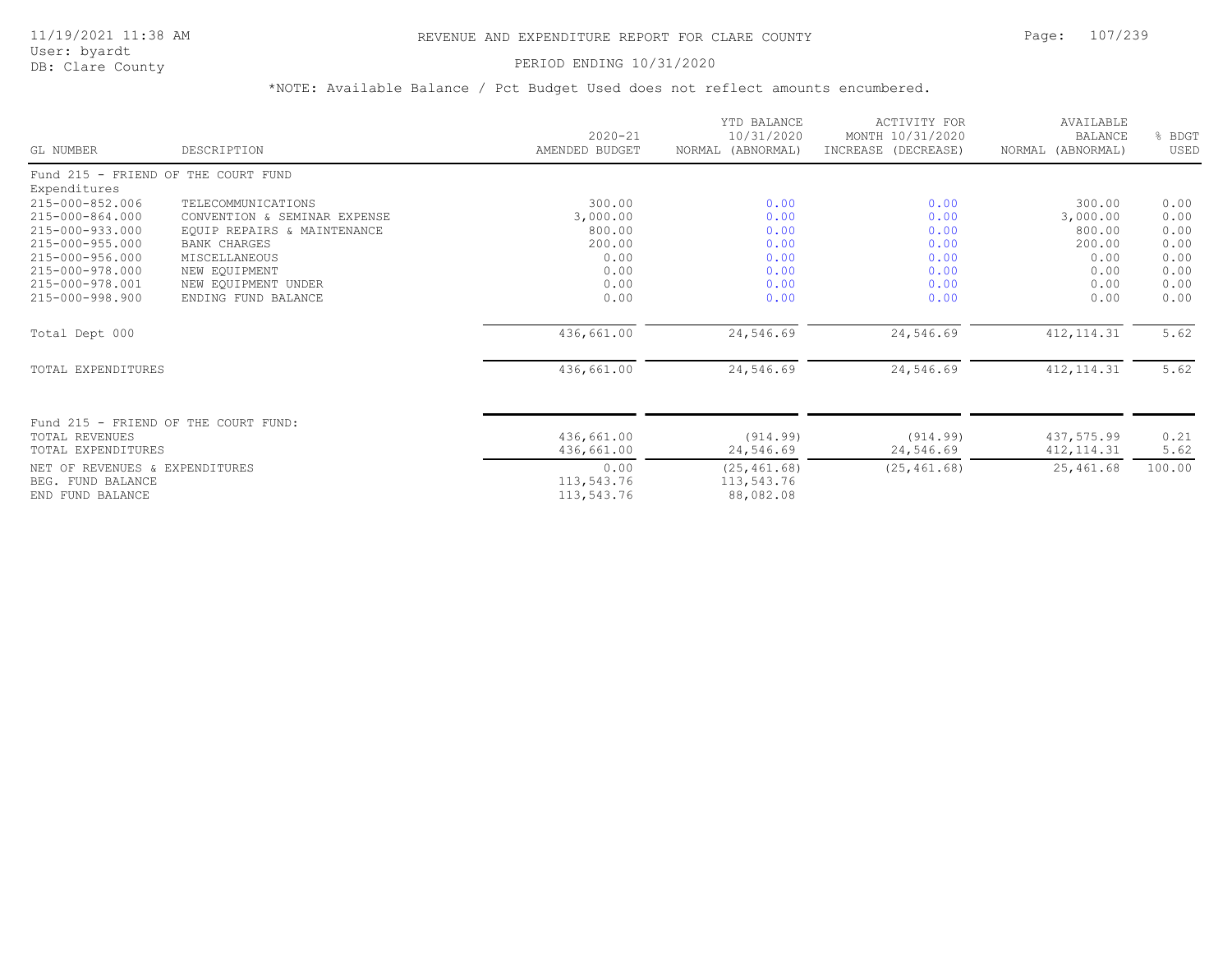REVENUE AND EXPENDITURE REPORT FOR CLARE COUNTY

PERIOD ENDING 10/31/2020

*NOTE: Available Balance / Pct Budget Used does not reflect amounts encumbered.

| GL NUMBER | DESCRIPTION | 2020-21 AMENDED BUDGET | YTD BALANCE 10/31/2020 NORMAL (ABNORMAL) | ACTIVITY FOR MONTH 10/31/2020 INCREASE (DECREASE) | AVAILABLE BALANCE NORMAL (ABNORMAL) | % BDGT USED |
|---|---|---|---|---|---|---|
| Fund 215 - FRIEND OF THE COURT FUND | | | | | | |
| Expenditures | | | | | | |
| 215-000-852.006 | TELECOMMUNICATIONS | 300.00 | 0.00 | 0.00 | 300.00 | 0.00 |
| 215-000-864.000 | CONVENTION & SEMINAR EXPENSE | 3,000.00 | 0.00 | 0.00 | 3,000.00 | 0.00 |
| 215-000-933.000 | EQUIP REPAIRS & MAINTENANCE | 800.00 | 0.00 | 0.00 | 800.00 | 0.00 |
| 215-000-955.000 | BANK CHARGES | 200.00 | 0.00 | 0.00 | 200.00 | 0.00 |
| 215-000-956.000 | MISCELLANEOUS | 0.00 | 0.00 | 0.00 | 0.00 | 0.00 |
| 215-000-978.000 | NEW EQUIPMENT | 0.00 | 0.00 | 0.00 | 0.00 | 0.00 |
| 215-000-978.001 | NEW EQUIPMENT UNDER | 0.00 | 0.00 | 0.00 | 0.00 | 0.00 |
| 215-000-998.900 | ENDING FUND BALANCE | 0.00 | 0.00 | 0.00 | 0.00 | 0.00 |
| Total Dept 000 | | 436,661.00 | 24,546.69 | 24,546.69 | 412,114.31 | 5.62 |
| TOTAL EXPENDITURES | | 436,661.00 | 24,546.69 | 24,546.69 | 412,114.31 | 5.62 |
| Fund 215 - FRIEND OF THE COURT FUND: | | | | | | |
| TOTAL REVENUES | | 436,661.00 | (914.99) | (914.99) | 437,575.99 | 0.21 |
| TOTAL EXPENDITURES | | 436,661.00 | 24,546.69 | 24,546.69 | 412,114.31 | 5.62 |
| NET OF REVENUES & EXPENDITURES | | 0.00 | (25,461.68) | (25,461.68) | 25,461.68 | 100.00 |
| BEG. FUND BALANCE | | 113,543.76 | 113,543.76 | | | |
| END FUND BALANCE | | 113,543.76 | 88,082.08 | | | |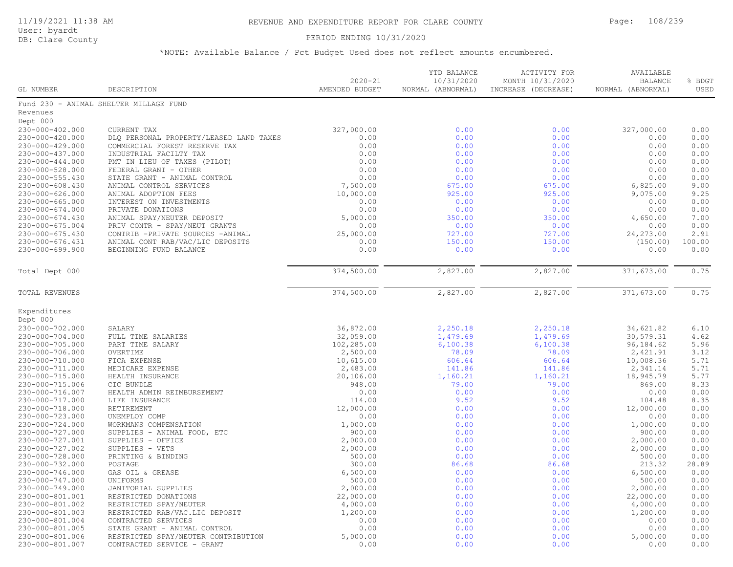# REVENUE AND EXPENDITURE REPORT FOR CLARE COUNTY

PERIOD ENDING 10/31/2020

*NOTE: Available Balance / Pct Budget Used does not reflect amounts encumbered.

| GL NUMBER | DESCRIPTION | 2020-21 AMENDED BUDGET | YTD BALANCE 10/31/2020 NORMAL (ABNORMAL) | ACTIVITY FOR MONTH 10/31/2020 INCREASE (DECREASE) | AVAILABLE BALANCE NORMAL (ABNORMAL) | % BDGT USED |
|---|---|---|---|---|---|---|
| Fund 230 - ANIMAL SHELTER MILLAGE FUND | | | | | | |
| Revenues | | | | | | |
| Dept 000 | | | | | | |
| 230-000-402.000 | CURRENT TAX | 327,000.00 | 0.00 | 0.00 | 327,000.00 | 0.00 |
| 230-000-420.000 | DLQ PERSONAL PROPERTY/LEASED LAND TAXES | 0.00 | 0.00 | 0.00 | 0.00 | 0.00 |
| 230-000-429.000 | COMMERCIAL FOREST RESERVE TAX | 0.00 | 0.00 | 0.00 | 0.00 | 0.00 |
| 230-000-437.000 | INDUSTRIAL FACILTY TAX | 0.00 | 0.00 | 0.00 | 0.00 | 0.00 |
| 230-000-444.000 | PMT IN LIEU OF TAXES (PILOT) | 0.00 | 0.00 | 0.00 | 0.00 | 0.00 |
| 230-000-528.000 | FEDERAL GRANT - OTHER | 0.00 | 0.00 | 0.00 | 0.00 | 0.00 |
| 230-000-555.430 | STATE GRANT - ANIMAL CONTROL | 0.00 | 0.00 | 0.00 | 0.00 | 0.00 |
| 230-000-608.430 | ANIMAL CONTROL SERVICES | 7,500.00 | 675.00 | 675.00 | 6,825.00 | 9.00 |
| 230-000-626.000 | ANIMAL ADOPTION FEES | 10,000.00 | 925.00 | 925.00 | 9,075.00 | 9.25 |
| 230-000-665.000 | INTEREST ON INVESTMENTS | 0.00 | 0.00 | 0.00 | 0.00 | 0.00 |
| 230-000-674.000 | PRIVATE DONATIONS | 0.00 | 0.00 | 0.00 | 0.00 | 0.00 |
| 230-000-674.430 | ANIMAL SPAY/NEUTER DEPOSIT | 5,000.00 | 350.00 | 350.00 | 4,650.00 | 7.00 |
| 230-000-675.004 | PRIV CONTR - SPAY/NEUT GRANTS | 0.00 | 0.00 | 0.00 | 0.00 | 0.00 |
| 230-000-675.430 | CONTRIB -PRIVATE SOURCES -ANIMAL | 25,000.00 | 727.00 | 727.00 | 24,273.00 | 2.91 |
| 230-000-676.431 | ANIMAL CONT RAB/VAC/LIC DEPOSITS | 0.00 | 150.00 | 150.00 | (150.00) | 100.00 |
| 230-000-699.900 | BEGINNING FUND BALANCE | 0.00 | 0.00 | 0.00 | 0.00 | 0.00 |
| Total Dept 000 | | 374,500.00 | 2,827.00 | 2,827.00 | 371,673.00 | 0.75 |
| TOTAL REVENUES | | 374,500.00 | 2,827.00 | 2,827.00 | 371,673.00 | 0.75 |
| Expenditures | | | | | | |
| Dept 000 | | | | | | |
| 230-000-702.000 | SALARY | 36,872.00 | 2,250.18 | 2,250.18 | 34,621.82 | 6.10 |
| 230-000-704.000 | FULL TIME SALARIES | 32,059.00 | 1,479.69 | 1,479.69 | 30,579.31 | 4.62 |
| 230-000-705.000 | PART TIME SALARY | 102,285.00 | 6,100.38 | 6,100.38 | 96,184.62 | 5.96 |
| 230-000-706.000 | OVERTIME | 2,500.00 | 78.09 | 78.09 | 2,421.91 | 3.12 |
| 230-000-710.000 | FICA EXPENSE | 10,615.00 | 606.64 | 606.64 | 10,008.36 | 5.71 |
| 230-000-711.000 | MEDICARE EXPENSE | 2,483.00 | 141.86 | 141.86 | 2,341.14 | 5.71 |
| 230-000-715.000 | HEALTH INSURANCE | 20,106.00 | 1,160.21 | 1,160.21 | 18,945.79 | 5.77 |
| 230-000-715.006 | CIC BUNDLE | 948.00 | 79.00 | 79.00 | 869.00 | 8.33 |
| 230-000-716.007 | HEALTH ADMIN REIMBURSEMENT | 0.00 | 0.00 | 0.00 | 0.00 | 0.00 |
| 230-000-717.000 | LIFE INSURANCE | 114.00 | 9.52 | 9.52 | 104.48 | 8.35 |
| 230-000-718.000 | RETIREMENT | 12,000.00 | 0.00 | 0.00 | 12,000.00 | 0.00 |
| 230-000-723.000 | UNEMPLOY COMP | 0.00 | 0.00 | 0.00 | 0.00 | 0.00 |
| 230-000-724.000 | WORKMANS COMPENSATION | 1,000.00 | 0.00 | 0.00 | 1,000.00 | 0.00 |
| 230-000-727.000 | SUPPLIES - ANIMAL FOOD, ETC | 900.00 | 0.00 | 0.00 | 900.00 | 0.00 |
| 230-000-727.001 | SUPPLIES - OFFICE | 2,000.00 | 0.00 | 0.00 | 2,000.00 | 0.00 |
| 230-000-727.002 | SUPPLIES - VETS | 2,000.00 | 0.00 | 0.00 | 2,000.00 | 0.00 |
| 230-000-728.000 | PRINTING & BINDING | 500.00 | 0.00 | 0.00 | 500.00 | 0.00 |
| 230-000-732.000 | POSTAGE | 300.00 | 86.68 | 86.68 | 213.32 | 28.89 |
| 230-000-746.000 | GAS OIL & GREASE | 6,500.00 | 0.00 | 0.00 | 6,500.00 | 0.00 |
| 230-000-747.000 | UNIFORMS | 500.00 | 0.00 | 0.00 | 500.00 | 0.00 |
| 230-000-749.000 | JANITORIAL SUPPLIES | 2,000.00 | 0.00 | 0.00 | 2,000.00 | 0.00 |
| 230-000-801.001 | RESTRICTED DONATIONS | 22,000.00 | 0.00 | 0.00 | 22,000.00 | 0.00 |
| 230-000-801.002 | RESTRICTED SPAY/NEUTER | 4,000.00 | 0.00 | 0.00 | 4,000.00 | 0.00 |
| 230-000-801.003 | RESTRICTED RAB/VAC.LIC DEPOSIT | 1,200.00 | 0.00 | 0.00 | 1,200.00 | 0.00 |
| 230-000-801.004 | CONTRACTED SERVICES | 0.00 | 0.00 | 0.00 | 0.00 | 0.00 |
| 230-000-801.005 | STATE GRANT - ANIMAL CONTROL | 0.00 | 0.00 | 0.00 | 0.00 | 0.00 |
| 230-000-801.006 | RESTRICTED SPAY/NEUTER CONTRIBUTION | 5,000.00 | 0.00 | 0.00 | 5,000.00 | 0.00 |
| 230-000-801.007 | CONTRACTED SERVICE - GRANT | 0.00 | 0.00 | 0.00 | 0.00 | 0.00 |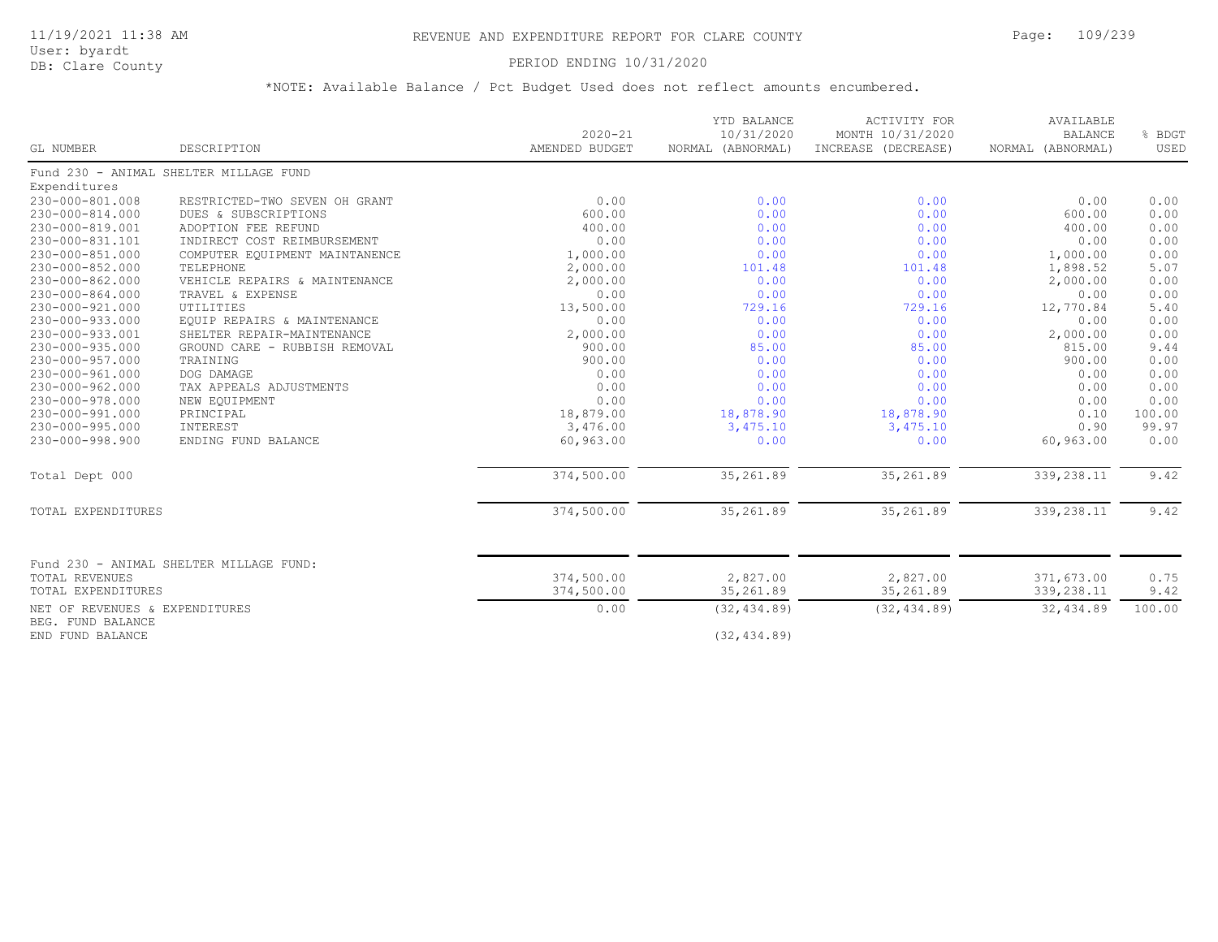# REVENUE AND EXPENDITURE REPORT FOR CLARE COUNTY

11/19/2021 11:38 AM
User: byardt
DB: Clare County

PERIOD ENDING 10/31/2020

*NOTE: Available Balance / Pct Budget Used does not reflect amounts encumbered.

| GL NUMBER | DESCRIPTION | 2020-21 AMENDED BUDGET | YTD BALANCE 10/31/2020 NORMAL (ABNORMAL) | ACTIVITY FOR MONTH 10/31/2020 INCREASE (DECREASE) | AVAILABLE BALANCE NORMAL (ABNORMAL) | % BDGT USED |
|---|---|---|---|---|---|---|
| Fund 230 - ANIMAL SHELTER MILLAGE FUND | | | | | | |
| Expenditures | | | | | | |
| 230-000-801.008 | RESTRICTED-TWO SEVEN OH GRANT | 0.00 | 0.00 | 0.00 | 0.00 | 0.00 |
| 230-000-814.000 | DUES & SUBSCRIPTIONS | 600.00 | 0.00 | 0.00 | 600.00 | 0.00 |
| 230-000-819.001 | ADOPTION FEE REFUND | 400.00 | 0.00 | 0.00 | 400.00 | 0.00 |
| 230-000-831.101 | INDIRECT COST REIMBURSEMENT | 0.00 | 0.00 | 0.00 | 0.00 | 0.00 |
| 230-000-851.000 | COMPUTER EQUIPMENT MAINTANENCE | 1,000.00 | 0.00 | 0.00 | 1,000.00 | 0.00 |
| 230-000-852.000 | TELEPHONE | 2,000.00 | 101.48 | 101.48 | 1,898.52 | 5.07 |
| 230-000-862.000 | VEHICLE REPAIRS & MAINTENANCE | 2,000.00 | 0.00 | 0.00 | 2,000.00 | 0.00 |
| 230-000-864.000 | TRAVEL & EXPENSE | 0.00 | 0.00 | 0.00 | 0.00 | 0.00 |
| 230-000-921.000 | UTILITIES | 13,500.00 | 729.16 | 729.16 | 12,770.84 | 5.40 |
| 230-000-933.000 | EQUIP REPAIRS & MAINTENANCE | 0.00 | 0.00 | 0.00 | 0.00 | 0.00 |
| 230-000-933.001 | SHELTER REPAIR-MAINTENANCE | 2,000.00 | 0.00 | 0.00 | 2,000.00 | 0.00 |
| 230-000-935.000 | GROUND CARE - RUBBISH REMOVAL | 900.00 | 85.00 | 85.00 | 815.00 | 9.44 |
| 230-000-957.000 | TRAINING | 900.00 | 0.00 | 0.00 | 900.00 | 0.00 |
| 230-000-961.000 | DOG DAMAGE | 0.00 | 0.00 | 0.00 | 0.00 | 0.00 |
| 230-000-962.000 | TAX APPEALS ADJUSTMENTS | 0.00 | 0.00 | 0.00 | 0.00 | 0.00 |
| 230-000-978.000 | NEW EQUIPMENT | 0.00 | 0.00 | 0.00 | 0.00 | 0.00 |
| 230-000-991.000 | PRINCIPAL | 18,879.00 | 18,878.90 | 18,878.90 | 0.10 | 100.00 |
| 230-000-995.000 | INTEREST | 3,476.00 | 3,475.10 | 3,475.10 | 0.90 | 99.97 |
| 230-000-998.900 | ENDING FUND BALANCE | 60,963.00 | 0.00 | 0.00 | 60,963.00 | 0.00 |
| Total Dept 000 | | 374,500.00 | 35,261.89 | 35,261.89 | 339,238.11 | 9.42 |
| TOTAL EXPENDITURES | | 374,500.00 | 35,261.89 | 35,261.89 | 339,238.11 | 9.42 |
| Fund 230 - ANIMAL SHELTER MILLAGE FUND: | | | | | | |
| TOTAL REVENUES | | 374,500.00 | 2,827.00 | 2,827.00 | 371,673.00 | 0.75 |
| TOTAL EXPENDITURES | | 374,500.00 | 35,261.89 | 35,261.89 | 339,238.11 | 9.42 |
| NET OF REVENUES & EXPENDITURES | | 0.00 | (32,434.89) | (32,434.89) | 32,434.89 | 100.00 |
| BEG. FUND BALANCE | | | | | | |
| END FUND BALANCE | | | (32,434.89) | | | |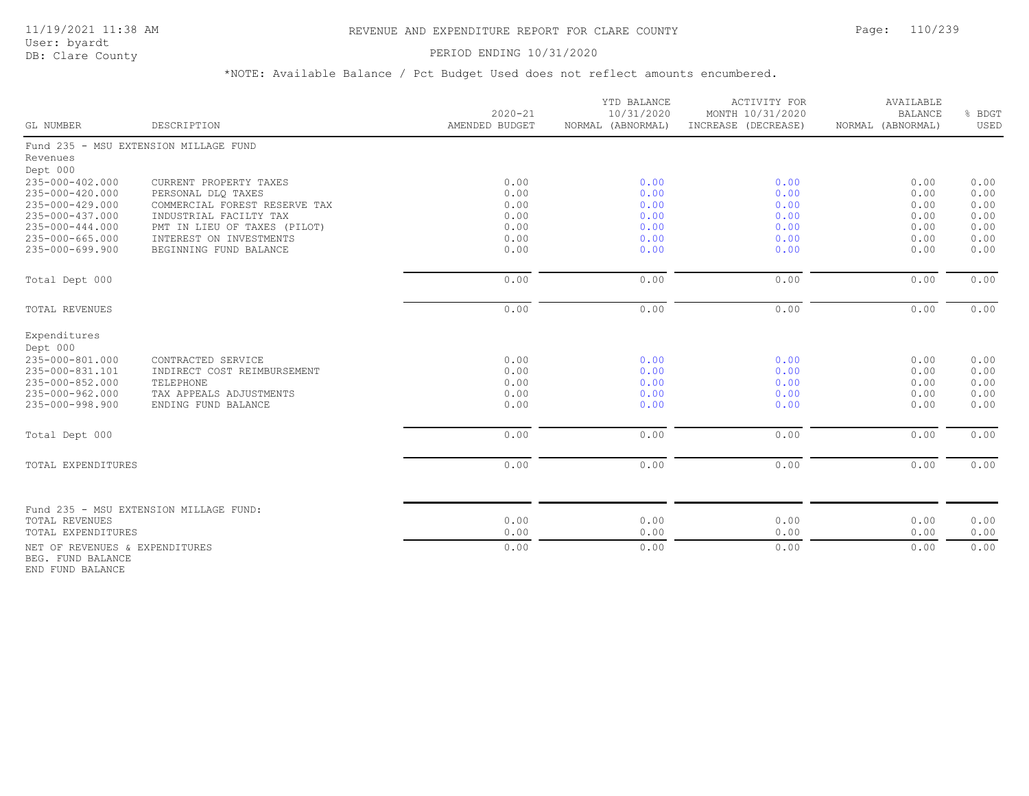# REVENUE AND EXPENDITURE REPORT FOR CLARE COUNTY

PERIOD ENDING 10/31/2020

*NOTE: Available Balance / Pct Budget Used does not reflect amounts encumbered.

| GL NUMBER | DESCRIPTION | 2020-21 AMENDED BUDGET | YTD BALANCE 10/31/2020 NORMAL (ABNORMAL) | ACTIVITY FOR MONTH 10/31/2020 INCREASE (DECREASE) | AVAILABLE BALANCE NORMAL (ABNORMAL) | % BDGT USED |
|---|---|---|---|---|---|---|
| Fund 235 - MSU EXTENSION MILLAGE FUND | | | | | | |
| Revenues | | | | | | |
| Dept 000 | | | | | | |
| 235-000-402.000 | CURRENT PROPERTY TAXES | 0.00 | 0.00 | 0.00 | 0.00 | 0.00 |
| 235-000-420.000 | PERSONAL DLQ TAXES | 0.00 | 0.00 | 0.00 | 0.00 | 0.00 |
| 235-000-429.000 | COMMERCIAL FOREST RESERVE TAX | 0.00 | 0.00 | 0.00 | 0.00 | 0.00 |
| 235-000-437.000 | INDUSTRIAL FACILTY TAX | 0.00 | 0.00 | 0.00 | 0.00 | 0.00 |
| 235-000-444.000 | PMT IN LIEU OF TAXES (PILOT) | 0.00 | 0.00 | 0.00 | 0.00 | 0.00 |
| 235-000-665.000 | INTEREST ON INVESTMENTS | 0.00 | 0.00 | 0.00 | 0.00 | 0.00 |
| 235-000-699.900 | BEGINNING FUND BALANCE | 0.00 | 0.00 | 0.00 | 0.00 | 0.00 |
| Total Dept 000 | | 0.00 | 0.00 | 0.00 | 0.00 | 0.00 |
| TOTAL REVENUES | | 0.00 | 0.00 | 0.00 | 0.00 | 0.00 |
| Expenditures | | | | | | |
| Dept 000 | | | | | | |
| 235-000-801.000 | CONTRACTED SERVICE | 0.00 | 0.00 | 0.00 | 0.00 | 0.00 |
| 235-000-831.101 | INDIRECT COST REIMBURSEMENT | 0.00 | 0.00 | 0.00 | 0.00 | 0.00 |
| 235-000-852.000 | TELEPHONE | 0.00 | 0.00 | 0.00 | 0.00 | 0.00 |
| 235-000-962.000 | TAX APPEALS ADJUSTMENTS | 0.00 | 0.00 | 0.00 | 0.00 | 0.00 |
| 235-000-998.900 | ENDING FUND BALANCE | 0.00 | 0.00 | 0.00 | 0.00 | 0.00 |
| Total Dept 000 | | 0.00 | 0.00 | 0.00 | 0.00 | 0.00 |
| TOTAL EXPENDITURES | | 0.00 | 0.00 | 0.00 | 0.00 | 0.00 |
| Fund 235 - MSU EXTENSION MILLAGE FUND: | | | | | | |
| TOTAL REVENUES | | 0.00 | 0.00 | 0.00 | 0.00 | 0.00 |
| TOTAL EXPENDITURES | | 0.00 | 0.00 | 0.00 | 0.00 | 0.00 |
| NET OF REVENUES & EXPENDITURES | | 0.00 | 0.00 | 0.00 | 0.00 | 0.00 |
| BEG. FUND BALANCE | | | | | | |
| END FUND BALANCE | | | | | | |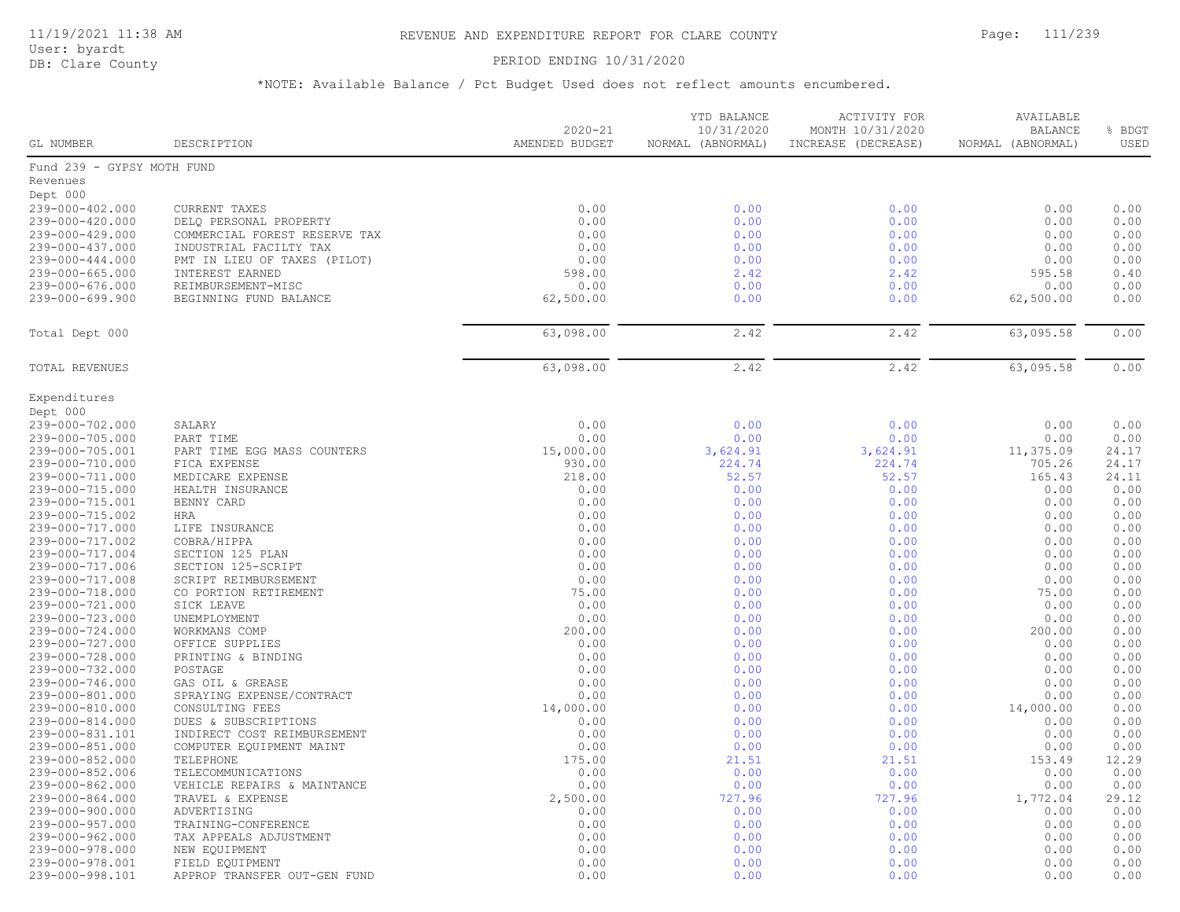# REVENUE AND EXPENDITURE REPORT FOR CLARE COUNTY

11/19/2021 11:38 AM
User: byardt
DB: Clare County

PERIOD ENDING 10/31/2020

*NOTE: Available Balance / Pct Budget Used does not reflect amounts encumbered.

| GL NUMBER | DESCRIPTION | 2020-21 AMENDED BUDGET | YTD BALANCE 10/31/2020 NORMAL (ABNORMAL) | ACTIVITY FOR MONTH 10/31/2020 INCREASE (DECREASE) | AVAILABLE BALANCE NORMAL (ABNORMAL) | % BDGT USED |
|---|---|---|---|---|---|---|
| Fund 239 - GYPSY MOTH FUND | | | | | | |
| Revenues | | | | | | |
| Dept 000 | | | | | | |
| 239-000-402.000 | CURRENT TAXES | 0.00 | 0.00 | 0.00 | 0.00 | 0.00 |
| 239-000-420.000 | DELQ PERSONAL PROPERTY | 0.00 | 0.00 | 0.00 | 0.00 | 0.00 |
| 239-000-429.000 | COMMERCIAL FOREST RESERVE TAX | 0.00 | 0.00 | 0.00 | 0.00 | 0.00 |
| 239-000-437.000 | INDUSTRIAL FACILTY TAX | 0.00 | 0.00 | 0.00 | 0.00 | 0.00 |
| 239-000-444.000 | PMT IN LIEU OF TAXES (PILOT) | 0.00 | 0.00 | 0.00 | 0.00 | 0.00 |
| 239-000-665.000 | INTEREST EARNED | 598.00 | 2.42 | 2.42 | 595.58 | 0.40 |
| 239-000-676.000 | REIMBURSEMENT-MISC | 0.00 | 0.00 | 0.00 | 0.00 | 0.00 |
| 239-000-699.900 | BEGINNING FUND BALANCE | 62,500.00 | 0.00 | 0.00 | 62,500.00 | 0.00 |
| Total Dept 000 | | 63,098.00 | 2.42 | 2.42 | 63,095.58 | 0.00 |
| TOTAL REVENUES | | 63,098.00 | 2.42 | 2.42 | 63,095.58 | 0.00 |
| Expenditures | | | | | | |
| Dept 000 | | | | | | |
| 239-000-702.000 | SALARY | 0.00 | 0.00 | 0.00 | 0.00 | 0.00 |
| 239-000-705.000 | PART TIME | 0.00 | 0.00 | 0.00 | 0.00 | 0.00 |
| 239-000-705.001 | PART TIME EGG MASS COUNTERS | 15,000.00 | 3,624.91 | 3,624.91 | 11,375.09 | 24.17 |
| 239-000-710.000 | FICA EXPENSE | 930.00 | 224.74 | 224.74 | 705.26 | 24.17 |
| 239-000-711.000 | MEDICARE EXPENSE | 218.00 | 52.57 | 52.57 | 165.43 | 24.11 |
| 239-000-715.000 | HEALTH INSURANCE | 0.00 | 0.00 | 0.00 | 0.00 | 0.00 |
| 239-000-715.001 | BENNY CARD | 0.00 | 0.00 | 0.00 | 0.00 | 0.00 |
| 239-000-715.002 | HRA | 0.00 | 0.00 | 0.00 | 0.00 | 0.00 |
| 239-000-717.000 | LIFE INSURANCE | 0.00 | 0.00 | 0.00 | 0.00 | 0.00 |
| 239-000-717.002 | COBRA/HIPPA | 0.00 | 0.00 | 0.00 | 0.00 | 0.00 |
| 239-000-717.004 | SECTION 125 PLAN | 0.00 | 0.00 | 0.00 | 0.00 | 0.00 |
| 239-000-717.006 | SECTION 125-SCRIPT | 0.00 | 0.00 | 0.00 | 0.00 | 0.00 |
| 239-000-717.008 | SCRIPT REIMBURSEMENT | 0.00 | 0.00 | 0.00 | 0.00 | 0.00 |
| 239-000-718.000 | CO PORTION RETIREMENT | 75.00 | 0.00 | 0.00 | 75.00 | 0.00 |
| 239-000-721.000 | SICK LEAVE | 0.00 | 0.00 | 0.00 | 0.00 | 0.00 |
| 239-000-723.000 | UNEMPLOYMENT | 0.00 | 0.00 | 0.00 | 0.00 | 0.00 |
| 239-000-724.000 | WORKMANS COMP | 200.00 | 0.00 | 0.00 | 200.00 | 0.00 |
| 239-000-727.000 | OFFICE SUPPLIES | 0.00 | 0.00 | 0.00 | 0.00 | 0.00 |
| 239-000-728.000 | PRINTING & BINDING | 0.00 | 0.00 | 0.00 | 0.00 | 0.00 |
| 239-000-732.000 | POSTAGE | 0.00 | 0.00 | 0.00 | 0.00 | 0.00 |
| 239-000-746.000 | GAS OIL & GREASE | 0.00 | 0.00 | 0.00 | 0.00 | 0.00 |
| 239-000-801.000 | SPRAYING EXPENSE/CONTRACT | 0.00 | 0.00 | 0.00 | 0.00 | 0.00 |
| 239-000-810.000 | CONSULTING FEES | 14,000.00 | 0.00 | 0.00 | 14,000.00 | 0.00 |
| 239-000-814.000 | DUES & SUBSCRIPTIONS | 0.00 | 0.00 | 0.00 | 0.00 | 0.00 |
| 239-000-831.101 | INDIRECT COST REIMBURSEMENT | 0.00 | 0.00 | 0.00 | 0.00 | 0.00 |
| 239-000-851.000 | COMPUTER EQUIPMENT MAINT | 0.00 | 0.00 | 0.00 | 0.00 | 0.00 |
| 239-000-852.000 | TELEPHONE | 175.00 | 21.51 | 21.51 | 153.49 | 12.29 |
| 239-000-852.006 | TELECOMMUNICATIONS | 0.00 | 0.00 | 0.00 | 0.00 | 0.00 |
| 239-000-862.000 | VEHICLE REPAIRS & MAINTANCE | 0.00 | 0.00 | 0.00 | 0.00 | 0.00 |
| 239-000-864.000 | TRAVEL & EXPENSE | 2,500.00 | 727.96 | 727.96 | 1,772.04 | 29.12 |
| 239-000-900.000 | ADVERTISING | 0.00 | 0.00 | 0.00 | 0.00 | 0.00 |
| 239-000-957.000 | TRAINING-CONFERENCE | 0.00 | 0.00 | 0.00 | 0.00 | 0.00 |
| 239-000-962.000 | TAX APPEALS ADJUSTMENT | 0.00 | 0.00 | 0.00 | 0.00 | 0.00 |
| 239-000-978.000 | NEW EQUIPMENT | 0.00 | 0.00 | 0.00 | 0.00 | 0.00 |
| 239-000-978.001 | FIELD EQUIPMENT | 0.00 | 0.00 | 0.00 | 0.00 | 0.00 |
| 239-000-998.101 | APPROP TRANSFER OUT-GEN FUND | 0.00 | 0.00 | 0.00 | 0.00 | 0.00 |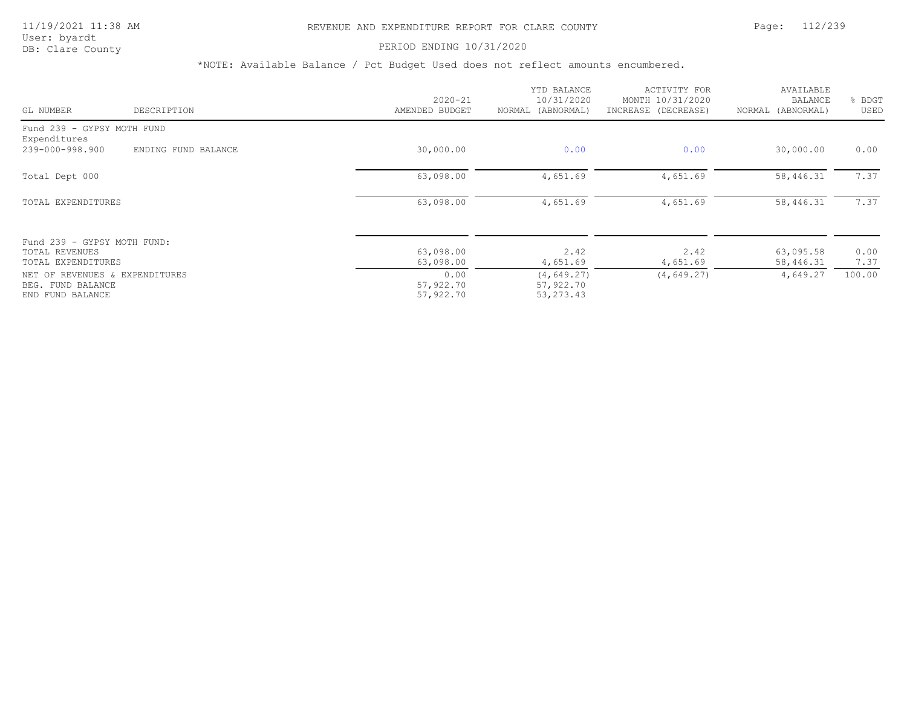# REVENUE AND EXPENDITURE REPORT FOR CLARE COUNTY

PERIOD ENDING 10/31/2020

*NOTE: Available Balance / Pct Budget Used does not reflect amounts encumbered.

| GL NUMBER | DESCRIPTION | 2020-21 AMENDED BUDGET | YTD BALANCE 10/31/2020 NORMAL (ABNORMAL) | ACTIVITY FOR MONTH 10/31/2020 INCREASE (DECREASE) | AVAILABLE BALANCE NORMAL (ABNORMAL) | % BDGT USED |
|---|---|---|---|---|---|---|
| Fund 239 - GYPSY MOTH FUND | | | | | | |
| Expenditures | | | | | | |
| 239-000-998.900 | ENDING FUND BALANCE | 30,000.00 | 0.00 | 0.00 | 30,000.00 | 0.00 |
| Total Dept 000 | | 63,098.00 | 4,651.69 | 4,651.69 | 58,446.31 | 7.37 |
| TOTAL EXPENDITURES | | 63,098.00 | 4,651.69 | 4,651.69 | 58,446.31 | 7.37 |
| Fund 239 - GYPSY MOTH FUND: | | | | | | |
| TOTAL REVENUES | | 63,098.00 | 2.42 | 2.42 | 63,095.58 | 0.00 |
| TOTAL EXPENDITURES | | 63,098.00 | 4,651.69 | 4,651.69 | 58,446.31 | 7.37 |
| NET OF REVENUES & EXPENDITURES | | 0.00 | (4,649.27) | (4,649.27) | 4,649.27 | 100.00 |
| BEG. FUND BALANCE | | 57,922.70 | 57,922.70 | | | |
| END FUND BALANCE | | 57,922.70 | 53,273.43 | | | |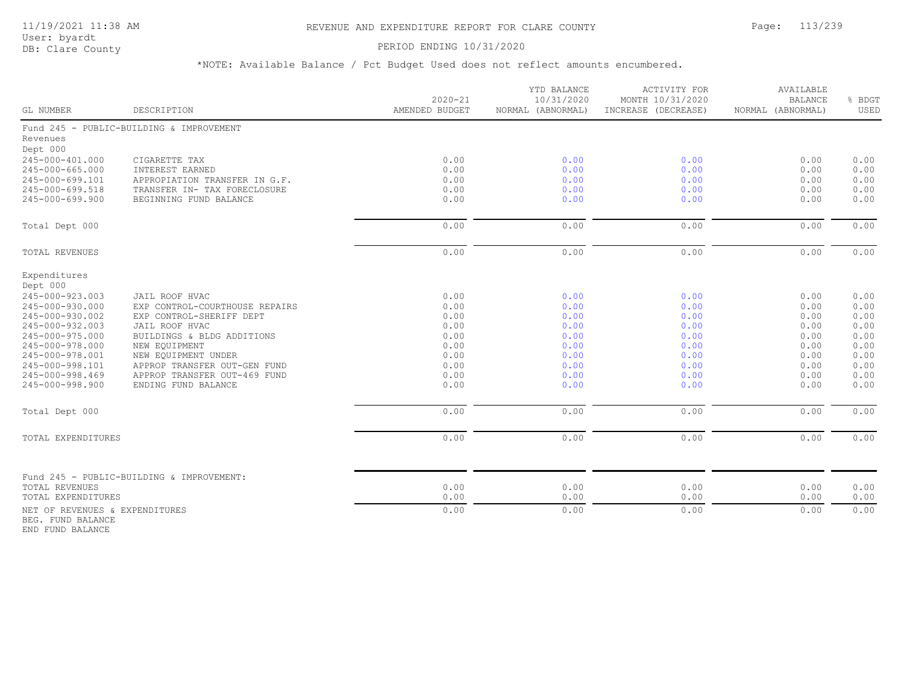# REVENUE AND EXPENDITURE REPORT FOR CLARE COUNTY

11/19/2021 11:38 AM
User: byardt
DB: Clare County

PERIOD ENDING 10/31/2020

*NOTE: Available Balance / Pct Budget Used does not reflect amounts encumbered.

| GL NUMBER | DESCRIPTION | 2020-21 AMENDED BUDGET | YTD BALANCE 10/31/2020 NORMAL (ABNORMAL) | ACTIVITY FOR MONTH 10/31/2020 INCREASE (DECREASE) | AVAILABLE BALANCE NORMAL (ABNORMAL) | % BDGT USED |
|---|---|---|---|---|---|---|
| Fund 245 - PUBLIC-BUILDING & IMPROVEMENT | | | | | | |
| Revenues | | | | | | |
| Dept 000 | | | | | | |
| 245-000-401.000 | CIGARETTE TAX | 0.00 | 0.00 | 0.00 | 0.00 | 0.00 |
| 245-000-665.000 | INTEREST EARNED | 0.00 | 0.00 | 0.00 | 0.00 | 0.00 |
| 245-000-699.101 | APPROPIATION TRANSFER IN G.F. | 0.00 | 0.00 | 0.00 | 0.00 | 0.00 |
| 245-000-699.518 | TRANSFER IN- TAX FORECLOSURE | 0.00 | 0.00 | 0.00 | 0.00 | 0.00 |
| 245-000-699.900 | BEGINNING FUND BALANCE | 0.00 | 0.00 | 0.00 | 0.00 | 0.00 |
| Total Dept 000 | | 0.00 | 0.00 | 0.00 | 0.00 | 0.00 |
| TOTAL REVENUES | | 0.00 | 0.00 | 0.00 | 0.00 | 0.00 |
| Expenditures | | | | | | |
| Dept 000 | | | | | | |
| 245-000-923.003 | JAIL ROOF HVAC | 0.00 | 0.00 | 0.00 | 0.00 | 0.00 |
| 245-000-930.000 | EXP CONTROL-COURTHOUSE REPAIRS | 0.00 | 0.00 | 0.00 | 0.00 | 0.00 |
| 245-000-930.002 | EXP CONTROL-SHERIFF DEPT | 0.00 | 0.00 | 0.00 | 0.00 | 0.00 |
| 245-000-932.003 | JAIL ROOF HVAC | 0.00 | 0.00 | 0.00 | 0.00 | 0.00 |
| 245-000-975.000 | BUILDINGS & BLDG ADDITIONS | 0.00 | 0.00 | 0.00 | 0.00 | 0.00 |
| 245-000-978.000 | NEW EQUIPMENT | 0.00 | 0.00 | 0.00 | 0.00 | 0.00 |
| 245-000-978.001 | NEW EQUIPMENT UNDER | 0.00 | 0.00 | 0.00 | 0.00 | 0.00 |
| 245-000-998.101 | APPROP TRANSFER OUT-GEN FUND | 0.00 | 0.00 | 0.00 | 0.00 | 0.00 |
| 245-000-998.469 | APPROP TRANSFER OUT-469 FUND | 0.00 | 0.00 | 0.00 | 0.00 | 0.00 |
| 245-000-998.900 | ENDING FUND BALANCE | 0.00 | 0.00 | 0.00 | 0.00 | 0.00 |
| Total Dept 000 | | 0.00 | 0.00 | 0.00 | 0.00 | 0.00 |
| TOTAL EXPENDITURES | | 0.00 | 0.00 | 0.00 | 0.00 | 0.00 |
| Fund 245 - PUBLIC-BUILDING & IMPROVEMENT: | | | | | | |
| TOTAL REVENUES | | 0.00 | 0.00 | 0.00 | 0.00 | 0.00 |
| TOTAL EXPENDITURES | | 0.00 | 0.00 | 0.00 | 0.00 | 0.00 |
| NET OF REVENUES & EXPENDITURES | | 0.00 | 0.00 | 0.00 | 0.00 | 0.00 |
| BEG. FUND BALANCE | | | | | | |
| END FUND BALANCE | | | | | | |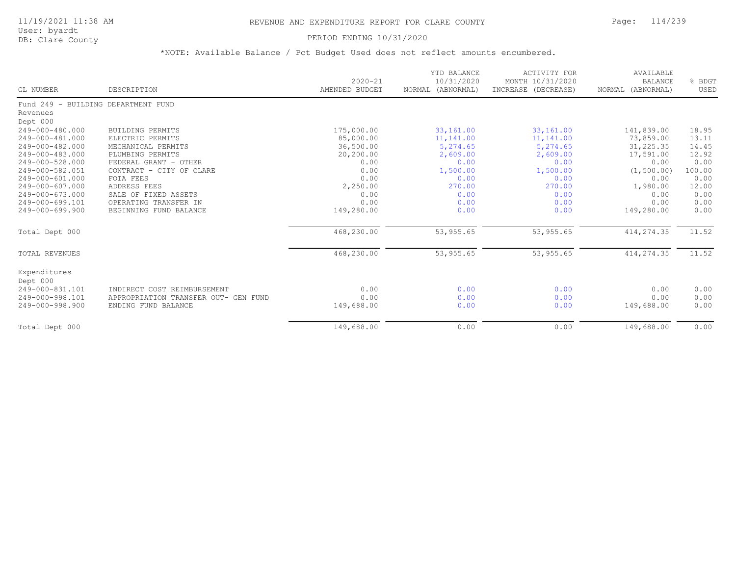# REVENUE AND EXPENDITURE REPORT FOR CLARE COUNTY

11/19/2021 11:38 AM
User: byardt
DB: Clare County

PERIOD ENDING 10/31/2020

*NOTE: Available Balance / Pct Budget Used does not reflect amounts encumbered.

| GL NUMBER | DESCRIPTION | 2020-21 AMENDED BUDGET | YTD BALANCE 10/31/2020 NORMAL (ABNORMAL) | ACTIVITY FOR MONTH 10/31/2020 INCREASE (DECREASE) | AVAILABLE BALANCE NORMAL (ABNORMAL) | % BDGT USED |
|---|---|---|---|---|---|---|
| Fund 249 - BUILDING DEPARTMENT FUND | | | | | | |
| Revenues | | | | | | |
| Dept 000 | | | | | | |
| 249-000-480.000 | BUILDING PERMITS | 175,000.00 | 33,161.00 | 33,161.00 | 141,839.00 | 18.95 |
| 249-000-481.000 | ELECTRIC PERMITS | 85,000.00 | 11,141.00 | 11,141.00 | 73,859.00 | 13.11 |
| 249-000-482.000 | MECHANICAL PERMITS | 36,500.00 | 5,274.65 | 5,274.65 | 31,225.35 | 14.45 |
| 249-000-483.000 | PLUMBING PERMITS | 20,200.00 | 2,609.00 | 2,609.00 | 17,591.00 | 12.92 |
| 249-000-528.000 | FEDERAL GRANT - OTHER | 0.00 | 0.00 | 0.00 | 0.00 | 0.00 |
| 249-000-582.051 | CONTRACT - CITY OF CLARE | 0.00 | 1,500.00 | 1,500.00 | (1,500.00) | 100.00 |
| 249-000-601.000 | FOIA FEES | 0.00 | 0.00 | 0.00 | 0.00 | 0.00 |
| 249-000-607.000 | ADDRESS FEES | 2,250.00 | 270.00 | 270.00 | 1,980.00 | 12.00 |
| 249-000-673.000 | SALE OF FIXED ASSETS | 0.00 | 0.00 | 0.00 | 0.00 | 0.00 |
| 249-000-699.101 | OPERATING TRANSFER IN | 0.00 | 0.00 | 0.00 | 0.00 | 0.00 |
| 249-000-699.900 | BEGINNING FUND BALANCE | 149,280.00 | 0.00 | 0.00 | 149,280.00 | 0.00 |
| Total Dept 000 | | 468,230.00 | 53,955.65 | 53,955.65 | 414,274.35 | 11.52 |
| TOTAL REVENUES | | 468,230.00 | 53,955.65 | 53,955.65 | 414,274.35 | 11.52 |
| Expenditures | | | | | | |
| Dept 000 | | | | | | |
| 249-000-831.101 | INDIRECT COST REIMBURSEMENT | 0.00 | 0.00 | 0.00 | 0.00 | 0.00 |
| 249-000-998.101 | APPROPRIATION TRANSFER OUT- GEN FUND | 0.00 | 0.00 | 0.00 | 0.00 | 0.00 |
| 249-000-998.900 | ENDING FUND BALANCE | 149,688.00 | 0.00 | 0.00 | 149,688.00 | 0.00 |
| Total Dept 000 | | 149,688.00 | 0.00 | 0.00 | 149,688.00 | 0.00 |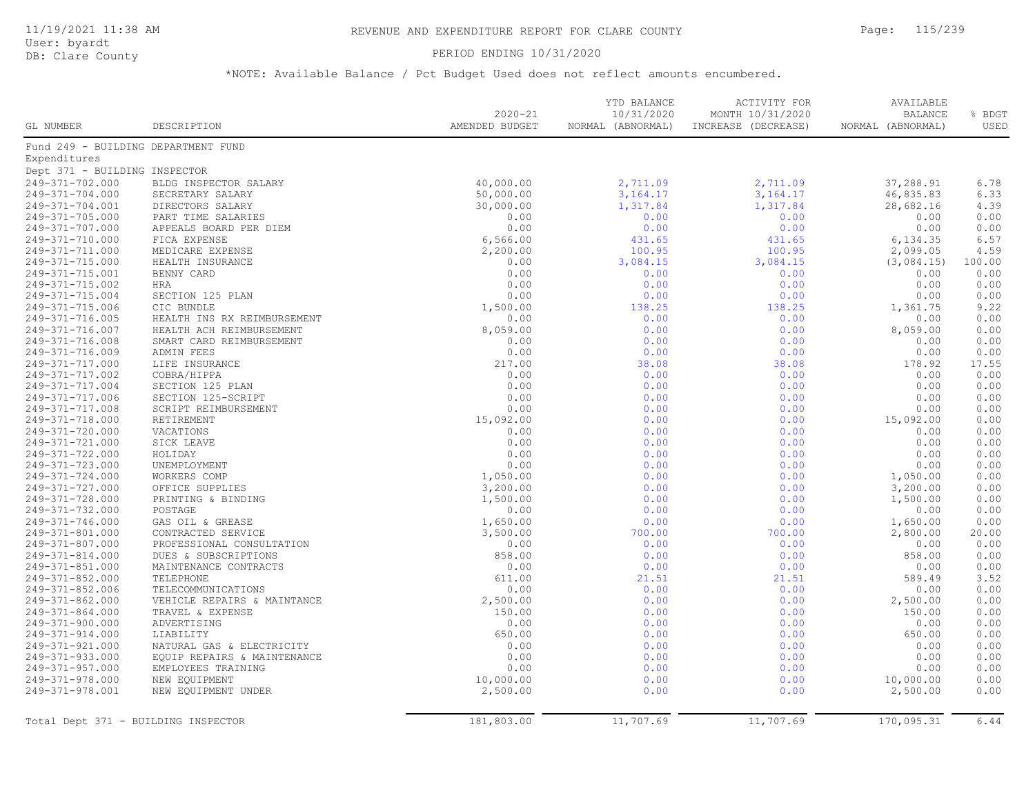# REVENUE AND EXPENDITURE REPORT FOR CLARE COUNTY

11/19/2021 11:38 AM
User: byardt
DB: Clare County

PERIOD ENDING 10/31/2020

*NOTE: Available Balance / Pct Budget Used does not reflect amounts encumbered.

| GL NUMBER | DESCRIPTION | 2020-21 AMENDED BUDGET | YTD BALANCE 10/31/2020 NORMAL (ABNORMAL) | ACTIVITY FOR MONTH 10/31/2020 INCREASE (DECREASE) | AVAILABLE BALANCE NORMAL (ABNORMAL) | % BDGT USED |
|---|---|---|---|---|---|---|
| Fund 249 - BUILDING DEPARTMENT FUND | | | | | | |
| Expenditures | | | | | | |
| Dept 371 - BUILDING INSPECTOR | | | | | | |
| 249-371-702.000 | BLDG INSPECTOR SALARY | 40,000.00 | 2,711.09 | 2,711.09 | 37,288.91 | 6.78 |
| 249-371-704.000 | SECRETARY SALARY | 50,000.00 | 3,164.17 | 3,164.17 | 46,835.83 | 6.33 |
| 249-371-704.001 | DIRECTORS SALARY | 30,000.00 | 1,317.84 | 1,317.84 | 28,682.16 | 4.39 |
| 249-371-705.000 | PART TIME SALARIES | 0.00 | 0.00 | 0.00 | 0.00 | 0.00 |
| 249-371-707.000 | APPEALS BOARD PER DIEM | 0.00 | 0.00 | 0.00 | 0.00 | 0.00 |
| 249-371-710.000 | FICA EXPENSE | 6,566.00 | 431.65 | 431.65 | 6,134.35 | 6.57 |
| 249-371-711.000 | MEDICARE EXPENSE | 2,200.00 | 100.95 | 100.95 | 2,099.05 | 4.59 |
| 249-371-715.000 | HEALTH INSURANCE | 0.00 | 3,084.15 | 3,084.15 | (3,084.15) | 100.00 |
| 249-371-715.001 | BENNY CARD | 0.00 | 0.00 | 0.00 | 0.00 | 0.00 |
| 249-371-715.002 | HRA | 0.00 | 0.00 | 0.00 | 0.00 | 0.00 |
| 249-371-715.004 | SECTION 125 PLAN | 0.00 | 0.00 | 0.00 | 0.00 | 0.00 |
| 249-371-715.006 | CIC BUNDLE | 1,500.00 | 138.25 | 138.25 | 1,361.75 | 9.22 |
| 249-371-716.005 | HEALTH INS RX REIMBURSEMENT | 0.00 | 0.00 | 0.00 | 0.00 | 0.00 |
| 249-371-716.007 | HEALTH ACH REIMBURSEMENT | 8,059.00 | 0.00 | 0.00 | 8,059.00 | 0.00 |
| 249-371-716.008 | SMART CARD REIMBURSEMENT | 0.00 | 0.00 | 0.00 | 0.00 | 0.00 |
| 249-371-716.009 | ADMIN FEES | 0.00 | 0.00 | 0.00 | 0.00 | 0.00 |
| 249-371-717.000 | LIFE INSURANCE | 217.00 | 38.08 | 38.08 | 178.92 | 17.55 |
| 249-371-717.002 | COBRA/HIPPA | 0.00 | 0.00 | 0.00 | 0.00 | 0.00 |
| 249-371-717.004 | SECTION 125 PLAN | 0.00 | 0.00 | 0.00 | 0.00 | 0.00 |
| 249-371-717.006 | SECTION 125-SCRIPT | 0.00 | 0.00 | 0.00 | 0.00 | 0.00 |
| 249-371-717.008 | SCRIPT REIMBURSEMENT | 0.00 | 0.00 | 0.00 | 0.00 | 0.00 |
| 249-371-718.000 | RETIREMENT | 15,092.00 | 0.00 | 0.00 | 15,092.00 | 0.00 |
| 249-371-720.000 | VACATIONS | 0.00 | 0.00 | 0.00 | 0.00 | 0.00 |
| 249-371-721.000 | SICK LEAVE | 0.00 | 0.00 | 0.00 | 0.00 | 0.00 |
| 249-371-722.000 | HOLIDAY | 0.00 | 0.00 | 0.00 | 0.00 | 0.00 |
| 249-371-723.000 | UNEMPLOYMENT | 0.00 | 0.00 | 0.00 | 0.00 | 0.00 |
| 249-371-724.000 | WORKERS COMP | 1,050.00 | 0.00 | 0.00 | 1,050.00 | 0.00 |
| 249-371-727.000 | OFFICE SUPPLIES | 3,200.00 | 0.00 | 0.00 | 3,200.00 | 0.00 |
| 249-371-728.000 | PRINTING & BINDING | 1,500.00 | 0.00 | 0.00 | 1,500.00 | 0.00 |
| 249-371-732.000 | POSTAGE | 0.00 | 0.00 | 0.00 | 0.00 | 0.00 |
| 249-371-746.000 | GAS OIL & GREASE | 1,650.00 | 0.00 | 0.00 | 1,650.00 | 0.00 |
| 249-371-801.000 | CONTRACTED SERVICE | 3,500.00 | 700.00 | 700.00 | 2,800.00 | 20.00 |
| 249-371-807.000 | PROFESSIONAL CONSULTATION | 0.00 | 0.00 | 0.00 | 0.00 | 0.00 |
| 249-371-814.000 | DUES & SUBSCRIPTIONS | 858.00 | 0.00 | 0.00 | 858.00 | 0.00 |
| 249-371-851.000 | MAINTENANCE CONTRACTS | 0.00 | 0.00 | 0.00 | 0.00 | 0.00 |
| 249-371-852.000 | TELEPHONE | 611.00 | 21.51 | 21.51 | 589.49 | 3.52 |
| 249-371-852.006 | TELECOMMUNICATIONS | 0.00 | 0.00 | 0.00 | 0.00 | 0.00 |
| 249-371-862.000 | VEHICLE REPAIRS & MAINTANCE | 2,500.00 | 0.00 | 0.00 | 2,500.00 | 0.00 |
| 249-371-864.000 | TRAVEL & EXPENSE | 150.00 | 0.00 | 0.00 | 150.00 | 0.00 |
| 249-371-900.000 | ADVERTISING | 0.00 | 0.00 | 0.00 | 0.00 | 0.00 |
| 249-371-914.000 | LIABILITY | 650.00 | 0.00 | 0.00 | 650.00 | 0.00 |
| 249-371-921.000 | NATURAL GAS & ELECTRICITY | 0.00 | 0.00 | 0.00 | 0.00 | 0.00 |
| 249-371-933.000 | EQUIP REPAIRS & MAINTENANCE | 0.00 | 0.00 | 0.00 | 0.00 | 0.00 |
| 249-371-957.000 | EMPLOYEES TRAINING | 0.00 | 0.00 | 0.00 | 0.00 | 0.00 |
| 249-371-978.000 | NEW EQUIPMENT | 10,000.00 | 0.00 | 0.00 | 10,000.00 | 0.00 |
| 249-371-978.001 | NEW EQUIPMENT UNDER | 2,500.00 | 0.00 | 0.00 | 2,500.00 | 0.00 |
| Total Dept 371 - BUILDING INSPECTOR | | 181,803.00 | 11,707.69 | 11,707.69 | 170,095.31 | 6.44 |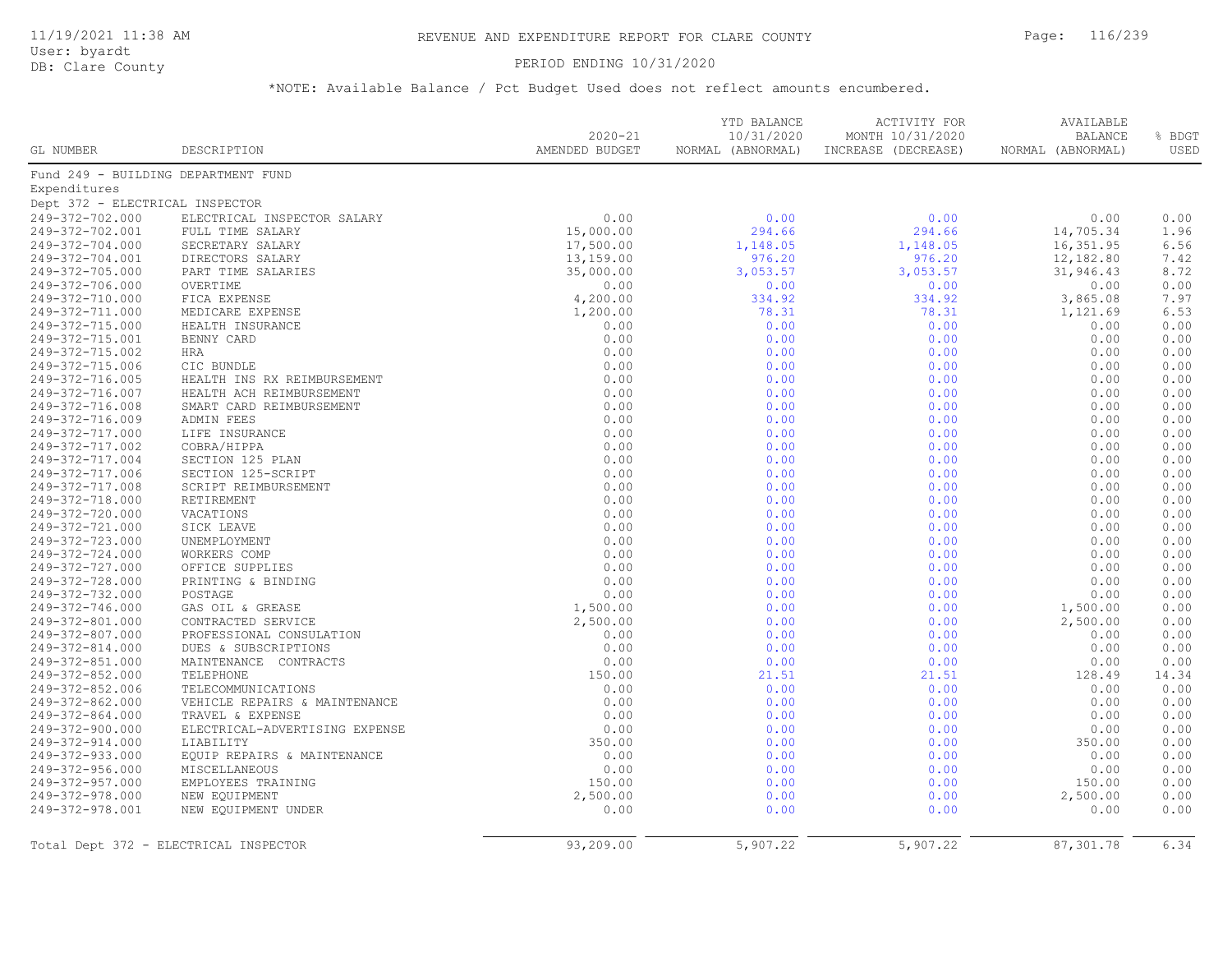# REVENUE AND EXPENDITURE REPORT FOR CLARE COUNTY

11/19/2021 11:38 AM
User: byardt
DB: Clare County

PERIOD ENDING 10/31/2020

*NOTE: Available Balance / Pct Budget Used does not reflect amounts encumbered.

| GL NUMBER | DESCRIPTION | 2020-21 AMENDED BUDGET | YTD BALANCE 10/31/2020 NORMAL (ABNORMAL) | ACTIVITY FOR MONTH 10/31/2020 INCREASE (DECREASE) | AVAILABLE BALANCE NORMAL (ABNORMAL) | % BDGT USED |
|---|---|---|---|---|---|---|
| Fund 249 - BUILDING DEPARTMENT FUND | | | | | | |
| Expenditures | | | | | | |
| Dept 372 - ELECTRICAL INSPECTOR | | | | | | |
| 249-372-702.000 | ELECTRICAL INSPECTOR SALARY | 0.00 | 0.00 | 0.00 | 0.00 | 0.00 |
| 249-372-702.001 | FULL TIME SALARY | 15,000.00 | 294.66 | 294.66 | 14,705.34 | 1.96 |
| 249-372-704.000 | SECRETARY SALARY | 17,500.00 | 1,148.05 | 1,148.05 | 16,351.95 | 6.56 |
| 249-372-704.001 | DIRECTORS SALARY | 13,159.00 | 976.20 | 976.20 | 12,182.80 | 7.42 |
| 249-372-705.000 | PART TIME SALARIES | 35,000.00 | 3,053.57 | 3,053.57 | 31,946.43 | 8.72 |
| 249-372-706.000 | OVERTIME | 0.00 | 0.00 | 0.00 | 0.00 | 0.00 |
| 249-372-710.000 | FICA EXPENSE | 4,200.00 | 334.92 | 334.92 | 3,865.08 | 7.97 |
| 249-372-711.000 | MEDICARE EXPENSE | 1,200.00 | 78.31 | 78.31 | 1,121.69 | 6.53 |
| 249-372-715.000 | HEALTH INSURANCE | 0.00 | 0.00 | 0.00 | 0.00 | 0.00 |
| 249-372-715.001 | BENNY CARD | 0.00 | 0.00 | 0.00 | 0.00 | 0.00 |
| 249-372-715.002 | HRA | 0.00 | 0.00 | 0.00 | 0.00 | 0.00 |
| 249-372-715.006 | CIC BUNDLE | 0.00 | 0.00 | 0.00 | 0.00 | 0.00 |
| 249-372-716.005 | HEALTH INS RX REIMBURSEMENT | 0.00 | 0.00 | 0.00 | 0.00 | 0.00 |
| 249-372-716.007 | HEALTH ACH REIMBURSEMENT | 0.00 | 0.00 | 0.00 | 0.00 | 0.00 |
| 249-372-716.008 | SMART CARD REIMBURSEMENT | 0.00 | 0.00 | 0.00 | 0.00 | 0.00 |
| 249-372-716.009 | ADMIN FEES | 0.00 | 0.00 | 0.00 | 0.00 | 0.00 |
| 249-372-717.000 | LIFE INSURANCE | 0.00 | 0.00 | 0.00 | 0.00 | 0.00 |
| 249-372-717.002 | COBRA/HIPPA | 0.00 | 0.00 | 0.00 | 0.00 | 0.00 |
| 249-372-717.004 | SECTION 125 PLAN | 0.00 | 0.00 | 0.00 | 0.00 | 0.00 |
| 249-372-717.006 | SECTION 125-SCRIPT | 0.00 | 0.00 | 0.00 | 0.00 | 0.00 |
| 249-372-717.008 | SCRIPT REIMBURSEMENT | 0.00 | 0.00 | 0.00 | 0.00 | 0.00 |
| 249-372-718.000 | RETIREMENT | 0.00 | 0.00 | 0.00 | 0.00 | 0.00 |
| 249-372-720.000 | VACATIONS | 0.00 | 0.00 | 0.00 | 0.00 | 0.00 |
| 249-372-721.000 | SICK LEAVE | 0.00 | 0.00 | 0.00 | 0.00 | 0.00 |
| 249-372-723.000 | UNEMPLOYMENT | 0.00 | 0.00 | 0.00 | 0.00 | 0.00 |
| 249-372-724.000 | WORKERS COMP | 0.00 | 0.00 | 0.00 | 0.00 | 0.00 |
| 249-372-727.000 | OFFICE SUPPLIES | 0.00 | 0.00 | 0.00 | 0.00 | 0.00 |
| 249-372-728.000 | PRINTING & BINDING | 0.00 | 0.00 | 0.00 | 0.00 | 0.00 |
| 249-372-732.000 | POSTAGE | 0.00 | 0.00 | 0.00 | 0.00 | 0.00 |
| 249-372-746.000 | GAS OIL & GREASE | 1,500.00 | 0.00 | 0.00 | 1,500.00 | 0.00 |
| 249-372-801.000 | CONTRACTED SERVICE | 2,500.00 | 0.00 | 0.00 | 2,500.00 | 0.00 |
| 249-372-807.000 | PROFESSIONAL CONSULATION | 0.00 | 0.00 | 0.00 | 0.00 | 0.00 |
| 249-372-814.000 | DUES & SUBSCRIPTIONS | 0.00 | 0.00 | 0.00 | 0.00 | 0.00 |
| 249-372-851.000 | MAINTENANCE CONTRACTS | 0.00 | 0.00 | 0.00 | 0.00 | 0.00 |
| 249-372-852.000 | TELEPHONE | 150.00 | 21.51 | 21.51 | 128.49 | 14.34 |
| 249-372-852.006 | TELECOMMUNICATIONS | 0.00 | 0.00 | 0.00 | 0.00 | 0.00 |
| 249-372-862.000 | VEHICLE REPAIRS & MAINTENANCE | 0.00 | 0.00 | 0.00 | 0.00 | 0.00 |
| 249-372-864.000 | TRAVEL & EXPENSE | 0.00 | 0.00 | 0.00 | 0.00 | 0.00 |
| 249-372-900.000 | ELECTRICAL-ADVERTISING EXPENSE | 0.00 | 0.00 | 0.00 | 0.00 | 0.00 |
| 249-372-914.000 | LIABILITY | 350.00 | 0.00 | 0.00 | 350.00 | 0.00 |
| 249-372-933.000 | EQUIP REPAIRS & MAINTENANCE | 0.00 | 0.00 | 0.00 | 0.00 | 0.00 |
| 249-372-956.000 | MISCELLANEOUS | 0.00 | 0.00 | 0.00 | 0.00 | 0.00 |
| 249-372-957.000 | EMPLOYEES TRAINING | 150.00 | 0.00 | 0.00 | 150.00 | 0.00 |
| 249-372-978.000 | NEW EQUIPMENT | 2,500.00 | 0.00 | 0.00 | 2,500.00 | 0.00 |
| 249-372-978.001 | NEW EQUIPMENT UNDER | 0.00 | 0.00 | 0.00 | 0.00 | 0.00 |
| Total Dept 372 - ELECTRICAL INSPECTOR | | 93,209.00 | 5,907.22 | 5,907.22 | 87,301.78 | 6.34 |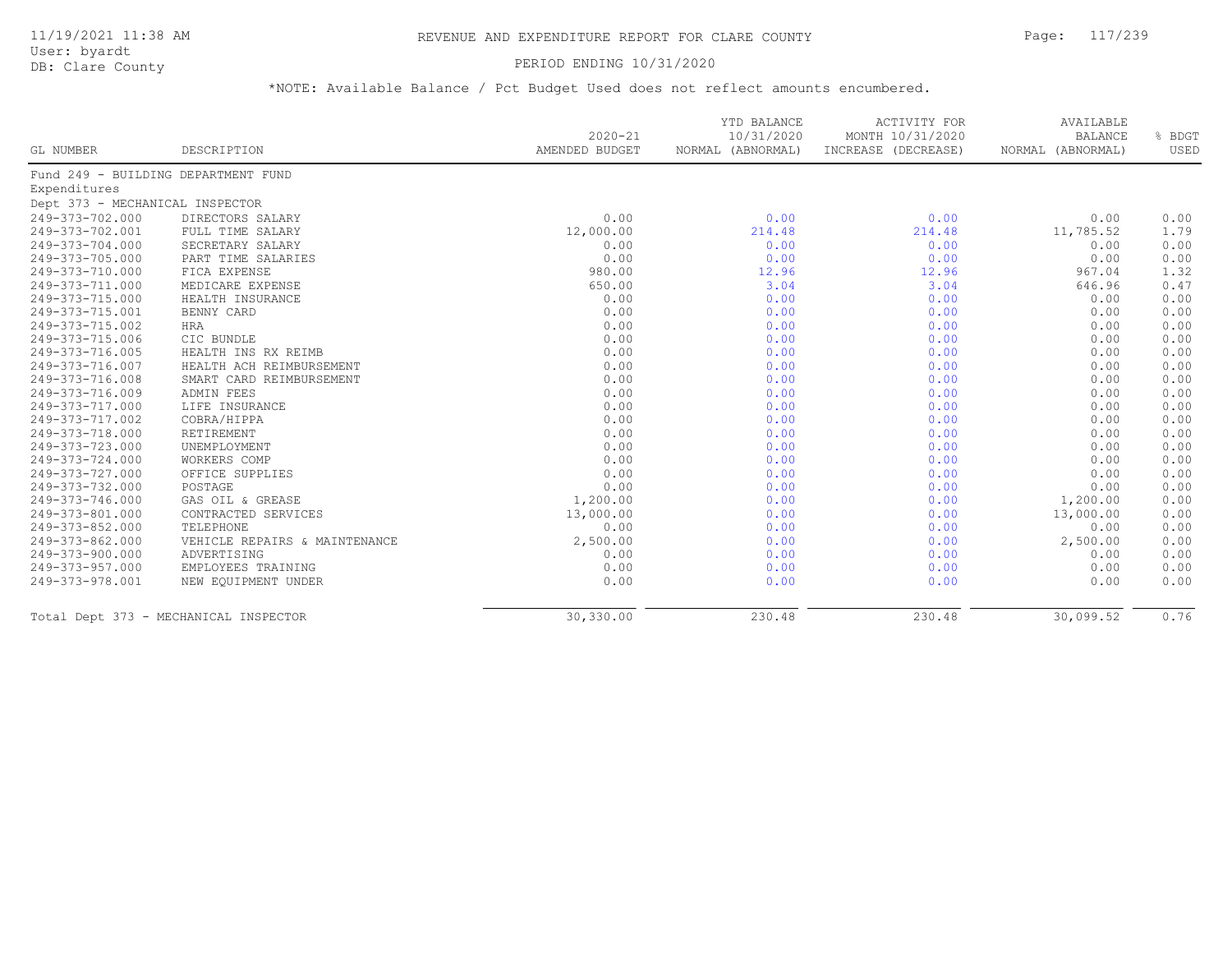# REVENUE AND EXPENDITURE REPORT FOR CLARE COUNTY

11/19/2021 11:38 AM
User: byardt
DB: Clare County

PERIOD ENDING 10/31/2020

*NOTE: Available Balance / Pct Budget Used does not reflect amounts encumbered.

| GL NUMBER | DESCRIPTION | 2020-21 AMENDED BUDGET | YTD BALANCE 10/31/2020 NORMAL (ABNORMAL) | ACTIVITY FOR MONTH 10/31/2020 INCREASE (DECREASE) | AVAILABLE BALANCE NORMAL (ABNORMAL) | % BDGT USED |
|---|---|---|---|---|---|---|
| Fund 249 - BUILDING DEPARTMENT FUND | | | | | | |
| Expenditures | | | | | | |
| Dept 373 - MECHANICAL INSPECTOR | | | | | | |
| 249-373-702.000 | DIRECTORS SALARY | 0.00 | 0.00 | 0.00 | 0.00 | 0.00 |
| 249-373-702.001 | FULL TIME SALARY | 12,000.00 | 214.48 | 214.48 | 11,785.52 | 1.79 |
| 249-373-704.000 | SECRETARY SALARY | 0.00 | 0.00 | 0.00 | 0.00 | 0.00 |
| 249-373-705.000 | PART TIME SALARIES | 0.00 | 0.00 | 0.00 | 0.00 | 0.00 |
| 249-373-710.000 | FICA EXPENSE | 980.00 | 12.96 | 12.96 | 967.04 | 1.32 |
| 249-373-711.000 | MEDICARE EXPENSE | 650.00 | 3.04 | 3.04 | 646.96 | 0.47 |
| 249-373-715.000 | HEALTH INSURANCE | 0.00 | 0.00 | 0.00 | 0.00 | 0.00 |
| 249-373-715.001 | BENNY CARD | 0.00 | 0.00 | 0.00 | 0.00 | 0.00 |
| 249-373-715.002 | HRA | 0.00 | 0.00 | 0.00 | 0.00 | 0.00 |
| 249-373-715.006 | CIC BUNDLE | 0.00 | 0.00 | 0.00 | 0.00 | 0.00 |
| 249-373-716.005 | HEALTH INS RX REIMB | 0.00 | 0.00 | 0.00 | 0.00 | 0.00 |
| 249-373-716.007 | HEALTH ACH REIMBURSEMENT | 0.00 | 0.00 | 0.00 | 0.00 | 0.00 |
| 249-373-716.008 | SMART CARD REIMBURSEMENT | 0.00 | 0.00 | 0.00 | 0.00 | 0.00 |
| 249-373-716.009 | ADMIN FEES | 0.00 | 0.00 | 0.00 | 0.00 | 0.00 |
| 249-373-717.000 | LIFE INSURANCE | 0.00 | 0.00 | 0.00 | 0.00 | 0.00 |
| 249-373-717.002 | COBRA/HIPPA | 0.00 | 0.00 | 0.00 | 0.00 | 0.00 |
| 249-373-718.000 | RETIREMENT | 0.00 | 0.00 | 0.00 | 0.00 | 0.00 |
| 249-373-723.000 | UNEMPLOYMENT | 0.00 | 0.00 | 0.00 | 0.00 | 0.00 |
| 249-373-724.000 | WORKERS COMP | 0.00 | 0.00 | 0.00 | 0.00 | 0.00 |
| 249-373-727.000 | OFFICE SUPPLIES | 0.00 | 0.00 | 0.00 | 0.00 | 0.00 |
| 249-373-732.000 | POSTAGE | 0.00 | 0.00 | 0.00 | 0.00 | 0.00 |
| 249-373-746.000 | GAS OIL & GREASE | 1,200.00 | 0.00 | 0.00 | 1,200.00 | 0.00 |
| 249-373-801.000 | CONTRACTED SERVICES | 13,000.00 | 0.00 | 0.00 | 13,000.00 | 0.00 |
| 249-373-852.000 | TELEPHONE | 0.00 | 0.00 | 0.00 | 0.00 | 0.00 |
| 249-373-862.000 | VEHICLE REPAIRS & MAINTENANCE | 2,500.00 | 0.00 | 0.00 | 2,500.00 | 0.00 |
| 249-373-900.000 | ADVERTISING | 0.00 | 0.00 | 0.00 | 0.00 | 0.00 |
| 249-373-957.000 | EMPLOYEES TRAINING | 0.00 | 0.00 | 0.00 | 0.00 | 0.00 |
| 249-373-978.001 | NEW EQUIPMENT UNDER | 0.00 | 0.00 | 0.00 | 0.00 | 0.00 |
| Total Dept 373 - MECHANICAL INSPECTOR | | 30,330.00 | 230.48 | 230.48 | 30,099.52 | 0.76 |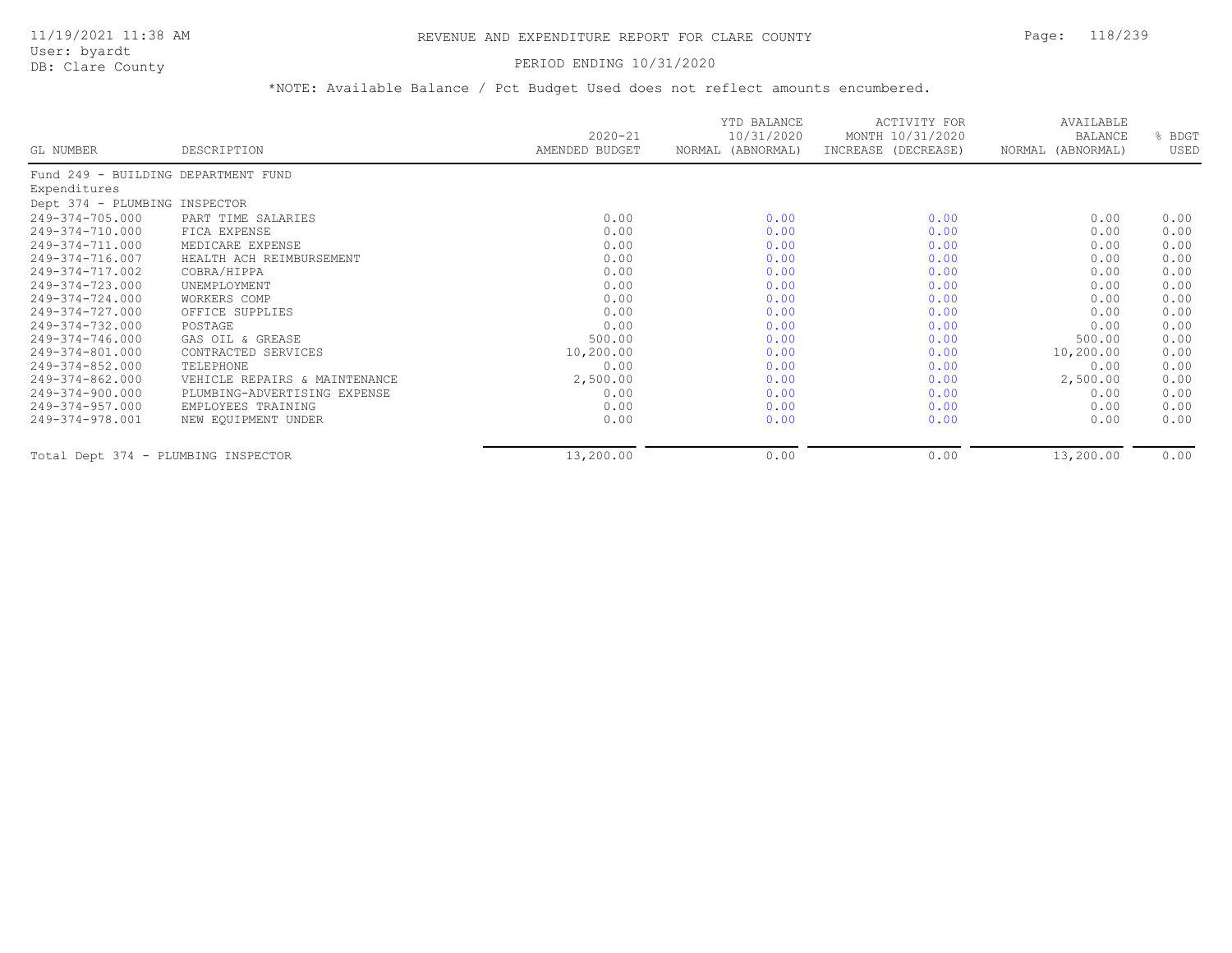# REVENUE AND EXPENDITURE REPORT FOR CLARE COUNTY

11/19/2021 11:38 AM
User: byardt
DB: Clare County

PERIOD ENDING 10/31/2020

*NOTE: Available Balance / Pct Budget Used does not reflect amounts encumbered.

| GL NUMBER | DESCRIPTION | 2020-21 AMENDED BUDGET | YTD BALANCE 10/31/2020 NORMAL (ABNORMAL) | ACTIVITY FOR MONTH 10/31/2020 INCREASE (DECREASE) | AVAILABLE BALANCE NORMAL (ABNORMAL) | % BDGT USED |
|---|---|---|---|---|---|---|
| Fund 249 - BUILDING DEPARTMENT FUND | | | | | | |
| Expenditures | | | | | | |
| Dept 374 - PLUMBING INSPECTOR | | | | | | |
| 249-374-705.000 | PART TIME SALARIES | 0.00 | 0.00 | 0.00 | 0.00 | 0.00 |
| 249-374-710.000 | FICA EXPENSE | 0.00 | 0.00 | 0.00 | 0.00 | 0.00 |
| 249-374-711.000 | MEDICARE EXPENSE | 0.00 | 0.00 | 0.00 | 0.00 | 0.00 |
| 249-374-716.007 | HEALTH ACH REIMBURSEMENT | 0.00 | 0.00 | 0.00 | 0.00 | 0.00 |
| 249-374-717.002 | COBRA/HIPPA | 0.00 | 0.00 | 0.00 | 0.00 | 0.00 |
| 249-374-723.000 | UNEMPLOYMENT | 0.00 | 0.00 | 0.00 | 0.00 | 0.00 |
| 249-374-724.000 | WORKERS COMP | 0.00 | 0.00 | 0.00 | 0.00 | 0.00 |
| 249-374-727.000 | OFFICE SUPPLIES | 0.00 | 0.00 | 0.00 | 0.00 | 0.00 |
| 249-374-732.000 | POSTAGE | 0.00 | 0.00 | 0.00 | 0.00 | 0.00 |
| 249-374-746.000 | GAS OIL & GREASE | 500.00 | 0.00 | 0.00 | 500.00 | 0.00 |
| 249-374-801.000 | CONTRACTED SERVICES | 10,200.00 | 0.00 | 0.00 | 10,200.00 | 0.00 |
| 249-374-852.000 | TELEPHONE | 0.00 | 0.00 | 0.00 | 0.00 | 0.00 |
| 249-374-862.000 | VEHICLE REPAIRS & MAINTENANCE | 2,500.00 | 0.00 | 0.00 | 2,500.00 | 0.00 |
| 249-374-900.000 | PLUMBING-ADVERTISING EXPENSE | 0.00 | 0.00 | 0.00 | 0.00 | 0.00 |
| 249-374-957.000 | EMPLOYEES TRAINING | 0.00 | 0.00 | 0.00 | 0.00 | 0.00 |
| 249-374-978.001 | NEW EQUIPMENT UNDER | 0.00 | 0.00 | 0.00 | 0.00 | 0.00 |
| Total Dept 374 - PLUMBING INSPECTOR | | 13,200.00 | 0.00 | 0.00 | 13,200.00 | 0.00 |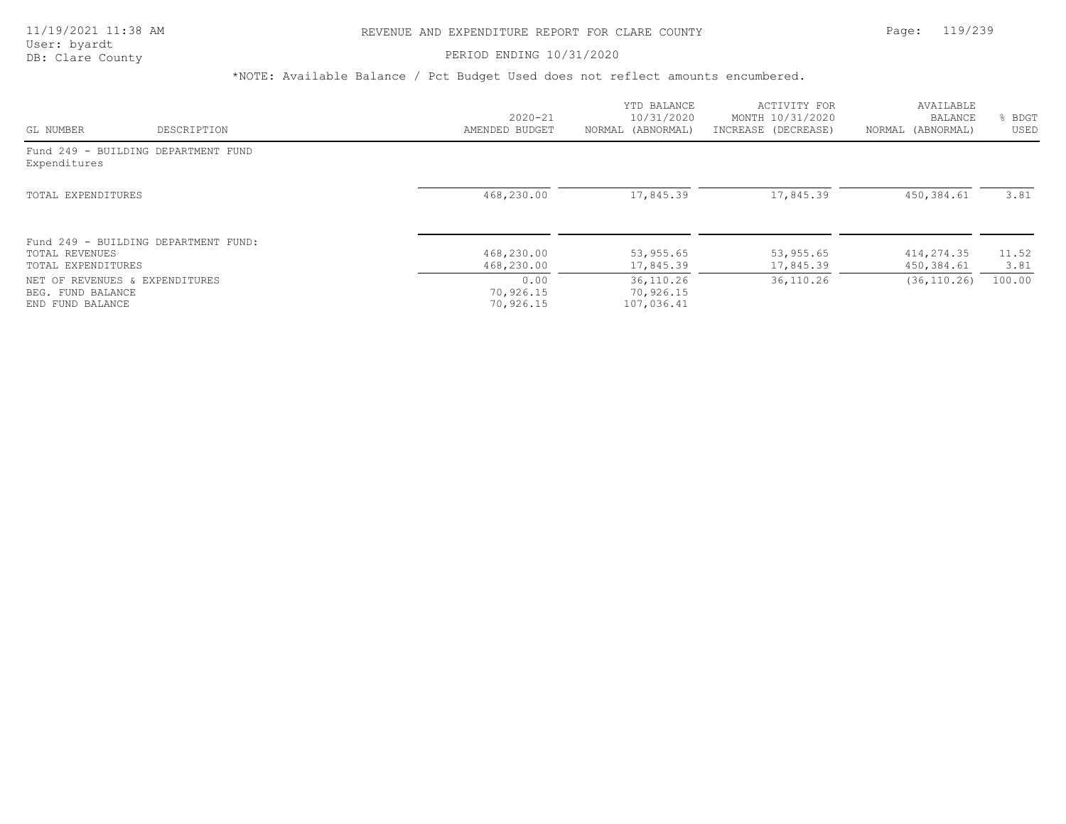REVENUE AND EXPENDITURE REPORT FOR CLARE COUNTY

PERIOD ENDING 10/31/2020

*NOTE: Available Balance / Pct Budget Used does not reflect amounts encumbered.

| GL NUMBER | DESCRIPTION | 2020-21 AMENDED BUDGET | YTD BALANCE 10/31/2020 NORMAL (ABNORMAL) | ACTIVITY FOR MONTH 10/31/2020 INCREASE (DECREASE) | AVAILABLE BALANCE NORMAL (ABNORMAL) | % BDGT USED |
|---|---|---|---|---|---|---|
| Fund 249 - BUILDING DEPARTMENT FUND | | | | | | |
| Expenditures | | | | | | |
| TOTAL EXPENDITURES | | 468,230.00 | 17,845.39 | 17,845.39 | 450,384.61 | 3.81 |
| Fund 249 - BUILDING DEPARTMENT FUND: | | | | | | |
| TOTAL REVENUES | | 468,230.00 | 53,955.65 | 53,955.65 | 414,274.35 | 11.52 |
| TOTAL EXPENDITURES | | 468,230.00 | 17,845.39 | 17,845.39 | 450,384.61 | 3.81 |
| NET OF REVENUES & EXPENDITURES | | 0.00 | 36,110.26 | 36,110.26 | (36,110.26) | 100.00 |
| BEG. FUND BALANCE | | 70,926.15 | 70,926.15 | | | |
| END FUND BALANCE | | 70,926.15 | 107,036.41 | | | |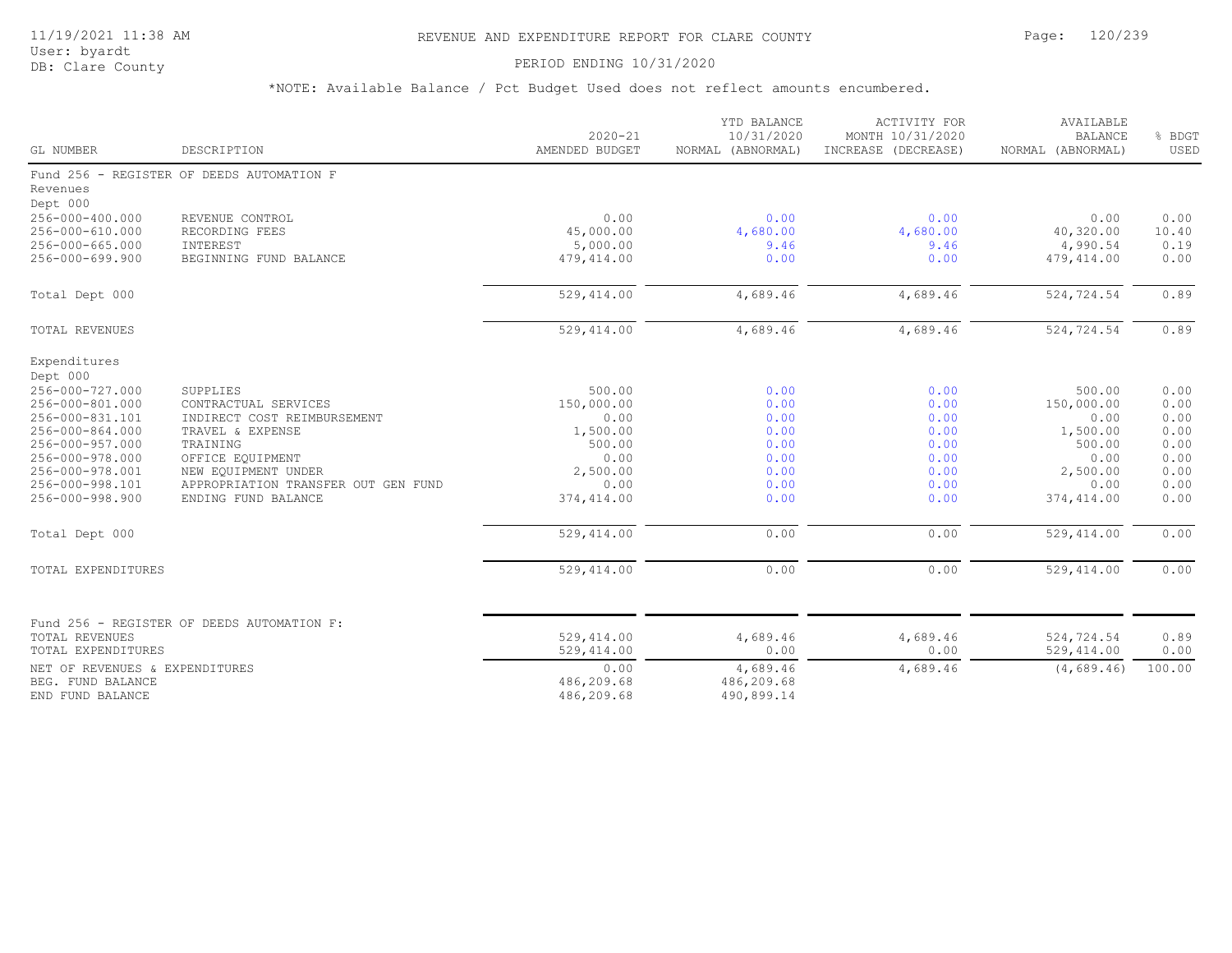# REVENUE AND EXPENDITURE REPORT FOR CLARE COUNTY

11/19/2021 11:38 AM
User: byardt
DB: Clare County

PERIOD ENDING 10/31/2020

*NOTE: Available Balance / Pct Budget Used does not reflect amounts encumbered.

| GL NUMBER | DESCRIPTION | 2020-21 AMENDED BUDGET | YTD BALANCE 10/31/2020 NORMAL (ABNORMAL) | ACTIVITY FOR MONTH 10/31/2020 INCREASE (DECREASE) | AVAILABLE BALANCE NORMAL (ABNORMAL) | % BDGT USED |
|---|---|---|---|---|---|---|
| Fund 256 - REGISTER OF DEEDS AUTOMATION F | | | | | | |
| Revenues | | | | | | |
| Dept 000 | | | | | | |
| 256-000-400.000 | REVENUE CONTROL | 0.00 | 0.00 | 0.00 | 0.00 | 0.00 |
| 256-000-610.000 | RECORDING FEES | 45,000.00 | 4,680.00 | 4,680.00 | 40,320.00 | 10.40 |
| 256-000-665.000 | INTEREST | 5,000.00 | 9.46 | 9.46 | 4,990.54 | 0.19 |
| 256-000-699.900 | BEGINNING FUND BALANCE | 479,414.00 | 0.00 | 0.00 | 479,414.00 | 0.00 |
| Total Dept 000 | | 529,414.00 | 4,689.46 | 4,689.46 | 524,724.54 | 0.89 |
| TOTAL REVENUES | | 529,414.00 | 4,689.46 | 4,689.46 | 524,724.54 | 0.89 |
| Expenditures | | | | | | |
| Dept 000 | | | | | | |
| 256-000-727.000 | SUPPLIES | 500.00 | 0.00 | 0.00 | 500.00 | 0.00 |
| 256-000-801.000 | CONTRACTUAL SERVICES | 150,000.00 | 0.00 | 0.00 | 150,000.00 | 0.00 |
| 256-000-831.101 | INDIRECT COST REIMBURSEMENT | 0.00 | 0.00 | 0.00 | 0.00 | 0.00 |
| 256-000-864.000 | TRAVEL & EXPENSE | 1,500.00 | 0.00 | 0.00 | 1,500.00 | 0.00 |
| 256-000-957.000 | TRAINING | 500.00 | 0.00 | 0.00 | 500.00 | 0.00 |
| 256-000-978.000 | OFFICE EQUIPMENT | 0.00 | 0.00 | 0.00 | 0.00 | 0.00 |
| 256-000-978.001 | NEW EQUIPMENT UNDER | 2,500.00 | 0.00 | 0.00 | 2,500.00 | 0.00 |
| 256-000-998.101 | APPROPRIATION TRANSFER OUT GEN FUND | 0.00 | 0.00 | 0.00 | 0.00 | 0.00 |
| 256-000-998.900 | ENDING FUND BALANCE | 374,414.00 | 0.00 | 0.00 | 374,414.00 | 0.00 |
| Total Dept 000 | | 529,414.00 | 0.00 | 0.00 | 529,414.00 | 0.00 |
| TOTAL EXPENDITURES | | 529,414.00 | 0.00 | 0.00 | 529,414.00 | 0.00 |
| Fund 256 - REGISTER OF DEEDS AUTOMATION F: | | | | | | |
| TOTAL REVENUES | | 529,414.00 | 4,689.46 | 4,689.46 | 524,724.54 | 0.89 |
| TOTAL EXPENDITURES | | 529,414.00 | 0.00 | 0.00 | 529,414.00 | 0.00 |
| NET OF REVENUES & EXPENDITURES | | 0.00 | 4,689.46 | 4,689.46 | (4,689.46) | 100.00 |
| BEG. FUND BALANCE | | 486,209.68 | 486,209.68 | | | |
| END FUND BALANCE | | 486,209.68 | 490,899.14 | | | |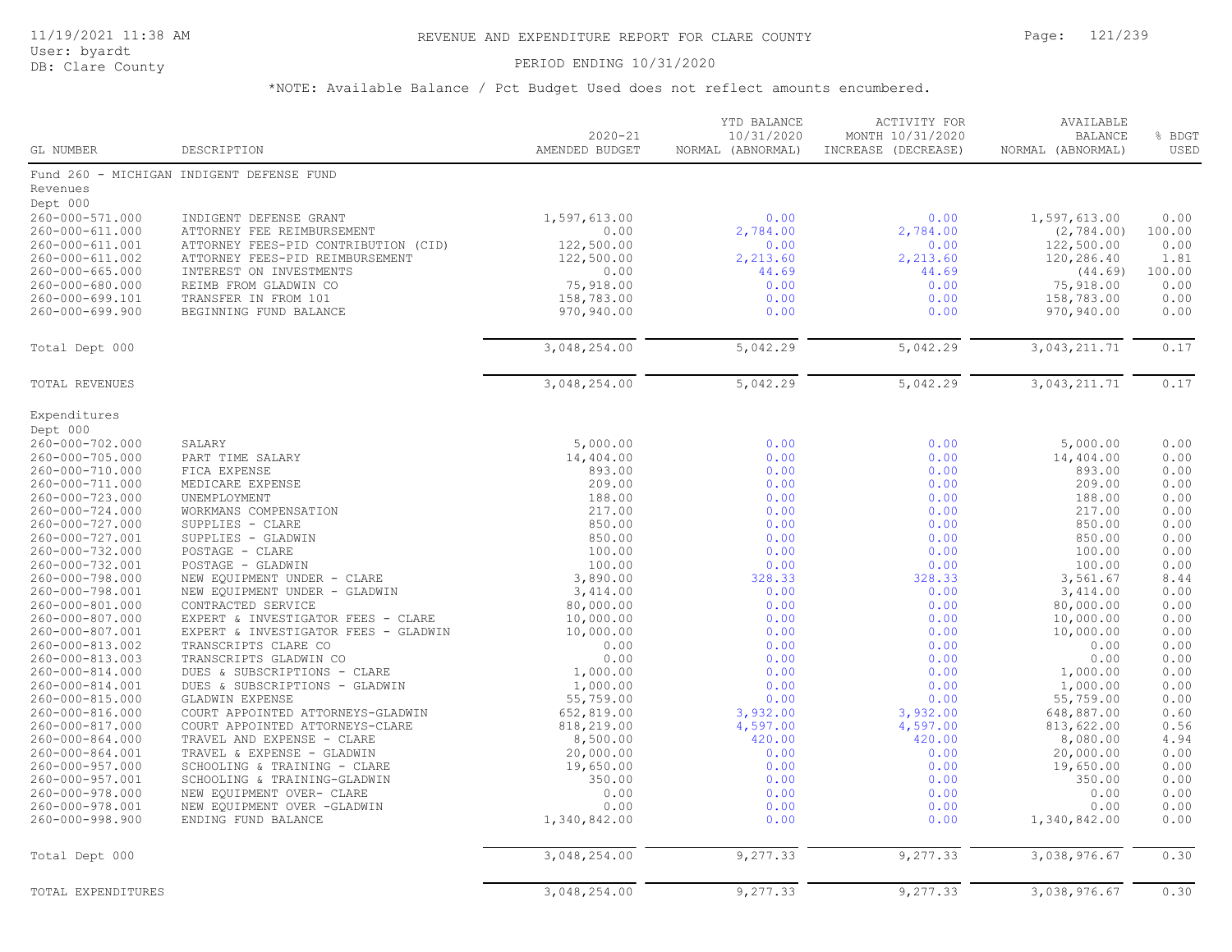REVENUE AND EXPENDITURE REPORT FOR CLARE COUNTY

User: byardt
DB: Clare County

PERIOD ENDING 10/31/2020

*NOTE: Available Balance / Pct Budget Used does not reflect amounts encumbered.

| GL NUMBER | DESCRIPTION | 2020-21 AMENDED BUDGET | YTD BALANCE 10/31/2020 NORMAL (ABNORMAL) | ACTIVITY FOR MONTH 10/31/2020 INCREASE (DECREASE) | AVAILABLE BALANCE NORMAL (ABNORMAL) | % BDGT USED |
|---|---|---|---|---|---|---|
| Fund 260 - MICHIGAN INDIGENT DEFENSE FUND | | | | | | |
| Revenues | | | | | | |
| Dept 000 | | | | | | |
| 260-000-571.000 | INDIGENT DEFENSE GRANT | 1,597,613.00 | 0.00 | 0.00 | 1,597,613.00 | 0.00 |
| 260-000-611.000 | ATTORNEY FEE REIMBURSEMENT | 0.00 | 2,784.00 | 2,784.00 | (2,784.00) | 100.00 |
| 260-000-611.001 | ATTORNEY FEES-PID CONTRIBUTION (CID) | 122,500.00 | 0.00 | 0.00 | 122,500.00 | 0.00 |
| 260-000-611.002 | ATTORNEY FEES-PID REIMBURSEMENT | 122,500.00 | 2,213.60 | 2,213.60 | 120,286.40 | 1.81 |
| 260-000-665.000 | INTEREST ON INVESTMENTS | 0.00 | 44.69 | 44.69 | (44.69) | 100.00 |
| 260-000-680.000 | REIMB FROM GLADWIN CO | 75,918.00 | 0.00 | 0.00 | 75,918.00 | 0.00 |
| 260-000-699.101 | TRANSFER IN FROM 101 | 158,783.00 | 0.00 | 0.00 | 158,783.00 | 0.00 |
| 260-000-699.900 | BEGINNING FUND BALANCE | 970,940.00 | 0.00 | 0.00 | 970,940.00 | 0.00 |
| Total Dept 000 | | 3,048,254.00 | 5,042.29 | 5,042.29 | 3,043,211.71 | 0.17 |
| TOTAL REVENUES | | 3,048,254.00 | 5,042.29 | 5,042.29 | 3,043,211.71 | 0.17 |
| Expenditures | | | | | | |
| Dept 000 | | | | | | |
| 260-000-702.000 | SALARY | 5,000.00 | 0.00 | 0.00 | 5,000.00 | 0.00 |
| 260-000-705.000 | PART TIME SALARY | 14,404.00 | 0.00 | 0.00 | 14,404.00 | 0.00 |
| 260-000-710.000 | FICA EXPENSE | 893.00 | 0.00 | 0.00 | 893.00 | 0.00 |
| 260-000-711.000 | MEDICARE EXPENSE | 209.00 | 0.00 | 0.00 | 209.00 | 0.00 |
| 260-000-723.000 | UNEMPLOYMENT | 188.00 | 0.00 | 0.00 | 188.00 | 0.00 |
| 260-000-724.000 | WORKMANS COMPENSATION | 217.00 | 0.00 | 0.00 | 217.00 | 0.00 |
| 260-000-727.000 | SUPPLIES - CLARE | 850.00 | 0.00 | 0.00 | 850.00 | 0.00 |
| 260-000-727.001 | SUPPLIES - GLADWIN | 850.00 | 0.00 | 0.00 | 850.00 | 0.00 |
| 260-000-732.000 | POSTAGE - CLARE | 100.00 | 0.00 | 0.00 | 100.00 | 0.00 |
| 260-000-732.001 | POSTAGE - GLADWIN | 100.00 | 0.00 | 0.00 | 100.00 | 0.00 |
| 260-000-798.000 | NEW EQUIPMENT UNDER - CLARE | 3,890.00 | 328.33 | 328.33 | 3,561.67 | 8.44 |
| 260-000-798.001 | NEW EQUIPMENT UNDER - GLADWIN | 3,414.00 | 0.00 | 0.00 | 3,414.00 | 0.00 |
| 260-000-801.000 | CONTRACTED SERVICE | 80,000.00 | 0.00 | 0.00 | 80,000.00 | 0.00 |
| 260-000-807.000 | EXPERT & INVESTIGATOR FEES - CLARE | 10,000.00 | 0.00 | 0.00 | 10,000.00 | 0.00 |
| 260-000-807.001 | EXPERT & INVESTIGATOR FEES - GLADWIN | 10,000.00 | 0.00 | 0.00 | 10,000.00 | 0.00 |
| 260-000-813.002 | TRANSCRIPTS CLARE CO | 0.00 | 0.00 | 0.00 | 0.00 | 0.00 |
| 260-000-813.003 | TRANSCRIPTS GLADWIN CO | 0.00 | 0.00 | 0.00 | 0.00 | 0.00 |
| 260-000-814.000 | DUES & SUBSCRIPTIONS - CLARE | 1,000.00 | 0.00 | 0.00 | 1,000.00 | 0.00 |
| 260-000-814.001 | DUES & SUBSCRIPTIONS - GLADWIN | 1,000.00 | 0.00 | 0.00 | 1,000.00 | 0.00 |
| 260-000-815.000 | GLADWIN EXPENSE | 55,759.00 | 0.00 | 0.00 | 55,759.00 | 0.00 |
| 260-000-816.000 | COURT APPOINTED ATTORNEYS-GLADWIN | 652,819.00 | 3,932.00 | 3,932.00 | 648,887.00 | 0.60 |
| 260-000-817.000 | COURT APPOINTED ATTORNEYS-CLARE | 818,219.00 | 4,597.00 | 4,597.00 | 813,622.00 | 0.56 |
| 260-000-864.000 | TRAVEL AND EXPENSE - CLARE | 8,500.00 | 420.00 | 420.00 | 8,080.00 | 4.94 |
| 260-000-864.001 | TRAVEL & EXPENSE - GLADWIN | 20,000.00 | 0.00 | 0.00 | 20,000.00 | 0.00 |
| 260-000-957.000 | SCHOOLING & TRAINING - CLARE | 19,650.00 | 0.00 | 0.00 | 19,650.00 | 0.00 |
| 260-000-957.001 | SCHOOLING & TRAINING-GLADWIN | 350.00 | 0.00 | 0.00 | 350.00 | 0.00 |
| 260-000-978.000 | NEW EQUIPMENT OVER- CLARE | 0.00 | 0.00 | 0.00 | 0.00 | 0.00 |
| 260-000-978.001 | NEW EQUIPMENT OVER -GLADWIN | 0.00 | 0.00 | 0.00 | 0.00 | 0.00 |
| 260-000-998.900 | ENDING FUND BALANCE | 1,340,842.00 | 0.00 | 0.00 | 1,340,842.00 | 0.00 |
| Total Dept 000 | | 3,048,254.00 | 9,277.33 | 9,277.33 | 3,038,976.67 | 0.30 |
| TOTAL EXPENDITURES | | 3,048,254.00 | 9,277.33 | 9,277.33 | 3,038,976.67 | 0.30 |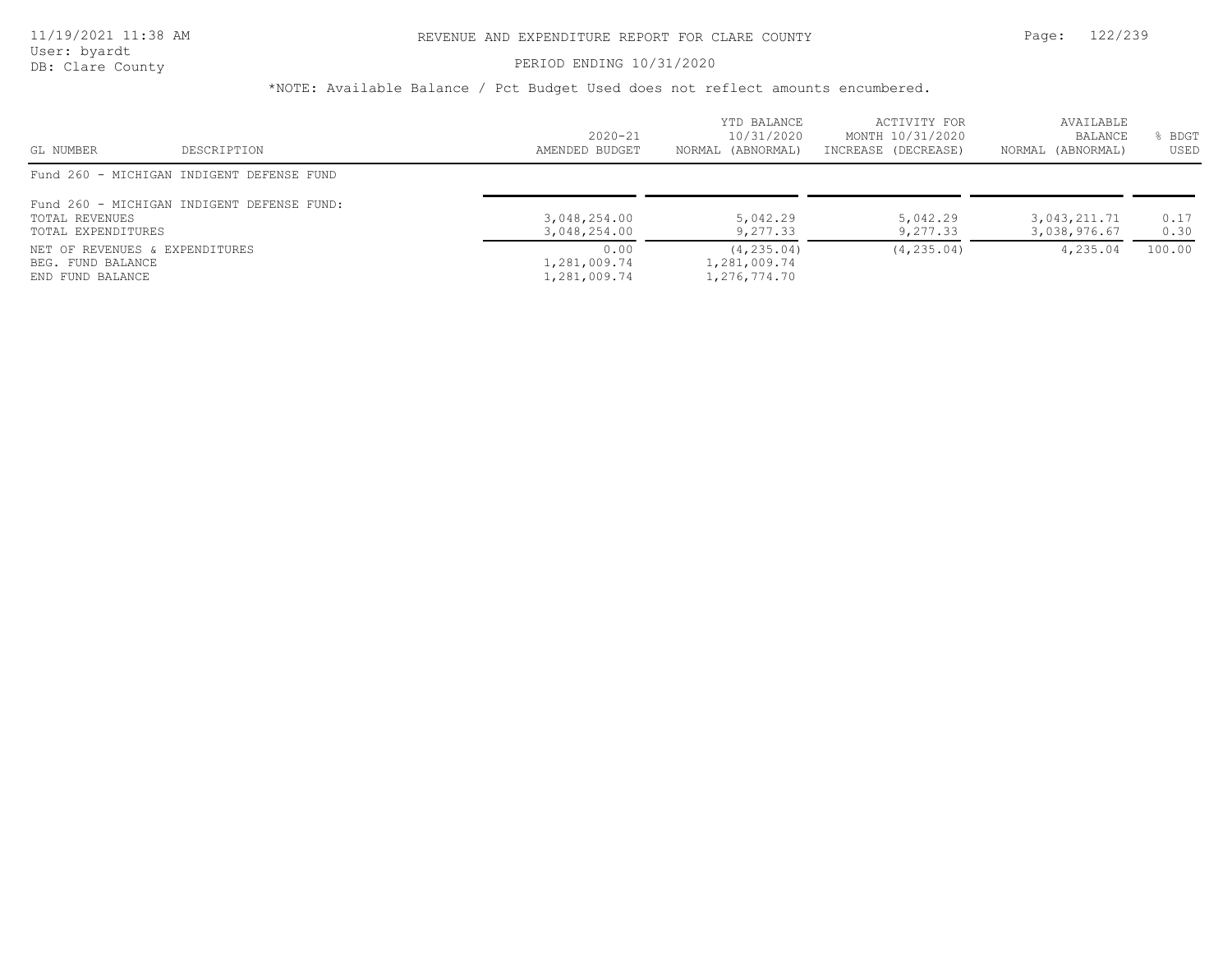# REVENUE AND EXPENDITURE REPORT FOR CLARE COUNTY

PERIOD ENDING 10/31/2020

*NOTE: Available Balance / Pct Budget Used does not reflect amounts encumbered.

| GL NUMBER | DESCRIPTION | 2020-21 AMENDED BUDGET | YTD BALANCE 10/31/2020 NORMAL (ABNORMAL) | ACTIVITY FOR MONTH 10/31/2020 INCREASE (DECREASE) | AVAILABLE BALANCE NORMAL (ABNORMAL) | % BDGT USED |
|---|---|---|---|---|---|---|
| Fund 260 - MICHIGAN INDIGENT DEFENSE FUND | | | | | | |
| Fund 260 - MICHIGAN INDIGENT DEFENSE FUND: | | | | | | |
| TOTAL REVENUES | | 3,048,254.00 | 5,042.29 | 5,042.29 | 3,043,211.71 | 0.17 |
| TOTAL EXPENDITURES | | 3,048,254.00 | 9,277.33 | 9,277.33 | 3,038,976.67 | 0.30 |
| NET OF REVENUES & EXPENDITURES | | 0.00 | (4,235.04) | (4,235.04) | 4,235.04 | 100.00 |
| BEG. FUND BALANCE | | 1,281,009.74 | 1,281,009.74 | | | |
| END FUND BALANCE | | 1,281,009.74 | 1,276,774.70 | | | |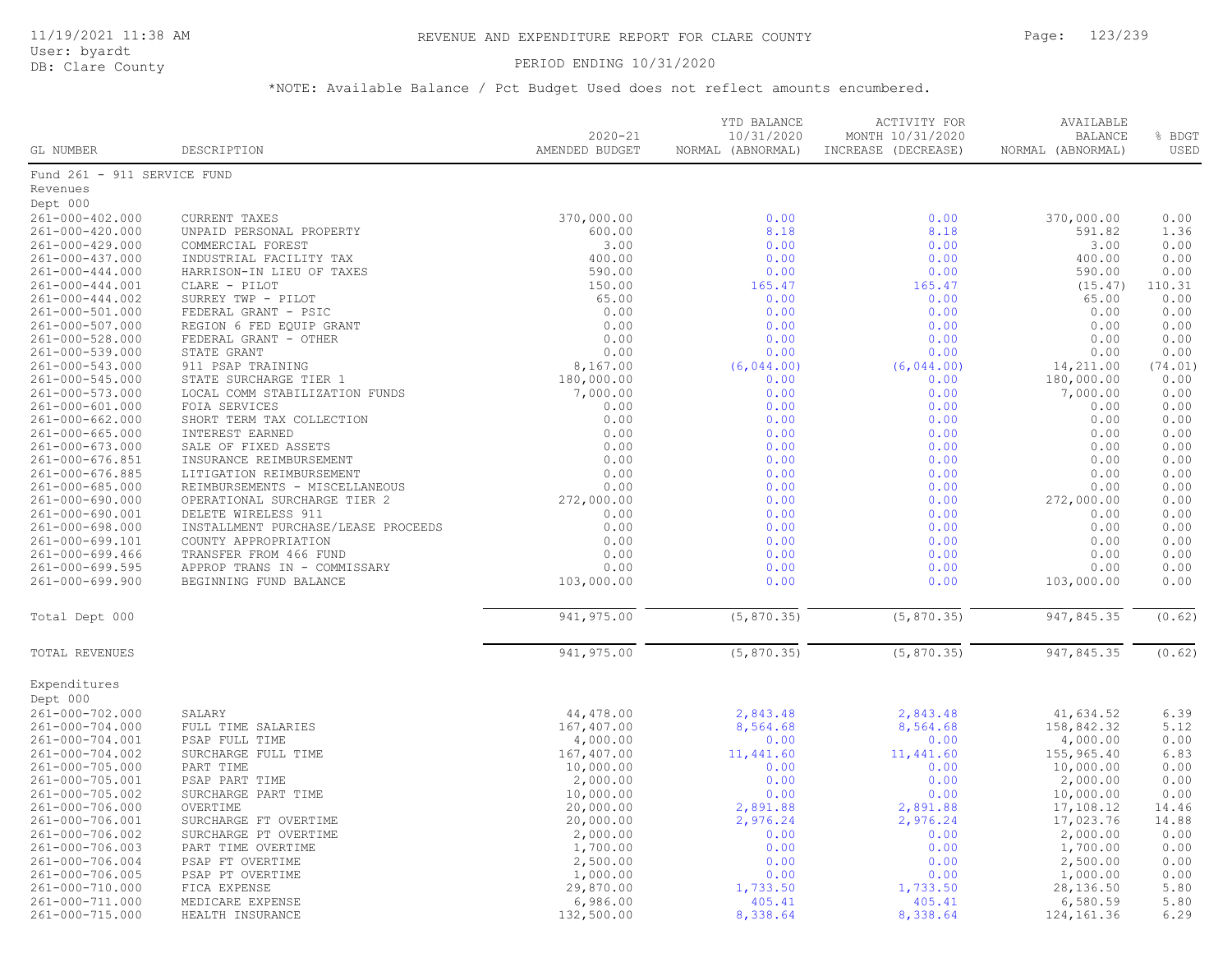# REVENUE AND EXPENDITURE REPORT FOR CLARE COUNTY

11/19/2021 11:38 AM
User: byardt
DB: Clare County

PERIOD ENDING 10/31/2020

*NOTE: Available Balance / Pct Budget Used does not reflect amounts encumbered.

| GL NUMBER | DESCRIPTION | 2020-21 AMENDED BUDGET | YTD BALANCE 10/31/2020 NORMAL (ABNORMAL) | ACTIVITY FOR MONTH 10/31/2020 INCREASE (DECREASE) | AVAILABLE BALANCE NORMAL (ABNORMAL) | % BDGT USED |
|---|---|---|---|---|---|---|
| Fund 261 - 911 SERVICE FUND | | | | | | |
| Revenues | | | | | | |
| Dept 000 | | | | | | |
| 261-000-402.000 | CURRENT TAXES | 370,000.00 | 0.00 | 0.00 | 370,000.00 | 0.00 |
| 261-000-420.000 | UNPAID PERSONAL PROPERTY | 600.00 | 8.18 | 8.18 | 591.82 | 1.36 |
| 261-000-429.000 | COMMERCIAL FOREST | 3.00 | 0.00 | 0.00 | 3.00 | 0.00 |
| 261-000-437.000 | INDUSTRIAL FACILITY TAX | 400.00 | 0.00 | 0.00 | 400.00 | 0.00 |
| 261-000-444.000 | HARRISON-IN LIEU OF TAXES | 590.00 | 0.00 | 0.00 | 590.00 | 0.00 |
| 261-000-444.001 | CLARE - PILOT | 150.00 | 165.47 | 165.47 | (15.47) | 110.31 |
| 261-000-444.002 | SURREY TWP - PILOT | 65.00 | 0.00 | 0.00 | 65.00 | 0.00 |
| 261-000-501.000 | FEDERAL GRANT - PSIC | 0.00 | 0.00 | 0.00 | 0.00 | 0.00 |
| 261-000-507.000 | REGION 6 FED EQUIP GRANT | 0.00 | 0.00 | 0.00 | 0.00 | 0.00 |
| 261-000-528.000 | FEDERAL GRANT - OTHER | 0.00 | 0.00 | 0.00 | 0.00 | 0.00 |
| 261-000-539.000 | STATE GRANT | 0.00 | 0.00 | 0.00 | 0.00 | 0.00 |
| 261-000-543.000 | 911 PSAP TRAINING | 8,167.00 | (6,044.00) | (6,044.00) | 14,211.00 | (74.01) |
| 261-000-545.000 | STATE SURCHARGE TIER 1 | 180,000.00 | 0.00 | 0.00 | 180,000.00 | 0.00 |
| 261-000-573.000 | LOCAL COMM STABILIZATION FUNDS | 7,000.00 | 0.00 | 0.00 | 7,000.00 | 0.00 |
| 261-000-601.000 | FOIA SERVICES | 0.00 | 0.00 | 0.00 | 0.00 | 0.00 |
| 261-000-662.000 | SHORT TERM TAX COLLECTION | 0.00 | 0.00 | 0.00 | 0.00 | 0.00 |
| 261-000-665.000 | INTEREST EARNED | 0.00 | 0.00 | 0.00 | 0.00 | 0.00 |
| 261-000-673.000 | SALE OF FIXED ASSETS | 0.00 | 0.00 | 0.00 | 0.00 | 0.00 |
| 261-000-676.851 | INSURANCE REIMBURSEMENT | 0.00 | 0.00 | 0.00 | 0.00 | 0.00 |
| 261-000-676.885 | LITIGATION REIMBURSEMENT | 0.00 | 0.00 | 0.00 | 0.00 | 0.00 |
| 261-000-685.000 | REIMBURSEMENTS - MISCELLANEOUS | 0.00 | 0.00 | 0.00 | 0.00 | 0.00 |
| 261-000-690.000 | OPERATIONAL SURCHARGE TIER 2 | 272,000.00 | 0.00 | 0.00 | 272,000.00 | 0.00 |
| 261-000-690.001 | DELETE WIRELESS 911 | 0.00 | 0.00 | 0.00 | 0.00 | 0.00 |
| 261-000-698.000 | INSTALLMENT PURCHASE/LEASE PROCEEDS | 0.00 | 0.00 | 0.00 | 0.00 | 0.00 |
| 261-000-699.101 | COUNTY APPROPRIATION | 0.00 | 0.00 | 0.00 | 0.00 | 0.00 |
| 261-000-699.466 | TRANSFER FROM 466 FUND | 0.00 | 0.00 | 0.00 | 0.00 | 0.00 |
| 261-000-699.595 | APPROP TRANS IN - COMMISSARY | 0.00 | 0.00 | 0.00 | 0.00 | 0.00 |
| 261-000-699.900 | BEGINNING FUND BALANCE | 103,000.00 | 0.00 | 0.00 | 103,000.00 | 0.00 |
| Total Dept 000 | | 941,975.00 | (5,870.35) | (5,870.35) | 947,845.35 | (0.62) |
| TOTAL REVENUES | | 941,975.00 | (5,870.35) | (5,870.35) | 947,845.35 | (0.62) |
| Expenditures | | | | | | |
| Dept 000 | | | | | | |
| 261-000-702.000 | SALARY | 44,478.00 | 2,843.48 | 2,843.48 | 41,634.52 | 6.39 |
| 261-000-704.000 | FULL TIME SALARIES | 167,407.00 | 8,564.68 | 8,564.68 | 158,842.32 | 5.12 |
| 261-000-704.001 | PSAP FULL TIME | 4,000.00 | 0.00 | 0.00 | 4,000.00 | 0.00 |
| 261-000-704.002 | SURCHARGE FULL TIME | 167,407.00 | 11,441.60 | 11,441.60 | 155,965.40 | 6.83 |
| 261-000-705.000 | PART TIME | 10,000.00 | 0.00 | 0.00 | 10,000.00 | 0.00 |
| 261-000-705.001 | PSAP PART TIME | 2,000.00 | 0.00 | 0.00 | 2,000.00 | 0.00 |
| 261-000-705.002 | SURCHARGE PART TIME | 10,000.00 | 0.00 | 0.00 | 10,000.00 | 0.00 |
| 261-000-706.000 | OVERTIME | 20,000.00 | 2,891.88 | 2,891.88 | 17,108.12 | 14.46 |
| 261-000-706.001 | SURCHARGE FT OVERTIME | 20,000.00 | 2,976.24 | 2,976.24 | 17,023.76 | 14.88 |
| 261-000-706.002 | SURCHARGE PT OVERTIME | 2,000.00 | 0.00 | 0.00 | 2,000.00 | 0.00 |
| 261-000-706.003 | PART TIME OVERTIME | 1,700.00 | 0.00 | 0.00 | 1,700.00 | 0.00 |
| 261-000-706.004 | PSAP FT OVERTIME | 2,500.00 | 0.00 | 0.00 | 2,500.00 | 0.00 |
| 261-000-706.005 | PSAP PT OVERTIME | 1,000.00 | 0.00 | 0.00 | 1,000.00 | 0.00 |
| 261-000-710.000 | FICA EXPENSE | 29,870.00 | 1,733.50 | 1,733.50 | 28,136.50 | 5.80 |
| 261-000-711.000 | MEDICARE EXPENSE | 6,986.00 | 405.41 | 405.41 | 6,580.59 | 5.80 |
| 261-000-715.000 | HEALTH INSURANCE | 132,500.00 | 8,338.64 | 8,338.64 | 124,161.36 | 6.29 |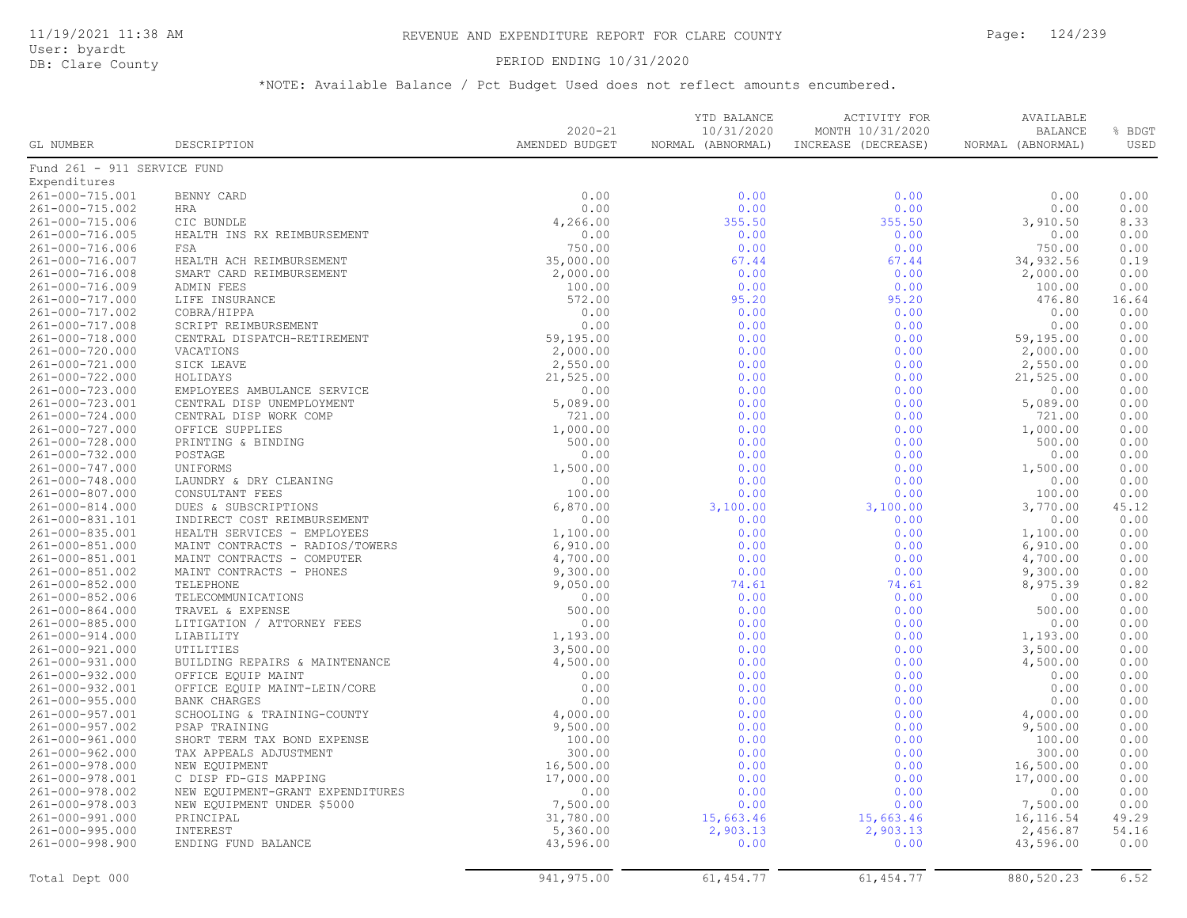# REVENUE AND EXPENDITURE REPORT FOR CLARE COUNTY

11/19/2021 11:38 AM
User: byardt
DB: Clare County

PERIOD ENDING 10/31/2020

*NOTE: Available Balance / Pct Budget Used does not reflect amounts encumbered.

| GL NUMBER | DESCRIPTION | 2020-21 AMENDED BUDGET | YTD BALANCE 10/31/2020 NORMAL (ABNORMAL) | ACTIVITY FOR MONTH 10/31/2020 INCREASE (DECREASE) | AVAILABLE BALANCE NORMAL (ABNORMAL) | % BDGT USED |
|---|---|---|---|---|---|---|
| Fund 261 - 911 SERVICE FUND | | | | | | |
| Expenditures | | | | | | |
| 261-000-715.001 | BENNY CARD | 0.00 | 0.00 | 0.00 | 0.00 | 0.00 |
| 261-000-715.002 | HRA | 0.00 | 0.00 | 0.00 | 0.00 | 0.00 |
| 261-000-715.006 | CIC BUNDLE | 4,266.00 | 355.50 | 355.50 | 3,910.50 | 8.33 |
| 261-000-716.005 | HEALTH INS RX REIMBURSEMENT | 0.00 | 0.00 | 0.00 | 0.00 | 0.00 |
| 261-000-716.006 | FSA | 750.00 | 0.00 | 0.00 | 750.00 | 0.00 |
| 261-000-716.007 | HEALTH ACH REIMBURSEMENT | 35,000.00 | 67.44 | 67.44 | 34,932.56 | 0.19 |
| 261-000-716.008 | SMART CARD REIMBURSEMENT | 2,000.00 | 0.00 | 0.00 | 2,000.00 | 0.00 |
| 261-000-716.009 | ADMIN FEES | 100.00 | 0.00 | 0.00 | 100.00 | 0.00 |
| 261-000-717.000 | LIFE INSURANCE | 572.00 | 95.20 | 95.20 | 476.80 | 16.64 |
| 261-000-717.002 | COBRA/HIPPA | 0.00 | 0.00 | 0.00 | 0.00 | 0.00 |
| 261-000-717.008 | SCRIPT REIMBURSEMENT | 0.00 | 0.00 | 0.00 | 0.00 | 0.00 |
| 261-000-718.000 | CENTRAL DISPATCH-RETIREMENT | 59,195.00 | 0.00 | 0.00 | 59,195.00 | 0.00 |
| 261-000-720.000 | VACATIONS | 2,000.00 | 0.00 | 0.00 | 2,000.00 | 0.00 |
| 261-000-721.000 | SICK LEAVE | 2,550.00 | 0.00 | 0.00 | 2,550.00 | 0.00 |
| 261-000-722.000 | HOLIDAYS | 21,525.00 | 0.00 | 0.00 | 21,525.00 | 0.00 |
| 261-000-723.000 | EMPLOYEES AMBULANCE SERVICE | 0.00 | 0.00 | 0.00 | 0.00 | 0.00 |
| 261-000-723.001 | CENTRAL DISP UNEMPLOYMENT | 5,089.00 | 0.00 | 0.00 | 5,089.00 | 0.00 |
| 261-000-724.000 | CENTRAL DISP WORK COMP | 721.00 | 0.00 | 0.00 | 721.00 | 0.00 |
| 261-000-727.000 | OFFICE SUPPLIES | 1,000.00 | 0.00 | 0.00 | 1,000.00 | 0.00 |
| 261-000-728.000 | PRINTING & BINDING | 500.00 | 0.00 | 0.00 | 500.00 | 0.00 |
| 261-000-732.000 | POSTAGE | 0.00 | 0.00 | 0.00 | 0.00 | 0.00 |
| 261-000-747.000 | UNIFORMS | 1,500.00 | 0.00 | 0.00 | 1,500.00 | 0.00 |
| 261-000-748.000 | LAUNDRY & DRY CLEANING | 0.00 | 0.00 | 0.00 | 0.00 | 0.00 |
| 261-000-807.000 | CONSULTANT FEES | 100.00 | 0.00 | 0.00 | 100.00 | 0.00 |
| 261-000-814.000 | DUES & SUBSCRIPTIONS | 6,870.00 | 3,100.00 | 3,100.00 | 3,770.00 | 45.12 |
| 261-000-831.101 | INDIRECT COST REIMBURSEMENT | 0.00 | 0.00 | 0.00 | 0.00 | 0.00 |
| 261-000-835.001 | HEALTH SERVICES - EMPLOYEES | 1,100.00 | 0.00 | 0.00 | 1,100.00 | 0.00 |
| 261-000-851.000 | MAINT CONTRACTS - RADIOS/TOWERS | 6,910.00 | 0.00 | 0.00 | 6,910.00 | 0.00 |
| 261-000-851.001 | MAINT CONTRACTS - COMPUTER | 4,700.00 | 0.00 | 0.00 | 4,700.00 | 0.00 |
| 261-000-851.002 | MAINT CONTRACTS - PHONES | 9,300.00 | 0.00 | 0.00 | 9,300.00 | 0.00 |
| 261-000-852.000 | TELEPHONE | 9,050.00 | 74.61 | 74.61 | 8,975.39 | 0.82 |
| 261-000-852.006 | TELECOMMUNICATIONS | 0.00 | 0.00 | 0.00 | 0.00 | 0.00 |
| 261-000-864.000 | TRAVEL & EXPENSE | 500.00 | 0.00 | 0.00 | 500.00 | 0.00 |
| 261-000-885.000 | LITIGATION / ATTORNEY FEES | 0.00 | 0.00 | 0.00 | 0.00 | 0.00 |
| 261-000-914.000 | LIABILITY | 1,193.00 | 0.00 | 0.00 | 1,193.00 | 0.00 |
| 261-000-921.000 | UTILITIES | 3,500.00 | 0.00 | 0.00 | 3,500.00 | 0.00 |
| 261-000-931.000 | BUILDING REPAIRS & MAINTENANCE | 4,500.00 | 0.00 | 0.00 | 4,500.00 | 0.00 |
| 261-000-932.000 | OFFICE EQUIP MAINT | 0.00 | 0.00 | 0.00 | 0.00 | 0.00 |
| 261-000-932.001 | OFFICE EQUIP MAINT-LEIN/CORE | 0.00 | 0.00 | 0.00 | 0.00 | 0.00 |
| 261-000-955.000 | BANK CHARGES | 0.00 | 0.00 | 0.00 | 0.00 | 0.00 |
| 261-000-957.001 | SCHOOLING & TRAINING-COUNTY | 4,000.00 | 0.00 | 0.00 | 4,000.00 | 0.00 |
| 261-000-957.002 | PSAP TRAINING | 9,500.00 | 0.00 | 0.00 | 9,500.00 | 0.00 |
| 261-000-961.000 | SHORT TERM TAX BOND EXPENSE | 100.00 | 0.00 | 0.00 | 100.00 | 0.00 |
| 261-000-962.000 | TAX APPEALS ADJUSTMENT | 300.00 | 0.00 | 0.00 | 300.00 | 0.00 |
| 261-000-978.000 | NEW EQUIPMENT | 16,500.00 | 0.00 | 0.00 | 16,500.00 | 0.00 |
| 261-000-978.001 | C DISP FD-GIS MAPPING | 17,000.00 | 0.00 | 0.00 | 17,000.00 | 0.00 |
| 261-000-978.002 | NEW EQUIPMENT-GRANT EXPENDITURES | 0.00 | 0.00 | 0.00 | 0.00 | 0.00 |
| 261-000-978.003 | NEW EQUIPMENT UNDER $5000 | 7,500.00 | 0.00 | 0.00 | 7,500.00 | 0.00 |
| 261-000-991.000 | PRINCIPAL | 31,780.00 | 15,663.46 | 15,663.46 | 16,116.54 | 49.29 |
| 261-000-995.000 | INTEREST | 5,360.00 | 2,903.13 | 2,903.13 | 2,456.87 | 54.16 |
| 261-000-998.900 | ENDING FUND BALANCE | 43,596.00 | 0.00 | 0.00 | 43,596.00 | 0.00 |
| Total Dept 000 | | 941,975.00 | 61,454.77 | 61,454.77 | 880,520.23 | 6.52 |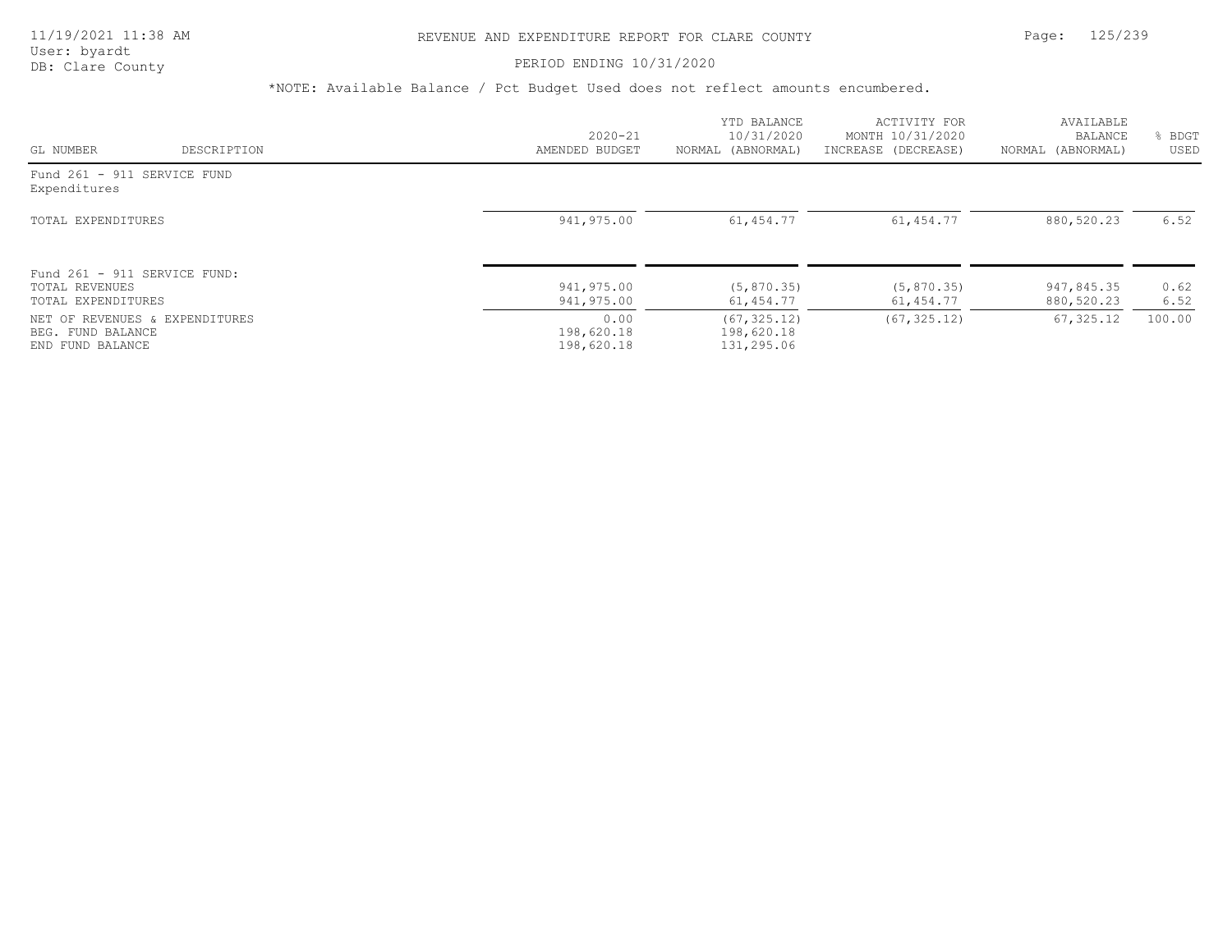REVENUE AND EXPENDITURE REPORT FOR CLARE COUNTY

PERIOD ENDING 10/31/2020

*NOTE: Available Balance / Pct Budget Used does not reflect amounts encumbered.

| GL NUMBER | DESCRIPTION | 2020-21 AMENDED BUDGET | YTD BALANCE 10/31/2020 NORMAL (ABNORMAL) | ACTIVITY FOR MONTH 10/31/2020 INCREASE (DECREASE) | AVAILABLE BALANCE NORMAL (ABNORMAL) | % BDGT USED |
|---|---|---|---|---|---|---|
| Fund 261 - 911 SERVICE FUND | | | | | | |
| Expenditures | | | | | | |
| TOTAL EXPENDITURES | | 941,975.00 | 61,454.77 | 61,454.77 | 880,520.23 | 6.52 |
| Fund 261 - 911 SERVICE FUND: | | | | | | |
| TOTAL REVENUES | | 941,975.00 | (5,870.35) | (5,870.35) | 947,845.35 | 0.62 |
| TOTAL EXPENDITURES | | 941,975.00 | 61,454.77 | 61,454.77 | 880,520.23 | 6.52 |
| NET OF REVENUES & EXPENDITURES | | 0.00 | (67,325.12) | (67,325.12) | 67,325.12 | 100.00 |
| BEG. FUND BALANCE | | 198,620.18 | 198,620.18 | | | |
| END FUND BALANCE | | 198,620.18 | 131,295.06 | | | |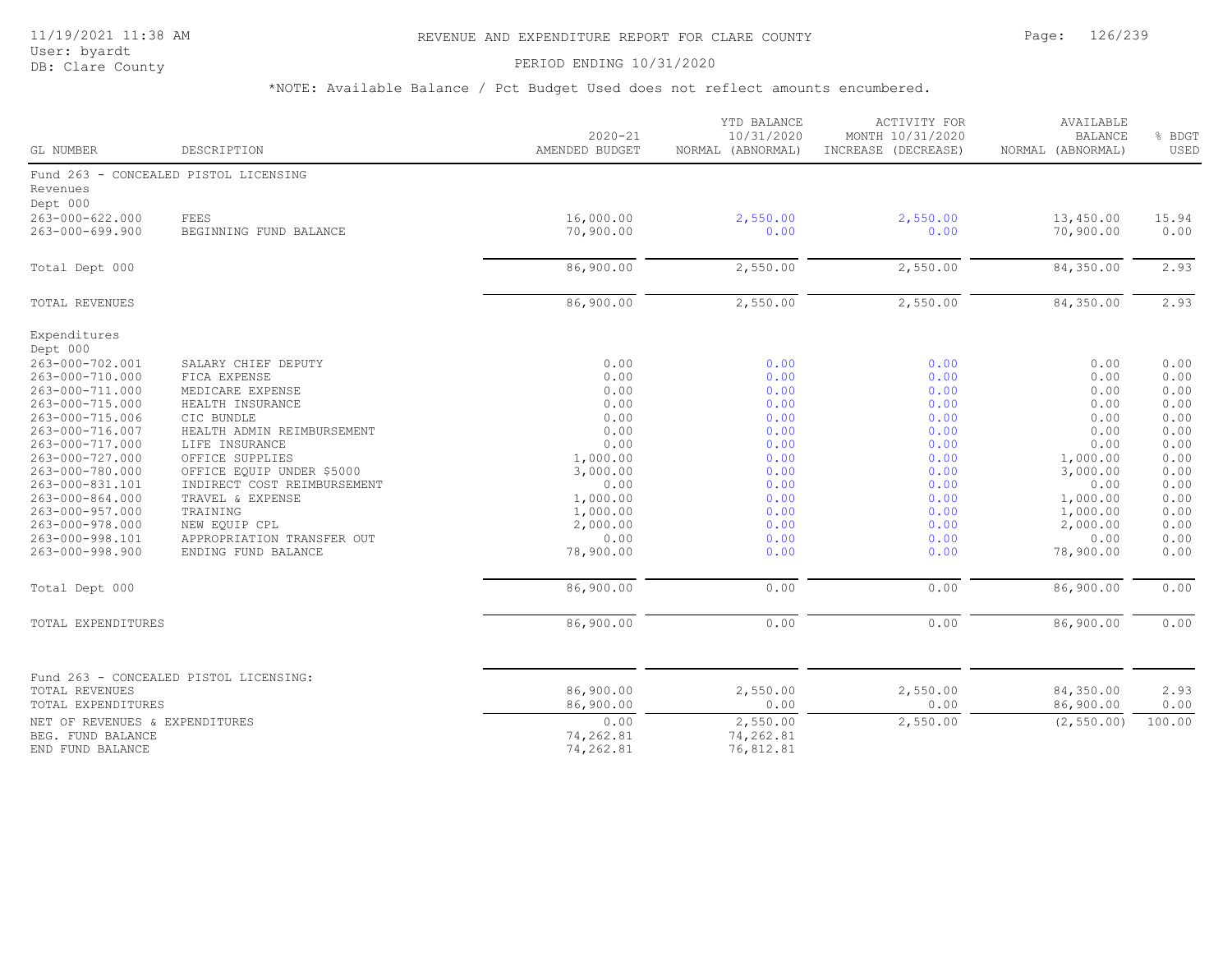# REVENUE AND EXPENDITURE REPORT FOR CLARE COUNTY

PERIOD ENDING 10/31/2020

*NOTE: Available Balance / Pct Budget Used does not reflect amounts encumbered.

| GL NUMBER | DESCRIPTION | 2020-21 AMENDED BUDGET | YTD BALANCE 10/31/2020 NORMAL (ABNORMAL) | ACTIVITY FOR MONTH 10/31/2020 INCREASE (DECREASE) | AVAILABLE BALANCE NORMAL (ABNORMAL) | % BDGT USED |
|---|---|---|---|---|---|---|
| Fund 263 - CONCEALED PISTOL LICENSING | | | | | | |
| Revenues | | | | | | |
| Dept 000 | | | | | | |
| 263-000-622.000 | FEES | 16,000.00 | 2,550.00 | 2,550.00 | 13,450.00 | 15.94 |
| 263-000-699.900 | BEGINNING FUND BALANCE | 70,900.00 | 0.00 | 0.00 | 70,900.00 | 0.00 |
| Total Dept 000 | | 86,900.00 | 2,550.00 | 2,550.00 | 84,350.00 | 2.93 |
| TOTAL REVENUES | | 86,900.00 | 2,550.00 | 2,550.00 | 84,350.00 | 2.93 |
| Expenditures | | | | | | |
| Dept 000 | | | | | | |
| 263-000-702.001 | SALARY CHIEF DEPUTY | 0.00 | 0.00 | 0.00 | 0.00 | 0.00 |
| 263-000-710.000 | FICA EXPENSE | 0.00 | 0.00 | 0.00 | 0.00 | 0.00 |
| 263-000-711.000 | MEDICARE EXPENSE | 0.00 | 0.00 | 0.00 | 0.00 | 0.00 |
| 263-000-715.000 | HEALTH INSURANCE | 0.00 | 0.00 | 0.00 | 0.00 | 0.00 |
| 263-000-715.006 | CIC BUNDLE | 0.00 | 0.00 | 0.00 | 0.00 | 0.00 |
| 263-000-716.007 | HEALTH ADMIN REIMBURSEMENT | 0.00 | 0.00 | 0.00 | 0.00 | 0.00 |
| 263-000-717.000 | LIFE INSURANCE | 0.00 | 0.00 | 0.00 | 0.00 | 0.00 |
| 263-000-727.000 | OFFICE SUPPLIES | 1,000.00 | 0.00 | 0.00 | 1,000.00 | 0.00 |
| 263-000-780.000 | OFFICE EQUIP UNDER $5000 | 3,000.00 | 0.00 | 0.00 | 3,000.00 | 0.00 |
| 263-000-831.101 | INDIRECT COST REIMBURSEMENT | 0.00 | 0.00 | 0.00 | 0.00 | 0.00 |
| 263-000-864.000 | TRAVEL & EXPENSE | 1,000.00 | 0.00 | 0.00 | 1,000.00 | 0.00 |
| 263-000-957.000 | TRAINING | 1,000.00 | 0.00 | 0.00 | 1,000.00 | 0.00 |
| 263-000-978.000 | NEW EQUIP CPL | 2,000.00 | 0.00 | 0.00 | 2,000.00 | 0.00 |
| 263-000-998.101 | APPROPRIATION TRANSFER OUT | 0.00 | 0.00 | 0.00 | 0.00 | 0.00 |
| 263-000-998.900 | ENDING FUND BALANCE | 78,900.00 | 0.00 | 0.00 | 78,900.00 | 0.00 |
| Total Dept 000 | | 86,900.00 | 0.00 | 0.00 | 86,900.00 | 0.00 |
| TOTAL EXPENDITURES | | 86,900.00 | 0.00 | 0.00 | 86,900.00 | 0.00 |
| Fund 263 - CONCEALED PISTOL LICENSING: | | | | | | |
| TOTAL REVENUES | | 86,900.00 | 2,550.00 | 2,550.00 | 84,350.00 | 2.93 |
| TOTAL EXPENDITURES | | 86,900.00 | 0.00 | 0.00 | 86,900.00 | 0.00 |
| NET OF REVENUES & EXPENDITURES | | 0.00 | 2,550.00 | 2,550.00 | (2,550.00) | 100.00 |
| BEG. FUND BALANCE | | 74,262.81 | 74,262.81 | | | |
| END FUND BALANCE | | 74,262.81 | 76,812.81 | | | |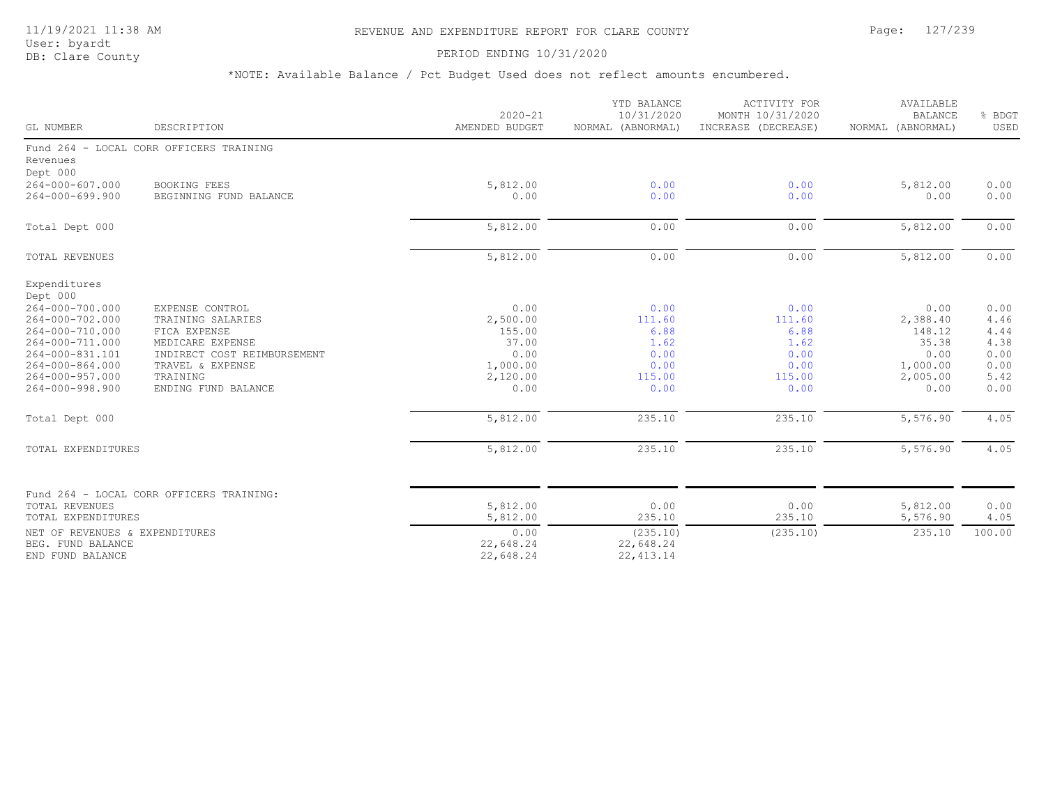# REVENUE AND EXPENDITURE REPORT FOR CLARE COUNTY

PERIOD ENDING 10/31/2020

*NOTE: Available Balance / Pct Budget Used does not reflect amounts encumbered.

| GL NUMBER | DESCRIPTION | 2020-21 AMENDED BUDGET | YTD BALANCE 10/31/2020 NORMAL (ABNORMAL) | ACTIVITY FOR MONTH 10/31/2020 INCREASE (DECREASE) | AVAILABLE BALANCE NORMAL (ABNORMAL) | % BDGT USED |
|---|---|---|---|---|---|---|
| Fund 264 - LOCAL CORR OFFICERS TRAINING | | | | | | |
| Revenues | | | | | | |
| Dept 000 | | | | | | |
| 264-000-607.000 | BOOKING FEES | 5,812.00 | 0.00 | 0.00 | 5,812.00 | 0.00 |
| 264-000-699.900 | BEGINNING FUND BALANCE | 0.00 | 0.00 | 0.00 | 0.00 | 0.00 |
| Total Dept 000 | | 5,812.00 | 0.00 | 0.00 | 5,812.00 | 0.00 |
| TOTAL REVENUES | | 5,812.00 | 0.00 | 0.00 | 5,812.00 | 0.00 |
| Expenditures | | | | | | |
| Dept 000 | | | | | | |
| 264-000-700.000 | EXPENSE CONTROL | 0.00 | 0.00 | 0.00 | 0.00 | 0.00 |
| 264-000-702.000 | TRAINING SALARIES | 2,500.00 | 111.60 | 111.60 | 2,388.40 | 4.46 |
| 264-000-710.000 | FICA EXPENSE | 155.00 | 6.88 | 6.88 | 148.12 | 4.44 |
| 264-000-711.000 | MEDICARE EXPENSE | 37.00 | 1.62 | 1.62 | 35.38 | 4.38 |
| 264-000-831.101 | INDIRECT COST REIMBURSEMENT | 0.00 | 0.00 | 0.00 | 0.00 | 0.00 |
| 264-000-864.000 | TRAVEL & EXPENSE | 1,000.00 | 0.00 | 0.00 | 1,000.00 | 0.00 |
| 264-000-957.000 | TRAINING | 2,120.00 | 115.00 | 115.00 | 2,005.00 | 5.42 |
| 264-000-998.900 | ENDING FUND BALANCE | 0.00 | 0.00 | 0.00 | 0.00 | 0.00 |
| Total Dept 000 | | 5,812.00 | 235.10 | 235.10 | 5,576.90 | 4.05 |
| TOTAL EXPENDITURES | | 5,812.00 | 235.10 | 235.10 | 5,576.90 | 4.05 |
| Fund 264 - LOCAL CORR OFFICERS TRAINING: | | | | | | |
| TOTAL REVENUES | | 5,812.00 | 0.00 | 0.00 | 5,812.00 | 0.00 |
| TOTAL EXPENDITURES | | 5,812.00 | 235.10 | 235.10 | 5,576.90 | 4.05 |
| NET OF REVENUES & EXPENDITURES | | 0.00 | (235.10) | (235.10) | 235.10 | 100.00 |
| BEG. FUND BALANCE | | 22,648.24 | 22,648.24 | | | |
| END FUND BALANCE | | 22,648.24 | 22,413.14 | | | |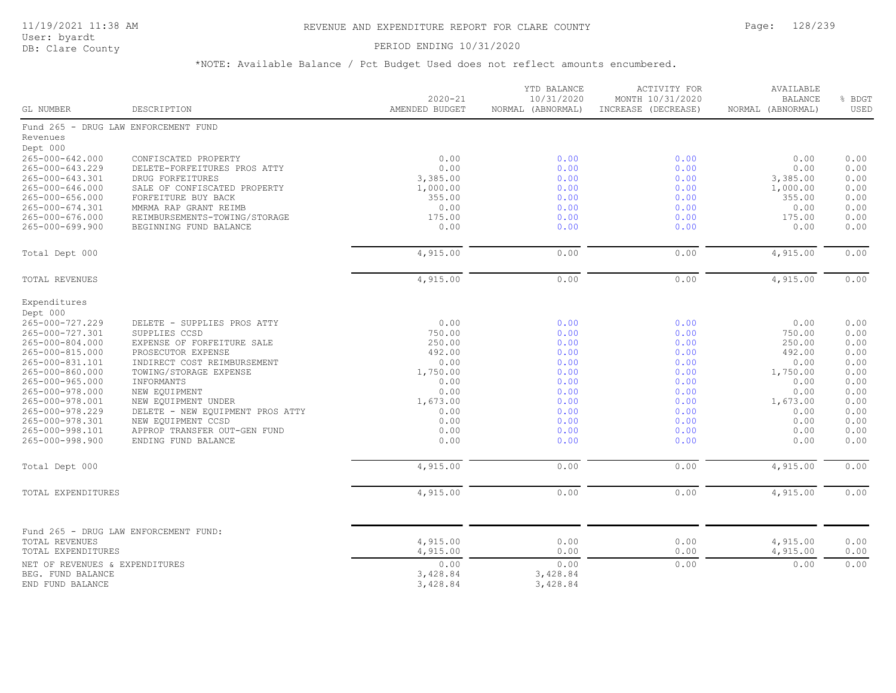REVENUE AND EXPENDITURE REPORT FOR CLARE COUNTY

PERIOD ENDING 10/31/2020

*NOTE: Available Balance / Pct Budget Used does not reflect amounts encumbered.

| GL NUMBER | DESCRIPTION | 2020-21 AMENDED BUDGET | YTD BALANCE 10/31/2020 NORMAL (ABNORMAL) | ACTIVITY FOR MONTH 10/31/2020 INCREASE (DECREASE) | AVAILABLE BALANCE NORMAL (ABNORMAL) | % BDGT USED |
|---|---|---|---|---|---|---|
| Fund 265 - DRUG LAW ENFORCEMENT FUND | | | | | | |
| Revenues | | | | | | |
| Dept 000 | | | | | | |
| 265-000-642.000 | CONFISCATED PROPERTY | 0.00 | 0.00 | 0.00 | 0.00 | 0.00 |
| 265-000-643.229 | DELETE-FORFEITURES PROS ATTY | 0.00 | 0.00 | 0.00 | 0.00 | 0.00 |
| 265-000-643.301 | DRUG FORFEITURES | 3,385.00 | 0.00 | 0.00 | 3,385.00 | 0.00 |
| 265-000-646.000 | SALE OF CONFISCATED PROPERTY | 1,000.00 | 0.00 | 0.00 | 1,000.00 | 0.00 |
| 265-000-656.000 | FORFEITURE BUY BACK | 355.00 | 0.00 | 0.00 | 355.00 | 0.00 |
| 265-000-674.301 | MMRMA RAP GRANT REIMB | 0.00 | 0.00 | 0.00 | 0.00 | 0.00 |
| 265-000-676.000 | REIMBURSEMENTS-TOWING/STORAGE | 175.00 | 0.00 | 0.00 | 175.00 | 0.00 |
| 265-000-699.900 | BEGINNING FUND BALANCE | 0.00 | 0.00 | 0.00 | 0.00 | 0.00 |
| Total Dept 000 | | 4,915.00 | 0.00 | 0.00 | 4,915.00 | 0.00 |
| TOTAL REVENUES | | 4,915.00 | 0.00 | 0.00 | 4,915.00 | 0.00 |
| Expenditures | | | | | | |
| Dept 000 | | | | | | |
| 265-000-727.229 | DELETE - SUPPLIES PROS ATTY | 0.00 | 0.00 | 0.00 | 0.00 | 0.00 |
| 265-000-727.301 | SUPPLIES CCSD | 750.00 | 0.00 | 0.00 | 750.00 | 0.00 |
| 265-000-804.000 | EXPENSE OF FORFEITURE SALE | 250.00 | 0.00 | 0.00 | 250.00 | 0.00 |
| 265-000-815.000 | PROSECUTOR EXPENSE | 492.00 | 0.00 | 0.00 | 492.00 | 0.00 |
| 265-000-831.101 | INDIRECT COST REIMBURSEMENT | 0.00 | 0.00 | 0.00 | 0.00 | 0.00 |
| 265-000-860.000 | TOWING/STORAGE EXPENSE | 1,750.00 | 0.00 | 0.00 | 1,750.00 | 0.00 |
| 265-000-965.000 | INFORMANTS | 0.00 | 0.00 | 0.00 | 0.00 | 0.00 |
| 265-000-978.000 | NEW EQUIPMENT | 0.00 | 0.00 | 0.00 | 0.00 | 0.00 |
| 265-000-978.001 | NEW EQUIPMENT UNDER | 1,673.00 | 0.00 | 0.00 | 1,673.00 | 0.00 |
| 265-000-978.229 | DELETE - NEW EQUIPMENT PROS ATTY | 0.00 | 0.00 | 0.00 | 0.00 | 0.00 |
| 265-000-978.301 | NEW EQUIPMENT CCSD | 0.00 | 0.00 | 0.00 | 0.00 | 0.00 |
| 265-000-998.101 | APPROP TRANSFER OUT-GEN FUND | 0.00 | 0.00 | 0.00 | 0.00 | 0.00 |
| 265-000-998.900 | ENDING FUND BALANCE | 0.00 | 0.00 | 0.00 | 0.00 | 0.00 |
| Total Dept 000 | | 4,915.00 | 0.00 | 0.00 | 4,915.00 | 0.00 |
| TOTAL EXPENDITURES | | 4,915.00 | 0.00 | 0.00 | 4,915.00 | 0.00 |
| Fund 265 - DRUG LAW ENFORCEMENT FUND: | | | | | | |
| TOTAL REVENUES | | 4,915.00 | 0.00 | 0.00 | 4,915.00 | 0.00 |
| TOTAL EXPENDITURES | | 4,915.00 | 0.00 | 0.00 | 4,915.00 | 0.00 |
| NET OF REVENUES & EXPENDITURES | | 0.00 | 0.00 | 0.00 | 0.00 | 0.00 |
| BEG. FUND BALANCE | | 3,428.84 | 3,428.84 | | | |
| END FUND BALANCE | | 3,428.84 | 3,428.84 | | | |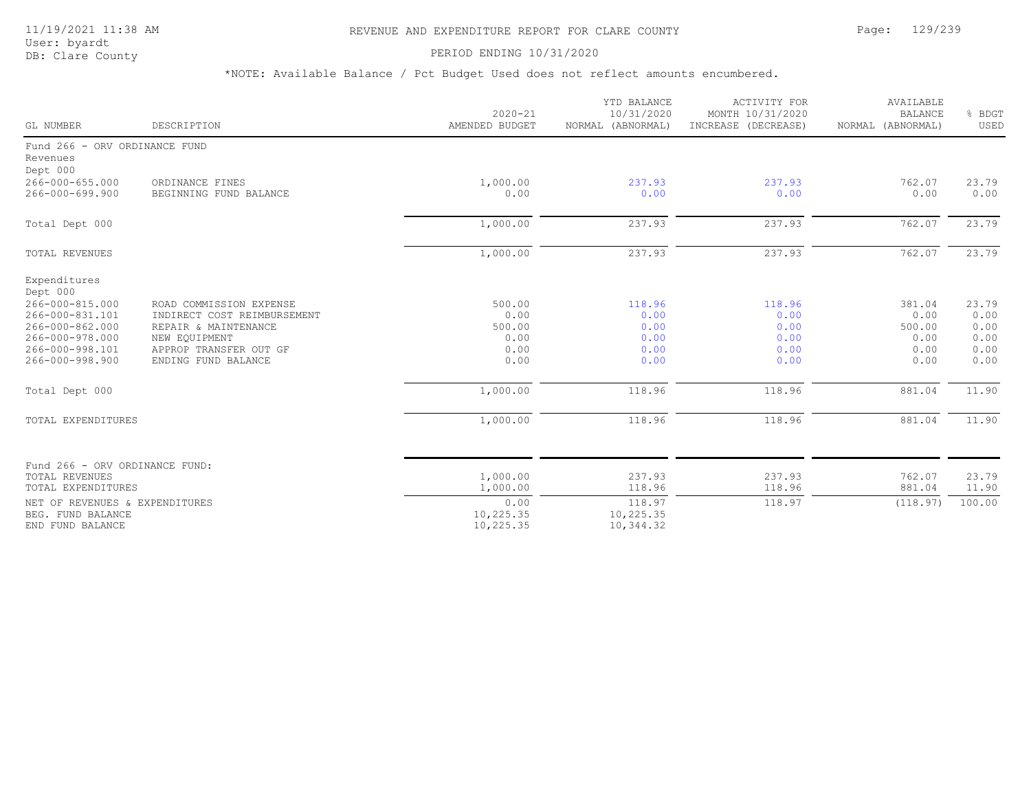# REVENUE AND EXPENDITURE REPORT FOR CLARE COUNTY

11/19/2021 11:38 AM
User: byardt
DB: Clare County

PERIOD ENDING 10/31/2020

*NOTE: Available Balance / Pct Budget Used does not reflect amounts encumbered.

| GL NUMBER | DESCRIPTION | 2020-21 AMENDED BUDGET | YTD BALANCE 10/31/2020 NORMAL (ABNORMAL) | ACTIVITY FOR MONTH 10/31/2020 INCREASE (DECREASE) | AVAILABLE BALANCE NORMAL (ABNORMAL) | % BDGT USED |
|---|---|---|---|---|---|---|
| Fund 266 - ORV ORDINANCE FUND | | | | | | |
| Revenues | | | | | | |
| Dept 000 | | | | | | |
| 266-000-655.000 | ORDINANCE FINES | 1,000.00 | 237.93 | 237.93 | 762.07 | 23.79 |
| 266-000-699.900 | BEGINNING FUND BALANCE | 0.00 | 0.00 | 0.00 | 0.00 | 0.00 |
| Total Dept 000 | | 1,000.00 | 237.93 | 237.93 | 762.07 | 23.79 |
| TOTAL REVENUES | | 1,000.00 | 237.93 | 237.93 | 762.07 | 23.79 |
| Expenditures | | | | | | |
| Dept 000 | | | | | | |
| 266-000-815.000 | ROAD COMMISSION EXPENSE | 500.00 | 118.96 | 118.96 | 381.04 | 23.79 |
| 266-000-831.101 | INDIRECT COST REIMBURSEMENT | 0.00 | 0.00 | 0.00 | 0.00 | 0.00 |
| 266-000-862.000 | REPAIR & MAINTENANCE | 500.00 | 0.00 | 0.00 | 500.00 | 0.00 |
| 266-000-978.000 | NEW EQUIPMENT | 0.00 | 0.00 | 0.00 | 0.00 | 0.00 |
| 266-000-998.101 | APPROP TRANSFER OUT GF | 0.00 | 0.00 | 0.00 | 0.00 | 0.00 |
| 266-000-998.900 | ENDING FUND BALANCE | 0.00 | 0.00 | 0.00 | 0.00 | 0.00 |
| Total Dept 000 | | 1,000.00 | 118.96 | 118.96 | 881.04 | 11.90 |
| TOTAL EXPENDITURES | | 1,000.00 | 118.96 | 118.96 | 881.04 | 11.90 |
| Fund 266 - ORV ORDINANCE FUND: | | | | | | |
| TOTAL REVENUES | | 1,000.00 | 237.93 | 237.93 | 762.07 | 23.79 |
| TOTAL EXPENDITURES | | 1,000.00 | 118.96 | 118.96 | 881.04 | 11.90 |
| NET OF REVENUES & EXPENDITURES | | 0.00 | 118.97 | 118.97 | (118.97) | 100.00 |
| BEG. FUND BALANCE | | 10,225.35 | 10,225.35 | | | |
| END FUND BALANCE | | 10,225.35 | 10,344.32 | | | |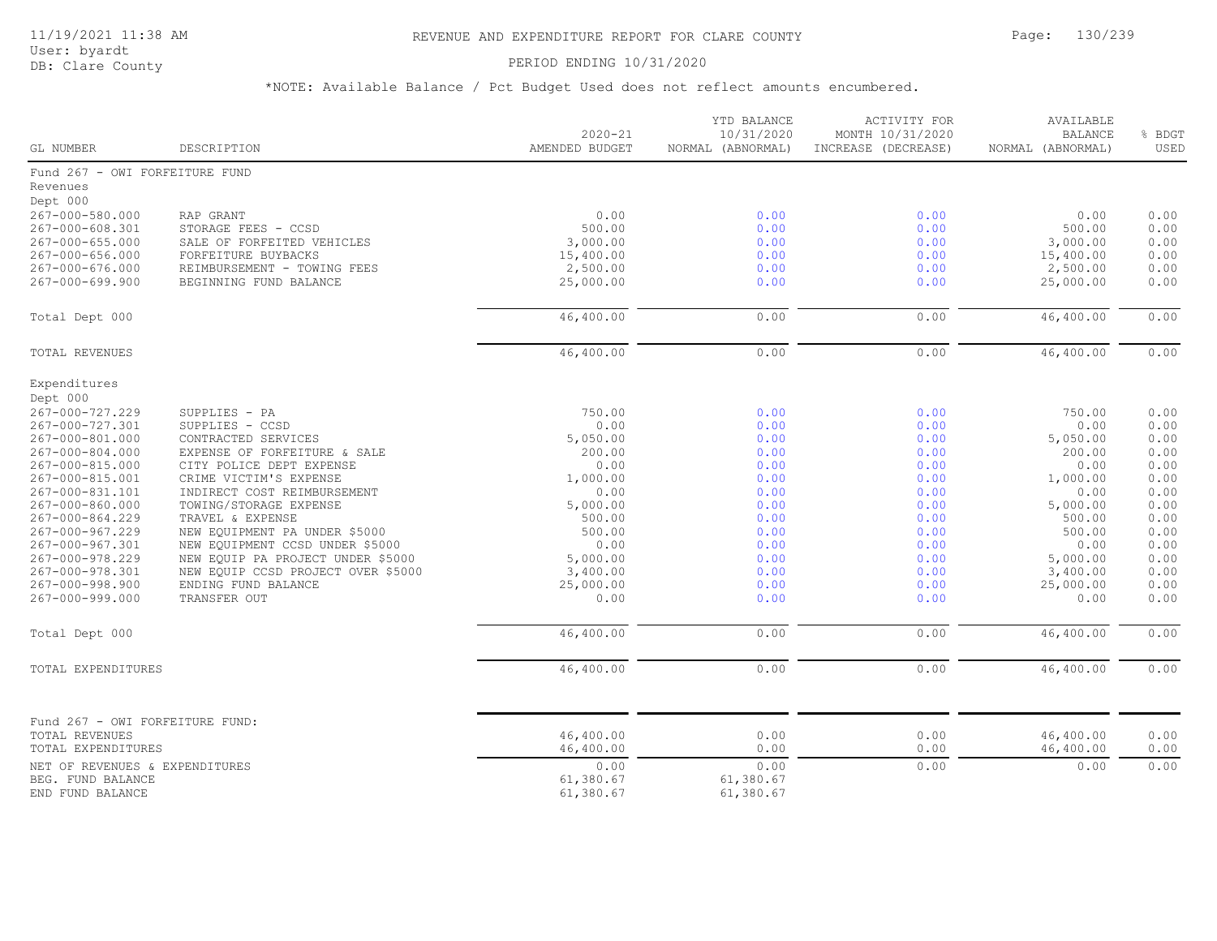REVENUE AND EXPENDITURE REPORT FOR CLARE COUNTY

PERIOD ENDING 10/31/2020

*NOTE: Available Balance / Pct Budget Used does not reflect amounts encumbered.

| GL NUMBER | DESCRIPTION | 2020-21 AMENDED BUDGET | YTD BALANCE 10/31/2020 NORMAL (ABNORMAL) | ACTIVITY FOR MONTH 10/31/2020 INCREASE (DECREASE) | AVAILABLE BALANCE NORMAL (ABNORMAL) | % BDGT USED |
|---|---|---|---|---|---|---|
| Fund 267 - OWI FORFEITURE FUND | | | | | | |
| Revenues | | | | | | |
| Dept 000 | | | | | | |
| 267-000-580.000 | RAP GRANT | 0.00 | 0.00 | 0.00 | 0.00 | 0.00 |
| 267-000-608.301 | STORAGE FEES - CCSD | 500.00 | 0.00 | 0.00 | 500.00 | 0.00 |
| 267-000-655.000 | SALE OF FORFEITED VEHICLES | 3,000.00 | 0.00 | 0.00 | 3,000.00 | 0.00 |
| 267-000-656.000 | FORFEITURE BUYBACKS | 15,400.00 | 0.00 | 0.00 | 15,400.00 | 0.00 |
| 267-000-676.000 | REIMBURSEMENT - TOWING FEES | 2,500.00 | 0.00 | 0.00 | 2,500.00 | 0.00 |
| 267-000-699.900 | BEGINNING FUND BALANCE | 25,000.00 | 0.00 | 0.00 | 25,000.00 | 0.00 |
| Total Dept 000 | | 46,400.00 | 0.00 | 0.00 | 46,400.00 | 0.00 |
| TOTAL REVENUES | | 46,400.00 | 0.00 | 0.00 | 46,400.00 | 0.00 |
| Expenditures | | | | | | |
| Dept 000 | | | | | | |
| 267-000-727.229 | SUPPLIES - PA | 750.00 | 0.00 | 0.00 | 750.00 | 0.00 |
| 267-000-727.301 | SUPPLIES - CCSD | 0.00 | 0.00 | 0.00 | 0.00 | 0.00 |
| 267-000-801.000 | CONTRACTED SERVICES | 5,050.00 | 0.00 | 0.00 | 5,050.00 | 0.00 |
| 267-000-804.000 | EXPENSE OF FORFEITURE & SALE | 200.00 | 0.00 | 0.00 | 200.00 | 0.00 |
| 267-000-815.000 | CITY POLICE DEPT EXPENSE | 0.00 | 0.00 | 0.00 | 0.00 | 0.00 |
| 267-000-815.001 | CRIME VICTIM'S EXPENSE | 1,000.00 | 0.00 | 0.00 | 1,000.00 | 0.00 |
| 267-000-831.101 | INDIRECT COST REIMBURSEMENT | 0.00 | 0.00 | 0.00 | 0.00 | 0.00 |
| 267-000-860.000 | TOWING/STORAGE EXPENSE | 5,000.00 | 0.00 | 0.00 | 5,000.00 | 0.00 |
| 267-000-864.229 | TRAVEL & EXPENSE | 500.00 | 0.00 | 0.00 | 500.00 | 0.00 |
| 267-000-967.229 | NEW EQUIPMENT PA UNDER $5000 | 500.00 | 0.00 | 0.00 | 500.00 | 0.00 |
| 267-000-967.301 | NEW EQUIPMENT CCSD UNDER $5000 | 0.00 | 0.00 | 0.00 | 0.00 | 0.00 |
| 267-000-978.229 | NEW EQUIP PA PROJECT UNDER $5000 | 5,000.00 | 0.00 | 0.00 | 5,000.00 | 0.00 |
| 267-000-978.301 | NEW EQUIP CCSD PROJECT OVER $5000 | 3,400.00 | 0.00 | 0.00 | 3,400.00 | 0.00 |
| 267-000-998.900 | ENDING FUND BALANCE | 25,000.00 | 0.00 | 0.00 | 25,000.00 | 0.00 |
| 267-000-999.000 | TRANSFER OUT | 0.00 | 0.00 | 0.00 | 0.00 | 0.00 |
| Total Dept 000 | | 46,400.00 | 0.00 | 0.00 | 46,400.00 | 0.00 |
| TOTAL EXPENDITURES | | 46,400.00 | 0.00 | 0.00 | 46,400.00 | 0.00 |
| Fund 267 - OWI FORFEITURE FUND: | | | | | | |
| TOTAL REVENUES | | 46,400.00 | 0.00 | 0.00 | 46,400.00 | 0.00 |
| TOTAL EXPENDITURES | | 46,400.00 | 0.00 | 0.00 | 46,400.00 | 0.00 |
| NET OF REVENUES & EXPENDITURES | | 0.00 | 0.00 | 0.00 | 0.00 | 0.00 |
| BEG. FUND BALANCE | | 61,380.67 | 61,380.67 | | | |
| END FUND BALANCE | | 61,380.67 | 61,380.67 | | | |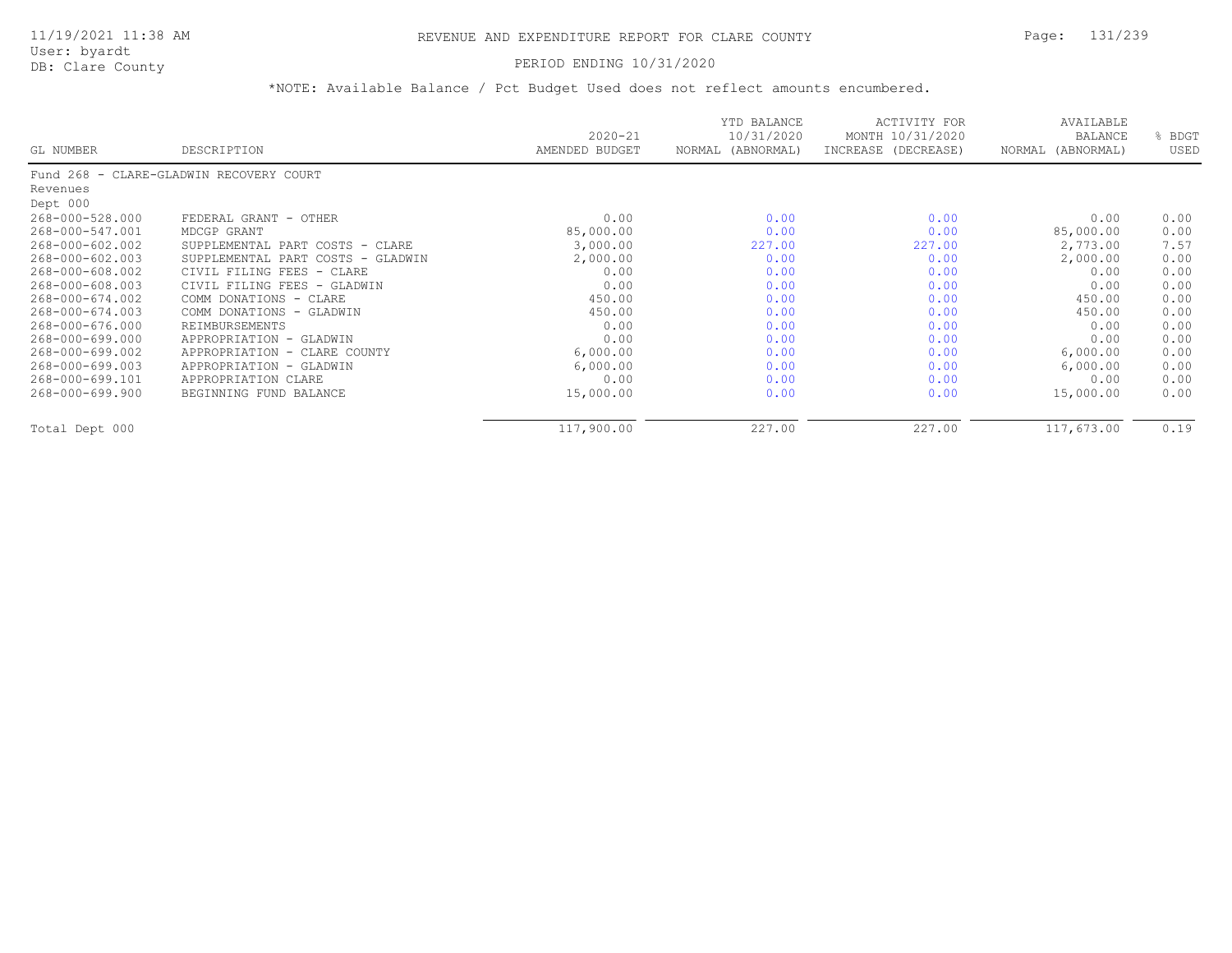# REVENUE AND EXPENDITURE REPORT FOR CLARE COUNTY

11/19/2021 11:38 AM
User: byardt
DB: Clare County

PERIOD ENDING 10/31/2020

*NOTE: Available Balance / Pct Budget Used does not reflect amounts encumbered.

| GL NUMBER | DESCRIPTION | 2020-21 AMENDED BUDGET | YTD BALANCE 10/31/2020 NORMAL (ABNORMAL) | ACTIVITY FOR MONTH 10/31/2020 INCREASE (DECREASE) | AVAILABLE BALANCE NORMAL (ABNORMAL) | % BDGT USED |
|---|---|---|---|---|---|---|
| Fund 268 - CLARE-GLADWIN RECOVERY COURT | | | | | | |
| Revenues | | | | | | |
| Dept 000 | | | | | | |
| 268-000-528.000 | FEDERAL GRANT - OTHER | 0.00 | 0.00 | 0.00 | 0.00 | 0.00 |
| 268-000-547.001 | MDCGP GRANT | 85,000.00 | 0.00 | 0.00 | 85,000.00 | 0.00 |
| 268-000-602.002 | SUPPLEMENTAL PART COSTS - CLARE | 3,000.00 | 227.00 | 227.00 | 2,773.00 | 7.57 |
| 268-000-602.003 | SUPPLEMENTAL PART COSTS - GLADWIN | 2,000.00 | 0.00 | 0.00 | 2,000.00 | 0.00 |
| 268-000-608.002 | CIVIL FILING FEES - CLARE | 0.00 | 0.00 | 0.00 | 0.00 | 0.00 |
| 268-000-608.003 | CIVIL FILING FEES - GLADWIN | 0.00 | 0.00 | 0.00 | 0.00 | 0.00 |
| 268-000-674.002 | COMM DONATIONS - CLARE | 450.00 | 0.00 | 0.00 | 450.00 | 0.00 |
| 268-000-674.003 | COMM DONATIONS - GLADWIN | 450.00 | 0.00 | 0.00 | 450.00 | 0.00 |
| 268-000-676.000 | REIMBURSEMENTS | 0.00 | 0.00 | 0.00 | 0.00 | 0.00 |
| 268-000-699.000 | APPROPRIATION - GLADWIN | 0.00 | 0.00 | 0.00 | 0.00 | 0.00 |
| 268-000-699.002 | APPROPRIATION - CLARE COUNTY | 6,000.00 | 0.00 | 0.00 | 6,000.00 | 0.00 |
| 268-000-699.003 | APPROPRIATION - GLADWIN | 6,000.00 | 0.00 | 0.00 | 6,000.00 | 0.00 |
| 268-000-699.101 | APPROPRIATION CLARE | 0.00 | 0.00 | 0.00 | 0.00 | 0.00 |
| 268-000-699.900 | BEGINNING FUND BALANCE | 15,000.00 | 0.00 | 0.00 | 15,000.00 | 0.00 |
| Total Dept 000 | | 117,900.00 | 227.00 | 227.00 | 117,673.00 | 0.19 |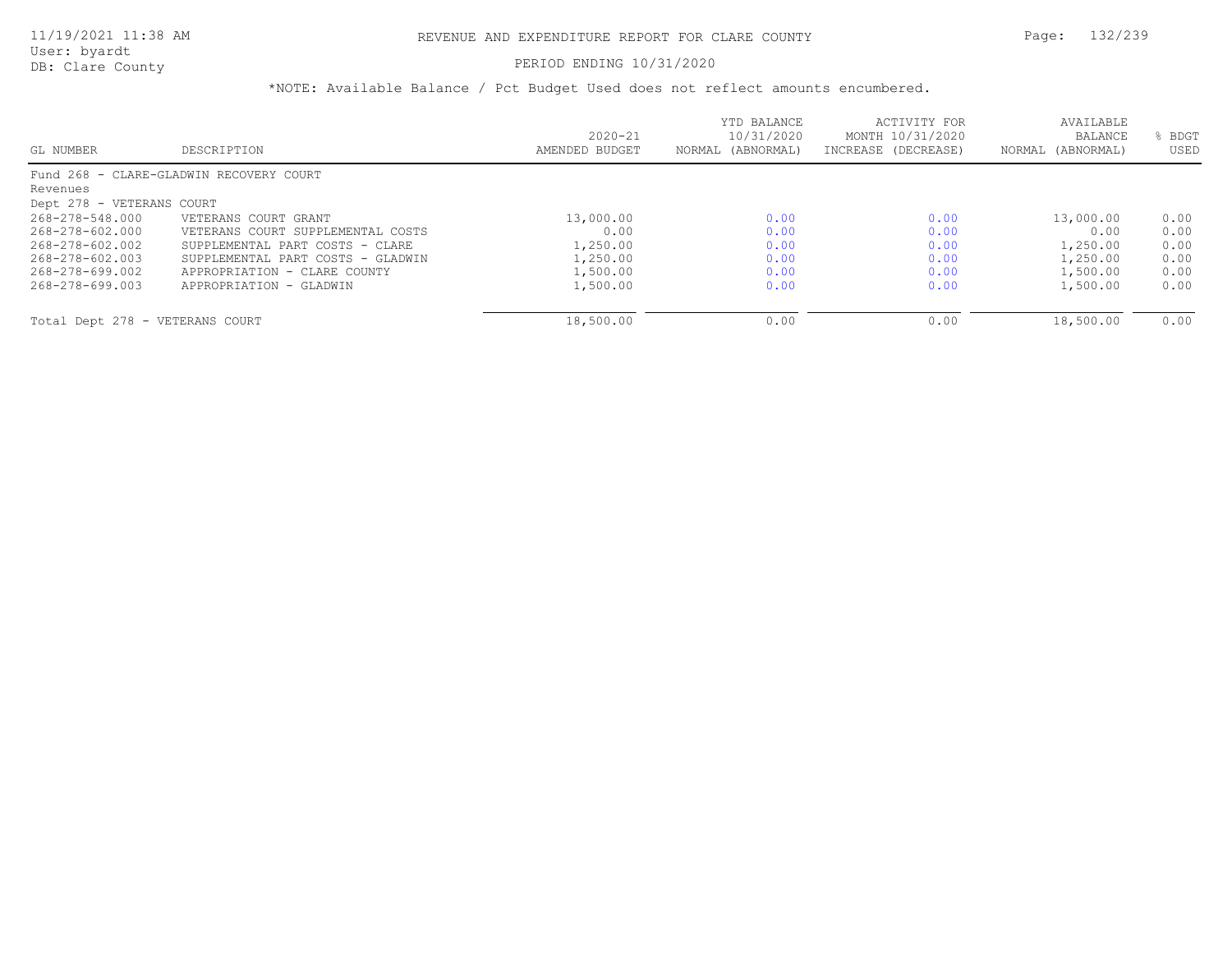# REVENUE AND EXPENDITURE REPORT FOR CLARE COUNTY

11/19/2021 11:38 AM
User: byardt
DB: Clare County

PERIOD ENDING 10/31/2020

*NOTE: Available Balance / Pct Budget Used does not reflect amounts encumbered.

| GL NUMBER | DESCRIPTION | 2020-21 AMENDED BUDGET | YTD BALANCE 10/31/2020 NORMAL (ABNORMAL) | ACTIVITY FOR MONTH 10/31/2020 INCREASE (DECREASE) | AVAILABLE BALANCE NORMAL (ABNORMAL) | % BDGT USED |
|---|---|---|---|---|---|---|
| Fund 268 - CLARE-GLADWIN RECOVERY COURT | | | | | | |
| Revenues | | | | | | |
| Dept 278 - VETERANS COURT | | | | | | |
| 268-278-548.000 | VETERANS COURT GRANT | 13,000.00 | 0.00 | 0.00 | 13,000.00 | 0.00 |
| 268-278-602.000 | VETERANS COURT SUPPLEMENTAL COSTS | 0.00 | 0.00 | 0.00 | 0.00 | 0.00 |
| 268-278-602.002 | SUPPLEMENTAL PART COSTS - CLARE | 1,250.00 | 0.00 | 0.00 | 1,250.00 | 0.00 |
| 268-278-602.003 | SUPPLEMENTAL PART COSTS - GLADWIN | 1,250.00 | 0.00 | 0.00 | 1,250.00 | 0.00 |
| 268-278-699.002 | APPROPRIATION - CLARE COUNTY | 1,500.00 | 0.00 | 0.00 | 1,500.00 | 0.00 |
| 268-278-699.003 | APPROPRIATION - GLADWIN | 1,500.00 | 0.00 | 0.00 | 1,500.00 | 0.00 |
| Total Dept 278 - VETERANS COURT | | 18,500.00 | 0.00 | 0.00 | 18,500.00 | 0.00 |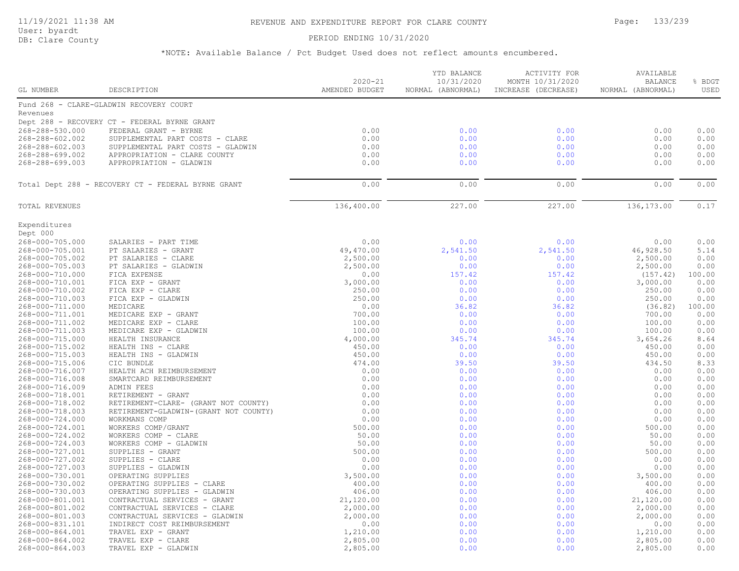REVENUE AND EXPENDITURE REPORT FOR CLARE COUNTY

PERIOD ENDING 10/31/2020

*NOTE: Available Balance / Pct Budget Used does not reflect amounts encumbered.

| GL NUMBER | DESCRIPTION | 2020-21 AMENDED BUDGET | YTD BALANCE 10/31/2020 NORMAL (ABNORMAL) | ACTIVITY FOR MONTH 10/31/2020 INCREASE (DECREASE) | AVAILABLE BALANCE NORMAL (ABNORMAL) | % BDGT USED |
|---|---|---|---|---|---|---|
| Fund 268 - CLARE-GLADWIN RECOVERY COURT | | | | | | |
| Revenues | | | | | | |
| Dept 288 - RECOVERY CT - FEDERAL BYRNE GRANT | | | | | | |
| 268-288-530.000 | FEDERAL GRANT - BYRNE | 0.00 | 0.00 | 0.00 | 0.00 | 0.00 |
| 268-288-602.002 | SUPPLEMENTAL PART COSTS - CLARE | 0.00 | 0.00 | 0.00 | 0.00 | 0.00 |
| 268-288-602.003 | SUPPLEMENTAL PART COSTS - GLADWIN | 0.00 | 0.00 | 0.00 | 0.00 | 0.00 |
| 268-288-699.002 | APPROPRIATION - CLARE COUNTY | 0.00 | 0.00 | 0.00 | 0.00 | 0.00 |
| 268-288-699.003 | APPROPRIATION - GLADWIN | 0.00 | 0.00 | 0.00 | 0.00 | 0.00 |
| Total Dept 288 - RECOVERY CT - FEDERAL BYRNE GRANT | | 0.00 | 0.00 | 0.00 | 0.00 | 0.00 |
| TOTAL REVENUES | | 136,400.00 | 227.00 | 227.00 | 136,173.00 | 0.17 |
| Expenditures | | | | | | |
| Dept 000 | | | | | | |
| 268-000-705.000 | SALARIES - PART TIME | 0.00 | 0.00 | 0.00 | 0.00 | 0.00 |
| 268-000-705.001 | PT SALARIES - GRANT | 49,470.00 | 2,541.50 | 2,541.50 | 46,928.50 | 5.14 |
| 268-000-705.002 | PT SALARIES - CLARE | 2,500.00 | 0.00 | 0.00 | 2,500.00 | 0.00 |
| 268-000-705.003 | PT SALARIES - GLADWIN | 2,500.00 | 0.00 | 0.00 | 2,500.00 | 0.00 |
| 268-000-710.000 | FICA EXPENSE | 0.00 | 157.42 | 157.42 | (157.42) | 100.00 |
| 268-000-710.001 | FICA EXP - GRANT | 3,000.00 | 0.00 | 0.00 | 3,000.00 | 0.00 |
| 268-000-710.002 | FICA EXP - CLARE | 250.00 | 0.00 | 0.00 | 250.00 | 0.00 |
| 268-000-710.003 | FICA EXP - GLADWIN | 250.00 | 0.00 | 0.00 | 250.00 | 0.00 |
| 268-000-711.000 | MEDICARE | 0.00 | 36.82 | 36.82 | (36.82) | 100.00 |
| 268-000-711.001 | MEDICARE EXP - GRANT | 700.00 | 0.00 | 0.00 | 700.00 | 0.00 |
| 268-000-711.002 | MEDICARE EXP - CLARE | 100.00 | 0.00 | 0.00 | 100.00 | 0.00 |
| 268-000-711.003 | MEDICARE EXP - GLADWIN | 100.00 | 0.00 | 0.00 | 100.00 | 0.00 |
| 268-000-715.000 | HEALTH INSURANCE | 4,000.00 | 345.74 | 345.74 | 3,654.26 | 8.64 |
| 268-000-715.002 | HEALTH INS - CLARE | 450.00 | 0.00 | 0.00 | 450.00 | 0.00 |
| 268-000-715.003 | HEALTH INS - GLADWIN | 450.00 | 0.00 | 0.00 | 450.00 | 0.00 |
| 268-000-715.006 | CIC BUNDLE | 474.00 | 39.50 | 39.50 | 434.50 | 8.33 |
| 268-000-716.007 | HEALTH ACH REIMBURSEMENT | 0.00 | 0.00 | 0.00 | 0.00 | 0.00 |
| 268-000-716.008 | SMARTCARD REIMBURSEMENT | 0.00 | 0.00 | 0.00 | 0.00 | 0.00 |
| 268-000-716.009 | ADMIN FEES | 0.00 | 0.00 | 0.00 | 0.00 | 0.00 |
| 268-000-718.001 | RETIREMENT - GRANT | 0.00 | 0.00 | 0.00 | 0.00 | 0.00 |
| 268-000-718.002 | RETIREMENT-CLARE- (GRANT NOT COUNTY) | 0.00 | 0.00 | 0.00 | 0.00 | 0.00 |
| 268-000-718.003 | RETIREMENT-GLADWIN-(GRANT NOT COUNTY) | 0.00 | 0.00 | 0.00 | 0.00 | 0.00 |
| 268-000-724.000 | WORKMANS COMP | 0.00 | 0.00 | 0.00 | 0.00 | 0.00 |
| 268-000-724.001 | WORKERS COMP/GRANT | 500.00 | 0.00 | 0.00 | 500.00 | 0.00 |
| 268-000-724.002 | WORKERS COMP - CLARE | 50.00 | 0.00 | 0.00 | 50.00 | 0.00 |
| 268-000-724.003 | WORKERS COMP - GLADWIN | 50.00 | 0.00 | 0.00 | 50.00 | 0.00 |
| 268-000-727.001 | SUPPLIES - GRANT | 500.00 | 0.00 | 0.00 | 500.00 | 0.00 |
| 268-000-727.002 | SUPPLIES - CLARE | 0.00 | 0.00 | 0.00 | 0.00 | 0.00 |
| 268-000-727.003 | SUPPLIES - GLADWIN | 0.00 | 0.00 | 0.00 | 0.00 | 0.00 |
| 268-000-730.001 | OPERATING SUPPLIES | 3,500.00 | 0.00 | 0.00 | 3,500.00 | 0.00 |
| 268-000-730.002 | OPERATING SUPPLIES - CLARE | 400.00 | 0.00 | 0.00 | 400.00 | 0.00 |
| 268-000-730.003 | OPERATING SUPPLIES - GLADWIN | 406.00 | 0.00 | 0.00 | 406.00 | 0.00 |
| 268-000-801.001 | CONTRACTUAL SERVICES - GRANT | 21,120.00 | 0.00 | 0.00 | 21,120.00 | 0.00 |
| 268-000-801.002 | CONTRACTUAL SERVICES - CLARE | 2,000.00 | 0.00 | 0.00 | 2,000.00 | 0.00 |
| 268-000-801.003 | CONTRACTUAL SERVICES - GLADWIN | 2,000.00 | 0.00 | 0.00 | 2,000.00 | 0.00 |
| 268-000-831.101 | INDIRECT COST REIMBURSEMENT | 0.00 | 0.00 | 0.00 | 0.00 | 0.00 |
| 268-000-864.001 | TRAVEL EXP - GRANT | 1,210.00 | 0.00 | 0.00 | 1,210.00 | 0.00 |
| 268-000-864.002 | TRAVEL EXP - CLARE | 2,805.00 | 0.00 | 0.00 | 2,805.00 | 0.00 |
| 268-000-864.003 | TRAVEL EXP - GLADWIN | 2,805.00 | 0.00 | 0.00 | 2,805.00 | 0.00 |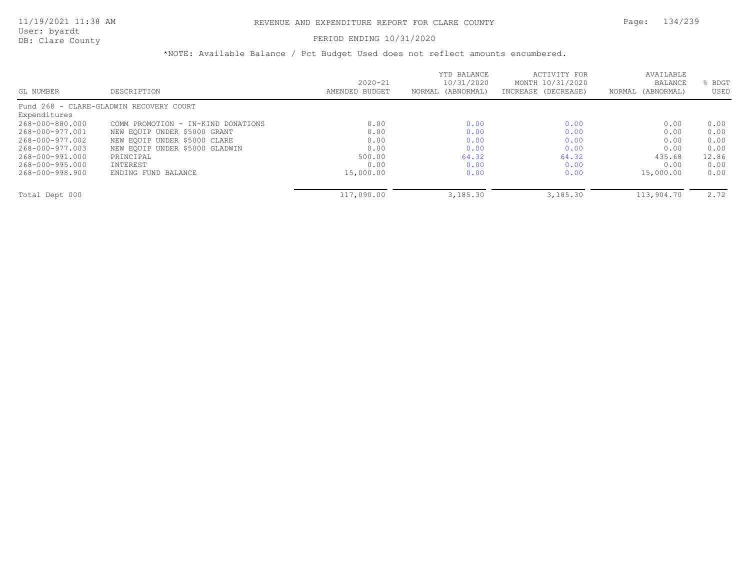# REVENUE AND EXPENDITURE REPORT FOR CLARE COUNTY

PERIOD ENDING 10/31/2020

*NOTE: Available Balance / Pct Budget Used does not reflect amounts encumbered.

| GL NUMBER | DESCRIPTION | 2020-21 AMENDED BUDGET | YTD BALANCE 10/31/2020 NORMAL (ABNORMAL) | ACTIVITY FOR MONTH 10/31/2020 INCREASE (DECREASE) | AVAILABLE BALANCE NORMAL (ABNORMAL) | % BDGT USED |
|---|---|---|---|---|---|---|
| Fund 268 - CLARE-GLADWIN RECOVERY COURT | | | | | | |
| Expenditures | | | | | | |
| 268-000-880.000 | COMM PROMOTION - IN-KIND DONATIONS | 0.00 | 0.00 | 0.00 | 0.00 | 0.00 |
| 268-000-977.001 | NEW EQUIP UNDER $5000 GRANT | 0.00 | 0.00 | 0.00 | 0.00 | 0.00 |
| 268-000-977.002 | NEW EQUIP UNDER $5000 CLARE | 0.00 | 0.00 | 0.00 | 0.00 | 0.00 |
| 268-000-977.003 | NEW EQUIP UNDER $5000 GLADWIN | 0.00 | 0.00 | 0.00 | 0.00 | 0.00 |
| 268-000-991.000 | PRINCIPAL | 500.00 | 64.32 | 64.32 | 435.68 | 12.86 |
| 268-000-995.000 | INTEREST | 0.00 | 0.00 | 0.00 | 0.00 | 0.00 |
| 268-000-998.900 | ENDING FUND BALANCE | 15,000.00 | 0.00 | 0.00 | 15,000.00 | 0.00 |
| Total Dept 000 | | 117,090.00 | 3,185.30 | 3,185.30 | 113,904.70 | 2.72 |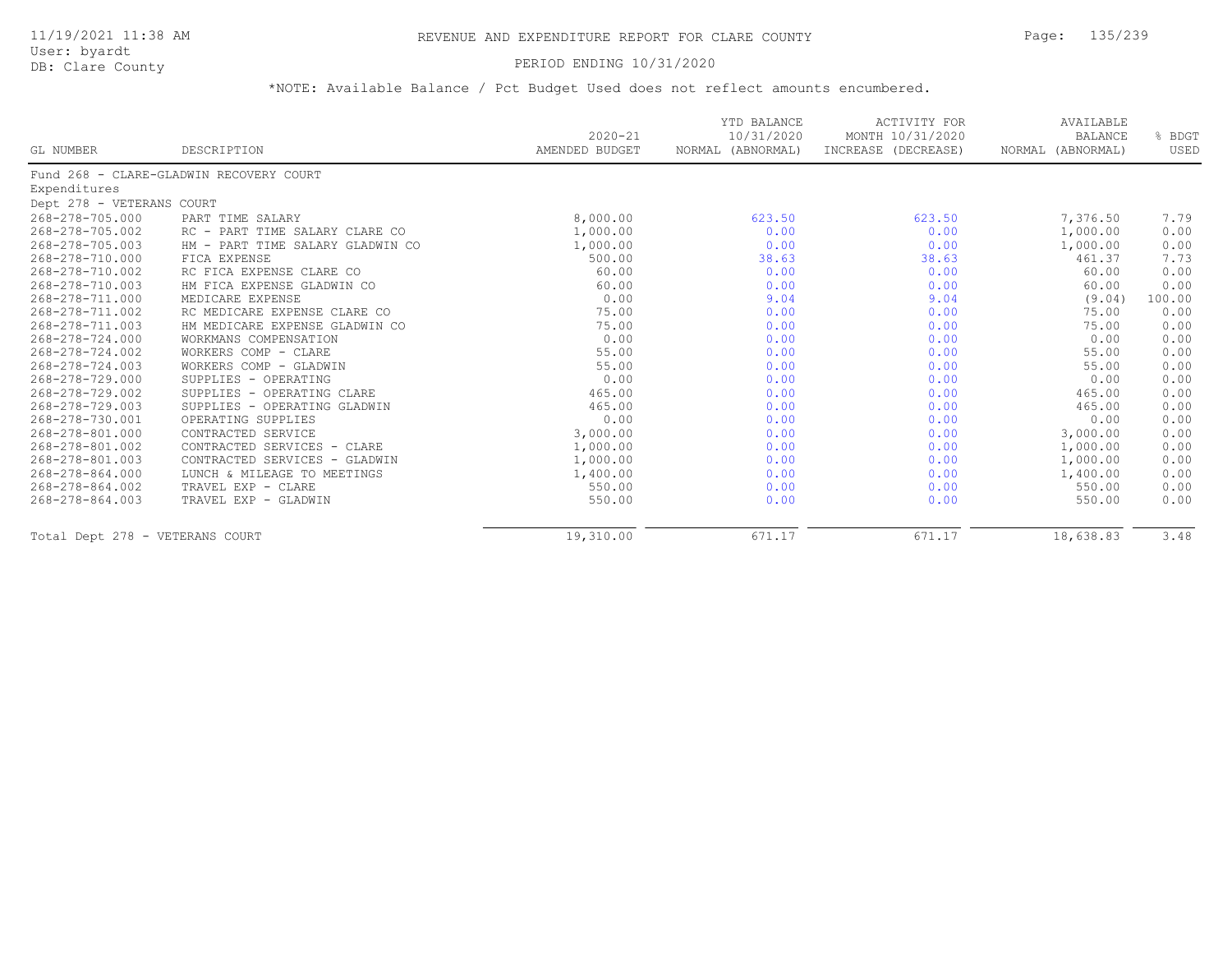# REVENUE AND EXPENDITURE REPORT FOR CLARE COUNTY

PERIOD ENDING 10/31/2020

*NOTE: Available Balance / Pct Budget Used does not reflect amounts encumbered.

| GL NUMBER | DESCRIPTION | 2020-21 AMENDED BUDGET | YTD BALANCE 10/31/2020 NORMAL (ABNORMAL) | ACTIVITY FOR MONTH 10/31/2020 INCREASE (DECREASE) | AVAILABLE BALANCE NORMAL (ABNORMAL) | % BDGT USED |
|---|---|---|---|---|---|---|
| Fund 268 - CLARE-GLADWIN RECOVERY COURT | | | | | | |
| Expenditures | | | | | | |
| Dept 278 - VETERANS COURT | | | | | | |
| 268-278-705.000 | PART TIME SALARY | 8,000.00 | 623.50 | 623.50 | 7,376.50 | 7.79 |
| 268-278-705.002 | RC - PART TIME SALARY CLARE CO | 1,000.00 | 0.00 | 0.00 | 1,000.00 | 0.00 |
| 268-278-705.003 | HM - PART TIME SALARY GLADWIN CO | 1,000.00 | 0.00 | 0.00 | 1,000.00 | 0.00 |
| 268-278-710.000 | FICA EXPENSE | 500.00 | 38.63 | 38.63 | 461.37 | 7.73 |
| 268-278-710.002 | RC FICA EXPENSE CLARE CO | 60.00 | 0.00 | 0.00 | 60.00 | 0.00 |
| 268-278-710.003 | HM FICA EXPENSE GLADWIN CO | 60.00 | 0.00 | 0.00 | 60.00 | 0.00 |
| 268-278-711.000 | MEDICARE EXPENSE | 0.00 | 9.04 | 9.04 | (9.04) | 100.00 |
| 268-278-711.002 | RC MEDICARE EXPENSE CLARE CO | 75.00 | 0.00 | 0.00 | 75.00 | 0.00 |
| 268-278-711.003 | HM MEDICARE EXPENSE GLADWIN CO | 75.00 | 0.00 | 0.00 | 75.00 | 0.00 |
| 268-278-724.000 | WORKMANS COMPENSATION | 0.00 | 0.00 | 0.00 | 0.00 | 0.00 |
| 268-278-724.002 | WORKERS COMP - CLARE | 55.00 | 0.00 | 0.00 | 55.00 | 0.00 |
| 268-278-724.003 | WORKERS COMP - GLADWIN | 55.00 | 0.00 | 0.00 | 55.00 | 0.00 |
| 268-278-729.000 | SUPPLIES - OPERATING | 0.00 | 0.00 | 0.00 | 0.00 | 0.00 |
| 268-278-729.002 | SUPPLIES - OPERATING CLARE | 465.00 | 0.00 | 0.00 | 465.00 | 0.00 |
| 268-278-729.003 | SUPPLIES - OPERATING GLADWIN | 465.00 | 0.00 | 0.00 | 465.00 | 0.00 |
| 268-278-730.001 | OPERATING SUPPLIES | 0.00 | 0.00 | 0.00 | 0.00 | 0.00 |
| 268-278-801.000 | CONTRACTED SERVICE | 3,000.00 | 0.00 | 0.00 | 3,000.00 | 0.00 |
| 268-278-801.002 | CONTRACTED SERVICES - CLARE | 1,000.00 | 0.00 | 0.00 | 1,000.00 | 0.00 |
| 268-278-801.003 | CONTRACTED SERVICES - GLADWIN | 1,000.00 | 0.00 | 0.00 | 1,000.00 | 0.00 |
| 268-278-864.000 | LUNCH & MILEAGE TO MEETINGS | 1,400.00 | 0.00 | 0.00 | 1,400.00 | 0.00 |
| 268-278-864.002 | TRAVEL EXP - CLARE | 550.00 | 0.00 | 0.00 | 550.00 | 0.00 |
| 268-278-864.003 | TRAVEL EXP - GLADWIN | 550.00 | 0.00 | 0.00 | 550.00 | 0.00 |
| Total Dept 278 - VETERANS COURT | | 19,310.00 | 671.17 | 671.17 | 18,638.83 | 3.48 |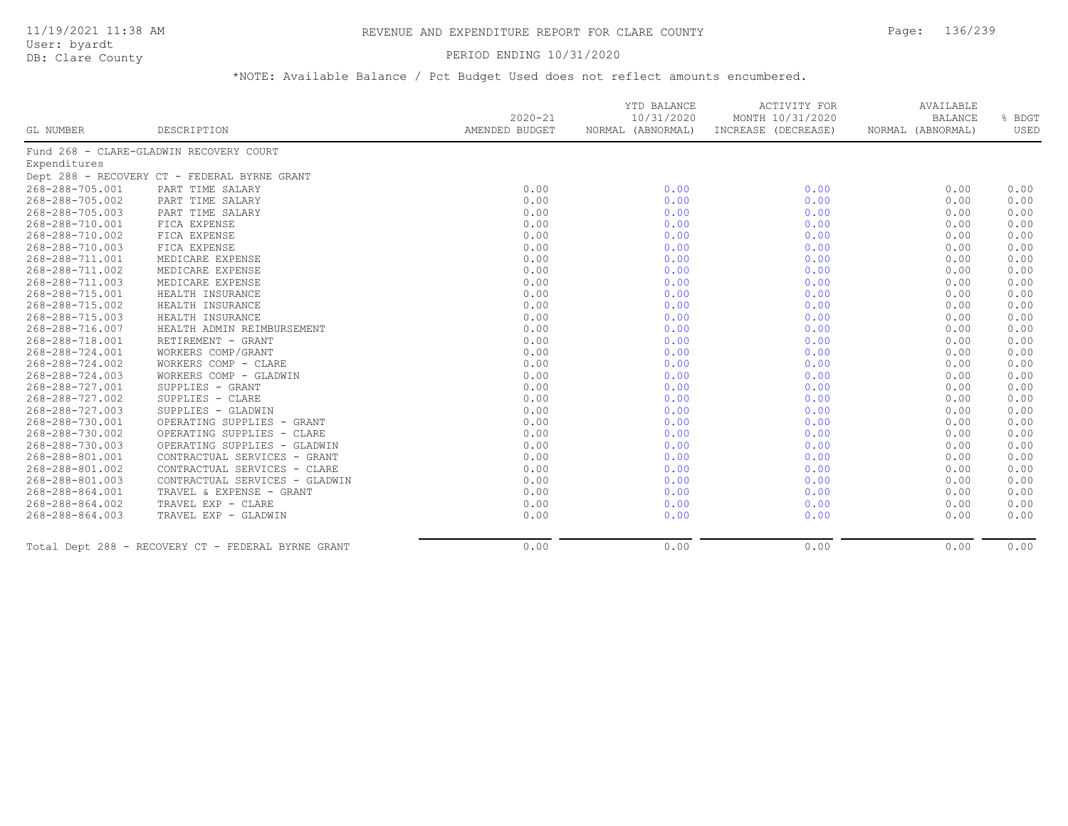# REVENUE AND EXPENDITURE REPORT FOR CLARE COUNTY

PERIOD ENDING 10/31/2020

*NOTE: Available Balance / Pct Budget Used does not reflect amounts encumbered.

| GL NUMBER | DESCRIPTION | 2020-21 AMENDED BUDGET | YTD BALANCE 10/31/2020 NORMAL (ABNORMAL) | ACTIVITY FOR MONTH 10/31/2020 INCREASE (DECREASE) | AVAILABLE BALANCE NORMAL (ABNORMAL) | % BDGT USED |
|---|---|---|---|---|---|---|
| Fund 268 - CLARE-GLADWIN RECOVERY COURT | | | | | | |
| Expenditures | | | | | | |
| Dept 288 - RECOVERY CT - FEDERAL BYRNE GRANT | | | | | | |
| 268-288-705.001 | PART TIME SALARY | 0.00 | 0.00 | 0.00 | 0.00 | 0.00 |
| 268-288-705.002 | PART TIME SALARY | 0.00 | 0.00 | 0.00 | 0.00 | 0.00 |
| 268-288-705.003 | PART TIME SALARY | 0.00 | 0.00 | 0.00 | 0.00 | 0.00 |
| 268-288-710.001 | FICA EXPENSE | 0.00 | 0.00 | 0.00 | 0.00 | 0.00 |
| 268-288-710.002 | FICA EXPENSE | 0.00 | 0.00 | 0.00 | 0.00 | 0.00 |
| 268-288-710.003 | FICA EXPENSE | 0.00 | 0.00 | 0.00 | 0.00 | 0.00 |
| 268-288-711.001 | MEDICARE EXPENSE | 0.00 | 0.00 | 0.00 | 0.00 | 0.00 |
| 268-288-711.002 | MEDICARE EXPENSE | 0.00 | 0.00 | 0.00 | 0.00 | 0.00 |
| 268-288-711.003 | MEDICARE EXPENSE | 0.00 | 0.00 | 0.00 | 0.00 | 0.00 |
| 268-288-715.001 | HEALTH INSURANCE | 0.00 | 0.00 | 0.00 | 0.00 | 0.00 |
| 268-288-715.002 | HEALTH INSURANCE | 0.00 | 0.00 | 0.00 | 0.00 | 0.00 |
| 268-288-715.003 | HEALTH INSURANCE | 0.00 | 0.00 | 0.00 | 0.00 | 0.00 |
| 268-288-716.007 | HEALTH ADMIN REIMBURSEMENT | 0.00 | 0.00 | 0.00 | 0.00 | 0.00 |
| 268-288-718.001 | RETIREMENT - GRANT | 0.00 | 0.00 | 0.00 | 0.00 | 0.00 |
| 268-288-724.001 | WORKERS COMP/GRANT | 0.00 | 0.00 | 0.00 | 0.00 | 0.00 |
| 268-288-724.002 | WORKERS COMP - CLARE | 0.00 | 0.00 | 0.00 | 0.00 | 0.00 |
| 268-288-724.003 | WORKERS COMP - GLADWIN | 0.00 | 0.00 | 0.00 | 0.00 | 0.00 |
| 268-288-727.001 | SUPPLIES - GRANT | 0.00 | 0.00 | 0.00 | 0.00 | 0.00 |
| 268-288-727.002 | SUPPLIES - CLARE | 0.00 | 0.00 | 0.00 | 0.00 | 0.00 |
| 268-288-727.003 | SUPPLIES - GLADWIN | 0.00 | 0.00 | 0.00 | 0.00 | 0.00 |
| 268-288-730.001 | OPERATING SUPPLIES - GRANT | 0.00 | 0.00 | 0.00 | 0.00 | 0.00 |
| 268-288-730.002 | OPERATING SUPPLIES - CLARE | 0.00 | 0.00 | 0.00 | 0.00 | 0.00 |
| 268-288-730.003 | OPERATING SUPPLIES - GLADWIN | 0.00 | 0.00 | 0.00 | 0.00 | 0.00 |
| 268-288-801.001 | CONTRACTUAL SERVICES - GRANT | 0.00 | 0.00 | 0.00 | 0.00 | 0.00 |
| 268-288-801.002 | CONTRACTUAL SERVICES - CLARE | 0.00 | 0.00 | 0.00 | 0.00 | 0.00 |
| 268-288-801.003 | CONTRACTUAL SERVICES - GLADWIN | 0.00 | 0.00 | 0.00 | 0.00 | 0.00 |
| 268-288-864.001 | TRAVEL & EXPENSE - GRANT | 0.00 | 0.00 | 0.00 | 0.00 | 0.00 |
| 268-288-864.002 | TRAVEL EXP - CLARE | 0.00 | 0.00 | 0.00 | 0.00 | 0.00 |
| 268-288-864.003 | TRAVEL EXP - GLADWIN | 0.00 | 0.00 | 0.00 | 0.00 | 0.00 |
| Total Dept 288 - RECOVERY CT - FEDERAL BYRNE GRANT | | 0.00 | 0.00 | 0.00 | 0.00 | 0.00 |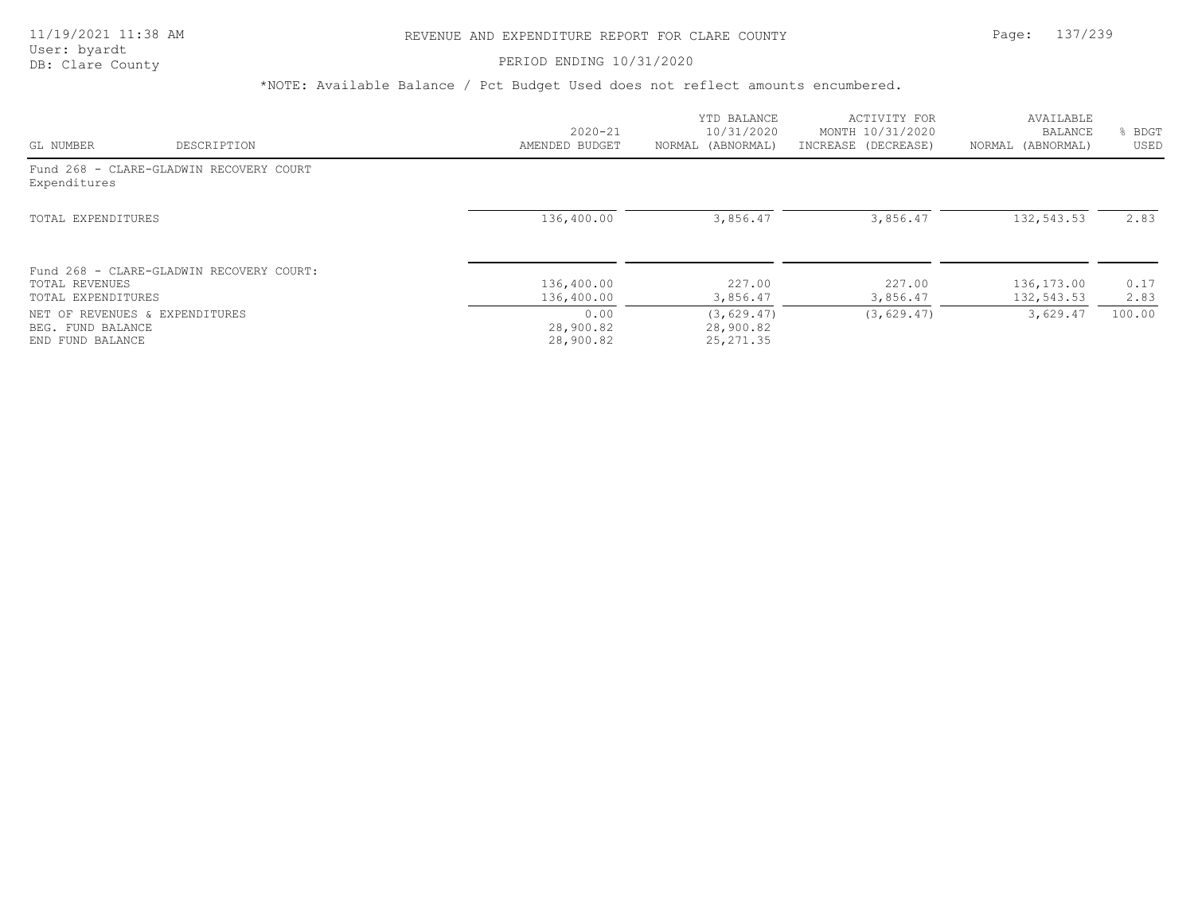*NOTE: Available Balance / Pct Budget Used does not reflect amounts encumbered.

| GL NUMBER | DESCRIPTION | 2020-21 AMENDED BUDGET | YTD BALANCE 10/31/2020 NORMAL (ABNORMAL) | ACTIVITY FOR MONTH 10/31/2020 INCREASE (DECREASE) | AVAILABLE BALANCE NORMAL (ABNORMAL) | % BDGT USED |
|---|---|---|---|---|---|---|
| Fund 268 - CLARE-GLADWIN RECOVERY COURT | | | | | | |
| Expenditures | | | | | | |
| TOTAL EXPENDITURES | | 136,400.00 | 3,856.47 | 3,856.47 | 132,543.53 | 2.83 |
| Fund 268 - CLARE-GLADWIN RECOVERY COURT: | | | | | | |
| TOTAL REVENUES | | 136,400.00 | 227.00 | 227.00 | 136,173.00 | 0.17 |
| TOTAL EXPENDITURES | | 136,400.00 | 3,856.47 | 3,856.47 | 132,543.53 | 2.83 |
| NET OF REVENUES & EXPENDITURES | | 0.00 | (3,629.47) | (3,629.47) | 3,629.47 | 100.00 |
| BEG. FUND BALANCE | | 28,900.82 | 28,900.82 | | | |
| END FUND BALANCE | | 28,900.82 | 25,271.35 | | | |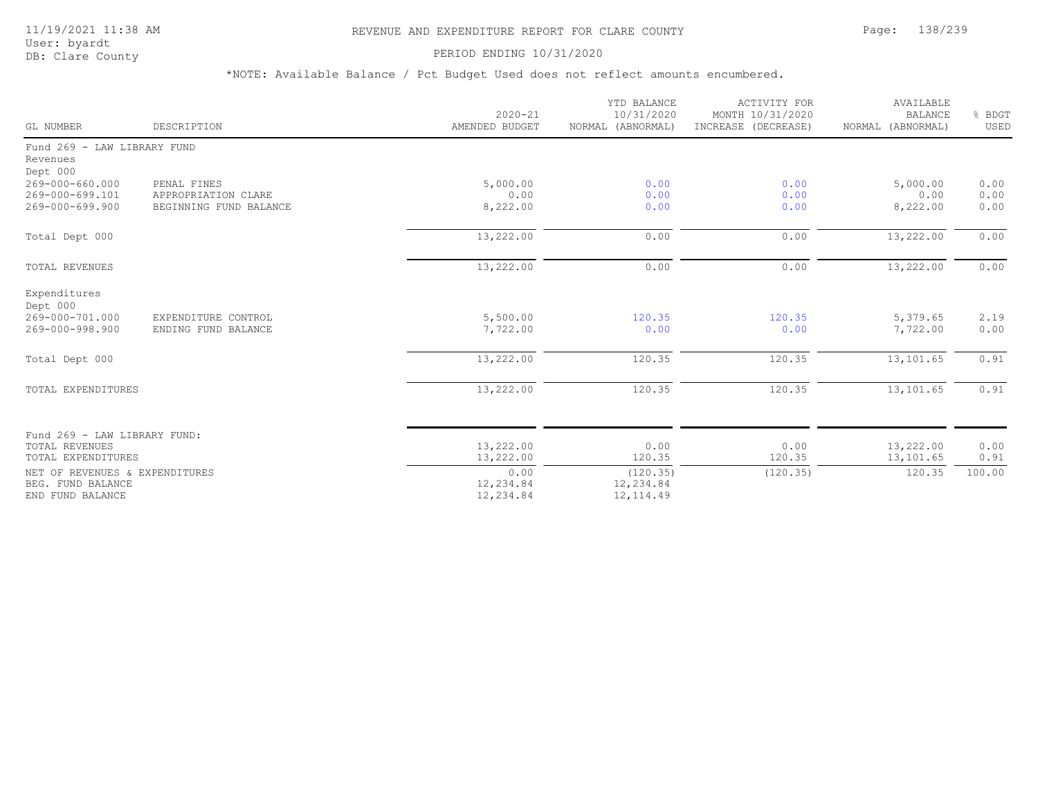REVENUE AND EXPENDITURE REPORT FOR CLARE COUNTY

PERIOD ENDING 10/31/2020

*NOTE: Available Balance / Pct Budget Used does not reflect amounts encumbered.

| GL NUMBER | DESCRIPTION | 2020-21 AMENDED BUDGET | YTD BALANCE 10/31/2020 NORMAL (ABNORMAL) | ACTIVITY FOR MONTH 10/31/2020 INCREASE (DECREASE) | AVAILABLE BALANCE NORMAL (ABNORMAL) | % BDGT USED |
|---|---|---|---|---|---|---|
| Fund 269 - LAW LIBRARY FUND | | | | | | |
| Revenues | | | | | | |
| Dept 000 | | | | | | |
| 269-000-660.000 | PENAL FINES | 5,000.00 | 0.00 | 0.00 | 5,000.00 | 0.00 |
| 269-000-699.101 | APPROPRIATION CLARE | 0.00 | 0.00 | 0.00 | 0.00 | 0.00 |
| 269-000-699.900 | BEGINNING FUND BALANCE | 8,222.00 | 0.00 | 0.00 | 8,222.00 | 0.00 |
| Total Dept 000 | | 13,222.00 | 0.00 | 0.00 | 13,222.00 | 0.00 |
| TOTAL REVENUES | | 13,222.00 | 0.00 | 0.00 | 13,222.00 | 0.00 |
| Expenditures | | | | | | |
| Dept 000 | | | | | | |
| 269-000-701.000 | EXPENDITURE CONTROL | 5,500.00 | 120.35 | 120.35 | 5,379.65 | 2.19 |
| 269-000-998.900 | ENDING FUND BALANCE | 7,722.00 | 0.00 | 0.00 | 7,722.00 | 0.00 |
| Total Dept 000 | | 13,222.00 | 120.35 | 120.35 | 13,101.65 | 0.91 |
| TOTAL EXPENDITURES | | 13,222.00 | 120.35 | 120.35 | 13,101.65 | 0.91 |
| Fund 269 - LAW LIBRARY FUND: | | | | | | |
| TOTAL REVENUES | | 13,222.00 | 0.00 | 0.00 | 13,222.00 | 0.00 |
| TOTAL EXPENDITURES | | 13,222.00 | 120.35 | 120.35 | 13,101.65 | 0.91 |
| NET OF REVENUES & EXPENDITURES | | 0.00 | (120.35) | (120.35) | 120.35 | 100.00 |
| BEG. FUND BALANCE | | 12,234.84 | 12,234.84 | | | |
| END FUND BALANCE | | 12,234.84 | 12,114.49 | | | |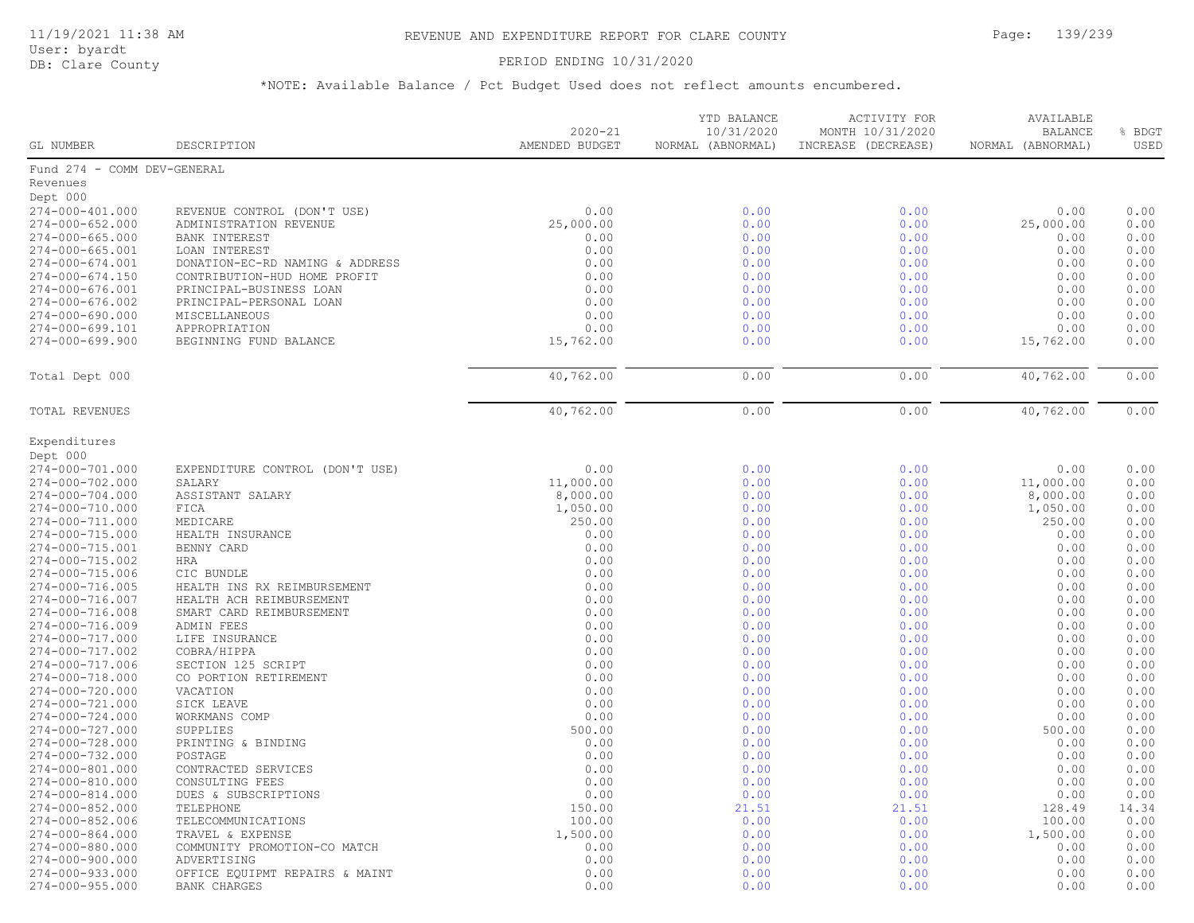# REVENUE AND EXPENDITURE REPORT FOR CLARE COUNTY

11/19/2021 11:38 AM
User: byardt
DB: Clare County

PERIOD ENDING 10/31/2020

*NOTE: Available Balance / Pct Budget Used does not reflect amounts encumbered.

| GL NUMBER | DESCRIPTION | 2020-21 AMENDED BUDGET | YTD BALANCE 10/31/2020 NORMAL (ABNORMAL) | ACTIVITY FOR MONTH 10/31/2020 INCREASE (DECREASE) | AVAILABLE BALANCE NORMAL (ABNORMAL) | % BDGT USED |
|---|---|---|---|---|---|---|
| Fund 274 - COMM DEV-GENERAL | | | | | | |
| Revenues | | | | | | |
| Dept 000 | | | | | | |
| 274-000-401.000 | REVENUE CONTROL (DON'T USE) | 0.00 | 0.00 | 0.00 | 0.00 | 0.00 |
| 274-000-652.000 | ADMINISTRATION REVENUE | 25,000.00 | 0.00 | 0.00 | 25,000.00 | 0.00 |
| 274-000-665.000 | BANK INTEREST | 0.00 | 0.00 | 0.00 | 0.00 | 0.00 |
| 274-000-665.001 | LOAN INTEREST | 0.00 | 0.00 | 0.00 | 0.00 | 0.00 |
| 274-000-674.001 | DONATION-EC-RD NAMING & ADDRESS | 0.00 | 0.00 | 0.00 | 0.00 | 0.00 |
| 274-000-674.150 | CONTRIBUTION-HUD HOME PROFIT | 0.00 | 0.00 | 0.00 | 0.00 | 0.00 |
| 274-000-676.001 | PRINCIPAL-BUSINESS LOAN | 0.00 | 0.00 | 0.00 | 0.00 | 0.00 |
| 274-000-676.002 | PRINCIPAL-PERSONAL LOAN | 0.00 | 0.00 | 0.00 | 0.00 | 0.00 |
| 274-000-690.000 | MISCELLANEOUS | 0.00 | 0.00 | 0.00 | 0.00 | 0.00 |
| 274-000-699.101 | APPROPRIATION | 0.00 | 0.00 | 0.00 | 0.00 | 0.00 |
| 274-000-699.900 | BEGINNING FUND BALANCE | 15,762.00 | 0.00 | 0.00 | 15,762.00 | 0.00 |
| Total Dept 000 | | 40,762.00 | 0.00 | 0.00 | 40,762.00 | 0.00 |
| TOTAL REVENUES | | 40,762.00 | 0.00 | 0.00 | 40,762.00 | 0.00 |
| Expenditures | | | | | | |
| Dept 000 | | | | | | |
| 274-000-701.000 | EXPENDITURE CONTROL (DON'T USE) | 0.00 | 0.00 | 0.00 | 0.00 | 0.00 |
| 274-000-702.000 | SALARY | 11,000.00 | 0.00 | 0.00 | 11,000.00 | 0.00 |
| 274-000-704.000 | ASSISTANT SALARY | 8,000.00 | 0.00 | 0.00 | 8,000.00 | 0.00 |
| 274-000-710.000 | FICA | 1,050.00 | 0.00 | 0.00 | 1,050.00 | 0.00 |
| 274-000-711.000 | MEDICARE | 250.00 | 0.00 | 0.00 | 250.00 | 0.00 |
| 274-000-715.000 | HEALTH INSURANCE | 0.00 | 0.00 | 0.00 | 0.00 | 0.00 |
| 274-000-715.001 | BENNY CARD | 0.00 | 0.00 | 0.00 | 0.00 | 0.00 |
| 274-000-715.002 | HRA | 0.00 | 0.00 | 0.00 | 0.00 | 0.00 |
| 274-000-715.006 | CIC BUNDLE | 0.00 | 0.00 | 0.00 | 0.00 | 0.00 |
| 274-000-716.005 | HEALTH INS RX REIMBURSEMENT | 0.00 | 0.00 | 0.00 | 0.00 | 0.00 |
| 274-000-716.007 | HEALTH ACH REIMBURSEMENT | 0.00 | 0.00 | 0.00 | 0.00 | 0.00 |
| 274-000-716.008 | SMART CARD REIMBURSEMENT | 0.00 | 0.00 | 0.00 | 0.00 | 0.00 |
| 274-000-716.009 | ADMIN FEES | 0.00 | 0.00 | 0.00 | 0.00 | 0.00 |
| 274-000-717.000 | LIFE INSURANCE | 0.00 | 0.00 | 0.00 | 0.00 | 0.00 |
| 274-000-717.002 | COBRA/HIPPA | 0.00 | 0.00 | 0.00 | 0.00 | 0.00 |
| 274-000-717.006 | SECTION 125 SCRIPT | 0.00 | 0.00 | 0.00 | 0.00 | 0.00 |
| 274-000-718.000 | CO PORTION RETIREMENT | 0.00 | 0.00 | 0.00 | 0.00 | 0.00 |
| 274-000-720.000 | VACATION | 0.00 | 0.00 | 0.00 | 0.00 | 0.00 |
| 274-000-721.000 | SICK LEAVE | 0.00 | 0.00 | 0.00 | 0.00 | 0.00 |
| 274-000-724.000 | WORKMANS COMP | 0.00 | 0.00 | 0.00 | 0.00 | 0.00 |
| 274-000-727.000 | SUPPLIES | 500.00 | 0.00 | 0.00 | 500.00 | 0.00 |
| 274-000-728.000 | PRINTING & BINDING | 0.00 | 0.00 | 0.00 | 0.00 | 0.00 |
| 274-000-732.000 | POSTAGE | 0.00 | 0.00 | 0.00 | 0.00 | 0.00 |
| 274-000-801.000 | CONTRACTED SERVICES | 0.00 | 0.00 | 0.00 | 0.00 | 0.00 |
| 274-000-810.000 | CONSULTING FEES | 0.00 | 0.00 | 0.00 | 0.00 | 0.00 |
| 274-000-814.000 | DUES & SUBSCRIPTIONS | 0.00 | 0.00 | 0.00 | 0.00 | 0.00 |
| 274-000-852.000 | TELEPHONE | 150.00 | 21.51 | 21.51 | 128.49 | 14.34 |
| 274-000-852.006 | TELECOMMUNICATIONS | 100.00 | 0.00 | 0.00 | 100.00 | 0.00 |
| 274-000-864.000 | TRAVEL & EXPENSE | 1,500.00 | 0.00 | 0.00 | 1,500.00 | 0.00 |
| 274-000-880.000 | COMMUNITY PROMOTION-CO MATCH | 0.00 | 0.00 | 0.00 | 0.00 | 0.00 |
| 274-000-900.000 | ADVERTISING | 0.00 | 0.00 | 0.00 | 0.00 | 0.00 |
| 274-000-933.000 | OFFICE EQUIPMT REPAIRS & MAINT | 0.00 | 0.00 | 0.00 | 0.00 | 0.00 |
| 274-000-955.000 | BANK CHARGES | 0.00 | 0.00 | 0.00 | 0.00 | 0.00 |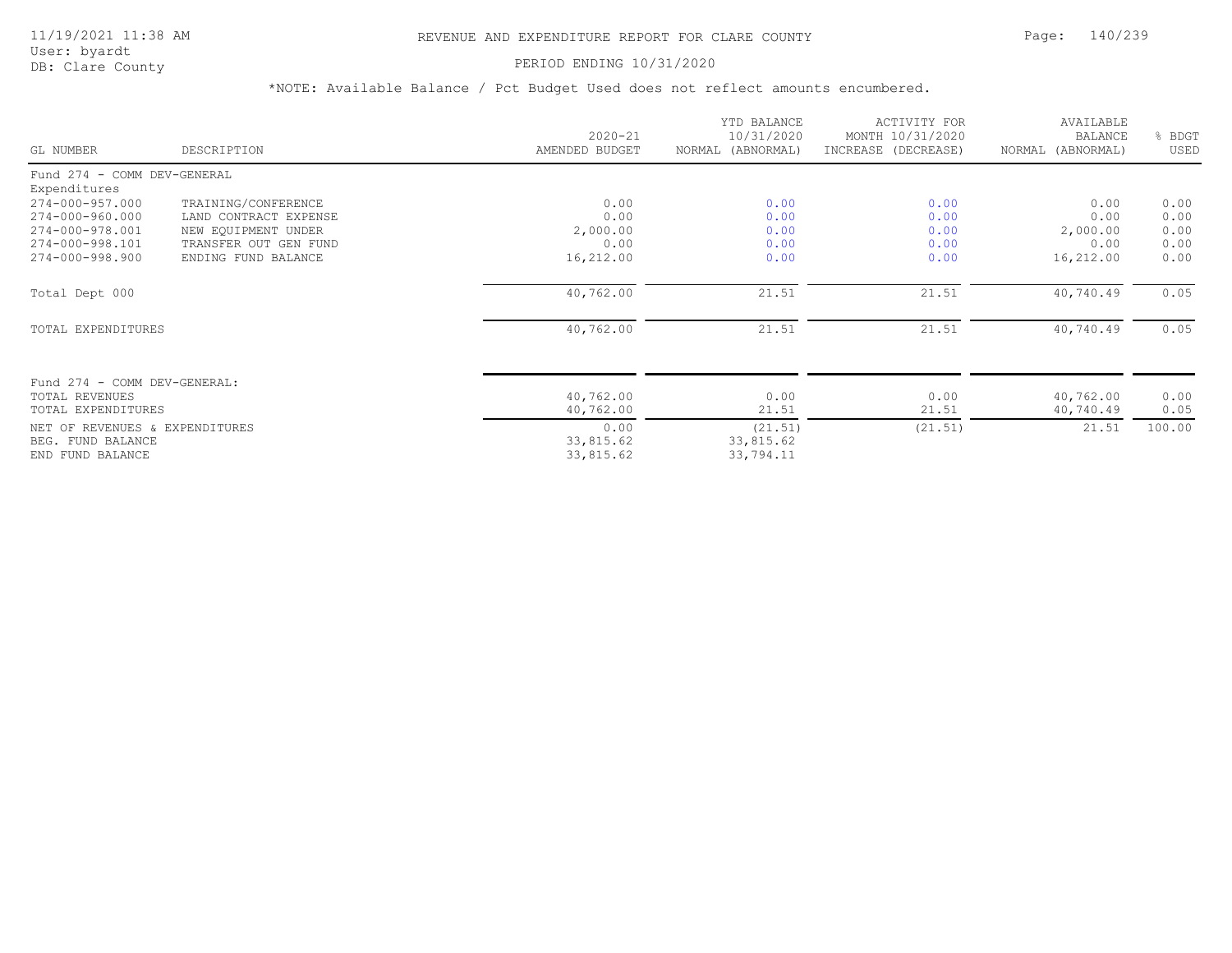# REVENUE AND EXPENDITURE REPORT FOR CLARE COUNTY

PERIOD ENDING 10/31/2020

*NOTE: Available Balance / Pct Budget Used does not reflect amounts encumbered.

| GL NUMBER | DESCRIPTION | 2020-21 AMENDED BUDGET | YTD BALANCE 10/31/2020 NORMAL (ABNORMAL) | ACTIVITY FOR MONTH 10/31/2020 INCREASE (DECREASE) | AVAILABLE BALANCE NORMAL (ABNORMAL) | % BDGT USED |
|---|---|---|---|---|---|---|
| Fund 274 - COMM DEV-GENERAL | | | | | | |
| Expenditures | | | | | | |
| 274-000-957.000 | TRAINING/CONFERENCE | 0.00 | 0.00 | 0.00 | 0.00 | 0.00 |
| 274-000-960.000 | LAND CONTRACT EXPENSE | 0.00 | 0.00 | 0.00 | 0.00 | 0.00 |
| 274-000-978.001 | NEW EQUIPMENT UNDER | 2,000.00 | 0.00 | 0.00 | 2,000.00 | 0.00 |
| 274-000-998.101 | TRANSFER OUT GEN FUND | 0.00 | 0.00 | 0.00 | 0.00 | 0.00 |
| 274-000-998.900 | ENDING FUND BALANCE | 16,212.00 | 0.00 | 0.00 | 16,212.00 | 0.00 |
| Total Dept 000 | | 40,762.00 | 21.51 | 21.51 | 40,740.49 | 0.05 |
| TOTAL EXPENDITURES | | 40,762.00 | 21.51 | 21.51 | 40,740.49 | 0.05 |
| Fund 274 - COMM DEV-GENERAL: | | | | | | |
| TOTAL REVENUES | | 40,762.00 | 0.00 | 0.00 | 40,762.00 | 0.00 |
| TOTAL EXPENDITURES | | 40,762.00 | 21.51 | 21.51 | 40,740.49 | 0.05 |
| NET OF REVENUES & EXPENDITURES | | 0.00 | (21.51) | (21.51) | 21.51 | 100.00 |
| BEG. FUND BALANCE | | 33,815.62 | 33,815.62 | | | |
| END FUND BALANCE | | 33,815.62 | 33,794.11 | | | |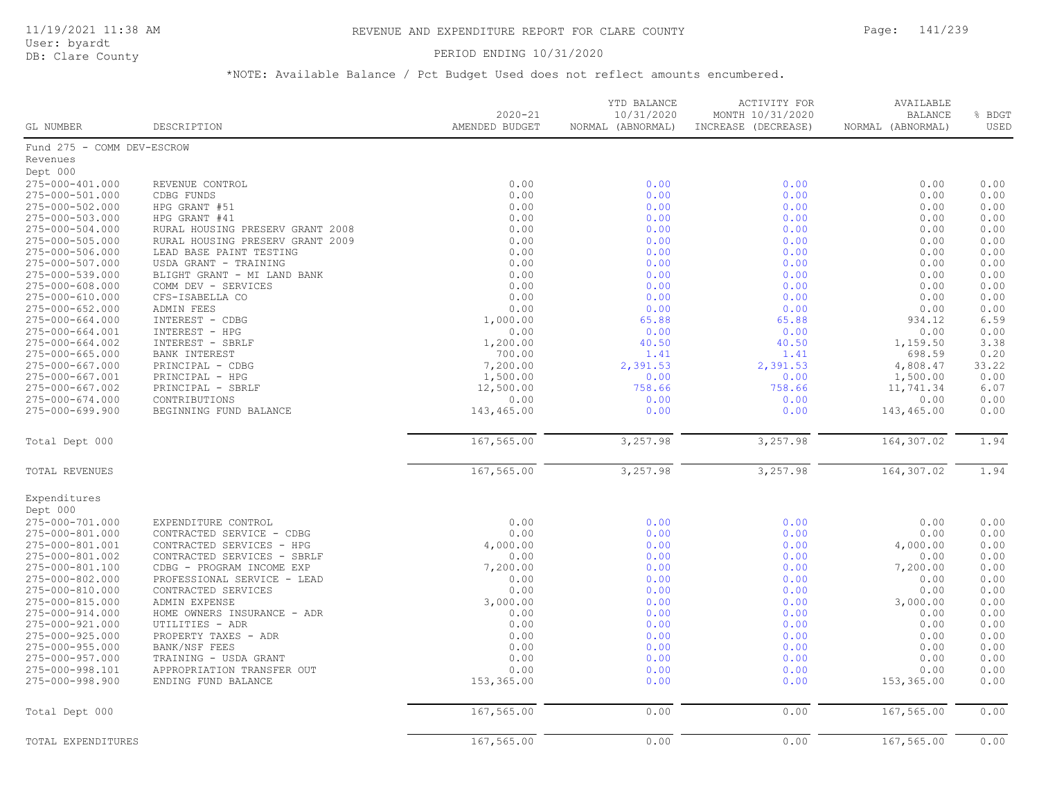# REVENUE AND EXPENDITURE REPORT FOR CLARE COUNTY

PERIOD ENDING 10/31/2020

*NOTE: Available Balance / Pct Budget Used does not reflect amounts encumbered.

| GL NUMBER | DESCRIPTION | 2020-21 AMENDED BUDGET | YTD BALANCE 10/31/2020 NORMAL (ABNORMAL) | ACTIVITY FOR MONTH 10/31/2020 INCREASE (DECREASE) | AVAILABLE BALANCE NORMAL (ABNORMAL) | % BDGT USED |
|---|---|---|---|---|---|---|
| Fund 275 - COMM DEV-ESCROW | | | | | | |
| Revenues | | | | | | |
| Dept 000 | | | | | | |
| 275-000-401.000 | REVENUE CONTROL | 0.00 | 0.00 | 0.00 | 0.00 | 0.00 |
| 275-000-501.000 | CDBG FUNDS | 0.00 | 0.00 | 0.00 | 0.00 | 0.00 |
| 275-000-502.000 | HPG GRANT #51 | 0.00 | 0.00 | 0.00 | 0.00 | 0.00 |
| 275-000-503.000 | HPG GRANT #41 | 0.00 | 0.00 | 0.00 | 0.00 | 0.00 |
| 275-000-504.000 | RURAL HOUSING PRESERV GRANT 2008 | 0.00 | 0.00 | 0.00 | 0.00 | 0.00 |
| 275-000-505.000 | RURAL HOUSING PRESERV GRANT 2009 | 0.00 | 0.00 | 0.00 | 0.00 | 0.00 |
| 275-000-506.000 | LEAD BASE PAINT TESTING | 0.00 | 0.00 | 0.00 | 0.00 | 0.00 |
| 275-000-507.000 | USDA GRANT - TRAINING | 0.00 | 0.00 | 0.00 | 0.00 | 0.00 |
| 275-000-539.000 | BLIGHT GRANT - MI LAND BANK | 0.00 | 0.00 | 0.00 | 0.00 | 0.00 |
| 275-000-608.000 | COMM DEV - SERVICES | 0.00 | 0.00 | 0.00 | 0.00 | 0.00 |
| 275-000-610.000 | CFS-ISABELLA CO | 0.00 | 0.00 | 0.00 | 0.00 | 0.00 |
| 275-000-652.000 | ADMIN FEES | 0.00 | 0.00 | 0.00 | 0.00 | 0.00 |
| 275-000-664.000 | INTEREST - CDBG | 1,000.00 | 65.88 | 65.88 | 934.12 | 6.59 |
| 275-000-664.001 | INTEREST - HPG | 0.00 | 0.00 | 0.00 | 0.00 | 0.00 |
| 275-000-664.002 | INTEREST - SBRLF | 1,200.00 | 40.50 | 40.50 | 1,159.50 | 3.38 |
| 275-000-665.000 | BANK INTEREST | 700.00 | 1.41 | 1.41 | 698.59 | 0.20 |
| 275-000-667.000 | PRINCIPAL - CDBG | 7,200.00 | 2,391.53 | 2,391.53 | 4,808.47 | 33.22 |
| 275-000-667.001 | PRINCIPAL - HPG | 1,500.00 | 0.00 | 0.00 | 1,500.00 | 0.00 |
| 275-000-667.002 | PRINCIPAL - SBRLF | 12,500.00 | 758.66 | 758.66 | 11,741.34 | 6.07 |
| 275-000-674.000 | CONTRIBUTIONS | 0.00 | 0.00 | 0.00 | 0.00 | 0.00 |
| 275-000-699.900 | BEGINNING FUND BALANCE | 143,465.00 | 0.00 | 0.00 | 143,465.00 | 0.00 |
| Total Dept 000 | | 167,565.00 | 3,257.98 | 3,257.98 | 164,307.02 | 1.94 |
| TOTAL REVENUES | | 167,565.00 | 3,257.98 | 3,257.98 | 164,307.02 | 1.94 |
| Expenditures | | | | | | |
| Dept 000 | | | | | | |
| 275-000-701.000 | EXPENDITURE CONTROL | 0.00 | 0.00 | 0.00 | 0.00 | 0.00 |
| 275-000-801.000 | CONTRACTED SERVICE - CDBG | 0.00 | 0.00 | 0.00 | 0.00 | 0.00 |
| 275-000-801.001 | CONTRACTED SERVICES - HPG | 4,000.00 | 0.00 | 0.00 | 4,000.00 | 0.00 |
| 275-000-801.002 | CONTRACTED SERVICES - SBRLF | 0.00 | 0.00 | 0.00 | 0.00 | 0.00 |
| 275-000-801.100 | CDBG - PROGRAM INCOME EXP | 7,200.00 | 0.00 | 0.00 | 7,200.00 | 0.00 |
| 275-000-802.000 | PROFESSIONAL SERVICE - LEAD | 0.00 | 0.00 | 0.00 | 0.00 | 0.00 |
| 275-000-810.000 | CONTRACTED SERVICES | 0.00 | 0.00 | 0.00 | 0.00 | 0.00 |
| 275-000-815.000 | ADMIN EXPENSE | 3,000.00 | 0.00 | 0.00 | 3,000.00 | 0.00 |
| 275-000-914.000 | HOME OWNERS INSURANCE - ADR | 0.00 | 0.00 | 0.00 | 0.00 | 0.00 |
| 275-000-921.000 | UTILITIES - ADR | 0.00 | 0.00 | 0.00 | 0.00 | 0.00 |
| 275-000-925.000 | PROPERTY TAXES - ADR | 0.00 | 0.00 | 0.00 | 0.00 | 0.00 |
| 275-000-955.000 | BANK/NSF FEES | 0.00 | 0.00 | 0.00 | 0.00 | 0.00 |
| 275-000-957.000 | TRAINING - USDA GRANT | 0.00 | 0.00 | 0.00 | 0.00 | 0.00 |
| 275-000-998.101 | APPROPRIATION TRANSFER OUT | 0.00 | 0.00 | 0.00 | 0.00 | 0.00 |
| 275-000-998.900 | ENDING FUND BALANCE | 153,365.00 | 0.00 | 0.00 | 153,365.00 | 0.00 |
| Total Dept 000 | | 167,565.00 | 0.00 | 0.00 | 167,565.00 | 0.00 |
| TOTAL EXPENDITURES | | 167,565.00 | 0.00 | 0.00 | 167,565.00 | 0.00 |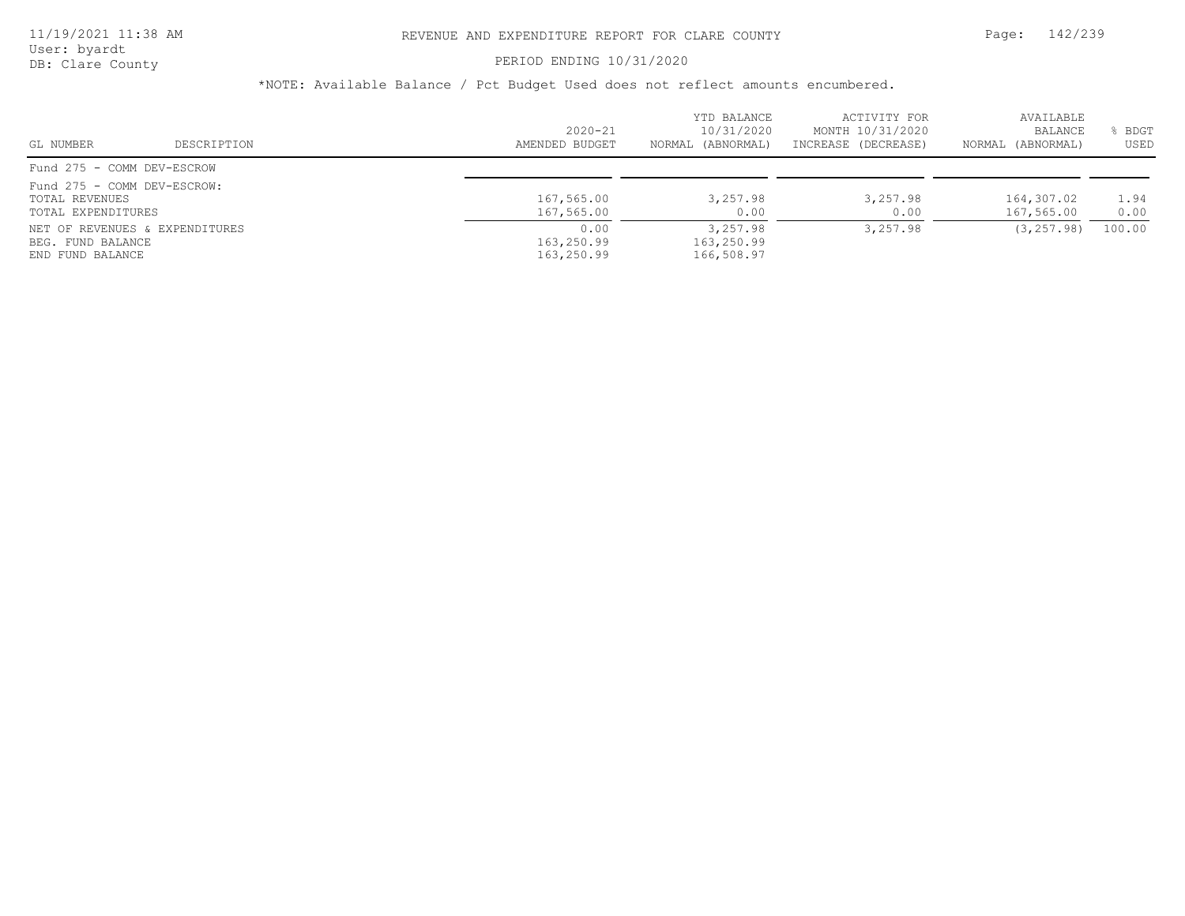REVENUE AND EXPENDITURE REPORT FOR CLARE COUNTY

PERIOD ENDING 10/31/2020

*NOTE: Available Balance / Pct Budget Used does not reflect amounts encumbered.

| GL NUMBER | DESCRIPTION | 2020-21 AMENDED BUDGET | YTD BALANCE 10/31/2020 NORMAL (ABNORMAL) | ACTIVITY FOR MONTH 10/31/2020 INCREASE (DECREASE) | AVAILABLE BALANCE NORMAL (ABNORMAL) | % BDGT USED |
|---|---|---|---|---|---|---|
| Fund 275 - COMM DEV-ESCROW | | | | | | |
| Fund 275 - COMM DEV-ESCROW: | | | | | | |
| TOTAL REVENUES | | 167,565.00 | 3,257.98 | 3,257.98 | 164,307.02 | 1.94 |
| TOTAL EXPENDITURES | | 167,565.00 | 0.00 | 0.00 | 167,565.00 | 0.00 |
| NET OF REVENUES & EXPENDITURES | | 0.00 | 3,257.98 | 3,257.98 | (3,257.98) | 100.00 |
| BEG. FUND BALANCE | | 163,250.99 | 163,250.99 | | | |
| END FUND BALANCE | | 163,250.99 | 166,508.97 | | | |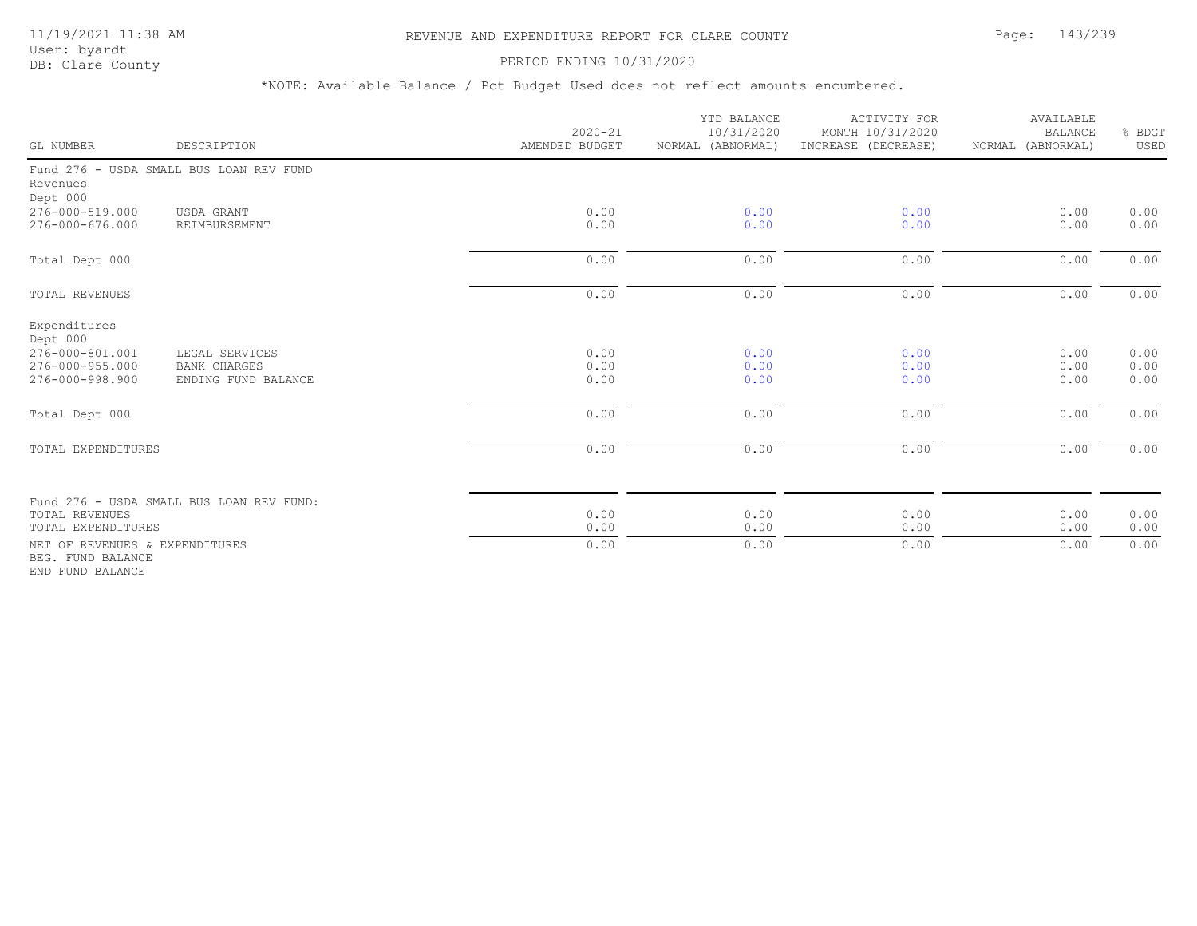# REVENUE AND EXPENDITURE REPORT FOR CLARE COUNTY

11/19/2021 11:38 AM
User: byardt
DB: Clare County

PERIOD ENDING 10/31/2020

*NOTE: Available Balance / Pct Budget Used does not reflect amounts encumbered.

| GL NUMBER | DESCRIPTION | 2020-21 AMENDED BUDGET | YTD BALANCE 10/31/2020 NORMAL (ABNORMAL) | ACTIVITY FOR MONTH 10/31/2020 INCREASE (DECREASE) | AVAILABLE BALANCE NORMAL (ABNORMAL) | % BDGT USED |
|---|---|---|---|---|---|---|
| Fund 276 - USDA SMALL BUS LOAN REV FUND | | | | | | |
| Revenues | | | | | | |
| Dept 000 | | | | | | |
| 276-000-519.000 | USDA GRANT | 0.00 | 0.00 | 0.00 | 0.00 | 0.00 |
| 276-000-676.000 | REIMBURSEMENT | 0.00 | 0.00 | 0.00 | 0.00 | 0.00 |
| Total Dept 000 | | 0.00 | 0.00 | 0.00 | 0.00 | 0.00 |
| TOTAL REVENUES | | 0.00 | 0.00 | 0.00 | 0.00 | 0.00 |
| Expenditures | | | | | | |
| Dept 000 | | | | | | |
| 276-000-801.001 | LEGAL SERVICES | 0.00 | 0.00 | 0.00 | 0.00 | 0.00 |
| 276-000-955.000 | BANK CHARGES | 0.00 | 0.00 | 0.00 | 0.00 | 0.00 |
| 276-000-998.900 | ENDING FUND BALANCE | 0.00 | 0.00 | 0.00 | 0.00 | 0.00 |
| Total Dept 000 | | 0.00 | 0.00 | 0.00 | 0.00 | 0.00 |
| TOTAL EXPENDITURES | | 0.00 | 0.00 | 0.00 | 0.00 | 0.00 |
| Fund 276 - USDA SMALL BUS LOAN REV FUND: | | | | | | |
| TOTAL REVENUES | | 0.00 | 0.00 | 0.00 | 0.00 | 0.00 |
| TOTAL EXPENDITURES | | 0.00 | 0.00 | 0.00 | 0.00 | 0.00 |
| NET OF REVENUES & EXPENDITURES | | 0.00 | 0.00 | 0.00 | 0.00 | 0.00 |
| BEG. FUND BALANCE | | | | | | |
| END FUND BALANCE | | | | | | |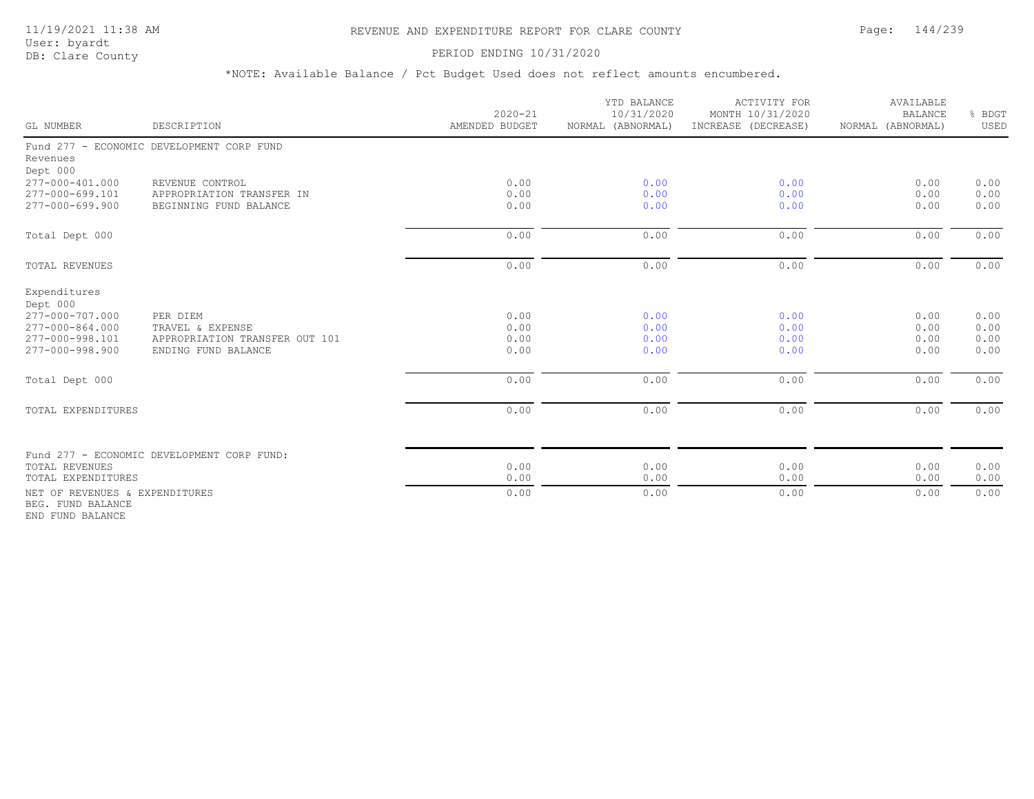REVENUE AND EXPENDITURE REPORT FOR CLARE COUNTY

PERIOD ENDING 10/31/2020

*NOTE: Available Balance / Pct Budget Used does not reflect amounts encumbered.

| GL NUMBER | DESCRIPTION | 2020-21 AMENDED BUDGET | YTD BALANCE 10/31/2020 NORMAL (ABNORMAL) | ACTIVITY FOR MONTH 10/31/2020 INCREASE (DECREASE) | AVAILABLE BALANCE NORMAL (ABNORMAL) | % BDGT USED |
|---|---|---|---|---|---|---|
| Fund 277 - ECONOMIC DEVELOPMENT CORP FUND | | | | | | |
| Revenues | | | | | | |
| Dept 000 | | | | | | |
| 277-000-401.000 | REVENUE CONTROL | 0.00 | 0.00 | 0.00 | 0.00 | 0.00 |
| 277-000-699.101 | APPROPRIATION TRANSFER IN | 0.00 | 0.00 | 0.00 | 0.00 | 0.00 |
| 277-000-699.900 | BEGINNING FUND BALANCE | 0.00 | 0.00 | 0.00 | 0.00 | 0.00 |
| Total Dept 000 | | 0.00 | 0.00 | 0.00 | 0.00 | 0.00 |
| TOTAL REVENUES | | 0.00 | 0.00 | 0.00 | 0.00 | 0.00 |
| Expenditures | | | | | | |
| Dept 000 | | | | | | |
| 277-000-707.000 | PER DIEM | 0.00 | 0.00 | 0.00 | 0.00 | 0.00 |
| 277-000-864.000 | TRAVEL & EXPENSE | 0.00 | 0.00 | 0.00 | 0.00 | 0.00 |
| 277-000-998.101 | APPROPRIATION TRANSFER OUT 101 | 0.00 | 0.00 | 0.00 | 0.00 | 0.00 |
| 277-000-998.900 | ENDING FUND BALANCE | 0.00 | 0.00 | 0.00 | 0.00 | 0.00 |
| Total Dept 000 | | 0.00 | 0.00 | 0.00 | 0.00 | 0.00 |
| TOTAL EXPENDITURES | | 0.00 | 0.00 | 0.00 | 0.00 | 0.00 |
| Fund 277 - ECONOMIC DEVELOPMENT CORP FUND: | | | | | | |
| TOTAL REVENUES | | 0.00 | 0.00 | 0.00 | 0.00 | 0.00 |
| TOTAL EXPENDITURES | | 0.00 | 0.00 | 0.00 | 0.00 | 0.00 |
| NET OF REVENUES & EXPENDITURES | | 0.00 | 0.00 | 0.00 | 0.00 | 0.00 |
| BEG. FUND BALANCE | | | | | | |
| END FUND BALANCE | | | | | | |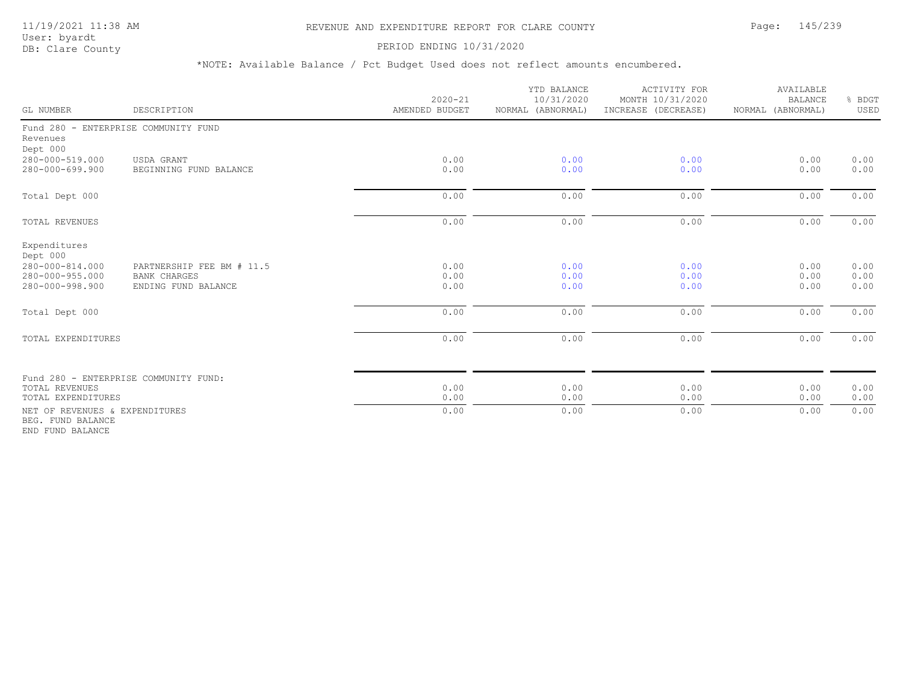# REVENUE AND EXPENDITURE REPORT FOR CLARE COUNTY

PERIOD ENDING 10/31/2020

*NOTE: Available Balance / Pct Budget Used does not reflect amounts encumbered.

| GL NUMBER | DESCRIPTION | 2020-21 AMENDED BUDGET | YTD BALANCE 10/31/2020 NORMAL (ABNORMAL) | ACTIVITY FOR MONTH 10/31/2020 INCREASE (DECREASE) | AVAILABLE BALANCE NORMAL (ABNORMAL) | % BDGT USED |
|---|---|---|---|---|---|---|
| Fund 280 - ENTERPRISE COMMUNITY FUND | | | | | | |
| Revenues | | | | | | |
| Dept 000 | | | | | | |
| 280-000-519.000 | USDA GRANT | 0.00 | 0.00 | 0.00 | 0.00 | 0.00 |
| 280-000-699.900 | BEGINNING FUND BALANCE | 0.00 | 0.00 | 0.00 | 0.00 | 0.00 |
| Total Dept 000 | | 0.00 | 0.00 | 0.00 | 0.00 | 0.00 |
| TOTAL REVENUES | | 0.00 | 0.00 | 0.00 | 0.00 | 0.00 |
| Expenditures | | | | | | |
| Dept 000 | | | | | | |
| 280-000-814.000 | PARTNERSHIP FEE BM # 11.5 | 0.00 | 0.00 | 0.00 | 0.00 | 0.00 |
| 280-000-955.000 | BANK CHARGES | 0.00 | 0.00 | 0.00 | 0.00 | 0.00 |
| 280-000-998.900 | ENDING FUND BALANCE | 0.00 | 0.00 | 0.00 | 0.00 | 0.00 |
| Total Dept 000 | | 0.00 | 0.00 | 0.00 | 0.00 | 0.00 |
| TOTAL EXPENDITURES | | 0.00 | 0.00 | 0.00 | 0.00 | 0.00 |
| Fund 280 - ENTERPRISE COMMUNITY FUND: | | | | | | |
| TOTAL REVENUES | | 0.00 | 0.00 | 0.00 | 0.00 | 0.00 |
| TOTAL EXPENDITURES | | 0.00 | 0.00 | 0.00 | 0.00 | 0.00 |
| NET OF REVENUES & EXPENDITURES | | 0.00 | 0.00 | 0.00 | 0.00 | 0.00 |
| BEG. FUND BALANCE | | | | | | |
| END FUND BALANCE | | | | | | |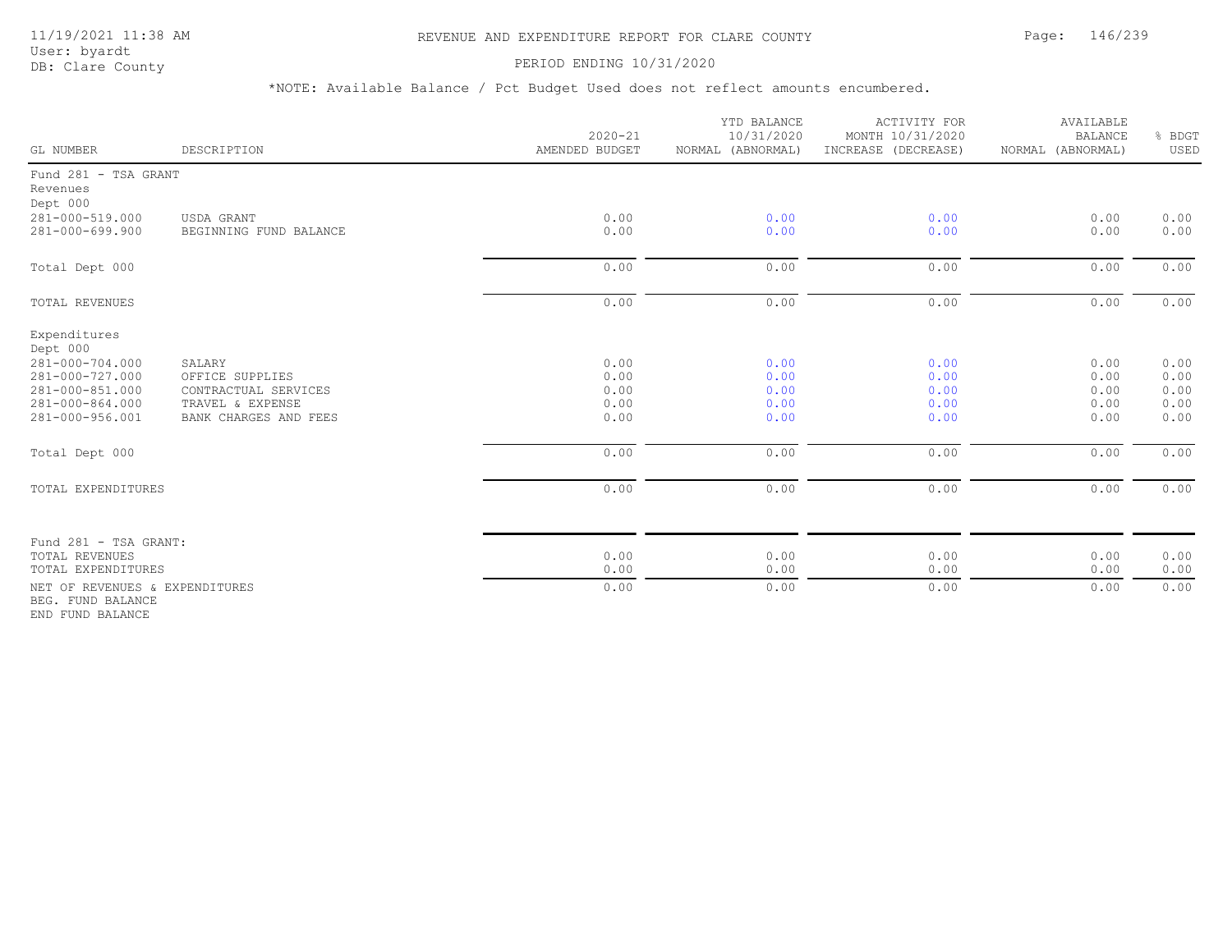# REVENUE AND EXPENDITURE REPORT FOR CLARE COUNTY

PERIOD ENDING 10/31/2020

*NOTE: Available Balance / Pct Budget Used does not reflect amounts encumbered.

| GL NUMBER | DESCRIPTION | 2020-21 AMENDED BUDGET | YTD BALANCE 10/31/2020 NORMAL (ABNORMAL) | ACTIVITY FOR MONTH 10/31/2020 INCREASE (DECREASE) | AVAILABLE BALANCE NORMAL (ABNORMAL) | % BDGT USED |
|---|---|---|---|---|---|---|
| Fund 281 - TSA GRANT | | | | | | |
| Revenues | | | | | | |
| Dept 000 | | | | | | |
| 281-000-519.000 | USDA GRANT | 0.00 | 0.00 | 0.00 | 0.00 | 0.00 |
| 281-000-699.900 | BEGINNING FUND BALANCE | 0.00 | 0.00 | 0.00 | 0.00 | 0.00 |
| Total Dept 000 | | 0.00 | 0.00 | 0.00 | 0.00 | 0.00 |
| TOTAL REVENUES | | 0.00 | 0.00 | 0.00 | 0.00 | 0.00 |
| Expenditures | | | | | | |
| Dept 000 | | | | | | |
| 281-000-704.000 | SALARY | 0.00 | 0.00 | 0.00 | 0.00 | 0.00 |
| 281-000-727.000 | OFFICE SUPPLIES | 0.00 | 0.00 | 0.00 | 0.00 | 0.00 |
| 281-000-851.000 | CONTRACTUAL SERVICES | 0.00 | 0.00 | 0.00 | 0.00 | 0.00 |
| 281-000-864.000 | TRAVEL & EXPENSE | 0.00 | 0.00 | 0.00 | 0.00 | 0.00 |
| 281-000-956.001 | BANK CHARGES AND FEES | 0.00 | 0.00 | 0.00 | 0.00 | 0.00 |
| Total Dept 000 | | 0.00 | 0.00 | 0.00 | 0.00 | 0.00 |
| TOTAL EXPENDITURES | | 0.00 | 0.00 | 0.00 | 0.00 | 0.00 |
| Fund 281 - TSA GRANT: | | | | | | |
| TOTAL REVENUES | | 0.00 | 0.00 | 0.00 | 0.00 | 0.00 |
| TOTAL EXPENDITURES | | 0.00 | 0.00 | 0.00 | 0.00 | 0.00 |
| NET OF REVENUES & EXPENDITURES | | 0.00 | 0.00 | 0.00 | 0.00 | 0.00 |
| BEG. FUND BALANCE | | | | | | |
| END FUND BALANCE | | | | | | |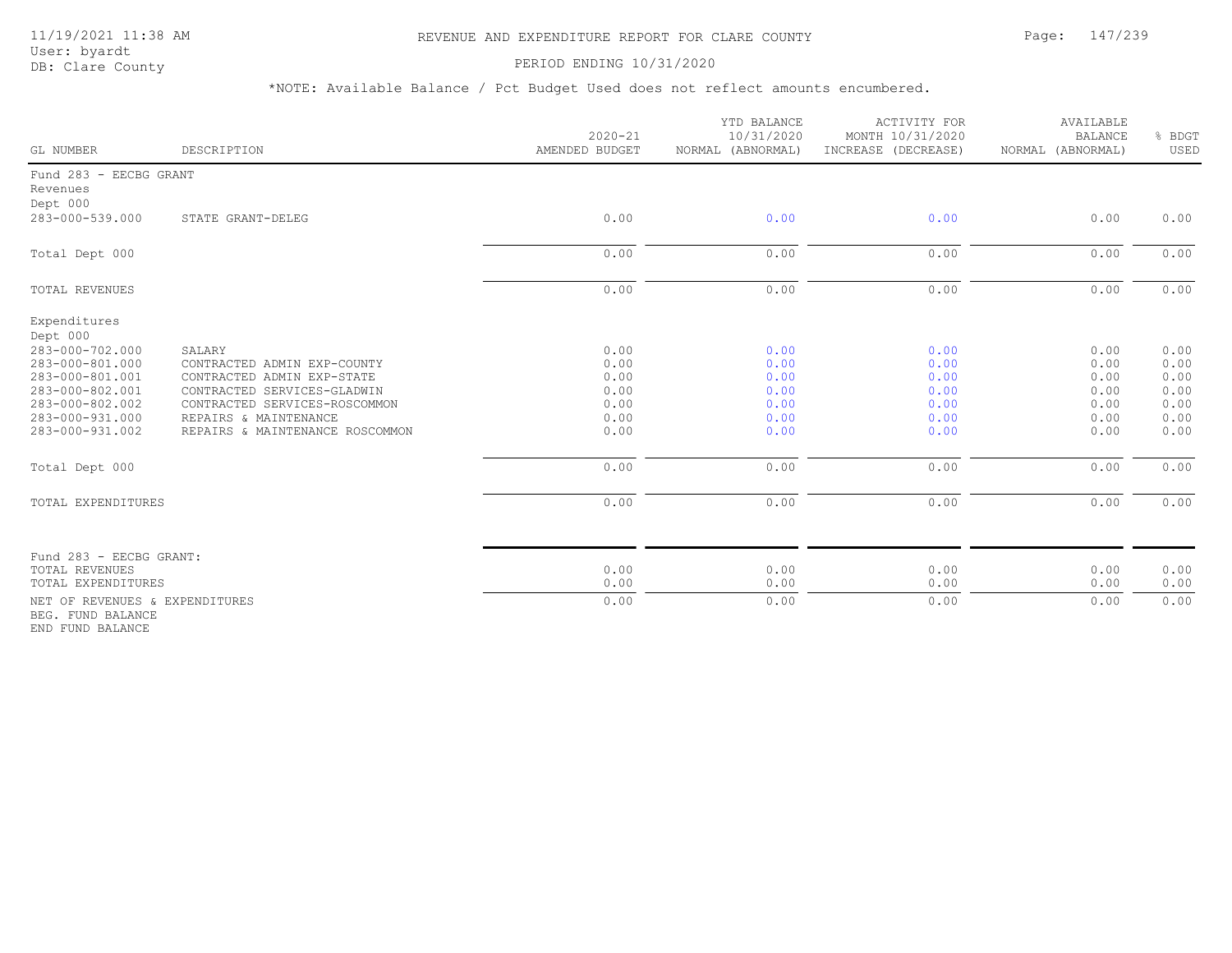REVENUE AND EXPENDITURE REPORT FOR CLARE COUNTY

PERIOD ENDING 10/31/2020

*NOTE: Available Balance / Pct Budget Used does not reflect amounts encumbered.

| GL NUMBER | DESCRIPTION | 2020-21 AMENDED BUDGET | YTD BALANCE 10/31/2020 NORMAL (ABNORMAL) | ACTIVITY FOR MONTH 10/31/2020 INCREASE (DECREASE) | AVAILABLE BALANCE NORMAL (ABNORMAL) | % BDGT USED |
|---|---|---|---|---|---|---|
| Fund 283 - EECBG GRANT | | | | | | |
| Revenues | | | | | | |
| Dept 000 | | | | | | |
| 283-000-539.000 | STATE GRANT-DELEG | 0.00 | 0.00 | 0.00 | 0.00 | 0.00 |
| Total Dept 000 | | 0.00 | 0.00 | 0.00 | 0.00 | 0.00 |
| TOTAL REVENUES | | 0.00 | 0.00 | 0.00 | 0.00 | 0.00 |
| Expenditures | | | | | | |
| Dept 000 | | | | | | |
| 283-000-702.000 | SALARY | 0.00 | 0.00 | 0.00 | 0.00 | 0.00 |
| 283-000-801.000 | CONTRACTED ADMIN EXP-COUNTY | 0.00 | 0.00 | 0.00 | 0.00 | 0.00 |
| 283-000-801.001 | CONTRACTED ADMIN EXP-STATE | 0.00 | 0.00 | 0.00 | 0.00 | 0.00 |
| 283-000-802.001 | CONTRACTED SERVICES-GLADWIN | 0.00 | 0.00 | 0.00 | 0.00 | 0.00 |
| 283-000-802.002 | CONTRACTED SERVICES-ROSCOMMON | 0.00 | 0.00 | 0.00 | 0.00 | 0.00 |
| 283-000-931.000 | REPAIRS & MAINTENANCE | 0.00 | 0.00 | 0.00 | 0.00 | 0.00 |
| 283-000-931.002 | REPAIRS & MAINTENANCE ROSCOMMON | 0.00 | 0.00 | 0.00 | 0.00 | 0.00 |
| Total Dept 000 | | 0.00 | 0.00 | 0.00 | 0.00 | 0.00 |
| TOTAL EXPENDITURES | | 0.00 | 0.00 | 0.00 | 0.00 | 0.00 |
| Fund 283 - EECBG GRANT: | | | | | | |
| TOTAL REVENUES | | 0.00 | 0.00 | 0.00 | 0.00 | 0.00 |
| TOTAL EXPENDITURES | | 0.00 | 0.00 | 0.00 | 0.00 | 0.00 |
| NET OF REVENUES & EXPENDITURES | | 0.00 | 0.00 | 0.00 | 0.00 | 0.00 |
| BEG. FUND BALANCE | | | | | | |
| END FUND BALANCE | | | | | | |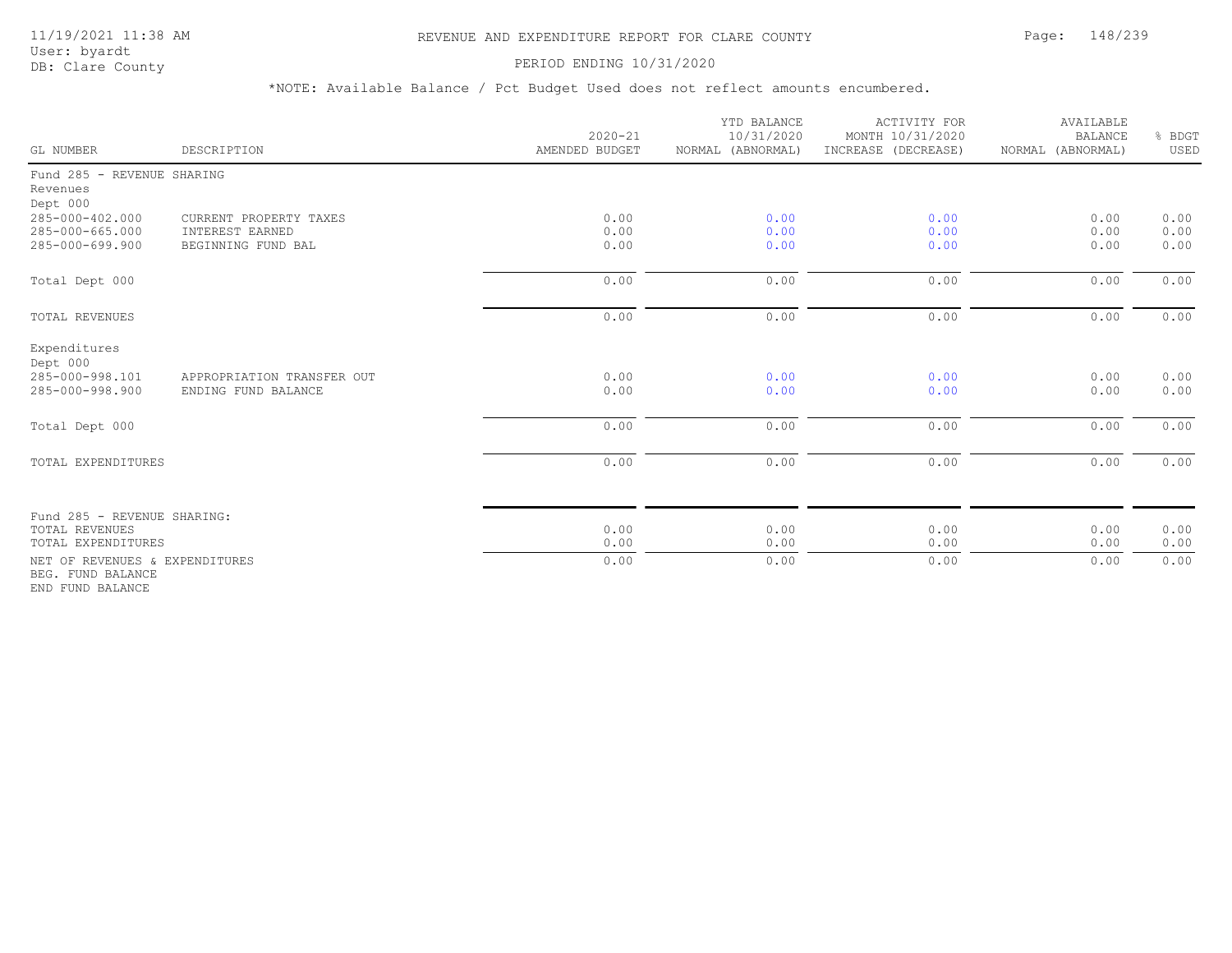# REVENUE AND EXPENDITURE REPORT FOR CLARE COUNTY

11/19/2021 11:38 AM
User: byardt
DB: Clare County

PERIOD ENDING 10/31/2020

*NOTE: Available Balance / Pct Budget Used does not reflect amounts encumbered.

| GL NUMBER | DESCRIPTION | 2020-21 AMENDED BUDGET | YTD BALANCE 10/31/2020 NORMAL (ABNORMAL) | ACTIVITY FOR MONTH 10/31/2020 INCREASE (DECREASE) | AVAILABLE BALANCE NORMAL (ABNORMAL) | % BDGT USED |
|---|---|---|---|---|---|---|
| Fund 285 - REVENUE SHARING | | | | | | |
| Revenues | | | | | | |
| Dept 000 | | | | | | |
| 285-000-402.000 | CURRENT PROPERTY TAXES | 0.00 | 0.00 | 0.00 | 0.00 | 0.00 |
| 285-000-665.000 | INTEREST EARNED | 0.00 | 0.00 | 0.00 | 0.00 | 0.00 |
| 285-000-699.900 | BEGINNING FUND BAL | 0.00 | 0.00 | 0.00 | 0.00 | 0.00 |
| Total Dept 000 | | 0.00 | 0.00 | 0.00 | 0.00 | 0.00 |
| TOTAL REVENUES | | 0.00 | 0.00 | 0.00 | 0.00 | 0.00 |
| Expenditures | | | | | | |
| Dept 000 | | | | | | |
| 285-000-998.101 | APPROPRIATION TRANSFER OUT | 0.00 | 0.00 | 0.00 | 0.00 | 0.00 |
| 285-000-998.900 | ENDING FUND BALANCE | 0.00 | 0.00 | 0.00 | 0.00 | 0.00 |
| Total Dept 000 | | 0.00 | 0.00 | 0.00 | 0.00 | 0.00 |
| TOTAL EXPENDITURES | | 0.00 | 0.00 | 0.00 | 0.00 | 0.00 |
| Fund 285 - REVENUE SHARING: | | | | | | |
| TOTAL REVENUES | | 0.00 | 0.00 | 0.00 | 0.00 | 0.00 |
| TOTAL EXPENDITURES | | 0.00 | 0.00 | 0.00 | 0.00 | 0.00 |
| NET OF REVENUES & EXPENDITURES | | 0.00 | 0.00 | 0.00 | 0.00 | 0.00 |
| BEG. FUND BALANCE | | | | | | |
| END FUND BALANCE | | | | | | |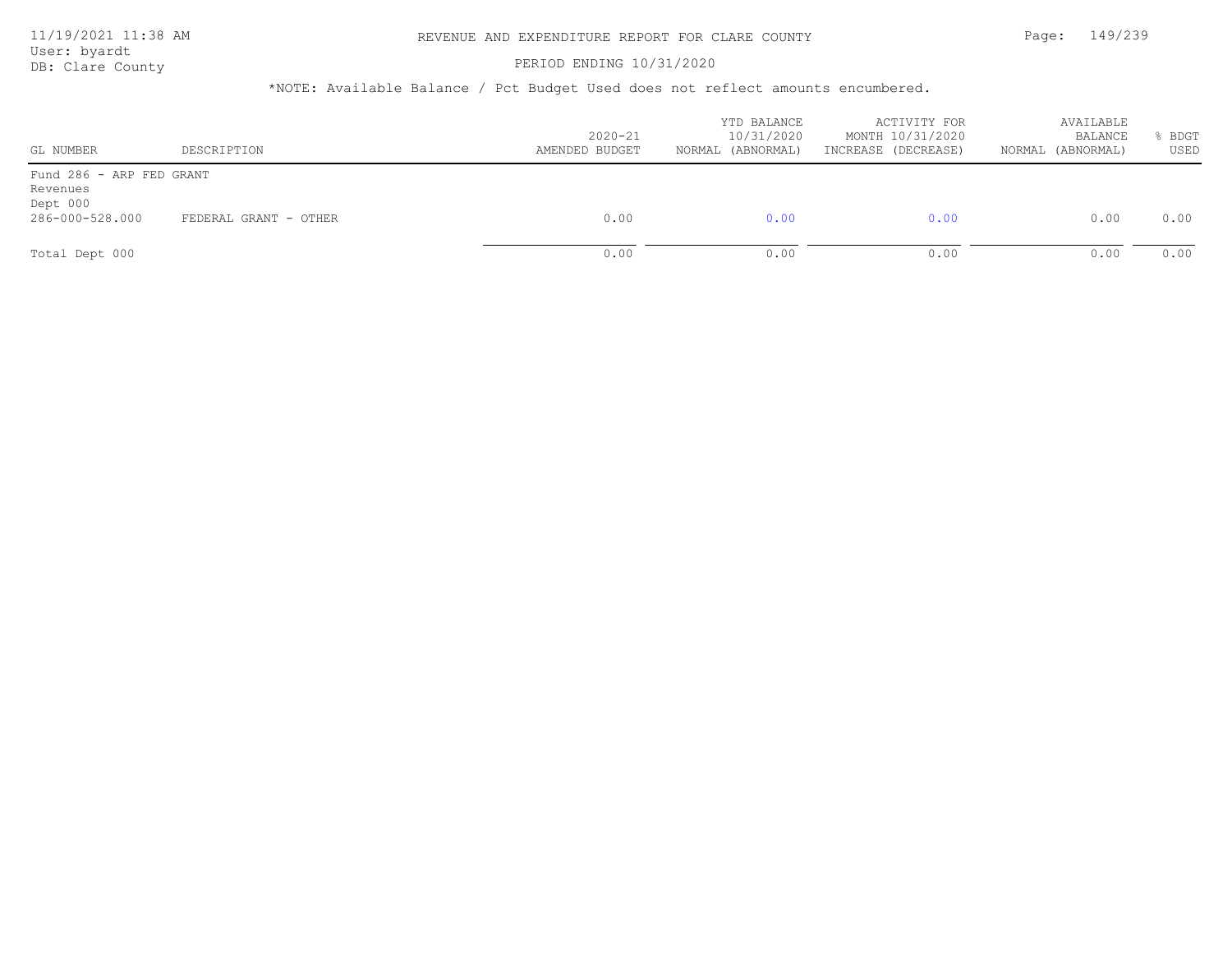# REVENUE AND EXPENDITURE REPORT FOR CLARE COUNTY

PERIOD ENDING 10/31/2020

*NOTE: Available Balance / Pct Budget Used does not reflect amounts encumbered.

| GL NUMBER | DESCRIPTION | 2020-21 AMENDED BUDGET | YTD BALANCE 10/31/2020 NORMAL (ABNORMAL) | ACTIVITY FOR MONTH 10/31/2020 INCREASE (DECREASE) | AVAILABLE BALANCE NORMAL (ABNORMAL) | % BDGT USED |
|---|---|---|---|---|---|---|
| Fund 286 - ARP FED GRANT | | | | | | |
| Revenues | | | | | | |
| Dept 000 | | | | | | |
| 286-000-528.000 | FEDERAL GRANT - OTHER | 0.00 | 0.00 | 0.00 | 0.00 | 0.00 |
| Total Dept 000 | | 0.00 | 0.00 | 0.00 | 0.00 | 0.00 |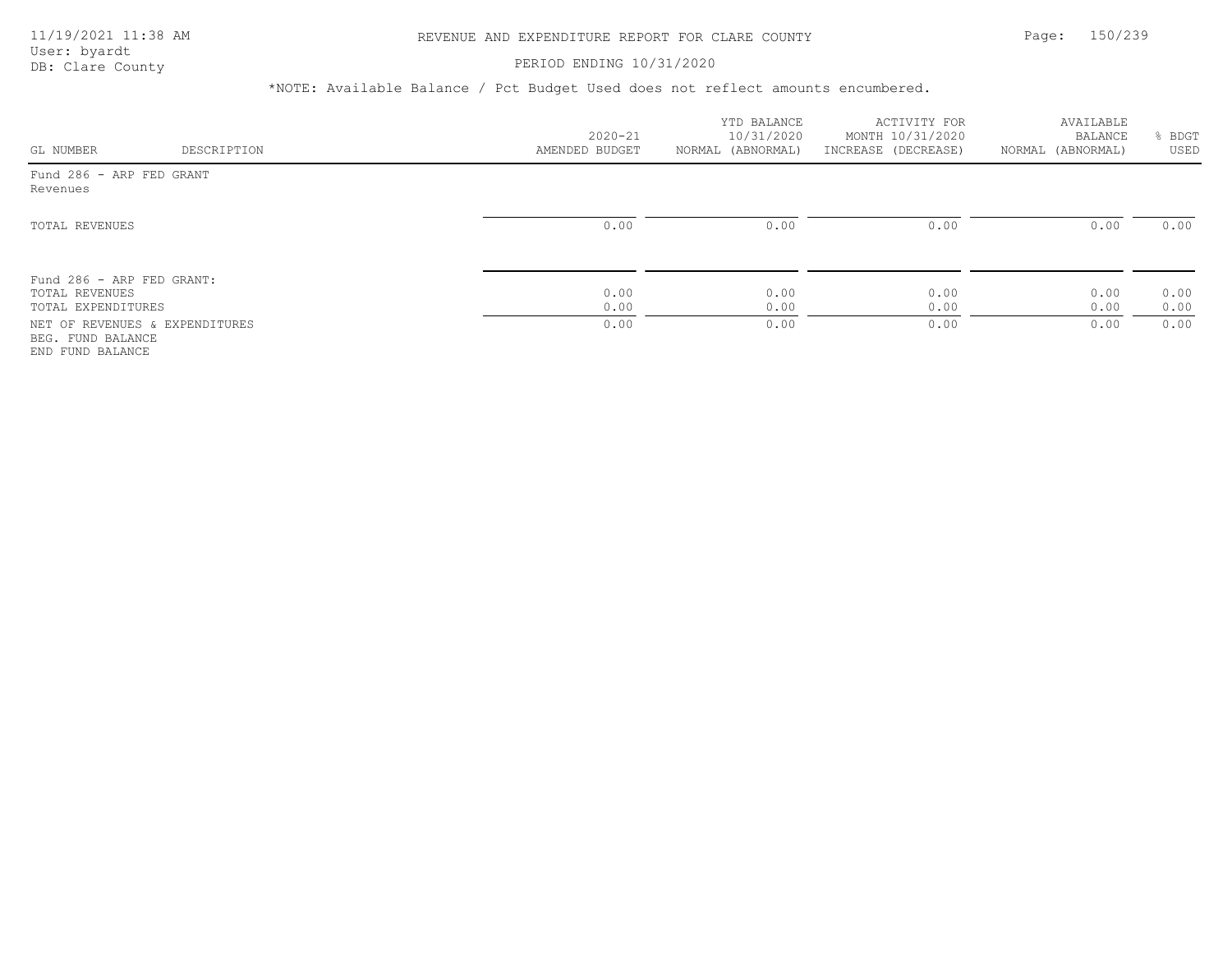# REVENUE AND EXPENDITURE REPORT FOR CLARE COUNTY

PERIOD ENDING 10/31/2020

*NOTE: Available Balance / Pct Budget Used does not reflect amounts encumbered.

| GL NUMBER | DESCRIPTION | 2020-21 AMENDED BUDGET | YTD BALANCE 10/31/2020 NORMAL (ABNORMAL) | ACTIVITY FOR MONTH 10/31/2020 INCREASE (DECREASE) | AVAILABLE BALANCE NORMAL (ABNORMAL) | % BDGT USED |
|---|---|---|---|---|---|---|
| Fund 286 - ARP FED GRANT | | | | | | |
| Revenues | | | | | | |
| TOTAL REVENUES | | 0.00 | 0.00 | 0.00 | 0.00 | 0.00 |
| Fund 286 - ARP FED GRANT: | | | | | | |
| TOTAL REVENUES | | 0.00 | 0.00 | 0.00 | 0.00 | 0.00 |
| TOTAL EXPENDITURES | | 0.00 | 0.00 | 0.00 | 0.00 | 0.00 |
| NET OF REVENUES & EXPENDITURES | | 0.00 | 0.00 | 0.00 | 0.00 | 0.00 |
| BEG. FUND BALANCE | | | | | | |
| END FUND BALANCE | | | | | | |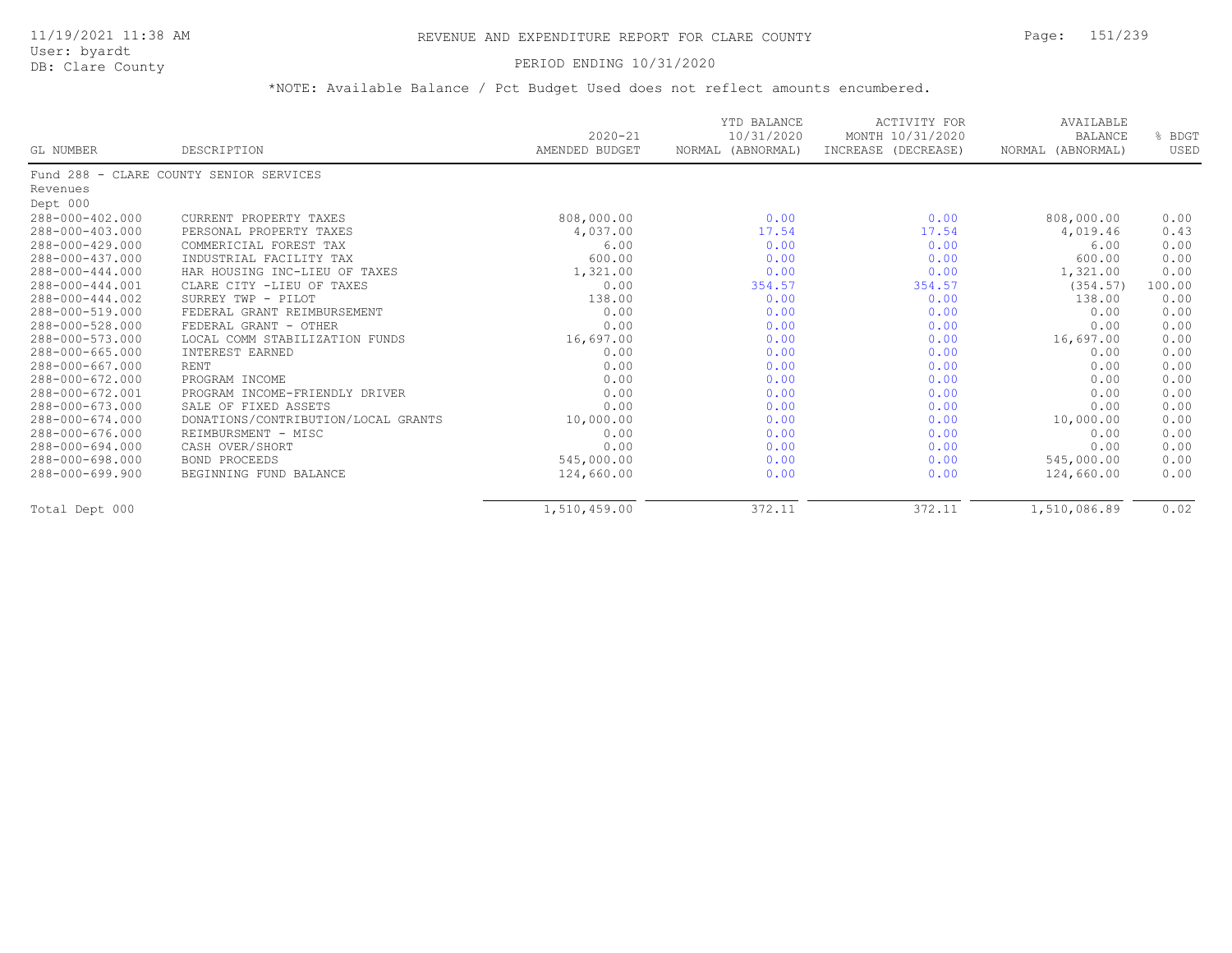# REVENUE AND EXPENDITURE REPORT FOR CLARE COUNTY

11/19/2021 11:38 AM
User: byardt
DB: Clare County

PERIOD ENDING 10/31/2020

*NOTE: Available Balance / Pct Budget Used does not reflect amounts encumbered.

| GL NUMBER | DESCRIPTION | 2020-21 AMENDED BUDGET | YTD BALANCE 10/31/2020 NORMAL (ABNORMAL) | ACTIVITY FOR MONTH 10/31/2020 INCREASE (DECREASE) | AVAILABLE BALANCE NORMAL (ABNORMAL) | % BDGT USED |
|---|---|---|---|---|---|---|
| Fund 288 - CLARE COUNTY SENIOR SERVICES | | | | | | |
| Revenues | | | | | | |
| Dept 000 | | | | | | |
| 288-000-402.000 | CURRENT PROPERTY TAXES | 808,000.00 | 0.00 | 0.00 | 808,000.00 | 0.00 |
| 288-000-403.000 | PERSONAL PROPERTY TAXES | 4,037.00 | 17.54 | 17.54 | 4,019.46 | 0.43 |
| 288-000-429.000 | COMMERICIAL FOREST TAX | 6.00 | 0.00 | 0.00 | 6.00 | 0.00 |
| 288-000-437.000 | INDUSTRIAL FACILITY TAX | 600.00 | 0.00 | 0.00 | 600.00 | 0.00 |
| 288-000-444.000 | HAR HOUSING INC-LIEU OF TAXES | 1,321.00 | 0.00 | 0.00 | 1,321.00 | 0.00 |
| 288-000-444.001 | CLARE CITY -LIEU OF TAXES | 0.00 | 354.57 | 354.57 | (354.57) | 100.00 |
| 288-000-444.002 | SURREY TWP - PILOT | 138.00 | 0.00 | 0.00 | 138.00 | 0.00 |
| 288-000-519.000 | FEDERAL GRANT REIMBURSEMENT | 0.00 | 0.00 | 0.00 | 0.00 | 0.00 |
| 288-000-528.000 | FEDERAL GRANT - OTHER | 0.00 | 0.00 | 0.00 | 0.00 | 0.00 |
| 288-000-573.000 | LOCAL COMM STABILIZATION FUNDS | 16,697.00 | 0.00 | 0.00 | 16,697.00 | 0.00 |
| 288-000-665.000 | INTEREST EARNED | 0.00 | 0.00 | 0.00 | 0.00 | 0.00 |
| 288-000-667.000 | RENT | 0.00 | 0.00 | 0.00 | 0.00 | 0.00 |
| 288-000-672.000 | PROGRAM INCOME | 0.00 | 0.00 | 0.00 | 0.00 | 0.00 |
| 288-000-672.001 | PROGRAM INCOME-FRIENDLY DRIVER | 0.00 | 0.00 | 0.00 | 0.00 | 0.00 |
| 288-000-673.000 | SALE OF FIXED ASSETS | 0.00 | 0.00 | 0.00 | 0.00 | 0.00 |
| 288-000-674.000 | DONATIONS/CONTRIBUTION/LOCAL GRANTS | 10,000.00 | 0.00 | 0.00 | 10,000.00 | 0.00 |
| 288-000-676.000 | REIMBURSMENT - MISC | 0.00 | 0.00 | 0.00 | 0.00 | 0.00 |
| 288-000-694.000 | CASH OVER/SHORT | 0.00 | 0.00 | 0.00 | 0.00 | 0.00 |
| 288-000-698.000 | BOND PROCEEDS | 545,000.00 | 0.00 | 0.00 | 545,000.00 | 0.00 |
| 288-000-699.900 | BEGINNING FUND BALANCE | 124,660.00 | 0.00 | 0.00 | 124,660.00 | 0.00 |
| Total Dept 000 | | 1,510,459.00 | 372.11 | 372.11 | 1,510,086.89 | 0.02 |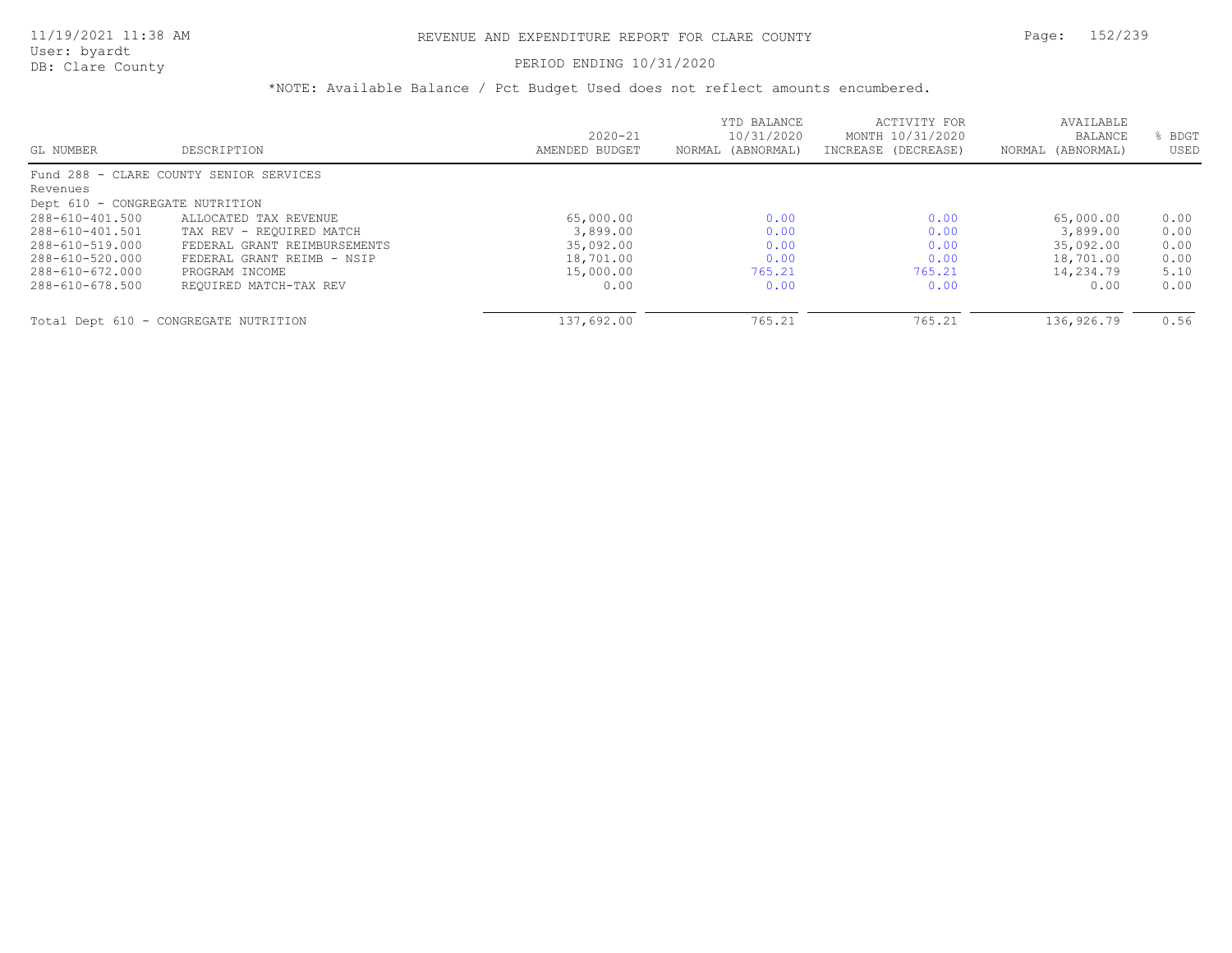# REVENUE AND EXPENDITURE REPORT FOR CLARE COUNTY

PERIOD ENDING 10/31/2020

*NOTE: Available Balance / Pct Budget Used does not reflect amounts encumbered.

| GL NUMBER | DESCRIPTION | 2020-21 AMENDED BUDGET | YTD BALANCE 10/31/2020 NORMAL (ABNORMAL) | ACTIVITY FOR MONTH 10/31/2020 INCREASE (DECREASE) | AVAILABLE BALANCE NORMAL (ABNORMAL) | % BDGT USED |
|---|---|---|---|---|---|---|
| Fund 288 - CLARE COUNTY SENIOR SERVICES | | | | | | |
| Revenues | | | | | | |
| Dept 610 - CONGREGATE NUTRITION | | | | | | |
| 288-610-401.500 | ALLOCATED TAX REVENUE | 65,000.00 | 0.00 | 0.00 | 65,000.00 | 0.00 |
| 288-610-401.501 | TAX REV - REQUIRED MATCH | 3,899.00 | 0.00 | 0.00 | 3,899.00 | 0.00 |
| 288-610-519.000 | FEDERAL GRANT REIMBURSEMENTS | 35,092.00 | 0.00 | 0.00 | 35,092.00 | 0.00 |
| 288-610-520.000 | FEDERAL GRANT REIMB - NSIP | 18,701.00 | 0.00 | 0.00 | 18,701.00 | 0.00 |
| 288-610-672.000 | PROGRAM INCOME | 15,000.00 | 765.21 | 765.21 | 14,234.79 | 5.10 |
| 288-610-678.500 | REQUIRED MATCH-TAX REV | 0.00 | 0.00 | 0.00 | 0.00 | 0.00 |
| Total Dept 610 - CONGREGATE NUTRITION | | 137,692.00 | 765.21 | 765.21 | 136,926.79 | 0.56 |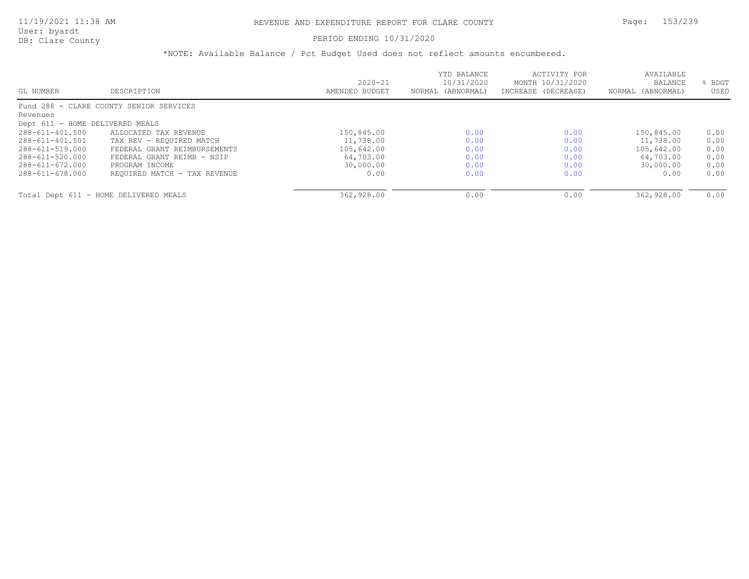# REVENUE AND EXPENDITURE REPORT FOR CLARE COUNTY

PERIOD ENDING 10/31/2020

*NOTE: Available Balance / Pct Budget Used does not reflect amounts encumbered.

| GL NUMBER | DESCRIPTION | 2020-21 AMENDED BUDGET | YTD BALANCE 10/31/2020 NORMAL (ABNORMAL) | ACTIVITY FOR MONTH 10/31/2020 INCREASE (DECREASE) | AVAILABLE BALANCE NORMAL (ABNORMAL) | % BDGT USED |
|---|---|---|---|---|---|---|
| Fund 288 - CLARE COUNTY SENIOR SERVICES | | | | | | |
| Revenues | | | | | | |
| Dept 611 - HOME DELIVERED MEALS | | | | | | |
| 288-611-401.500 | ALLOCATED TAX REVENUE | 150,845.00 | 0.00 | 0.00 | 150,845.00 | 0.00 |
| 288-611-401.501 | TAX REV - REQUIRED MATCH | 11,738.00 | 0.00 | 0.00 | 11,738.00 | 0.00 |
| 288-611-519.000 | FEDERAL GRANT REIMBURSEMENTS | 105,642.00 | 0.00 | 0.00 | 105,642.00 | 0.00 |
| 288-611-520.000 | FEDERAL GRANT REIMB - NSIP | 64,703.00 | 0.00 | 0.00 | 64,703.00 | 0.00 |
| 288-611-672.000 | PROGRAM INCOME | 30,000.00 | 0.00 | 0.00 | 30,000.00 | 0.00 |
| 288-611-678.000 | REQUIRED MATCH - TAX REVENUE | 0.00 | 0.00 | 0.00 | 0.00 | 0.00 |
| Total Dept 611 - HOME DELIVERED MEALS | | 362,928.00 | 0.00 | 0.00 | 362,928.00 | 0.00 |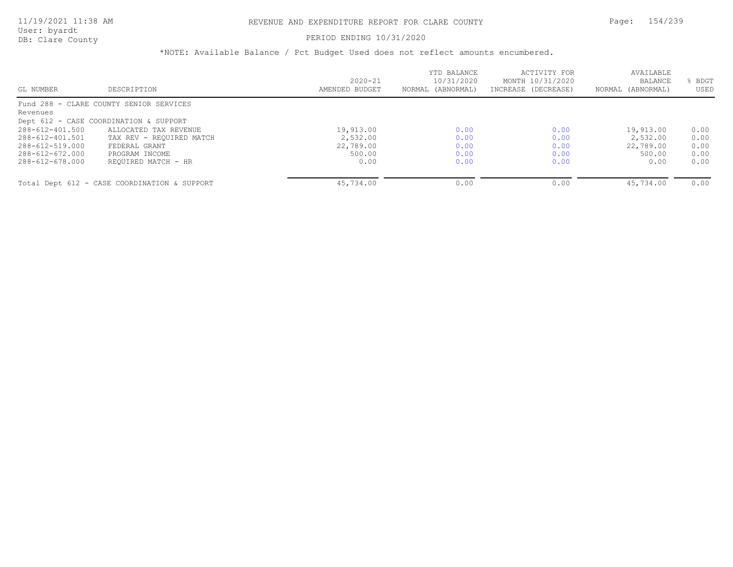REVENUE AND EXPENDITURE REPORT FOR CLARE COUNTY

PERIOD ENDING 10/31/2020

*NOTE: Available Balance / Pct Budget Used does not reflect amounts encumbered.

| GL NUMBER | DESCRIPTION | 2020-21 AMENDED BUDGET | YTD BALANCE 10/31/2020 NORMAL (ABNORMAL) | ACTIVITY FOR MONTH 10/31/2020 INCREASE (DECREASE) | AVAILABLE BALANCE NORMAL (ABNORMAL) | % BDGT USED |
|---|---|---|---|---|---|---|
| Fund 288 - CLARE COUNTY SENIOR SERVICES | | | | | | |
| Revenues | | | | | | |
| Dept 612 - CASE COORDINATION & SUPPORT | | | | | | |
| 288-612-401.500 | ALLOCATED TAX REVENUE | 19,913.00 | 0.00 | 0.00 | 19,913.00 | 0.00 |
| 288-612-401.501 | TAX REV - REQUIRED MATCH | 2,532.00 | 0.00 | 0.00 | 2,532.00 | 0.00 |
| 288-612-519.000 | FEDERAL GRANT | 22,789.00 | 0.00 | 0.00 | 22,789.00 | 0.00 |
| 288-612-672.000 | PROGRAM INCOME | 500.00 | 0.00 | 0.00 | 500.00 | 0.00 |
| 288-612-678.000 | REQUIRED MATCH - HR | 0.00 | 0.00 | 0.00 | 0.00 | 0.00 |
| Total Dept 612 - CASE COORDINATION & SUPPORT | | 45,734.00 | 0.00 | 0.00 | 45,734.00 | 0.00 |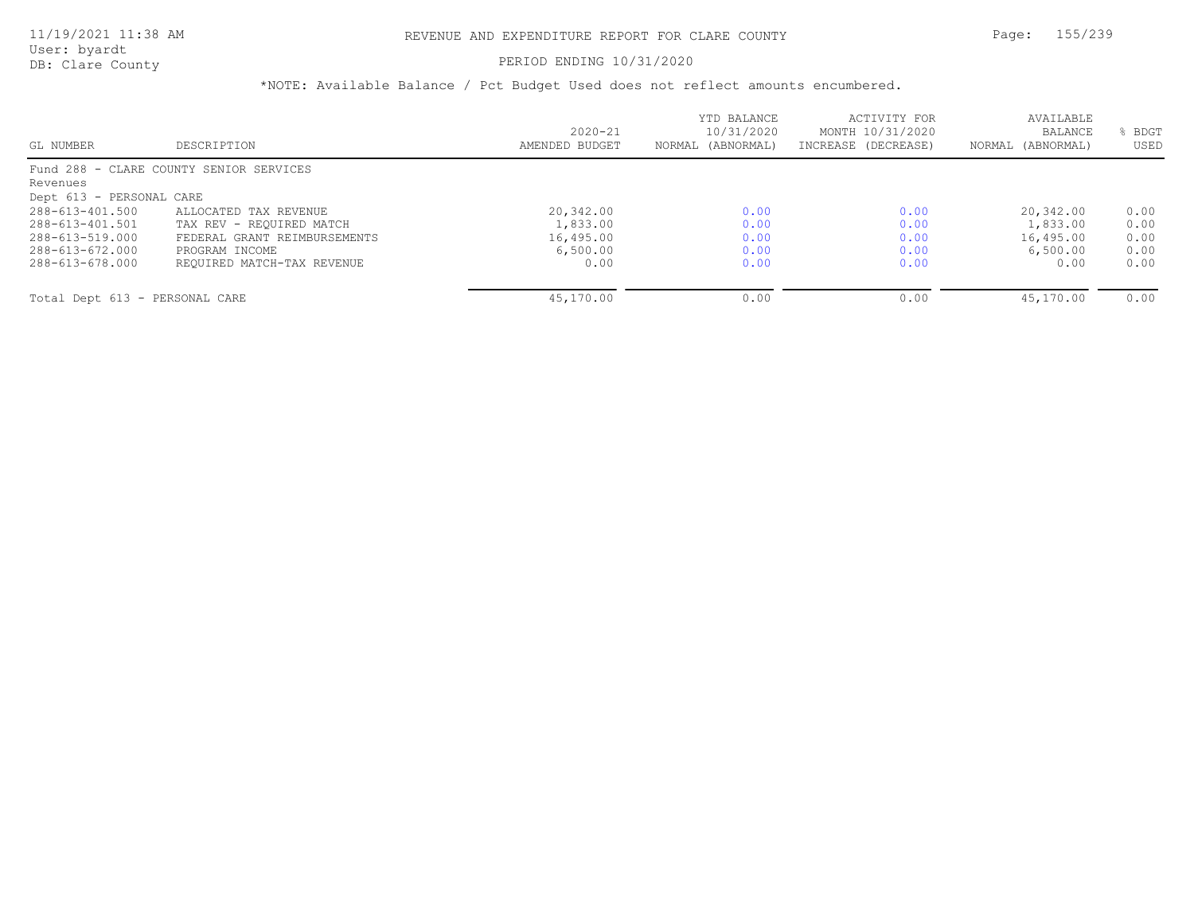# REVENUE AND EXPENDITURE REPORT FOR CLARE COUNTY

11/19/2021 11:38 AM
User: byardt
DB: Clare County

PERIOD ENDING 10/31/2020

*NOTE: Available Balance / Pct Budget Used does not reflect amounts encumbered.

| GL NUMBER | DESCRIPTION | 2020-21 AMENDED BUDGET | YTD BALANCE 10/31/2020 NORMAL (ABNORMAL) | ACTIVITY FOR MONTH 10/31/2020 INCREASE (DECREASE) | AVAILABLE BALANCE NORMAL (ABNORMAL) | % BDGT USED |
|---|---|---|---|---|---|---|
| Fund 288 - CLARE COUNTY SENIOR SERVICES | | | | | | |
| Revenues | | | | | | |
| Dept 613 - PERSONAL CARE | | | | | | |
| 288-613-401.500 | ALLOCATED TAX REVENUE | 20,342.00 | 0.00 | 0.00 | 20,342.00 | 0.00 |
| 288-613-401.501 | TAX REV - REQUIRED MATCH | 1,833.00 | 0.00 | 0.00 | 1,833.00 | 0.00 |
| 288-613-519.000 | FEDERAL GRANT REIMBURSEMENTS | 16,495.00 | 0.00 | 0.00 | 16,495.00 | 0.00 |
| 288-613-672.000 | PROGRAM INCOME | 6,500.00 | 0.00 | 0.00 | 6,500.00 | 0.00 |
| 288-613-678.000 | REQUIRED MATCH-TAX REVENUE | 0.00 | 0.00 | 0.00 | 0.00 | 0.00 |
| Total Dept 613 - PERSONAL CARE | | 45,170.00 | 0.00 | 0.00 | 45,170.00 | 0.00 |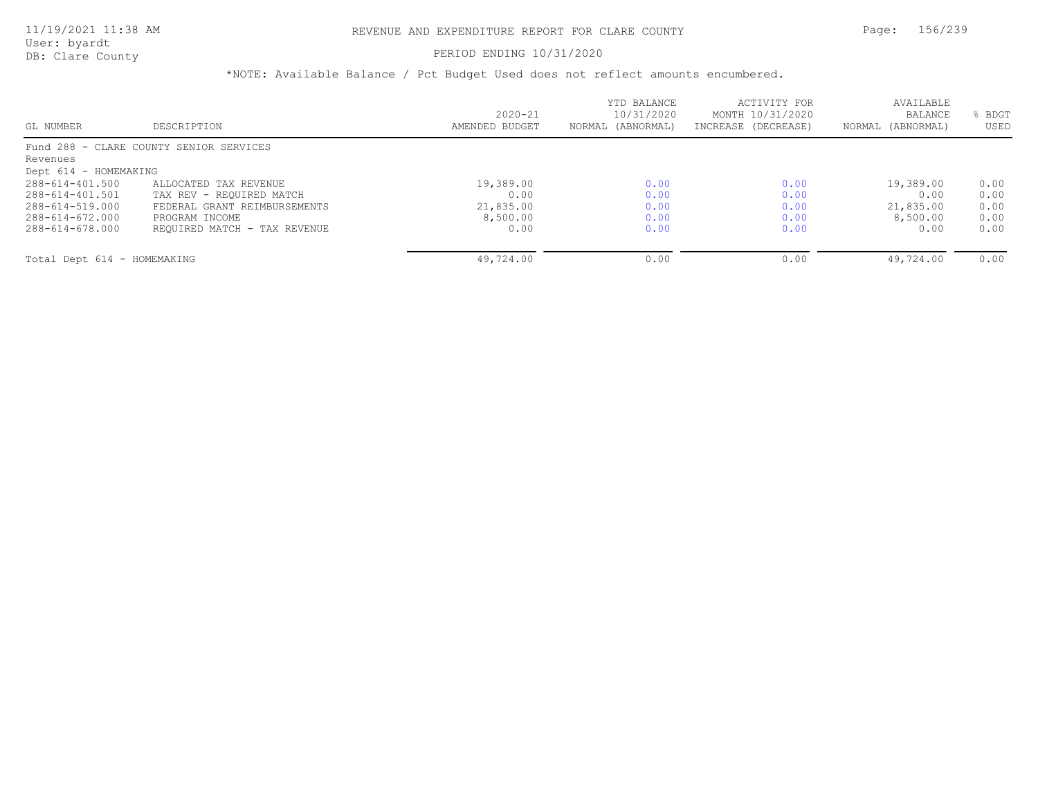# REVENUE AND EXPENDITURE REPORT FOR CLARE COUNTY

PERIOD ENDING 10/31/2020

*NOTE: Available Balance / Pct Budget Used does not reflect amounts encumbered.

| GL NUMBER | DESCRIPTION | 2020-21 AMENDED BUDGET | YTD BALANCE 10/31/2020 NORMAL (ABNORMAL) | ACTIVITY FOR MONTH 10/31/2020 INCREASE (DECREASE) | AVAILABLE BALANCE NORMAL (ABNORMAL) | % BDGT USED |
|---|---|---|---|---|---|---|
| Fund 288 - CLARE COUNTY SENIOR SERVICES | | | | | | |
| Revenues | | | | | | |
| Dept 614 - HOMEMAKING | | | | | | |
| 288-614-401.500 | ALLOCATED TAX REVENUE | 19,389.00 | 0.00 | 0.00 | 19,389.00 | 0.00 |
| 288-614-401.501 | TAX REV - REQUIRED MATCH | 0.00 | 0.00 | 0.00 | 0.00 | 0.00 |
| 288-614-519.000 | FEDERAL GRANT REIMBURSEMENTS | 21,835.00 | 0.00 | 0.00 | 21,835.00 | 0.00 |
| 288-614-672.000 | PROGRAM INCOME | 8,500.00 | 0.00 | 0.00 | 8,500.00 | 0.00 |
| 288-614-678.000 | REQUIRED MATCH - TAX REVENUE | 0.00 | 0.00 | 0.00 | 0.00 | 0.00 |
| Total Dept 614 - HOMEMAKING | | 49,724.00 | 0.00 | 0.00 | 49,724.00 | 0.00 |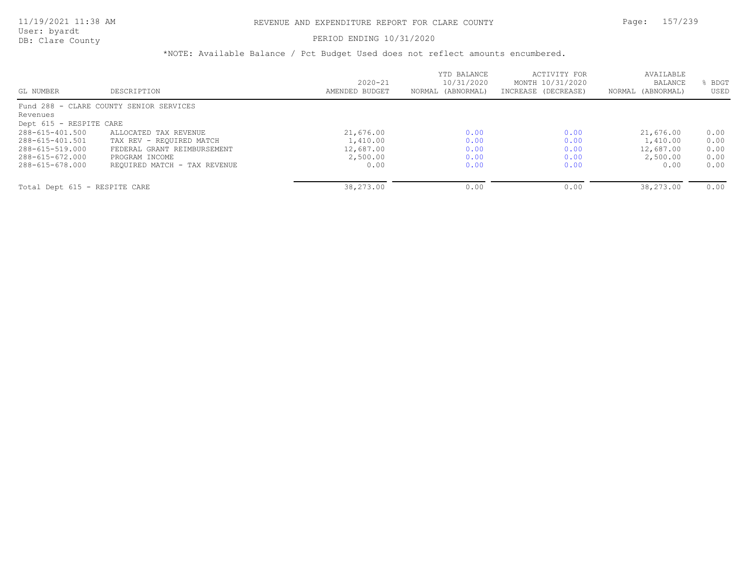# REVENUE AND EXPENDITURE REPORT FOR CLARE COUNTY

11/19/2021 11:38 AM
User: byardt
DB: Clare County

PERIOD ENDING 10/31/2020

*NOTE: Available Balance / Pct Budget Used does not reflect amounts encumbered.

| GL NUMBER | DESCRIPTION | 2020-21 AMENDED BUDGET | YTD BALANCE 10/31/2020 NORMAL (ABNORMAL) | ACTIVITY FOR MONTH 10/31/2020 INCREASE (DECREASE) | AVAILABLE BALANCE NORMAL (ABNORMAL) | % BDGT USED |
|---|---|---|---|---|---|---|
| Fund 288 - CLARE COUNTY SENIOR SERVICES | | | | | | |
| Revenues | | | | | | |
| Dept 615 - RESPITE CARE | | | | | | |
| 288-615-401.500 | ALLOCATED TAX REVENUE | 21,676.00 | 0.00 | 0.00 | 21,676.00 | 0.00 |
| 288-615-401.501 | TAX REV - REQUIRED MATCH | 1,410.00 | 0.00 | 0.00 | 1,410.00 | 0.00 |
| 288-615-519.000 | FEDERAL GRANT REIMBURSEMENT | 12,687.00 | 0.00 | 0.00 | 12,687.00 | 0.00 |
| 288-615-672.000 | PROGRAM INCOME | 2,500.00 | 0.00 | 0.00 | 2,500.00 | 0.00 |
| 288-615-678.000 | REQUIRED MATCH - TAX REVENUE | 0.00 | 0.00 | 0.00 | 0.00 | 0.00 |
| Total Dept 615 - RESPITE CARE | | 38,273.00 | 0.00 | 0.00 | 38,273.00 | 0.00 |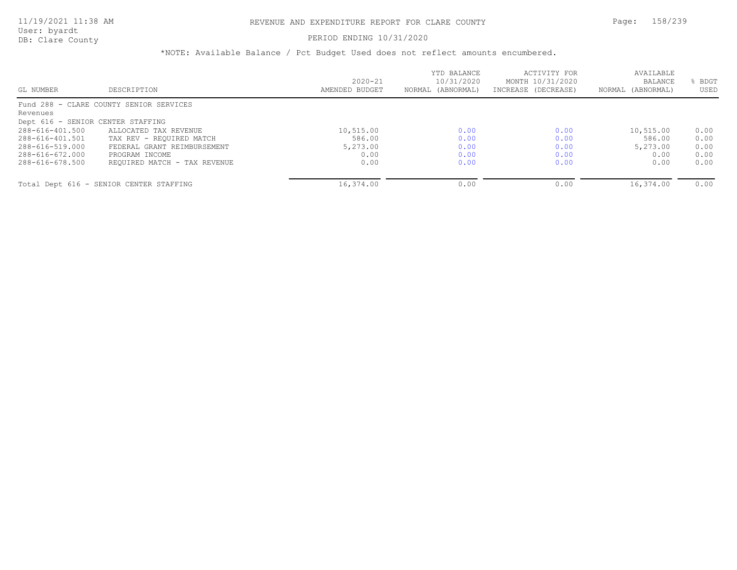# REVENUE AND EXPENDITURE REPORT FOR CLARE COUNTY

PERIOD ENDING 10/31/2020

*NOTE: Available Balance / Pct Budget Used does not reflect amounts encumbered.

| GL NUMBER | DESCRIPTION | 2020-21 AMENDED BUDGET | YTD BALANCE 10/31/2020 NORMAL (ABNORMAL) | ACTIVITY FOR MONTH 10/31/2020 INCREASE (DECREASE) | AVAILABLE BALANCE NORMAL (ABNORMAL) | % BDGT USED |
|---|---|---|---|---|---|---|
| Fund 288 - CLARE COUNTY SENIOR SERVICES | | | | | | |
| Revenues | | | | | | |
| Dept 616 - SENIOR CENTER STAFFING | | | | | | |
| 288-616-401.500 | ALLOCATED TAX REVENUE | 10,515.00 | 0.00 | 0.00 | 10,515.00 | 0.00 |
| 288-616-401.501 | TAX REV - REQUIRED MATCH | 586.00 | 0.00 | 0.00 | 586.00 | 0.00 |
| 288-616-519.000 | FEDERAL GRANT REIMBURSEMENT | 5,273.00 | 0.00 | 0.00 | 5,273.00 | 0.00 |
| 288-616-672.000 | PROGRAM INCOME | 0.00 | 0.00 | 0.00 | 0.00 | 0.00 |
| 288-616-678.500 | REQUIRED MATCH - TAX REVENUE | 0.00 | 0.00 | 0.00 | 0.00 | 0.00 |
| Total Dept 616 - SENIOR CENTER STAFFING | | 16,374.00 | 0.00 | 0.00 | 16,374.00 | 0.00 |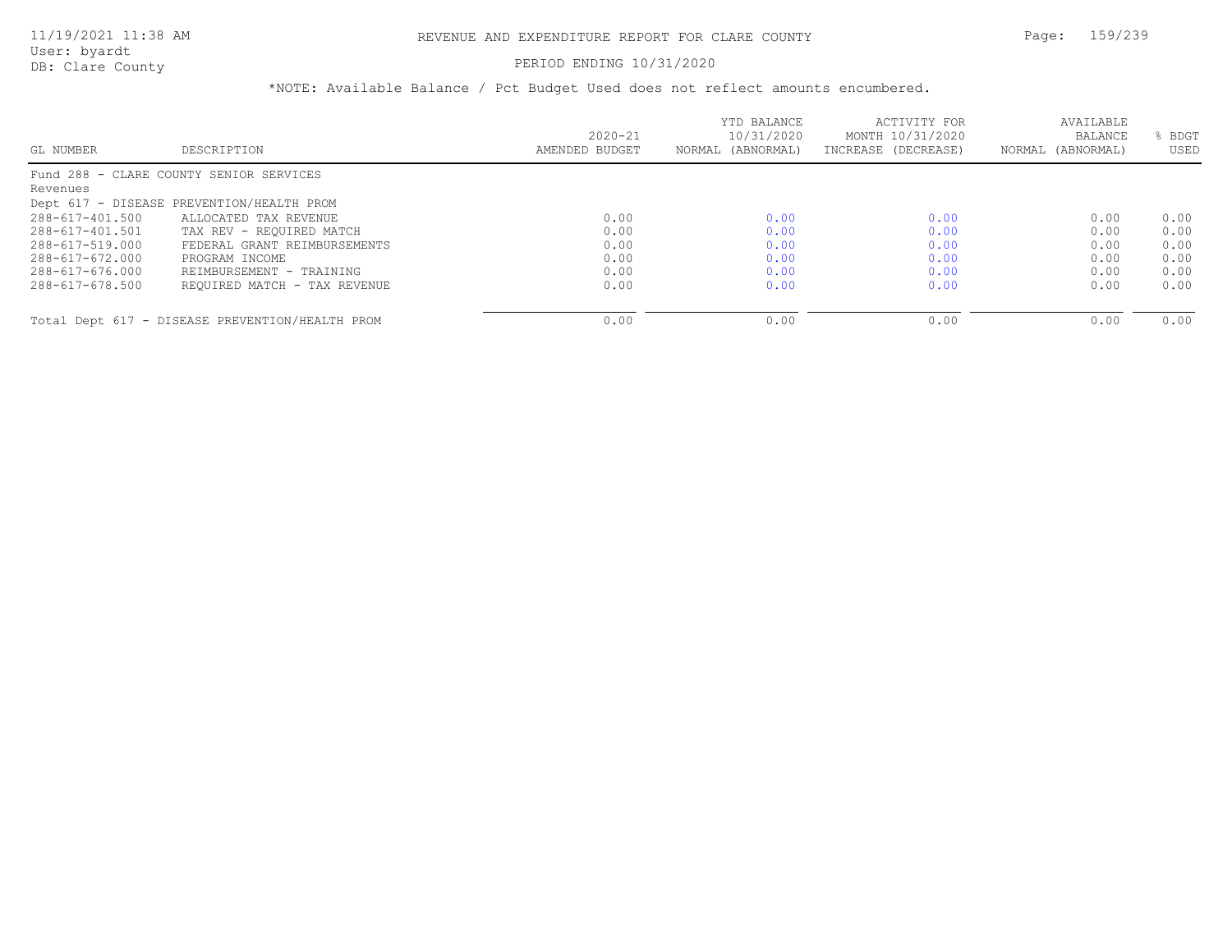# REVENUE AND EXPENDITURE REPORT FOR CLARE COUNTY

PERIOD ENDING 10/31/2020

*NOTE: Available Balance / Pct Budget Used does not reflect amounts encumbered.

| GL NUMBER | DESCRIPTION | 2020-21 AMENDED BUDGET | YTD BALANCE 10/31/2020 NORMAL (ABNORMAL) | ACTIVITY FOR MONTH 10/31/2020 INCREASE (DECREASE) | AVAILABLE BALANCE NORMAL (ABNORMAL) | % BDGT USED |
|---|---|---|---|---|---|---|
| Fund 288 - CLARE COUNTY SENIOR SERVICES | | | | | | |
| Revenues | | | | | | |
| Dept 617 - DISEASE PREVENTION/HEALTH PROM | | | | | | |
| 288-617-401.500 | ALLOCATED TAX REVENUE | 0.00 | 0.00 | 0.00 | 0.00 | 0.00 |
| 288-617-401.501 | TAX REV - REQUIRED MATCH | 0.00 | 0.00 | 0.00 | 0.00 | 0.00 |
| 288-617-519.000 | FEDERAL GRANT REIMBURSEMENTS | 0.00 | 0.00 | 0.00 | 0.00 | 0.00 |
| 288-617-672.000 | PROGRAM INCOME | 0.00 | 0.00 | 0.00 | 0.00 | 0.00 |
| 288-617-676.000 | REIMBURSEMENT - TRAINING | 0.00 | 0.00 | 0.00 | 0.00 | 0.00 |
| 288-617-678.500 | REQUIRED MATCH - TAX REVENUE | 0.00 | 0.00 | 0.00 | 0.00 | 0.00 |
| Total Dept 617 - DISEASE PREVENTION/HEALTH PROM | | 0.00 | 0.00 | 0.00 | 0.00 | 0.00 |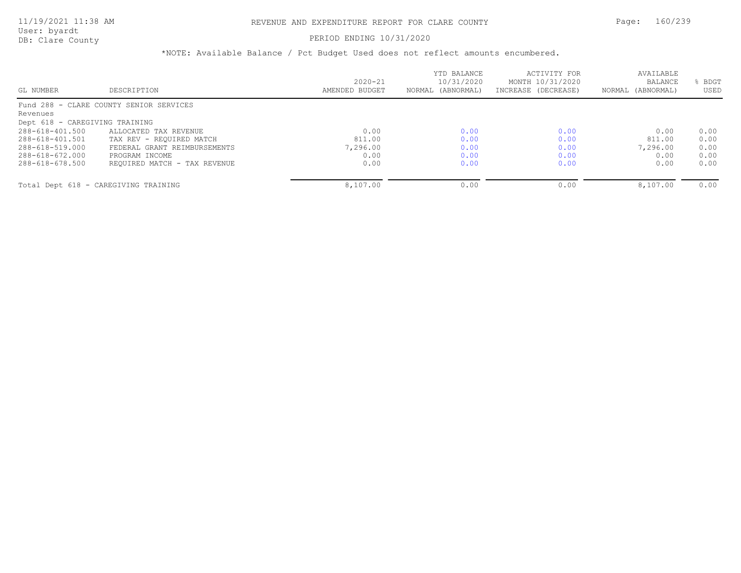# REVENUE AND EXPENDITURE REPORT FOR CLARE COUNTY

PERIOD ENDING 10/31/2020

*NOTE: Available Balance / Pct Budget Used does not reflect amounts encumbered.

| GL NUMBER | DESCRIPTION | 2020-21 AMENDED BUDGET | YTD BALANCE 10/31/2020 NORMAL (ABNORMAL) | ACTIVITY FOR MONTH 10/31/2020 INCREASE (DECREASE) | AVAILABLE BALANCE NORMAL (ABNORMAL) | % BDGT USED |
|---|---|---|---|---|---|---|
| Fund 288 - CLARE COUNTY SENIOR SERVICES | | | | | | |
| Revenues | | | | | | |
| Dept 618 - CAREGIVING TRAINING | | | | | | |
| 288-618-401.500 | ALLOCATED TAX REVENUE | 0.00 | 0.00 | 0.00 | 0.00 | 0.00 |
| 288-618-401.501 | TAX REV - REQUIRED MATCH | 811.00 | 0.00 | 0.00 | 811.00 | 0.00 |
| 288-618-519.000 | FEDERAL GRANT REIMBURSEMENTS | 7,296.00 | 0.00 | 0.00 | 7,296.00 | 0.00 |
| 288-618-672.000 | PROGRAM INCOME | 0.00 | 0.00 | 0.00 | 0.00 | 0.00 |
| 288-618-678.500 | REQUIRED MATCH - TAX REVENUE | 0.00 | 0.00 | 0.00 | 0.00 | 0.00 |
| Total Dept 618 - CAREGIVING TRAINING | | 8,107.00 | 0.00 | 0.00 | 8,107.00 | 0.00 |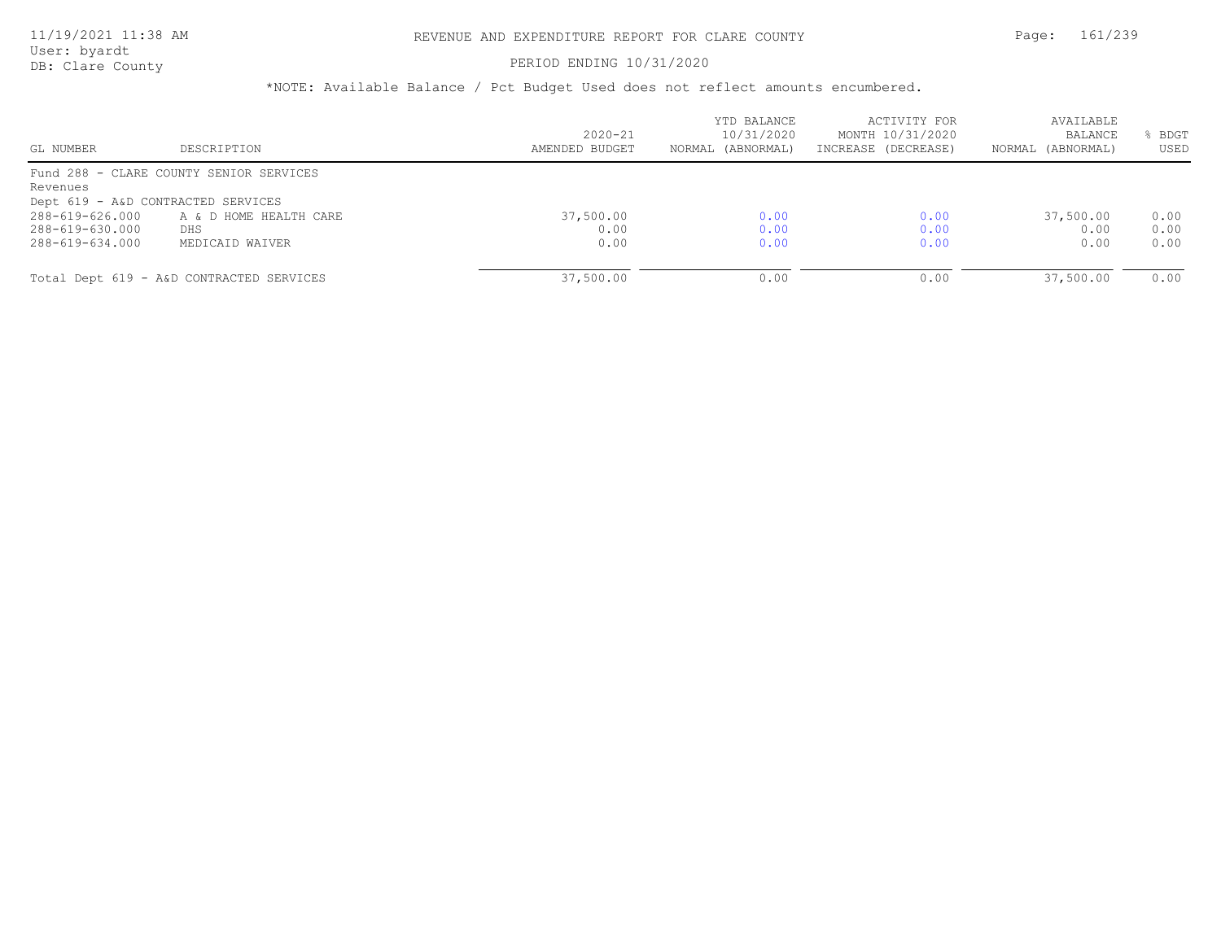# REVENUE AND EXPENDITURE REPORT FOR CLARE COUNTY

PERIOD ENDING 10/31/2020

*NOTE: Available Balance / Pct Budget Used does not reflect amounts encumbered.

| GL NUMBER | DESCRIPTION | 2020-21 AMENDED BUDGET | YTD BALANCE 10/31/2020 NORMAL (ABNORMAL) | ACTIVITY FOR MONTH 10/31/2020 INCREASE (DECREASE) | AVAILABLE BALANCE NORMAL (ABNORMAL) | % BDGT USED |
|---|---|---|---|---|---|---|
| Fund 288 - CLARE COUNTY SENIOR SERVICES | | | | | | |
| Revenues | | | | | | |
| Dept 619 - A&D CONTRACTED SERVICES | | | | | | |
| 288-619-626.000 | A & D HOME HEALTH CARE | 37,500.00 | 0.00 | 0.00 | 37,500.00 | 0.00 |
| 288-619-630.000 | DHS | 0.00 | 0.00 | 0.00 | 0.00 | 0.00 |
| 288-619-634.000 | MEDICAID WAIVER | 0.00 | 0.00 | 0.00 | 0.00 | 0.00 |
| Total Dept 619 - A&D CONTRACTED SERVICES | | 37,500.00 | 0.00 | 0.00 | 37,500.00 | 0.00 |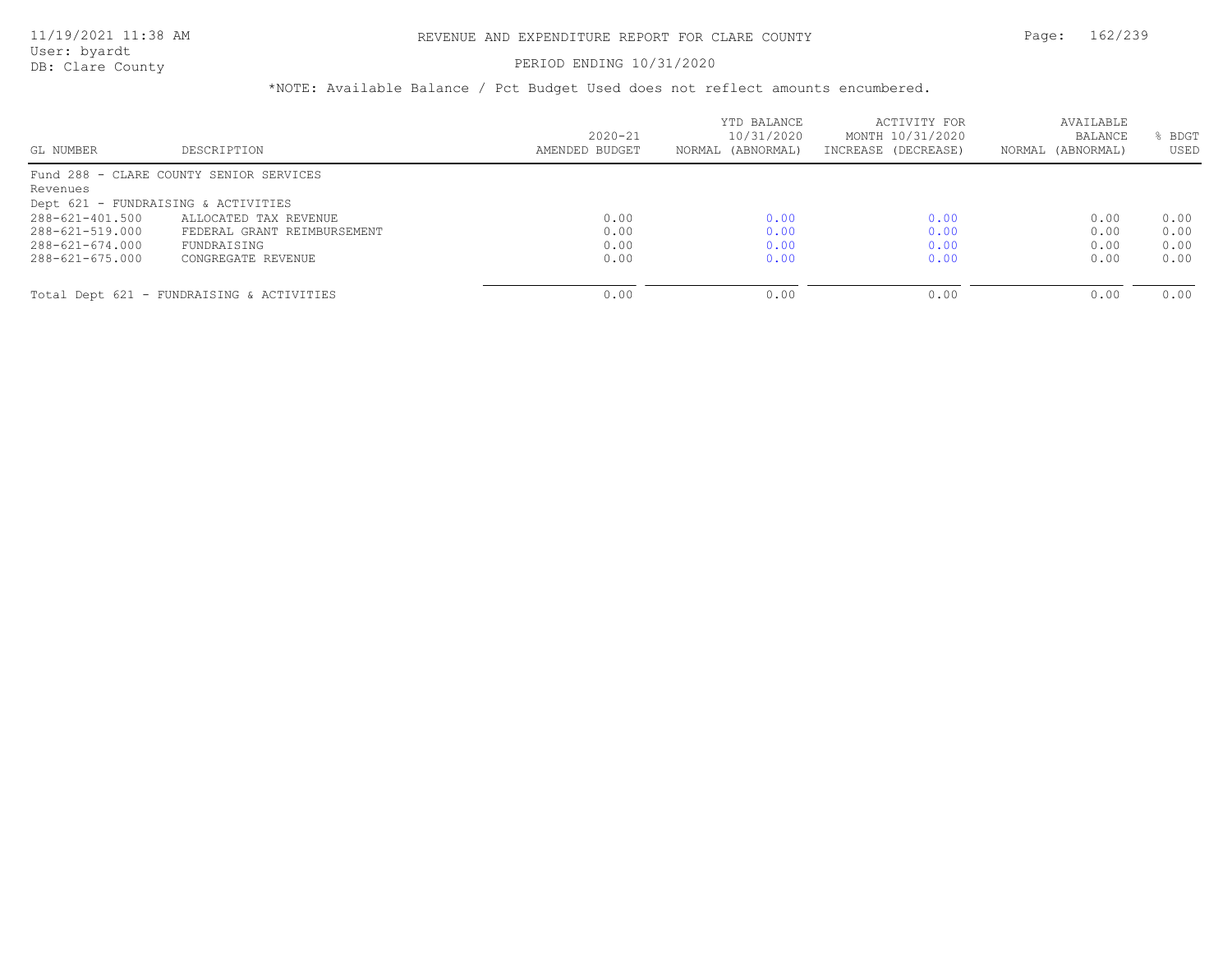# REVENUE AND EXPENDITURE REPORT FOR CLARE COUNTY

11/19/2021 11:38 AM
User: byardt
DB: Clare County

PERIOD ENDING 10/31/2020

*NOTE: Available Balance / Pct Budget Used does not reflect amounts encumbered.

| GL NUMBER | DESCRIPTION | 2020-21 AMENDED BUDGET | YTD BALANCE 10/31/2020 NORMAL (ABNORMAL) | ACTIVITY FOR MONTH 10/31/2020 INCREASE (DECREASE) | AVAILABLE BALANCE NORMAL (ABNORMAL) | % BDGT USED |
|---|---|---|---|---|---|---|
| Fund 288 - CLARE COUNTY SENIOR SERVICES | | | | | | |
| Revenues | | | | | | |
| Dept 621 - FUNDRAISING & ACTIVITIES | | | | | | |
| 288-621-401.500 | ALLOCATED TAX REVENUE | 0.00 | 0.00 | 0.00 | 0.00 | 0.00 |
| 288-621-519.000 | FEDERAL GRANT REIMBURSEMENT | 0.00 | 0.00 | 0.00 | 0.00 | 0.00 |
| 288-621-674.000 | FUNDRAISING | 0.00 | 0.00 | 0.00 | 0.00 | 0.00 |
| 288-621-675.000 | CONGREGATE REVENUE | 0.00 | 0.00 | 0.00 | 0.00 | 0.00 |
| Total Dept 621 - FUNDRAISING & ACTIVITIES | | 0.00 | 0.00 | 0.00 | 0.00 | 0.00 |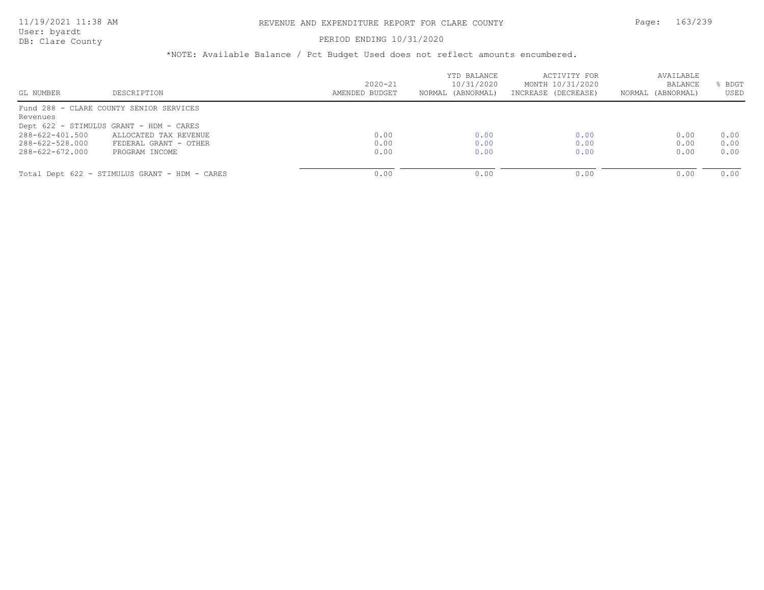REVENUE AND EXPENDITURE REPORT FOR CLARE COUNTY

PERIOD ENDING 10/31/2020

*NOTE: Available Balance / Pct Budget Used does not reflect amounts encumbered.

| GL NUMBER | DESCRIPTION | 2020-21 AMENDED BUDGET | YTD BALANCE 10/31/2020 NORMAL (ABNORMAL) | ACTIVITY FOR MONTH 10/31/2020 INCREASE (DECREASE) | AVAILABLE BALANCE NORMAL (ABNORMAL) | % BDGT USED |
|---|---|---|---|---|---|---|
| Fund 288 - CLARE COUNTY SENIOR SERVICES | | | | | | |
| Revenues | | | | | | |
| Dept 622 - STIMULUS GRANT - HDM - CARES | | | | | | |
| 288-622-401.500 | ALLOCATED TAX REVENUE | 0.00 | 0.00 | 0.00 | 0.00 | 0.00 |
| 288-622-528.000 | FEDERAL GRANT - OTHER | 0.00 | 0.00 | 0.00 | 0.00 | 0.00 |
| 288-622-672.000 | PROGRAM INCOME | 0.00 | 0.00 | 0.00 | 0.00 | 0.00 |
| Total Dept 622 - STIMULUS GRANT - HDM - CARES | | 0.00 | 0.00 | 0.00 | 0.00 | 0.00 |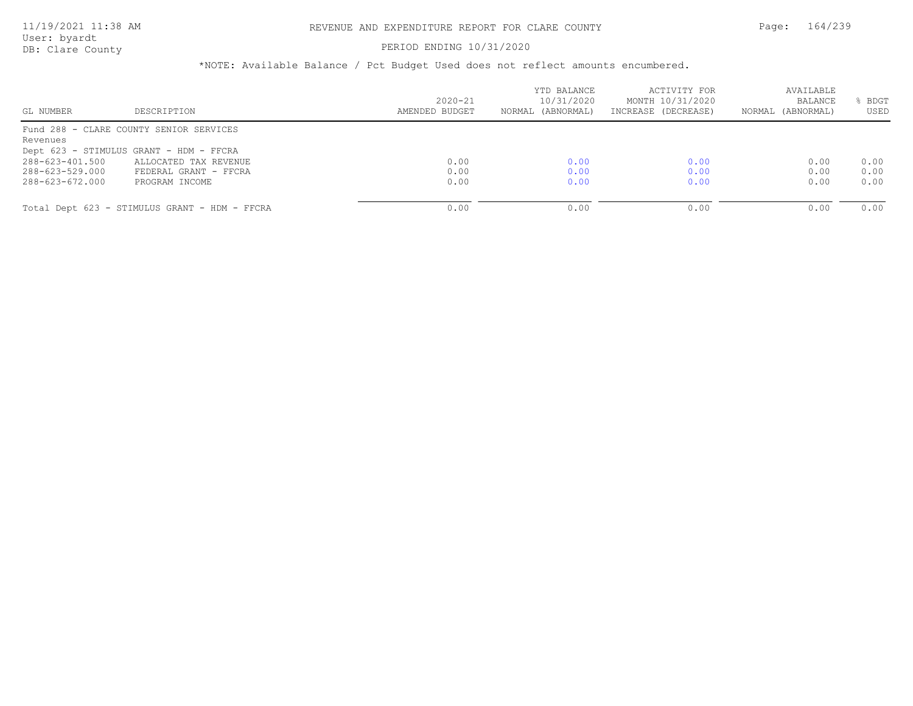# REVENUE AND EXPENDITURE REPORT FOR CLARE COUNTY

PERIOD ENDING 10/31/2020

*NOTE: Available Balance / Pct Budget Used does not reflect amounts encumbered.

| GL NUMBER | DESCRIPTION | 2020-21 AMENDED BUDGET | YTD BALANCE 10/31/2020 NORMAL (ABNORMAL) | ACTIVITY FOR MONTH 10/31/2020 INCREASE (DECREASE) | AVAILABLE BALANCE NORMAL (ABNORMAL) | % BDGT USED |
|---|---|---|---|---|---|---|
| Fund 288 - CLARE COUNTY SENIOR SERVICES | | | | | | |
| Revenues | | | | | | |
| Dept 623 - STIMULUS GRANT - HDM - FFCRA | | | | | | |
| 288-623-401.500 | ALLOCATED TAX REVENUE | 0.00 | 0.00 | 0.00 | 0.00 | 0.00 |
| 288-623-529.000 | FEDERAL GRANT - FFCRA | 0.00 | 0.00 | 0.00 | 0.00 | 0.00 |
| 288-623-672.000 | PROGRAM INCOME | 0.00 | 0.00 | 0.00 | 0.00 | 0.00 |
| Total Dept 623 - STIMULUS GRANT - HDM - FFCRA | | 0.00 | 0.00 | 0.00 | 0.00 | 0.00 |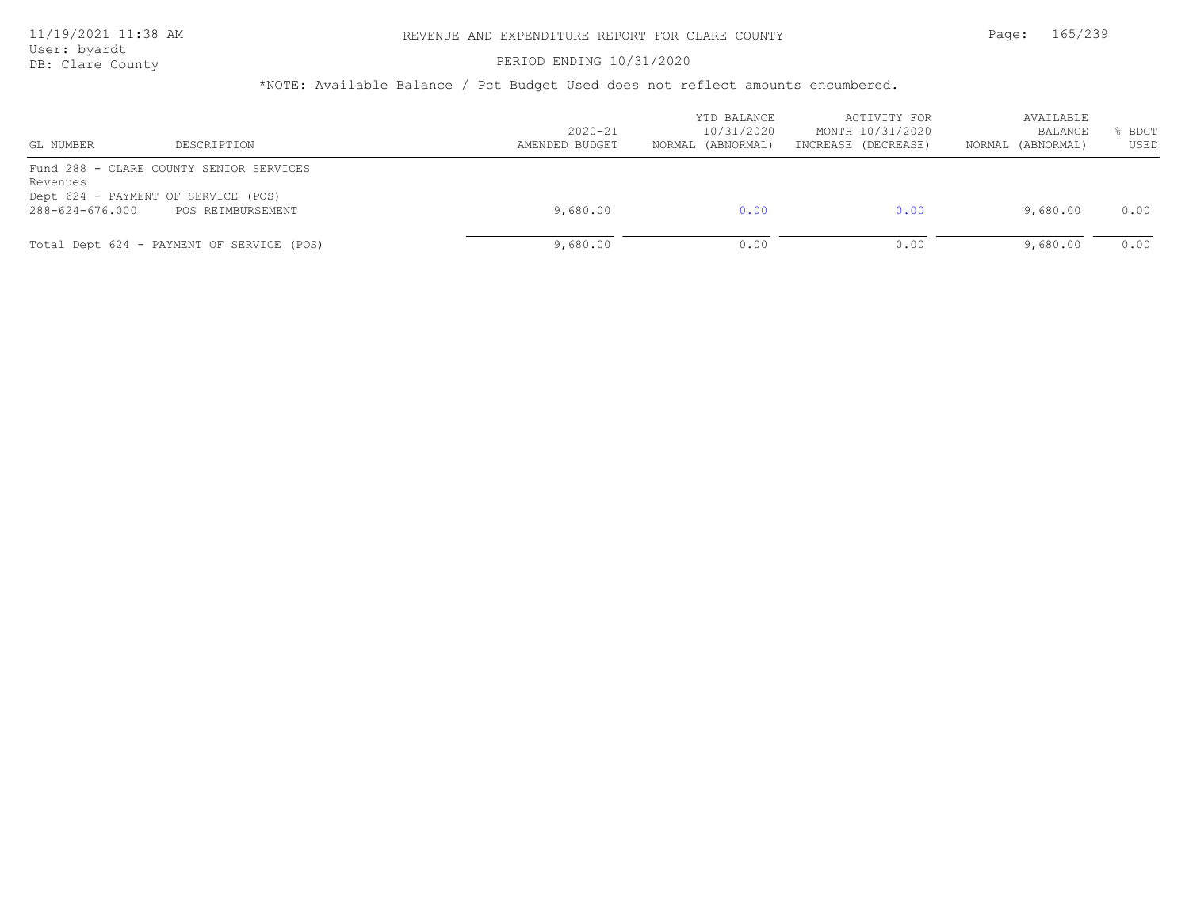*NOTE: Available Balance / Pct Budget Used does not reflect amounts encumbered.

| GL NUMBER | DESCRIPTION | 2020-21 AMENDED BUDGET | YTD BALANCE 10/31/2020 NORMAL (ABNORMAL) | ACTIVITY FOR MONTH 10/31/2020 INCREASE (DECREASE) | AVAILABLE BALANCE NORMAL (ABNORMAL) | % BDGT USED |
|---|---|---|---|---|---|---|
| Fund 288 - CLARE COUNTY SENIOR SERVICES | | | | | | |
| Revenues | | | | | | |
| Dept 624 - PAYMENT OF SERVICE (POS) | | | | | | |
| 288-624-676.000 | POS REIMBURSEMENT | 9,680.00 | 0.00 | 0.00 | 9,680.00 | 0.00 |
| Total Dept 624 - PAYMENT OF SERVICE (POS) | | 9,680.00 | 0.00 | 0.00 | 9,680.00 | 0.00 |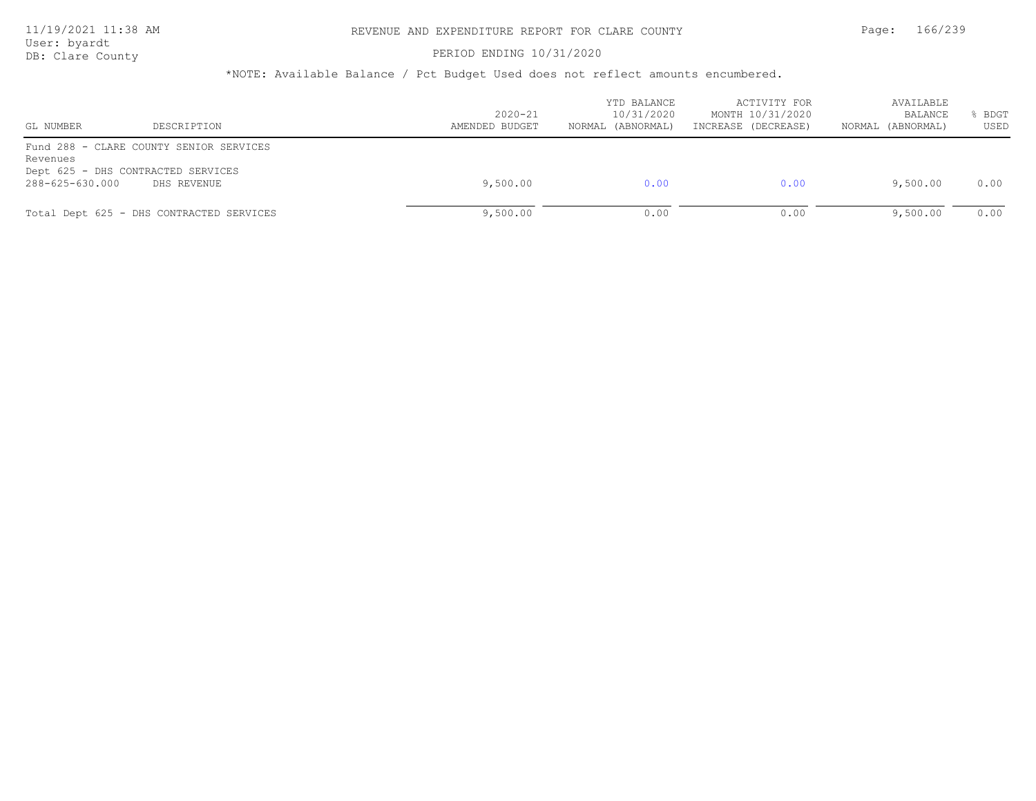# REVENUE AND EXPENDITURE REPORT FOR CLARE COUNTY

PERIOD ENDING 10/31/2020

*NOTE: Available Balance / Pct Budget Used does not reflect amounts encumbered.

| GL NUMBER | DESCRIPTION | 2020-21 AMENDED BUDGET | YTD BALANCE 10/31/2020 NORMAL (ABNORMAL) | ACTIVITY FOR MONTH 10/31/2020 INCREASE (DECREASE) | AVAILABLE BALANCE NORMAL (ABNORMAL) | % BDGT USED |
|---|---|---|---|---|---|---|
| Fund 288 - CLARE COUNTY SENIOR SERVICES | | | | | | |
| Revenues | | | | | | |
| Dept 625 - DHS CONTRACTED SERVICES | | | | | | |
| 288-625-630.000 | DHS REVENUE | 9,500.00 | 0.00 | 0.00 | 9,500.00 | 0.00 |
| Total Dept 625 - DHS CONTRACTED SERVICES | | 9,500.00 | 0.00 | 0.00 | 9,500.00 | 0.00 |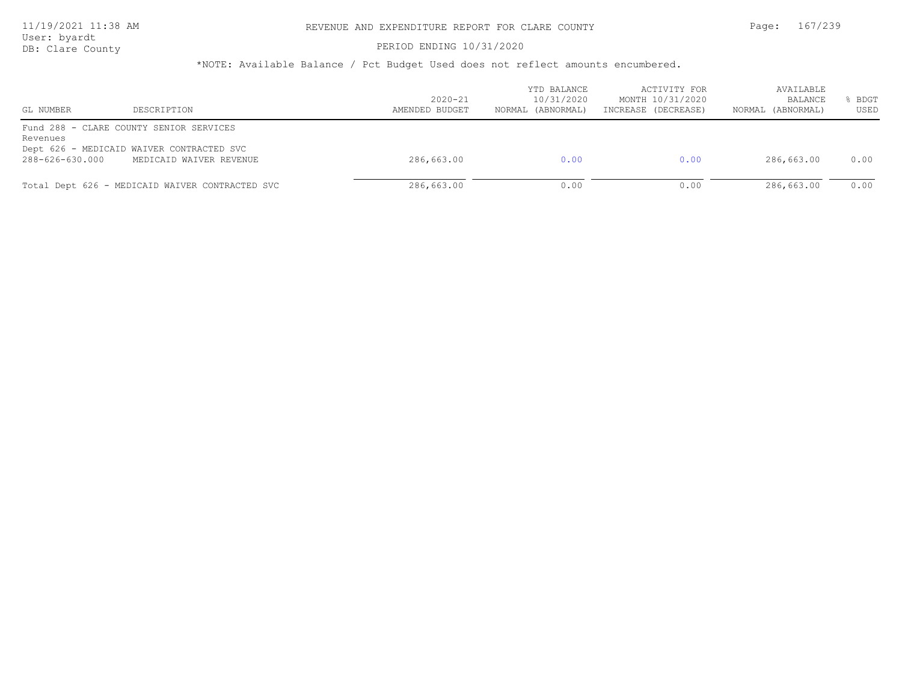# REVENUE AND EXPENDITURE REPORT FOR CLARE COUNTY

PERIOD ENDING 10/31/2020

*NOTE: Available Balance / Pct Budget Used does not reflect amounts encumbered.

| GL NUMBER | DESCRIPTION | 2020-21 AMENDED BUDGET | YTD BALANCE 10/31/2020 NORMAL (ABNORMAL) | ACTIVITY FOR MONTH 10/31/2020 INCREASE (DECREASE) | AVAILABLE BALANCE NORMAL (ABNORMAL) | % BDGT USED |
|---|---|---|---|---|---|---|
| Fund 288 - CLARE COUNTY SENIOR SERVICES | | | | | | |
| Revenues | | | | | | |
| Dept 626 - MEDICAID WAIVER CONTRACTED SVC | | | | | | |
| 288-626-630.000 | MEDICAID WAIVER REVENUE | 286,663.00 | 0.00 | 0.00 | 286,663.00 | 0.00 |
| Total Dept 626 - MEDICAID WAIVER CONTRACTED SVC | | 286,663.00 | 0.00 | 0.00 | 286,663.00 | 0.00 |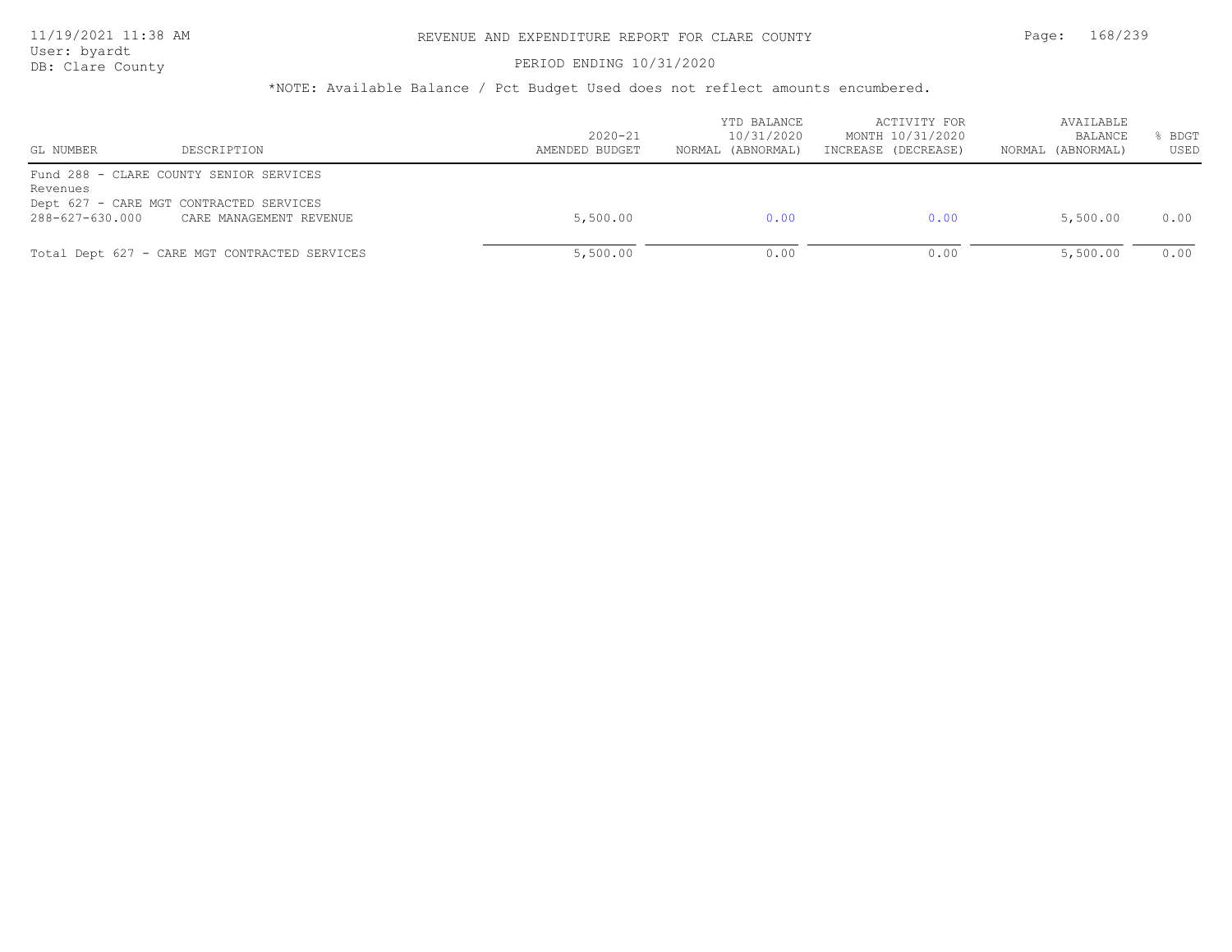*NOTE: Available Balance / Pct Budget Used does not reflect amounts encumbered.

| GL NUMBER | DESCRIPTION | 2020-21 AMENDED BUDGET | YTD BALANCE 10/31/2020 NORMAL (ABNORMAL) | ACTIVITY FOR MONTH 10/31/2020 INCREASE (DECREASE) | AVAILABLE BALANCE NORMAL (ABNORMAL) | % BDGT USED |
|---|---|---|---|---|---|---|
| Fund 288 - CLARE COUNTY SENIOR SERVICES | | | | | | |
| Revenues | | | | | | |
| Dept 627 - CARE MGT CONTRACTED SERVICES | | | | | | |
| 288-627-630.000 | CARE MANAGEMENT REVENUE | 5,500.00 | 0.00 | 0.00 | 5,500.00 | 0.00 |
| Total Dept 627 - CARE MGT CONTRACTED SERVICES | | 5,500.00 | 0.00 | 0.00 | 5,500.00 | 0.00 |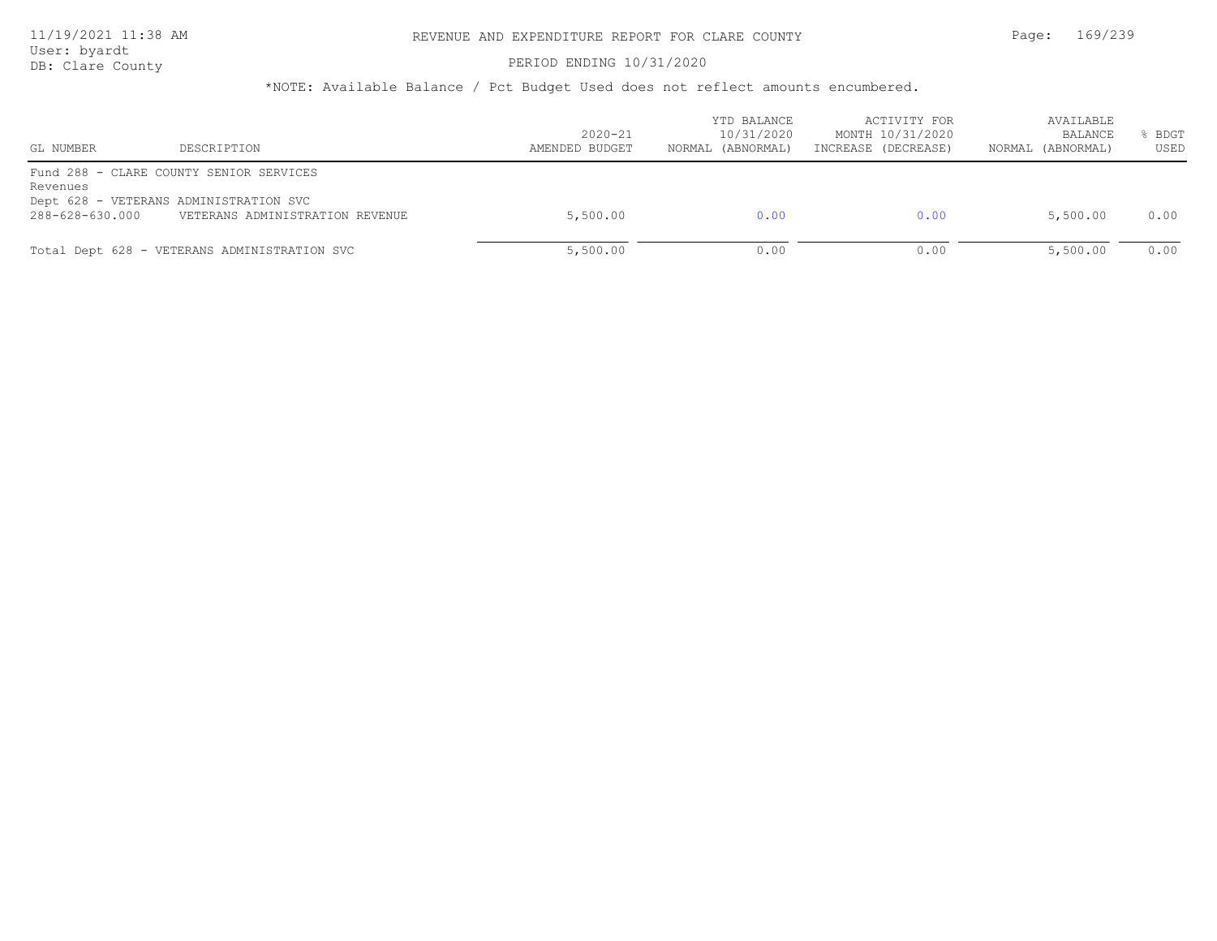# REVENUE AND EXPENDITURE REPORT FOR CLARE COUNTY

11/19/2021 11:38 AM
User: byardt
DB: Clare County

PERIOD ENDING 10/31/2020

*NOTE: Available Balance / Pct Budget Used does not reflect amounts encumbered.

| GL NUMBER | DESCRIPTION | 2020-21 AMENDED BUDGET | YTD BALANCE 10/31/2020 NORMAL (ABNORMAL) | ACTIVITY FOR MONTH 10/31/2020 INCREASE (DECREASE) | AVAILABLE BALANCE NORMAL (ABNORMAL) | % BDGT USED |
|---|---|---|---|---|---|---|
| Fund 288 - CLARE COUNTY SENIOR SERVICES | | | | | | |
| Revenues | | | | | | |
| Dept 628 - VETERANS ADMINISTRATION SVC | | | | | | |
| 288-628-630.000 | VETERANS ADMINISTRATION REVENUE | 5,500.00 | 0.00 | 0.00 | 5,500.00 | 0.00 |
| Total Dept 628 - VETERANS ADMINISTRATION SVC | | 5,500.00 | 0.00 | 0.00 | 5,500.00 | 0.00 |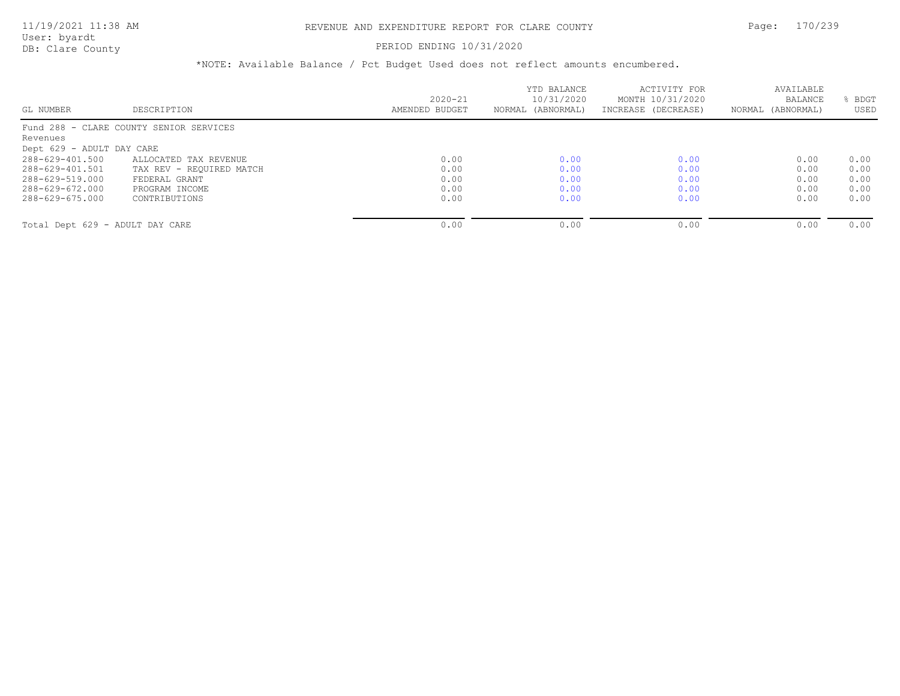# REVENUE AND EXPENDITURE REPORT FOR CLARE COUNTY

PERIOD ENDING 10/31/2020

*NOTE: Available Balance / Pct Budget Used does not reflect amounts encumbered.

| GL NUMBER | DESCRIPTION | 2020-21 AMENDED BUDGET | YTD BALANCE 10/31/2020 NORMAL (ABNORMAL) | ACTIVITY FOR MONTH 10/31/2020 INCREASE (DECREASE) | AVAILABLE BALANCE NORMAL (ABNORMAL) | % BDGT USED |
|---|---|---|---|---|---|---|
| Fund 288 - CLARE COUNTY SENIOR SERVICES | | | | | | |
| Revenues | | | | | | |
| Dept 629 - ADULT DAY CARE | | | | | | |
| 288-629-401.500 | ALLOCATED TAX REVENUE | 0.00 | 0.00 | 0.00 | 0.00 | 0.00 |
| 288-629-401.501 | TAX REV - REQUIRED MATCH | 0.00 | 0.00 | 0.00 | 0.00 | 0.00 |
| 288-629-519.000 | FEDERAL GRANT | 0.00 | 0.00 | 0.00 | 0.00 | 0.00 |
| 288-629-672.000 | PROGRAM INCOME | 0.00 | 0.00 | 0.00 | 0.00 | 0.00 |
| 288-629-675.000 | CONTRIBUTIONS | 0.00 | 0.00 | 0.00 | 0.00 | 0.00 |
| Total Dept 629 - ADULT DAY CARE | | 0.00 | 0.00 | 0.00 | 0.00 | 0.00 |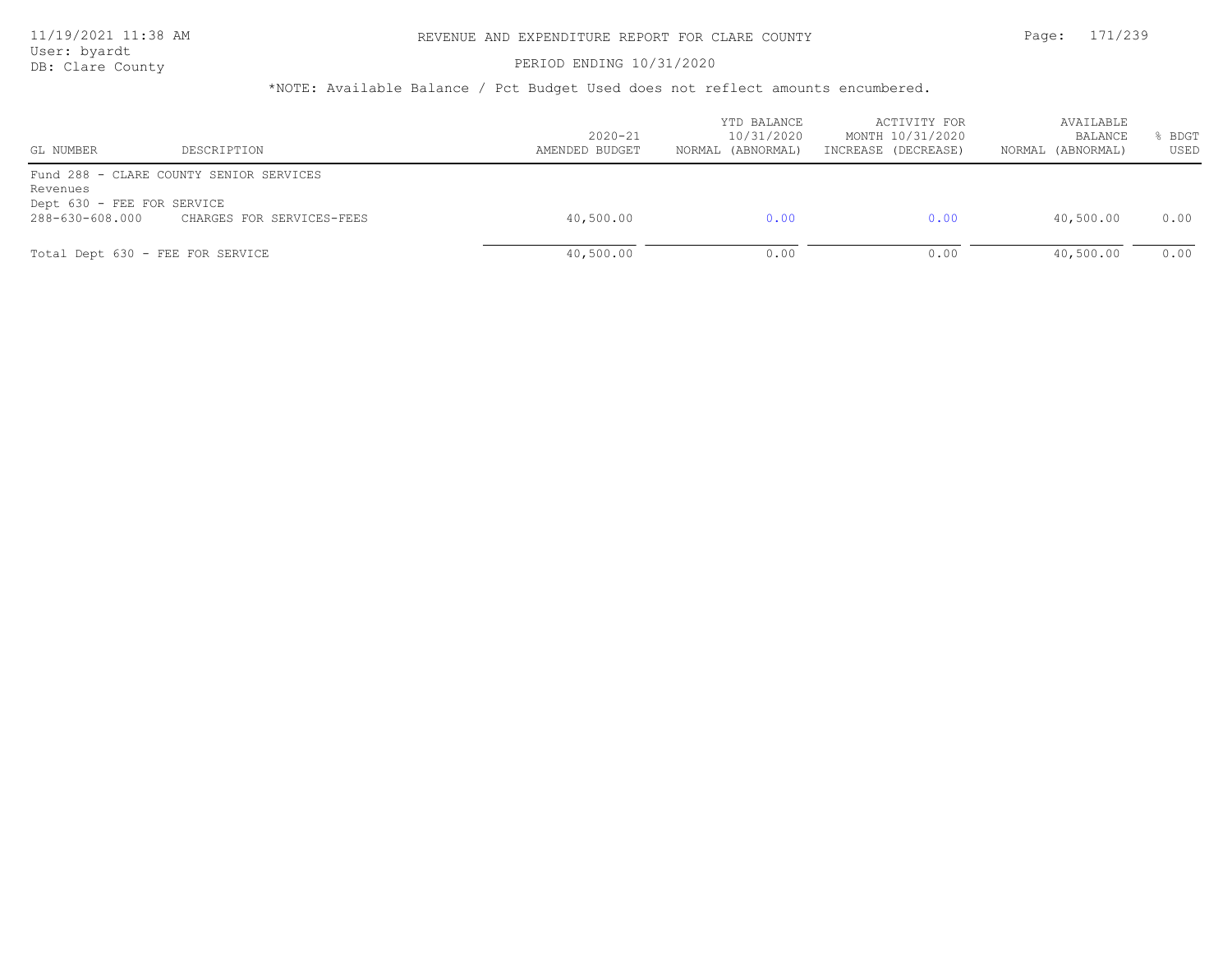# REVENUE AND EXPENDITURE REPORT FOR CLARE COUNTY

PERIOD ENDING 10/31/2020

*NOTE: Available Balance / Pct Budget Used does not reflect amounts encumbered.

| GL NUMBER | DESCRIPTION | 2020-21 AMENDED BUDGET | YTD BALANCE 10/31/2020 NORMAL (ABNORMAL) | ACTIVITY FOR MONTH 10/31/2020 INCREASE (DECREASE) | AVAILABLE BALANCE NORMAL (ABNORMAL) | % BDGT USED |
|---|---|---|---|---|---|---|
| Fund 288 - CLARE COUNTY SENIOR SERVICES | | | | | | |
| Revenues | | | | | | |
| Dept 630 - FEE FOR SERVICE | | | | | | |
| 288-630-608.000 | CHARGES FOR SERVICES-FEES | 40,500.00 | 0.00 | 0.00 | 40,500.00 | 0.00 |
| Total Dept 630 - FEE FOR SERVICE | | 40,500.00 | 0.00 | 0.00 | 40,500.00 | 0.00 |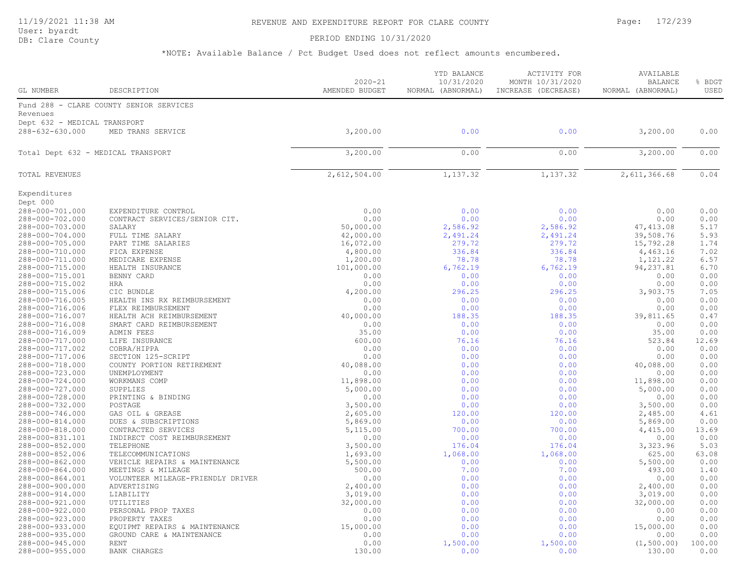# REVENUE AND EXPENDITURE REPORT FOR CLARE COUNTY

PERIOD ENDING 10/31/2020

*NOTE: Available Balance / Pct Budget Used does not reflect amounts encumbered.

| GL NUMBER | DESCRIPTION | 2020-21 AMENDED BUDGET | YTD BALANCE 10/31/2020 NORMAL (ABNORMAL) | ACTIVITY FOR MONTH 10/31/2020 INCREASE (DECREASE) | AVAILABLE BALANCE NORMAL (ABNORMAL) | % BDGT USED |
|---|---|---|---|---|---|---|
| Fund 288 - CLARE COUNTY SENIOR SERVICES | | | | | | |
| Revenues | | | | | | |
| Dept 632 - MEDICAL TRANSPORT | | | | | | |
| 288-632-630.000 | MED TRANS SERVICE | 3,200.00 | 0.00 | 0.00 | 3,200.00 | 0.00 |
| Total Dept 632 - MEDICAL TRANSPORT | | 3,200.00 | 0.00 | 0.00 | 3,200.00 | 0.00 |
| TOTAL REVENUES | | 2,612,504.00 | 1,137.32 | 1,137.32 | 2,611,366.68 | 0.04 |
| Expenditures | | | | | | |
| Dept 000 | | | | | | |
| 288-000-701.000 | EXPENDITURE CONTROL | 0.00 | 0.00 | 0.00 | 0.00 | 0.00 |
| 288-000-702.000 | CONTRACT SERVICES/SENIOR CIT. | 0.00 | 0.00 | 0.00 | 0.00 | 0.00 |
| 288-000-703.000 | SALARY | 50,000.00 | 2,586.92 | 2,586.92 | 47,413.08 | 5.17 |
| 288-000-704.000 | FULL TIME SALARY | 42,000.00 | 2,491.24 | 2,491.24 | 39,508.76 | 5.93 |
| 288-000-705.000 | PART TIME SALARIES | 16,072.00 | 279.72 | 279.72 | 15,792.28 | 1.74 |
| 288-000-710.000 | FICA EXPENSE | 4,800.00 | 336.84 | 336.84 | 4,463.16 | 7.02 |
| 288-000-711.000 | MEDICARE EXPENSE | 1,200.00 | 78.78 | 78.78 | 1,121.22 | 6.57 |
| 288-000-715.000 | HEALTH INSURANCE | 101,000.00 | 6,762.19 | 6,762.19 | 94,237.81 | 6.70 |
| 288-000-715.001 | BENNY CARD | 0.00 | 0.00 | 0.00 | 0.00 | 0.00 |
| 288-000-715.002 | HRA | 0.00 | 0.00 | 0.00 | 0.00 | 0.00 |
| 288-000-715.006 | CIC BUNDLE | 4,200.00 | 296.25 | 296.25 | 3,903.75 | 7.05 |
| 288-000-716.005 | HEALTH INS RX REIMBURSEMENT | 0.00 | 0.00 | 0.00 | 0.00 | 0.00 |
| 288-000-716.006 | FLEX REIMBURSEMENT | 0.00 | 0.00 | 0.00 | 0.00 | 0.00 |
| 288-000-716.007 | HEALTH ACH REIMBURSEMENT | 40,000.00 | 188.35 | 188.35 | 39,811.65 | 0.47 |
| 288-000-716.008 | SMART CARD REIMBURSEMENT | 0.00 | 0.00 | 0.00 | 0.00 | 0.00 |
| 288-000-716.009 | ADMIN FEES | 35.00 | 0.00 | 0.00 | 35.00 | 0.00 |
| 288-000-717.000 | LIFE INSURANCE | 600.00 | 76.16 | 76.16 | 523.84 | 12.69 |
| 288-000-717.002 | COBRA/HIPPA | 0.00 | 0.00 | 0.00 | 0.00 | 0.00 |
| 288-000-717.006 | SECTION 125-SCRIPT | 0.00 | 0.00 | 0.00 | 0.00 | 0.00 |
| 288-000-718.000 | COUNTY PORTION RETIREMENT | 40,088.00 | 0.00 | 0.00 | 40,088.00 | 0.00 |
| 288-000-723.000 | UNEMPLOYMENT | 0.00 | 0.00 | 0.00 | 0.00 | 0.00 |
| 288-000-724.000 | WORKMANS COMP | 11,898.00 | 0.00 | 0.00 | 11,898.00 | 0.00 |
| 288-000-727.000 | SUPPLIES | 5,000.00 | 0.00 | 0.00 | 5,000.00 | 0.00 |
| 288-000-728.000 | PRINTING & BINDING | 0.00 | 0.00 | 0.00 | 0.00 | 0.00 |
| 288-000-732.000 | POSTAGE | 3,500.00 | 0.00 | 0.00 | 3,500.00 | 0.00 |
| 288-000-746.000 | GAS OIL & GREASE | 2,605.00 | 120.00 | 120.00 | 2,485.00 | 4.61 |
| 288-000-814.000 | DUES & SUBSCRIPTIONS | 5,869.00 | 0.00 | 0.00 | 5,869.00 | 0.00 |
| 288-000-818.000 | CONTRACTED SERVICES | 5,115.00 | 700.00 | 700.00 | 4,415.00 | 13.69 |
| 288-000-831.101 | INDIRECT COST REIMBURSEMENT | 0.00 | 0.00 | 0.00 | 0.00 | 0.00 |
| 288-000-852.000 | TELEPHONE | 3,500.00 | 176.04 | 176.04 | 3,323.96 | 5.03 |
| 288-000-852.006 | TELECOMMUNICATIONS | 1,693.00 | 1,068.00 | 1,068.00 | 625.00 | 63.08 |
| 288-000-862.000 | VEHICLE REPAIRS & MAINTENANCE | 5,500.00 | 0.00 | 0.00 | 5,500.00 | 0.00 |
| 288-000-864.000 | MEETINGS & MILEAGE | 500.00 | 7.00 | 7.00 | 493.00 | 1.40 |
| 288-000-864.001 | VOLUNTEER MILEAGE-FRIENDLY DRIVER | 0.00 | 0.00 | 0.00 | 0.00 | 0.00 |
| 288-000-900.000 | ADVERTISING | 2,400.00 | 0.00 | 0.00 | 2,400.00 | 0.00 |
| 288-000-914.000 | LIABILITY | 3,019.00 | 0.00 | 0.00 | 3,019.00 | 0.00 |
| 288-000-921.000 | UTILITIES | 32,000.00 | 0.00 | 0.00 | 32,000.00 | 0.00 |
| 288-000-922.000 | PERSONAL PROP TAXES | 0.00 | 0.00 | 0.00 | 0.00 | 0.00 |
| 288-000-923.000 | PROPERTY TAXES | 0.00 | 0.00 | 0.00 | 0.00 | 0.00 |
| 288-000-933.000 | EQUIPMT REPAIRS & MAINTENANCE | 15,000.00 | 0.00 | 0.00 | 15,000.00 | 0.00 |
| 288-000-935.000 | GROUND CARE & MAINTENANCE | 0.00 | 0.00 | 0.00 | 0.00 | 0.00 |
| 288-000-945.000 | RENT | 0.00 | 1,500.00 | 1,500.00 | (1,500.00) | 100.00 |
| 288-000-955.000 | BANK CHARGES | 130.00 | 0.00 | 0.00 | 130.00 | 0.00 |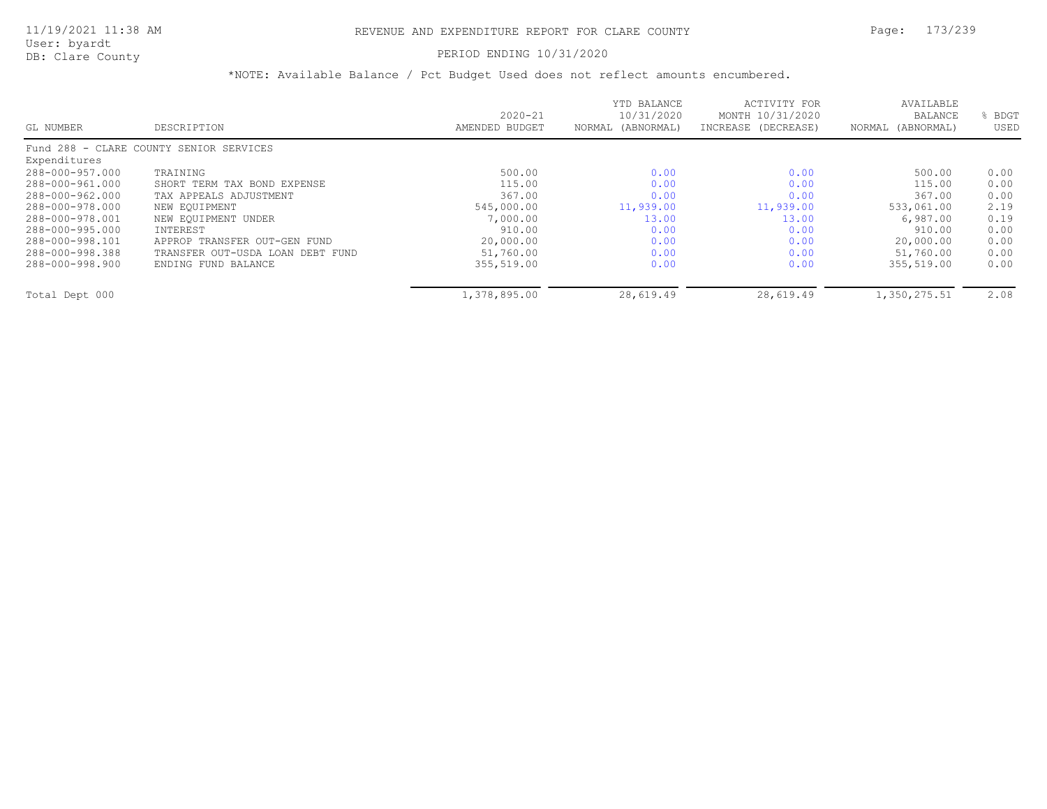# REVENUE AND EXPENDITURE REPORT FOR CLARE COUNTY

11/19/2021 11:38 AM
User: byardt
DB: Clare County

PERIOD ENDING 10/31/2020

*NOTE: Available Balance / Pct Budget Used does not reflect amounts encumbered.

| GL NUMBER | DESCRIPTION | 2020-21 AMENDED BUDGET | YTD BALANCE 10/31/2020 NORMAL (ABNORMAL) | ACTIVITY FOR MONTH 10/31/2020 INCREASE (DECREASE) | AVAILABLE BALANCE NORMAL (ABNORMAL) | % BDGT USED |
|---|---|---|---|---|---|---|
| Fund 288 - CLARE COUNTY SENIOR SERVICES | | | | | | |
| Expenditures | | | | | | |
| 288-000-957.000 | TRAINING | 500.00 | 0.00 | 0.00 | 500.00 | 0.00 |
| 288-000-961.000 | SHORT TERM TAX BOND EXPENSE | 115.00 | 0.00 | 0.00 | 115.00 | 0.00 |
| 288-000-962.000 | TAX APPEALS ADJUSTMENT | 367.00 | 0.00 | 0.00 | 367.00 | 0.00 |
| 288-000-978.000 | NEW EQUIPMENT | 545,000.00 | 11,939.00 | 11,939.00 | 533,061.00 | 2.19 |
| 288-000-978.001 | NEW EQUIPMENT UNDER | 7,000.00 | 13.00 | 13.00 | 6,987.00 | 0.19 |
| 288-000-995.000 | INTEREST | 910.00 | 0.00 | 0.00 | 910.00 | 0.00 |
| 288-000-998.101 | APPROP TRANSFER OUT-GEN FUND | 20,000.00 | 0.00 | 0.00 | 20,000.00 | 0.00 |
| 288-000-998.388 | TRANSFER OUT-USDA LOAN DEBT FUND | 51,760.00 | 0.00 | 0.00 | 51,760.00 | 0.00 |
| 288-000-998.900 | ENDING FUND BALANCE | 355,519.00 | 0.00 | 0.00 | 355,519.00 | 0.00 |
| Total Dept 000 | | 1,378,895.00 | 28,619.49 | 28,619.49 | 1,350,275.51 | 2.08 |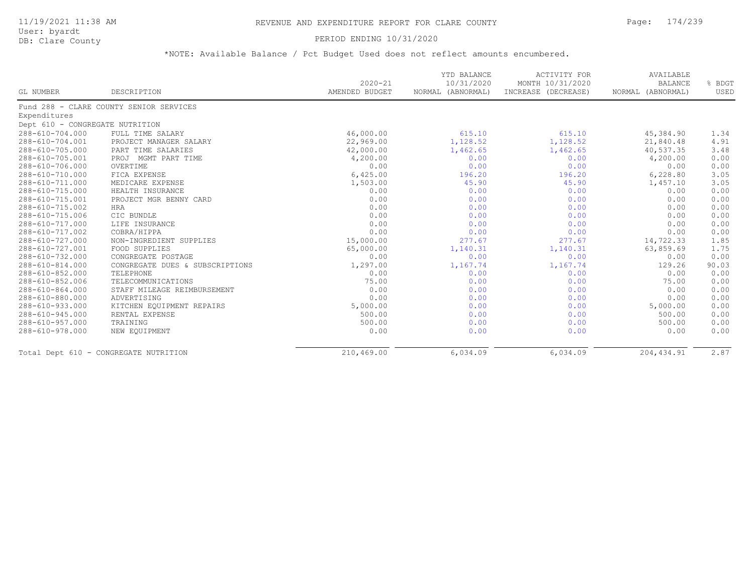# REVENUE AND EXPENDITURE REPORT FOR CLARE COUNTY

11/19/2021 11:38 AM
User: byardt
DB: Clare County

PERIOD ENDING 10/31/2020

*NOTE: Available Balance / Pct Budget Used does not reflect amounts encumbered.

| GL NUMBER | DESCRIPTION | 2020-21 AMENDED BUDGET | YTD BALANCE 10/31/2020 NORMAL (ABNORMAL) | ACTIVITY FOR MONTH 10/31/2020 INCREASE (DECREASE) | AVAILABLE BALANCE NORMAL (ABNORMAL) | % BDGT USED |
|---|---|---|---|---|---|---|
| Fund 288 - CLARE COUNTY SENIOR SERVICES | | | | | | |
| Expenditures | | | | | | |
| Dept 610 - CONGREGATE NUTRITION | | | | | | |
| 288-610-704.000 | FULL TIME SALARY | 46,000.00 | 615.10 | 615.10 | 45,384.90 | 1.34 |
| 288-610-704.001 | PROJECT MANAGER SALARY | 22,969.00 | 1,128.52 | 1,128.52 | 21,840.48 | 4.91 |
| 288-610-705.000 | PART TIME SALARIES | 42,000.00 | 1,462.65 | 1,462.65 | 40,537.35 | 3.48 |
| 288-610-705.001 | PROJ MGMT PART TIME | 4,200.00 | 0.00 | 0.00 | 4,200.00 | 0.00 |
| 288-610-706.000 | OVERTIME | 0.00 | 0.00 | 0.00 | 0.00 | 0.00 |
| 288-610-710.000 | FICA EXPENSE | 6,425.00 | 196.20 | 196.20 | 6,228.80 | 3.05 |
| 288-610-711.000 | MEDICARE EXPENSE | 1,503.00 | 45.90 | 45.90 | 1,457.10 | 3.05 |
| 288-610-715.000 | HEALTH INSURANCE | 0.00 | 0.00 | 0.00 | 0.00 | 0.00 |
| 288-610-715.001 | PROJECT MGR BENNY CARD | 0.00 | 0.00 | 0.00 | 0.00 | 0.00 |
| 288-610-715.002 | HRA | 0.00 | 0.00 | 0.00 | 0.00 | 0.00 |
| 288-610-715.006 | CIC BUNDLE | 0.00 | 0.00 | 0.00 | 0.00 | 0.00 |
| 288-610-717.000 | LIFE INSURANCE | 0.00 | 0.00 | 0.00 | 0.00 | 0.00 |
| 288-610-717.002 | COBRA/HIPPA | 0.00 | 0.00 | 0.00 | 0.00 | 0.00 |
| 288-610-727.000 | NON-INGREDIENT SUPPLIES | 15,000.00 | 277.67 | 277.67 | 14,722.33 | 1.85 |
| 288-610-727.001 | FOOD SUPPLIES | 65,000.00 | 1,140.31 | 1,140.31 | 63,859.69 | 1.75 |
| 288-610-732.000 | CONGREGATE POSTAGE | 0.00 | 0.00 | 0.00 | 0.00 | 0.00 |
| 288-610-814.000 | CONGREGATE DUES & SUBSCRIPTIONS | 1,297.00 | 1,167.74 | 1,167.74 | 129.26 | 90.03 |
| 288-610-852.000 | TELEPHONE | 0.00 | 0.00 | 0.00 | 0.00 | 0.00 |
| 288-610-852.006 | TELECOMMUNICATIONS | 75.00 | 0.00 | 0.00 | 75.00 | 0.00 |
| 288-610-864.000 | STAFF MILEAGE REIMBURSEMENT | 0.00 | 0.00 | 0.00 | 0.00 | 0.00 |
| 288-610-880.000 | ADVERTISING | 0.00 | 0.00 | 0.00 | 0.00 | 0.00 |
| 288-610-933.000 | KITCHEN EQUIPMENT REPAIRS | 5,000.00 | 0.00 | 0.00 | 5,000.00 | 0.00 |
| 288-610-945.000 | RENTAL EXPENSE | 500.00 | 0.00 | 0.00 | 500.00 | 0.00 |
| 288-610-957.000 | TRAINING | 500.00 | 0.00 | 0.00 | 500.00 | 0.00 |
| 288-610-978.000 | NEW EQUIPMENT | 0.00 | 0.00 | 0.00 | 0.00 | 0.00 |
| Total Dept 610 - CONGREGATE NUTRITION | | 210,469.00 | 6,034.09 | 6,034.09 | 204,434.91 | 2.87 |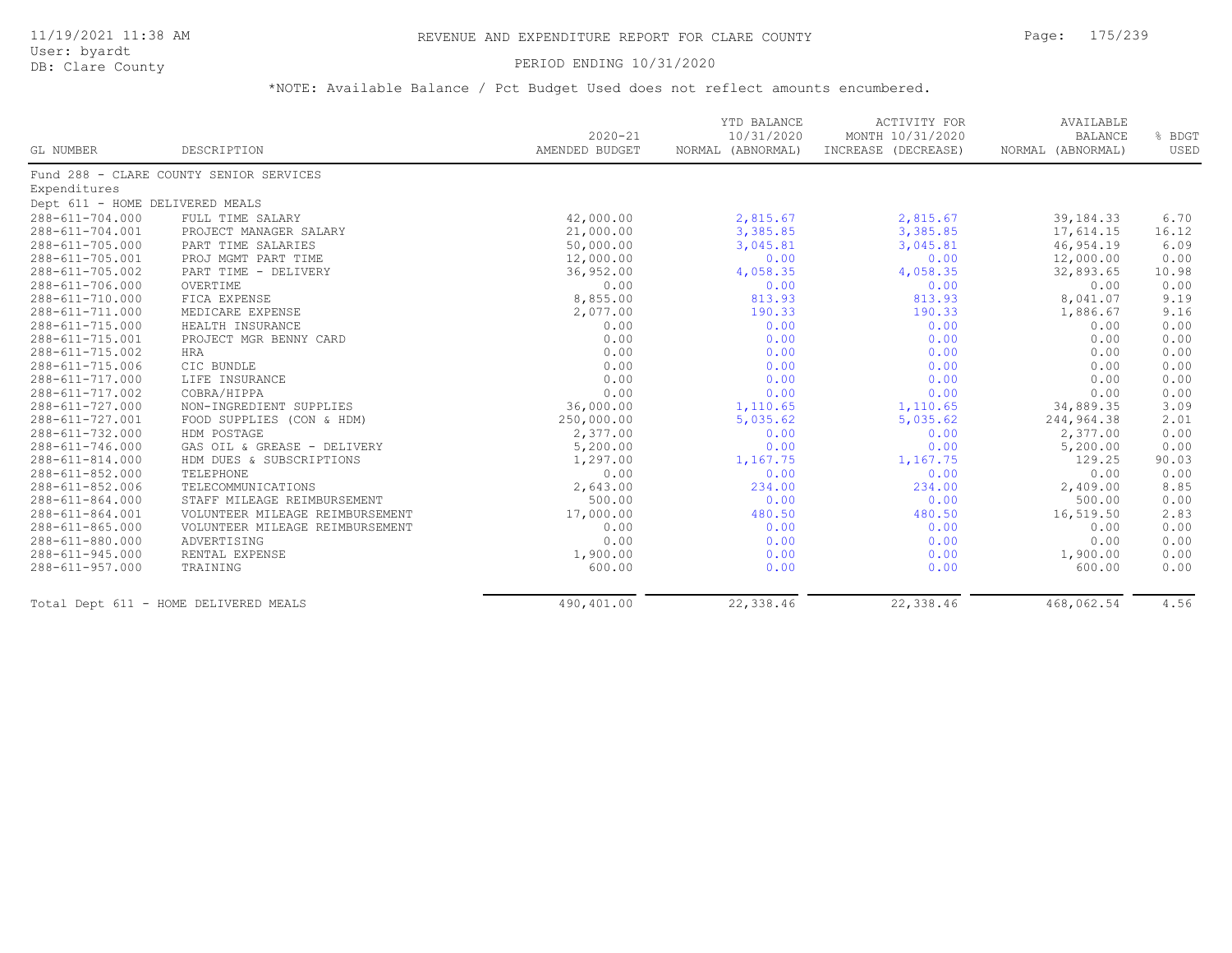# REVENUE AND EXPENDITURE REPORT FOR CLARE COUNTY

11/19/2021 11:38 AM
User: byardt
DB: Clare County

PERIOD ENDING 10/31/2020

*NOTE: Available Balance / Pct Budget Used does not reflect amounts encumbered.

| GL NUMBER | DESCRIPTION | 2020-21 AMENDED BUDGET | YTD BALANCE 10/31/2020 NORMAL (ABNORMAL) | ACTIVITY FOR MONTH 10/31/2020 INCREASE (DECREASE) | AVAILABLE BALANCE NORMAL (ABNORMAL) | % BDGT USED |
|---|---|---|---|---|---|---|
| Fund 288 - CLARE COUNTY SENIOR SERVICES | | | | | | |
| Expenditures | | | | | | |
| Dept 611 - HOME DELIVERED MEALS | | | | | | |
| 288-611-704.000 | FULL TIME SALARY | 42,000.00 | 2,815.67 | 2,815.67 | 39,184.33 | 6.70 |
| 288-611-704.001 | PROJECT MANAGER SALARY | 21,000.00 | 3,385.85 | 3,385.85 | 17,614.15 | 16.12 |
| 288-611-705.000 | PART TIME SALARIES | 50,000.00 | 3,045.81 | 3,045.81 | 46,954.19 | 6.09 |
| 288-611-705.001 | PROJ MGMT PART TIME | 12,000.00 | 0.00 | 0.00 | 12,000.00 | 0.00 |
| 288-611-705.002 | PART TIME - DELIVERY | 36,952.00 | 4,058.35 | 4,058.35 | 32,893.65 | 10.98 |
| 288-611-706.000 | OVERTIME | 0.00 | 0.00 | 0.00 | 0.00 | 0.00 |
| 288-611-710.000 | FICA EXPENSE | 8,855.00 | 813.93 | 813.93 | 8,041.07 | 9.19 |
| 288-611-711.000 | MEDICARE EXPENSE | 2,077.00 | 190.33 | 190.33 | 1,886.67 | 9.16 |
| 288-611-715.000 | HEALTH INSURANCE | 0.00 | 0.00 | 0.00 | 0.00 | 0.00 |
| 288-611-715.001 | PROJECT MGR BENNY CARD | 0.00 | 0.00 | 0.00 | 0.00 | 0.00 |
| 288-611-715.002 | HRA | 0.00 | 0.00 | 0.00 | 0.00 | 0.00 |
| 288-611-715.006 | CIC BUNDLE | 0.00 | 0.00 | 0.00 | 0.00 | 0.00 |
| 288-611-717.000 | LIFE INSURANCE | 0.00 | 0.00 | 0.00 | 0.00 | 0.00 |
| 288-611-717.002 | COBRA/HIPPA | 0.00 | 0.00 | 0.00 | 0.00 | 0.00 |
| 288-611-727.000 | NON-INGREDIENT SUPPLIES | 36,000.00 | 1,110.65 | 1,110.65 | 34,889.35 | 3.09 |
| 288-611-727.001 | FOOD SUPPLIES (CON & HDM) | 250,000.00 | 5,035.62 | 5,035.62 | 244,964.38 | 2.01 |
| 288-611-732.000 | HDM POSTAGE | 2,377.00 | 0.00 | 0.00 | 2,377.00 | 0.00 |
| 288-611-746.000 | GAS OIL & GREASE - DELIVERY | 5,200.00 | 0.00 | 0.00 | 5,200.00 | 0.00 |
| 288-611-814.000 | HDM DUES & SUBSCRIPTIONS | 1,297.00 | 1,167.75 | 1,167.75 | 129.25 | 90.03 |
| 288-611-852.000 | TELEPHONE | 0.00 | 0.00 | 0.00 | 0.00 | 0.00 |
| 288-611-852.006 | TELECOMMUNICATIONS | 2,643.00 | 234.00 | 234.00 | 2,409.00 | 8.85 |
| 288-611-864.000 | STAFF MILEAGE REIMBURSEMENT | 500.00 | 0.00 | 0.00 | 500.00 | 0.00 |
| 288-611-864.001 | VOLUNTEER MILEAGE REIMBURSEMENT | 17,000.00 | 480.50 | 480.50 | 16,519.50 | 2.83 |
| 288-611-865.000 | VOLUNTEER MILEAGE REIMBURSEMENT | 0.00 | 0.00 | 0.00 | 0.00 | 0.00 |
| 288-611-880.000 | ADVERTISING | 0.00 | 0.00 | 0.00 | 0.00 | 0.00 |
| 288-611-945.000 | RENTAL EXPENSE | 1,900.00 | 0.00 | 0.00 | 1,900.00 | 0.00 |
| 288-611-957.000 | TRAINING | 600.00 | 0.00 | 0.00 | 600.00 | 0.00 |
| Total Dept 611 - HOME DELIVERED MEALS | | 490,401.00 | 22,338.46 | 22,338.46 | 468,062.54 | 4.56 |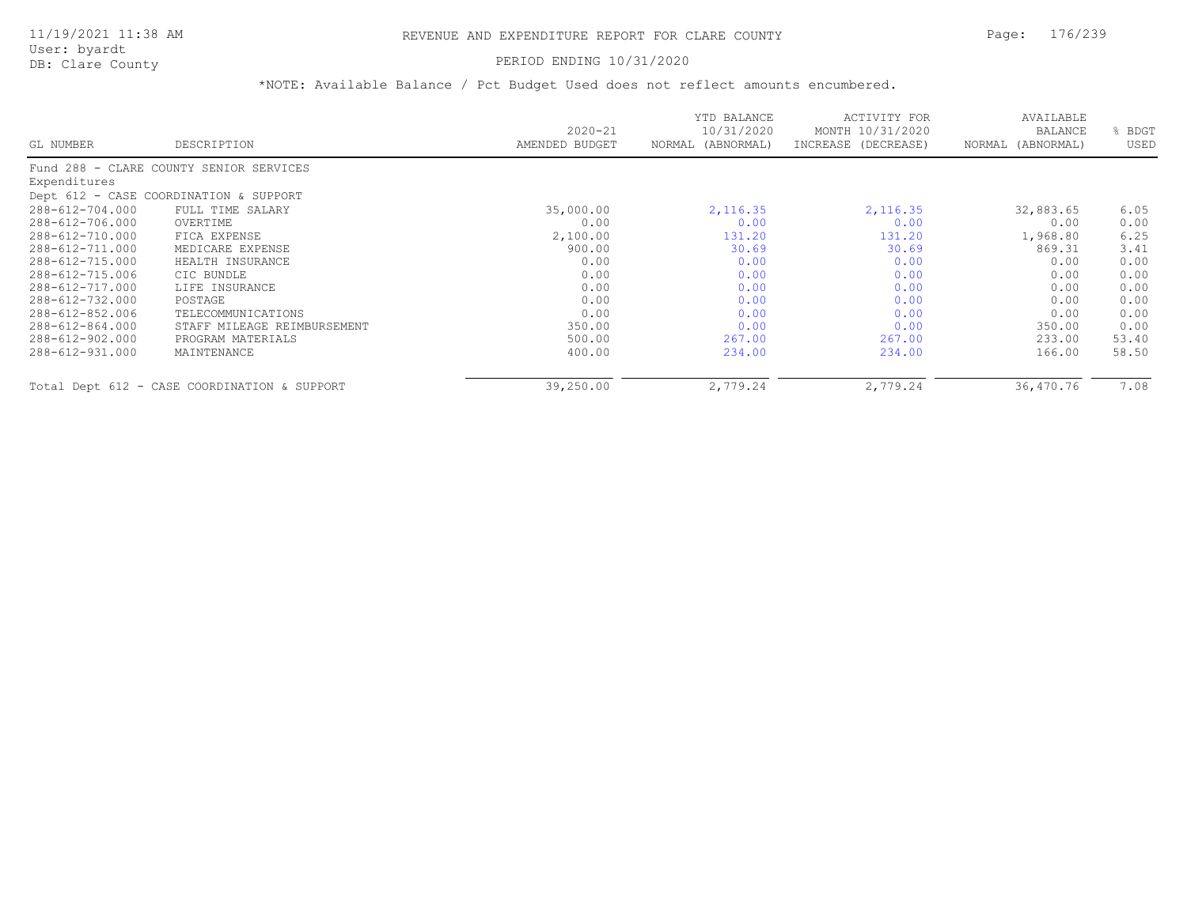# REVENUE AND EXPENDITURE REPORT FOR CLARE COUNTY

11/19/2021 11:38 AM
User: byardt
DB: Clare County

PERIOD ENDING 10/31/2020

*NOTE: Available Balance / Pct Budget Used does not reflect amounts encumbered.

| GL NUMBER | DESCRIPTION | 2020-21 AMENDED BUDGET | YTD BALANCE 10/31/2020 NORMAL (ABNORMAL) | ACTIVITY FOR MONTH 10/31/2020 INCREASE (DECREASE) | AVAILABLE BALANCE NORMAL (ABNORMAL) | % BDGT USED |
|---|---|---|---|---|---|---|
| Fund 288 - CLARE COUNTY SENIOR SERVICES | | | | | | |
| Expenditures | | | | | | |
| Dept 612 - CASE COORDINATION & SUPPORT | | | | | | |
| 288-612-704.000 | FULL TIME SALARY | 35,000.00 | 2,116.35 | 2,116.35 | 32,883.65 | 6.05 |
| 288-612-706.000 | OVERTIME | 0.00 | 0.00 | 0.00 | 0.00 | 0.00 |
| 288-612-710.000 | FICA EXPENSE | 2,100.00 | 131.20 | 131.20 | 1,968.80 | 6.25 |
| 288-612-711.000 | MEDICARE EXPENSE | 900.00 | 30.69 | 30.69 | 869.31 | 3.41 |
| 288-612-715.000 | HEALTH INSURANCE | 0.00 | 0.00 | 0.00 | 0.00 | 0.00 |
| 288-612-715.006 | CIC BUNDLE | 0.00 | 0.00 | 0.00 | 0.00 | 0.00 |
| 288-612-717.000 | LIFE INSURANCE | 0.00 | 0.00 | 0.00 | 0.00 | 0.00 |
| 288-612-732.000 | POSTAGE | 0.00 | 0.00 | 0.00 | 0.00 | 0.00 |
| 288-612-852.006 | TELECOMMUNICATIONS | 0.00 | 0.00 | 0.00 | 0.00 | 0.00 |
| 288-612-864.000 | STAFF MILEAGE REIMBURSEMENT | 350.00 | 0.00 | 0.00 | 350.00 | 0.00 |
| 288-612-902.000 | PROGRAM MATERIALS | 500.00 | 267.00 | 267.00 | 233.00 | 53.40 |
| 288-612-931.000 | MAINTENANCE | 400.00 | 234.00 | 234.00 | 166.00 | 58.50 |
| Total Dept 612 - CASE COORDINATION & SUPPORT | | 39,250.00 | 2,779.24 | 2,779.24 | 36,470.76 | 7.08 |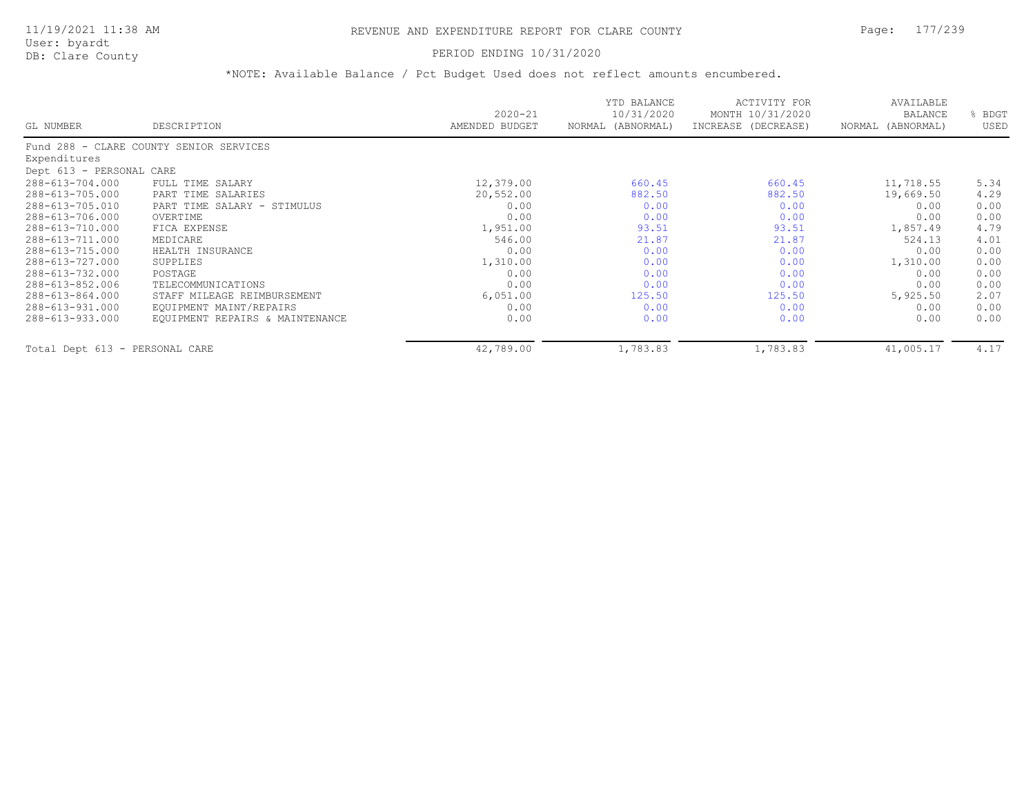# REVENUE AND EXPENDITURE REPORT FOR CLARE COUNTY

11/19/2021 11:38 AM
User: byardt
DB: Clare County

PERIOD ENDING 10/31/2020

*NOTE: Available Balance / Pct Budget Used does not reflect amounts encumbered.

| GL NUMBER | DESCRIPTION | 2020-21 AMENDED BUDGET | YTD BALANCE 10/31/2020 NORMAL (ABNORMAL) | ACTIVITY FOR MONTH 10/31/2020 INCREASE (DECREASE) | AVAILABLE BALANCE NORMAL (ABNORMAL) | % BDGT USED |
|---|---|---|---|---|---|---|
| Fund 288 - CLARE COUNTY SENIOR SERVICES | | | | | | |
| Expenditures | | | | | | |
| Dept 613 - PERSONAL CARE | | | | | | |
| 288-613-704.000 | FULL TIME SALARY | 12,379.00 | 660.45 | 660.45 | 11,718.55 | 5.34 |
| 288-613-705.000 | PART TIME SALARIES | 20,552.00 | 882.50 | 882.50 | 19,669.50 | 4.29 |
| 288-613-705.010 | PART TIME SALARY - STIMULUS | 0.00 | 0.00 | 0.00 | 0.00 | 0.00 |
| 288-613-706.000 | OVERTIME | 0.00 | 0.00 | 0.00 | 0.00 | 0.00 |
| 288-613-710.000 | FICA EXPENSE | 1,951.00 | 93.51 | 93.51 | 1,857.49 | 4.79 |
| 288-613-711.000 | MEDICARE | 546.00 | 21.87 | 21.87 | 524.13 | 4.01 |
| 288-613-715.000 | HEALTH INSURANCE | 0.00 | 0.00 | 0.00 | 0.00 | 0.00 |
| 288-613-727.000 | SUPPLIES | 1,310.00 | 0.00 | 0.00 | 1,310.00 | 0.00 |
| 288-613-732.000 | POSTAGE | 0.00 | 0.00 | 0.00 | 0.00 | 0.00 |
| 288-613-852.006 | TELECOMMUNICATIONS | 0.00 | 0.00 | 0.00 | 0.00 | 0.00 |
| 288-613-864.000 | STAFF MILEAGE REIMBURSEMENT | 6,051.00 | 125.50 | 125.50 | 5,925.50 | 2.07 |
| 288-613-931.000 | EQUIPMENT MAINT/REPAIRS | 0.00 | 0.00 | 0.00 | 0.00 | 0.00 |
| 288-613-933.000 | EQUIPMENT REPAIRS & MAINTENANCE | 0.00 | 0.00 | 0.00 | 0.00 | 0.00 |
| Total Dept 613 - PERSONAL CARE | | 42,789.00 | 1,783.83 | 1,783.83 | 41,005.17 | 4.17 |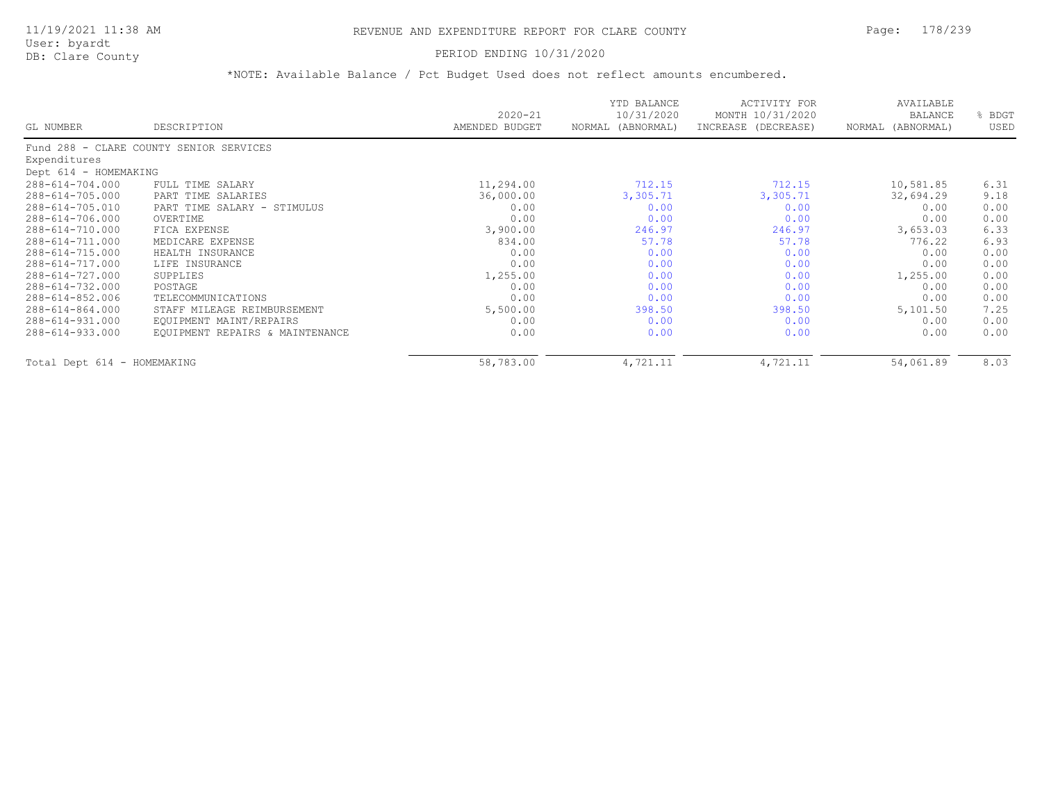REVENUE AND EXPENDITURE REPORT FOR CLARE COUNTY

PERIOD ENDING 10/31/2020

*NOTE: Available Balance / Pct Budget Used does not reflect amounts encumbered.

| GL NUMBER | DESCRIPTION | 2020-21 AMENDED BUDGET | YTD BALANCE 10/31/2020 NORMAL (ABNORMAL) | ACTIVITY FOR MONTH 10/31/2020 INCREASE (DECREASE) | AVAILABLE BALANCE NORMAL (ABNORMAL) | % BDGT USED |
|---|---|---|---|---|---|---|
| Fund 288 - CLARE COUNTY SENIOR SERVICES | | | | | | |
| Expenditures | | | | | | |
| Dept 614 - HOMEMAKING | | | | | | |
| 288-614-704.000 | FULL TIME SALARY | 11,294.00 | 712.15 | 712.15 | 10,581.85 | 6.31 |
| 288-614-705.000 | PART TIME SALARIES | 36,000.00 | 3,305.71 | 3,305.71 | 32,694.29 | 9.18 |
| 288-614-705.010 | PART TIME SALARY - STIMULUS | 0.00 | 0.00 | 0.00 | 0.00 | 0.00 |
| 288-614-706.000 | OVERTIME | 0.00 | 0.00 | 0.00 | 0.00 | 0.00 |
| 288-614-710.000 | FICA EXPENSE | 3,900.00 | 246.97 | 246.97 | 3,653.03 | 6.33 |
| 288-614-711.000 | MEDICARE EXPENSE | 834.00 | 57.78 | 57.78 | 776.22 | 6.93 |
| 288-614-715.000 | HEALTH INSURANCE | 0.00 | 0.00 | 0.00 | 0.00 | 0.00 |
| 288-614-717.000 | LIFE INSURANCE | 0.00 | 0.00 | 0.00 | 0.00 | 0.00 |
| 288-614-727.000 | SUPPLIES | 1,255.00 | 0.00 | 0.00 | 1,255.00 | 0.00 |
| 288-614-732.000 | POSTAGE | 0.00 | 0.00 | 0.00 | 0.00 | 0.00 |
| 288-614-852.006 | TELECOMMUNICATIONS | 0.00 | 0.00 | 0.00 | 0.00 | 0.00 |
| 288-614-864.000 | STAFF MILEAGE REIMBURSEMENT | 5,500.00 | 398.50 | 398.50 | 5,101.50 | 7.25 |
| 288-614-931.000 | EQUIPMENT MAINT/REPAIRS | 0.00 | 0.00 | 0.00 | 0.00 | 0.00 |
| 288-614-933.000 | EQUIPMENT REPAIRS & MAINTENANCE | 0.00 | 0.00 | 0.00 | 0.00 | 0.00 |
| Total Dept 614 - HOMEMAKING | | 58,783.00 | 4,721.11 | 4,721.11 | 54,061.89 | 8.03 |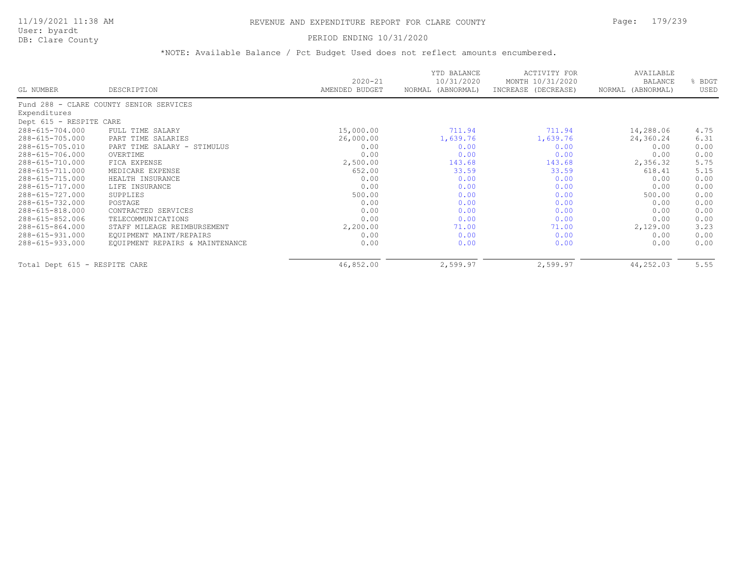# REVENUE AND EXPENDITURE REPORT FOR CLARE COUNTY

11/19/2021 11:38 AM
User: byardt
DB: Clare County

PERIOD ENDING 10/31/2020

*NOTE: Available Balance / Pct Budget Used does not reflect amounts encumbered.

| GL NUMBER | DESCRIPTION | 2020-21 AMENDED BUDGET | YTD BALANCE 10/31/2020 NORMAL (ABNORMAL) | ACTIVITY FOR MONTH 10/31/2020 INCREASE (DECREASE) | AVAILABLE BALANCE NORMAL (ABNORMAL) | % BDGT USED |
|---|---|---|---|---|---|---|
| Fund 288 - CLARE COUNTY SENIOR SERVICES | | | | | | |
| Expenditures | | | | | | |
| Dept 615 - RESPITE CARE | | | | | | |
| 288-615-704.000 | FULL TIME SALARY | 15,000.00 | 711.94 | 711.94 | 14,288.06 | 4.75 |
| 288-615-705.000 | PART TIME SALARIES | 26,000.00 | 1,639.76 | 1,639.76 | 24,360.24 | 6.31 |
| 288-615-705.010 | PART TIME SALARY - STIMULUS | 0.00 | 0.00 | 0.00 | 0.00 | 0.00 |
| 288-615-706.000 | OVERTIME | 0.00 | 0.00 | 0.00 | 0.00 | 0.00 |
| 288-615-710.000 | FICA EXPENSE | 2,500.00 | 143.68 | 143.68 | 2,356.32 | 5.75 |
| 288-615-711.000 | MEDICARE EXPENSE | 652.00 | 33.59 | 33.59 | 618.41 | 5.15 |
| 288-615-715.000 | HEALTH INSURANCE | 0.00 | 0.00 | 0.00 | 0.00 | 0.00 |
| 288-615-717.000 | LIFE INSURANCE | 0.00 | 0.00 | 0.00 | 0.00 | 0.00 |
| 288-615-727.000 | SUPPLIES | 500.00 | 0.00 | 0.00 | 500.00 | 0.00 |
| 288-615-732.000 | POSTAGE | 0.00 | 0.00 | 0.00 | 0.00 | 0.00 |
| 288-615-818.000 | CONTRACTED SERVICES | 0.00 | 0.00 | 0.00 | 0.00 | 0.00 |
| 288-615-852.006 | TELECOMMUNICATIONS | 0.00 | 0.00 | 0.00 | 0.00 | 0.00 |
| 288-615-864.000 | STAFF MILEAGE REIMBURSEMENT | 2,200.00 | 71.00 | 71.00 | 2,129.00 | 3.23 |
| 288-615-931.000 | EQUIPMENT MAINT/REPAIRS | 0.00 | 0.00 | 0.00 | 0.00 | 0.00 |
| 288-615-933.000 | EQUIPMENT REPAIRS & MAINTENANCE | 0.00 | 0.00 | 0.00 | 0.00 | 0.00 |
| Total Dept 615 - RESPITE CARE | | 46,852.00 | 2,599.97 | 2,599.97 | 44,252.03 | 5.55 |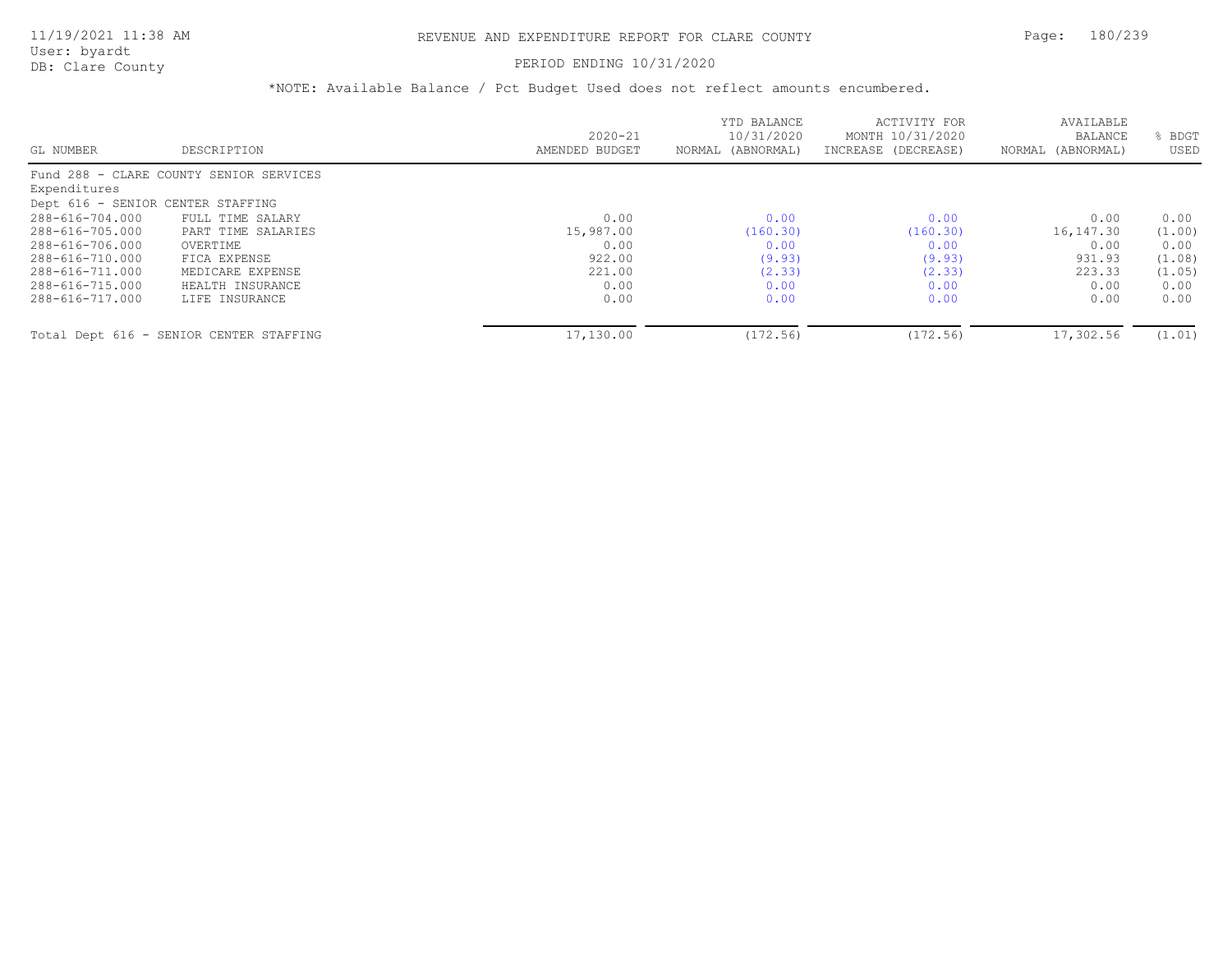# REVENUE AND EXPENDITURE REPORT FOR CLARE COUNTY

11/19/2021 11:38 AM
User: byardt
DB: Clare County

PERIOD ENDING 10/31/2020

*NOTE: Available Balance / Pct Budget Used does not reflect amounts encumbered.

| GL NUMBER | DESCRIPTION | 2020-21 AMENDED BUDGET | YTD BALANCE 10/31/2020 NORMAL (ABNORMAL) | ACTIVITY FOR MONTH 10/31/2020 INCREASE (DECREASE) | AVAILABLE BALANCE NORMAL (ABNORMAL) | % BDGT USED |
|---|---|---|---|---|---|---|
| Fund 288 - CLARE COUNTY SENIOR SERVICES | | | | | | |
| Expenditures | | | | | | |
| Dept 616 - SENIOR CENTER STAFFING | | | | | | |
| 288-616-704.000 | FULL TIME SALARY | 0.00 | 0.00 | 0.00 | 0.00 | 0.00 |
| 288-616-705.000 | PART TIME SALARIES | 15,987.00 | (160.30) | (160.30) | 16,147.30 | (1.00) |
| 288-616-706.000 | OVERTIME | 0.00 | 0.00 | 0.00 | 0.00 | 0.00 |
| 288-616-710.000 | FICA EXPENSE | 922.00 | (9.93) | (9.93) | 931.93 | (1.08) |
| 288-616-711.000 | MEDICARE EXPENSE | 221.00 | (2.33) | (2.33) | 223.33 | (1.05) |
| 288-616-715.000 | HEALTH INSURANCE | 0.00 | 0.00 | 0.00 | 0.00 | 0.00 |
| 288-616-717.000 | LIFE INSURANCE | 0.00 | 0.00 | 0.00 | 0.00 | 0.00 |
| Total Dept 616 - SENIOR CENTER STAFFING | | 17,130.00 | (172.56) | (172.56) | 17,302.56 | (1.01) |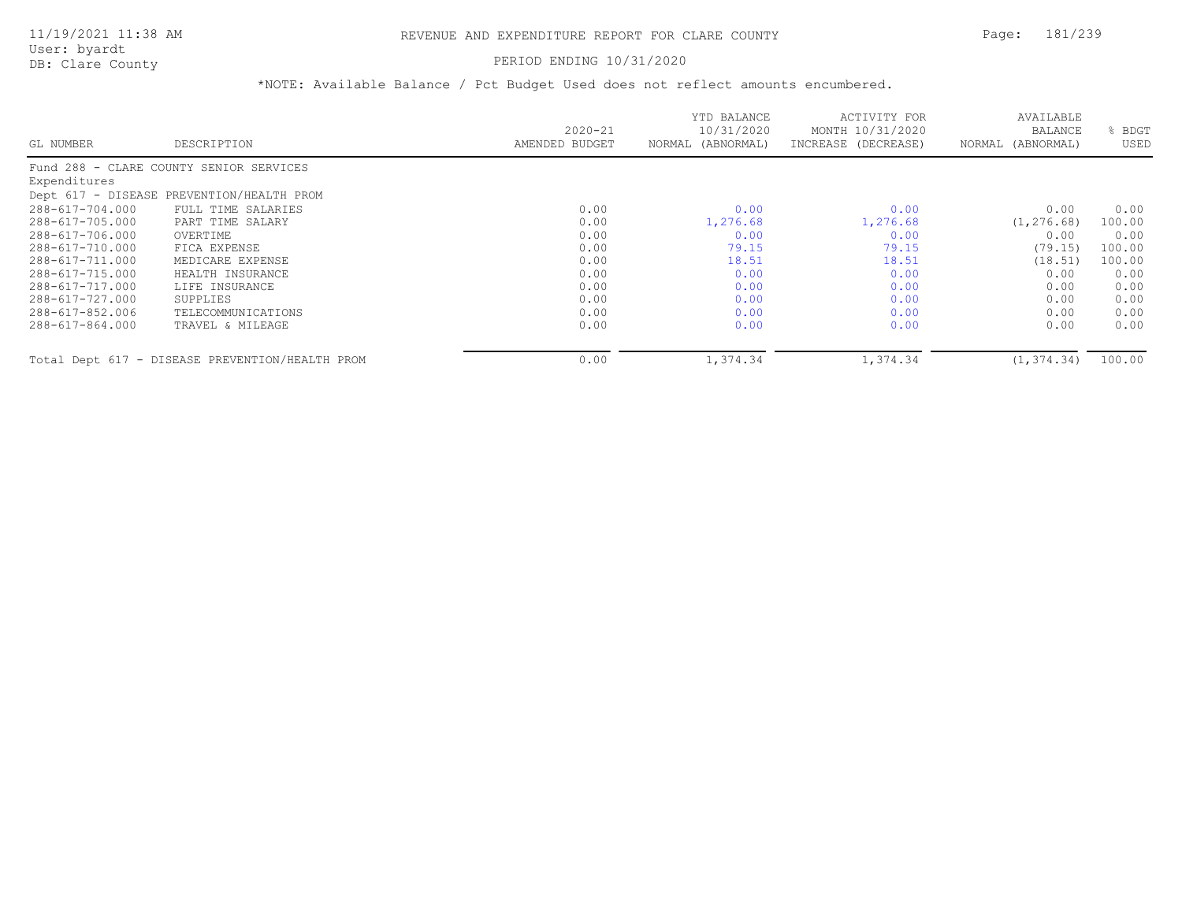# REVENUE AND EXPENDITURE REPORT FOR CLARE COUNTY

PERIOD ENDING 10/31/2020

*NOTE: Available Balance / Pct Budget Used does not reflect amounts encumbered.

| GL NUMBER | DESCRIPTION | 2020-21 AMENDED BUDGET | YTD BALANCE 10/31/2020 NORMAL (ABNORMAL) | ACTIVITY FOR MONTH 10/31/2020 INCREASE (DECREASE) | AVAILABLE BALANCE NORMAL (ABNORMAL) | % BDGT USED |
|---|---|---|---|---|---|---|
| Fund 288 - CLARE COUNTY SENIOR SERVICES | | | | | | |
| Expenditures | | | | | | |
| Dept 617 - DISEASE PREVENTION/HEALTH PROM | | | | | | |
| 288-617-704.000 | FULL TIME SALARIES | 0.00 | 0.00 | 0.00 | 0.00 | 0.00 |
| 288-617-705.000 | PART TIME SALARY | 0.00 | 1,276.68 | 1,276.68 | (1,276.68) | 100.00 |
| 288-617-706.000 | OVERTIME | 0.00 | 0.00 | 0.00 | 0.00 | 0.00 |
| 288-617-710.000 | FICA EXPENSE | 0.00 | 79.15 | 79.15 | (79.15) | 100.00 |
| 288-617-711.000 | MEDICARE EXPENSE | 0.00 | 18.51 | 18.51 | (18.51) | 100.00 |
| 288-617-715.000 | HEALTH INSURANCE | 0.00 | 0.00 | 0.00 | 0.00 | 0.00 |
| 288-617-717.000 | LIFE INSURANCE | 0.00 | 0.00 | 0.00 | 0.00 | 0.00 |
| 288-617-727.000 | SUPPLIES | 0.00 | 0.00 | 0.00 | 0.00 | 0.00 |
| 288-617-852.006 | TELECOMMUNICATIONS | 0.00 | 0.00 | 0.00 | 0.00 | 0.00 |
| 288-617-864.000 | TRAVEL & MILEAGE | 0.00 | 0.00 | 0.00 | 0.00 | 0.00 |
| Total Dept 617 - DISEASE PREVENTION/HEALTH PROM | | 0.00 | 1,374.34 | 1,374.34 | (1,374.34) | 100.00 |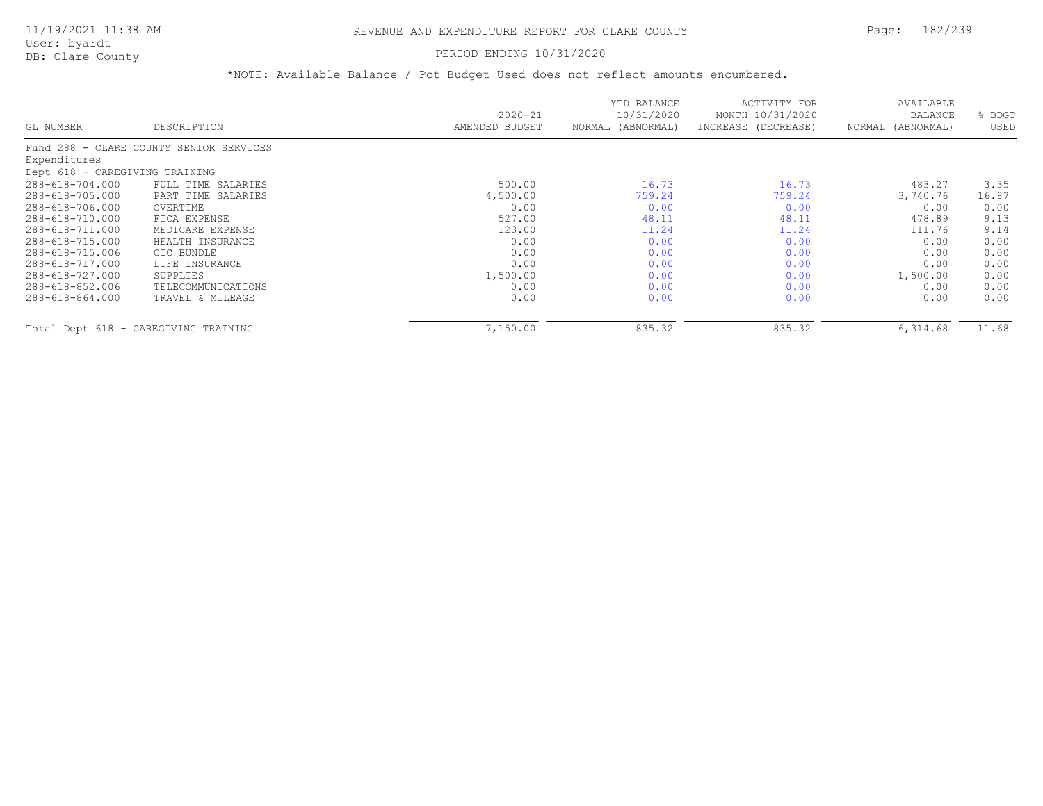# REVENUE AND EXPENDITURE REPORT FOR CLARE COUNTY

PERIOD ENDING 10/31/2020

*NOTE: Available Balance / Pct Budget Used does not reflect amounts encumbered.

| GL NUMBER | DESCRIPTION | 2020-21 AMENDED BUDGET | YTD BALANCE 10/31/2020 NORMAL (ABNORMAL) | ACTIVITY FOR MONTH 10/31/2020 INCREASE (DECREASE) | AVAILABLE BALANCE NORMAL (ABNORMAL) | % BDGT USED |
|---|---|---|---|---|---|---|
| Fund 288 - CLARE COUNTY SENIOR SERVICES | | | | | | |
| Expenditures | | | | | | |
| Dept 618 - CAREGIVING TRAINING | | | | | | |
| 288-618-704.000 | FULL TIME SALARIES | 500.00 | 16.73 | 16.73 | 483.27 | 3.35 |
| 288-618-705.000 | PART TIME SALARIES | 4,500.00 | 759.24 | 759.24 | 3,740.76 | 16.87 |
| 288-618-706.000 | OVERTIME | 0.00 | 0.00 | 0.00 | 0.00 | 0.00 |
| 288-618-710.000 | FICA EXPENSE | 527.00 | 48.11 | 48.11 | 478.89 | 9.13 |
| 288-618-711.000 | MEDICARE EXPENSE | 123.00 | 11.24 | 11.24 | 111.76 | 9.14 |
| 288-618-715.000 | HEALTH INSURANCE | 0.00 | 0.00 | 0.00 | 0.00 | 0.00 |
| 288-618-715.006 | CIC BUNDLE | 0.00 | 0.00 | 0.00 | 0.00 | 0.00 |
| 288-618-717.000 | LIFE INSURANCE | 0.00 | 0.00 | 0.00 | 0.00 | 0.00 |
| 288-618-727.000 | SUPPLIES | 1,500.00 | 0.00 | 0.00 | 1,500.00 | 0.00 |
| 288-618-852.006 | TELECOMMUNICATIONS | 0.00 | 0.00 | 0.00 | 0.00 | 0.00 |
| 288-618-864.000 | TRAVEL & MILEAGE | 0.00 | 0.00 | 0.00 | 0.00 | 0.00 |
| Total Dept 618 - CAREGIVING TRAINING | | 7,150.00 | 835.32 | 835.32 | 6,314.68 | 11.68 |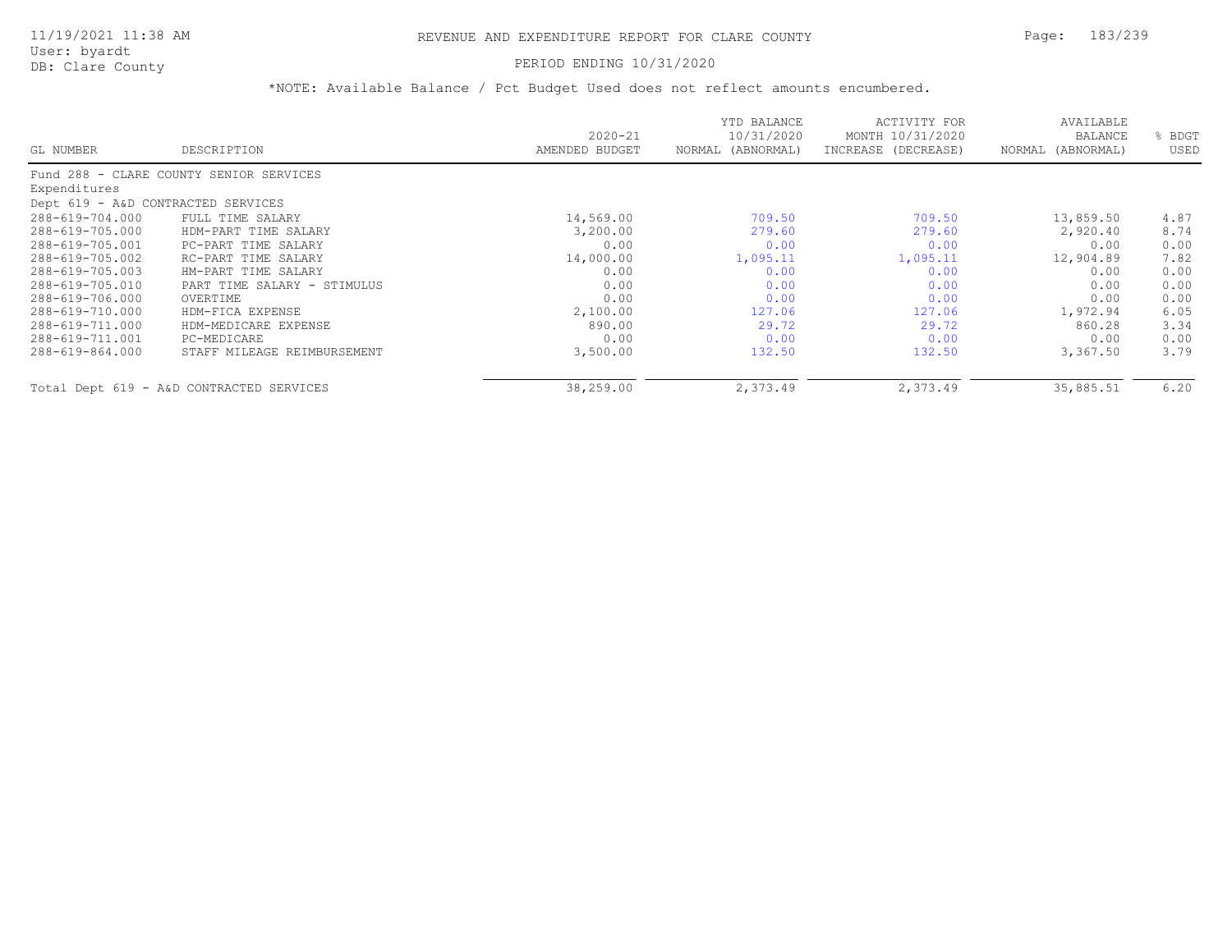# REVENUE AND EXPENDITURE REPORT FOR CLARE COUNTY

11/19/2021 11:38 AM
User: byardt
DB: Clare County

PERIOD ENDING 10/31/2020

*NOTE: Available Balance / Pct Budget Used does not reflect amounts encumbered.

| GL NUMBER | DESCRIPTION | 2020-21 AMENDED BUDGET | YTD BALANCE 10/31/2020 NORMAL (ABNORMAL) | ACTIVITY FOR MONTH 10/31/2020 INCREASE (DECREASE) | AVAILABLE BALANCE NORMAL (ABNORMAL) | % BDGT USED |
|---|---|---|---|---|---|---|
| Fund 288 - CLARE COUNTY SENIOR SERVICES | | | | | | |
| Expenditures | | | | | | |
| Dept 619 - A&D CONTRACTED SERVICES | | | | | | |
| 288-619-704.000 | FULL TIME SALARY | 14,569.00 | 709.50 | 709.50 | 13,859.50 | 4.87 |
| 288-619-705.000 | HDM-PART TIME SALARY | 3,200.00 | 279.60 | 279.60 | 2,920.40 | 8.74 |
| 288-619-705.001 | PC-PART TIME SALARY | 0.00 | 0.00 | 0.00 | 0.00 | 0.00 |
| 288-619-705.002 | RC-PART TIME SALARY | 14,000.00 | 1,095.11 | 1,095.11 | 12,904.89 | 7.82 |
| 288-619-705.003 | HM-PART TIME SALARY | 0.00 | 0.00 | 0.00 | 0.00 | 0.00 |
| 288-619-705.010 | PART TIME SALARY - STIMULUS | 0.00 | 0.00 | 0.00 | 0.00 | 0.00 |
| 288-619-706.000 | OVERTIME | 0.00 | 0.00 | 0.00 | 0.00 | 0.00 |
| 288-619-710.000 | HDM-FICA EXPENSE | 2,100.00 | 127.06 | 127.06 | 1,972.94 | 6.05 |
| 288-619-711.000 | HDM-MEDICARE EXPENSE | 890.00 | 29.72 | 29.72 | 860.28 | 3.34 |
| 288-619-711.001 | PC-MEDICARE | 0.00 | 0.00 | 0.00 | 0.00 | 0.00 |
| 288-619-864.000 | STAFF MILEAGE REIMBURSEMENT | 3,500.00 | 132.50 | 132.50 | 3,367.50 | 3.79 |
| Total Dept 619 - A&D CONTRACTED SERVICES | | 38,259.00 | 2,373.49 | 2,373.49 | 35,885.51 | 6.20 |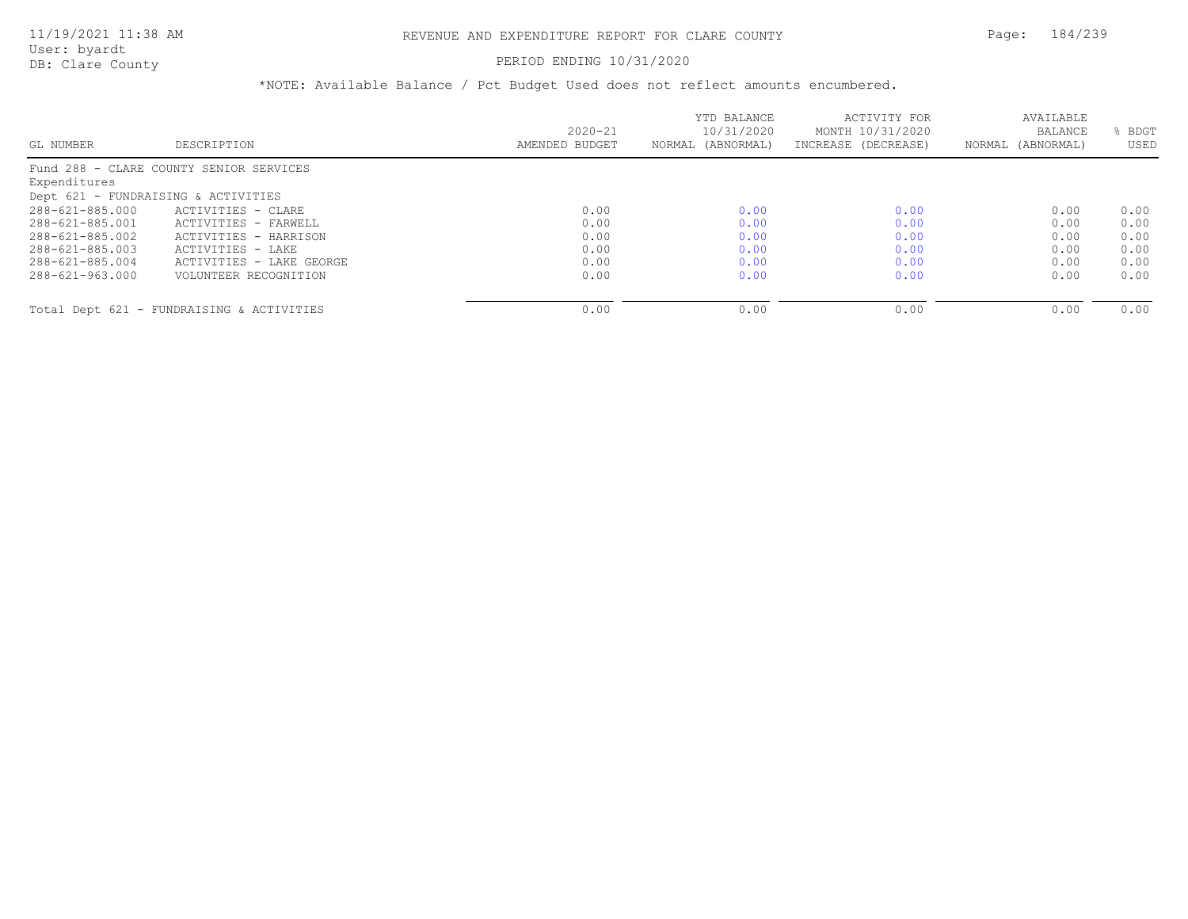# REVENUE AND EXPENDITURE REPORT FOR CLARE COUNTY

PERIOD ENDING 10/31/2020

*NOTE: Available Balance / Pct Budget Used does not reflect amounts encumbered.

| GL NUMBER | DESCRIPTION | 2020-21 AMENDED BUDGET | YTD BALANCE 10/31/2020 NORMAL (ABNORMAL) | ACTIVITY FOR MONTH 10/31/2020 INCREASE (DECREASE) | AVAILABLE BALANCE NORMAL (ABNORMAL) | % BDGT USED |
|---|---|---|---|---|---|---|
| Fund 288 - CLARE COUNTY SENIOR SERVICES | | | | | | |
| Expenditures | | | | | | |
| Dept 621 - FUNDRAISING & ACTIVITIES | | | | | | |
| 288-621-885.000 | ACTIVITIES - CLARE | 0.00 | 0.00 | 0.00 | 0.00 | 0.00 |
| 288-621-885.001 | ACTIVITIES - FARWELL | 0.00 | 0.00 | 0.00 | 0.00 | 0.00 |
| 288-621-885.002 | ACTIVITIES - HARRISON | 0.00 | 0.00 | 0.00 | 0.00 | 0.00 |
| 288-621-885.003 | ACTIVITIES - LAKE | 0.00 | 0.00 | 0.00 | 0.00 | 0.00 |
| 288-621-885.004 | ACTIVITIES - LAKE GEORGE | 0.00 | 0.00 | 0.00 | 0.00 | 0.00 |
| 288-621-963.000 | VOLUNTEER RECOGNITION | 0.00 | 0.00 | 0.00 | 0.00 | 0.00 |
| Total Dept 621 - FUNDRAISING & ACTIVITIES | | 0.00 | 0.00 | 0.00 | 0.00 | 0.00 |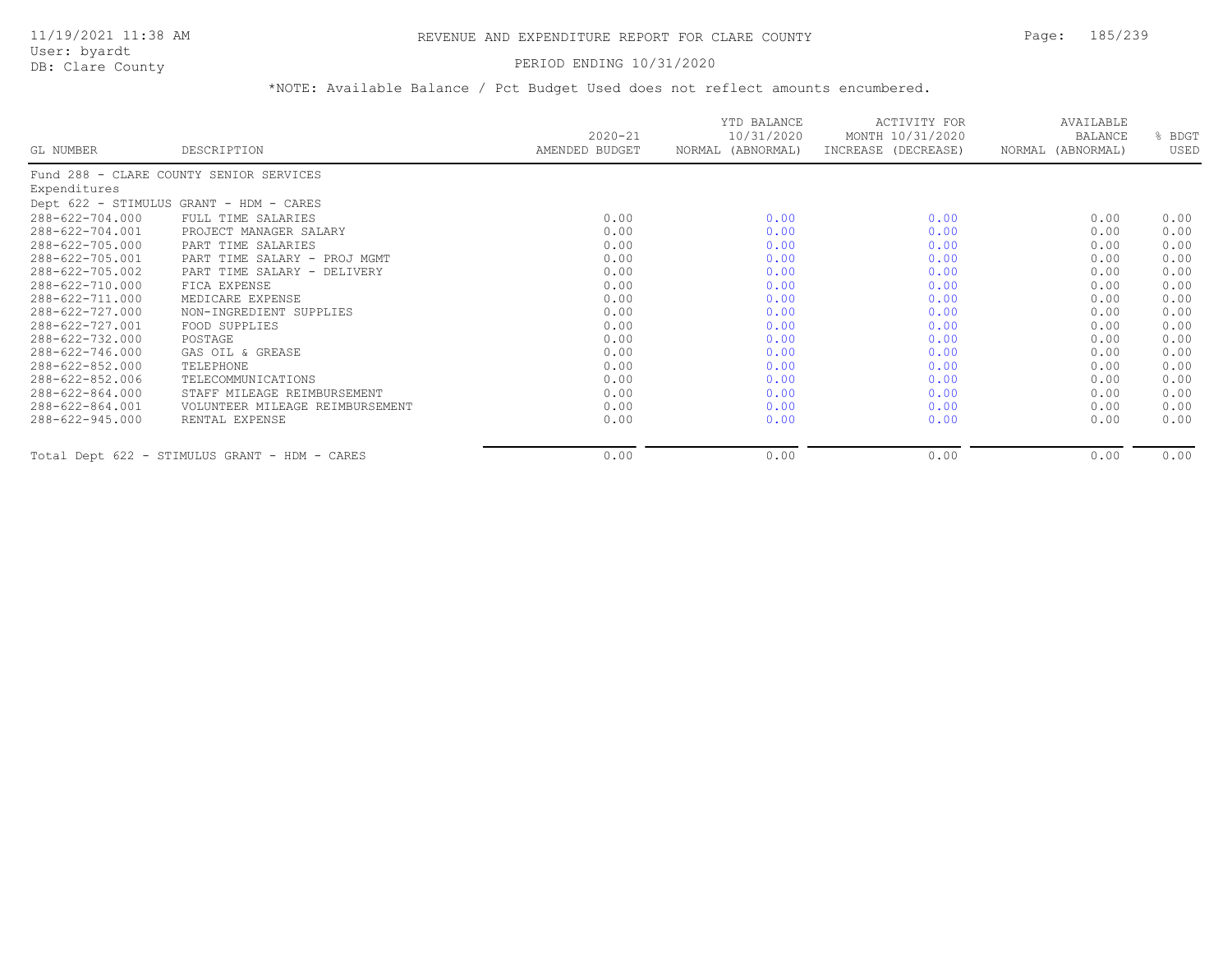# REVENUE AND EXPENDITURE REPORT FOR CLARE COUNTY

PERIOD ENDING 10/31/2020

*NOTE: Available Balance / Pct Budget Used does not reflect amounts encumbered.

| GL NUMBER | DESCRIPTION | 2020-21 AMENDED BUDGET | YTD BALANCE 10/31/2020 NORMAL (ABNORMAL) | ACTIVITY FOR MONTH 10/31/2020 INCREASE (DECREASE) | AVAILABLE BALANCE NORMAL (ABNORMAL) | % BDGT USED |
|---|---|---|---|---|---|---|
| Fund 288 - CLARE COUNTY SENIOR SERVICES | | | | | | |
| Expenditures | | | | | | |
| Dept 622 - STIMULUS GRANT - HDM - CARES | | | | | | |
| 288-622-704.000 | FULL TIME SALARIES | 0.00 | 0.00 | 0.00 | 0.00 | 0.00 |
| 288-622-704.001 | PROJECT MANAGER SALARY | 0.00 | 0.00 | 0.00 | 0.00 | 0.00 |
| 288-622-705.000 | PART TIME SALARIES | 0.00 | 0.00 | 0.00 | 0.00 | 0.00 |
| 288-622-705.001 | PART TIME SALARY - PROJ MGMT | 0.00 | 0.00 | 0.00 | 0.00 | 0.00 |
| 288-622-705.002 | PART TIME SALARY - DELIVERY | 0.00 | 0.00 | 0.00 | 0.00 | 0.00 |
| 288-622-710.000 | FICA EXPENSE | 0.00 | 0.00 | 0.00 | 0.00 | 0.00 |
| 288-622-711.000 | MEDICARE EXPENSE | 0.00 | 0.00 | 0.00 | 0.00 | 0.00 |
| 288-622-727.000 | NON-INGREDIENT SUPPLIES | 0.00 | 0.00 | 0.00 | 0.00 | 0.00 |
| 288-622-727.001 | FOOD SUPPLIES | 0.00 | 0.00 | 0.00 | 0.00 | 0.00 |
| 288-622-732.000 | POSTAGE | 0.00 | 0.00 | 0.00 | 0.00 | 0.00 |
| 288-622-746.000 | GAS OIL & GREASE | 0.00 | 0.00 | 0.00 | 0.00 | 0.00 |
| 288-622-852.000 | TELEPHONE | 0.00 | 0.00 | 0.00 | 0.00 | 0.00 |
| 288-622-852.006 | TELECOMMUNICATIONS | 0.00 | 0.00 | 0.00 | 0.00 | 0.00 |
| 288-622-864.000 | STAFF MILEAGE REIMBURSEMENT | 0.00 | 0.00 | 0.00 | 0.00 | 0.00 |
| 288-622-864.001 | VOLUNTEER MILEAGE REIMBURSEMENT | 0.00 | 0.00 | 0.00 | 0.00 | 0.00 |
| 288-622-945.000 | RENTAL EXPENSE | 0.00 | 0.00 | 0.00 | 0.00 | 0.00 |
| Total Dept 622 - STIMULUS GRANT - HDM - CARES | | 0.00 | 0.00 | 0.00 | 0.00 | 0.00 |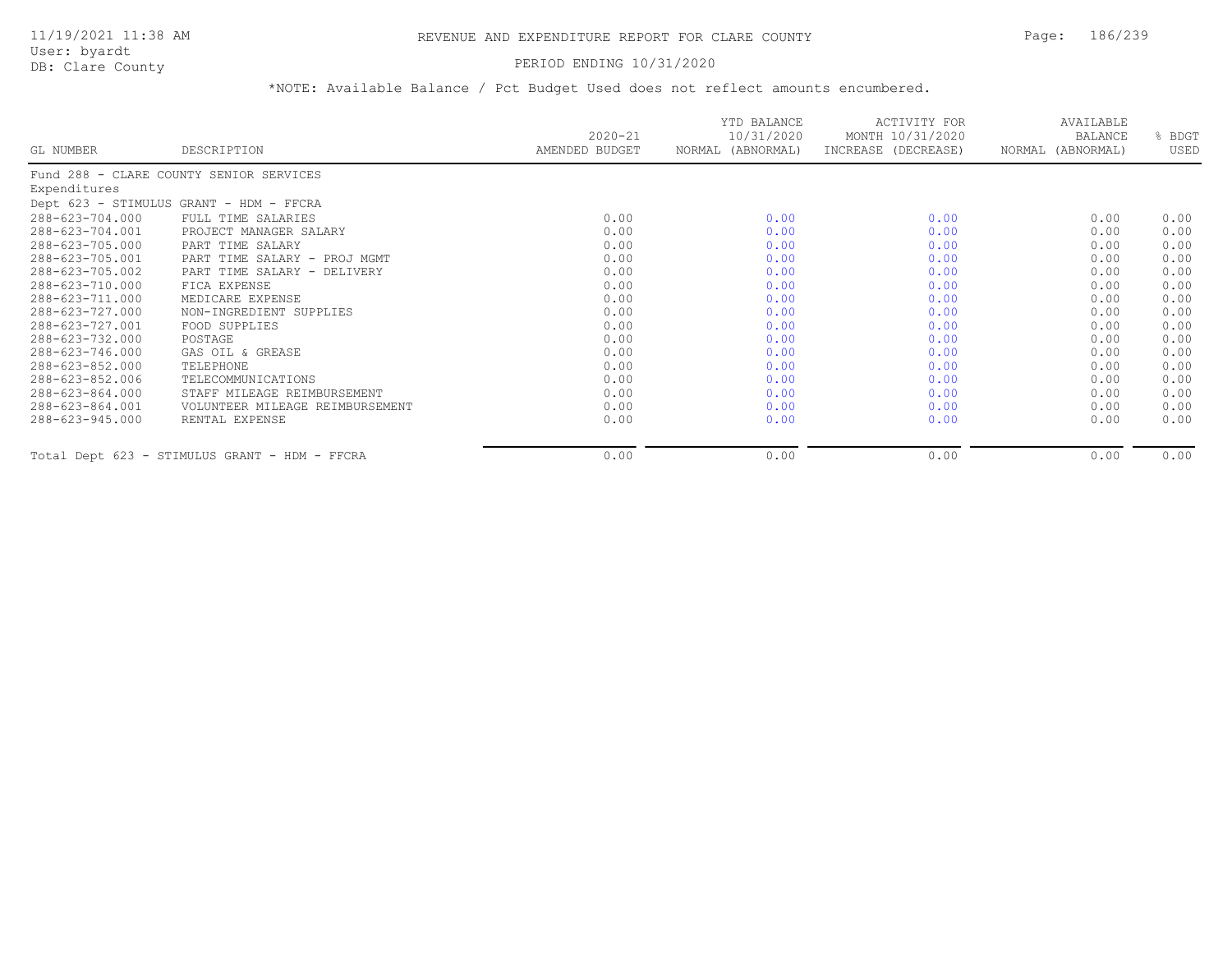# REVENUE AND EXPENDITURE REPORT FOR CLARE COUNTY

11/19/2021 11:38 AM
User: byardt
DB: Clare County

PERIOD ENDING 10/31/2020

*NOTE: Available Balance / Pct Budget Used does not reflect amounts encumbered.

| GL NUMBER | DESCRIPTION | 2020-21 AMENDED BUDGET | YTD BALANCE 10/31/2020 NORMAL (ABNORMAL) | ACTIVITY FOR MONTH 10/31/2020 INCREASE (DECREASE) | AVAILABLE BALANCE NORMAL (ABNORMAL) | % BDGT USED |
|---|---|---|---|---|---|---|
| Fund 288 - CLARE COUNTY SENIOR SERVICES | | | | | | |
| Expenditures | | | | | | |
| Dept 623 - STIMULUS GRANT - HDM - FFCRA | | | | | | |
| 288-623-704.000 | FULL TIME SALARIES | 0.00 | 0.00 | 0.00 | 0.00 | 0.00 |
| 288-623-704.001 | PROJECT MANAGER SALARY | 0.00 | 0.00 | 0.00 | 0.00 | 0.00 |
| 288-623-705.000 | PART TIME SALARY | 0.00 | 0.00 | 0.00 | 0.00 | 0.00 |
| 288-623-705.001 | PART TIME SALARY - PROJ MGMT | 0.00 | 0.00 | 0.00 | 0.00 | 0.00 |
| 288-623-705.002 | PART TIME SALARY - DELIVERY | 0.00 | 0.00 | 0.00 | 0.00 | 0.00 |
| 288-623-710.000 | FICA EXPENSE | 0.00 | 0.00 | 0.00 | 0.00 | 0.00 |
| 288-623-711.000 | MEDICARE EXPENSE | 0.00 | 0.00 | 0.00 | 0.00 | 0.00 |
| 288-623-727.000 | NON-INGREDIENT SUPPLIES | 0.00 | 0.00 | 0.00 | 0.00 | 0.00 |
| 288-623-727.001 | FOOD SUPPLIES | 0.00 | 0.00 | 0.00 | 0.00 | 0.00 |
| 288-623-732.000 | POSTAGE | 0.00 | 0.00 | 0.00 | 0.00 | 0.00 |
| 288-623-746.000 | GAS OIL & GREASE | 0.00 | 0.00 | 0.00 | 0.00 | 0.00 |
| 288-623-852.000 | TELEPHONE | 0.00 | 0.00 | 0.00 | 0.00 | 0.00 |
| 288-623-852.006 | TELECOMMUNICATIONS | 0.00 | 0.00 | 0.00 | 0.00 | 0.00 |
| 288-623-864.000 | STAFF MILEAGE REIMBURSEMENT | 0.00 | 0.00 | 0.00 | 0.00 | 0.00 |
| 288-623-864.001 | VOLUNTEER MILEAGE REIMBURSEMENT | 0.00 | 0.00 | 0.00 | 0.00 | 0.00 |
| 288-623-945.000 | RENTAL EXPENSE | 0.00 | 0.00 | 0.00 | 0.00 | 0.00 |
| Total Dept 623 - STIMULUS GRANT - HDM - FFCRA | | 0.00 | 0.00 | 0.00 | 0.00 | 0.00 |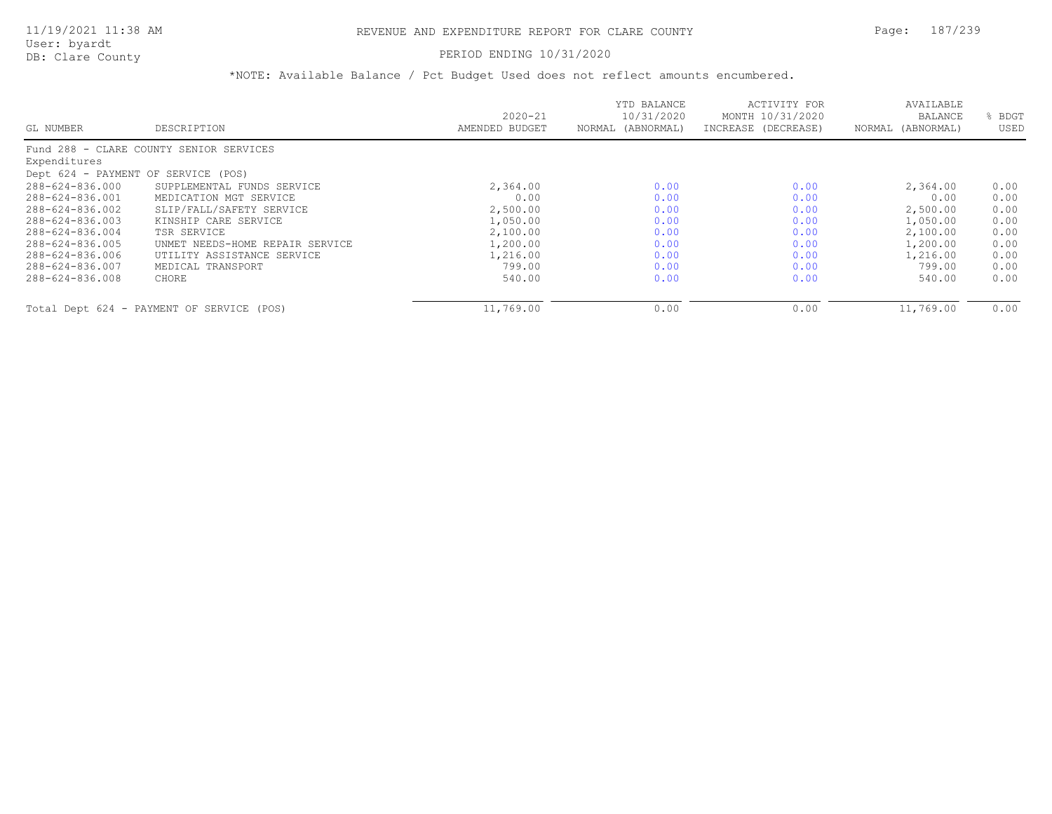# REVENUE AND EXPENDITURE REPORT FOR CLARE COUNTY

PERIOD ENDING 10/31/2020

*NOTE: Available Balance / Pct Budget Used does not reflect amounts encumbered.

| GL NUMBER | DESCRIPTION | 2020-21 AMENDED BUDGET | YTD BALANCE 10/31/2020 NORMAL (ABNORMAL) | ACTIVITY FOR MONTH 10/31/2020 INCREASE (DECREASE) | AVAILABLE BALANCE NORMAL (ABNORMAL) | % BDGT USED |
|---|---|---|---|---|---|---|
| Fund 288 - CLARE COUNTY SENIOR SERVICES | | | | | | |
| Expenditures | | | | | | |
| Dept 624 - PAYMENT OF SERVICE (POS) | | | | | | |
| 288-624-836.000 | SUPPLEMENTAL FUNDS SERVICE | 2,364.00 | 0.00 | 0.00 | 2,364.00 | 0.00 |
| 288-624-836.001 | MEDICATION MGT SERVICE | 0.00 | 0.00 | 0.00 | 0.00 | 0.00 |
| 288-624-836.002 | SLIP/FALL/SAFETY SERVICE | 2,500.00 | 0.00 | 0.00 | 2,500.00 | 0.00 |
| 288-624-836.003 | KINSHIP CARE SERVICE | 1,050.00 | 0.00 | 0.00 | 1,050.00 | 0.00 |
| 288-624-836.004 | TSR SERVICE | 2,100.00 | 0.00 | 0.00 | 2,100.00 | 0.00 |
| 288-624-836.005 | UNMET NEEDS-HOME REPAIR SERVICE | 1,200.00 | 0.00 | 0.00 | 1,200.00 | 0.00 |
| 288-624-836.006 | UTILITY ASSISTANCE SERVICE | 1,216.00 | 0.00 | 0.00 | 1,216.00 | 0.00 |
| 288-624-836.007 | MEDICAL TRANSPORT | 799.00 | 0.00 | 0.00 | 799.00 | 0.00 |
| 288-624-836.008 | CHORE | 540.00 | 0.00 | 0.00 | 540.00 | 0.00 |
| Total Dept 624 - PAYMENT OF SERVICE (POS) | | 11,769.00 | 0.00 | 0.00 | 11,769.00 | 0.00 |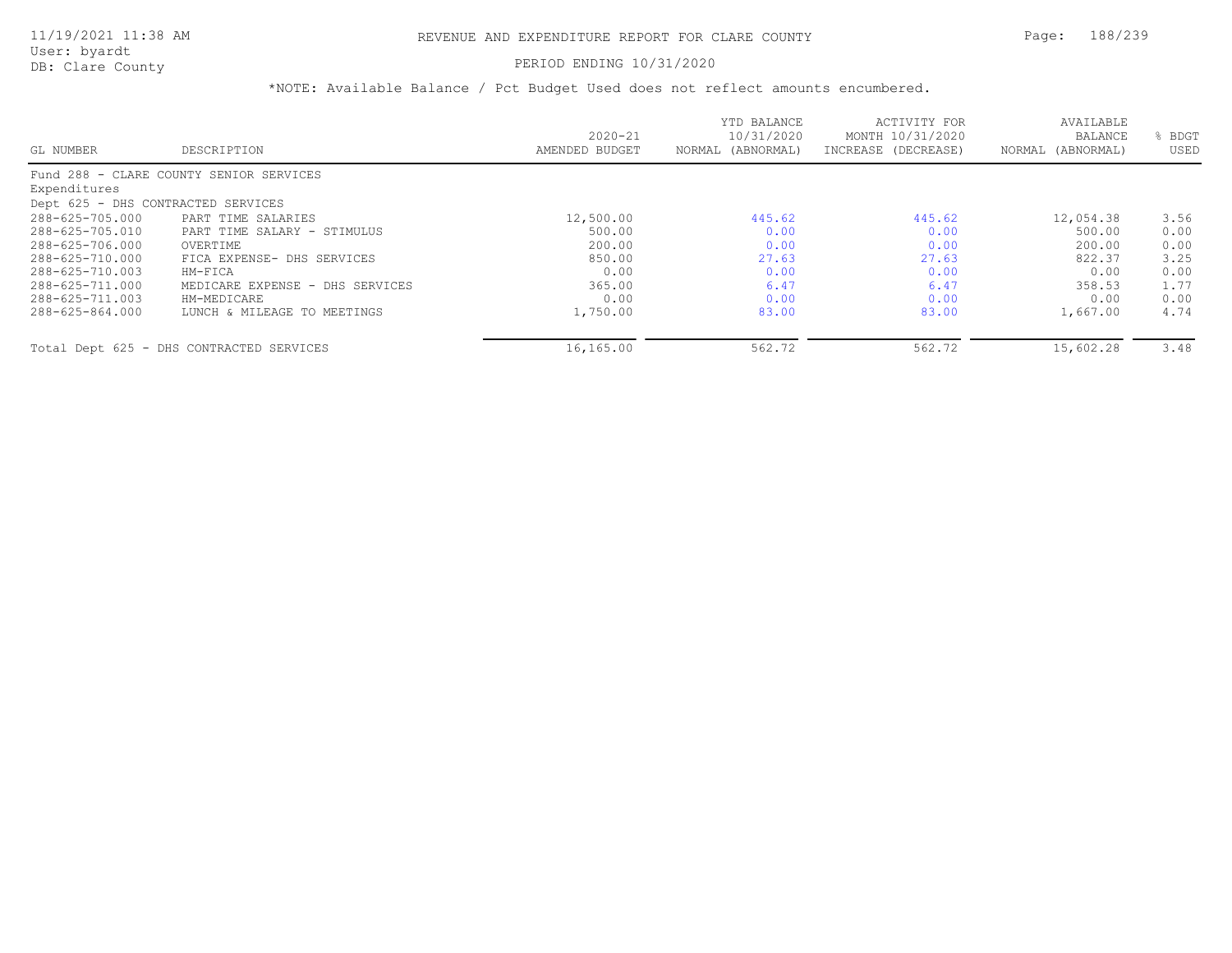# REVENUE AND EXPENDITURE REPORT FOR CLARE COUNTY

PERIOD ENDING 10/31/2020

*NOTE: Available Balance / Pct Budget Used does not reflect amounts encumbered.

| GL NUMBER | DESCRIPTION | 2020-21 AMENDED BUDGET | YTD BALANCE 10/31/2020 NORMAL (ABNORMAL) | ACTIVITY FOR MONTH 10/31/2020 INCREASE (DECREASE) | AVAILABLE BALANCE NORMAL (ABNORMAL) | % BDGT USED |
|---|---|---|---|---|---|---|
| Fund 288 - CLARE COUNTY SENIOR SERVICES | | | | | | |
| Expenditures | | | | | | |
| Dept 625 - DHS CONTRACTED SERVICES | | | | | | |
| 288-625-705.000 | PART TIME SALARIES | 12,500.00 | 445.62 | 445.62 | 12,054.38 | 3.56 |
| 288-625-705.010 | PART TIME SALARY - STIMULUS | 500.00 | 0.00 | 0.00 | 500.00 | 0.00 |
| 288-625-706.000 | OVERTIME | 200.00 | 0.00 | 0.00 | 200.00 | 0.00 |
| 288-625-710.000 | FICA EXPENSE- DHS SERVICES | 850.00 | 27.63 | 27.63 | 822.37 | 3.25 |
| 288-625-710.003 | HM-FICA | 0.00 | 0.00 | 0.00 | 0.00 | 0.00 |
| 288-625-711.000 | MEDICARE EXPENSE - DHS SERVICES | 365.00 | 6.47 | 6.47 | 358.53 | 1.77 |
| 288-625-711.003 | HM-MEDICARE | 0.00 | 0.00 | 0.00 | 0.00 | 0.00 |
| 288-625-864.000 | LUNCH & MILEAGE TO MEETINGS | 1,750.00 | 83.00 | 83.00 | 1,667.00 | 4.74 |
| Total Dept 625 - DHS CONTRACTED SERVICES | | 16,165.00 | 562.72 | 562.72 | 15,602.28 | 3.48 |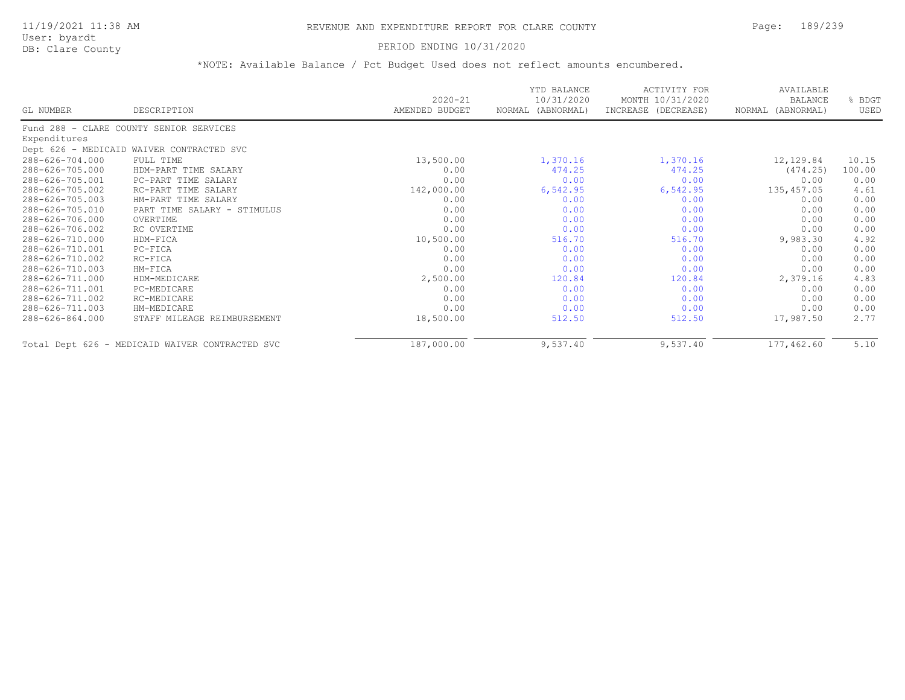# REVENUE AND EXPENDITURE REPORT FOR CLARE COUNTY

11/19/2021 11:38 AM
User: byardt
DB: Clare County

PERIOD ENDING 10/31/2020

*NOTE: Available Balance / Pct Budget Used does not reflect amounts encumbered.

| GL NUMBER | DESCRIPTION | 2020-21 AMENDED BUDGET | YTD BALANCE 10/31/2020 NORMAL (ABNORMAL) | ACTIVITY FOR MONTH 10/31/2020 INCREASE (DECREASE) | AVAILABLE BALANCE NORMAL (ABNORMAL) | % BDGT USED |
|---|---|---|---|---|---|---|
| Fund 288 - CLARE COUNTY SENIOR SERVICES | | | | | | |
| Expenditures | | | | | | |
| Dept 626 - MEDICAID WAIVER CONTRACTED SVC | | | | | | |
| 288-626-704.000 | FULL TIME | 13,500.00 | 1,370.16 | 1,370.16 | 12,129.84 | 10.15 |
| 288-626-705.000 | HDM-PART TIME SALARY | 0.00 | 474.25 | 474.25 | (474.25) | 100.00 |
| 288-626-705.001 | PC-PART TIME SALARY | 0.00 | 0.00 | 0.00 | 0.00 | 0.00 |
| 288-626-705.002 | RC-PART TIME SALARY | 142,000.00 | 6,542.95 | 6,542.95 | 135,457.05 | 4.61 |
| 288-626-705.003 | HM-PART TIME SALARY | 0.00 | 0.00 | 0.00 | 0.00 | 0.00 |
| 288-626-705.010 | PART TIME SALARY - STIMULUS | 0.00 | 0.00 | 0.00 | 0.00 | 0.00 |
| 288-626-706.000 | OVERTIME | 0.00 | 0.00 | 0.00 | 0.00 | 0.00 |
| 288-626-706.002 | RC OVERTIME | 0.00 | 0.00 | 0.00 | 0.00 | 0.00 |
| 288-626-710.000 | HDM-FICA | 10,500.00 | 516.70 | 516.70 | 9,983.30 | 4.92 |
| 288-626-710.001 | PC-FICA | 0.00 | 0.00 | 0.00 | 0.00 | 0.00 |
| 288-626-710.002 | RC-FICA | 0.00 | 0.00 | 0.00 | 0.00 | 0.00 |
| 288-626-710.003 | HM-FICA | 0.00 | 0.00 | 0.00 | 0.00 | 0.00 |
| 288-626-711.000 | HDM-MEDICARE | 2,500.00 | 120.84 | 120.84 | 2,379.16 | 4.83 |
| 288-626-711.001 | PC-MEDICARE | 0.00 | 0.00 | 0.00 | 0.00 | 0.00 |
| 288-626-711.002 | RC-MEDICARE | 0.00 | 0.00 | 0.00 | 0.00 | 0.00 |
| 288-626-711.003 | HM-MEDICARE | 0.00 | 0.00 | 0.00 | 0.00 | 0.00 |
| 288-626-864.000 | STAFF MILEAGE REIMBURSEMENT | 18,500.00 | 512.50 | 512.50 | 17,987.50 | 2.77 |
| Total Dept 626 - MEDICAID WAIVER CONTRACTED SVC | | 187,000.00 | 9,537.40 | 9,537.40 | 177,462.60 | 5.10 |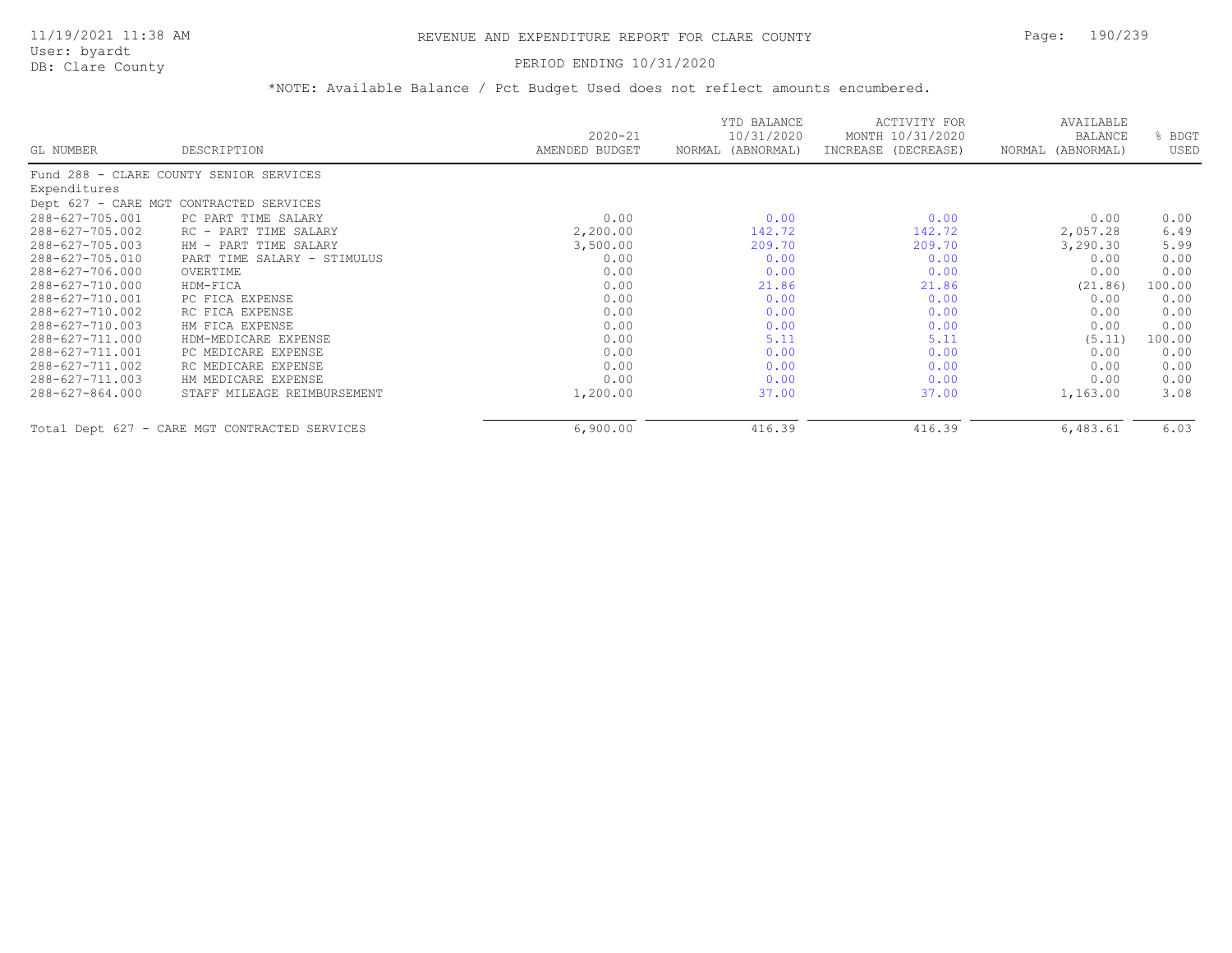# REVENUE AND EXPENDITURE REPORT FOR CLARE COUNTY

11/19/2021 11:38 AM
User: byardt
DB: Clare County

PERIOD ENDING 10/31/2020

*NOTE: Available Balance / Pct Budget Used does not reflect amounts encumbered.

| GL NUMBER | DESCRIPTION | 2020-21 AMENDED BUDGET | YTD BALANCE 10/31/2020 NORMAL (ABNORMAL) | ACTIVITY FOR MONTH 10/31/2020 INCREASE (DECREASE) | AVAILABLE BALANCE NORMAL (ABNORMAL) | % BDGT USED |
|---|---|---|---|---|---|---|
| Fund 288 - CLARE COUNTY SENIOR SERVICES | | | | | | |
| Expenditures | | | | | | |
| Dept 627 - CARE MGT CONTRACTED SERVICES | | | | | | |
| 288-627-705.001 | PC PART TIME SALARY | 0.00 | 0.00 | 0.00 | 0.00 | 0.00 |
| 288-627-705.002 | RC - PART TIME SALARY | 2,200.00 | 142.72 | 142.72 | 2,057.28 | 6.49 |
| 288-627-705.003 | HM - PART TIME SALARY | 3,500.00 | 209.70 | 209.70 | 3,290.30 | 5.99 |
| 288-627-705.010 | PART TIME SALARY - STIMULUS | 0.00 | 0.00 | 0.00 | 0.00 | 0.00 |
| 288-627-706.000 | OVERTIME | 0.00 | 0.00 | 0.00 | 0.00 | 0.00 |
| 288-627-710.000 | HDM-FICA | 0.00 | 21.86 | 21.86 | (21.86) | 100.00 |
| 288-627-710.001 | PC FICA EXPENSE | 0.00 | 0.00 | 0.00 | 0.00 | 0.00 |
| 288-627-710.002 | RC FICA EXPENSE | 0.00 | 0.00 | 0.00 | 0.00 | 0.00 |
| 288-627-710.003 | HM FICA EXPENSE | 0.00 | 0.00 | 0.00 | 0.00 | 0.00 |
| 288-627-711.000 | HDM-MEDICARE EXPENSE | 0.00 | 5.11 | 5.11 | (5.11) | 100.00 |
| 288-627-711.001 | PC MEDICARE EXPENSE | 0.00 | 0.00 | 0.00 | 0.00 | 0.00 |
| 288-627-711.002 | RC MEDICARE EXPENSE | 0.00 | 0.00 | 0.00 | 0.00 | 0.00 |
| 288-627-711.003 | HM MEDICARE EXPENSE | 0.00 | 0.00 | 0.00 | 0.00 | 0.00 |
| 288-627-864.000 | STAFF MILEAGE REIMBURSEMENT | 1,200.00 | 37.00 | 37.00 | 1,163.00 | 3.08 |
| Total Dept 627 - CARE MGT CONTRACTED SERVICES | | 6,900.00 | 416.39 | 416.39 | 6,483.61 | 6.03 |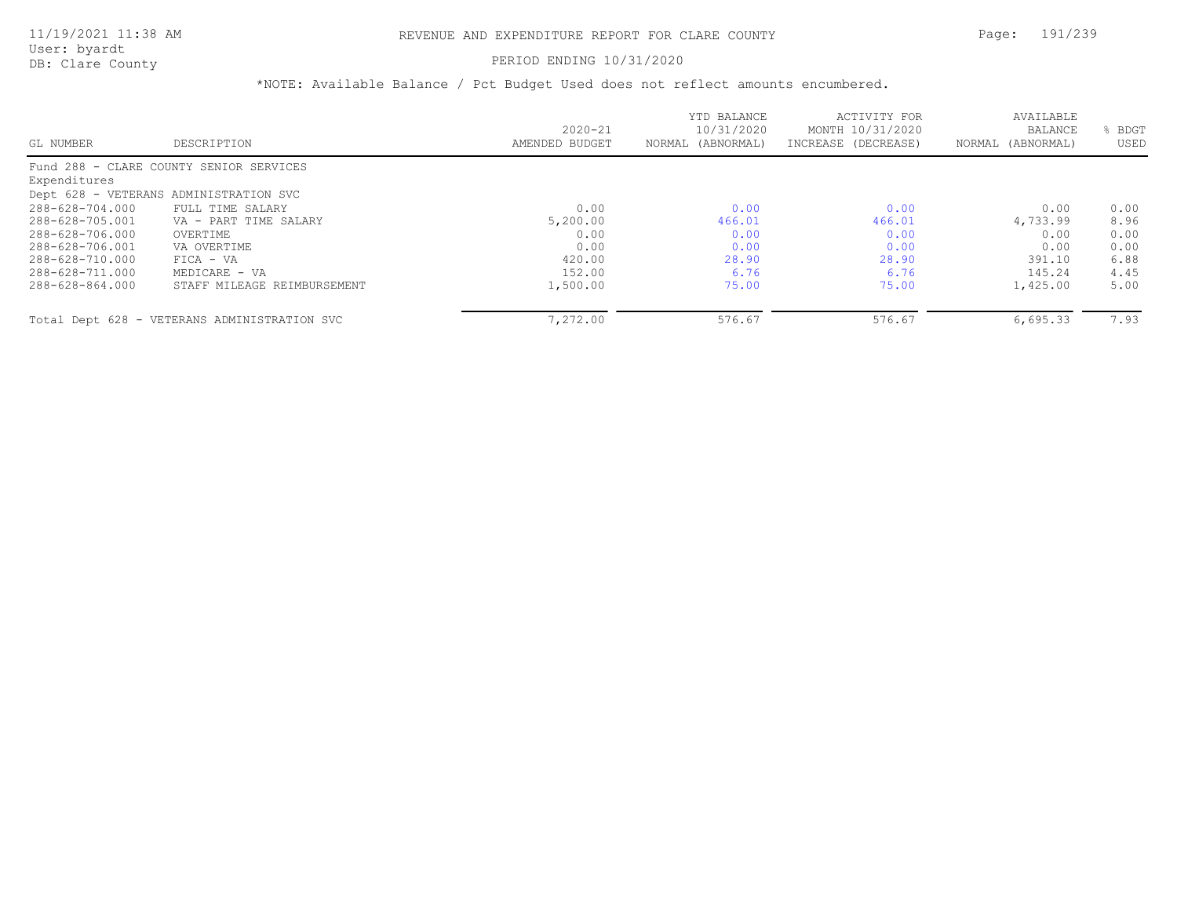# REVENUE AND EXPENDITURE REPORT FOR CLARE COUNTY

11/19/2021 11:38 AM
User: byardt
DB: Clare County

PERIOD ENDING 10/31/2020

*NOTE: Available Balance / Pct Budget Used does not reflect amounts encumbered.

| GL NUMBER | DESCRIPTION | 2020-21 AMENDED BUDGET | YTD BALANCE 10/31/2020 NORMAL (ABNORMAL) | ACTIVITY FOR MONTH 10/31/2020 INCREASE (DECREASE) | AVAILABLE BALANCE NORMAL (ABNORMAL) | % BDGT USED |
|---|---|---|---|---|---|---|
| Fund 288 - CLARE COUNTY SENIOR SERVICES | | | | | | |
| Expenditures | | | | | | |
| Dept 628 - VETERANS ADMINISTRATION SVC | | | | | | |
| 288-628-704.000 | FULL TIME SALARY | 0.00 | 0.00 | 0.00 | 0.00 | 0.00 |
| 288-628-705.001 | VA - PART TIME SALARY | 5,200.00 | 466.01 | 466.01 | 4,733.99 | 8.96 |
| 288-628-706.000 | OVERTIME | 0.00 | 0.00 | 0.00 | 0.00 | 0.00 |
| 288-628-706.001 | VA OVERTIME | 0.00 | 0.00 | 0.00 | 0.00 | 0.00 |
| 288-628-710.000 | FICA - VA | 420.00 | 28.90 | 28.90 | 391.10 | 6.88 |
| 288-628-711.000 | MEDICARE - VA | 152.00 | 6.76 | 6.76 | 145.24 | 4.45 |
| 288-628-864.000 | STAFF MILEAGE REIMBURSEMENT | 1,500.00 | 75.00 | 75.00 | 1,425.00 | 5.00 |
| Total Dept 628 - VETERANS ADMINISTRATION SVC | | 7,272.00 | 576.67 | 576.67 | 6,695.33 | 7.93 |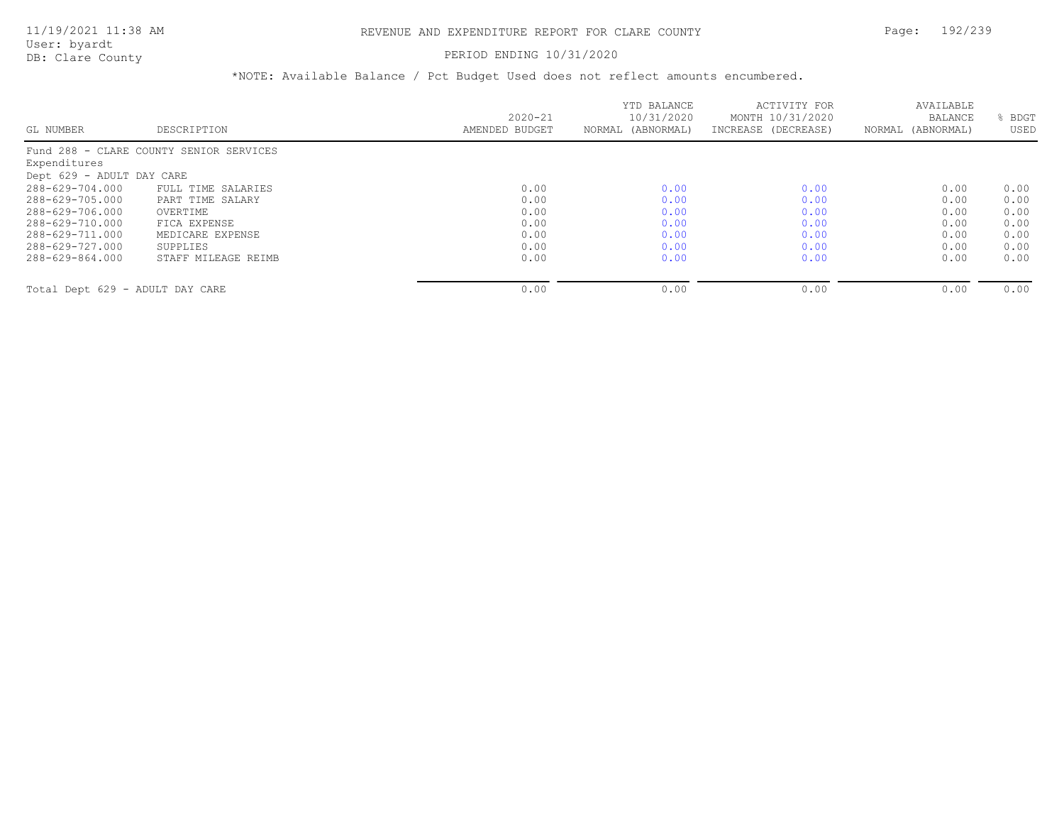# REVENUE AND EXPENDITURE REPORT FOR CLARE COUNTY

PERIOD ENDING 10/31/2020

*NOTE: Available Balance / Pct Budget Used does not reflect amounts encumbered.

| GL NUMBER | DESCRIPTION | 2020-21 AMENDED BUDGET | YTD BALANCE 10/31/2020 NORMAL (ABNORMAL) | ACTIVITY FOR MONTH 10/31/2020 INCREASE (DECREASE) | AVAILABLE BALANCE NORMAL (ABNORMAL) | % BDGT USED |
|---|---|---|---|---|---|---|
| Fund 288 - CLARE COUNTY SENIOR SERVICES | | | | | | |
| Expenditures | | | | | | |
| Dept 629 - ADULT DAY CARE | | | | | | |
| 288-629-704.000 | FULL TIME SALARIES | 0.00 | 0.00 | 0.00 | 0.00 | 0.00 |
| 288-629-705.000 | PART TIME SALARY | 0.00 | 0.00 | 0.00 | 0.00 | 0.00 |
| 288-629-706.000 | OVERTIME | 0.00 | 0.00 | 0.00 | 0.00 | 0.00 |
| 288-629-710.000 | FICA EXPENSE | 0.00 | 0.00 | 0.00 | 0.00 | 0.00 |
| 288-629-711.000 | MEDICARE EXPENSE | 0.00 | 0.00 | 0.00 | 0.00 | 0.00 |
| 288-629-727.000 | SUPPLIES | 0.00 | 0.00 | 0.00 | 0.00 | 0.00 |
| 288-629-864.000 | STAFF MILEAGE REIMB | 0.00 | 0.00 | 0.00 | 0.00 | 0.00 |
| Total Dept 629 - ADULT DAY CARE | | 0.00 | 0.00 | 0.00 | 0.00 | 0.00 |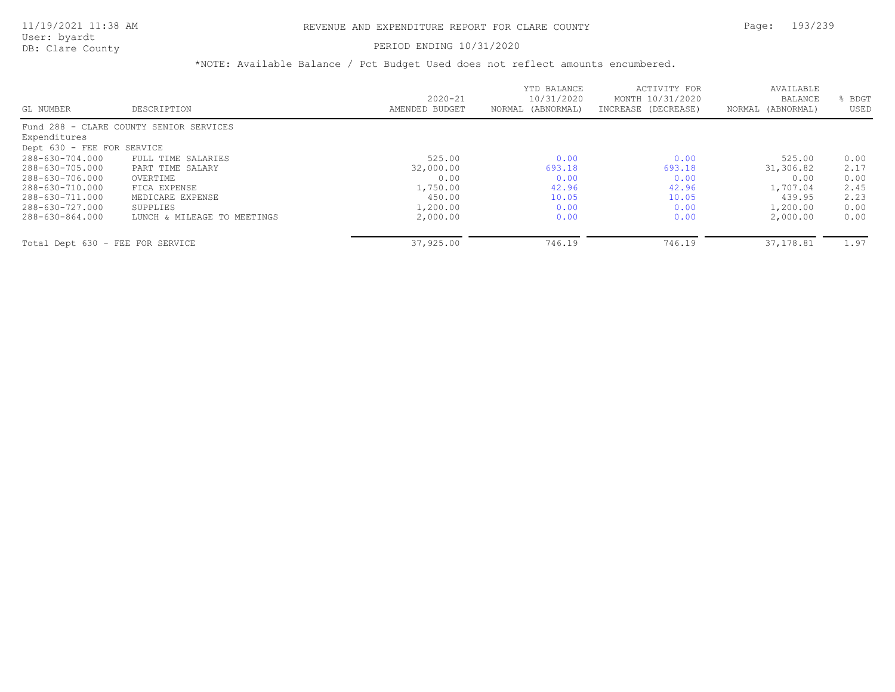# REVENUE AND EXPENDITURE REPORT FOR CLARE COUNTY

PERIOD ENDING 10/31/2020

*NOTE: Available Balance / Pct Budget Used does not reflect amounts encumbered.

| GL NUMBER | DESCRIPTION | 2020-21 AMENDED BUDGET | YTD BALANCE 10/31/2020 NORMAL (ABNORMAL) | ACTIVITY FOR MONTH 10/31/2020 INCREASE (DECREASE) | AVAILABLE BALANCE NORMAL (ABNORMAL) | % BDGT USED |
|---|---|---|---|---|---|---|
| Fund 288 - CLARE COUNTY SENIOR SERVICES | | | | | | |
| Expenditures | | | | | | |
| Dept 630 - FEE FOR SERVICE | | | | | | |
| 288-630-704.000 | FULL TIME SALARIES | 525.00 | 0.00 | 0.00 | 525.00 | 0.00 |
| 288-630-705.000 | PART TIME SALARY | 32,000.00 | 693.18 | 693.18 | 31,306.82 | 2.17 |
| 288-630-706.000 | OVERTIME | 0.00 | 0.00 | 0.00 | 0.00 | 0.00 |
| 288-630-710.000 | FICA EXPENSE | 1,750.00 | 42.96 | 42.96 | 1,707.04 | 2.45 |
| 288-630-711.000 | MEDICARE EXPENSE | 450.00 | 10.05 | 10.05 | 439.95 | 2.23 |
| 288-630-727.000 | SUPPLIES | 1,200.00 | 0.00 | 0.00 | 1,200.00 | 0.00 |
| 288-630-864.000 | LUNCH & MILEAGE TO MEETINGS | 2,000.00 | 0.00 | 0.00 | 2,000.00 | 0.00 |
| Total Dept 630 - FEE FOR SERVICE | | 37,925.00 | 746.19 | 746.19 | 37,178.81 | 1.97 |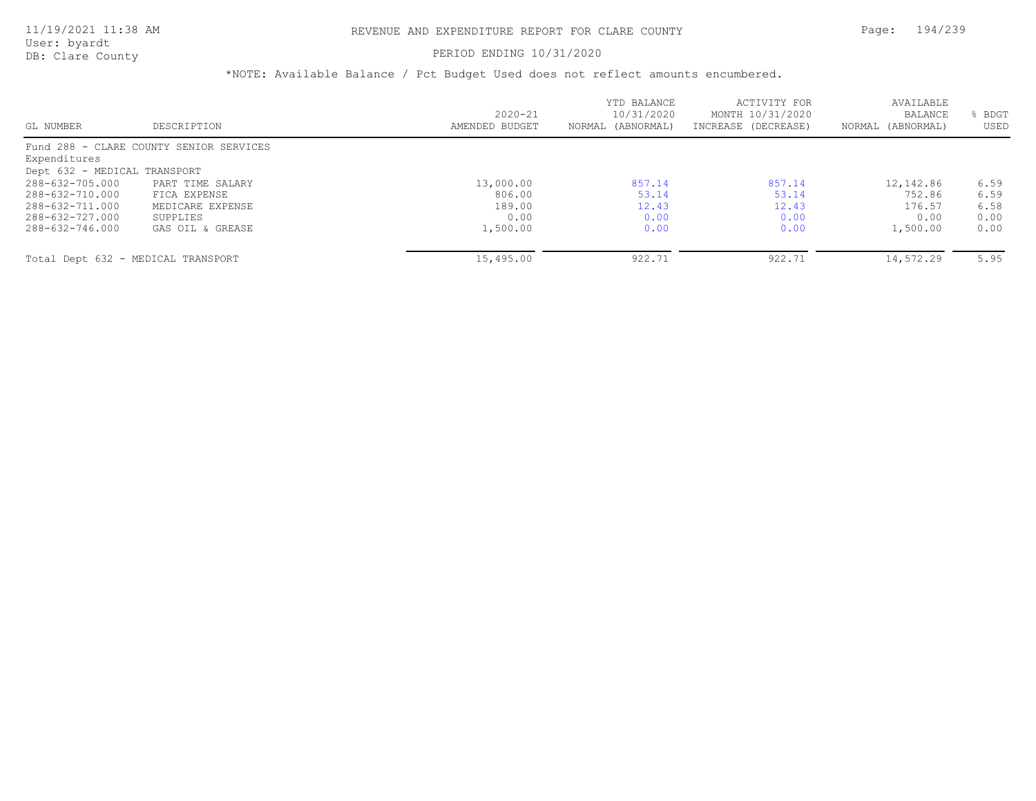REVENUE AND EXPENDITURE REPORT FOR CLARE COUNTY

PERIOD ENDING 10/31/2020

*NOTE: Available Balance / Pct Budget Used does not reflect amounts encumbered.

| GL NUMBER | DESCRIPTION | 2020-21 AMENDED BUDGET | YTD BALANCE 10/31/2020 NORMAL (ABNORMAL) | ACTIVITY FOR MONTH 10/31/2020 INCREASE (DECREASE) | AVAILABLE BALANCE NORMAL (ABNORMAL) | % BDGT USED |
|---|---|---|---|---|---|---|
| Fund 288 - CLARE COUNTY SENIOR SERVICES | | | | | | |
| Expenditures | | | | | | |
| Dept 632 - MEDICAL TRANSPORT | | | | | | |
| 288-632-705.000 | PART TIME SALARY | 13,000.00 | 857.14 | 857.14 | 12,142.86 | 6.59 |
| 288-632-710.000 | FICA EXPENSE | 806.00 | 53.14 | 53.14 | 752.86 | 6.59 |
| 288-632-711.000 | MEDICARE EXPENSE | 189.00 | 12.43 | 12.43 | 176.57 | 6.58 |
| 288-632-727.000 | SUPPLIES | 0.00 | 0.00 | 0.00 | 0.00 | 0.00 |
| 288-632-746.000 | GAS OIL & GREASE | 1,500.00 | 0.00 | 0.00 | 1,500.00 | 0.00 |
| Total Dept 632 - MEDICAL TRANSPORT | | 15,495.00 | 922.71 | 922.71 | 14,572.29 | 5.95 |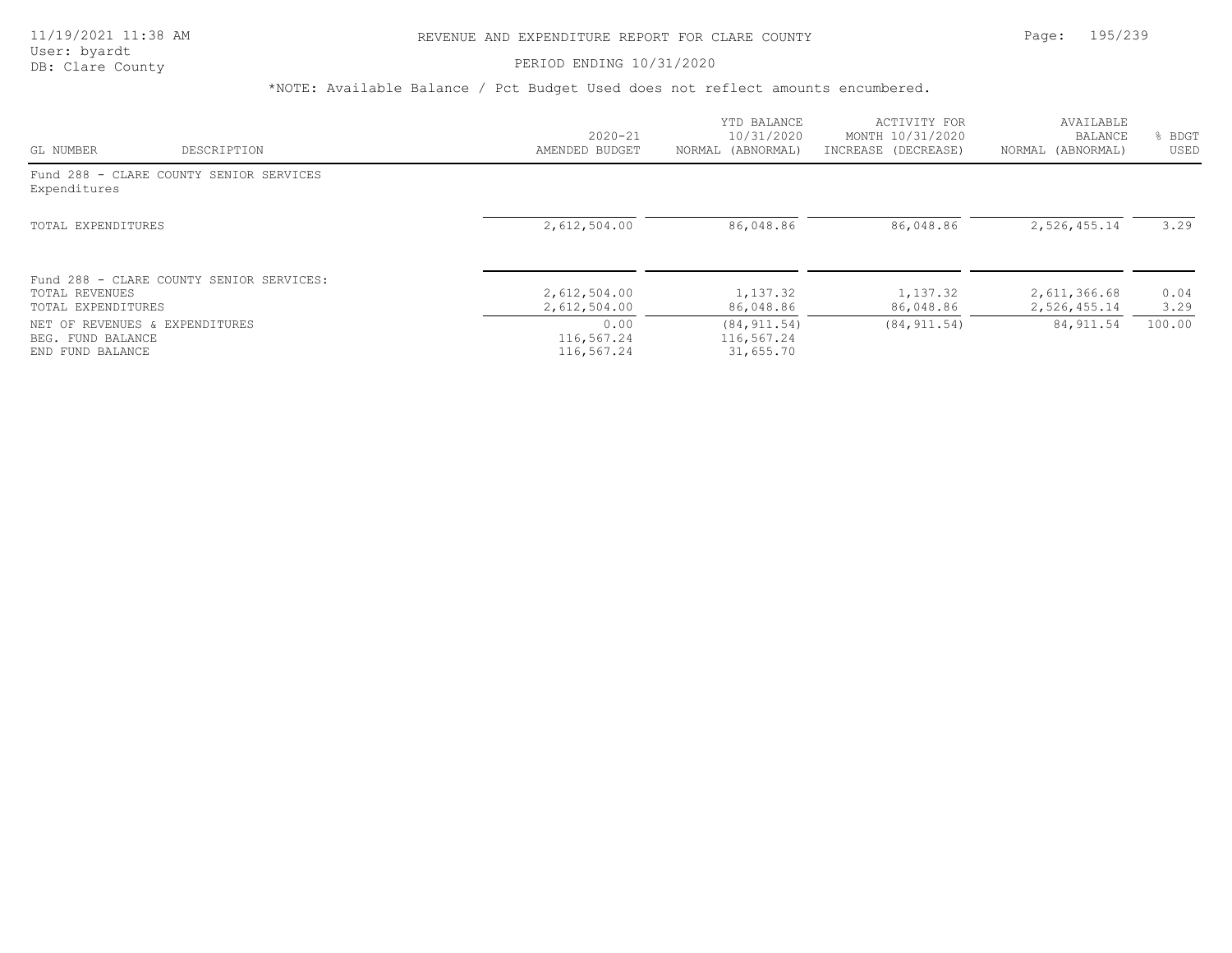# REVENUE AND EXPENDITURE REPORT FOR CLARE COUNTY

PERIOD ENDING 10/31/2020

*NOTE: Available Balance / Pct Budget Used does not reflect amounts encumbered.

| GL NUMBER | DESCRIPTION | 2020-21 AMENDED BUDGET | YTD BALANCE 10/31/2020 NORMAL (ABNORMAL) | ACTIVITY FOR MONTH 10/31/2020 INCREASE (DECREASE) | AVAILABLE BALANCE NORMAL (ABNORMAL) | % BDGT USED |
|---|---|---|---|---|---|---|
| Fund 288 - CLARE COUNTY SENIOR SERVICES | | | | | | |
| Expenditures | | | | | | |
| TOTAL EXPENDITURES | | 2,612,504.00 | 86,048.86 | 86,048.86 | 2,526,455.14 | 3.29 |
| Fund 288 - CLARE COUNTY SENIOR SERVICES: | | | | | | |
| TOTAL REVENUES | | 2,612,504.00 | 1,137.32 | 1,137.32 | 2,611,366.68 | 0.04 |
| TOTAL EXPENDITURES | | 2,612,504.00 | 86,048.86 | 86,048.86 | 2,526,455.14 | 3.29 |
| NET OF REVENUES & EXPENDITURES | | 0.00 | (84,911.54) | (84,911.54) | 84,911.54 | 100.00 |
| BEG. FUND BALANCE | | 116,567.24 | 116,567.24 | | | |
| END FUND BALANCE | | 116,567.24 | 31,655.70 | | | |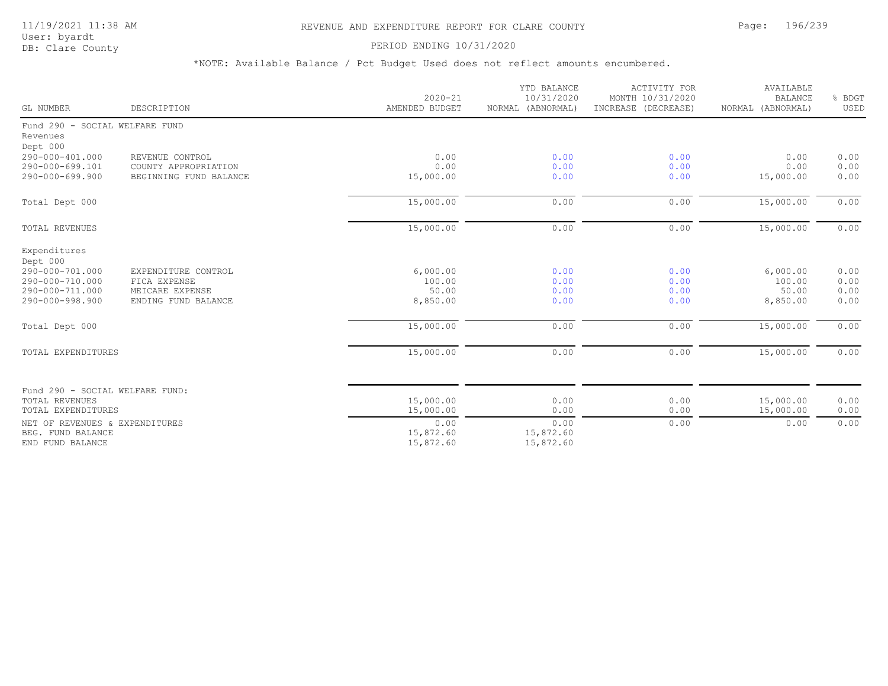# REVENUE AND EXPENDITURE REPORT FOR CLARE COUNTY

11/19/2021 11:38 AM
User: byardt
DB: Clare County

PERIOD ENDING 10/31/2020

*NOTE: Available Balance / Pct Budget Used does not reflect amounts encumbered.

| GL NUMBER | DESCRIPTION | 2020-21 AMENDED BUDGET | YTD BALANCE 10/31/2020 NORMAL (ABNORMAL) | ACTIVITY FOR MONTH 10/31/2020 INCREASE (DECREASE) | AVAILABLE BALANCE NORMAL (ABNORMAL) | % BDGT USED |
|---|---|---|---|---|---|---|
| Fund 290 - SOCIAL WELFARE FUND | | | | | | |
| Revenues | | | | | | |
| Dept 000 | | | | | | |
| 290-000-401.000 | REVENUE CONTROL | 0.00 | 0.00 | 0.00 | 0.00 | 0.00 |
| 290-000-699.101 | COUNTY APPROPRIATION | 0.00 | 0.00 | 0.00 | 0.00 | 0.00 |
| 290-000-699.900 | BEGINNING FUND BALANCE | 15,000.00 | 0.00 | 0.00 | 15,000.00 | 0.00 |
| Total Dept 000 | | 15,000.00 | 0.00 | 0.00 | 15,000.00 | 0.00 |
| TOTAL REVENUES | | 15,000.00 | 0.00 | 0.00 | 15,000.00 | 0.00 |
| Expenditures | | | | | | |
| Dept 000 | | | | | | |
| 290-000-701.000 | EXPENDITURE CONTROL | 6,000.00 | 0.00 | 0.00 | 6,000.00 | 0.00 |
| 290-000-710.000 | FICA EXPENSE | 100.00 | 0.00 | 0.00 | 100.00 | 0.00 |
| 290-000-711.000 | MEICARE EXPENSE | 50.00 | 0.00 | 0.00 | 50.00 | 0.00 |
| 290-000-998.900 | ENDING FUND BALANCE | 8,850.00 | 0.00 | 0.00 | 8,850.00 | 0.00 |
| Total Dept 000 | | 15,000.00 | 0.00 | 0.00 | 15,000.00 | 0.00 |
| TOTAL EXPENDITURES | | 15,000.00 | 0.00 | 0.00 | 15,000.00 | 0.00 |
| Fund 290 - SOCIAL WELFARE FUND: | | | | | | |
| TOTAL REVENUES | | 15,000.00 | 0.00 | 0.00 | 15,000.00 | 0.00 |
| TOTAL EXPENDITURES | | 15,000.00 | 0.00 | 0.00 | 15,000.00 | 0.00 |
| NET OF REVENUES & EXPENDITURES | | 0.00 | 0.00 | 0.00 | 0.00 | 0.00 |
| BEG. FUND BALANCE | | 15,872.60 | 15,872.60 | | | |
| END FUND BALANCE | | 15,872.60 | 15,872.60 | | | |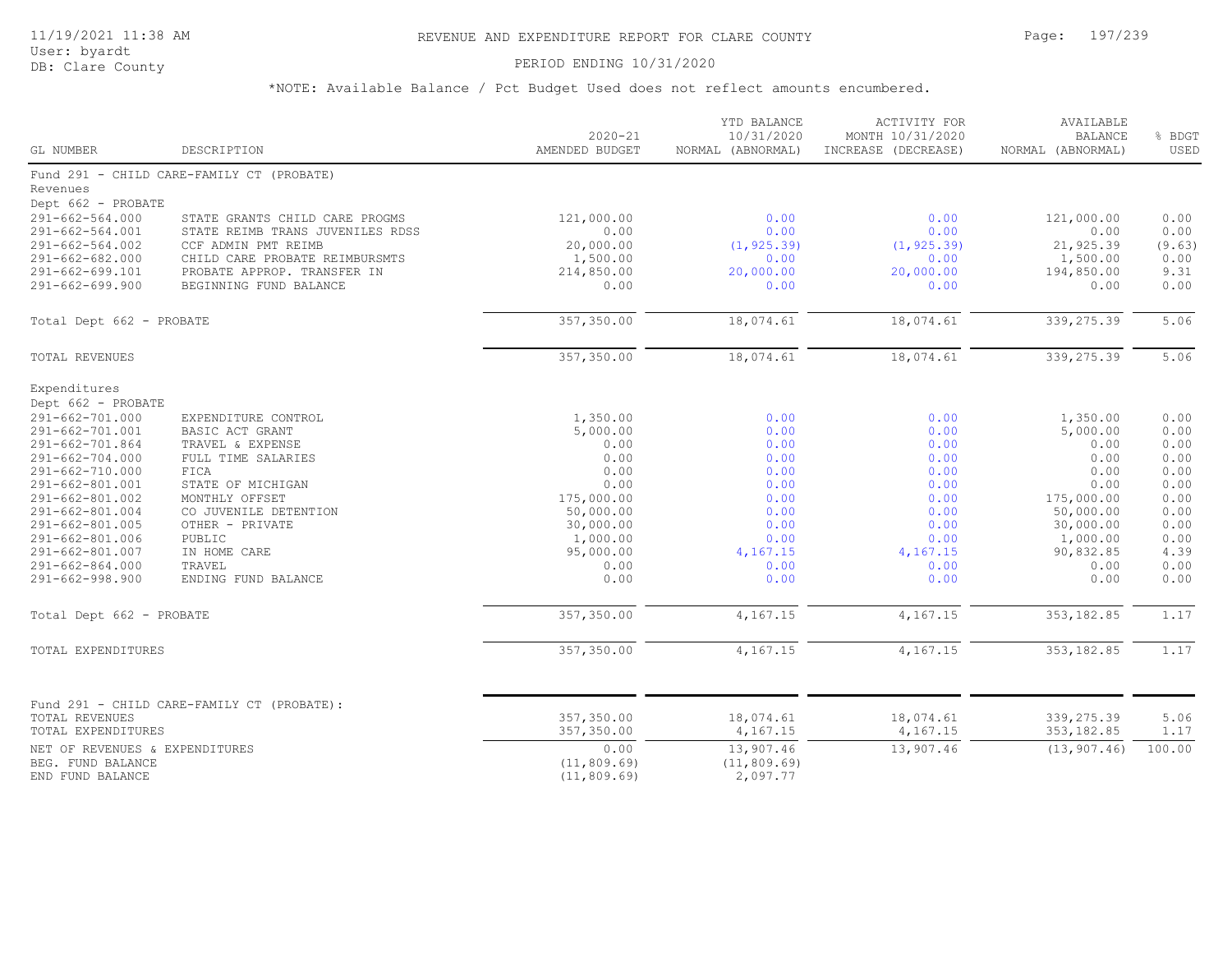# REVENUE AND EXPENDITURE REPORT FOR CLARE COUNTY

PERIOD ENDING 10/31/2020

*NOTE: Available Balance / Pct Budget Used does not reflect amounts encumbered.

| GL NUMBER | DESCRIPTION | 2020-21 AMENDED BUDGET | YTD BALANCE 10/31/2020 NORMAL (ABNORMAL) | ACTIVITY FOR MONTH 10/31/2020 INCREASE (DECREASE) | AVAILABLE BALANCE NORMAL (ABNORMAL) | % BDGT USED |
|---|---|---|---|---|---|---|
| Fund 291 - CHILD CARE-FAMILY CT (PROBATE) | | | | | | |
| Revenues | | | | | | |
| Dept 662 - PROBATE | | | | | | |
| 291-662-564.000 | STATE GRANTS CHILD CARE PROGMS | 121,000.00 | 0.00 | 0.00 | 121,000.00 | 0.00 |
| 291-662-564.001 | STATE REIMB TRANS JUVENILES RDSS | 0.00 | 0.00 | 0.00 | 0.00 | 0.00 |
| 291-662-564.002 | CCF ADMIN PMT REIMB | 20,000.00 | (1,925.39) | (1,925.39) | 21,925.39 | (9.63) |
| 291-662-682.000 | CHILD CARE PROBATE REIMBURSMTS | 1,500.00 | 0.00 | 0.00 | 1,500.00 | 0.00 |
| 291-662-699.101 | PROBATE APPROP. TRANSFER IN | 214,850.00 | 20,000.00 | 20,000.00 | 194,850.00 | 9.31 |
| 291-662-699.900 | BEGINNING FUND BALANCE | 0.00 | 0.00 | 0.00 | 0.00 | 0.00 |
| Total Dept 662 - PROBATE | | 357,350.00 | 18,074.61 | 18,074.61 | 339,275.39 | 5.06 |
| TOTAL REVENUES | | 357,350.00 | 18,074.61 | 18,074.61 | 339,275.39 | 5.06 |
| Expenditures | | | | | | |
| Dept 662 - PROBATE | | | | | | |
| 291-662-701.000 | EXPENDITURE CONTROL | 1,350.00 | 0.00 | 0.00 | 1,350.00 | 0.00 |
| 291-662-701.001 | BASIC ACT GRANT | 5,000.00 | 0.00 | 0.00 | 5,000.00 | 0.00 |
| 291-662-701.864 | TRAVEL & EXPENSE | 0.00 | 0.00 | 0.00 | 0.00 | 0.00 |
| 291-662-704.000 | FULL TIME SALARIES | 0.00 | 0.00 | 0.00 | 0.00 | 0.00 |
| 291-662-710.000 | FICA | 0.00 | 0.00 | 0.00 | 0.00 | 0.00 |
| 291-662-801.001 | STATE OF MICHIGAN | 0.00 | 0.00 | 0.00 | 0.00 | 0.00 |
| 291-662-801.002 | MONTHLY OFFSET | 175,000.00 | 0.00 | 0.00 | 175,000.00 | 0.00 |
| 291-662-801.004 | CO JUVENILE DETENTION | 50,000.00 | 0.00 | 0.00 | 50,000.00 | 0.00 |
| 291-662-801.005 | OTHER - PRIVATE | 30,000.00 | 0.00 | 0.00 | 30,000.00 | 0.00 |
| 291-662-801.006 | PUBLIC | 1,000.00 | 0.00 | 0.00 | 1,000.00 | 0.00 |
| 291-662-801.007 | IN HOME CARE | 95,000.00 | 4,167.15 | 4,167.15 | 90,832.85 | 4.39 |
| 291-662-864.000 | TRAVEL | 0.00 | 0.00 | 0.00 | 0.00 | 0.00 |
| 291-662-998.900 | ENDING FUND BALANCE | 0.00 | 0.00 | 0.00 | 0.00 | 0.00 |
| Total Dept 662 - PROBATE | | 357,350.00 | 4,167.15 | 4,167.15 | 353,182.85 | 1.17 |
| TOTAL EXPENDITURES | | 357,350.00 | 4,167.15 | 4,167.15 | 353,182.85 | 1.17 |
| Fund 291 - CHILD CARE-FAMILY CT (PROBATE): | | | | | | |
| TOTAL REVENUES | | 357,350.00 | 18,074.61 | 18,074.61 | 339,275.39 | 5.06 |
| TOTAL EXPENDITURES | | 357,350.00 | 4,167.15 | 4,167.15 | 353,182.85 | 1.17 |
| NET OF REVENUES & EXPENDITURES | | 0.00 | 13,907.46 | 13,907.46 | (13,907.46) | 100.00 |
| BEG. FUND BALANCE | | (11,809.69) | (11,809.69) | | | |
| END FUND BALANCE | | (11,809.69) | 2,097.77 | | | |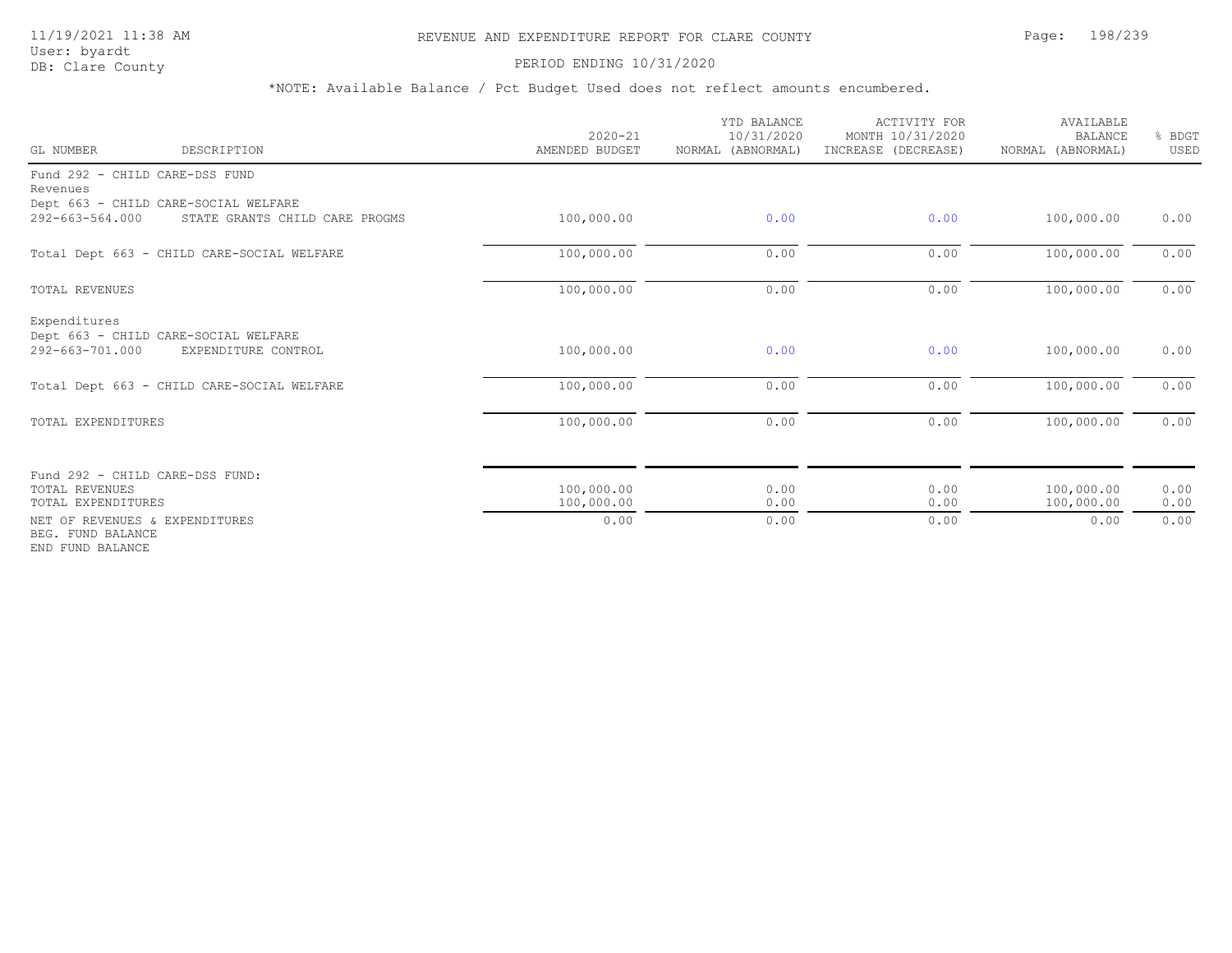# REVENUE AND EXPENDITURE REPORT FOR CLARE COUNTY

11/19/2021 11:38 AM
User: byardt
DB: Clare County

PERIOD ENDING 10/31/2020

*NOTE: Available Balance / Pct Budget Used does not reflect amounts encumbered.

| GL NUMBER | DESCRIPTION | 2020-21 AMENDED BUDGET | YTD BALANCE 10/31/2020 NORMAL (ABNORMAL) | ACTIVITY FOR MONTH 10/31/2020 INCREASE (DECREASE) | AVAILABLE BALANCE NORMAL (ABNORMAL) | % BDGT USED |
|---|---|---|---|---|---|---|
| Fund 292 - CHILD CARE-DSS FUND | | | | | | |
| Revenues | | | | | | |
| Dept 663 - CHILD CARE-SOCIAL WELFARE | | | | | | |
| 292-663-564.000 | STATE GRANTS CHILD CARE PROGMS | 100,000.00 | 0.00 | 0.00 | 100,000.00 | 0.00 |
| Total Dept 663 - CHILD CARE-SOCIAL WELFARE | | 100,000.00 | 0.00 | 0.00 | 100,000.00 | 0.00 |
| TOTAL REVENUES | | 100,000.00 | 0.00 | 0.00 | 100,000.00 | 0.00 |
| Expenditures | | | | | | |
| Dept 663 - CHILD CARE-SOCIAL WELFARE | | | | | | |
| 292-663-701.000 | EXPENDITURE CONTROL | 100,000.00 | 0.00 | 0.00 | 100,000.00 | 0.00 |
| Total Dept 663 - CHILD CARE-SOCIAL WELFARE | | 100,000.00 | 0.00 | 0.00 | 100,000.00 | 0.00 |
| TOTAL EXPENDITURES | | 100,000.00 | 0.00 | 0.00 | 100,000.00 | 0.00 |
| Fund 292 - CHILD CARE-DSS FUND: | | | | | | |
| TOTAL REVENUES | | 100,000.00 | 0.00 | 0.00 | 100,000.00 | 0.00 |
| TOTAL EXPENDITURES | | 100,000.00 | 0.00 | 0.00 | 100,000.00 | 0.00 |
| NET OF REVENUES & EXPENDITURES | | 0.00 | 0.00 | 0.00 | 0.00 | 0.00 |
| BEG. FUND BALANCE | | | | | | |
| END FUND BALANCE | | | | | | |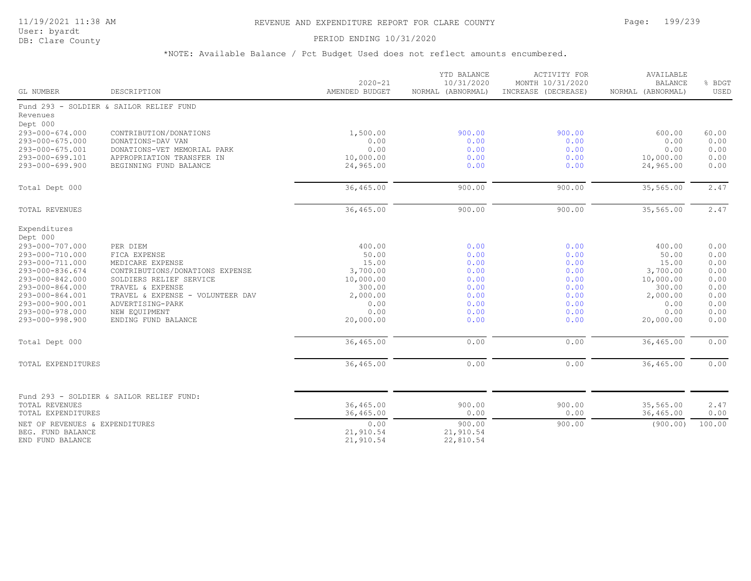# REVENUE AND EXPENDITURE REPORT FOR CLARE COUNTY

11/19/2021 11:38 AM
User: byardt
DB: Clare County

PERIOD ENDING 10/31/2020

*NOTE: Available Balance / Pct Budget Used does not reflect amounts encumbered.

| GL NUMBER | DESCRIPTION | 2020-21 AMENDED BUDGET | YTD BALANCE 10/31/2020 NORMAL (ABNORMAL) | ACTIVITY FOR MONTH 10/31/2020 INCREASE (DECREASE) | AVAILABLE BALANCE NORMAL (ABNORMAL) | % BDGT USED |
|---|---|---|---|---|---|---|
| Fund 293 - SOLDIER & SAILOR RELIEF FUND | | | | | | |
| Revenues | | | | | | |
| Dept 000 | | | | | | |
| 293-000-674.000 | CONTRIBUTION/DONATIONS | 1,500.00 | 900.00 | 900.00 | 600.00 | 60.00 |
| 293-000-675.000 | DONATIONS-DAV VAN | 0.00 | 0.00 | 0.00 | 0.00 | 0.00 |
| 293-000-675.001 | DONATIONS-VET MEMORIAL PARK | 0.00 | 0.00 | 0.00 | 0.00 | 0.00 |
| 293-000-699.101 | APPROPRIATION TRANSFER IN | 10,000.00 | 0.00 | 0.00 | 10,000.00 | 0.00 |
| 293-000-699.900 | BEGINNING FUND BALANCE | 24,965.00 | 0.00 | 0.00 | 24,965.00 | 0.00 |
| Total Dept 000 | | 36,465.00 | 900.00 | 900.00 | 35,565.00 | 2.47 |
| TOTAL REVENUES | | 36,465.00 | 900.00 | 900.00 | 35,565.00 | 2.47 |
| Expenditures | | | | | | |
| Dept 000 | | | | | | |
| 293-000-707.000 | PER DIEM | 400.00 | 0.00 | 0.00 | 400.00 | 0.00 |
| 293-000-710.000 | FICA EXPENSE | 50.00 | 0.00 | 0.00 | 50.00 | 0.00 |
| 293-000-711.000 | MEDICARE EXPENSE | 15.00 | 0.00 | 0.00 | 15.00 | 0.00 |
| 293-000-836.674 | CONTRIBUTIONS/DONATIONS EXPENSE | 3,700.00 | 0.00 | 0.00 | 3,700.00 | 0.00 |
| 293-000-842.000 | SOLDIERS RELIEF SERVICE | 10,000.00 | 0.00 | 0.00 | 10,000.00 | 0.00 |
| 293-000-864.000 | TRAVEL & EXPENSE | 300.00 | 0.00 | 0.00 | 300.00 | 0.00 |
| 293-000-864.001 | TRAVEL & EXPENSE - VOLUNTEER DAV | 2,000.00 | 0.00 | 0.00 | 2,000.00 | 0.00 |
| 293-000-900.001 | ADVERTISING-PARK | 0.00 | 0.00 | 0.00 | 0.00 | 0.00 |
| 293-000-978.000 | NEW EQUIPMENT | 0.00 | 0.00 | 0.00 | 0.00 | 0.00 |
| 293-000-998.900 | ENDING FUND BALANCE | 20,000.00 | 0.00 | 0.00 | 20,000.00 | 0.00 |
| Total Dept 000 | | 36,465.00 | 0.00 | 0.00 | 36,465.00 | 0.00 |
| TOTAL EXPENDITURES | | 36,465.00 | 0.00 | 0.00 | 36,465.00 | 0.00 |
| Fund 293 - SOLDIER & SAILOR RELIEF FUND: | | | | | | |
| TOTAL REVENUES | | 36,465.00 | 900.00 | 900.00 | 35,565.00 | 2.47 |
| TOTAL EXPENDITURES | | 36,465.00 | 0.00 | 0.00 | 36,465.00 | 0.00 |
| NET OF REVENUES & EXPENDITURES | | 0.00 | 900.00 | 900.00 | (900.00) | 100.00 |
| BEG. FUND BALANCE | | 21,910.54 | 21,910.54 | | | |
| END FUND BALANCE | | 21,910.54 | 22,810.54 | | | |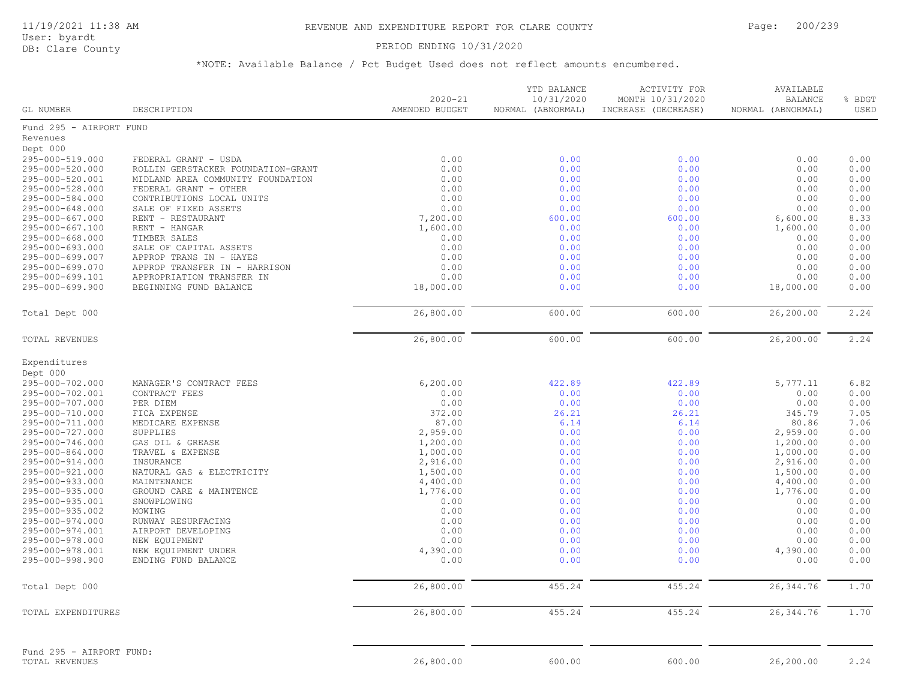REVENUE AND EXPENDITURE REPORT FOR CLARE COUNTY

PERIOD ENDING 10/31/2020

*NOTE: Available Balance / Pct Budget Used does not reflect amounts encumbered.

| GL NUMBER | DESCRIPTION | 2020-21 AMENDED BUDGET | YTD BALANCE 10/31/2020 NORMAL (ABNORMAL) | ACTIVITY FOR MONTH 10/31/2020 INCREASE (DECREASE) | AVAILABLE BALANCE NORMAL (ABNORMAL) | % BDGT USED |
|---|---|---|---|---|---|---|
| Fund 295 - AIRPORT FUND | | | | | | |
| Revenues | | | | | | |
| Dept 000 | | | | | | |
| 295-000-519.000 | FEDERAL GRANT - USDA | 0.00 | 0.00 | 0.00 | 0.00 | 0.00 |
| 295-000-520.000 | ROLLIN GERSTACKER FOUNDATION-GRANT | 0.00 | 0.00 | 0.00 | 0.00 | 0.00 |
| 295-000-520.001 | MIDLAND AREA COMMUNITY FOUNDATION | 0.00 | 0.00 | 0.00 | 0.00 | 0.00 |
| 295-000-528.000 | FEDERAL GRANT - OTHER | 0.00 | 0.00 | 0.00 | 0.00 | 0.00 |
| 295-000-584.000 | CONTRIBUTIONS LOCAL UNITS | 0.00 | 0.00 | 0.00 | 0.00 | 0.00 |
| 295-000-648.000 | SALE OF FIXED ASSETS | 0.00 | 0.00 | 0.00 | 0.00 | 0.00 |
| 295-000-667.000 | RENT - RESTAURANT | 7,200.00 | 600.00 | 600.00 | 6,600.00 | 8.33 |
| 295-000-667.100 | RENT - HANGAR | 1,600.00 | 0.00 | 0.00 | 1,600.00 | 0.00 |
| 295-000-668.000 | TIMBER SALES | 0.00 | 0.00 | 0.00 | 0.00 | 0.00 |
| 295-000-693.000 | SALE OF CAPITAL ASSETS | 0.00 | 0.00 | 0.00 | 0.00 | 0.00 |
| 295-000-699.007 | APPROP TRANS IN - HAYES | 0.00 | 0.00 | 0.00 | 0.00 | 0.00 |
| 295-000-699.070 | APPROP TRANSFER IN - HARRISON | 0.00 | 0.00 | 0.00 | 0.00 | 0.00 |
| 295-000-699.101 | APPROPRIATION TRANSFER IN | 0.00 | 0.00 | 0.00 | 0.00 | 0.00 |
| 295-000-699.900 | BEGINNING FUND BALANCE | 18,000.00 | 0.00 | 0.00 | 18,000.00 | 0.00 |
| Total Dept 000 | | 26,800.00 | 600.00 | 600.00 | 26,200.00 | 2.24 |
| TOTAL REVENUES | | 26,800.00 | 600.00 | 600.00 | 26,200.00 | 2.24 |
| Expenditures | | | | | | |
| Dept 000 | | | | | | |
| 295-000-702.000 | MANAGER'S CONTRACT FEES | 6,200.00 | 422.89 | 422.89 | 5,777.11 | 6.82 |
| 295-000-702.001 | CONTRACT FEES | 0.00 | 0.00 | 0.00 | 0.00 | 0.00 |
| 295-000-707.000 | PER DIEM | 0.00 | 0.00 | 0.00 | 0.00 | 0.00 |
| 295-000-710.000 | FICA EXPENSE | 372.00 | 26.21 | 26.21 | 345.79 | 7.05 |
| 295-000-711.000 | MEDICARE EXPENSE | 87.00 | 6.14 | 6.14 | 80.86 | 7.06 |
| 295-000-727.000 | SUPPLIES | 2,959.00 | 0.00 | 0.00 | 2,959.00 | 0.00 |
| 295-000-746.000 | GAS OIL & GREASE | 1,200.00 | 0.00 | 0.00 | 1,200.00 | 0.00 |
| 295-000-864.000 | TRAVEL & EXPENSE | 1,000.00 | 0.00 | 0.00 | 1,000.00 | 0.00 |
| 295-000-914.000 | INSURANCE | 2,916.00 | 0.00 | 0.00 | 2,916.00 | 0.00 |
| 295-000-921.000 | NATURAL GAS & ELECTRICITY | 1,500.00 | 0.00 | 0.00 | 1,500.00 | 0.00 |
| 295-000-933.000 | MAINTENANCE | 4,400.00 | 0.00 | 0.00 | 4,400.00 | 0.00 |
| 295-000-935.000 | GROUND CARE & MAINTENCE | 1,776.00 | 0.00 | 0.00 | 1,776.00 | 0.00 |
| 295-000-935.001 | SNOWPLOWING | 0.00 | 0.00 | 0.00 | 0.00 | 0.00 |
| 295-000-935.002 | MOWING | 0.00 | 0.00 | 0.00 | 0.00 | 0.00 |
| 295-000-974.000 | RUNWAY RESURFACING | 0.00 | 0.00 | 0.00 | 0.00 | 0.00 |
| 295-000-974.001 | AIRPORT DEVELOPING | 0.00 | 0.00 | 0.00 | 0.00 | 0.00 |
| 295-000-978.000 | NEW EQUIPMENT | 0.00 | 0.00 | 0.00 | 0.00 | 0.00 |
| 295-000-978.001 | NEW EQUIPMENT UNDER | 4,390.00 | 0.00 | 0.00 | 4,390.00 | 0.00 |
| 295-000-998.900 | ENDING FUND BALANCE | 0.00 | 0.00 | 0.00 | 0.00 | 0.00 |
| Total Dept 000 | | 26,800.00 | 455.24 | 455.24 | 26,344.76 | 1.70 |
| TOTAL EXPENDITURES | | 26,800.00 | 455.24 | 455.24 | 26,344.76 | 1.70 |
| Fund 295 - AIRPORT FUND: | | | | | | |
| TOTAL REVENUES | | 26,800.00 | 600.00 | 600.00 | 26,200.00 | 2.24 |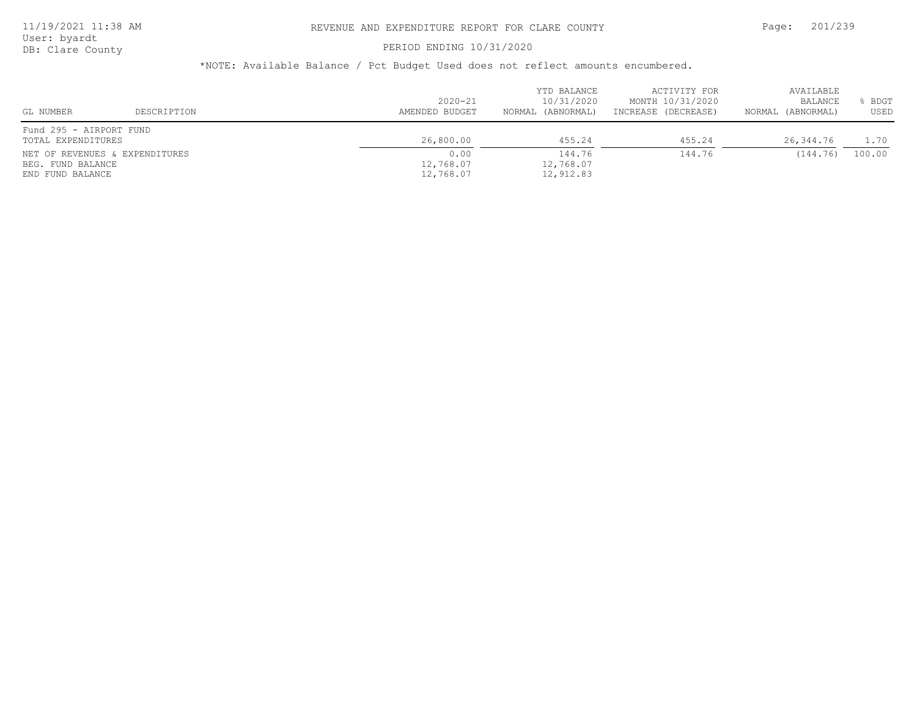# REVENUE AND EXPENDITURE REPORT FOR CLARE COUNTY

PERIOD ENDING 10/31/2020

*NOTE: Available Balance / Pct Budget Used does not reflect amounts encumbered.

| GL NUMBER | DESCRIPTION | 2020-21 AMENDED BUDGET | YTD BALANCE 10/31/2020 NORMAL (ABNORMAL) | ACTIVITY FOR MONTH 10/31/2020 INCREASE (DECREASE) | AVAILABLE BALANCE NORMAL (ABNORMAL) | % BDGT USED |
|---|---|---|---|---|---|---|
| Fund 295 - AIRPORT FUND | | | | | | |
| TOTAL EXPENDITURES | | 26,800.00 | 455.24 | 455.24 | 26,344.76 | 1.70 |
| NET OF REVENUES & EXPENDITURES | | 0.00 | 144.76 | 144.76 | (144.76) | 100.00 |
| BEG. FUND BALANCE | | 12,768.07 | 12,768.07 | | | |
| END FUND BALANCE | | 12,768.07 | 12,912.83 | | | |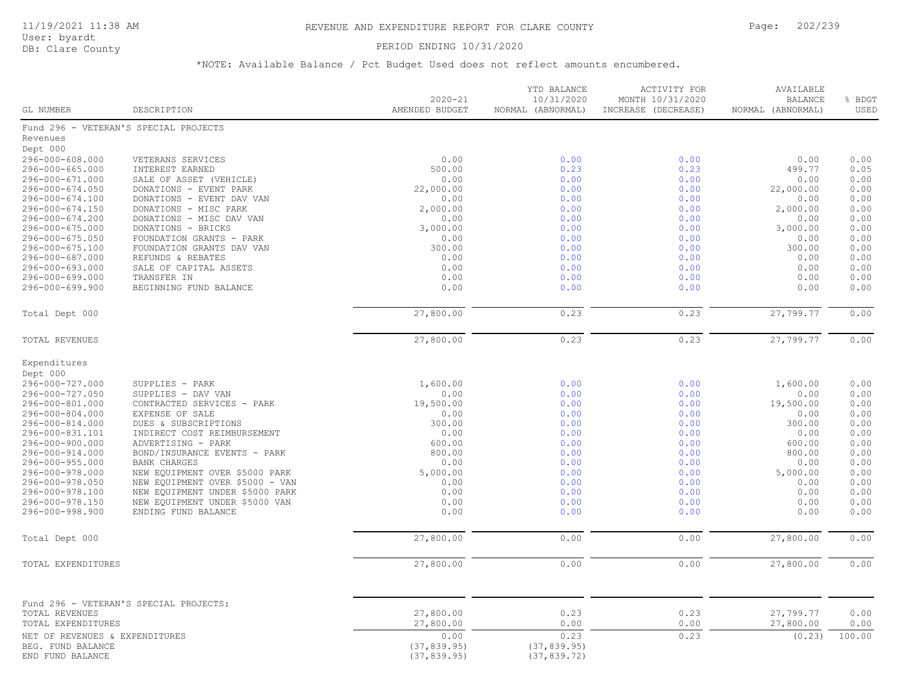# REVENUE AND EXPENDITURE REPORT FOR CLARE COUNTY

PERIOD ENDING 10/31/2020

*NOTE: Available Balance / Pct Budget Used does not reflect amounts encumbered.

| GL NUMBER | DESCRIPTION | 2020-21 AMENDED BUDGET | YTD BALANCE 10/31/2020 NORMAL (ABNORMAL) | ACTIVITY FOR MONTH 10/31/2020 INCREASE (DECREASE) | AVAILABLE BALANCE NORMAL (ABNORMAL) | % BDGT USED |
|---|---|---|---|---|---|---|
| Fund 296 - VETERAN'S SPECIAL PROJECTS | | | | | | |
| Revenues | | | | | | |
| Dept 000 | | | | | | |
| 296-000-608.000 | VETERANS SERVICES | 0.00 | 0.00 | 0.00 | 0.00 | 0.00 |
| 296-000-665.000 | INTEREST EARNED | 500.00 | 0.23 | 0.23 | 499.77 | 0.05 |
| 296-000-671.000 | SALE OF ASSET (VEHICLE) | 0.00 | 0.00 | 0.00 | 0.00 | 0.00 |
| 296-000-674.050 | DONATIONS - EVENT PARK | 22,000.00 | 0.00 | 0.00 | 22,000.00 | 0.00 |
| 296-000-674.100 | DONATIONS - EVENT DAV VAN | 0.00 | 0.00 | 0.00 | 0.00 | 0.00 |
| 296-000-674.150 | DONATIONS - MISC PARK | 2,000.00 | 0.00 | 0.00 | 2,000.00 | 0.00 |
| 296-000-674.200 | DONATIONS - MISC DAV VAN | 0.00 | 0.00 | 0.00 | 0.00 | 0.00 |
| 296-000-675.000 | DONATIONS - BRICKS | 3,000.00 | 0.00 | 0.00 | 3,000.00 | 0.00 |
| 296-000-675.050 | FOUNDATION GRANTS - PARK | 0.00 | 0.00 | 0.00 | 0.00 | 0.00 |
| 296-000-675.100 | FOUNDATION GRANTS DAV VAN | 300.00 | 0.00 | 0.00 | 300.00 | 0.00 |
| 296-000-687.000 | REFUNDS & REBATES | 0.00 | 0.00 | 0.00 | 0.00 | 0.00 |
| 296-000-693.000 | SALE OF CAPITAL ASSETS | 0.00 | 0.00 | 0.00 | 0.00 | 0.00 |
| 296-000-699.000 | TRANSFER IN | 0.00 | 0.00 | 0.00 | 0.00 | 0.00 |
| 296-000-699.900 | BEGINNING FUND BALANCE | 0.00 | 0.00 | 0.00 | 0.00 | 0.00 |
| Total Dept 000 | | 27,800.00 | 0.23 | 0.23 | 27,799.77 | 0.00 |
| TOTAL REVENUES | | 27,800.00 | 0.23 | 0.23 | 27,799.77 | 0.00 |
| Expenditures | | | | | | |
| Dept 000 | | | | | | |
| 296-000-727.000 | SUPPLIES - PARK | 1,600.00 | 0.00 | 0.00 | 1,600.00 | 0.00 |
| 296-000-727.050 | SUPPLIES - DAV VAN | 0.00 | 0.00 | 0.00 | 0.00 | 0.00 |
| 296-000-801.000 | CONTRACTED SERVICES - PARK | 19,500.00 | 0.00 | 0.00 | 19,500.00 | 0.00 |
| 296-000-804.000 | EXPENSE OF SALE | 0.00 | 0.00 | 0.00 | 0.00 | 0.00 |
| 296-000-814.000 | DUES & SUBSCRIPTIONS | 300.00 | 0.00 | 0.00 | 300.00 | 0.00 |
| 296-000-831.101 | INDIRECT COST REIMBURSEMENT | 0.00 | 0.00 | 0.00 | 0.00 | 0.00 |
| 296-000-900.000 | ADVERTISING - PARK | 600.00 | 0.00 | 0.00 | 600.00 | 0.00 |
| 296-000-914.000 | BOND/INSURANCE EVENTS - PARK | 800.00 | 0.00 | 0.00 | 800.00 | 0.00 |
| 296-000-955.000 | BANK CHARGES | 0.00 | 0.00 | 0.00 | 0.00 | 0.00 |
| 296-000-978.000 | NEW EQUIPMENT OVER $5000 PARK | 5,000.00 | 0.00 | 0.00 | 5,000.00 | 0.00 |
| 296-000-978.050 | NEW EQUIPMENT OVER $5000 - VAN | 0.00 | 0.00 | 0.00 | 0.00 | 0.00 |
| 296-000-978.100 | NEW EQUIPMENT UNDER $5000 PARK | 0.00 | 0.00 | 0.00 | 0.00 | 0.00 |
| 296-000-978.150 | NEW EQUIPMENT UNDER $5000 VAN | 0.00 | 0.00 | 0.00 | 0.00 | 0.00 |
| 296-000-998.900 | ENDING FUND BALANCE | 0.00 | 0.00 | 0.00 | 0.00 | 0.00 |
| Total Dept 000 | | 27,800.00 | 0.00 | 0.00 | 27,800.00 | 0.00 |
| TOTAL EXPENDITURES | | 27,800.00 | 0.00 | 0.00 | 27,800.00 | 0.00 |
| Fund 296 - VETERAN'S SPECIAL PROJECTS: | | | | | | |
| TOTAL REVENUES | | 27,800.00 | 0.23 | 0.23 | 27,799.77 | 0.00 |
| TOTAL EXPENDITURES | | 27,800.00 | 0.00 | 0.00 | 27,800.00 | 0.00 |
| NET OF REVENUES & EXPENDITURES | | 0.00 | 0.23 | 0.23 | (0.23) | 100.00 |
| BEG. FUND BALANCE | | (37,839.95) | (37,839.95) | | | |
| END FUND BALANCE | | (37,839.95) | (37,839.72) | | | |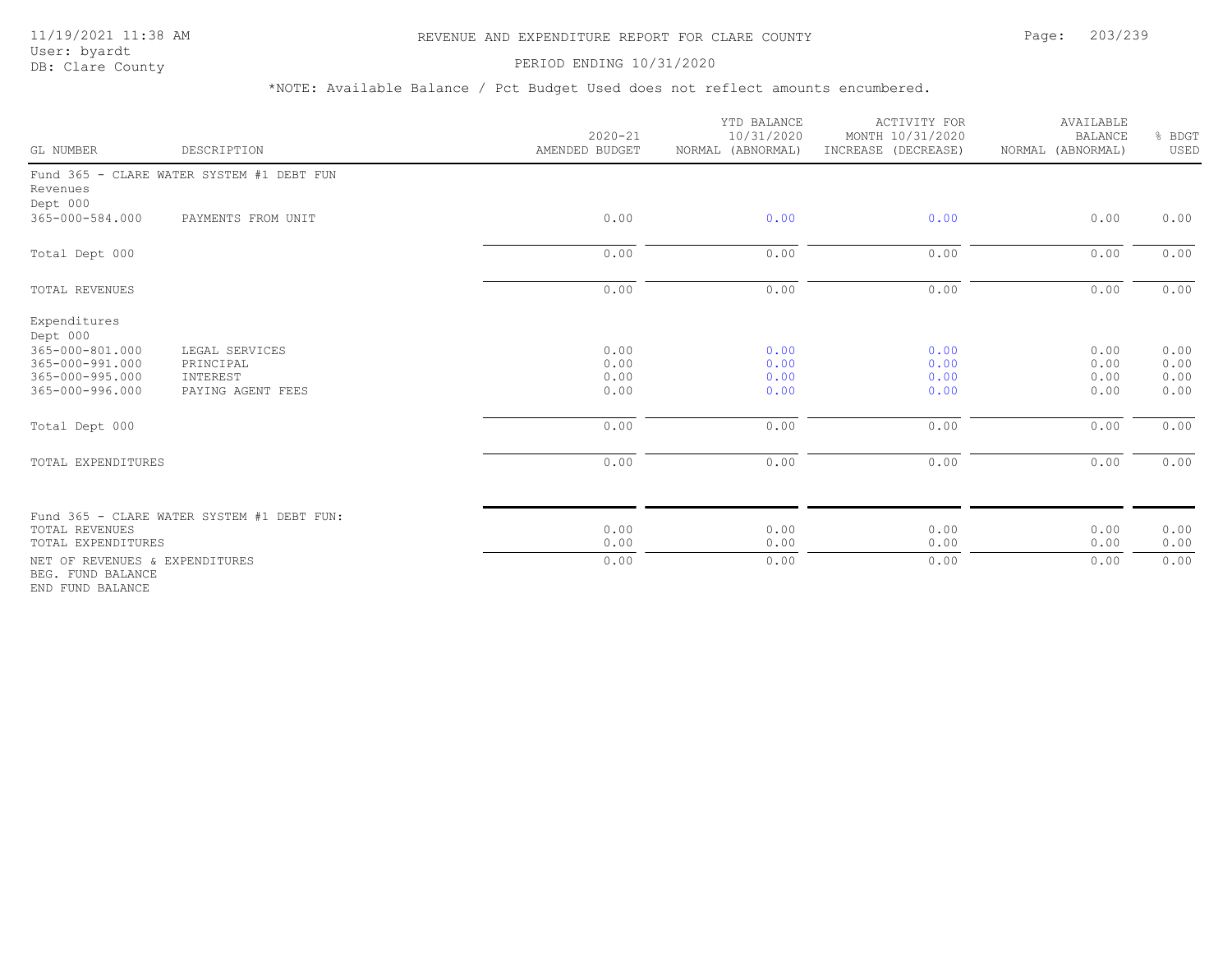# REVENUE AND EXPENDITURE REPORT FOR CLARE COUNTY

11/19/2021 11:38 AM
User: byardt
DB: Clare County

PERIOD ENDING 10/31/2020

*NOTE: Available Balance / Pct Budget Used does not reflect amounts encumbered.

| GL NUMBER | DESCRIPTION | 2020-21 AMENDED BUDGET | YTD BALANCE 10/31/2020 NORMAL (ABNORMAL) | ACTIVITY FOR MONTH 10/31/2020 INCREASE (DECREASE) | AVAILABLE BALANCE NORMAL (ABNORMAL) | % BDGT USED |
|---|---|---|---|---|---|---|
| Fund 365 - CLARE WATER SYSTEM #1 DEBT FUN | | | | | | |
| Revenues | | | | | | |
| Dept 000 | | | | | | |
| 365-000-584.000 | PAYMENTS FROM UNIT | 0.00 | 0.00 | 0.00 | 0.00 | 0.00 |
| Total Dept 000 | | 0.00 | 0.00 | 0.00 | 0.00 | 0.00 |
| TOTAL REVENUES | | 0.00 | 0.00 | 0.00 | 0.00 | 0.00 |
| Expenditures | | | | | | |
| Dept 000 | | | | | | |
| 365-000-801.000 | LEGAL SERVICES | 0.00 | 0.00 | 0.00 | 0.00 | 0.00 |
| 365-000-991.000 | PRINCIPAL | 0.00 | 0.00 | 0.00 | 0.00 | 0.00 |
| 365-000-995.000 | INTEREST | 0.00 | 0.00 | 0.00 | 0.00 | 0.00 |
| 365-000-996.000 | PAYING AGENT FEES | 0.00 | 0.00 | 0.00 | 0.00 | 0.00 |
| Total Dept 000 | | 0.00 | 0.00 | 0.00 | 0.00 | 0.00 |
| TOTAL EXPENDITURES | | 0.00 | 0.00 | 0.00 | 0.00 | 0.00 |
| Fund 365 - CLARE WATER SYSTEM #1 DEBT FUN: | | | | | | |
| TOTAL REVENUES | | 0.00 | 0.00 | 0.00 | 0.00 | 0.00 |
| TOTAL EXPENDITURES | | 0.00 | 0.00 | 0.00 | 0.00 | 0.00 |
| NET OF REVENUES & EXPENDITURES | | 0.00 | 0.00 | 0.00 | 0.00 | 0.00 |
| BEG. FUND BALANCE | | | | | | |
| END FUND BALANCE | | | | | | |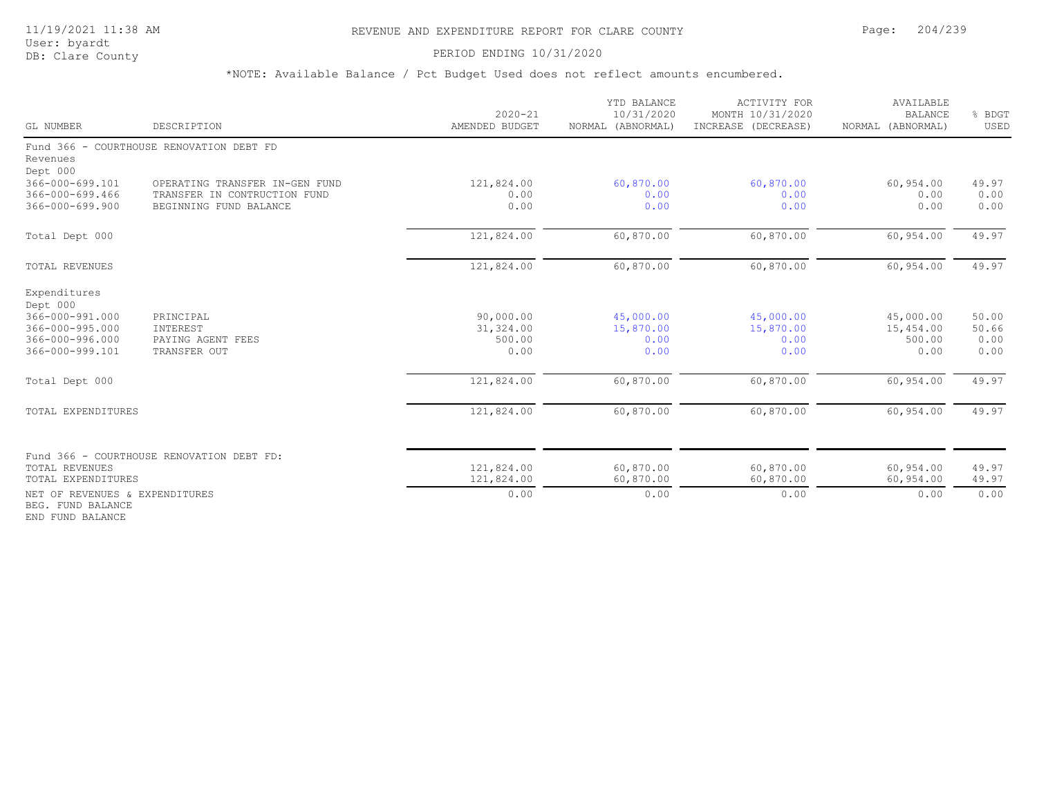# REVENUE AND EXPENDITURE REPORT FOR CLARE COUNTY

11/19/2021 11:38 AM
User: byardt
DB: Clare County

PERIOD ENDING 10/31/2020

*NOTE: Available Balance / Pct Budget Used does not reflect amounts encumbered.

| GL NUMBER | DESCRIPTION | 2020-21 AMENDED BUDGET | YTD BALANCE 10/31/2020 NORMAL (ABNORMAL) | ACTIVITY FOR MONTH 10/31/2020 INCREASE (DECREASE) | AVAILABLE BALANCE NORMAL (ABNORMAL) | % BDGT USED |
|---|---|---|---|---|---|---|
| Fund 366 - COURTHOUSE RENOVATION DEBT FD | | | | | | |
| Revenues | | | | | | |
| Dept 000 | | | | | | |
| 366-000-699.101 | OPERATING TRANSFER IN-GEN FUND | 121,824.00 | 60,870.00 | 60,870.00 | 60,954.00 | 49.97 |
| 366-000-699.466 | TRANSFER IN CONTRUCTION FUND | 0.00 | 0.00 | 0.00 | 0.00 | 0.00 |
| 366-000-699.900 | BEGINNING FUND BALANCE | 0.00 | 0.00 | 0.00 | 0.00 | 0.00 |
| Total Dept 000 | | 121,824.00 | 60,870.00 | 60,870.00 | 60,954.00 | 49.97 |
| TOTAL REVENUES | | 121,824.00 | 60,870.00 | 60,870.00 | 60,954.00 | 49.97 |
| Expenditures | | | | | | |
| Dept 000 | | | | | | |
| 366-000-991.000 | PRINCIPAL | 90,000.00 | 45,000.00 | 45,000.00 | 45,000.00 | 50.00 |
| 366-000-995.000 | INTEREST | 31,324.00 | 15,870.00 | 15,870.00 | 15,454.00 | 50.66 |
| 366-000-996.000 | PAYING AGENT FEES | 500.00 | 0.00 | 0.00 | 500.00 | 0.00 |
| 366-000-999.101 | TRANSFER OUT | 0.00 | 0.00 | 0.00 | 0.00 | 0.00 |
| Total Dept 000 | | 121,824.00 | 60,870.00 | 60,870.00 | 60,954.00 | 49.97 |
| TOTAL EXPENDITURES | | 121,824.00 | 60,870.00 | 60,870.00 | 60,954.00 | 49.97 |
| Fund 366 - COURTHOUSE RENOVATION DEBT FD: | | | | | | |
| TOTAL REVENUES | | 121,824.00 | 60,870.00 | 60,870.00 | 60,954.00 | 49.97 |
| TOTAL EXPENDITURES | | 121,824.00 | 60,870.00 | 60,870.00 | 60,954.00 | 49.97 |
| NET OF REVENUES & EXPENDITURES | | 0.00 | 0.00 | 0.00 | 0.00 | 0.00 |
| BEG. FUND BALANCE | | | | | | |
| END FUND BALANCE | | | | | | |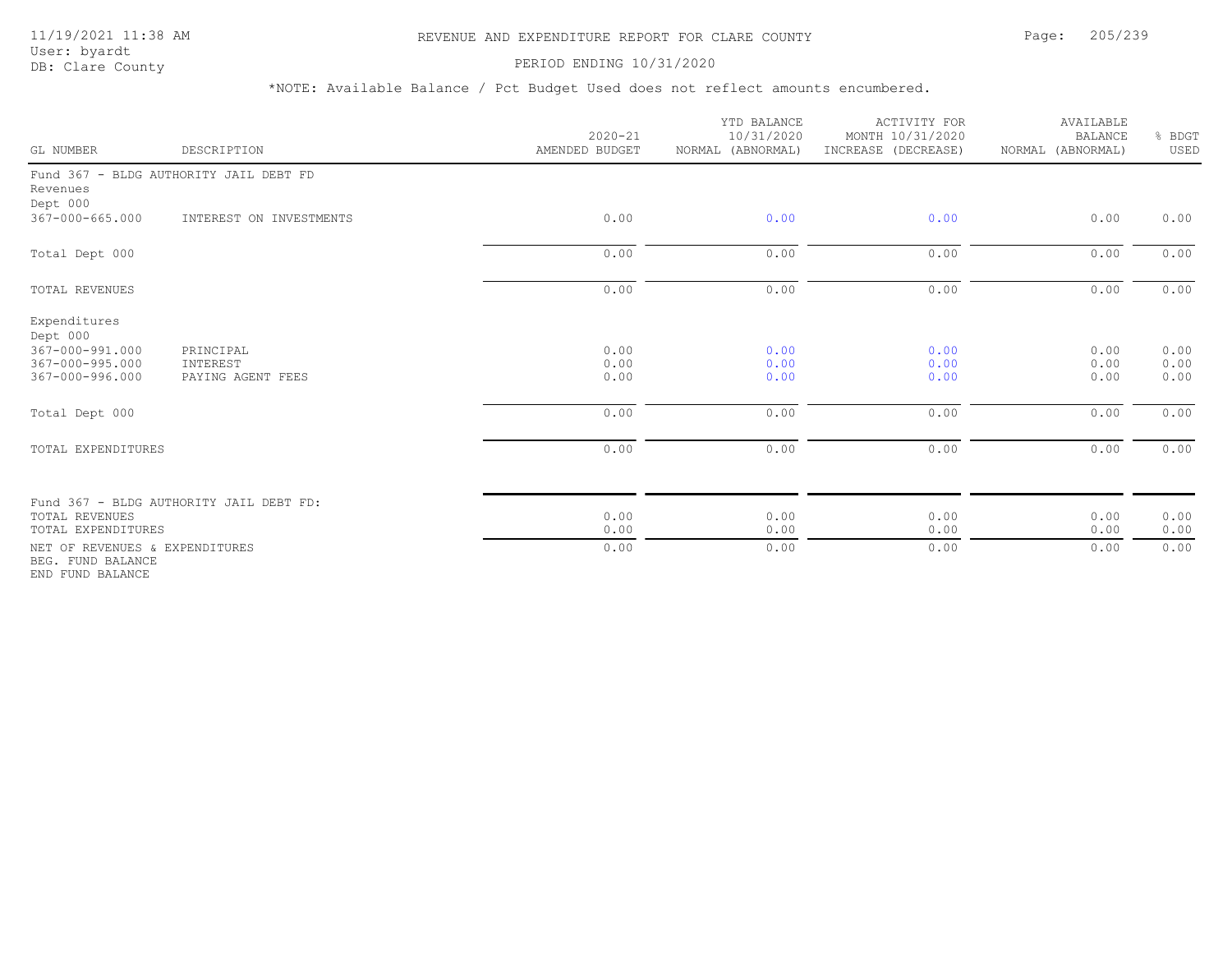# REVENUE AND EXPENDITURE REPORT FOR CLARE COUNTY

PERIOD ENDING 10/31/2020

*NOTE: Available Balance / Pct Budget Used does not reflect amounts encumbered.

| GL NUMBER | DESCRIPTION | 2020-21 AMENDED BUDGET | YTD BALANCE 10/31/2020 NORMAL (ABNORMAL) | ACTIVITY FOR MONTH 10/31/2020 INCREASE (DECREASE) | AVAILABLE BALANCE NORMAL (ABNORMAL) | % BDGT USED |
|---|---|---|---|---|---|---|
| Fund 367 - BLDG AUTHORITY JAIL DEBT FD | | | | | | |
| Revenues | | | | | | |
| Dept 000 | | | | | | |
| 367-000-665.000 | INTEREST ON INVESTMENTS | 0.00 | 0.00 | 0.00 | 0.00 | 0.00 |
| Total Dept 000 | | 0.00 | 0.00 | 0.00 | 0.00 | 0.00 |
| TOTAL REVENUES | | 0.00 | 0.00 | 0.00 | 0.00 | 0.00 |
| Expenditures | | | | | | |
| Dept 000 | | | | | | |
| 367-000-991.000 | PRINCIPAL | 0.00 | 0.00 | 0.00 | 0.00 | 0.00 |
| 367-000-995.000 | INTEREST | 0.00 | 0.00 | 0.00 | 0.00 | 0.00 |
| 367-000-996.000 | PAYING AGENT FEES | 0.00 | 0.00 | 0.00 | 0.00 | 0.00 |
| Total Dept 000 | | 0.00 | 0.00 | 0.00 | 0.00 | 0.00 |
| TOTAL EXPENDITURES | | 0.00 | 0.00 | 0.00 | 0.00 | 0.00 |
| Fund 367 - BLDG AUTHORITY JAIL DEBT FD: | | | | | | |
| TOTAL REVENUES | | 0.00 | 0.00 | 0.00 | 0.00 | 0.00 |
| TOTAL EXPENDITURES | | 0.00 | 0.00 | 0.00 | 0.00 | 0.00 |
| NET OF REVENUES & EXPENDITURES | | 0.00 | 0.00 | 0.00 | 0.00 | 0.00 |
| BEG. FUND BALANCE | | | | | | |
| END FUND BALANCE | | | | | | |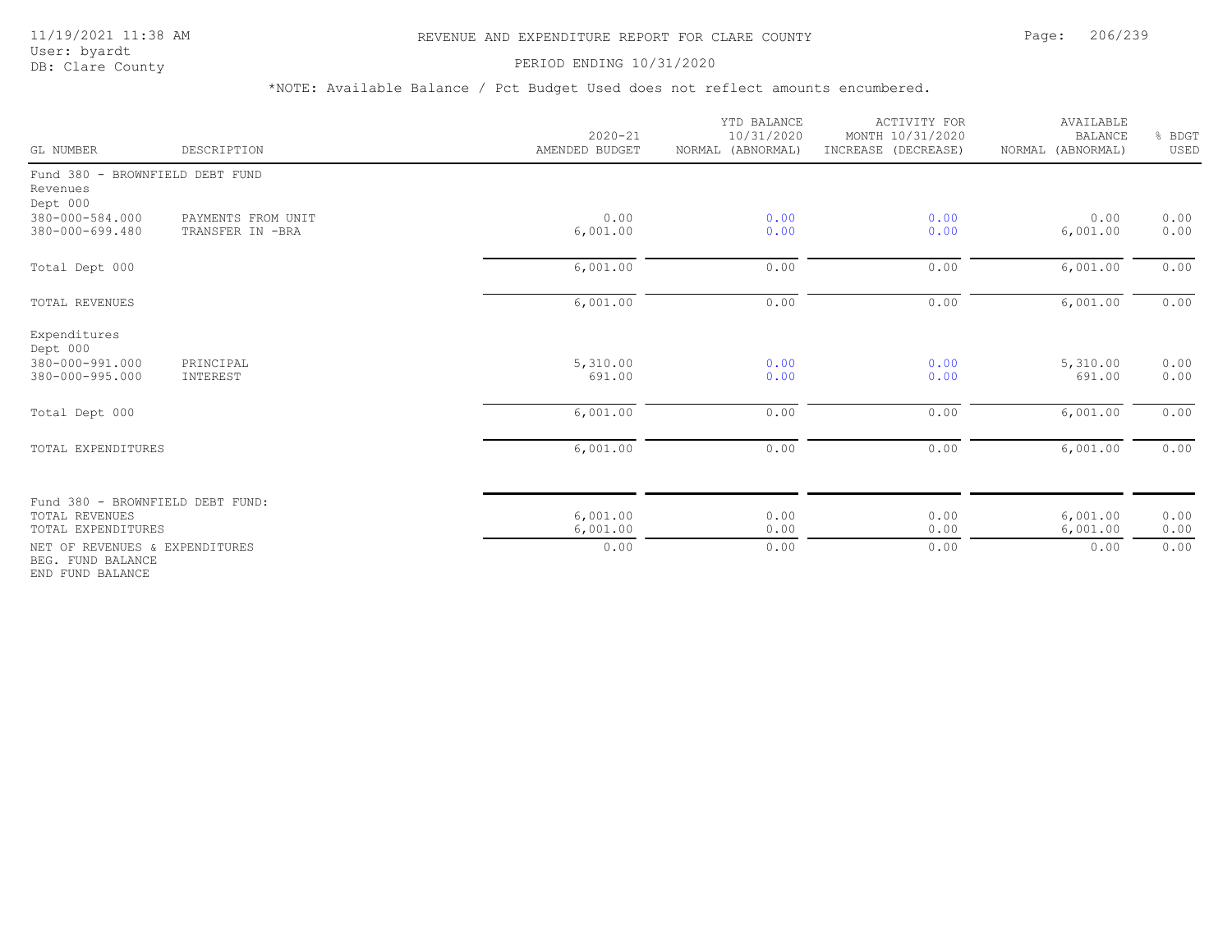# REVENUE AND EXPENDITURE REPORT FOR CLARE COUNTY

PERIOD ENDING 10/31/2020

*NOTE: Available Balance / Pct Budget Used does not reflect amounts encumbered.

| GL NUMBER | DESCRIPTION | 2020-21 AMENDED BUDGET | YTD BALANCE 10/31/2020 NORMAL (ABNORMAL) | ACTIVITY FOR MONTH 10/31/2020 INCREASE (DECREASE) | AVAILABLE BALANCE NORMAL (ABNORMAL) | % BDGT USED |
|---|---|---|---|---|---|---|
| Fund 380 - BROWNFIELD DEBT FUND | | | | | | |
| Revenues | | | | | | |
| Dept 000 | | | | | | |
| 380-000-584.000 | PAYMENTS FROM UNIT | 0.00 | 0.00 | 0.00 | 0.00 | 0.00 |
| 380-000-699.480 | TRANSFER IN -BRA | 6,001.00 | 0.00 | 0.00 | 6,001.00 | 0.00 |
| Total Dept 000 | | 6,001.00 | 0.00 | 0.00 | 6,001.00 | 0.00 |
| TOTAL REVENUES | | 6,001.00 | 0.00 | 0.00 | 6,001.00 | 0.00 |
| Expenditures | | | | | | |
| Dept 000 | | | | | | |
| 380-000-991.000 | PRINCIPAL | 5,310.00 | 0.00 | 0.00 | 5,310.00 | 0.00 |
| 380-000-995.000 | INTEREST | 691.00 | 0.00 | 0.00 | 691.00 | 0.00 |
| Total Dept 000 | | 6,001.00 | 0.00 | 0.00 | 6,001.00 | 0.00 |
| TOTAL EXPENDITURES | | 6,001.00 | 0.00 | 0.00 | 6,001.00 | 0.00 |
| Fund 380 - BROWNFIELD DEBT FUND: | | | | | | |
| TOTAL REVENUES | | 6,001.00 | 0.00 | 0.00 | 6,001.00 | 0.00 |
| TOTAL EXPENDITURES | | 6,001.00 | 0.00 | 0.00 | 6,001.00 | 0.00 |
| NET OF REVENUES & EXPENDITURES | | 0.00 | 0.00 | 0.00 | 0.00 | 0.00 |
| BEG. FUND BALANCE | | | | | | |
| END FUND BALANCE | | | | | | |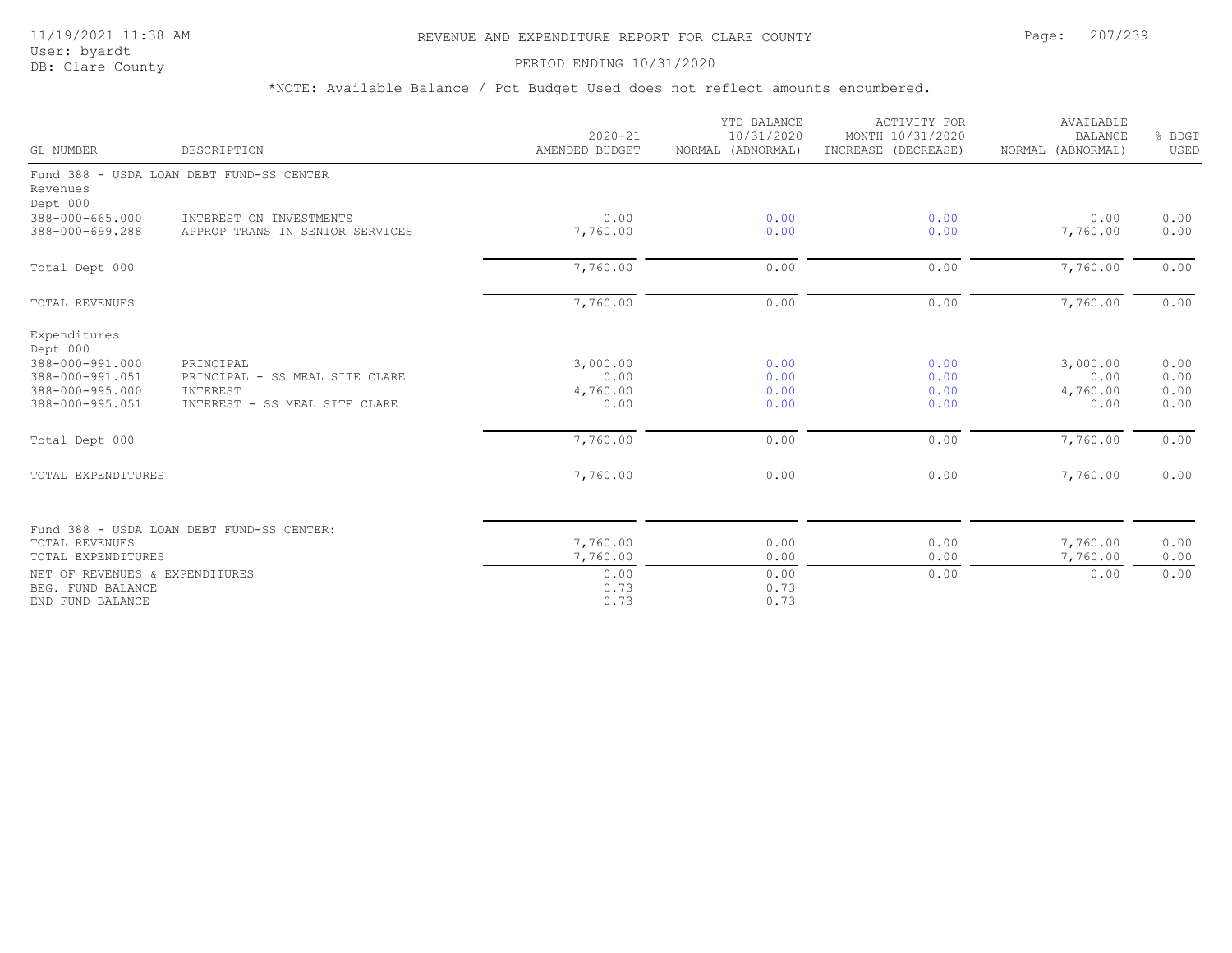# REVENUE AND EXPENDITURE REPORT FOR CLARE COUNTY

11/19/2021 11:38 AM
User: byardt
DB: Clare County

PERIOD ENDING 10/31/2020

*NOTE: Available Balance / Pct Budget Used does not reflect amounts encumbered.

| GL NUMBER | DESCRIPTION | 2020-21 AMENDED BUDGET | YTD BALANCE 10/31/2020 NORMAL (ABNORMAL) | ACTIVITY FOR MONTH 10/31/2020 INCREASE (DECREASE) | AVAILABLE BALANCE NORMAL (ABNORMAL) | % BDGT USED |
|---|---|---|---|---|---|---|
| Fund 388 - USDA LOAN DEBT FUND-SS CENTER | | | | | | |
| Revenues | | | | | | |
| Dept 000 | | | | | | |
| 388-000-665.000 | INTEREST ON INVESTMENTS | 0.00 | 0.00 | 0.00 | 0.00 | 0.00 |
| 388-000-699.288 | APPROP TRANS IN SENIOR SERVICES | 7,760.00 | 0.00 | 0.00 | 7,760.00 | 0.00 |
| Total Dept 000 | | 7,760.00 | 0.00 | 0.00 | 7,760.00 | 0.00 |
| TOTAL REVENUES | | 7,760.00 | 0.00 | 0.00 | 7,760.00 | 0.00 |
| Expenditures | | | | | | |
| Dept 000 | | | | | | |
| 388-000-991.000 | PRINCIPAL | 3,000.00 | 0.00 | 0.00 | 3,000.00 | 0.00 |
| 388-000-991.051 | PRINCIPAL - SS MEAL SITE CLARE | 0.00 | 0.00 | 0.00 | 0.00 | 0.00 |
| 388-000-995.000 | INTEREST | 4,760.00 | 0.00 | 0.00 | 4,760.00 | 0.00 |
| 388-000-995.051 | INTEREST - SS MEAL SITE CLARE | 0.00 | 0.00 | 0.00 | 0.00 | 0.00 |
| Total Dept 000 | | 7,760.00 | 0.00 | 0.00 | 7,760.00 | 0.00 |
| TOTAL EXPENDITURES | | 7,760.00 | 0.00 | 0.00 | 7,760.00 | 0.00 |
| Fund 388 - USDA LOAN DEBT FUND-SS CENTER: | | | | | | |
| TOTAL REVENUES | | 7,760.00 | 0.00 | 0.00 | 7,760.00 | 0.00 |
| TOTAL EXPENDITURES | | 7,760.00 | 0.00 | 0.00 | 7,760.00 | 0.00 |
| NET OF REVENUES & EXPENDITURES | | 0.00 | 0.00 | 0.00 | 0.00 | 0.00 |
| BEG. FUND BALANCE | | 0.73 | 0.73 | | | |
| END FUND BALANCE | | 0.73 | 0.73 | | | |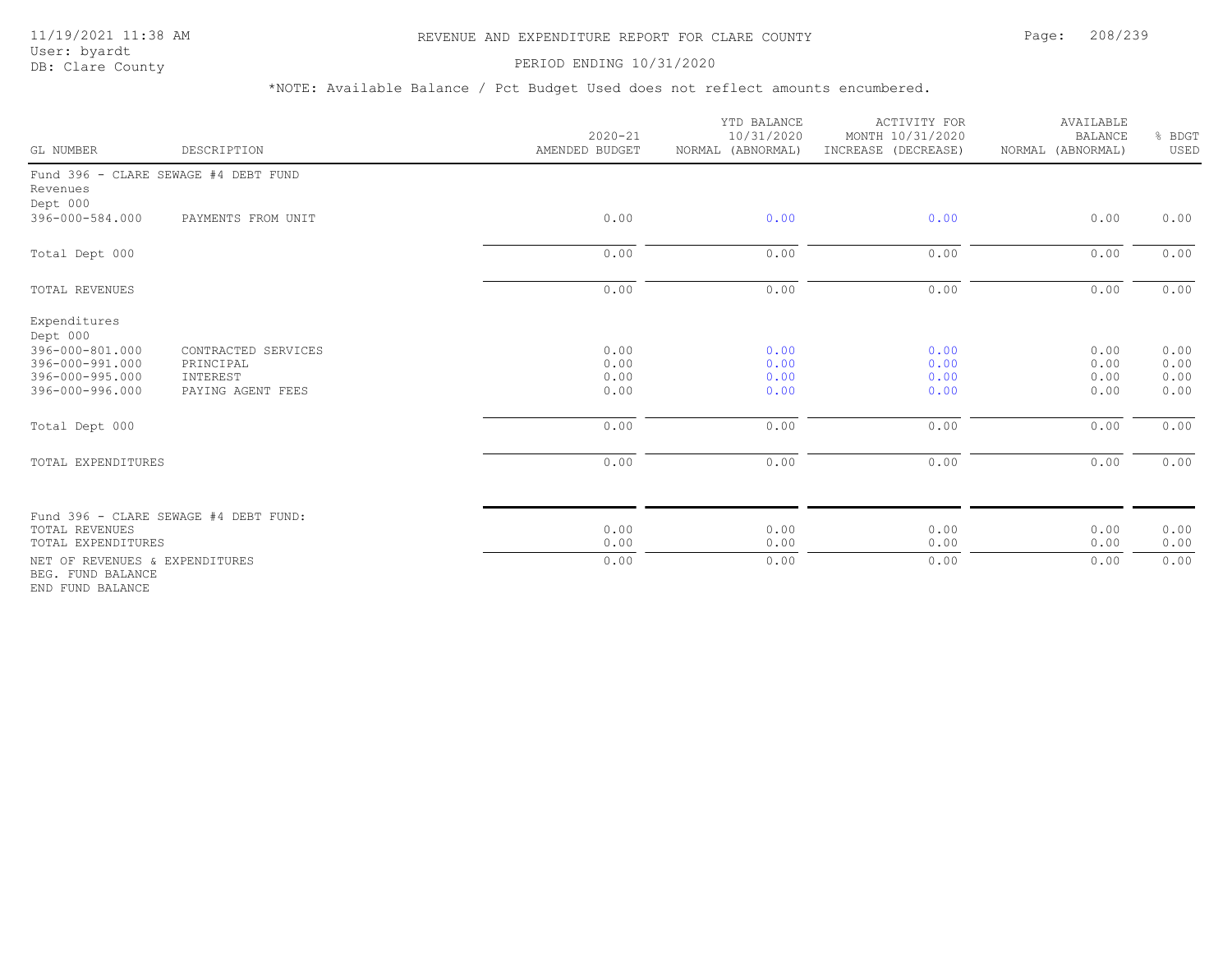# REVENUE AND EXPENDITURE REPORT FOR CLARE COUNTY

11/19/2021 11:38 AM
User: byardt
DB: Clare County

PERIOD ENDING 10/31/2020

*NOTE: Available Balance / Pct Budget Used does not reflect amounts encumbered.

| GL NUMBER | DESCRIPTION | 2020-21 AMENDED BUDGET | YTD BALANCE 10/31/2020 NORMAL (ABNORMAL) | ACTIVITY FOR MONTH 10/31/2020 INCREASE (DECREASE) | AVAILABLE BALANCE NORMAL (ABNORMAL) | % BDGT USED |
|---|---|---|---|---|---|---|
| Fund 396 - CLARE SEWAGE #4 DEBT FUND | | | | | | |
| Revenues | | | | | | |
| Dept 000 | | | | | | |
| 396-000-584.000 | PAYMENTS FROM UNIT | 0.00 | 0.00 | 0.00 | 0.00 | 0.00 |
| Total Dept 000 | | 0.00 | 0.00 | 0.00 | 0.00 | 0.00 |
| TOTAL REVENUES | | 0.00 | 0.00 | 0.00 | 0.00 | 0.00 |
| Expenditures | | | | | | |
| Dept 000 | | | | | | |
| 396-000-801.000 | CONTRACTED SERVICES | 0.00 | 0.00 | 0.00 | 0.00 | 0.00 |
| 396-000-991.000 | PRINCIPAL | 0.00 | 0.00 | 0.00 | 0.00 | 0.00 |
| 396-000-995.000 | INTEREST | 0.00 | 0.00 | 0.00 | 0.00 | 0.00 |
| 396-000-996.000 | PAYING AGENT FEES | 0.00 | 0.00 | 0.00 | 0.00 | 0.00 |
| Total Dept 000 | | 0.00 | 0.00 | 0.00 | 0.00 | 0.00 |
| TOTAL EXPENDITURES | | 0.00 | 0.00 | 0.00 | 0.00 | 0.00 |
| Fund 396 - CLARE SEWAGE #4 DEBT FUND: | | | | | | |
| TOTAL REVENUES | | 0.00 | 0.00 | 0.00 | 0.00 | 0.00 |
| TOTAL EXPENDITURES | | 0.00 | 0.00 | 0.00 | 0.00 | 0.00 |
| NET OF REVENUES & EXPENDITURES | | 0.00 | 0.00 | 0.00 | 0.00 | 0.00 |
| BEG. FUND BALANCE | | | | | | |
| END FUND BALANCE | | | | | | |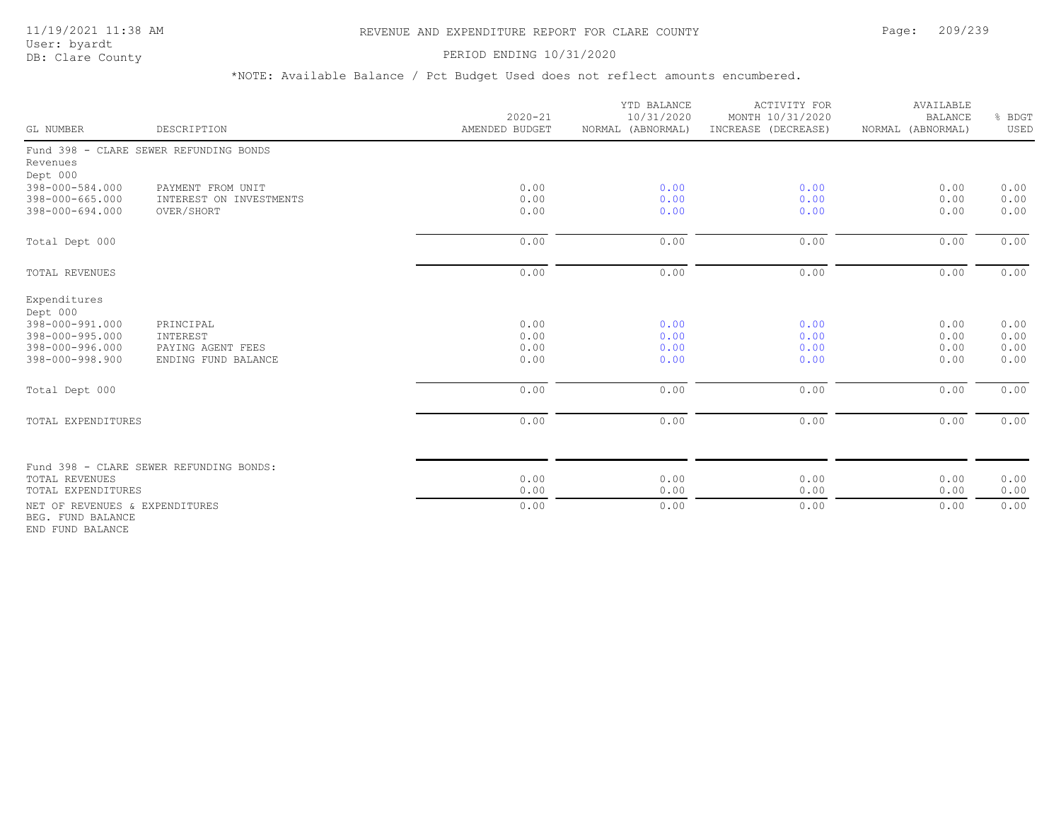REVENUE AND EXPENDITURE REPORT FOR CLARE COUNTY

11/19/2021 11:38 AM
User: byardt
DB: Clare County

PERIOD ENDING 10/31/2020

*NOTE: Available Balance / Pct Budget Used does not reflect amounts encumbered.

| GL NUMBER | DESCRIPTION | 2020-21 AMENDED BUDGET | YTD BALANCE 10/31/2020 NORMAL (ABNORMAL) | ACTIVITY FOR MONTH 10/31/2020 INCREASE (DECREASE) | AVAILABLE BALANCE NORMAL (ABNORMAL) | % BDGT USED |
|---|---|---|---|---|---|---|
| Fund 398 - CLARE SEWER REFUNDING BONDS | | | | | | |
| Revenues | | | | | | |
| Dept 000 | | | | | | |
| 398-000-584.000 | PAYMENT FROM UNIT | 0.00 | 0.00 | 0.00 | 0.00 | 0.00 |
| 398-000-665.000 | INTEREST ON INVESTMENTS | 0.00 | 0.00 | 0.00 | 0.00 | 0.00 |
| 398-000-694.000 | OVER/SHORT | 0.00 | 0.00 | 0.00 | 0.00 | 0.00 |
| Total Dept 000 | | 0.00 | 0.00 | 0.00 | 0.00 | 0.00 |
| TOTAL REVENUES | | 0.00 | 0.00 | 0.00 | 0.00 | 0.00 |
| Expenditures | | | | | | |
| Dept 000 | | | | | | |
| 398-000-991.000 | PRINCIPAL | 0.00 | 0.00 | 0.00 | 0.00 | 0.00 |
| 398-000-995.000 | INTEREST | 0.00 | 0.00 | 0.00 | 0.00 | 0.00 |
| 398-000-996.000 | PAYING AGENT FEES | 0.00 | 0.00 | 0.00 | 0.00 | 0.00 |
| 398-000-998.900 | ENDING FUND BALANCE | 0.00 | 0.00 | 0.00 | 0.00 | 0.00 |
| Total Dept 000 | | 0.00 | 0.00 | 0.00 | 0.00 | 0.00 |
| TOTAL EXPENDITURES | | 0.00 | 0.00 | 0.00 | 0.00 | 0.00 |
| Fund 398 - CLARE SEWER REFUNDING BONDS: | | | | | | |
| TOTAL REVENUES | | 0.00 | 0.00 | 0.00 | 0.00 | 0.00 |
| TOTAL EXPENDITURES | | 0.00 | 0.00 | 0.00 | 0.00 | 0.00 |
| NET OF REVENUES & EXPENDITURES | | 0.00 | 0.00 | 0.00 | 0.00 | 0.00 |
| BEG. FUND BALANCE | | | | | | |
| END FUND BALANCE | | | | | | |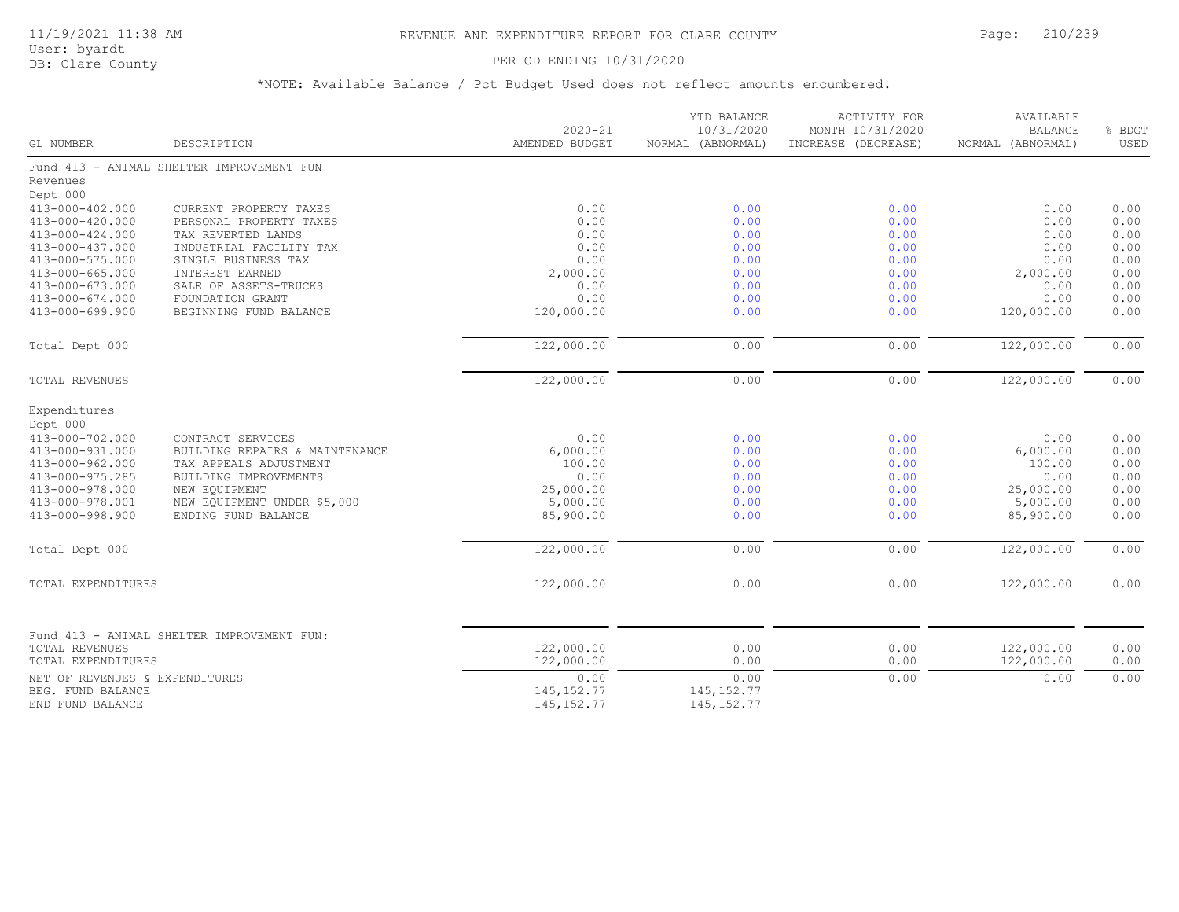# REVENUE AND EXPENDITURE REPORT FOR CLARE COUNTY

11/19/2021 11:38 AM
User: byardt
DB: Clare County

PERIOD ENDING 10/31/2020

*NOTE: Available Balance / Pct Budget Used does not reflect amounts encumbered.

| GL NUMBER | DESCRIPTION | 2020-21 AMENDED BUDGET | YTD BALANCE 10/31/2020 NORMAL (ABNORMAL) | ACTIVITY FOR MONTH 10/31/2020 INCREASE (DECREASE) | AVAILABLE BALANCE NORMAL (ABNORMAL) | % BDGT USED |
|---|---|---|---|---|---|---|
| Fund 413 - ANIMAL SHELTER IMPROVEMENT FUN | | | | | | |
| Revenues | | | | | | |
| Dept 000 | | | | | | |
| 413-000-402.000 | CURRENT PROPERTY TAXES | 0.00 | 0.00 | 0.00 | 0.00 | 0.00 |
| 413-000-420.000 | PERSONAL PROPERTY TAXES | 0.00 | 0.00 | 0.00 | 0.00 | 0.00 |
| 413-000-424.000 | TAX REVERTED LANDS | 0.00 | 0.00 | 0.00 | 0.00 | 0.00 |
| 413-000-437.000 | INDUSTRIAL FACILITY TAX | 0.00 | 0.00 | 0.00 | 0.00 | 0.00 |
| 413-000-575.000 | SINGLE BUSINESS TAX | 0.00 | 0.00 | 0.00 | 0.00 | 0.00 |
| 413-000-665.000 | INTEREST EARNED | 2,000.00 | 0.00 | 0.00 | 2,000.00 | 0.00 |
| 413-000-673.000 | SALE OF ASSETS-TRUCKS | 0.00 | 0.00 | 0.00 | 0.00 | 0.00 |
| 413-000-674.000 | FOUNDATION GRANT | 0.00 | 0.00 | 0.00 | 0.00 | 0.00 |
| 413-000-699.900 | BEGINNING FUND BALANCE | 120,000.00 | 0.00 | 0.00 | 120,000.00 | 0.00 |
| Total Dept 000 | | 122,000.00 | 0.00 | 0.00 | 122,000.00 | 0.00 |
| TOTAL REVENUES | | 122,000.00 | 0.00 | 0.00 | 122,000.00 | 0.00 |
| Expenditures | | | | | | |
| Dept 000 | | | | | | |
| 413-000-702.000 | CONTRACT SERVICES | 0.00 | 0.00 | 0.00 | 0.00 | 0.00 |
| 413-000-931.000 | BUILDING REPAIRS & MAINTENANCE | 6,000.00 | 0.00 | 0.00 | 6,000.00 | 0.00 |
| 413-000-962.000 | TAX APPEALS ADJUSTMENT | 100.00 | 0.00 | 0.00 | 100.00 | 0.00 |
| 413-000-975.285 | BUILDING IMPROVEMENTS | 0.00 | 0.00 | 0.00 | 0.00 | 0.00 |
| 413-000-978.000 | NEW EQUIPMENT | 25,000.00 | 0.00 | 0.00 | 25,000.00 | 0.00 |
| 413-000-978.001 | NEW EQUIPMENT UNDER $5,000 | 5,000.00 | 0.00 | 0.00 | 5,000.00 | 0.00 |
| 413-000-998.900 | ENDING FUND BALANCE | 85,900.00 | 0.00 | 0.00 | 85,900.00 | 0.00 |
| Total Dept 000 | | 122,000.00 | 0.00 | 0.00 | 122,000.00 | 0.00 |
| TOTAL EXPENDITURES | | 122,000.00 | 0.00 | 0.00 | 122,000.00 | 0.00 |
| Fund 413 - ANIMAL SHELTER IMPROVEMENT FUN: | | | | | | |
| TOTAL REVENUES | | 122,000.00 | 0.00 | 0.00 | 122,000.00 | 0.00 |
| TOTAL EXPENDITURES | | 122,000.00 | 0.00 | 0.00 | 122,000.00 | 0.00 |
| NET OF REVENUES & EXPENDITURES | | 0.00 | 0.00 | 0.00 | 0.00 | 0.00 |
| BEG. FUND BALANCE | | 145,152.77 | 145,152.77 | | | |
| END FUND BALANCE | | 145,152.77 | 145,152.77 | | | |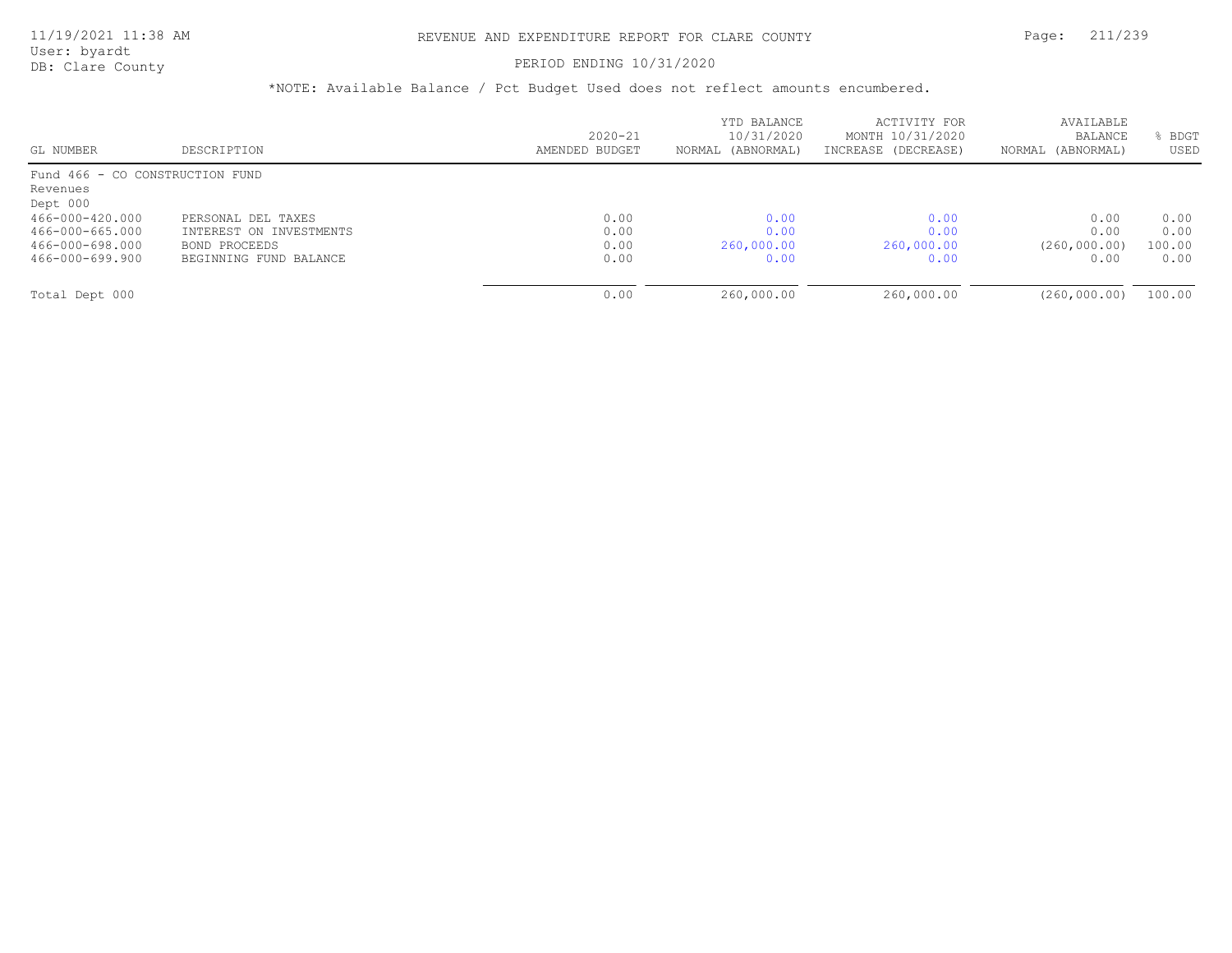# REVENUE AND EXPENDITURE REPORT FOR CLARE COUNTY

User: byardt
DB: Clare County

PERIOD ENDING 10/31/2020

*NOTE: Available Balance / Pct Budget Used does not reflect amounts encumbered.

| GL NUMBER | DESCRIPTION | 2020-21 AMENDED BUDGET | YTD BALANCE 10/31/2020 NORMAL (ABNORMAL) | ACTIVITY FOR MONTH 10/31/2020 INCREASE (DECREASE) | AVAILABLE BALANCE NORMAL (ABNORMAL) | % BDGT USED |
|---|---|---|---|---|---|---|
| Fund 466 - CO CONSTRUCTION FUND | | | | | | |
| Revenues | | | | | | |
| Dept 000 | | | | | | |
| 466-000-420.000 | PERSONAL DEL TAXES | 0.00 | 0.00 | 0.00 | 0.00 | 0.00 |
| 466-000-665.000 | INTEREST ON INVESTMENTS | 0.00 | 0.00 | 0.00 | 0.00 | 0.00 |
| 466-000-698.000 | BOND PROCEEDS | 0.00 | 260,000.00 | 260,000.00 | (260,000.00) | 100.00 |
| 466-000-699.900 | BEGINNING FUND BALANCE | 0.00 | 0.00 | 0.00 | 0.00 | 0.00 |
| Total Dept 000 | | 0.00 | 260,000.00 | 260,000.00 | (260,000.00) | 100.00 |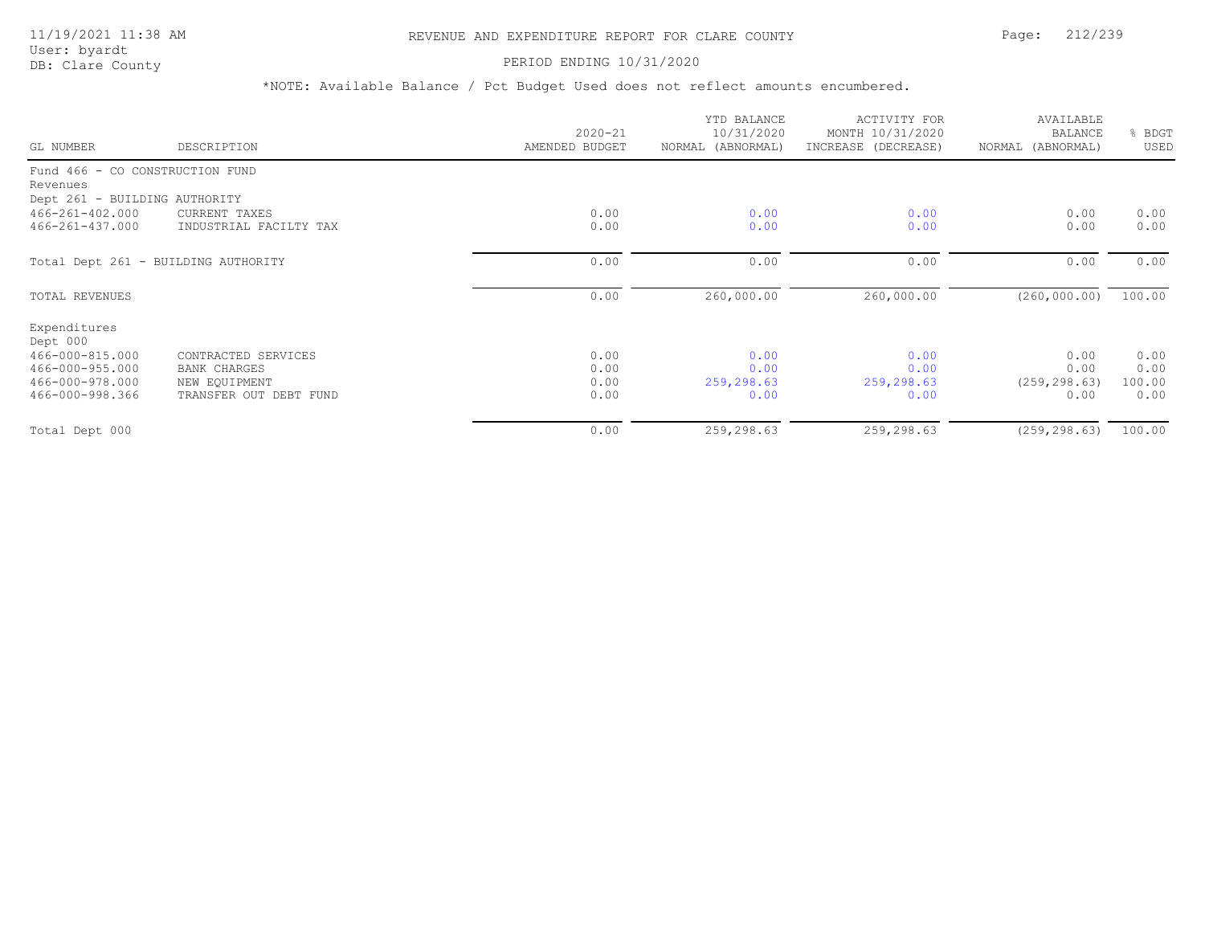# REVENUE AND EXPENDITURE REPORT FOR CLARE COUNTY

11/19/2021 11:38 AM
User: byardt
DB: Clare County

PERIOD ENDING 10/31/2020

*NOTE: Available Balance / Pct Budget Used does not reflect amounts encumbered.

| GL NUMBER | DESCRIPTION | 2020-21 AMENDED BUDGET | YTD BALANCE 10/31/2020 NORMAL (ABNORMAL) | ACTIVITY FOR MONTH 10/31/2020 INCREASE (DECREASE) | AVAILABLE BALANCE NORMAL (ABNORMAL) | % BDGT USED |
|---|---|---|---|---|---|---|
| Fund 466 - CO CONSTRUCTION FUND | | | | | | |
| Revenues | | | | | | |
| Dept 261 - BUILDING AUTHORITY | | | | | | |
| 466-261-402.000 | CURRENT TAXES | 0.00 | 0.00 | 0.00 | 0.00 | 0.00 |
| 466-261-437.000 | INDUSTRIAL FACILTY TAX | 0.00 | 0.00 | 0.00 | 0.00 | 0.00 |
| Total Dept 261 - BUILDING AUTHORITY | | 0.00 | 0.00 | 0.00 | 0.00 | 0.00 |
| TOTAL REVENUES | | 0.00 | 260,000.00 | 260,000.00 | (260,000.00) | 100.00 |
| Expenditures | | | | | | |
| Dept 000 | | | | | | |
| 466-000-815.000 | CONTRACTED SERVICES | 0.00 | 0.00 | 0.00 | 0.00 | 0.00 |
| 466-000-955.000 | BANK CHARGES | 0.00 | 0.00 | 0.00 | 0.00 | 0.00 |
| 466-000-978.000 | NEW EQUIPMENT | 0.00 | 259,298.63 | 259,298.63 | (259,298.63) | 100.00 |
| 466-000-998.366 | TRANSFER OUT DEBT FUND | 0.00 | 0.00 | 0.00 | 0.00 | 0.00 |
| Total Dept 000 | | 0.00 | 259,298.63 | 259,298.63 | (259,298.63) | 100.00 |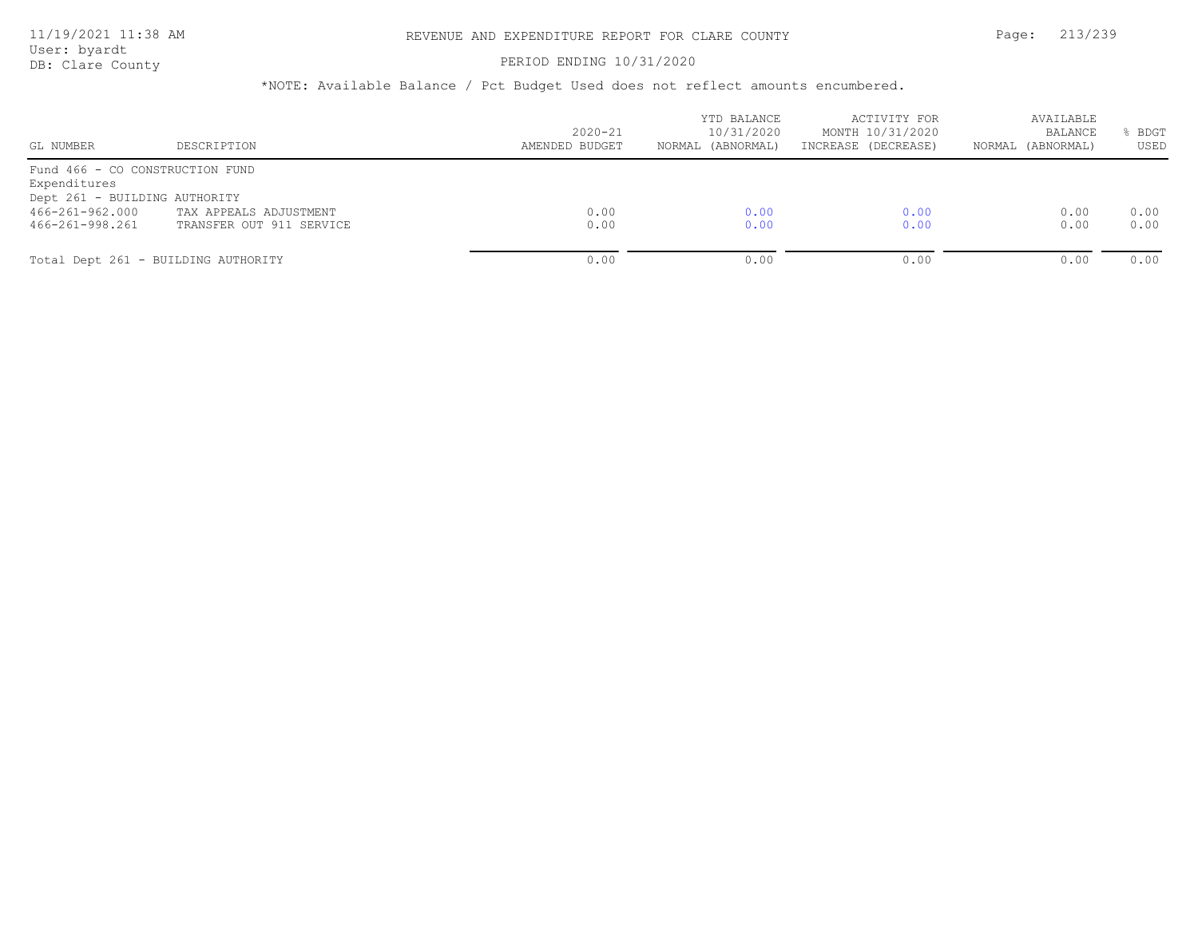REVENUE AND EXPENDITURE REPORT FOR CLARE COUNTY

PERIOD ENDING 10/31/2020

*NOTE: Available Balance / Pct Budget Used does not reflect amounts encumbered.

| GL NUMBER | DESCRIPTION | 2020-21 AMENDED BUDGET | YTD BALANCE 10/31/2020 NORMAL (ABNORMAL) | ACTIVITY FOR MONTH 10/31/2020 INCREASE (DECREASE) | AVAILABLE BALANCE NORMAL (ABNORMAL) | % BDGT USED |
|---|---|---|---|---|---|---|
| Fund 466 - CO CONSTRUCTION FUND | | | | | | |
| Expenditures | | | | | | |
| Dept 261 - BUILDING AUTHORITY | | | | | | |
| 466-261-962.000 | TAX APPEALS ADJUSTMENT | 0.00 | 0.00 | 0.00 | 0.00 | 0.00 |
| 466-261-998.261 | TRANSFER OUT 911 SERVICE | 0.00 | 0.00 | 0.00 | 0.00 | 0.00 |
| Total Dept 261 - BUILDING AUTHORITY | | 0.00 | 0.00 | 0.00 | 0.00 | 0.00 |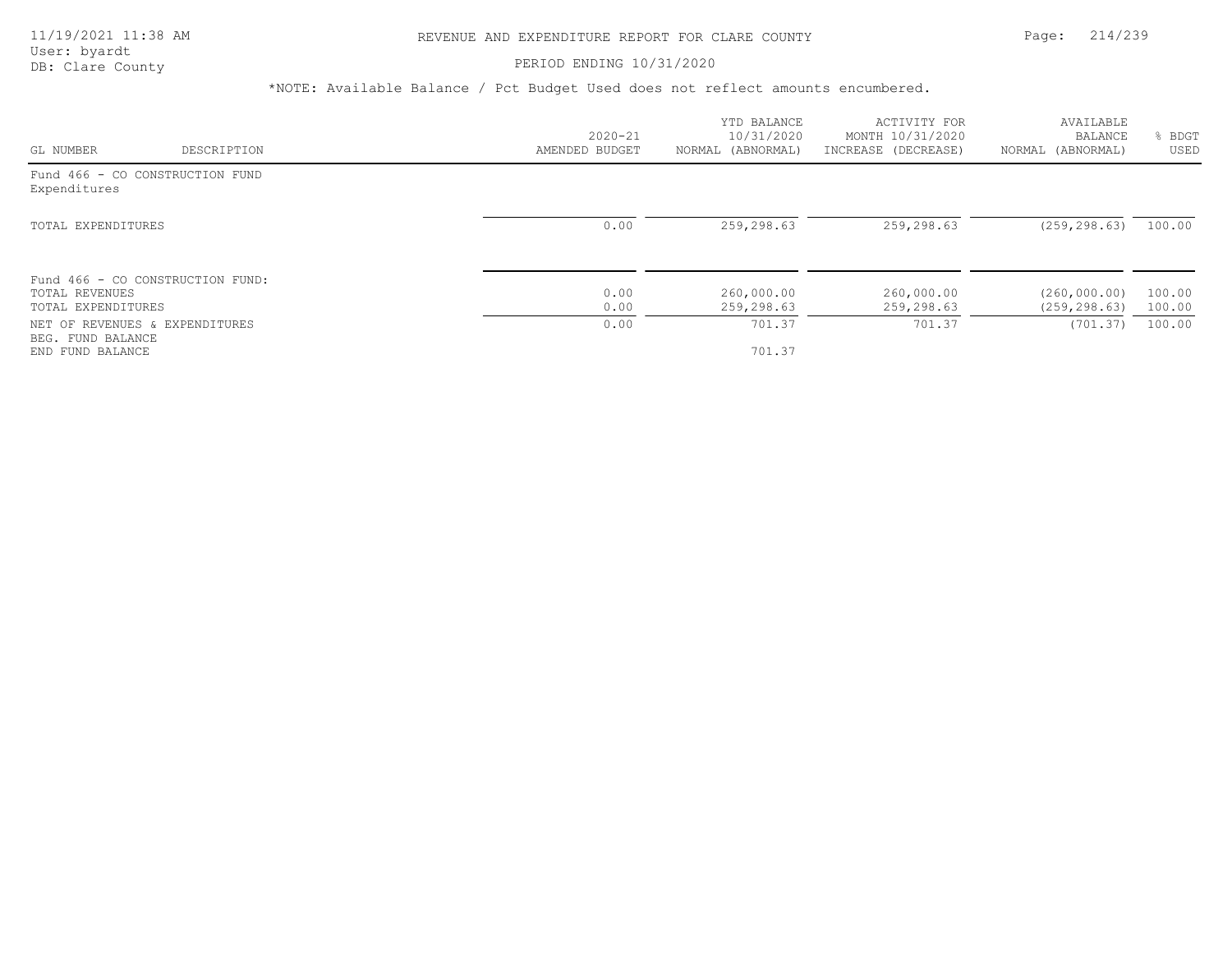# REVENUE AND EXPENDITURE REPORT FOR CLARE COUNTY

PERIOD ENDING 10/31/2020

*NOTE: Available Balance / Pct Budget Used does not reflect amounts encumbered.

| GL NUMBER | DESCRIPTION | 2020-21 AMENDED BUDGET | YTD BALANCE 10/31/2020 NORMAL (ABNORMAL) | ACTIVITY FOR MONTH 10/31/2020 INCREASE (DECREASE) | AVAILABLE BALANCE NORMAL (ABNORMAL) | % BDGT USED |
|---|---|---|---|---|---|---|
| Fund 466 - CO CONSTRUCTION FUND | | | | | | |
| Expenditures | | | | | | |
| TOTAL EXPENDITURES | | 0.00 | 259,298.63 | 259,298.63 | (259,298.63) | 100.00 |
| Fund 466 - CO CONSTRUCTION FUND: | | | | | | |
| TOTAL REVENUES | | 0.00 | 260,000.00 | 260,000.00 | (260,000.00) | 100.00 |
| TOTAL EXPENDITURES | | 0.00 | 259,298.63 | 259,298.63 | (259,298.63) | 100.00 |
| NET OF REVENUES & EXPENDITURES | | 0.00 | 701.37 | 701.37 | (701.37) | 100.00 |
| BEG. FUND BALANCE | | | | | | |
| END FUND BALANCE | | | 701.37 | | | |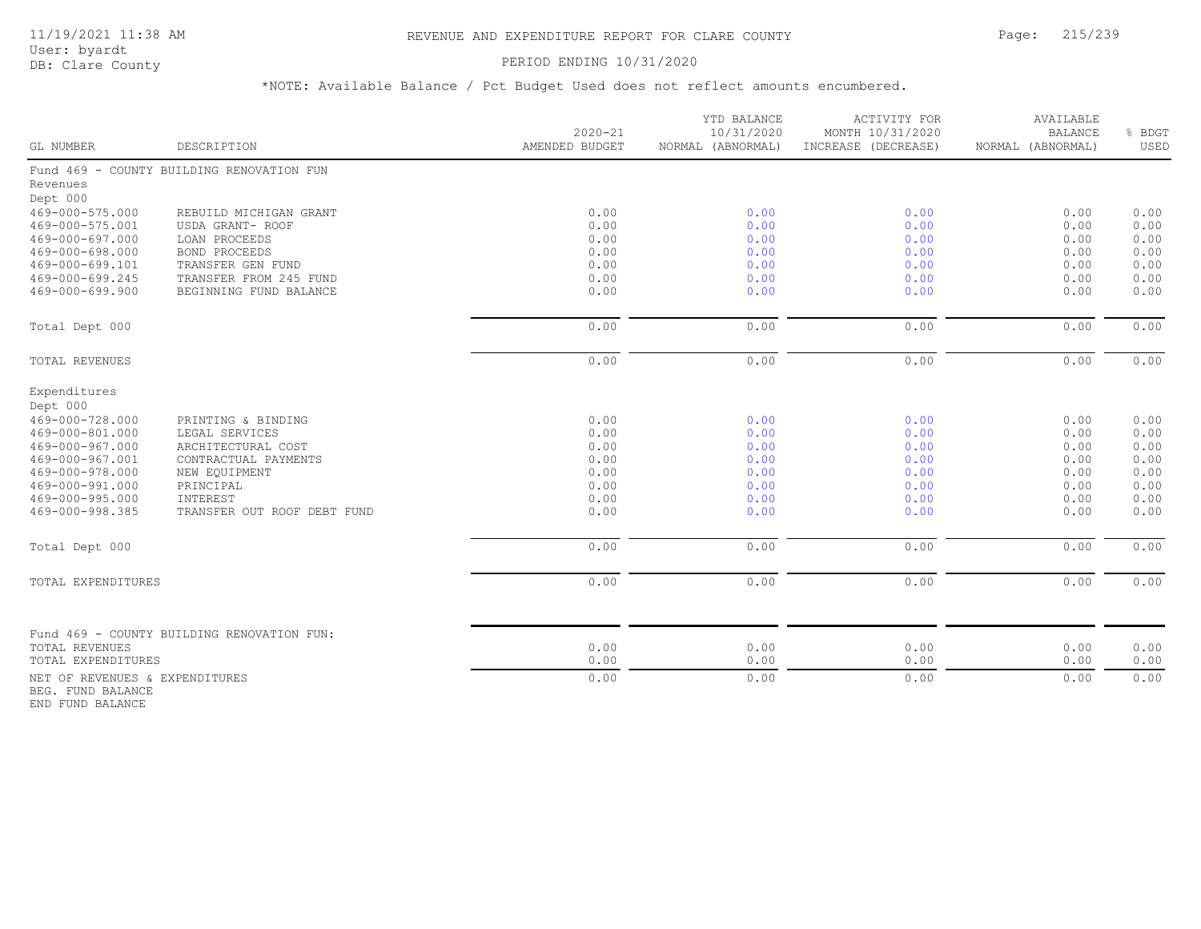REVENUE AND EXPENDITURE REPORT FOR CLARE COUNTY

PERIOD ENDING 10/31/2020

*NOTE: Available Balance / Pct Budget Used does not reflect amounts encumbered.

| GL NUMBER | DESCRIPTION | 2020-21 AMENDED BUDGET | YTD BALANCE 10/31/2020 NORMAL (ABNORMAL) | ACTIVITY FOR MONTH 10/31/2020 INCREASE (DECREASE) | AVAILABLE BALANCE NORMAL (ABNORMAL) | % BDGT USED |
|---|---|---|---|---|---|---|
| Fund 469 - COUNTY BUILDING RENOVATION FUN | | | | | | |
| Revenues | | | | | | |
| Dept 000 | | | | | | |
| 469-000-575.000 | REBUILD MICHIGAN GRANT | 0.00 | 0.00 | 0.00 | 0.00 | 0.00 |
| 469-000-575.001 | USDA GRANT- ROOF | 0.00 | 0.00 | 0.00 | 0.00 | 0.00 |
| 469-000-697.000 | LOAN PROCEEDS | 0.00 | 0.00 | 0.00 | 0.00 | 0.00 |
| 469-000-698.000 | BOND PROCEEDS | 0.00 | 0.00 | 0.00 | 0.00 | 0.00 |
| 469-000-699.101 | TRANSFER GEN FUND | 0.00 | 0.00 | 0.00 | 0.00 | 0.00 |
| 469-000-699.245 | TRANSFER FROM 245 FUND | 0.00 | 0.00 | 0.00 | 0.00 | 0.00 |
| 469-000-699.900 | BEGINNING FUND BALANCE | 0.00 | 0.00 | 0.00 | 0.00 | 0.00 |
| Total Dept 000 | | 0.00 | 0.00 | 0.00 | 0.00 | 0.00 |
| TOTAL REVENUES | | 0.00 | 0.00 | 0.00 | 0.00 | 0.00 |
| Expenditures | | | | | | |
| Dept 000 | | | | | | |
| 469-000-728.000 | PRINTING & BINDING | 0.00 | 0.00 | 0.00 | 0.00 | 0.00 |
| 469-000-801.000 | LEGAL SERVICES | 0.00 | 0.00 | 0.00 | 0.00 | 0.00 |
| 469-000-967.000 | ARCHITECTURAL COST | 0.00 | 0.00 | 0.00 | 0.00 | 0.00 |
| 469-000-967.001 | CONTRACTUAL PAYMENTS | 0.00 | 0.00 | 0.00 | 0.00 | 0.00 |
| 469-000-978.000 | NEW EQUIPMENT | 0.00 | 0.00 | 0.00 | 0.00 | 0.00 |
| 469-000-991.000 | PRINCIPAL | 0.00 | 0.00 | 0.00 | 0.00 | 0.00 |
| 469-000-995.000 | INTEREST | 0.00 | 0.00 | 0.00 | 0.00 | 0.00 |
| 469-000-998.385 | TRANSFER OUT ROOF DEBT FUND | 0.00 | 0.00 | 0.00 | 0.00 | 0.00 |
| Total Dept 000 | | 0.00 | 0.00 | 0.00 | 0.00 | 0.00 |
| TOTAL EXPENDITURES | | 0.00 | 0.00 | 0.00 | 0.00 | 0.00 |
| Fund 469 - COUNTY BUILDING RENOVATION FUN: | | | | | | |
| TOTAL REVENUES | | 0.00 | 0.00 | 0.00 | 0.00 | 0.00 |
| TOTAL EXPENDITURES | | 0.00 | 0.00 | 0.00 | 0.00 | 0.00 |
| NET OF REVENUES & EXPENDITURES | | 0.00 | 0.00 | 0.00 | 0.00 | 0.00 |
| BEG. FUND BALANCE | | | | | | |
| END FUND BALANCE | | | | | | |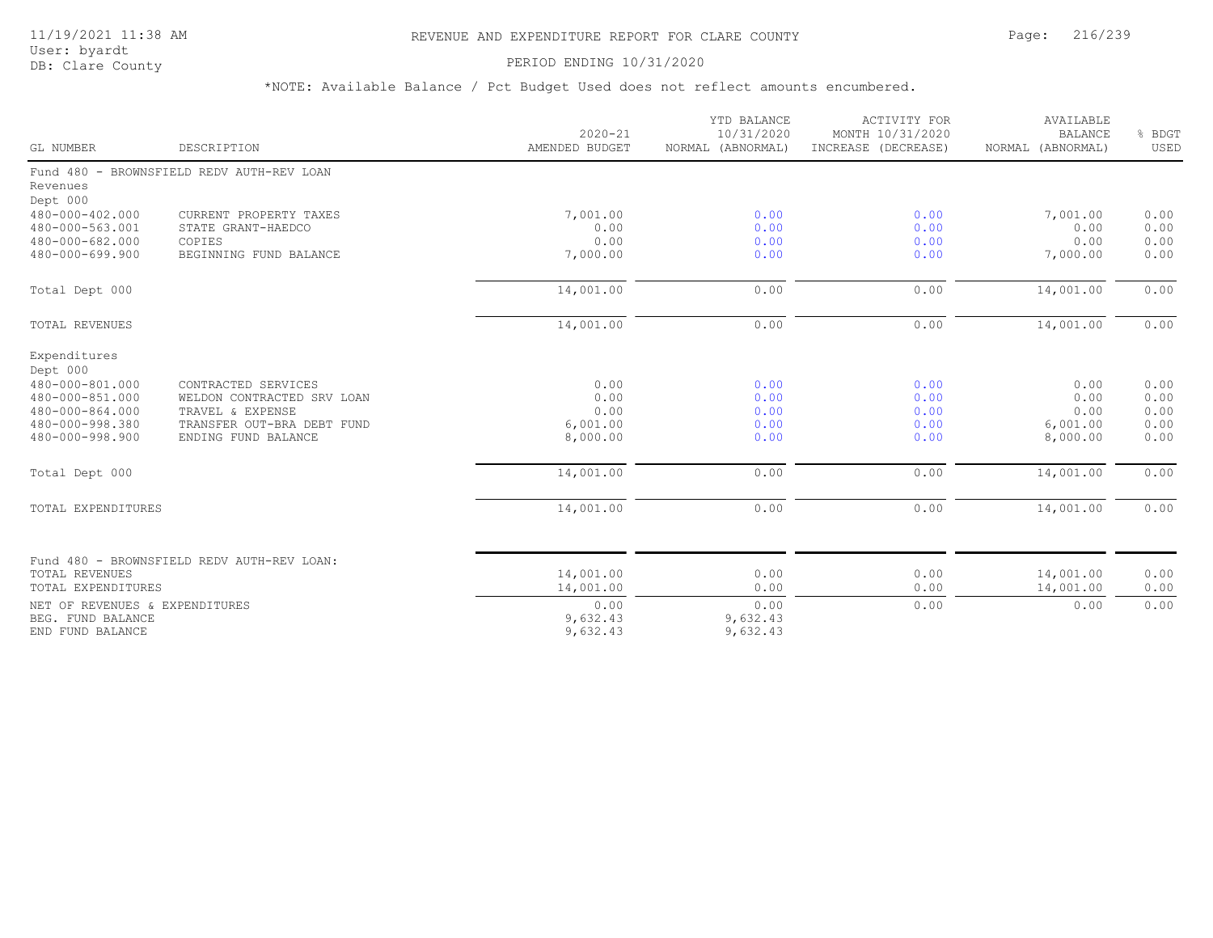REVENUE AND EXPENDITURE REPORT FOR CLARE COUNTY

PERIOD ENDING 10/31/2020

*NOTE: Available Balance / Pct Budget Used does not reflect amounts encumbered.

| GL NUMBER | DESCRIPTION | 2020-21 AMENDED BUDGET | YTD BALANCE 10/31/2020 NORMAL (ABNORMAL) | ACTIVITY FOR MONTH 10/31/2020 INCREASE (DECREASE) | AVAILABLE BALANCE NORMAL (ABNORMAL) | % BDGT USED |
|---|---|---|---|---|---|---|
| Fund 480 - BROWNSFIELD REDV AUTH-REV LOAN | | | | | | |
| Revenues | | | | | | |
| Dept 000 | | | | | | |
| 480-000-402.000 | CURRENT PROPERTY TAXES | 7,001.00 | 0.00 | 0.00 | 7,001.00 | 0.00 |
| 480-000-563.001 | STATE GRANT-HAEDCO | 0.00 | 0.00 | 0.00 | 0.00 | 0.00 |
| 480-000-682.000 | COPIES | 0.00 | 0.00 | 0.00 | 0.00 | 0.00 |
| 480-000-699.900 | BEGINNING FUND BALANCE | 7,000.00 | 0.00 | 0.00 | 7,000.00 | 0.00 |
| Total Dept 000 | | 14,001.00 | 0.00 | 0.00 | 14,001.00 | 0.00 |
| TOTAL REVENUES | | 14,001.00 | 0.00 | 0.00 | 14,001.00 | 0.00 |
| Expenditures | | | | | | |
| Dept 000 | | | | | | |
| 480-000-801.000 | CONTRACTED SERVICES | 0.00 | 0.00 | 0.00 | 0.00 | 0.00 |
| 480-000-851.000 | WELDON CONTRACTED SRV LOAN | 0.00 | 0.00 | 0.00 | 0.00 | 0.00 |
| 480-000-864.000 | TRAVEL & EXPENSE | 0.00 | 0.00 | 0.00 | 0.00 | 0.00 |
| 480-000-998.380 | TRANSFER OUT-BRA DEBT FUND | 6,001.00 | 0.00 | 0.00 | 6,001.00 | 0.00 |
| 480-000-998.900 | ENDING FUND BALANCE | 8,000.00 | 0.00 | 0.00 | 8,000.00 | 0.00 |
| Total Dept 000 | | 14,001.00 | 0.00 | 0.00 | 14,001.00 | 0.00 |
| TOTAL EXPENDITURES | | 14,001.00 | 0.00 | 0.00 | 14,001.00 | 0.00 |
| Fund 480 - BROWNSFIELD REDV AUTH-REV LOAN: | | | | | | |
| TOTAL REVENUES | | 14,001.00 | 0.00 | 0.00 | 14,001.00 | 0.00 |
| TOTAL EXPENDITURES | | 14,001.00 | 0.00 | 0.00 | 14,001.00 | 0.00 |
| NET OF REVENUES & EXPENDITURES | | 0.00 | 0.00 | 0.00 | 0.00 | 0.00 |
| BEG. FUND BALANCE | | 9,632.43 | 9,632.43 | | | |
| END FUND BALANCE | | 9,632.43 | 9,632.43 | | | |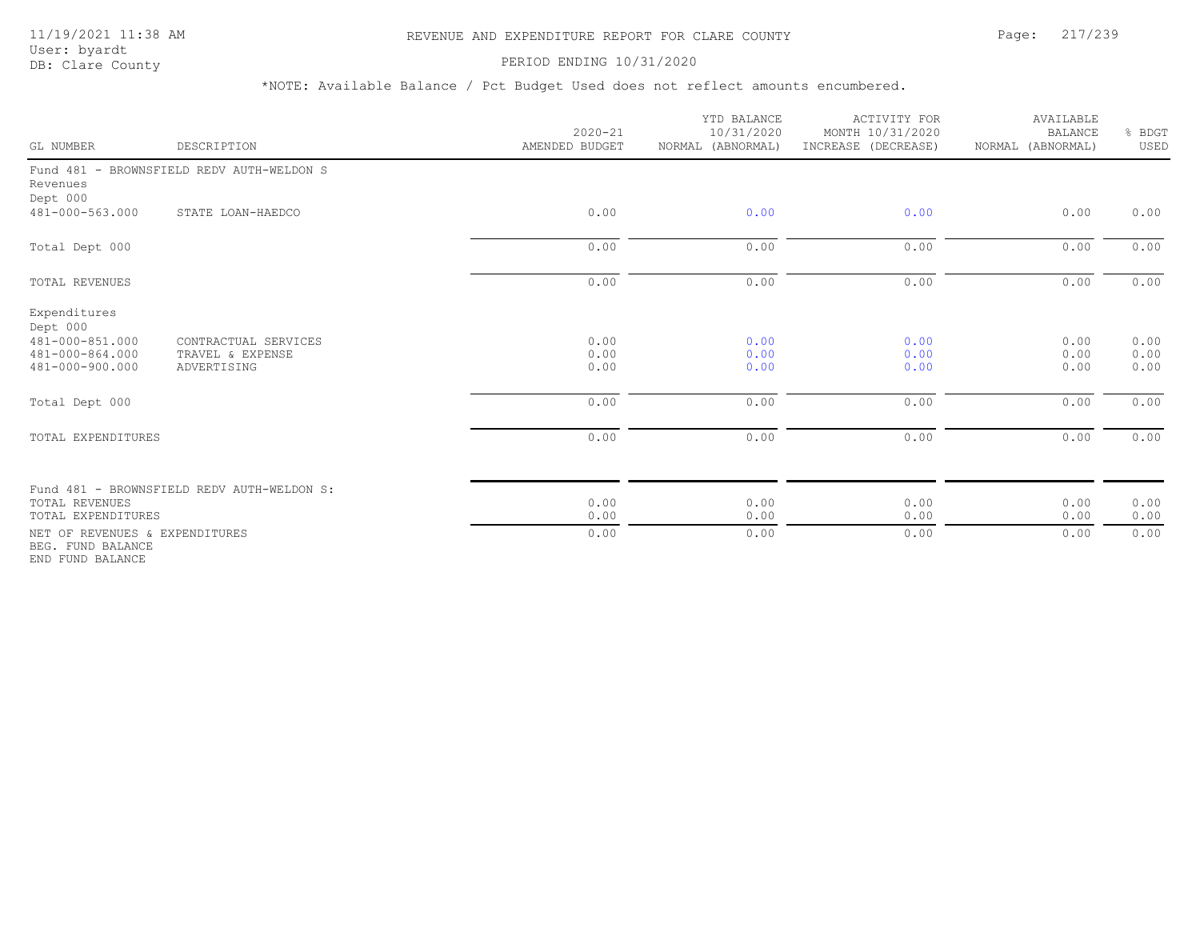REVENUE AND EXPENDITURE REPORT FOR CLARE COUNTY

PERIOD ENDING 10/31/2020

*NOTE: Available Balance / Pct Budget Used does not reflect amounts encumbered.

| GL NUMBER | DESCRIPTION | 2020-21 AMENDED BUDGET | YTD BALANCE 10/31/2020 NORMAL (ABNORMAL) | ACTIVITY FOR MONTH 10/31/2020 INCREASE (DECREASE) | AVAILABLE BALANCE NORMAL (ABNORMAL) | % BDGT USED |
|---|---|---|---|---|---|---|
| Fund 481 - BROWNSFIELD REDV AUTH-WELDON S | | | | | | |
| Revenues | | | | | | |
| Dept 000 | | | | | | |
| 481-000-563.000 | STATE LOAN-HAEDCO | 0.00 | 0.00 | 0.00 | 0.00 | 0.00 |
| Total Dept 000 | | 0.00 | 0.00 | 0.00 | 0.00 | 0.00 |
| TOTAL REVENUES | | 0.00 | 0.00 | 0.00 | 0.00 | 0.00 |
| Expenditures | | | | | | |
| Dept 000 | | | | | | |
| 481-000-851.000 | CONTRACTUAL SERVICES | 0.00 | 0.00 | 0.00 | 0.00 | 0.00 |
| 481-000-864.000 | TRAVEL & EXPENSE | 0.00 | 0.00 | 0.00 | 0.00 | 0.00 |
| 481-000-900.000 | ADVERTISING | 0.00 | 0.00 | 0.00 | 0.00 | 0.00 |
| Total Dept 000 | | 0.00 | 0.00 | 0.00 | 0.00 | 0.00 |
| TOTAL EXPENDITURES | | 0.00 | 0.00 | 0.00 | 0.00 | 0.00 |
| Fund 481 - BROWNSFIELD REDV AUTH-WELDON S: | | | | | | |
| TOTAL REVENUES | | 0.00 | 0.00 | 0.00 | 0.00 | 0.00 |
| TOTAL EXPENDITURES | | 0.00 | 0.00 | 0.00 | 0.00 | 0.00 |
| NET OF REVENUES & EXPENDITURES | | 0.00 | 0.00 | 0.00 | 0.00 | 0.00 |
| BEG. FUND BALANCE | | | | | | |
| END FUND BALANCE | | | | | | |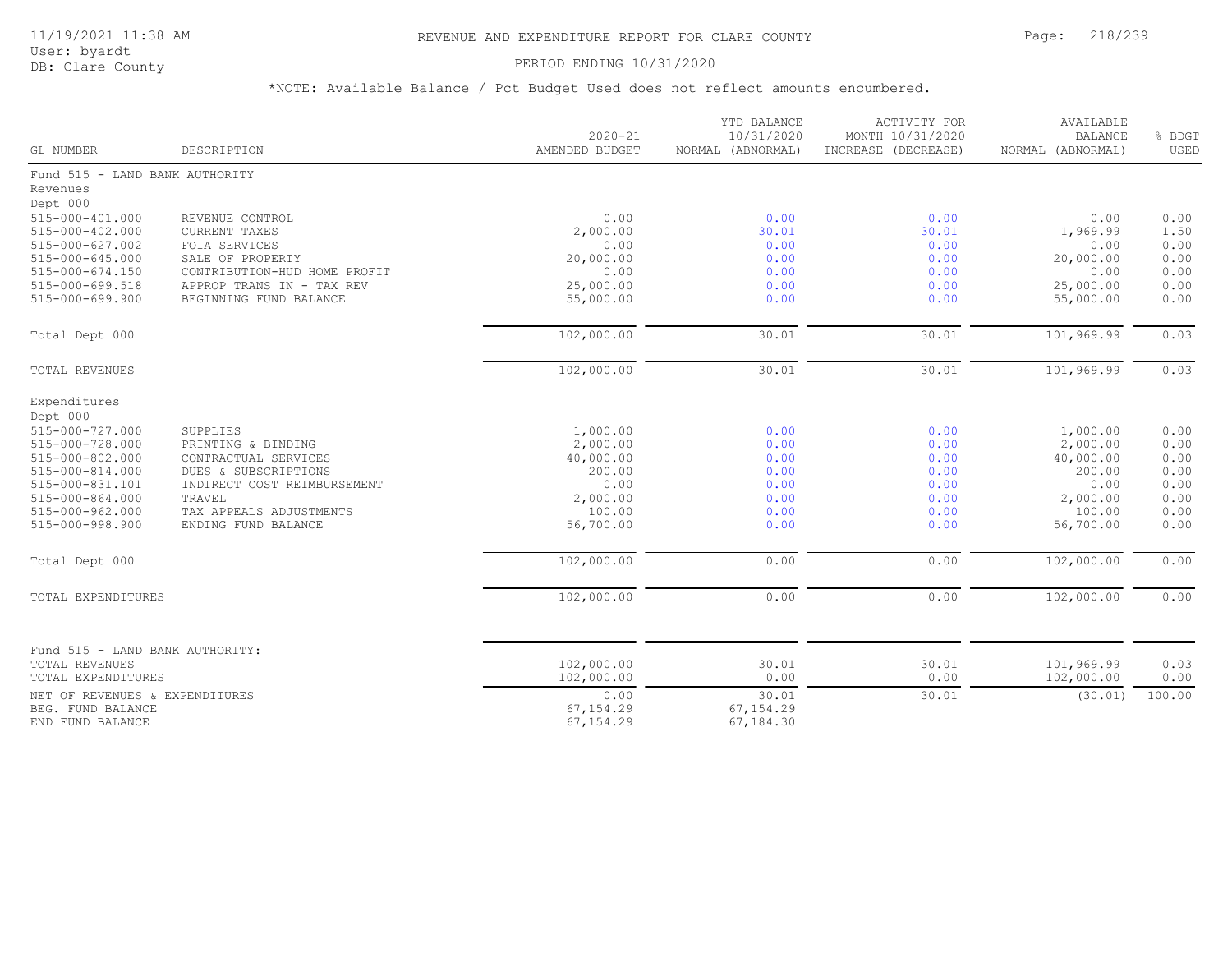# REVENUE AND EXPENDITURE REPORT FOR CLARE COUNTY

11/19/2021 11:38 AM
User: byardt
DB: Clare County

PERIOD ENDING 10/31/2020

*NOTE: Available Balance / Pct Budget Used does not reflect amounts encumbered.

| GL NUMBER | DESCRIPTION | 2020-21 AMENDED BUDGET | YTD BALANCE 10/31/2020 NORMAL (ABNORMAL) | ACTIVITY FOR MONTH 10/31/2020 INCREASE (DECREASE) | AVAILABLE BALANCE NORMAL (ABNORMAL) | % BDGT USED |
|---|---|---|---|---|---|---|
| Fund 515 - LAND BANK AUTHORITY | | | | | | |
| Revenues | | | | | | |
| Dept 000 | | | | | | |
| 515-000-401.000 | REVENUE CONTROL | 0.00 | 0.00 | 0.00 | 0.00 | 0.00 |
| 515-000-402.000 | CURRENT TAXES | 2,000.00 | 30.01 | 30.01 | 1,969.99 | 1.50 |
| 515-000-627.002 | FOIA SERVICES | 0.00 | 0.00 | 0.00 | 0.00 | 0.00 |
| 515-000-645.000 | SALE OF PROPERTY | 20,000.00 | 0.00 | 0.00 | 20,000.00 | 0.00 |
| 515-000-674.150 | CONTRIBUTION-HUD HOME PROFIT | 0.00 | 0.00 | 0.00 | 0.00 | 0.00 |
| 515-000-699.518 | APPROP TRANS IN - TAX REV | 25,000.00 | 0.00 | 0.00 | 25,000.00 | 0.00 |
| 515-000-699.900 | BEGINNING FUND BALANCE | 55,000.00 | 0.00 | 0.00 | 55,000.00 | 0.00 |
| Total Dept 000 | | 102,000.00 | 30.01 | 30.01 | 101,969.99 | 0.03 |
| TOTAL REVENUES | | 102,000.00 | 30.01 | 30.01 | 101,969.99 | 0.03 |
| Expenditures | | | | | | |
| Dept 000 | | | | | | |
| 515-000-727.000 | SUPPLIES | 1,000.00 | 0.00 | 0.00 | 1,000.00 | 0.00 |
| 515-000-728.000 | PRINTING & BINDING | 2,000.00 | 0.00 | 0.00 | 2,000.00 | 0.00 |
| 515-000-802.000 | CONTRACTUAL SERVICES | 40,000.00 | 0.00 | 0.00 | 40,000.00 | 0.00 |
| 515-000-814.000 | DUES & SUBSCRIPTIONS | 200.00 | 0.00 | 0.00 | 200.00 | 0.00 |
| 515-000-831.101 | INDIRECT COST REIMBURSEMENT | 0.00 | 0.00 | 0.00 | 0.00 | 0.00 |
| 515-000-864.000 | TRAVEL | 2,000.00 | 0.00 | 0.00 | 2,000.00 | 0.00 |
| 515-000-962.000 | TAX APPEALS ADJUSTMENTS | 100.00 | 0.00 | 0.00 | 100.00 | 0.00 |
| 515-000-998.900 | ENDING FUND BALANCE | 56,700.00 | 0.00 | 0.00 | 56,700.00 | 0.00 |
| Total Dept 000 | | 102,000.00 | 0.00 | 0.00 | 102,000.00 | 0.00 |
| TOTAL EXPENDITURES | | 102,000.00 | 0.00 | 0.00 | 102,000.00 | 0.00 |
| Fund 515 - LAND BANK AUTHORITY: | | | | | | |
| TOTAL REVENUES | | 102,000.00 | 30.01 | 30.01 | 101,969.99 | 0.03 |
| TOTAL EXPENDITURES | | 102,000.00 | 0.00 | 0.00 | 102,000.00 | 0.00 |
| NET OF REVENUES & EXPENDITURES | | 0.00 | 30.01 | 30.01 | (30.01) | 100.00 |
| BEG. FUND BALANCE | | 67,154.29 | 67,154.29 | | | |
| END FUND BALANCE | | 67,154.29 | 67,184.30 | | | |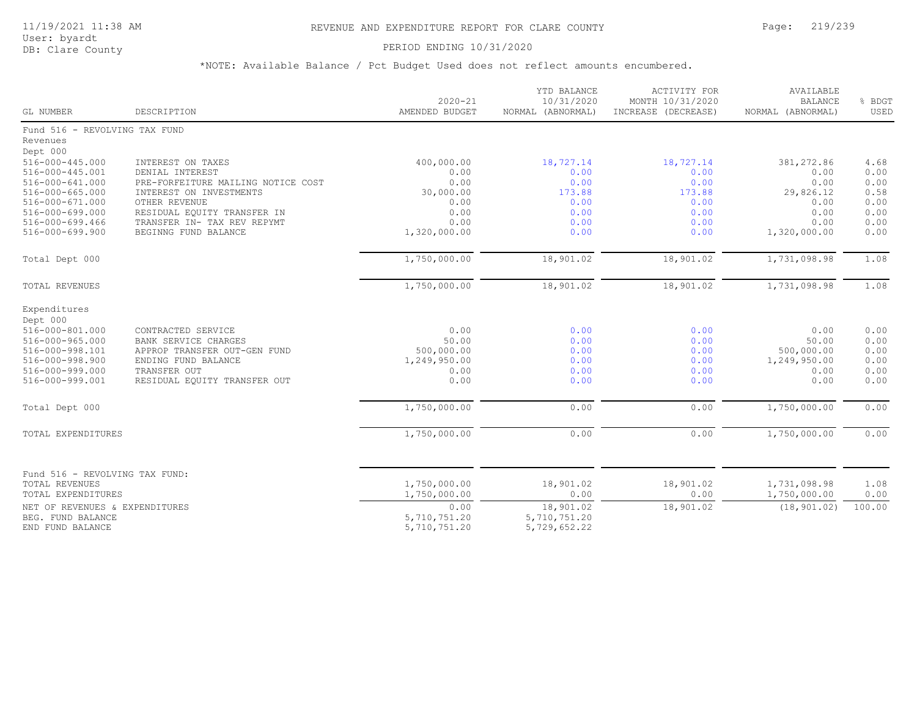# REVENUE AND EXPENDITURE REPORT FOR CLARE COUNTY

11/19/2021 11:38 AM
User: byardt
DB: Clare County

PERIOD ENDING 10/31/2020

*NOTE: Available Balance / Pct Budget Used does not reflect amounts encumbered.

| GL NUMBER | DESCRIPTION | 2020-21 AMENDED BUDGET | YTD BALANCE 10/31/2020 NORMAL (ABNORMAL) | ACTIVITY FOR MONTH 10/31/2020 INCREASE (DECREASE) | AVAILABLE BALANCE NORMAL (ABNORMAL) | % BDGT USED |
|---|---|---|---|---|---|---|
| Fund 516 - REVOLVING TAX FUND | | | | | | |
| Revenues | | | | | | |
| Dept 000 | | | | | | |
| 516-000-445.000 | INTEREST ON TAXES | 400,000.00 | 18,727.14 | 18,727.14 | 381,272.86 | 4.68 |
| 516-000-445.001 | DENIAL INTEREST | 0.00 | 0.00 | 0.00 | 0.00 | 0.00 |
| 516-000-641.000 | PRE-FORFEITURE MAILING NOTICE COST | 0.00 | 0.00 | 0.00 | 0.00 | 0.00 |
| 516-000-665.000 | INTEREST ON INVESTMENTS | 30,000.00 | 173.88 | 173.88 | 29,826.12 | 0.58 |
| 516-000-671.000 | OTHER REVENUE | 0.00 | 0.00 | 0.00 | 0.00 | 0.00 |
| 516-000-699.000 | RESIDUAL EQUITY TRANSFER IN | 0.00 | 0.00 | 0.00 | 0.00 | 0.00 |
| 516-000-699.466 | TRANSFER IN- TAX REV REPYMT | 0.00 | 0.00 | 0.00 | 0.00 | 0.00 |
| 516-000-699.900 | BEGINNG FUND BALANCE | 1,320,000.00 | 0.00 | 0.00 | 1,320,000.00 | 0.00 |
| Total Dept 000 | | 1,750,000.00 | 18,901.02 | 18,901.02 | 1,731,098.98 | 1.08 |
| TOTAL REVENUES | | 1,750,000.00 | 18,901.02 | 18,901.02 | 1,731,098.98 | 1.08 |
| Expenditures | | | | | | |
| Dept 000 | | | | | | |
| 516-000-801.000 | CONTRACTED SERVICE | 0.00 | 0.00 | 0.00 | 0.00 | 0.00 |
| 516-000-965.000 | BANK SERVICE CHARGES | 50.00 | 0.00 | 0.00 | 50.00 | 0.00 |
| 516-000-998.101 | APPROP TRANSFER OUT-GEN FUND | 500,000.00 | 0.00 | 0.00 | 500,000.00 | 0.00 |
| 516-000-998.900 | ENDING FUND BALANCE | 1,249,950.00 | 0.00 | 0.00 | 1,249,950.00 | 0.00 |
| 516-000-999.000 | TRANSFER OUT | 0.00 | 0.00 | 0.00 | 0.00 | 0.00 |
| 516-000-999.001 | RESIDUAL EQUITY TRANSFER OUT | 0.00 | 0.00 | 0.00 | 0.00 | 0.00 |
| Total Dept 000 | | 1,750,000.00 | 0.00 | 0.00 | 1,750,000.00 | 0.00 |
| TOTAL EXPENDITURES | | 1,750,000.00 | 0.00 | 0.00 | 1,750,000.00 | 0.00 |
| Fund 516 - REVOLVING TAX FUND: | | | | | | |
| TOTAL REVENUES | | 1,750,000.00 | 18,901.02 | 18,901.02 | 1,731,098.98 | 1.08 |
| TOTAL EXPENDITURES | | 1,750,000.00 | 0.00 | 0.00 | 1,750,000.00 | 0.00 |
| NET OF REVENUES & EXPENDITURES | | 0.00 | 18,901.02 | 18,901.02 | (18,901.02) | 100.00 |
| BEG. FUND BALANCE | | 5,710,751.20 | 5,710,751.20 | | | |
| END FUND BALANCE | | 5,710,751.20 | 5,729,652.22 | | | |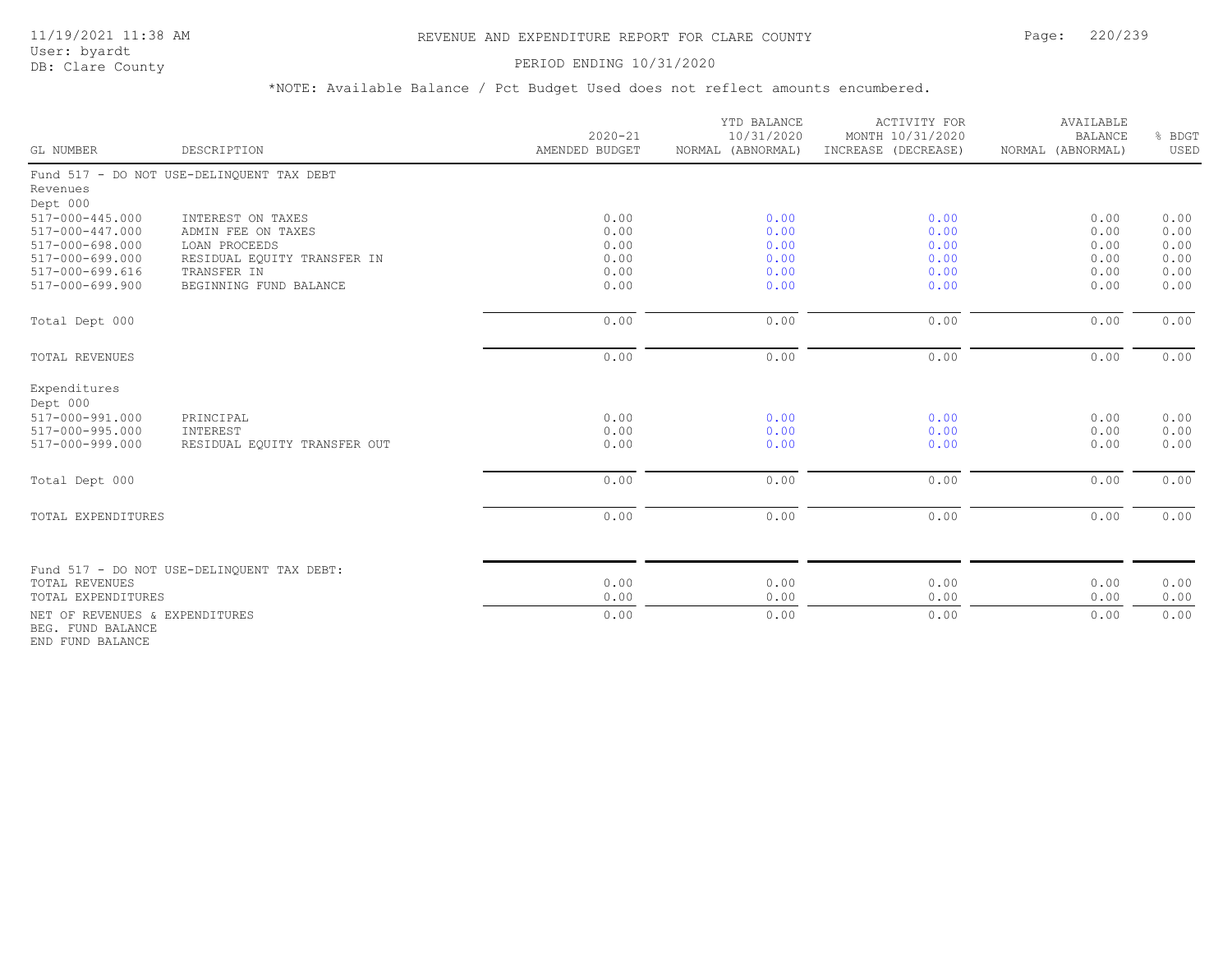# REVENUE AND EXPENDITURE REPORT FOR CLARE COUNTY

PERIOD ENDING 10/31/2020

*NOTE: Available Balance / Pct Budget Used does not reflect amounts encumbered.

| GL NUMBER | DESCRIPTION | 2020-21 AMENDED BUDGET | YTD BALANCE 10/31/2020 NORMAL (ABNORMAL) | ACTIVITY FOR MONTH 10/31/2020 INCREASE (DECREASE) | AVAILABLE BALANCE NORMAL (ABNORMAL) | % BDGT USED |
|---|---|---|---|---|---|---|
| Fund 517 - DO NOT USE-DELINQUENT TAX DEBT | | | | | | |
| Revenues | | | | | | |
| Dept 000 | | | | | | |
| 517-000-445.000 | INTEREST ON TAXES | 0.00 | 0.00 | 0.00 | 0.00 | 0.00 |
| 517-000-447.000 | ADMIN FEE ON TAXES | 0.00 | 0.00 | 0.00 | 0.00 | 0.00 |
| 517-000-698.000 | LOAN PROCEEDS | 0.00 | 0.00 | 0.00 | 0.00 | 0.00 |
| 517-000-699.000 | RESIDUAL EQUITY TRANSFER IN | 0.00 | 0.00 | 0.00 | 0.00 | 0.00 |
| 517-000-699.616 | TRANSFER IN | 0.00 | 0.00 | 0.00 | 0.00 | 0.00 |
| 517-000-699.900 | BEGINNING FUND BALANCE | 0.00 | 0.00 | 0.00 | 0.00 | 0.00 |
| Total Dept 000 | | 0.00 | 0.00 | 0.00 | 0.00 | 0.00 |
| TOTAL REVENUES | | 0.00 | 0.00 | 0.00 | 0.00 | 0.00 |
| Expenditures | | | | | | |
| Dept 000 | | | | | | |
| 517-000-991.000 | PRINCIPAL | 0.00 | 0.00 | 0.00 | 0.00 | 0.00 |
| 517-000-995.000 | INTEREST | 0.00 | 0.00 | 0.00 | 0.00 | 0.00 |
| 517-000-999.000 | RESIDUAL EQUITY TRANSFER OUT | 0.00 | 0.00 | 0.00 | 0.00 | 0.00 |
| Total Dept 000 | | 0.00 | 0.00 | 0.00 | 0.00 | 0.00 |
| TOTAL EXPENDITURES | | 0.00 | 0.00 | 0.00 | 0.00 | 0.00 |
| Fund 517 - DO NOT USE-DELINQUENT TAX DEBT: | | | | | | |
| TOTAL REVENUES | | 0.00 | 0.00 | 0.00 | 0.00 | 0.00 |
| TOTAL EXPENDITURES | | 0.00 | 0.00 | 0.00 | 0.00 | 0.00 |
| NET OF REVENUES & EXPENDITURES | | 0.00 | 0.00 | 0.00 | 0.00 | 0.00 |
| BEG. FUND BALANCE | | | | | | |
| END FUND BALANCE | | | | | | |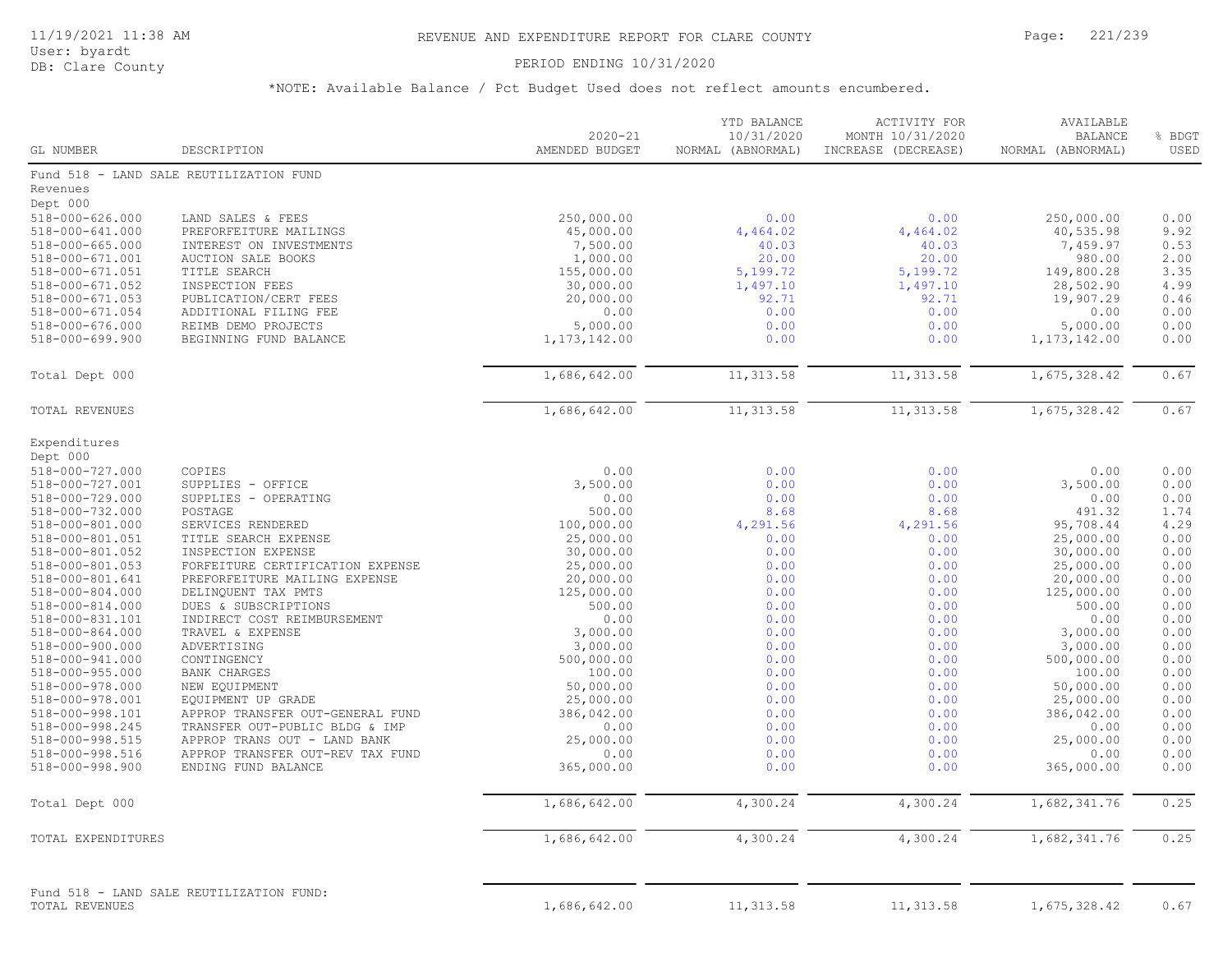# REVENUE AND EXPENDITURE REPORT FOR CLARE COUNTY

PERIOD ENDING 10/31/2020

*NOTE: Available Balance / Pct Budget Used does not reflect amounts encumbered.

| GL NUMBER | DESCRIPTION | 2020-21 AMENDED BUDGET | YTD BALANCE 10/31/2020 NORMAL (ABNORMAL) | ACTIVITY FOR MONTH 10/31/2020 INCREASE (DECREASE) | AVAILABLE BALANCE NORMAL (ABNORMAL) | % BDGT USED |
|---|---|---|---|---|---|---|
| Fund 518 - LAND SALE REUTILIZATION FUND | | | | | | |
| Revenues | | | | | | |
| Dept 000 | | | | | | |
| 518-000-626.000 | LAND SALES & FEES | 250,000.00 | 0.00 | 0.00 | 250,000.00 | 0.00 |
| 518-000-641.000 | PREFORFEITURE MAILINGS | 45,000.00 | 4,464.02 | 4,464.02 | 40,535.98 | 9.92 |
| 518-000-665.000 | INTEREST ON INVESTMENTS | 7,500.00 | 40.03 | 40.03 | 7,459.97 | 0.53 |
| 518-000-671.001 | AUCTION SALE BOOKS | 1,000.00 | 20.00 | 20.00 | 980.00 | 2.00 |
| 518-000-671.051 | TITLE SEARCH | 155,000.00 | 5,199.72 | 5,199.72 | 149,800.28 | 3.35 |
| 518-000-671.052 | INSPECTION FEES | 30,000.00 | 1,497.10 | 1,497.10 | 28,502.90 | 4.99 |
| 518-000-671.053 | PUBLICATION/CERT FEES | 20,000.00 | 92.71 | 92.71 | 19,907.29 | 0.46 |
| 518-000-671.054 | ADDITIONAL FILING FEE | 0.00 | 0.00 | 0.00 | 0.00 | 0.00 |
| 518-000-676.000 | REIMB DEMO PROJECTS | 5,000.00 | 0.00 | 0.00 | 5,000.00 | 0.00 |
| 518-000-699.900 | BEGINNING FUND BALANCE | 1,173,142.00 | 0.00 | 0.00 | 1,173,142.00 | 0.00 |
| Total Dept 000 | | 1,686,642.00 | 11,313.58 | 11,313.58 | 1,675,328.42 | 0.67 |
| TOTAL REVENUES | | 1,686,642.00 | 11,313.58 | 11,313.58 | 1,675,328.42 | 0.67 |
| Expenditures | | | | | | |
| Dept 000 | | | | | | |
| 518-000-727.000 | COPIES | 0.00 | 0.00 | 0.00 | 0.00 | 0.00 |
| 518-000-727.001 | SUPPLIES - OFFICE | 3,500.00 | 0.00 | 0.00 | 3,500.00 | 0.00 |
| 518-000-729.000 | SUPPLIES - OPERATING | 0.00 | 0.00 | 0.00 | 0.00 | 0.00 |
| 518-000-732.000 | POSTAGE | 500.00 | 8.68 | 8.68 | 491.32 | 1.74 |
| 518-000-801.000 | SERVICES RENDERED | 100,000.00 | 4,291.56 | 4,291.56 | 95,708.44 | 4.29 |
| 518-000-801.051 | TITLE SEARCH EXPENSE | 25,000.00 | 0.00 | 0.00 | 25,000.00 | 0.00 |
| 518-000-801.052 | INSPECTION EXPENSE | 30,000.00 | 0.00 | 0.00 | 30,000.00 | 0.00 |
| 518-000-801.053 | FORFEITURE CERTIFICATION EXPENSE | 25,000.00 | 0.00 | 0.00 | 25,000.00 | 0.00 |
| 518-000-801.641 | PREFORFEITURE MAILING EXPENSE | 20,000.00 | 0.00 | 0.00 | 20,000.00 | 0.00 |
| 518-000-804.000 | DELINQUENT TAX PMTS | 125,000.00 | 0.00 | 0.00 | 125,000.00 | 0.00 |
| 518-000-814.000 | DUES & SUBSCRIPTIONS | 500.00 | 0.00 | 0.00 | 500.00 | 0.00 |
| 518-000-831.101 | INDIRECT COST REIMBURSEMENT | 0.00 | 0.00 | 0.00 | 0.00 | 0.00 |
| 518-000-864.000 | TRAVEL & EXPENSE | 3,000.00 | 0.00 | 0.00 | 3,000.00 | 0.00 |
| 518-000-900.000 | ADVERTISING | 3,000.00 | 0.00 | 0.00 | 3,000.00 | 0.00 |
| 518-000-941.000 | CONTINGENCY | 500,000.00 | 0.00 | 0.00 | 500,000.00 | 0.00 |
| 518-000-955.000 | BANK CHARGES | 100.00 | 0.00 | 0.00 | 100.00 | 0.00 |
| 518-000-978.000 | NEW EQUIPMENT | 50,000.00 | 0.00 | 0.00 | 50,000.00 | 0.00 |
| 518-000-978.001 | EQUIPMENT UP GRADE | 25,000.00 | 0.00 | 0.00 | 25,000.00 | 0.00 |
| 518-000-998.101 | APPROP TRANSFER OUT-GENERAL FUND | 386,042.00 | 0.00 | 0.00 | 386,042.00 | 0.00 |
| 518-000-998.245 | TRANSFER OUT-PUBLIC BLDG & IMP | 0.00 | 0.00 | 0.00 | 0.00 | 0.00 |
| 518-000-998.515 | APPROP TRANS OUT - LAND BANK | 25,000.00 | 0.00 | 0.00 | 25,000.00 | 0.00 |
| 518-000-998.516 | APPROP TRANSFER OUT-REV TAX FUND | 0.00 | 0.00 | 0.00 | 0.00 | 0.00 |
| 518-000-998.900 | ENDING FUND BALANCE | 365,000.00 | 0.00 | 0.00 | 365,000.00 | 0.00 |
| Total Dept 000 | | 1,686,642.00 | 4,300.24 | 4,300.24 | 1,682,341.76 | 0.25 |
| TOTAL EXPENDITURES | | 1,686,642.00 | 4,300.24 | 4,300.24 | 1,682,341.76 | 0.25 |
| Fund 518 - LAND SALE REUTILIZATION FUND: | | | | | | |
| TOTAL REVENUES | | 1,686,642.00 | 11,313.58 | 11,313.58 | 1,675,328.42 | 0.67 |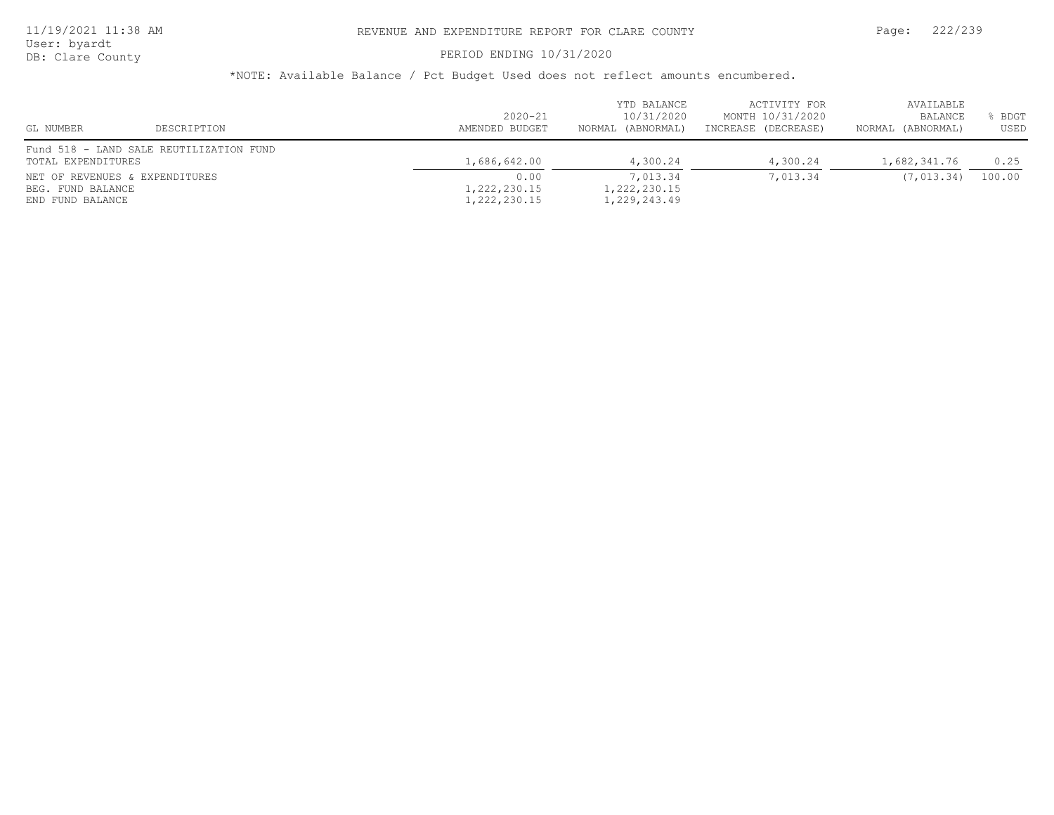# REVENUE AND EXPENDITURE REPORT FOR CLARE COUNTY

PERIOD ENDING 10/31/2020

*NOTE: Available Balance / Pct Budget Used does not reflect amounts encumbered.

| GL NUMBER | DESCRIPTION | 2020-21 AMENDED BUDGET | YTD BALANCE 10/31/2020 NORMAL (ABNORMAL) | ACTIVITY FOR MONTH 10/31/2020 INCREASE (DECREASE) | AVAILABLE BALANCE NORMAL (ABNORMAL) | % BDGT USED |
|---|---|---|---|---|---|---|
| Fund 518 - LAND SALE REUTILIZATION FUND | | | | | | |
| TOTAL EXPENDITURES | | 1,686,642.00 | 4,300.24 | 4,300.24 | 1,682,341.76 | 0.25 |
| NET OF REVENUES & EXPENDITURES | | 0.00 | 7,013.34 | 7,013.34 | (7,013.34) | 100.00 |
| BEG. FUND BALANCE | | 1,222,230.15 | 1,222,230.15 | | | |
| END FUND BALANCE | | 1,222,230.15 | 1,229,243.49 | | | |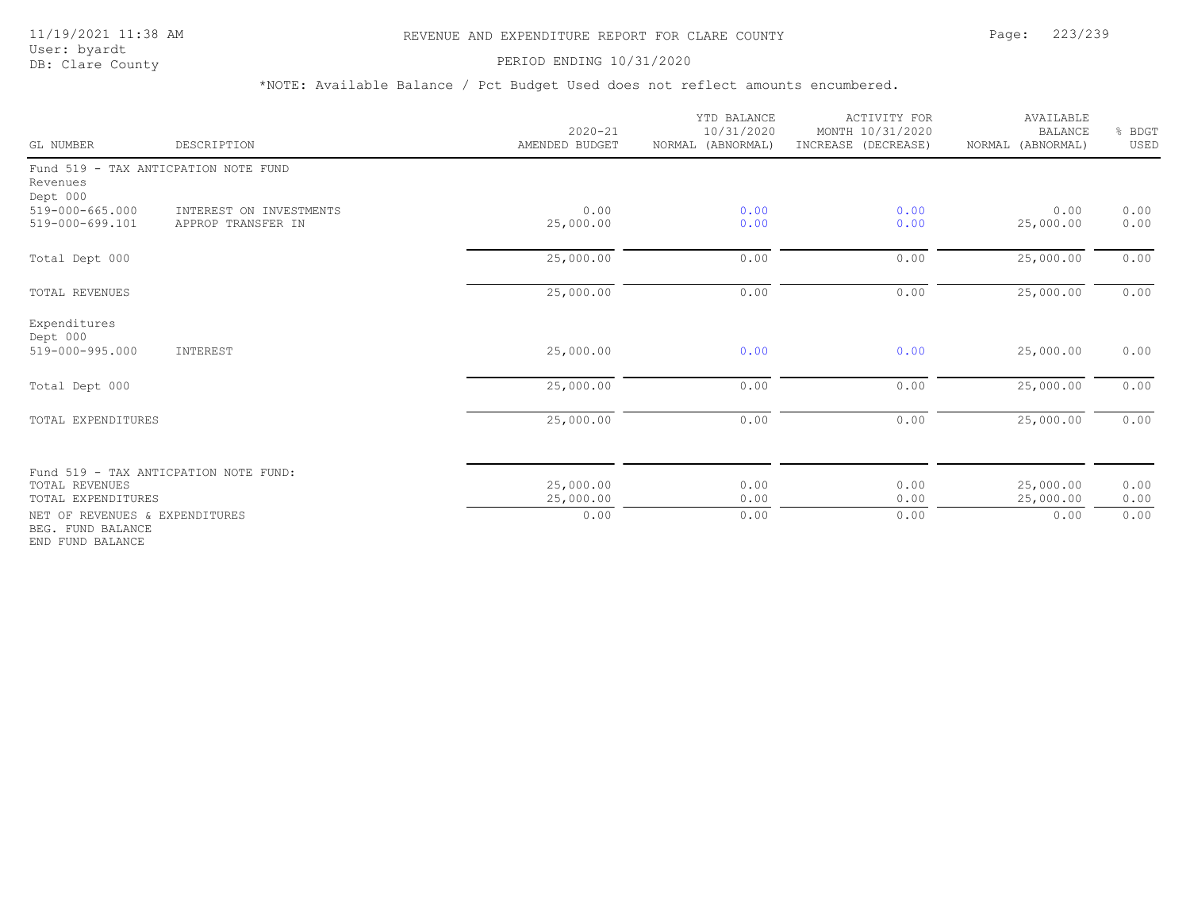REVENUE AND EXPENDITURE REPORT FOR CLARE COUNTY

PERIOD ENDING 10/31/2020

*NOTE: Available Balance / Pct Budget Used does not reflect amounts encumbered.

| GL NUMBER | DESCRIPTION | 2020-21 AMENDED BUDGET | YTD BALANCE 10/31/2020 NORMAL (ABNORMAL) | ACTIVITY FOR MONTH 10/31/2020 INCREASE (DECREASE) | AVAILABLE BALANCE NORMAL (ABNORMAL) | % BDGT USED |
|---|---|---|---|---|---|---|
| Fund 519 - TAX ANTICPATION NOTE FUND | | | | | | |
| Revenues | | | | | | |
| Dept 000 | | | | | | |
| 519-000-665.000 | INTEREST ON INVESTMENTS | 0.00 | 0.00 | 0.00 | 0.00 | 0.00 |
| 519-000-699.101 | APPROP TRANSFER IN | 25,000.00 | 0.00 | 0.00 | 25,000.00 | 0.00 |
| Total Dept 000 | | 25,000.00 | 0.00 | 0.00 | 25,000.00 | 0.00 |
| TOTAL REVENUES | | 25,000.00 | 0.00 | 0.00 | 25,000.00 | 0.00 |
| Expenditures | | | | | | |
| Dept 000 | | | | | | |
| 519-000-995.000 | INTEREST | 25,000.00 | 0.00 | 0.00 | 25,000.00 | 0.00 |
| Total Dept 000 | | 25,000.00 | 0.00 | 0.00 | 25,000.00 | 0.00 |
| TOTAL EXPENDITURES | | 25,000.00 | 0.00 | 0.00 | 25,000.00 | 0.00 |
| Fund 519 - TAX ANTICPATION NOTE FUND: | | | | | | |
| TOTAL REVENUES | | 25,000.00 | 0.00 | 0.00 | 25,000.00 | 0.00 |
| TOTAL EXPENDITURES | | 25,000.00 | 0.00 | 0.00 | 25,000.00 | 0.00 |
| NET OF REVENUES & EXPENDITURES | | 0.00 | 0.00 | 0.00 | 0.00 | 0.00 |
| BEG. FUND BALANCE | | | | | | |
| END FUND BALANCE | | | | | | |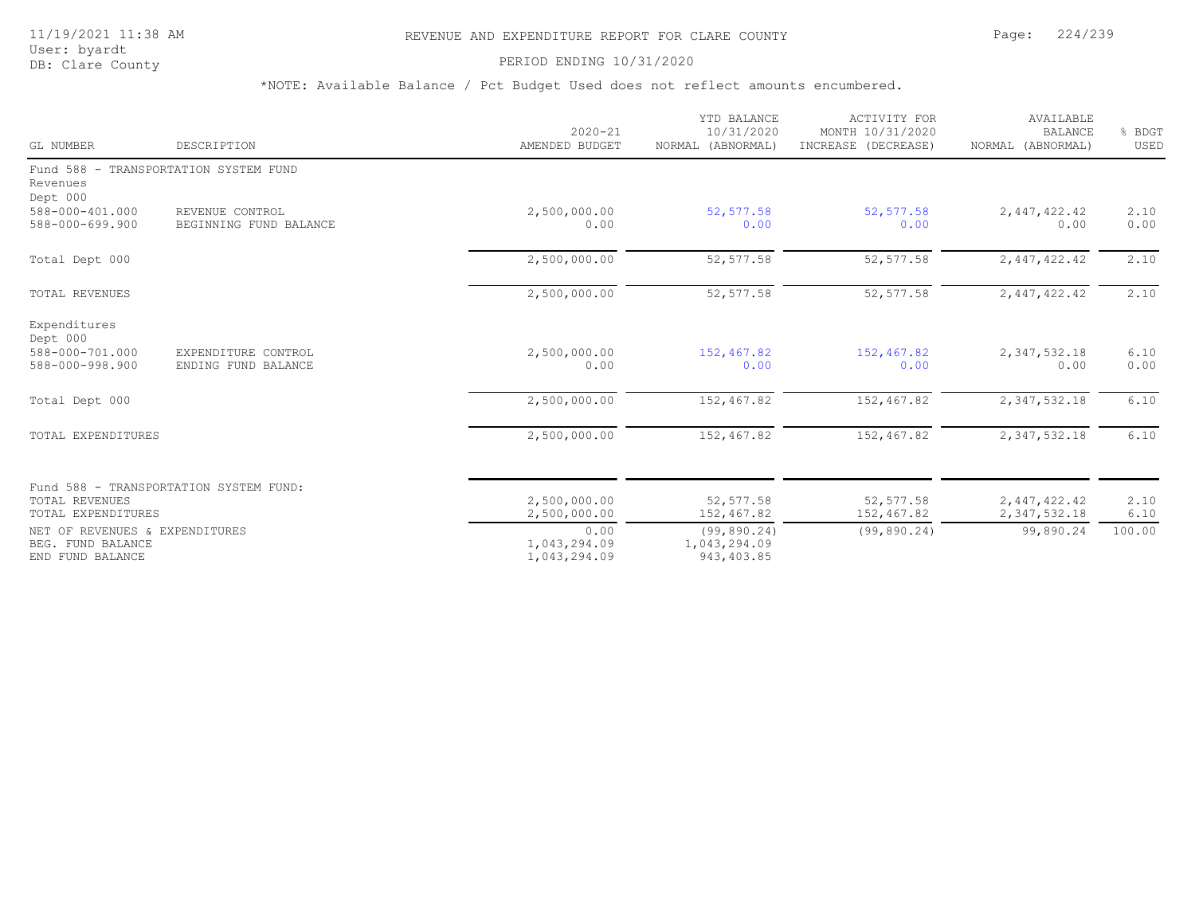# REVENUE AND EXPENDITURE REPORT FOR CLARE COUNTY

PERIOD ENDING 10/31/2020

*NOTE: Available Balance / Pct Budget Used does not reflect amounts encumbered.

| GL NUMBER | DESCRIPTION | 2020-21 AMENDED BUDGET | YTD BALANCE 10/31/2020 NORMAL (ABNORMAL) | ACTIVITY FOR MONTH 10/31/2020 INCREASE (DECREASE) | AVAILABLE BALANCE NORMAL (ABNORMAL) | % BDGT USED |
|---|---|---|---|---|---|---|
| Fund 588 - TRANSPORTATION SYSTEM FUND | | | | | | |
| Revenues | | | | | | |
| Dept 000 | | | | | | |
| 588-000-401.000 | REVENUE CONTROL | 2,500,000.00 | 52,577.58 | 52,577.58 | 2,447,422.42 | 2.10 |
| 588-000-699.900 | BEGINNING FUND BALANCE | 0.00 | 0.00 | 0.00 | 0.00 | 0.00 |
| Total Dept 000 | | 2,500,000.00 | 52,577.58 | 52,577.58 | 2,447,422.42 | 2.10 |
| TOTAL REVENUES | | 2,500,000.00 | 52,577.58 | 52,577.58 | 2,447,422.42 | 2.10 |
| Expenditures | | | | | | |
| Dept 000 | | | | | | |
| 588-000-701.000 | EXPENDITURE CONTROL | 2,500,000.00 | 152,467.82 | 152,467.82 | 2,347,532.18 | 6.10 |
| 588-000-998.900 | ENDING FUND BALANCE | 0.00 | 0.00 | 0.00 | 0.00 | 0.00 |
| Total Dept 000 | | 2,500,000.00 | 152,467.82 | 152,467.82 | 2,347,532.18 | 6.10 |
| TOTAL EXPENDITURES | | 2,500,000.00 | 152,467.82 | 152,467.82 | 2,347,532.18 | 6.10 |
| Fund 588 - TRANSPORTATION SYSTEM FUND: | | | | | | |
| TOTAL REVENUES | | 2,500,000.00 | 52,577.58 | 52,577.58 | 2,447,422.42 | 2.10 |
| TOTAL EXPENDITURES | | 2,500,000.00 | 152,467.82 | 152,467.82 | 2,347,532.18 | 6.10 |
| NET OF REVENUES & EXPENDITURES | | 0.00 | (99,890.24) | (99,890.24) | 99,890.24 | 100.00 |
| BEG. FUND BALANCE | | 1,043,294.09 | 1,043,294.09 | | | |
| END FUND BALANCE | | 1,043,294.09 | 943,403.85 | | | |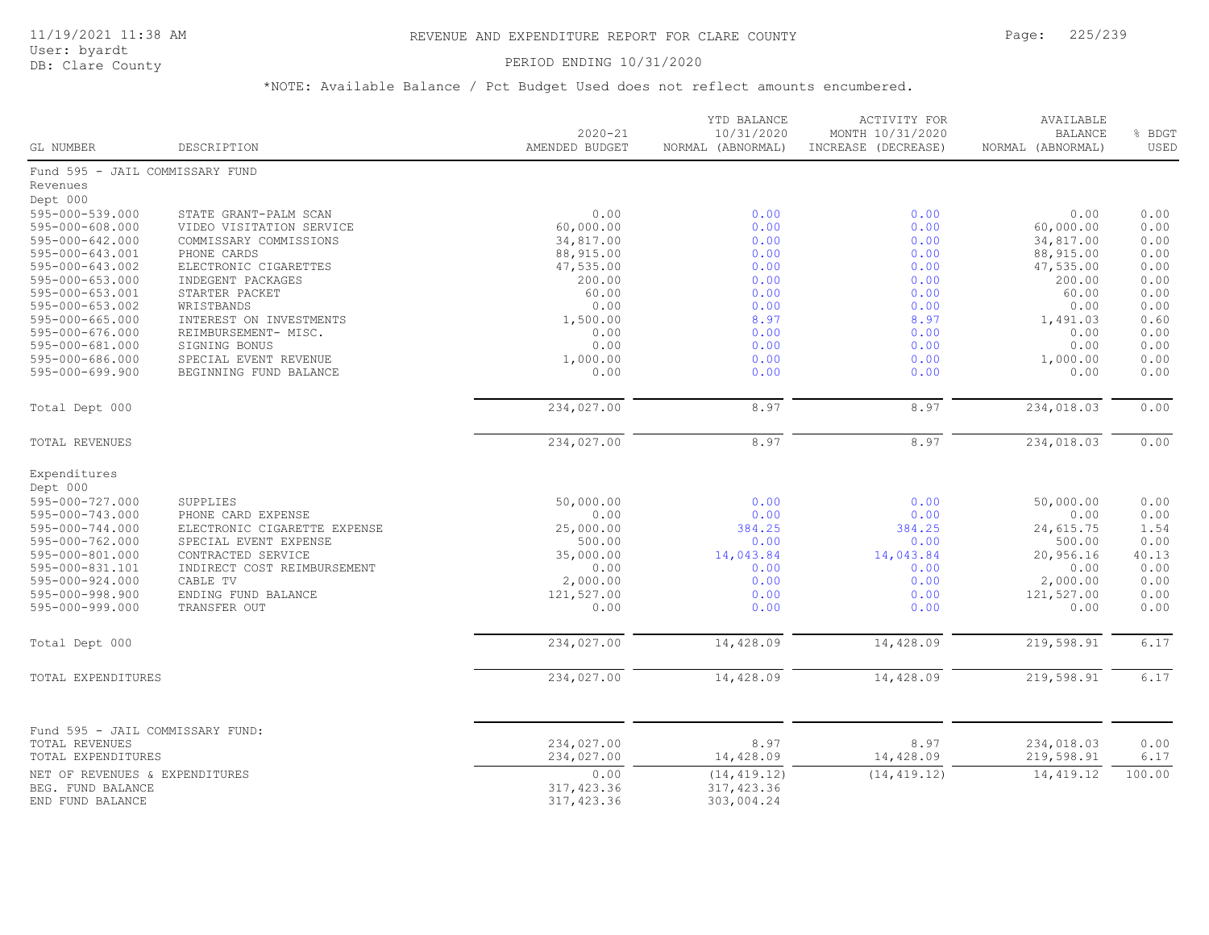# REVENUE AND EXPENDITURE REPORT FOR CLARE COUNTY

11/19/2021 11:38 AM
User: byardt
DB: Clare County

PERIOD ENDING 10/31/2020

*NOTE: Available Balance / Pct Budget Used does not reflect amounts encumbered.

| GL NUMBER | DESCRIPTION | 2020-21 AMENDED BUDGET | YTD BALANCE 10/31/2020 NORMAL (ABNORMAL) | ACTIVITY FOR MONTH 10/31/2020 INCREASE (DECREASE) | AVAILABLE BALANCE NORMAL (ABNORMAL) | % BDGT USED |
|---|---|---|---|---|---|---|
| Fund 595 - JAIL COMMISSARY FUND | | | | | | |
| Revenues | | | | | | |
| Dept 000 | | | | | | |
| 595-000-539.000 | STATE GRANT-PALM SCAN | 0.00 | 0.00 | 0.00 | 0.00 | 0.00 |
| 595-000-608.000 | VIDEO VISITATION SERVICE | 60,000.00 | 0.00 | 0.00 | 60,000.00 | 0.00 |
| 595-000-642.000 | COMMISSARY COMMISSIONS | 34,817.00 | 0.00 | 0.00 | 34,817.00 | 0.00 |
| 595-000-643.001 | PHONE CARDS | 88,915.00 | 0.00 | 0.00 | 88,915.00 | 0.00 |
| 595-000-643.002 | ELECTRONIC CIGARETTES | 47,535.00 | 0.00 | 0.00 | 47,535.00 | 0.00 |
| 595-000-653.000 | INDEGENT PACKAGES | 200.00 | 0.00 | 0.00 | 200.00 | 0.00 |
| 595-000-653.001 | STARTER PACKET | 60.00 | 0.00 | 0.00 | 60.00 | 0.00 |
| 595-000-653.002 | WRISTBANDS | 0.00 | 0.00 | 0.00 | 0.00 | 0.00 |
| 595-000-665.000 | INTEREST ON INVESTMENTS | 1,500.00 | 8.97 | 8.97 | 1,491.03 | 0.60 |
| 595-000-676.000 | REIMBURSEMENT- MISC. | 0.00 | 0.00 | 0.00 | 0.00 | 0.00 |
| 595-000-681.000 | SIGNING BONUS | 0.00 | 0.00 | 0.00 | 0.00 | 0.00 |
| 595-000-686.000 | SPECIAL EVENT REVENUE | 1,000.00 | 0.00 | 0.00 | 1,000.00 | 0.00 |
| 595-000-699.900 | BEGINNING FUND BALANCE | 0.00 | 0.00 | 0.00 | 0.00 | 0.00 |
| Total Dept 000 | | 234,027.00 | 8.97 | 8.97 | 234,018.03 | 0.00 |
| TOTAL REVENUES | | 234,027.00 | 8.97 | 8.97 | 234,018.03 | 0.00 |
| Expenditures | | | | | | |
| Dept 000 | | | | | | |
| 595-000-727.000 | SUPPLIES | 50,000.00 | 0.00 | 0.00 | 50,000.00 | 0.00 |
| 595-000-743.000 | PHONE CARD EXPENSE | 0.00 | 0.00 | 0.00 | 0.00 | 0.00 |
| 595-000-744.000 | ELECTRONIC CIGARETTE EXPENSE | 25,000.00 | 384.25 | 384.25 | 24,615.75 | 1.54 |
| 595-000-762.000 | SPECIAL EVENT EXPENSE | 500.00 | 0.00 | 0.00 | 500.00 | 0.00 |
| 595-000-801.000 | CONTRACTED SERVICE | 35,000.00 | 14,043.84 | 14,043.84 | 20,956.16 | 40.13 |
| 595-000-831.101 | INDIRECT COST REIMBURSEMENT | 0.00 | 0.00 | 0.00 | 0.00 | 0.00 |
| 595-000-924.000 | CABLE TV | 2,000.00 | 0.00 | 0.00 | 2,000.00 | 0.00 |
| 595-000-998.900 | ENDING FUND BALANCE | 121,527.00 | 0.00 | 0.00 | 121,527.00 | 0.00 |
| 595-000-999.000 | TRANSFER OUT | 0.00 | 0.00 | 0.00 | 0.00 | 0.00 |
| Total Dept 000 | | 234,027.00 | 14,428.09 | 14,428.09 | 219,598.91 | 6.17 |
| TOTAL EXPENDITURES | | 234,027.00 | 14,428.09 | 14,428.09 | 219,598.91 | 6.17 |
| Fund 595 - JAIL COMMISSARY FUND: | | | | | | |
| TOTAL REVENUES | | 234,027.00 | 8.97 | 8.97 | 234,018.03 | 0.00 |
| TOTAL EXPENDITURES | | 234,027.00 | 14,428.09 | 14,428.09 | 219,598.91 | 6.17 |
| NET OF REVENUES & EXPENDITURES | | 0.00 | (14,419.12) | (14,419.12) | 14,419.12 | 100.00 |
| BEG. FUND BALANCE | | 317,423.36 | 317,423.36 | | | |
| END FUND BALANCE | | 317,423.36 | 303,004.24 | | | |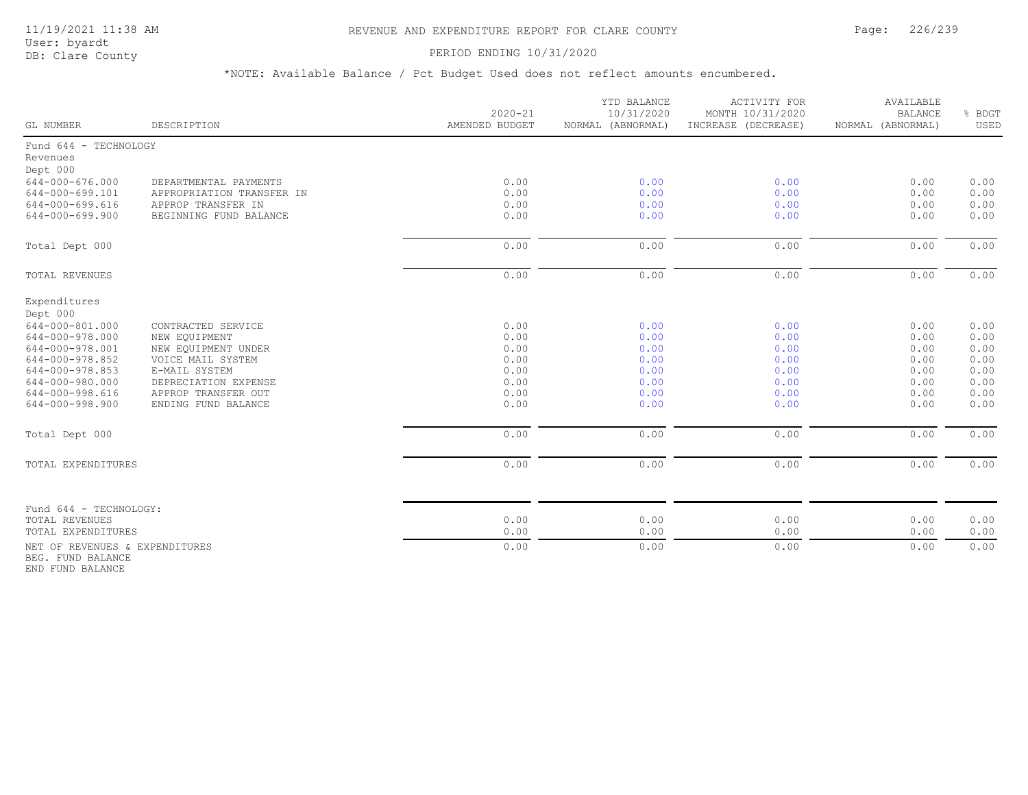# REVENUE AND EXPENDITURE REPORT FOR CLARE COUNTY

11/19/2021 11:38 AM
User: byardt
DB: Clare County

PERIOD ENDING 10/31/2020

*NOTE: Available Balance / Pct Budget Used does not reflect amounts encumbered.

| GL NUMBER | DESCRIPTION | 2020-21 AMENDED BUDGET | YTD BALANCE 10/31/2020 NORMAL (ABNORMAL) | ACTIVITY FOR MONTH 10/31/2020 INCREASE (DECREASE) | AVAILABLE BALANCE NORMAL (ABNORMAL) | % BDGT USED |
|---|---|---|---|---|---|---|
| Fund 644 - TECHNOLOGY | | | | | | |
| Revenues | | | | | | |
| Dept 000 | | | | | | |
| 644-000-676.000 | DEPARTMENTAL PAYMENTS | 0.00 | 0.00 | 0.00 | 0.00 | 0.00 |
| 644-000-699.101 | APPROPRIATION TRANSFER IN | 0.00 | 0.00 | 0.00 | 0.00 | 0.00 |
| 644-000-699.616 | APPROP TRANSFER IN | 0.00 | 0.00 | 0.00 | 0.00 | 0.00 |
| 644-000-699.900 | BEGINNING FUND BALANCE | 0.00 | 0.00 | 0.00 | 0.00 | 0.00 |
| Total Dept 000 | | 0.00 | 0.00 | 0.00 | 0.00 | 0.00 |
| TOTAL REVENUES | | 0.00 | 0.00 | 0.00 | 0.00 | 0.00 |
| Expenditures | | | | | | |
| Dept 000 | | | | | | |
| 644-000-801.000 | CONTRACTED SERVICE | 0.00 | 0.00 | 0.00 | 0.00 | 0.00 |
| 644-000-978.000 | NEW EQUIPMENT | 0.00 | 0.00 | 0.00 | 0.00 | 0.00 |
| 644-000-978.001 | NEW EQUIPMENT UNDER | 0.00 | 0.00 | 0.00 | 0.00 | 0.00 |
| 644-000-978.852 | VOICE MAIL SYSTEM | 0.00 | 0.00 | 0.00 | 0.00 | 0.00 |
| 644-000-978.853 | E-MAIL SYSTEM | 0.00 | 0.00 | 0.00 | 0.00 | 0.00 |
| 644-000-980.000 | DEPRECIATION EXPENSE | 0.00 | 0.00 | 0.00 | 0.00 | 0.00 |
| 644-000-998.616 | APPROP TRANSFER OUT | 0.00 | 0.00 | 0.00 | 0.00 | 0.00 |
| 644-000-998.900 | ENDING FUND BALANCE | 0.00 | 0.00 | 0.00 | 0.00 | 0.00 |
| Total Dept 000 | | 0.00 | 0.00 | 0.00 | 0.00 | 0.00 |
| TOTAL EXPENDITURES | | 0.00 | 0.00 | 0.00 | 0.00 | 0.00 |
| Fund 644 - TECHNOLOGY: | | | | | | |
| TOTAL REVENUES | | 0.00 | 0.00 | 0.00 | 0.00 | 0.00 |
| TOTAL EXPENDITURES | | 0.00 | 0.00 | 0.00 | 0.00 | 0.00 |
| NET OF REVENUES & EXPENDITURES | | 0.00 | 0.00 | 0.00 | 0.00 | 0.00 |
| BEG. FUND BALANCE | | | | | | |
| END FUND BALANCE | | | | | | |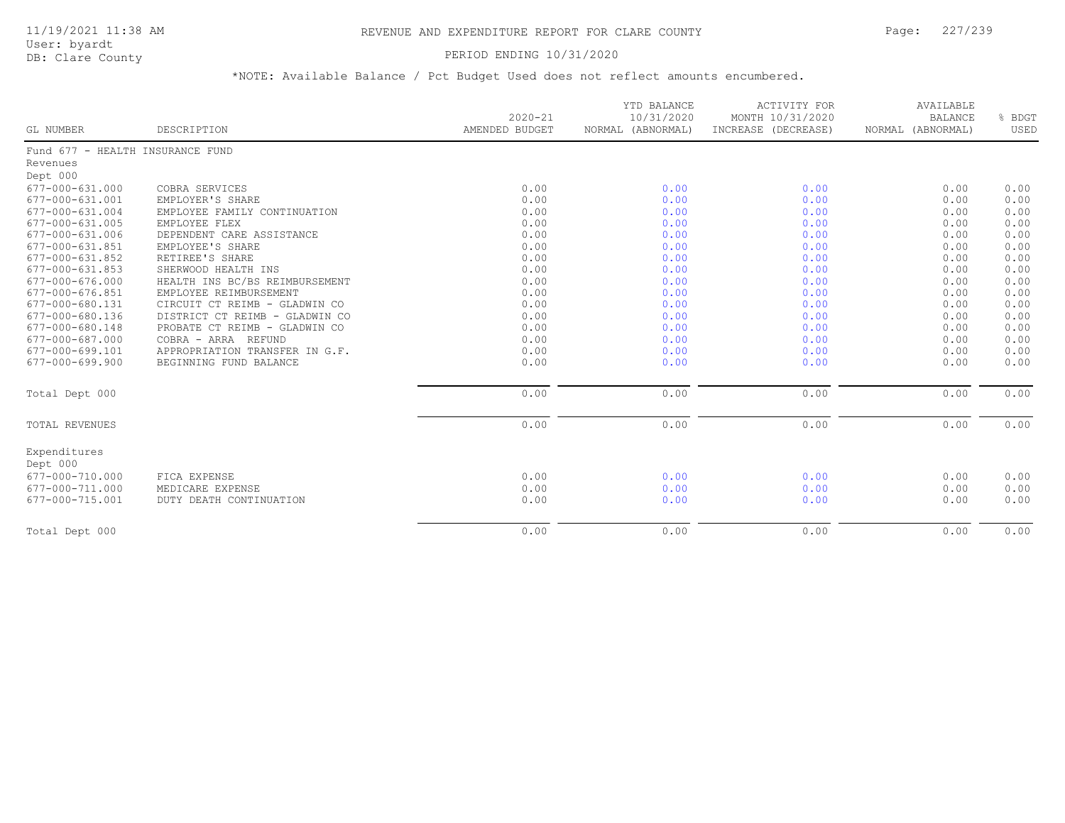REVENUE AND EXPENDITURE REPORT FOR CLARE COUNTY

PERIOD ENDING 10/31/2020

*NOTE: Available Balance / Pct Budget Used does not reflect amounts encumbered.

| GL NUMBER | DESCRIPTION | 2020-21 AMENDED BUDGET | YTD BALANCE 10/31/2020 NORMAL (ABNORMAL) | ACTIVITY FOR MONTH 10/31/2020 INCREASE (DECREASE) | AVAILABLE BALANCE NORMAL (ABNORMAL) | % BDGT USED |
|---|---|---|---|---|---|---|
| Fund 677 - HEALTH INSURANCE FUND | | | | | | |
| Revenues | | | | | | |
| Dept 000 | | | | | | |
| 677-000-631.000 | COBRA SERVICES | 0.00 | 0.00 | 0.00 | 0.00 | 0.00 |
| 677-000-631.001 | EMPLOYER'S SHARE | 0.00 | 0.00 | 0.00 | 0.00 | 0.00 |
| 677-000-631.004 | EMPLOYEE FAMILY CONTINUATION | 0.00 | 0.00 | 0.00 | 0.00 | 0.00 |
| 677-000-631.005 | EMPLOYEE FLEX | 0.00 | 0.00 | 0.00 | 0.00 | 0.00 |
| 677-000-631.006 | DEPENDENT CARE ASSISTANCE | 0.00 | 0.00 | 0.00 | 0.00 | 0.00 |
| 677-000-631.851 | EMPLOYEE'S SHARE | 0.00 | 0.00 | 0.00 | 0.00 | 0.00 |
| 677-000-631.852 | RETIREE'S SHARE | 0.00 | 0.00 | 0.00 | 0.00 | 0.00 |
| 677-000-631.853 | SHERWOOD HEALTH INS | 0.00 | 0.00 | 0.00 | 0.00 | 0.00 |
| 677-000-676.000 | HEALTH INS BC/BS REIMBURSEMENT | 0.00 | 0.00 | 0.00 | 0.00 | 0.00 |
| 677-000-676.851 | EMPLOYEE REIMBURSEMENT | 0.00 | 0.00 | 0.00 | 0.00 | 0.00 |
| 677-000-680.131 | CIRCUIT CT REIMB - GLADWIN CO | 0.00 | 0.00 | 0.00 | 0.00 | 0.00 |
| 677-000-680.136 | DISTRICT CT REIMB - GLADWIN CO | 0.00 | 0.00 | 0.00 | 0.00 | 0.00 |
| 677-000-680.148 | PROBATE CT REIMB - GLADWIN CO | 0.00 | 0.00 | 0.00 | 0.00 | 0.00 |
| 677-000-687.000 | COBRA - ARRA REFUND | 0.00 | 0.00 | 0.00 | 0.00 | 0.00 |
| 677-000-699.101 | APPROPRIATION TRANSFER IN G.F. | 0.00 | 0.00 | 0.00 | 0.00 | 0.00 |
| 677-000-699.900 | BEGINNING FUND BALANCE | 0.00 | 0.00 | 0.00 | 0.00 | 0.00 |
| Total Dept 000 | | 0.00 | 0.00 | 0.00 | 0.00 | 0.00 |
| TOTAL REVENUES | | 0.00 | 0.00 | 0.00 | 0.00 | 0.00 |
| Expenditures | | | | | | |
| Dept 000 | | | | | | |
| 677-000-710.000 | FICA EXPENSE | 0.00 | 0.00 | 0.00 | 0.00 | 0.00 |
| 677-000-711.000 | MEDICARE EXPENSE | 0.00 | 0.00 | 0.00 | 0.00 | 0.00 |
| 677-000-715.001 | DUTY DEATH CONTINUATION | 0.00 | 0.00 | 0.00 | 0.00 | 0.00 |
| Total Dept 000 | | 0.00 | 0.00 | 0.00 | 0.00 | 0.00 |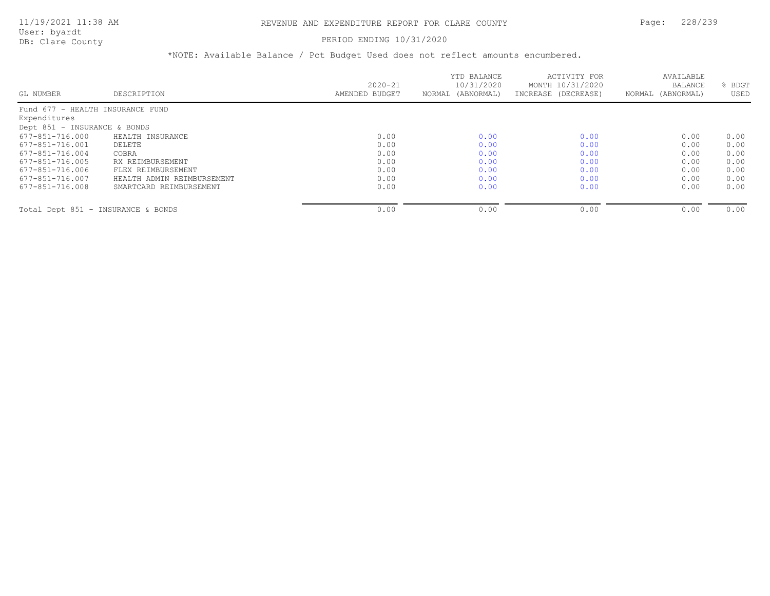# REVENUE AND EXPENDITURE REPORT FOR CLARE COUNTY

11/19/2021 11:38 AM
User: byardt
DB: Clare County

PERIOD ENDING 10/31/2020

*NOTE: Available Balance / Pct Budget Used does not reflect amounts encumbered.

| GL NUMBER | DESCRIPTION | 2020-21 AMENDED BUDGET | YTD BALANCE 10/31/2020 NORMAL (ABNORMAL) | ACTIVITY FOR MONTH 10/31/2020 INCREASE (DECREASE) | AVAILABLE BALANCE NORMAL (ABNORMAL) | % BDGT USED |
|---|---|---|---|---|---|---|
| Fund 677 - HEALTH INSURANCE FUND | | | | | | |
| Expenditures | | | | | | |
| Dept 851 - INSURANCE & BONDS | | | | | | |
| 677-851-716.000 | HEALTH INSURANCE | 0.00 | 0.00 | 0.00 | 0.00 | 0.00 |
| 677-851-716.001 | DELETE | 0.00 | 0.00 | 0.00 | 0.00 | 0.00 |
| 677-851-716.004 | COBRA | 0.00 | 0.00 | 0.00 | 0.00 | 0.00 |
| 677-851-716.005 | RX REIMBURSEMENT | 0.00 | 0.00 | 0.00 | 0.00 | 0.00 |
| 677-851-716.006 | FLEX REIMBURSEMENT | 0.00 | 0.00 | 0.00 | 0.00 | 0.00 |
| 677-851-716.007 | HEALTH ADMIN REIMBURSEMENT | 0.00 | 0.00 | 0.00 | 0.00 | 0.00 |
| 677-851-716.008 | SMARTCARD REIMBURSEMENT | 0.00 | 0.00 | 0.00 | 0.00 | 0.00 |
| Total Dept 851 - INSURANCE & BONDS | | 0.00 | 0.00 | 0.00 | 0.00 | 0.00 |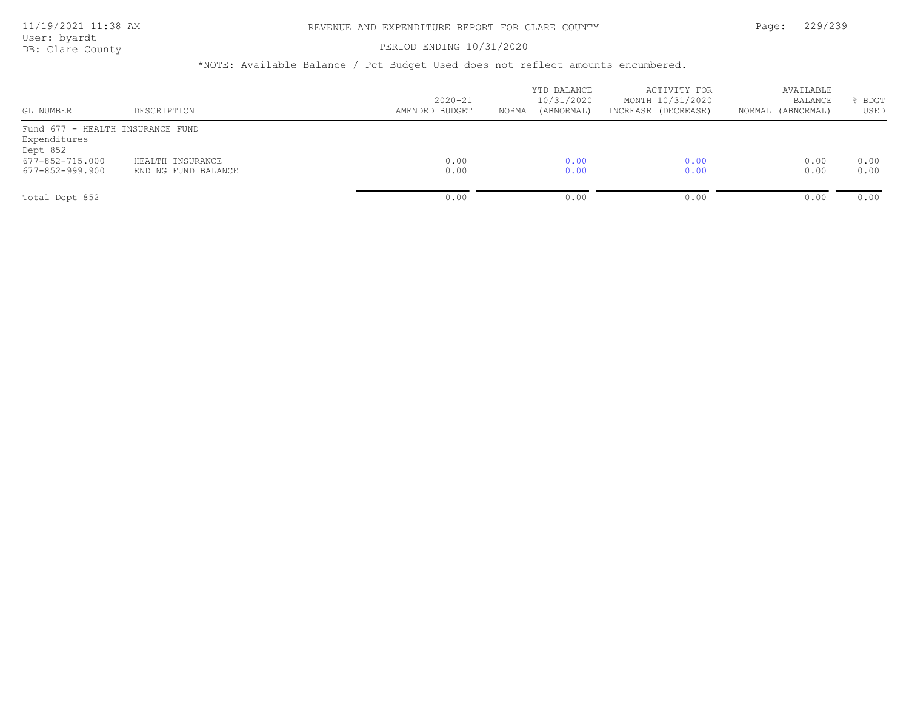REVENUE AND EXPENDITURE REPORT FOR CLARE COUNTY

PERIOD ENDING 10/31/2020

*NOTE: Available Balance / Pct Budget Used does not reflect amounts encumbered.

| GL NUMBER | DESCRIPTION | 2020-21 AMENDED BUDGET | YTD BALANCE 10/31/2020 NORMAL (ABNORMAL) | ACTIVITY FOR MONTH 10/31/2020 INCREASE (DECREASE) | AVAILABLE BALANCE NORMAL (ABNORMAL) | % BDGT USED |
|---|---|---|---|---|---|---|
| Fund 677 - HEALTH INSURANCE FUND | | | | | | |
| Expenditures | | | | | | |
| Dept 852 | | | | | | |
| 677-852-715.000 | HEALTH INSURANCE | 0.00 | 0.00 | 0.00 | 0.00 | 0.00 |
| 677-852-999.900 | ENDING FUND BALANCE | 0.00 | 0.00 | 0.00 | 0.00 | 0.00 |
| Total Dept 852 | | 0.00 | 0.00 | 0.00 | 0.00 | 0.00 |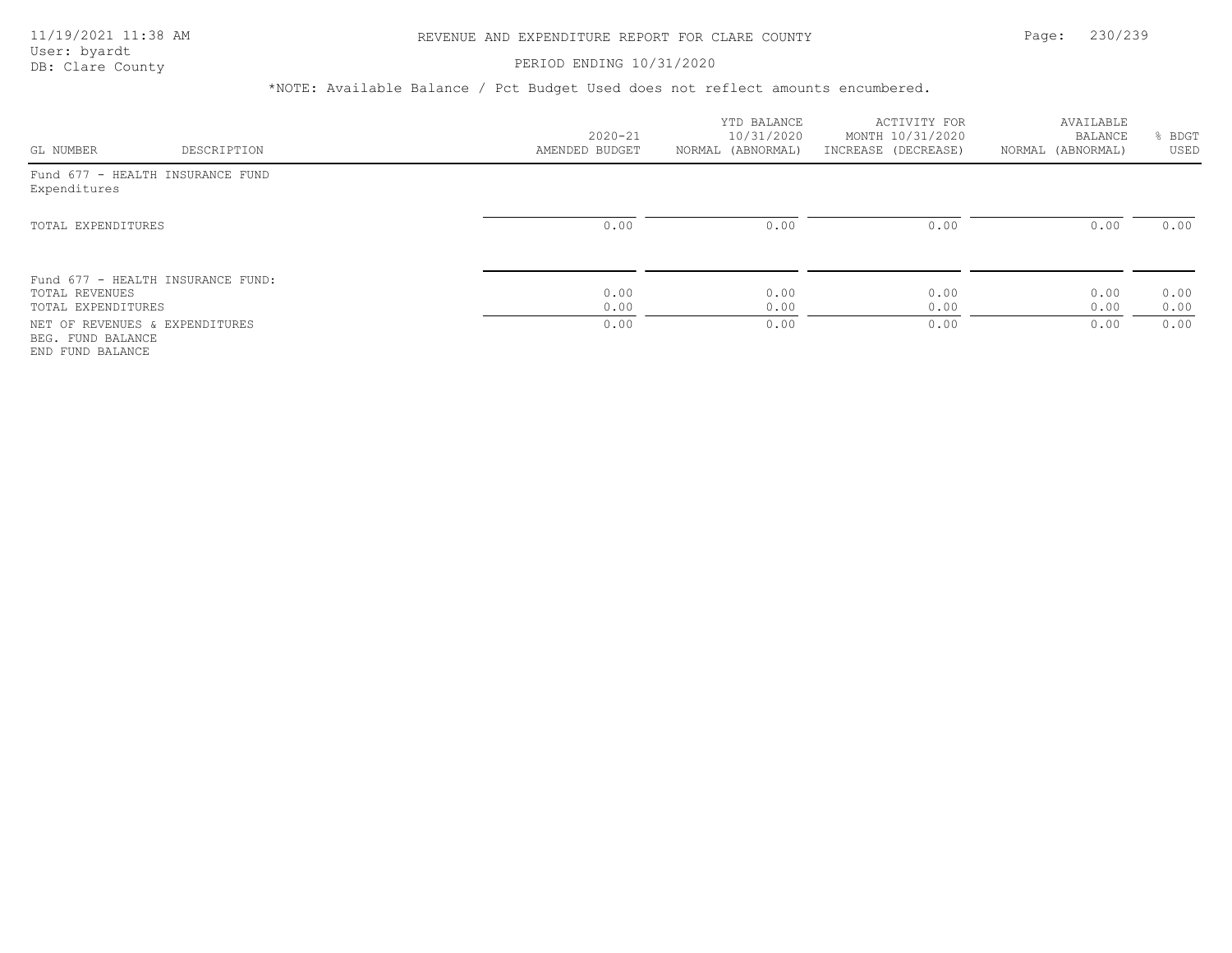# REVENUE AND EXPENDITURE REPORT FOR CLARE COUNTY

PERIOD ENDING 10/31/2020

*NOTE: Available Balance / Pct Budget Used does not reflect amounts encumbered.

| GL NUMBER | DESCRIPTION | 2020-21 AMENDED BUDGET | YTD BALANCE 10/31/2020 NORMAL (ABNORMAL) | ACTIVITY FOR MONTH 10/31/2020 INCREASE (DECREASE) | AVAILABLE BALANCE NORMAL (ABNORMAL) | % BDGT USED |
|---|---|---|---|---|---|---|
| Fund 677 - HEALTH INSURANCE FUND | | | | | | |
| Expenditures | | | | | | |
| TOTAL EXPENDITURES | | 0.00 | 0.00 | 0.00 | 0.00 | 0.00 |
| Fund 677 - HEALTH INSURANCE FUND: | | | | | | |
| TOTAL REVENUES | | 0.00 | 0.00 | 0.00 | 0.00 | 0.00 |
| TOTAL EXPENDITURES | | 0.00 | 0.00 | 0.00 | 0.00 | 0.00 |
| NET OF REVENUES & EXPENDITURES | | 0.00 | 0.00 | 0.00 | 0.00 | 0.00 |
| BEG. FUND BALANCE | | | | | | |
| END FUND BALANCE | | | | | | |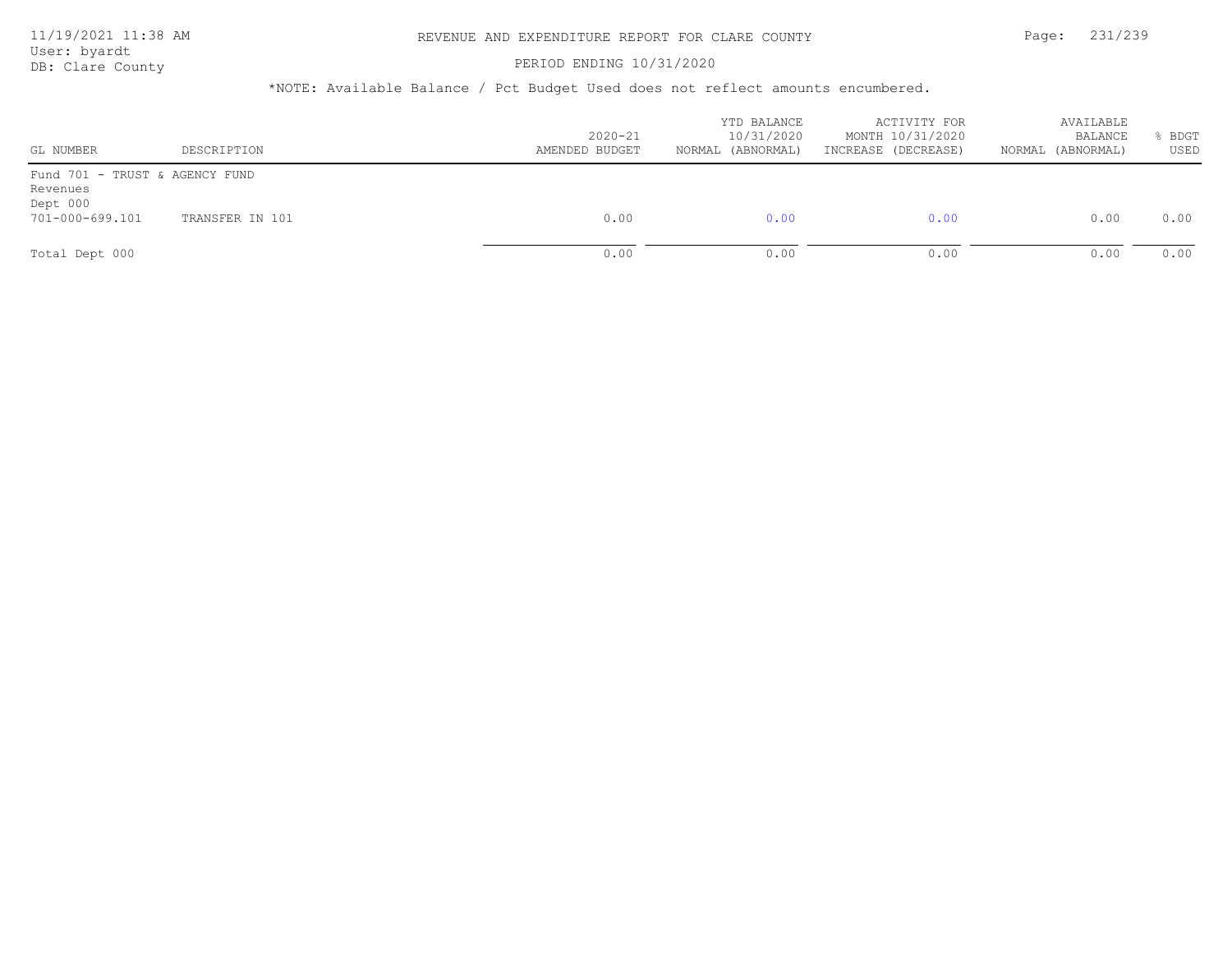REVENUE AND EXPENDITURE REPORT FOR CLARE COUNTY

PERIOD ENDING 10/31/2020

*NOTE: Available Balance / Pct Budget Used does not reflect amounts encumbered.

| GL NUMBER | DESCRIPTION | 2020-21 AMENDED BUDGET | YTD BALANCE 10/31/2020 NORMAL (ABNORMAL) | ACTIVITY FOR MONTH 10/31/2020 INCREASE (DECREASE) | AVAILABLE BALANCE NORMAL (ABNORMAL) | % BDGT USED |
|---|---|---|---|---|---|---|
| Fund 701 - TRUST & AGENCY FUND | | | | | | |
| Revenues | | | | | | |
| Dept 000 | | | | | | |
| 701-000-699.101 | TRANSFER IN 101 | 0.00 | 0.00 | 0.00 | 0.00 | 0.00 |
| Total Dept 000 | | 0.00 | 0.00 | 0.00 | 0.00 | 0.00 |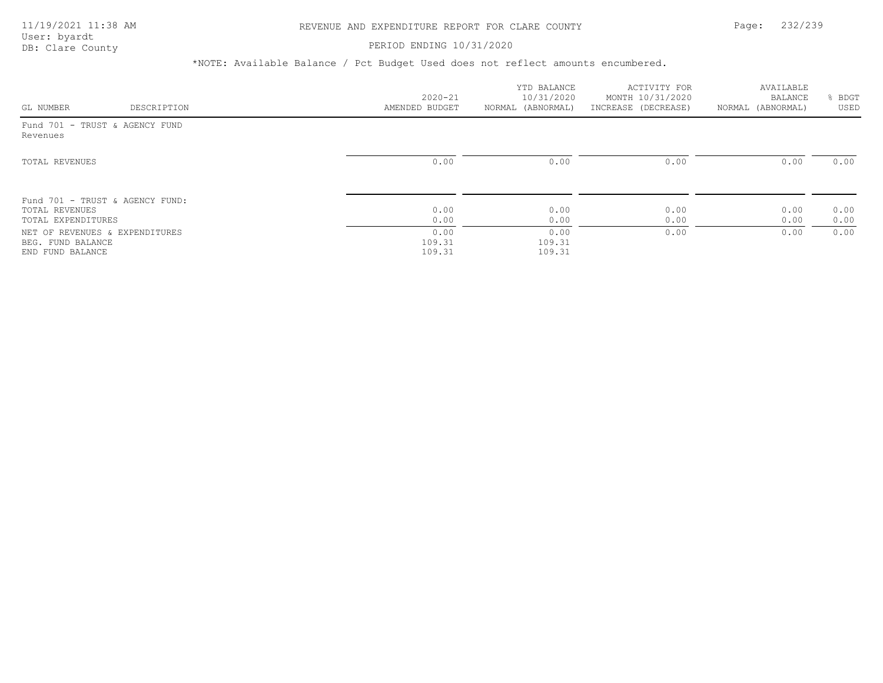# REVENUE AND EXPENDITURE REPORT FOR CLARE COUNTY

PERIOD ENDING 10/31/2020

*NOTE: Available Balance / Pct Budget Used does not reflect amounts encumbered.

| GL NUMBER | DESCRIPTION | 2020-21 AMENDED BUDGET | YTD BALANCE 10/31/2020 NORMAL (ABNORMAL) | ACTIVITY FOR MONTH 10/31/2020 INCREASE (DECREASE) | AVAILABLE BALANCE NORMAL (ABNORMAL) | % BDGT USED |
|---|---|---|---|---|---|---|
| Fund 701 - TRUST & AGENCY FUND | | | | | | |
| Revenues | | | | | | |
| TOTAL REVENUES | | 0.00 | 0.00 | 0.00 | 0.00 | 0.00 |
| Fund 701 - TRUST & AGENCY FUND: | | | | | | |
| TOTAL REVENUES | | 0.00 | 0.00 | 0.00 | 0.00 | 0.00 |
| TOTAL EXPENDITURES | | 0.00 | 0.00 | 0.00 | 0.00 | 0.00 |
| NET OF REVENUES & EXPENDITURES | | 0.00 | 0.00 | 0.00 | 0.00 | 0.00 |
| BEG. FUND BALANCE | | 109.31 | 109.31 | | | |
| END FUND BALANCE | | 109.31 | 109.31 | | | |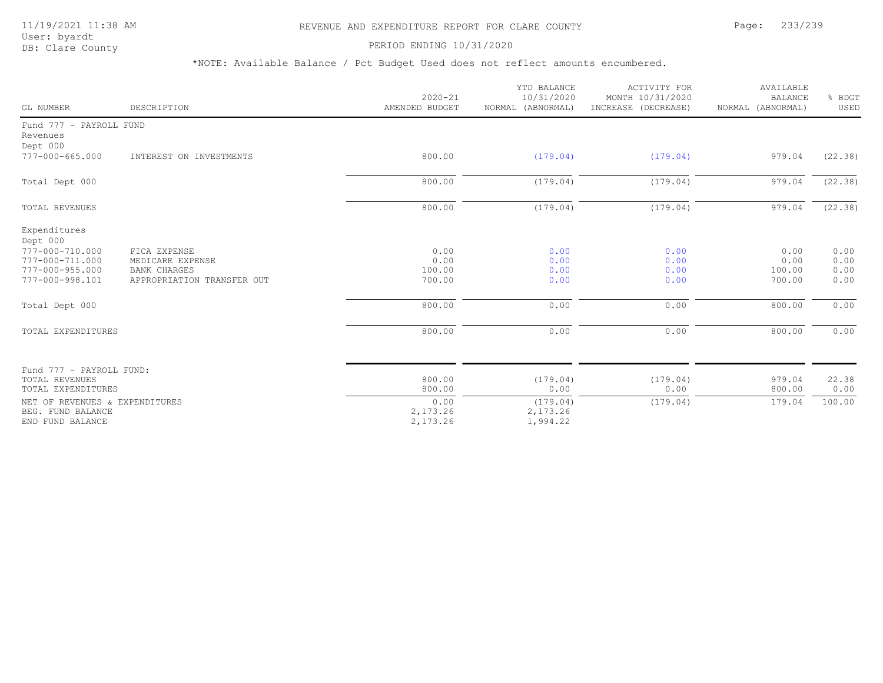# REVENUE AND EXPENDITURE REPORT FOR CLARE COUNTY

11/19/2021 11:38 AM
User: byardt
DB: Clare County

PERIOD ENDING 10/31/2020

*NOTE: Available Balance / Pct Budget Used does not reflect amounts encumbered.

| GL NUMBER | DESCRIPTION | 2020-21 AMENDED BUDGET | YTD BALANCE 10/31/2020 NORMAL (ABNORMAL) | ACTIVITY FOR MONTH 10/31/2020 INCREASE (DECREASE) | AVAILABLE BALANCE NORMAL (ABNORMAL) | % BDGT USED |
|---|---|---|---|---|---|---|
| Fund 777 - PAYROLL FUND | | | | | | |
| Revenues | | | | | | |
| Dept 000 | | | | | | |
| 777-000-665.000 | INTEREST ON INVESTMENTS | 800.00 | (179.04) | (179.04) | 979.04 | (22.38) |
| Total Dept 000 | | 800.00 | (179.04) | (179.04) | 979.04 | (22.38) |
| TOTAL REVENUES | | 800.00 | (179.04) | (179.04) | 979.04 | (22.38) |
| Expenditures | | | | | | |
| Dept 000 | | | | | | |
| 777-000-710.000 | FICA EXPENSE | 0.00 | 0.00 | 0.00 | 0.00 | 0.00 |
| 777-000-711.000 | MEDICARE EXPENSE | 0.00 | 0.00 | 0.00 | 0.00 | 0.00 |
| 777-000-955.000 | BANK CHARGES | 100.00 | 0.00 | 0.00 | 100.00 | 0.00 |
| 777-000-998.101 | APPROPRIATION TRANSFER OUT | 700.00 | 0.00 | 0.00 | 700.00 | 0.00 |
| Total Dept 000 | | 800.00 | 0.00 | 0.00 | 800.00 | 0.00 |
| TOTAL EXPENDITURES | | 800.00 | 0.00 | 0.00 | 800.00 | 0.00 |
| Fund 777 - PAYROLL FUND: | | | | | | |
| TOTAL REVENUES | | 800.00 | (179.04) | (179.04) | 979.04 | 22.38 |
| TOTAL EXPENDITURES | | 800.00 | 0.00 | 0.00 | 800.00 | 0.00 |
| NET OF REVENUES & EXPENDITURES | | 0.00 | (179.04) | (179.04) | 179.04 | 100.00 |
| BEG. FUND BALANCE | | 2,173.26 | 2,173.26 | | | |
| END FUND BALANCE | | 2,173.26 | 1,994.22 | | | |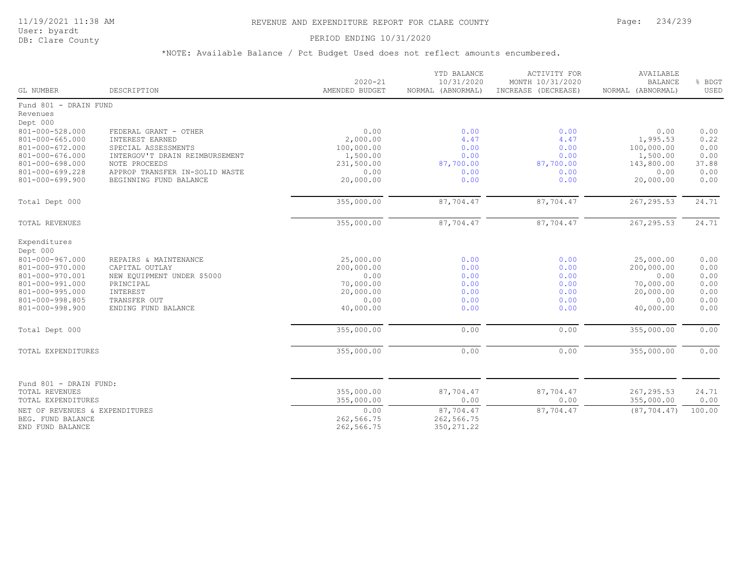# REVENUE AND EXPENDITURE REPORT FOR CLARE COUNTY

11/19/2021 11:38 AM
User: byardt
DB: Clare County

PERIOD ENDING 10/31/2020

*NOTE: Available Balance / Pct Budget Used does not reflect amounts encumbered.

| GL NUMBER | DESCRIPTION | 2020-21 AMENDED BUDGET | YTD BALANCE 10/31/2020 NORMAL (ABNORMAL) | ACTIVITY FOR MONTH 10/31/2020 INCREASE (DECREASE) | AVAILABLE BALANCE NORMAL (ABNORMAL) | % BDGT USED |
|---|---|---|---|---|---|---|
| Fund 801 - DRAIN FUND | | | | | | |
| Revenues | | | | | | |
| Dept 000 | | | | | | |
| 801-000-528.000 | FEDERAL GRANT - OTHER | 0.00 | 0.00 | 0.00 | 0.00 | 0.00 |
| 801-000-665.000 | INTEREST EARNED | 2,000.00 | 4.47 | 4.47 | 1,995.53 | 0.22 |
| 801-000-672.000 | SPECIAL ASSESSMENTS | 100,000.00 | 0.00 | 0.00 | 100,000.00 | 0.00 |
| 801-000-676.000 | INTERGOV'T DRAIN REIMBURSEMENT | 1,500.00 | 0.00 | 0.00 | 1,500.00 | 0.00 |
| 801-000-698.000 | NOTE PROCEEDS | 231,500.00 | 87,700.00 | 87,700.00 | 143,800.00 | 37.88 |
| 801-000-699.228 | APPROP TRANSFER IN-SOLID WASTE | 0.00 | 0.00 | 0.00 | 0.00 | 0.00 |
| 801-000-699.900 | BEGINNING FUND BALANCE | 20,000.00 | 0.00 | 0.00 | 20,000.00 | 0.00 |
| Total Dept 000 | | 355,000.00 | 87,704.47 | 87,704.47 | 267,295.53 | 24.71 |
| TOTAL REVENUES | | 355,000.00 | 87,704.47 | 87,704.47 | 267,295.53 | 24.71 |
| Expenditures | | | | | | |
| Dept 000 | | | | | | |
| 801-000-967.000 | REPAIRS & MAINTENANCE | 25,000.00 | 0.00 | 0.00 | 25,000.00 | 0.00 |
| 801-000-970.000 | CAPITAL OUTLAY | 200,000.00 | 0.00 | 0.00 | 200,000.00 | 0.00 |
| 801-000-970.001 | NEW EQUIPMENT UNDER $5000 | 0.00 | 0.00 | 0.00 | 0.00 | 0.00 |
| 801-000-991.000 | PRINCIPAL | 70,000.00 | 0.00 | 0.00 | 70,000.00 | 0.00 |
| 801-000-995.000 | INTEREST | 20,000.00 | 0.00 | 0.00 | 20,000.00 | 0.00 |
| 801-000-998.805 | TRANSFER OUT | 0.00 | 0.00 | 0.00 | 0.00 | 0.00 |
| 801-000-998.900 | ENDING FUND BALANCE | 40,000.00 | 0.00 | 0.00 | 40,000.00 | 0.00 |
| Total Dept 000 | | 355,000.00 | 0.00 | 0.00 | 355,000.00 | 0.00 |
| TOTAL EXPENDITURES | | 355,000.00 | 0.00 | 0.00 | 355,000.00 | 0.00 |
| Fund 801 - DRAIN FUND: | | | | | | |
| TOTAL REVENUES | | 355,000.00 | 87,704.47 | 87,704.47 | 267,295.53 | 24.71 |
| TOTAL EXPENDITURES | | 355,000.00 | 0.00 | 0.00 | 355,000.00 | 0.00 |
| NET OF REVENUES & EXPENDITURES | | 0.00 | 87,704.47 | 87,704.47 | (87,704.47) | 100.00 |
| BEG. FUND BALANCE | | 262,566.75 | 262,566.75 | | | |
| END FUND BALANCE | | 262,566.75 | 350,271.22 | | | |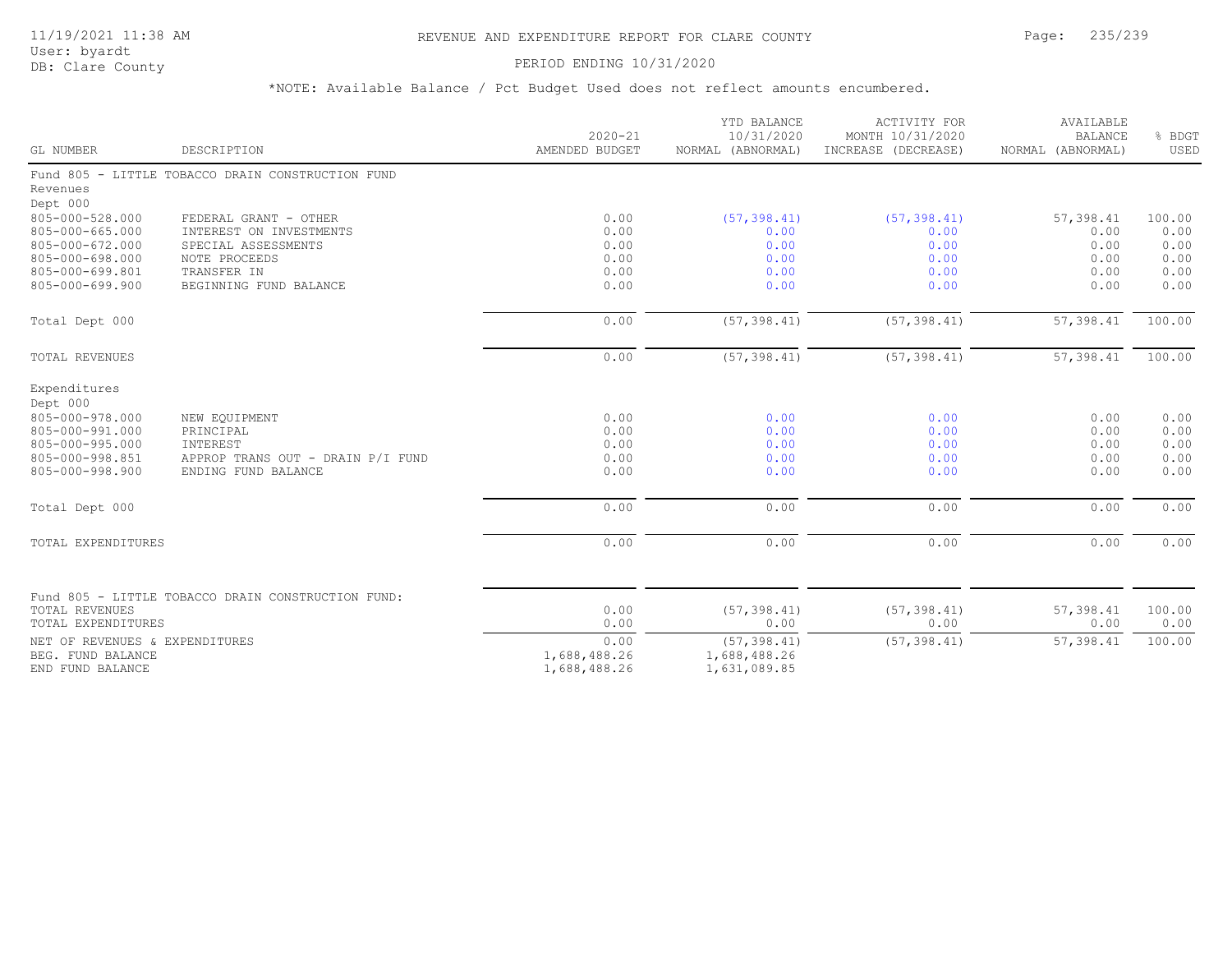# REVENUE AND EXPENDITURE REPORT FOR CLARE COUNTY

PERIOD ENDING 10/31/2020

*NOTE: Available Balance / Pct Budget Used does not reflect amounts encumbered.

| GL NUMBER | DESCRIPTION | 2020-21 AMENDED BUDGET | YTD BALANCE 10/31/2020 NORMAL (ABNORMAL) | ACTIVITY FOR MONTH 10/31/2020 INCREASE (DECREASE) | AVAILABLE BALANCE NORMAL (ABNORMAL) | % BDGT USED |
|---|---|---|---|---|---|---|
| Fund 805 - LITTLE TOBACCO DRAIN CONSTRUCTION FUND | | | | | | |
| Revenues | | | | | | |
| Dept 000 | | | | | | |
| 805-000-528.000 | FEDERAL GRANT - OTHER | 0.00 | (57,398.41) | (57,398.41) | 57,398.41 | 100.00 |
| 805-000-665.000 | INTEREST ON INVESTMENTS | 0.00 | 0.00 | 0.00 | 0.00 | 0.00 |
| 805-000-672.000 | SPECIAL ASSESSMENTS | 0.00 | 0.00 | 0.00 | 0.00 | 0.00 |
| 805-000-698.000 | NOTE PROCEEDS | 0.00 | 0.00 | 0.00 | 0.00 | 0.00 |
| 805-000-699.801 | TRANSFER IN | 0.00 | 0.00 | 0.00 | 0.00 | 0.00 |
| 805-000-699.900 | BEGINNING FUND BALANCE | 0.00 | 0.00 | 0.00 | 0.00 | 0.00 |
| Total Dept 000 | | 0.00 | (57,398.41) | (57,398.41) | 57,398.41 | 100.00 |
| TOTAL REVENUES | | 0.00 | (57,398.41) | (57,398.41) | 57,398.41 | 100.00 |
| Expenditures | | | | | | |
| Dept 000 | | | | | | |
| 805-000-978.000 | NEW EQUIPMENT | 0.00 | 0.00 | 0.00 | 0.00 | 0.00 |
| 805-000-991.000 | PRINCIPAL | 0.00 | 0.00 | 0.00 | 0.00 | 0.00 |
| 805-000-995.000 | INTEREST | 0.00 | 0.00 | 0.00 | 0.00 | 0.00 |
| 805-000-998.851 | APPROP TRANS OUT - DRAIN P/I FUND | 0.00 | 0.00 | 0.00 | 0.00 | 0.00 |
| 805-000-998.900 | ENDING FUND BALANCE | 0.00 | 0.00 | 0.00 | 0.00 | 0.00 |
| Total Dept 000 | | 0.00 | 0.00 | 0.00 | 0.00 | 0.00 |
| TOTAL EXPENDITURES | | 0.00 | 0.00 | 0.00 | 0.00 | 0.00 |
| Fund 805 - LITTLE TOBACCO DRAIN CONSTRUCTION FUND: | | | | | | |
| TOTAL REVENUES | | 0.00 | (57,398.41) | (57,398.41) | 57,398.41 | 100.00 |
| TOTAL EXPENDITURES | | 0.00 | 0.00 | 0.00 | 0.00 | 0.00 |
| NET OF REVENUES & EXPENDITURES | | 0.00 | (57,398.41) | (57,398.41) | 57,398.41 | 100.00 |
| BEG. FUND BALANCE | | 1,688,488.26 | 1,688,488.26 | | | |
| END FUND BALANCE | | 1,688,488.26 | 1,631,089.85 | | | |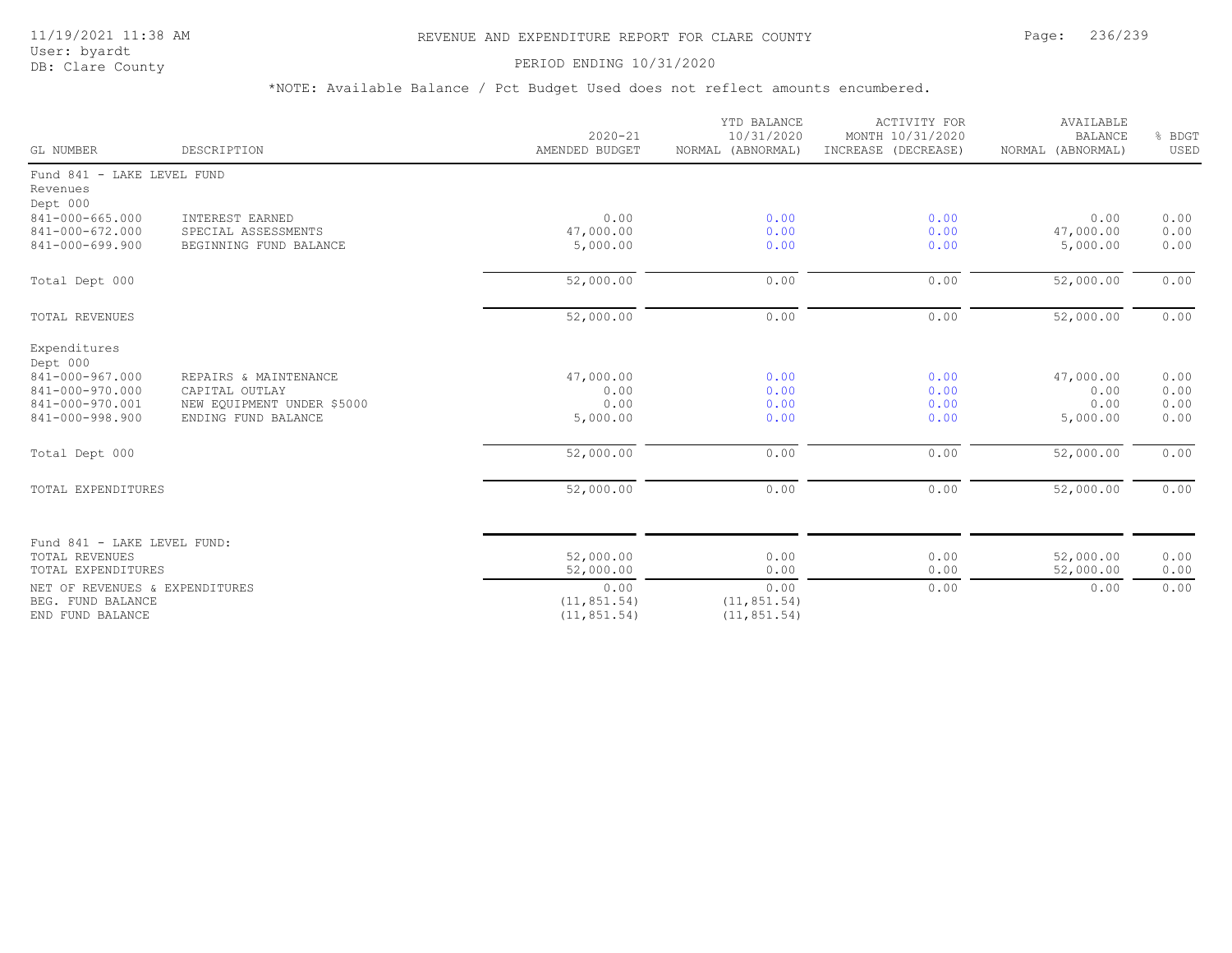# REVENUE AND EXPENDITURE REPORT FOR CLARE COUNTY

PERIOD ENDING 10/31/2020

*NOTE: Available Balance / Pct Budget Used does not reflect amounts encumbered.

| GL NUMBER | DESCRIPTION | 2020-21 AMENDED BUDGET | YTD BALANCE 10/31/2020 NORMAL (ABNORMAL) | ACTIVITY FOR MONTH 10/31/2020 INCREASE (DECREASE) | AVAILABLE BALANCE NORMAL (ABNORMAL) | % BDGT USED |
|---|---|---|---|---|---|---|
| **Fund 841 - LAKE LEVEL FUND** | | | | | | |
| Revenues | | | | | | |
| Dept 000 | | | | | | |
| 841-000-665.000 | INTEREST EARNED | 0.00 | 0.00 | 0.00 | 0.00 | 0.00 |
| 841-000-672.000 | SPECIAL ASSESSMENTS | 47,000.00 | 0.00 | 0.00 | 47,000.00 | 0.00 |
| 841-000-699.900 | BEGINNING FUND BALANCE | 5,000.00 | 0.00 | 0.00 | 5,000.00 | 0.00 |
| Total Dept 000 | | 52,000.00 | 0.00 | 0.00 | 52,000.00 | 0.00 |
| TOTAL REVENUES | | 52,000.00 | 0.00 | 0.00 | 52,000.00 | 0.00 |
| Expenditures | | | | | | |
| Dept 000 | | | | | | |
| 841-000-967.000 | REPAIRS & MAINTENANCE | 47,000.00 | 0.00 | 0.00 | 47,000.00 | 0.00 |
| 841-000-970.000 | CAPITAL OUTLAY | 0.00 | 0.00 | 0.00 | 0.00 | 0.00 |
| 841-000-970.001 | NEW EQUIPMENT UNDER $5000 | 0.00 | 0.00 | 0.00 | 0.00 | 0.00 |
| 841-000-998.900 | ENDING FUND BALANCE | 5,000.00 | 0.00 | 0.00 | 5,000.00 | 0.00 |
| Total Dept 000 | | 52,000.00 | 0.00 | 0.00 | 52,000.00 | 0.00 |
| TOTAL EXPENDITURES | | 52,000.00 | 0.00 | 0.00 | 52,000.00 | 0.00 |
| **Fund 841 - LAKE LEVEL FUND:** | | | | | | |
| TOTAL REVENUES | | 52,000.00 | 0.00 | 0.00 | 52,000.00 | 0.00 |
| TOTAL EXPENDITURES | | 52,000.00 | 0.00 | 0.00 | 52,000.00 | 0.00 |
| NET OF REVENUES & EXPENDITURES | | 0.00 | 0.00 | 0.00 | 0.00 | 0.00 |
| BEG. FUND BALANCE | | (11,851.54) | (11,851.54) | | | |
| END FUND BALANCE | | (11,851.54) | (11,851.54) | | | |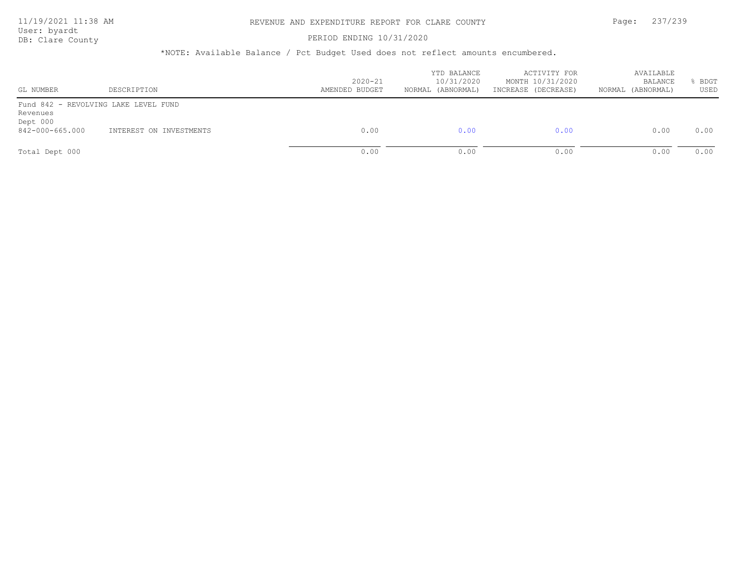# REVENUE AND EXPENDITURE REPORT FOR CLARE COUNTY

11/19/2021 11:38 AM
User: byardt
DB: Clare County

PERIOD ENDING 10/31/2020

*NOTE: Available Balance / Pct Budget Used does not reflect amounts encumbered.

| GL NUMBER | DESCRIPTION | 2020-21 AMENDED BUDGET | YTD BALANCE 10/31/2020 NORMAL (ABNORMAL) | ACTIVITY FOR MONTH 10/31/2020 INCREASE (DECREASE) | AVAILABLE BALANCE NORMAL (ABNORMAL) | % BDGT USED |
|---|---|---|---|---|---|---|
| Fund 842 - REVOLVING LAKE LEVEL FUND | | | | | | |
| Revenues | | | | | | |
| Dept 000 | | | | | | |
| 842-000-665.000 | INTEREST ON INVESTMENTS | 0.00 | 0.00 | 0.00 | 0.00 | 0.00 |
| Total Dept 000 | | 0.00 | 0.00 | 0.00 | 0.00 | 0.00 |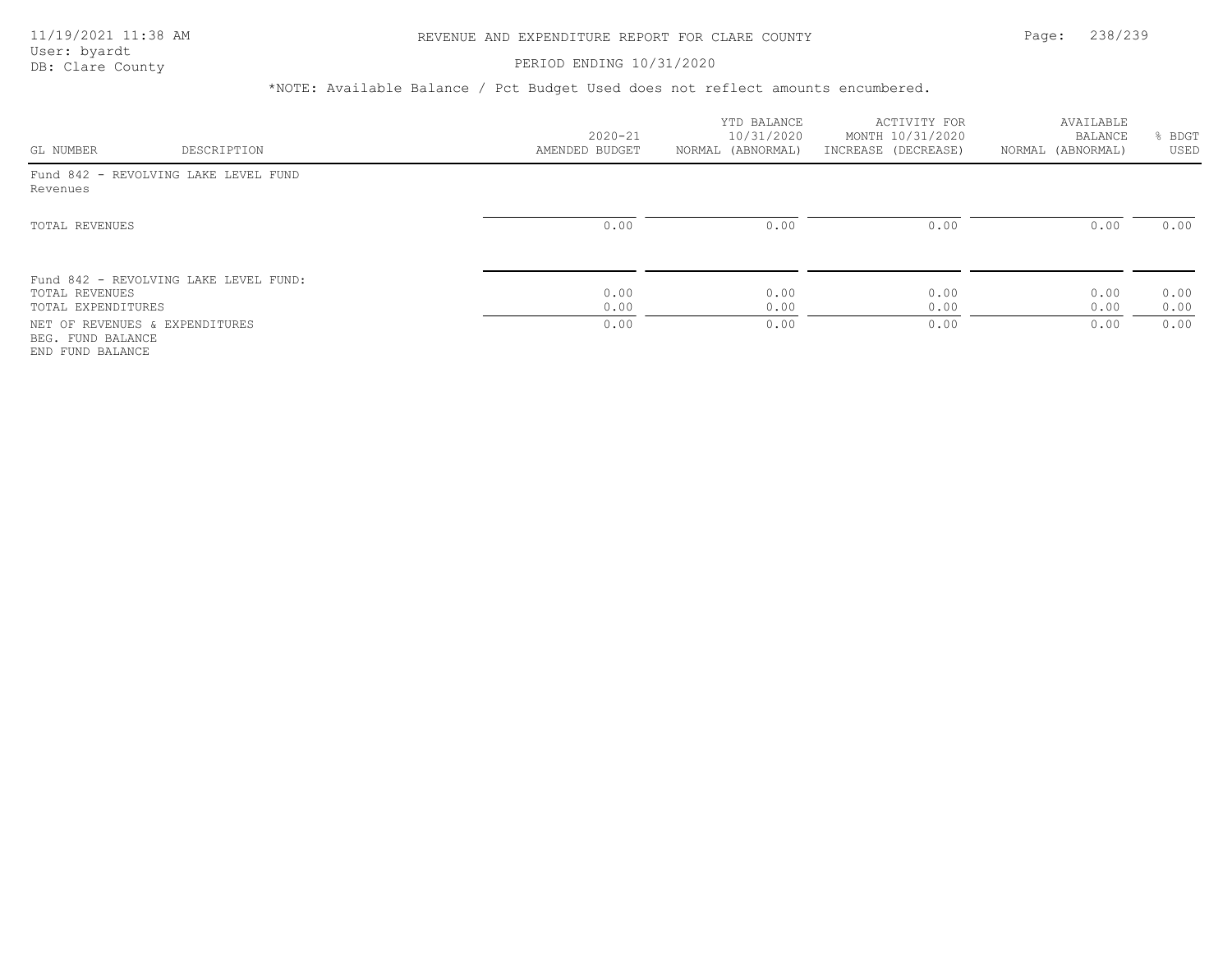PERIOD ENDING 10/31/2020

*NOTE: Available Balance / Pct Budget Used does not reflect amounts encumbered.

| GL NUMBER | DESCRIPTION | 2020-21 AMENDED BUDGET | YTD BALANCE 10/31/2020 NORMAL (ABNORMAL) | ACTIVITY FOR MONTH 10/31/2020 INCREASE (DECREASE) | AVAILABLE BALANCE NORMAL (ABNORMAL) | % BDGT USED |
|---|---|---|---|---|---|---|
| Fund 842 - REVOLVING LAKE LEVEL FUND | | | | | | |
| Revenues | | | | | | |
| TOTAL REVENUES | | 0.00 | 0.00 | 0.00 | 0.00 | 0.00 |
| Fund 842 - REVOLVING LAKE LEVEL FUND: | | | | | | |
| TOTAL REVENUES | | 0.00 | 0.00 | 0.00 | 0.00 | 0.00 |
| TOTAL EXPENDITURES | | 0.00 | 0.00 | 0.00 | 0.00 | 0.00 |
| NET OF REVENUES & EXPENDITURES | | 0.00 | 0.00 | 0.00 | 0.00 | 0.00 |
| BEG. FUND BALANCE | | | | | | |
| END FUND BALANCE | | | | | | |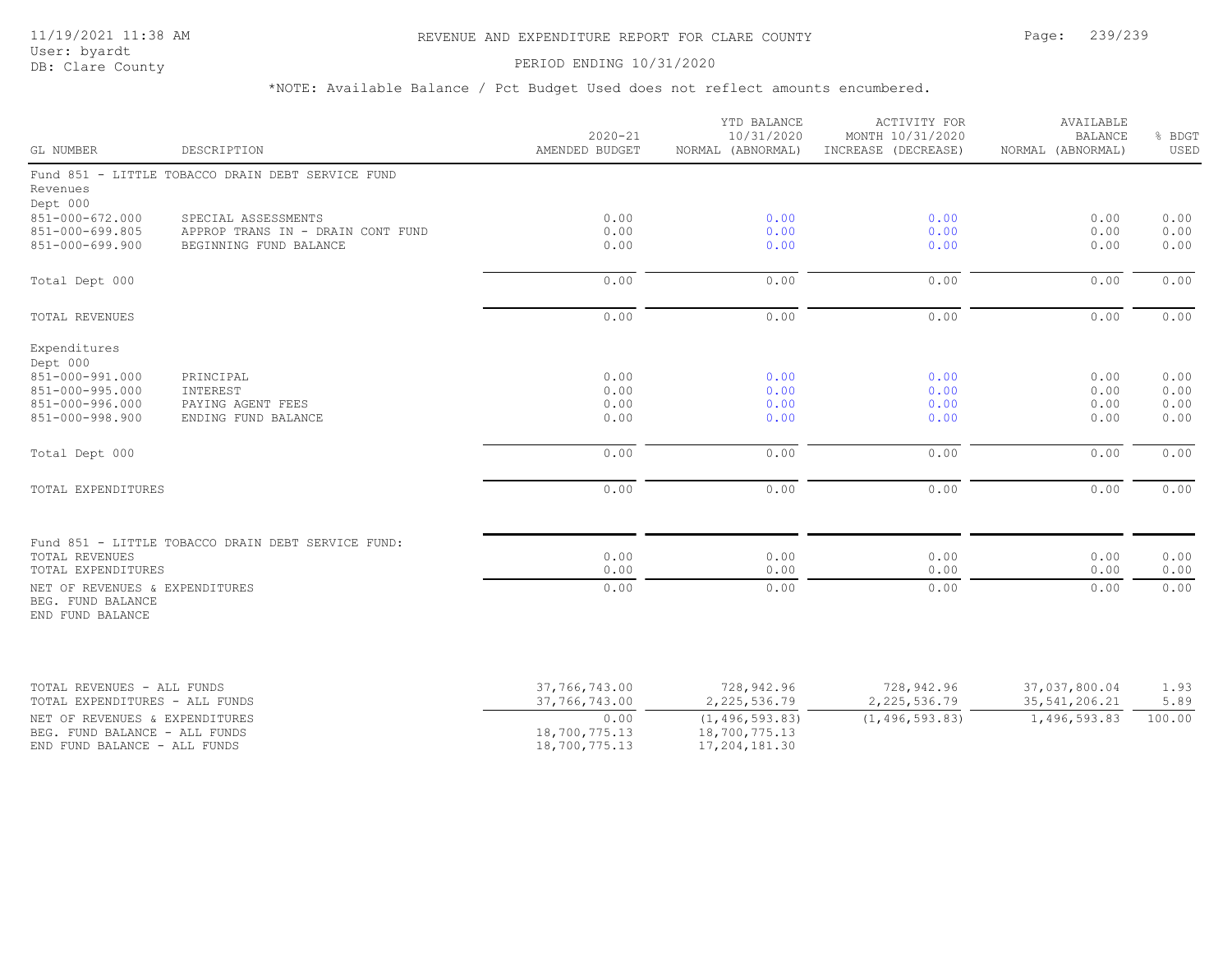# REVENUE AND EXPENDITURE REPORT FOR CLARE COUNTY

PERIOD ENDING 10/31/2020

*NOTE: Available Balance / Pct Budget Used does not reflect amounts encumbered.

| GL NUMBER | DESCRIPTION | 2020-21 AMENDED BUDGET | YTD BALANCE 10/31/2020 NORMAL (ABNORMAL) | ACTIVITY FOR MONTH 10/31/2020 INCREASE (DECREASE) | AVAILABLE BALANCE NORMAL (ABNORMAL) | % BDGT USED |
|---|---|---|---|---|---|---|
| Fund 851 - LITTLE TOBACCO DRAIN DEBT SERVICE FUND | | | | | | |
| Revenues | | | | | | |
| Dept 000 | | | | | | |
| 851-000-672.000 | SPECIAL ASSESSMENTS | 0.00 | 0.00 | 0.00 | 0.00 | 0.00 |
| 851-000-699.805 | APPROP TRANS IN - DRAIN CONT FUND | 0.00 | 0.00 | 0.00 | 0.00 | 0.00 |
| 851-000-699.900 | BEGINNING FUND BALANCE | 0.00 | 0.00 | 0.00 | 0.00 | 0.00 |
| Total Dept 000 | | 0.00 | 0.00 | 0.00 | 0.00 | 0.00 |
| TOTAL REVENUES | | 0.00 | 0.00 | 0.00 | 0.00 | 0.00 |
| Expenditures | | | | | | |
| Dept 000 | | | | | | |
| 851-000-991.000 | PRINCIPAL | 0.00 | 0.00 | 0.00 | 0.00 | 0.00 |
| 851-000-995.000 | INTEREST | 0.00 | 0.00 | 0.00 | 0.00 | 0.00 |
| 851-000-996.000 | PAYING AGENT FEES | 0.00 | 0.00 | 0.00 | 0.00 | 0.00 |
| 851-000-998.900 | ENDING FUND BALANCE | 0.00 | 0.00 | 0.00 | 0.00 | 0.00 |
| Total Dept 000 | | 0.00 | 0.00 | 0.00 | 0.00 | 0.00 |
| TOTAL EXPENDITURES | | 0.00 | 0.00 | 0.00 | 0.00 | 0.00 |
| Fund 851 - LITTLE TOBACCO DRAIN DEBT SERVICE FUND: | | | | | | |
| TOTAL REVENUES | | 0.00 | 0.00 | 0.00 | 0.00 | 0.00 |
| TOTAL EXPENDITURES | | 0.00 | 0.00 | 0.00 | 0.00 | 0.00 |
| NET OF REVENUES & EXPENDITURES | | 0.00 | 0.00 | 0.00 | 0.00 | 0.00 |
| BEG. FUND BALANCE | | | | | | |
| END FUND BALANCE | | | | | | |
| TOTAL REVENUES - ALL FUNDS | | 37,766,743.00 | 728,942.96 | 728,942.96 | 37,037,800.04 | 1.93 |
| TOTAL EXPENDITURES - ALL FUNDS | | 37,766,743.00 | 2,225,536.79 | 2,225,536.79 | 35,541,206.21 | 5.89 |
| NET OF REVENUES & EXPENDITURES | | 0.00 | (1,496,593.83) | (1,496,593.83) | 1,496,593.83 | 100.00 |
| BEG. FUND BALANCE - ALL FUNDS | | 18,700,775.13 | 18,700,775.13 | | | |
| END FUND BALANCE - ALL FUNDS | | 18,700,775.13 | 17,204,181.30 | | | |